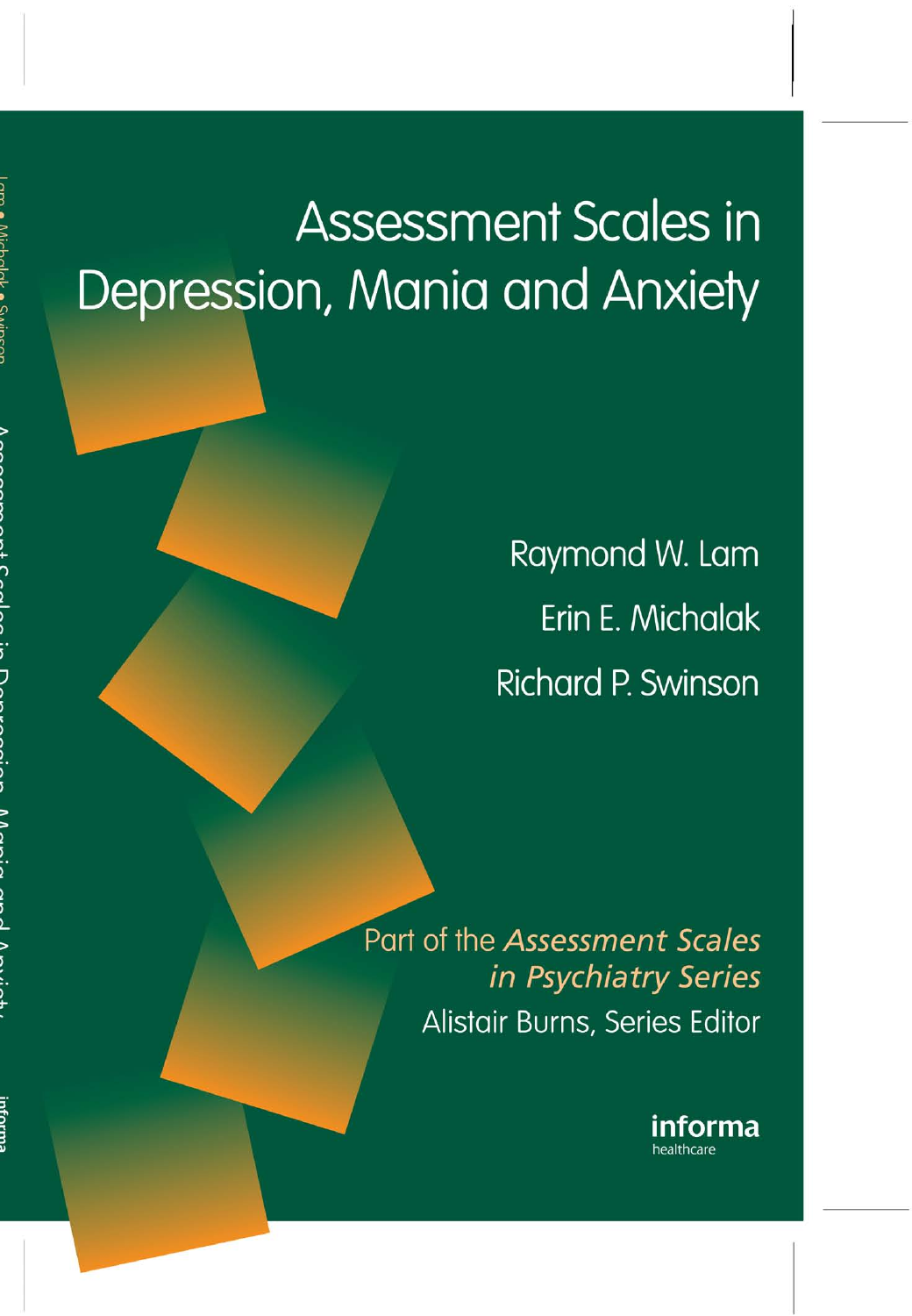# Assessment Scales in Depression, Mania and Anxiety

Raymond W. Lam

Erin E. Michalak

Richard P. Swinson

Part of the *Assessment Scales in Psychiatry Series*

Alistair Burns, Series Editor

informa healthcare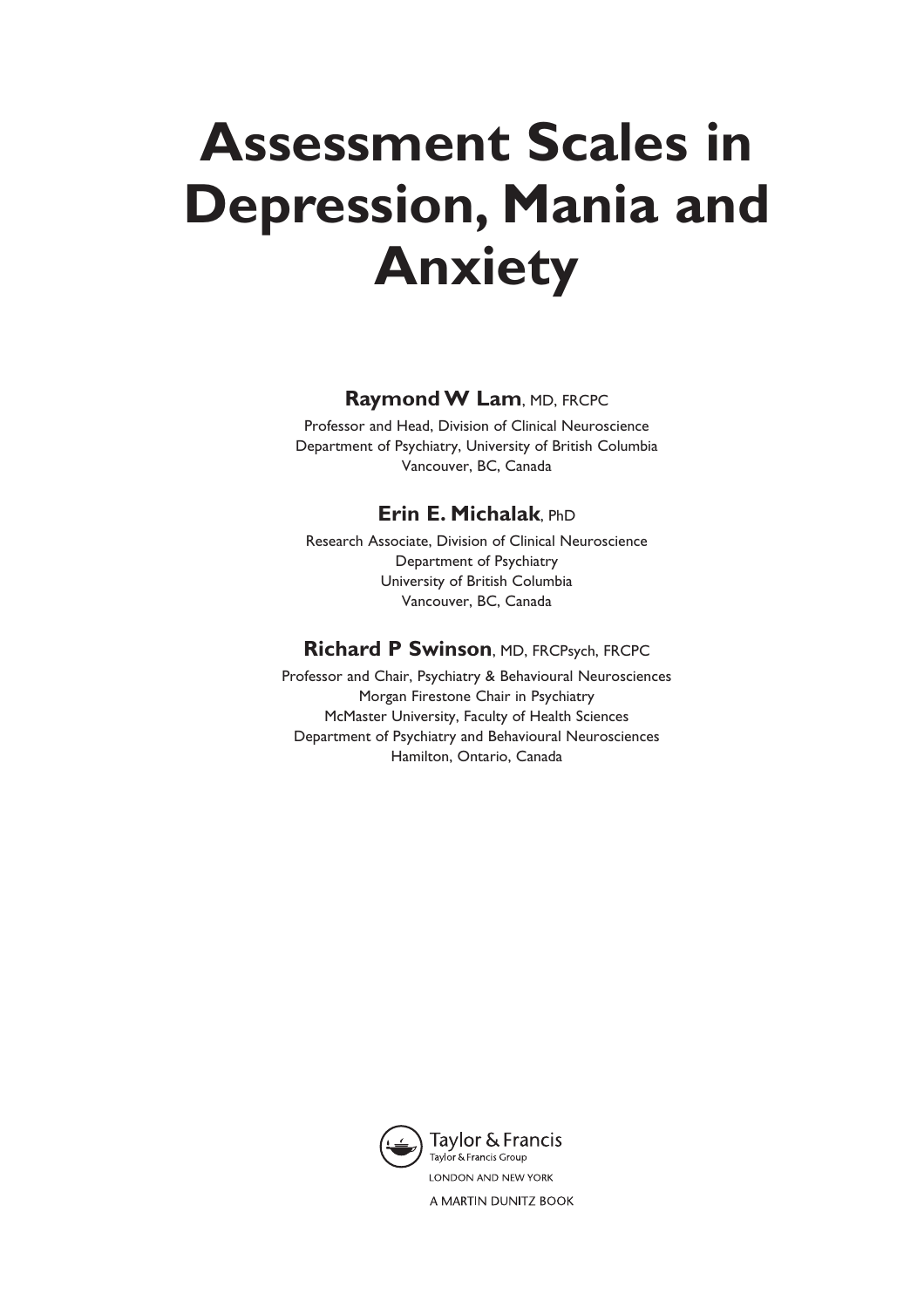# Assessment Scales in Depression, Mania and Anxiety

**Raymond W Lam**, MD, FRCPC

Professor and Head, Division of Clinical Neuroscience
Department of Psychiatry, University of British Columbia
Vancouver, BC, Canada

**Erin E. Michalak**, PhD

Research Associate, Division of Clinical Neuroscience
Department of Psychiatry
University of British Columbia
Vancouver, BC, Canada

**Richard P Swinson**, MD, FRCPsych, FRCPC

Professor and Chair, Psychiatry & Behavioural Neurosciences
Morgan Firestone Chair in Psychiatry
McMaster University, Faculty of Health Sciences
Department of Psychiatry and Behavioural Neurosciences
Hamilton, Ontario, Canada

Taylor & Francis
Taylor & Francis Group
LONDON AND NEW YORK

A MARTIN DUNITZ BOOK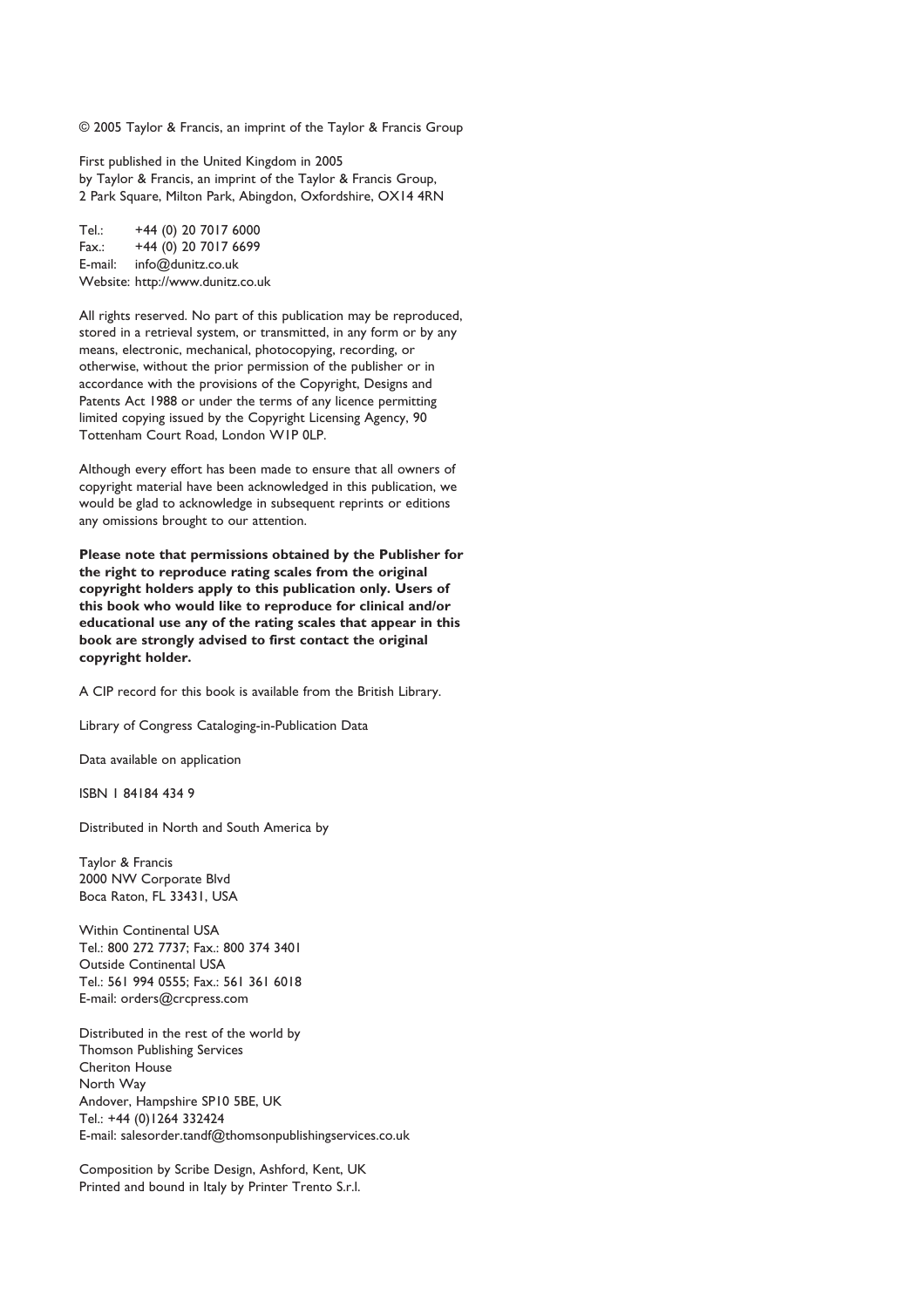© 2005 Taylor & Francis, an imprint of the Taylor & Francis Group

First published in the United Kingdom in 2005
by Taylor & Francis, an imprint of the Taylor & Francis Group,
2 Park Square, Milton Park, Abingdon, Oxfordshire, OX14 4RN

Tel.: +44 (0) 20 7017 6000
Fax.: +44 (0) 20 7017 6699
E-mail: info@dunitz.co.uk
Website: http://www.dunitz.co.uk

All rights reserved. No part of this publication may be reproduced, stored in a retrieval system, or transmitted, in any form or by any means, electronic, mechanical, photocopying, recording, or otherwise, without the prior permission of the publisher or in accordance with the provisions of the Copyright, Designs and Patents Act 1988 or under the terms of any licence permitting limited copying issued by the Copyright Licensing Agency, 90 Tottenham Court Road, London W1P 0LP.

Although every effort has been made to ensure that all owners of copyright material have been acknowledged in this publication, we would be glad to acknowledge in subsequent reprints or editions any omissions brought to our attention.

**Please note that permissions obtained by the Publisher for the right to reproduce rating scales from the original copyright holders apply to this publication only. Users of this book who would like to reproduce for clinical and/or educational use any of the rating scales that appear in this book are strongly advised to first contact the original copyright holder.**

A CIP record for this book is available from the British Library.

Library of Congress Cataloging-in-Publication Data

Data available on application

ISBN 1 84184 434 9

Distributed in North and South America by

Taylor & Francis
2000 NW Corporate Blvd
Boca Raton, FL 33431, USA

Within Continental USA
Tel.: 800 272 7737; Fax.: 800 374 3401
Outside Continental USA
Tel.: 561 994 0555; Fax.: 561 361 6018
E-mail: orders@crcpress.com

Distributed in the rest of the world by
Thomson Publishing Services
Cheriton House
North Way
Andover, Hampshire SP10 5BE, UK
Tel.: +44 (0)1264 332424
E-mail: salesorder.tandf@thomsonpublishingservices.co.uk

Composition by Scribe Design, Ashford, Kent, UK
Printed and bound in Italy by Printer Trento S.r.l.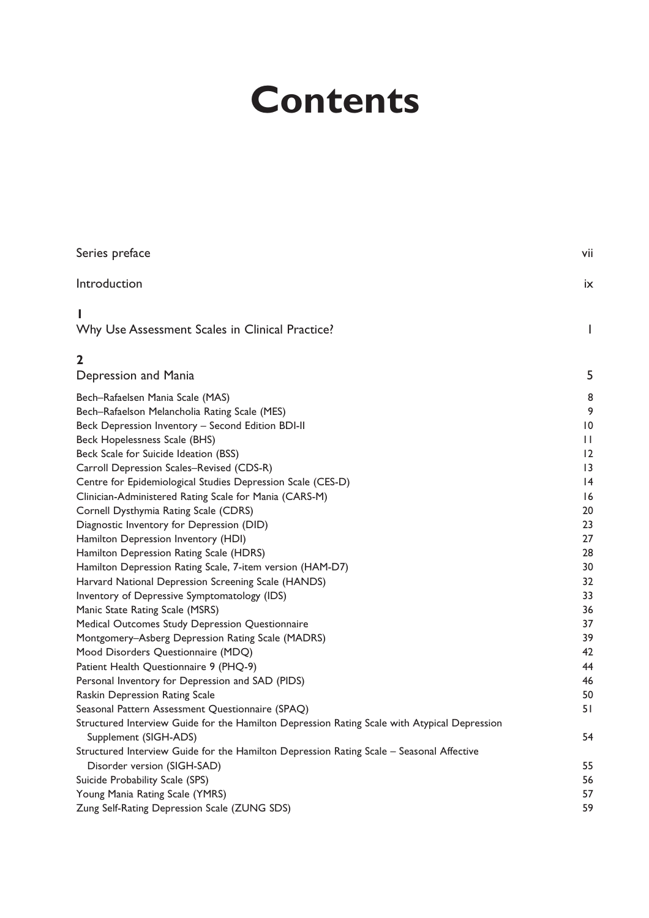# Contents

| | |
|---|---|
| Series preface | vii |
| Introduction | ix |
| **1** Why Use Assessment Scales in Clinical Practice? | 1 |
| **2** Depression and Mania | 5 |
| Bech–Rafaelsen Mania Scale (MAS) | 8 |
| Bech–Rafaelson Melancholia Rating Scale (MES) | 9 |
| Beck Depression Inventory – Second Edition BDI-II | 10 |
| Beck Hopelessness Scale (BHS) | 11 |
| Beck Scale for Suicide Ideation (BSS) | 12 |
| Carroll Depression Scales–Revised (CDS-R) | 13 |
| Centre for Epidemiological Studies Depression Scale (CES-D) | 14 |
| Clinician-Administered Rating Scale for Mania (CARS-M) | 16 |
| Cornell Dysthymia Rating Scale (CDRS) | 20 |
| Diagnostic Inventory for Depression (DID) | 23 |
| Hamilton Depression Inventory (HDI) | 27 |
| Hamilton Depression Rating Scale (HDRS) | 28 |
| Hamilton Depression Rating Scale, 7-item version (HAM-D7) | 30 |
| Harvard National Depression Screening Scale (HANDS) | 32 |
| Inventory of Depressive Symptomatology (IDS) | 33 |
| Manic State Rating Scale (MSRS) | 36 |
| Medical Outcomes Study Depression Questionnaire | 37 |
| Montgomery–Asberg Depression Rating Scale (MADRS) | 39 |
| Mood Disorders Questionnaire (MDQ) | 42 |
| Patient Health Questionnaire 9 (PHQ-9) | 44 |
| Personal Inventory for Depression and SAD (PIDS) | 46 |
| Raskin Depression Rating Scale | 50 |
| Seasonal Pattern Assessment Questionnaire (SPAQ) | 51 |
| Structured Interview Guide for the Hamilton Depression Rating Scale with Atypical Depression Supplement (SIGH-ADS) | 54 |
| Structured Interview Guide for the Hamilton Depression Rating Scale – Seasonal Affective Disorder version (SIGH-SAD) | 55 |
| Suicide Probability Scale (SPS) | 56 |
| Young Mania Rating Scale (YMRS) | 57 |
| Zung Self-Rating Depression Scale (ZUNG SDS) | 59 |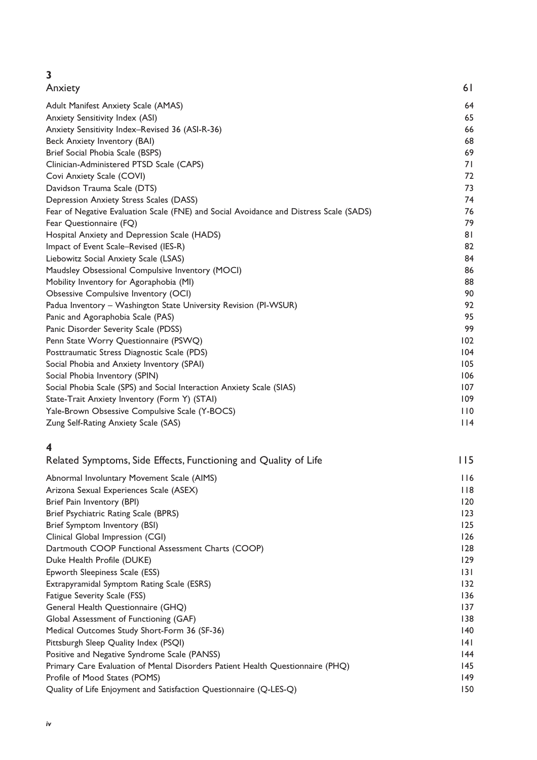## 3

## Anxiety 61

| | |
|---|---|
| Adult Manifest Anxiety Scale (AMAS) | 64 |
| Anxiety Sensitivity Index (ASI) | 65 |
| Anxiety Sensitivity Index–Revised 36 (ASI-R-36) | 66 |
| Beck Anxiety Inventory (BAI) | 68 |
| Brief Social Phobia Scale (BSPS) | 69 |
| Clinician-Administered PTSD Scale (CAPS) | 71 |
| Covi Anxiety Scale (COVI) | 72 |
| Davidson Trauma Scale (DTS) | 73 |
| Depression Anxiety Stress Scales (DASS) | 74 |
| Fear of Negative Evaluation Scale (FNE) and Social Avoidance and Distress Scale (SADS) | 76 |
| Fear Questionnaire (FQ) | 79 |
| Hospital Anxiety and Depression Scale (HADS) | 81 |
| Impact of Event Scale–Revised (IES-R) | 82 |
| Liebowitz Social Anxiety Scale (LSAS) | 84 |
| Maudsley Obsessional Compulsive Inventory (MOCI) | 86 |
| Mobility Inventory for Agoraphobia (MI) | 88 |
| Obsessive Compulsive Inventory (OCI) | 90 |
| Padua Inventory – Washington State University Revision (PI-WSUR) | 92 |
| Panic and Agoraphobia Scale (PAS) | 95 |
| Panic Disorder Severity Scale (PDSS) | 99 |
| Penn State Worry Questionnaire (PSWQ) | 102 |
| Posttraumatic Stress Diagnostic Scale (PDS) | 104 |
| Social Phobia and Anxiety Inventory (SPAI) | 105 |
| Social Phobia Inventory (SPIN) | 106 |
| Social Phobia Scale (SPS) and Social Interaction Anxiety Scale (SIAS) | 107 |
| State-Trait Anxiety Inventory (Form Y) (STAI) | 109 |
| Yale-Brown Obsessive Compulsive Scale (Y-BOCS) | 110 |
| Zung Self-Rating Anxiety Scale (SAS) | 114 |

## 4

## Related Symptoms, Side Effects, Functioning and Quality of Life 115

| | |
|---|---|
| Abnormal Involuntary Movement Scale (AIMS) | 116 |
| Arizona Sexual Experiences Scale (ASEX) | 118 |
| Brief Pain Inventory (BPI) | 120 |
| Brief Psychiatric Rating Scale (BPRS) | 123 |
| Brief Symptom Inventory (BSI) | 125 |
| Clinical Global Impression (CGI) | 126 |
| Dartmouth COOP Functional Assessment Charts (COOP) | 128 |
| Duke Health Profile (DUKE) | 129 |
| Epworth Sleepiness Scale (ESS) | 131 |
| Extrapyramidal Symptom Rating Scale (ESRS) | 132 |
| Fatigue Severity Scale (FSS) | 136 |
| General Health Questionnaire (GHQ) | 137 |
| Global Assessment of Functioning (GAF) | 138 |
| Medical Outcomes Study Short-Form 36 (SF-36) | 140 |
| Pittsburgh Sleep Quality Index (PSQI) | 141 |
| Positive and Negative Syndrome Scale (PANSS) | 144 |
| Primary Care Evaluation of Mental Disorders Patient Health Questionnaire (PHQ) | 145 |
| Profile of Mood States (POMS) | 149 |
| Quality of Life Enjoyment and Satisfaction Questionnaire (Q-LES-Q) | 150 |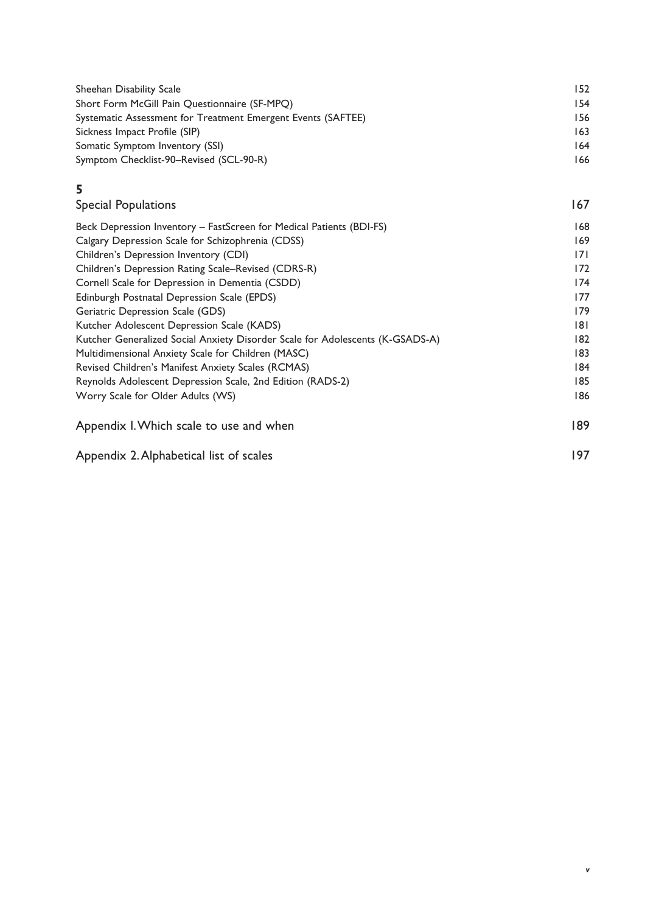Sheehan Disability Scale 152
Short Form McGill Pain Questionnaire (SF-MPQ) 154
Systematic Assessment for Treatment Emergent Events (SAFTEE) 156
Sickness Impact Profile (SIP) 163
Somatic Symptom Inventory (SSI) 164
Symptom Checklist-90–Revised (SCL-90-R) 166

## 5
## Special Populations 167

Beck Depression Inventory – FastScreen for Medical Patients (BDI-FS) 168
Calgary Depression Scale for Schizophrenia (CDSS) 169
Children's Depression Inventory (CDI) 171
Children's Depression Rating Scale–Revised (CDRS-R) 172
Cornell Scale for Depression in Dementia (CSDD) 174
Edinburgh Postnatal Depression Scale (EPDS) 177
Geriatric Depression Scale (GDS) 179
Kutcher Adolescent Depression Scale (KADS) 181
Kutcher Generalized Social Anxiety Disorder Scale for Adolescents (K-GSADS-A) 182
Multidimensional Anxiety Scale for Children (MASC) 183
Revised Children's Manifest Anxiety Scales (RCMAS) 184
Reynolds Adolescent Depression Scale, 2nd Edition (RADS-2) 185
Worry Scale for Older Adults (WS) 186

## Appendix 1. Which scale to use and when 189

## Appendix 2. Alphabetical list of scales 197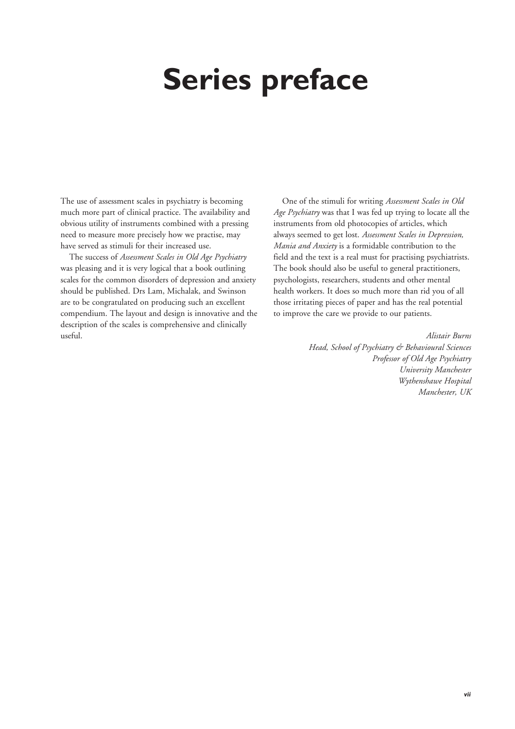# Series preface

The use of assessment scales in psychiatry is becoming much more part of clinical practice. The availability and obvious utility of instruments combined with a pressing need to measure more precisely how we practise, may have served as stimuli for their increased use.

The success of *Assessment Scales in Old Age Psychiatry* was pleasing and it is very logical that a book outlining scales for the common disorders of depression and anxiety should be published. Drs Lam, Michalak, and Swinson are to be congratulated on producing such an excellent compendium. The layout and design is innovative and the description of the scales is comprehensive and clinically useful.

One of the stimuli for writing *Assessment Scales in Old Age Psychiatry* was that I was fed up trying to locate all the instruments from old photocopies of articles, which always seemed to get lost. *Assessment Scales in Depression, Mania and Anxiety* is a formidable contribution to the field and the text is a real must for practising psychiatrists. The book should also be useful to general practitioners, psychologists, researchers, students and other mental health workers. It does so much more than rid you of all those irritating pieces of paper and has the real potential to improve the care we provide to our patients.

*Alistair Burns*
*Head, School of Psychiatry & Behavioural Sciences*
*Professor of Old Age Psychiatry*
*University Manchester*
*Wythenshawe Hospital*
*Manchester, UK*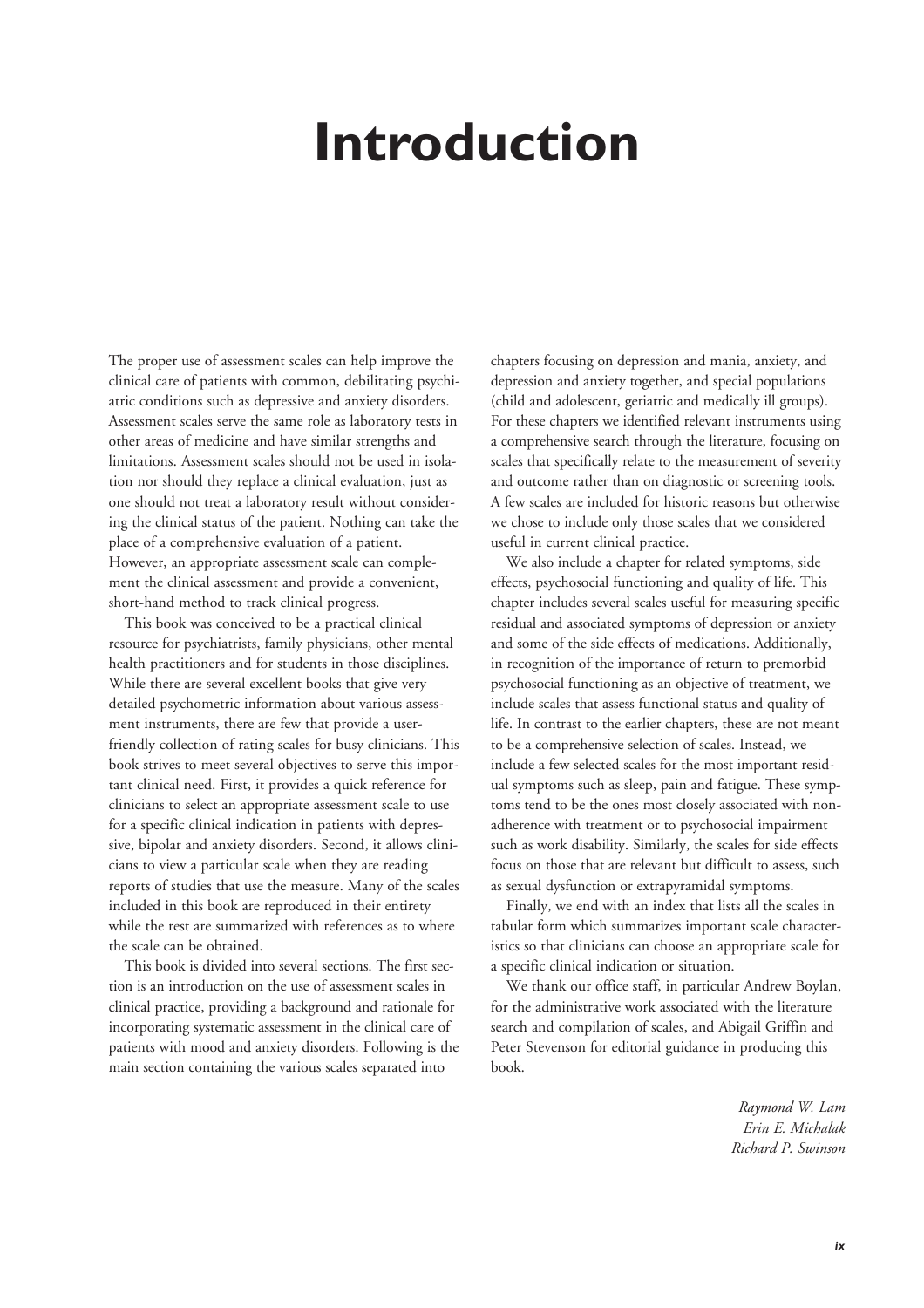# Introduction

The proper use of assessment scales can help improve the clinical care of patients with common, debilitating psychiatric conditions such as depressive and anxiety disorders. Assessment scales serve the same role as laboratory tests in other areas of medicine and have similar strengths and limitations. Assessment scales should not be used in isolation nor should they replace a clinical evaluation, just as one should not treat a laboratory result without considering the clinical status of the patient. Nothing can take the place of a comprehensive evaluation of a patient. However, an appropriate assessment scale can complement the clinical assessment and provide a convenient, short-hand method to track clinical progress.

This book was conceived to be a practical clinical resource for psychiatrists, family physicians, other mental health practitioners and for students in those disciplines. While there are several excellent books that give very detailed psychometric information about various assessment instruments, there are few that provide a user-friendly collection of rating scales for busy clinicians. This book strives to meet several objectives to serve this important clinical need. First, it provides a quick reference for clinicians to select an appropriate assessment scale to use for a specific clinical indication in patients with depressive, bipolar and anxiety disorders. Second, it allows clinicians to view a particular scale when they are reading reports of studies that use the measure. Many of the scales included in this book are reproduced in their entirety while the rest are summarized with references as to where the scale can be obtained.

This book is divided into several sections. The first section is an introduction on the use of assessment scales in clinical practice, providing a background and rationale for incorporating systematic assessment in the clinical care of patients with mood and anxiety disorders. Following is the main section containing the various scales separated into chapters focusing on depression and mania, anxiety, and depression and anxiety together, and special populations (child and adolescent, geriatric and medically ill groups). For these chapters we identified relevant instruments using a comprehensive search through the literature, focusing on scales that specifically relate to the measurement of severity and outcome rather than on diagnostic or screening tools. A few scales are included for historic reasons but otherwise we chose to include only those scales that we considered useful in current clinical practice.

We also include a chapter for related symptoms, side effects, psychosocial functioning and quality of life. This chapter includes several scales useful for measuring specific residual and associated symptoms of depression or anxiety and some of the side effects of medications. Additionally, in recognition of the importance of return to premorbid psychosocial functioning as an objective of treatment, we include scales that assess functional status and quality of life. In contrast to the earlier chapters, these are not meant to be a comprehensive selection of scales. Instead, we include a few selected scales for the most important residual symptoms such as sleep, pain and fatigue. These symptoms tend to be the ones most closely associated with non-adherence with treatment or to psychosocial impairment such as work disability. Similarly, the scales for side effects focus on those that are relevant but difficult to assess, such as sexual dysfunction or extrapyramidal symptoms.

Finally, we end with an index that lists all the scales in tabular form which summarizes important scale characteristics so that clinicians can choose an appropriate scale for a specific clinical indication or situation.

We thank our office staff, in particular Andrew Boylan, for the administrative work associated with the literature search and compilation of scales, and Abigail Griffin and Peter Stevenson for editorial guidance in producing this book.

*Raymond W. Lam*
*Erin E. Michalak*
*Richard P. Swinson*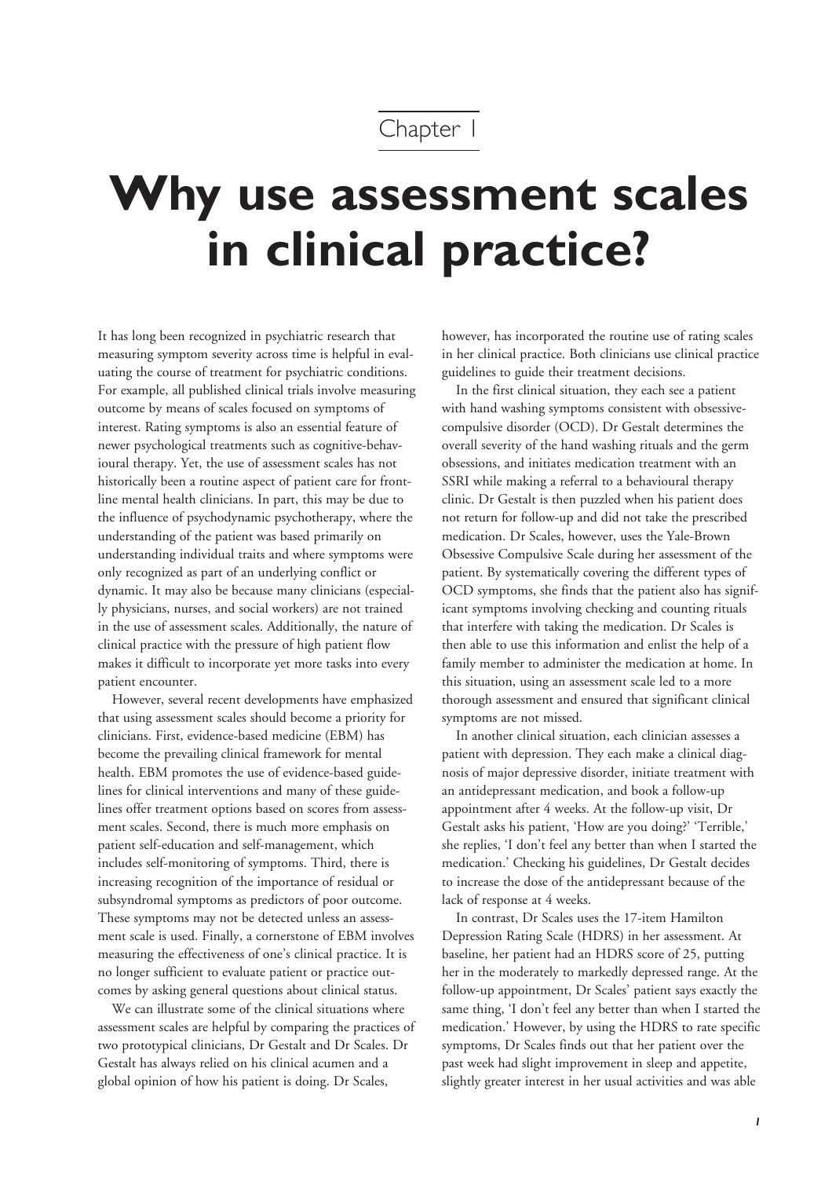Chapter 1

# Why use assessment scales in clinical practice?

It has long been recognized in psychiatric research that measuring symptom severity across time is helpful in evaluating the course of treatment for psychiatric conditions. For example, all published clinical trials involve measuring outcome by means of scales focused on symptoms of interest. Rating symptoms is also an essential feature of newer psychological treatments such as cognitive-behavioural therapy. Yet, the use of assessment scales has not historically been a routine aspect of patient care for frontline mental health clinicians. In part, this may be due to the influence of psychodynamic psychotherapy, where the understanding of the patient was based primarily on understanding individual traits and where symptoms were only recognized as part of an underlying conflict or dynamic. It may also be because many clinicians (especially physicians, nurses, and social workers) are not trained in the use of assessment scales. Additionally, the nature of clinical practice with the pressure of high patient flow makes it difficult to incorporate yet more tasks into every patient encounter.

However, several recent developments have emphasized that using assessment scales should become a priority for clinicians. First, evidence-based medicine (EBM) has become the prevailing clinical framework for mental health. EBM promotes the use of evidence-based guidelines for clinical interventions and many of these guidelines offer treatment options based on scores from assessment scales. Second, there is much more emphasis on patient self-education and self-management, which includes self-monitoring of symptoms. Third, there is increasing recognition of the importance of residual or subsyndromal symptoms as predictors of poor outcome. These symptoms may not be detected unless an assessment scale is used. Finally, a cornerstone of EBM involves measuring the effectiveness of one's clinical practice. It is no longer sufficient to evaluate patient or practice outcomes by asking general questions about clinical status.

We can illustrate some of the clinical situations where assessment scales are helpful by comparing the practices of two prototypical clinicians, Dr Gestalt and Dr Scales. Dr Gestalt has always relied on his clinical acumen and a global opinion of how his patient is doing. Dr Scales, however, has incorporated the routine use of rating scales in her clinical practice. Both clinicians use clinical practice guidelines to guide their treatment decisions.

In the first clinical situation, they each see a patient with hand washing symptoms consistent with obsessive-compulsive disorder (OCD). Dr Gestalt determines the overall severity of the hand washing rituals and the germ obsessions, and initiates medication treatment with an SSRI while making a referral to a behavioural therapy clinic. Dr Gestalt is then puzzled when his patient does not return for follow-up and did not take the prescribed medication. Dr Scales, however, uses the Yale-Brown Obsessive Compulsive Scale during her assessment of the patient. By systematically covering the different types of OCD symptoms, she finds that the patient also has significant symptoms involving checking and counting rituals that interfere with taking the medication. Dr Scales is then able to use this information and enlist the help of a family member to administer the medication at home. In this situation, using an assessment scale led to a more thorough assessment and ensured that significant clinical symptoms are not missed.

In another clinical situation, each clinician assesses a patient with depression. They each make a clinical diagnosis of major depressive disorder, initiate treatment with an antidepressant medication, and book a follow-up appointment after 4 weeks. At the follow-up visit, Dr Gestalt asks his patient, 'How are you doing?' 'Terrible,' she replies, 'I don't feel any better than when I started the medication.' Checking his guidelines, Dr Gestalt decides to increase the dose of the antidepressant because of the lack of response at 4 weeks.

In contrast, Dr Scales uses the 17-item Hamilton Depression Rating Scale (HDRS) in her assessment. At baseline, her patient had an HDRS score of 25, putting her in the moderately to markedly depressed range. At the follow-up appointment, Dr Scales' patient says exactly the same thing, 'I don't feel any better than when I started the medication.' However, by using the HDRS to rate specific symptoms, Dr Scales finds out that her patient over the past week had slight improvement in sleep and appetite, slightly greater interest in her usual activities and was able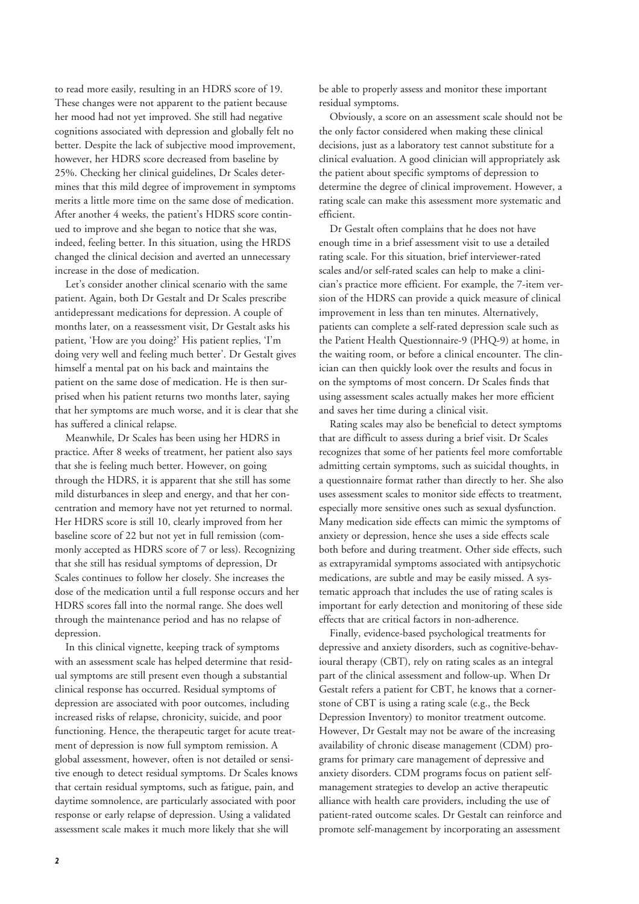to read more easily, resulting in an HDRS score of 19. These changes were not apparent to the patient because her mood had not yet improved. She still had negative cognitions associated with depression and globally felt no better. Despite the lack of subjective mood improvement, however, her HDRS score decreased from baseline by 25%. Checking her clinical guidelines, Dr Scales determines that this mild degree of improvement in symptoms merits a little more time on the same dose of medication. After another 4 weeks, the patient's HDRS score continued to improve and she began to notice that she was, indeed, feeling better. In this situation, using the HRDS changed the clinical decision and averted an unnecessary increase in the dose of medication.

Let's consider another clinical scenario with the same patient. Again, both Dr Gestalt and Dr Scales prescribe antidepressant medications for depression. A couple of months later, on a reassessment visit, Dr Gestalt asks his patient, 'How are you doing?' His patient replies, 'I'm doing very well and feeling much better'. Dr Gestalt gives himself a mental pat on his back and maintains the patient on the same dose of medication. He is then surprised when his patient returns two months later, saying that her symptoms are much worse, and it is clear that she has suffered a clinical relapse.

Meanwhile, Dr Scales has been using her HDRS in practice. After 8 weeks of treatment, her patient also says that she is feeling much better. However, on going through the HDRS, it is apparent that she still has some mild disturbances in sleep and energy, and that her concentration and memory have not yet returned to normal. Her HDRS score is still 10, clearly improved from her baseline score of 22 but not yet in full remission (commonly accepted as HDRS score of 7 or less). Recognizing that she still has residual symptoms of depression, Dr Scales continues to follow her closely. She increases the dose of the medication until a full response occurs and her HDRS scores fall into the normal range. She does well through the maintenance period and has no relapse of depression.

In this clinical vignette, keeping track of symptoms with an assessment scale has helped determine that residual symptoms are still present even though a substantial clinical response has occurred. Residual symptoms of depression are associated with poor outcomes, including increased risks of relapse, chronicity, suicide, and poor functioning. Hence, the therapeutic target for acute treatment of depression is now full symptom remission. A global assessment, however, often is not detailed or sensitive enough to detect residual symptoms. Dr Scales knows that certain residual symptoms, such as fatigue, pain, and daytime somnolence, are particularly associated with poor response or early relapse of depression. Using a validated assessment scale makes it much more likely that she will be able to properly assess and monitor these important residual symptoms.

Obviously, a score on an assessment scale should not be the only factor considered when making these clinical decisions, just as a laboratory test cannot substitute for a clinical evaluation. A good clinician will appropriately ask the patient about specific symptoms of depression to determine the degree of clinical improvement. However, a rating scale can make this assessment more systematic and efficient.

Dr Gestalt often complains that he does not have enough time in a brief assessment visit to use a detailed rating scale. For this situation, brief interviewer-rated scales and/or self-rated scales can help to make a clinician's practice more efficient. For example, the 7-item version of the HDRS can provide a quick measure of clinical improvement in less than ten minutes. Alternatively, patients can complete a self-rated depression scale such as the Patient Health Questionnaire-9 (PHQ-9) at home, in the waiting room, or before a clinical encounter. The clinician can then quickly look over the results and focus in on the symptoms of most concern. Dr Scales finds that using assessment scales actually makes her more efficient and saves her time during a clinical visit.

Rating scales may also be beneficial to detect symptoms that are difficult to assess during a brief visit. Dr Scales recognizes that some of her patients feel more comfortable admitting certain symptoms, such as suicidal thoughts, in a questionnaire format rather than directly to her. She also uses assessment scales to monitor side effects to treatment, especially more sensitive ones such as sexual dysfunction. Many medication side effects can mimic the symptoms of anxiety or depression, hence she uses a side effects scale both before and during treatment. Other side effects, such as extrapyramidal symptoms associated with antipsychotic medications, are subtle and may be easily missed. A systematic approach that includes the use of rating scales is important for early detection and monitoring of these side effects that are critical factors in non-adherence.

Finally, evidence-based psychological treatments for depressive and anxiety disorders, such as cognitive-behavioural therapy (CBT), rely on rating scales as an integral part of the clinical assessment and follow-up. When Dr Gestalt refers a patient for CBT, he knows that a cornerstone of CBT is using a rating scale (e.g., the Beck Depression Inventory) to monitor treatment outcome. However, Dr Gestalt may not be aware of the increasing availability of chronic disease management (CDM) programs for primary care management of depressive and anxiety disorders. CDM programs focus on patient self-management strategies to develop an active therapeutic alliance with health care providers, including the use of patient-rated outcome scales. Dr Gestalt can reinforce and promote self-management by incorporating an assessment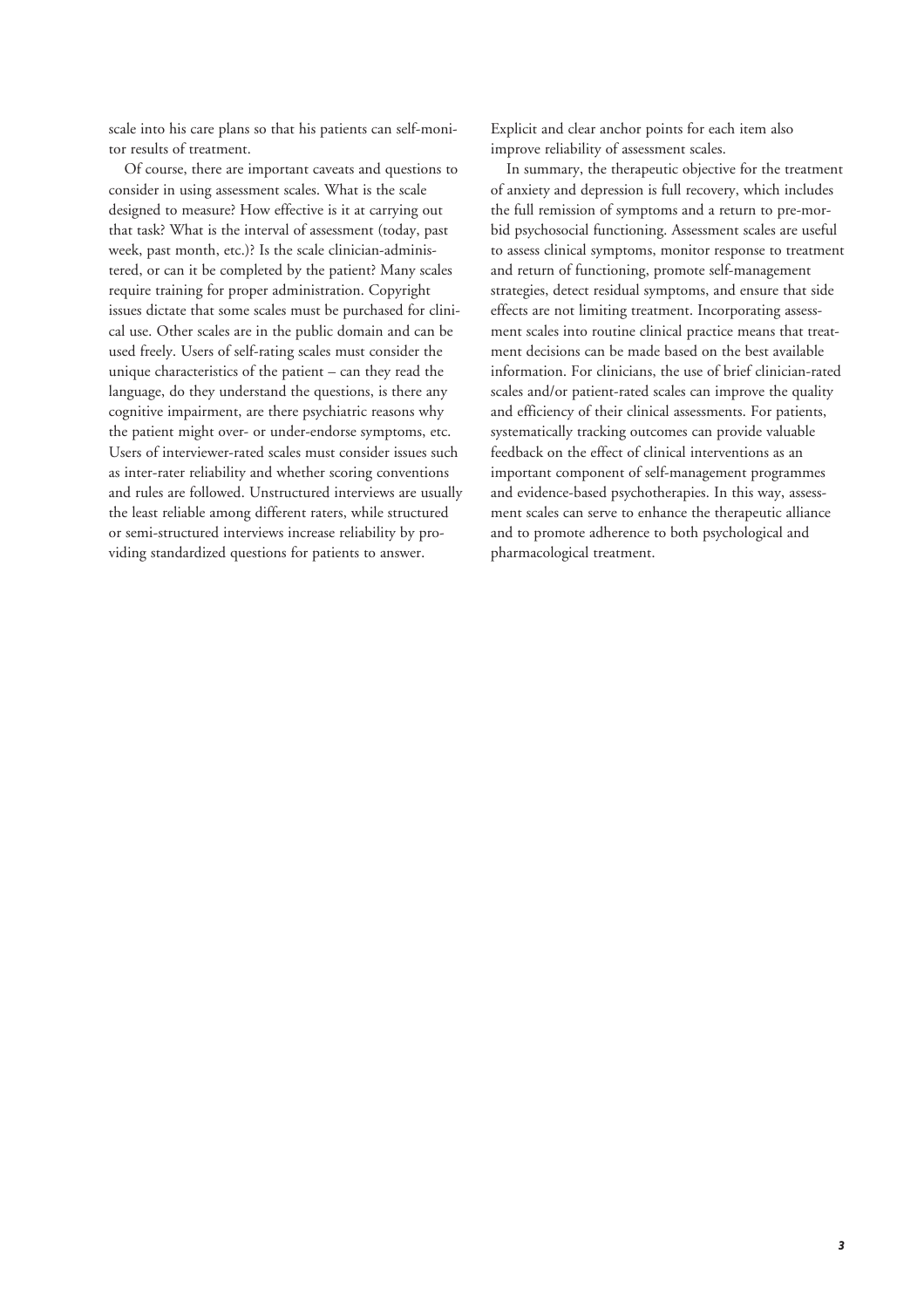scale into his care plans so that his patients can self-monitor results of treatment.

Of course, there are important caveats and questions to consider in using assessment scales. What is the scale designed to measure? How effective is it at carrying out that task? What is the interval of assessment (today, past week, past month, etc.)? Is the scale clinician-administered, or can it be completed by the patient? Many scales require training for proper administration. Copyright issues dictate that some scales must be purchased for clinical use. Other scales are in the public domain and can be used freely. Users of self-rating scales must consider the unique characteristics of the patient – can they read the language, do they understand the questions, is there any cognitive impairment, are there psychiatric reasons why the patient might over- or under-endorse symptoms, etc. Users of interviewer-rated scales must consider issues such as inter-rater reliability and whether scoring conventions and rules are followed. Unstructured interviews are usually the least reliable among different raters, while structured or semi-structured interviews increase reliability by providing standardized questions for patients to answer. Explicit and clear anchor points for each item also improve reliability of assessment scales.

In summary, the therapeutic objective for the treatment of anxiety and depression is full recovery, which includes the full remission of symptoms and a return to pre-morbid psychosocial functioning. Assessment scales are useful to assess clinical symptoms, monitor response to treatment and return of functioning, promote self-management strategies, detect residual symptoms, and ensure that side effects are not limiting treatment. Incorporating assessment scales into routine clinical practice means that treatment decisions can be made based on the best available information. For clinicians, the use of brief clinician-rated scales and/or patient-rated scales can improve the quality and efficiency of their clinical assessments. For patients, systematically tracking outcomes can provide valuable feedback on the effect of clinical interventions as an important component of self-management programmes and evidence-based psychotherapies. In this way, assessment scales can serve to enhance the therapeutic alliance and to promote adherence to both psychological and pharmacological treatment.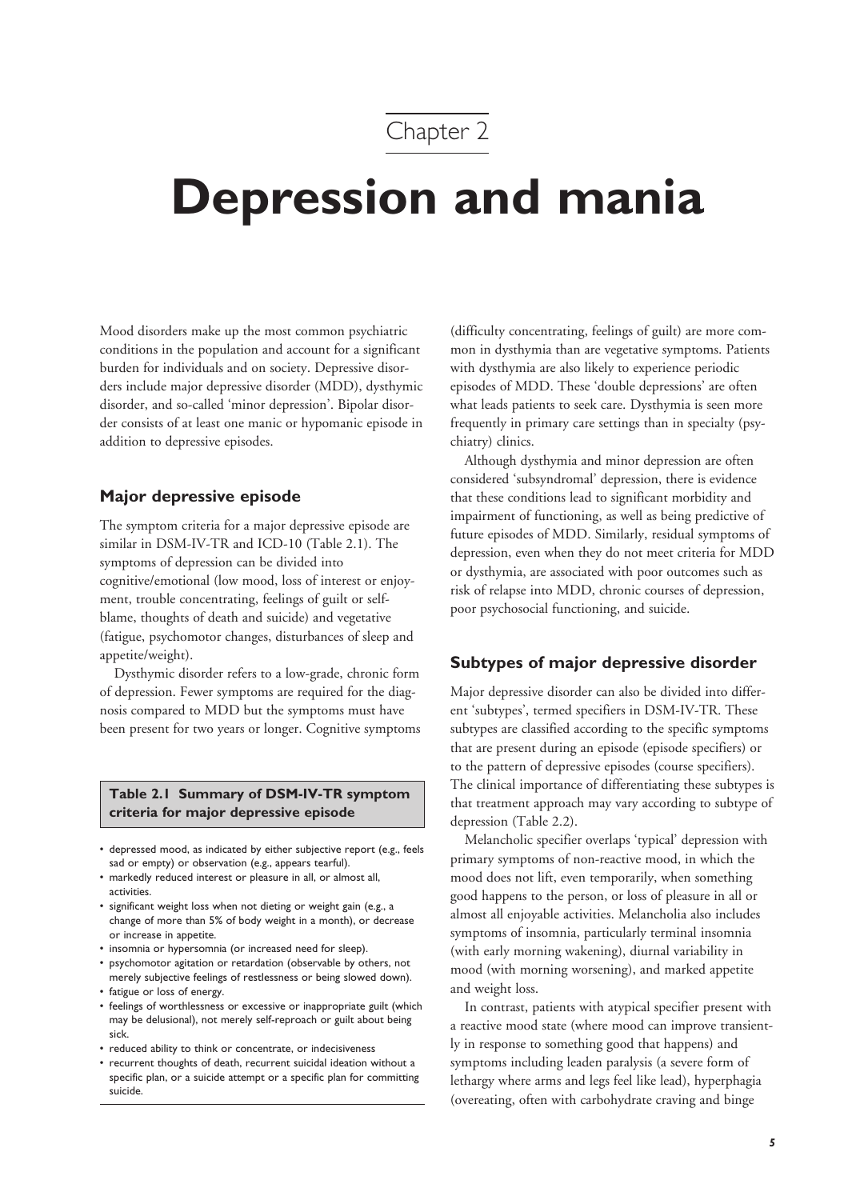Chapter 2

# Depression and mania

Mood disorders make up the most common psychiatric conditions in the population and account for a significant burden for individuals and on society. Depressive disorders include major depressive disorder (MDD), dysthymic disorder, and so-called 'minor depression'. Bipolar disorder consists of at least one manic or hypomanic episode in addition to depressive episodes.

## Major depressive episode

The symptom criteria for a major depressive episode are similar in DSM-IV-TR and ICD-10 (Table 2.1). The symptoms of depression can be divided into cognitive/emotional (low mood, loss of interest or enjoyment, trouble concentrating, feelings of guilt or self-blame, thoughts of death and suicide) and vegetative (fatigue, psychomotor changes, disturbances of sleep and appetite/weight).

Dysthymic disorder refers to a low-grade, chronic form of depression. Fewer symptoms are required for the diagnosis compared to MDD but the symptoms must have been present for two years or longer. Cognitive symptoms (difficulty concentrating, feelings of guilt) are more common in dysthymia than are vegetative symptoms. Patients with dysthymia are also likely to experience periodic episodes of MDD. These 'double depressions' are often what leads patients to seek care. Dysthymia is seen more frequently in primary care settings than in specialty (psychiatry) clinics.

Although dysthymia and minor depression are often considered 'subsyndromal' depression, there is evidence that these conditions lead to significant morbidity and impairment of functioning, as well as being predictive of future episodes of MDD. Similarly, residual symptoms of depression, even when they do not meet criteria for MDD or dysthymia, are associated with poor outcomes such as risk of relapse into MDD, chronic courses of depression, poor psychosocial functioning, and suicide.

**Table 2.1 Summary of DSM-IV-TR symptom criteria for major depressive episode**

- depressed mood, as indicated by either subjective report (e.g., feels sad or empty) or observation (e.g., appears tearful).
- markedly reduced interest or pleasure in all, or almost all, activities.
- significant weight loss when not dieting or weight gain (e.g., a change of more than 5% of body weight in a month), or decrease or increase in appetite.
- insomnia or hypersomnia (or increased need for sleep).
- psychomotor agitation or retardation (observable by others, not merely subjective feelings of restlessness or being slowed down).
- fatigue or loss of energy.
- feelings of worthlessness or excessive or inappropriate guilt (which may be delusional), not merely self-reproach or guilt about being sick.
- reduced ability to think or concentrate, or indecisiveness
- recurrent thoughts of death, recurrent suicidal ideation without a specific plan, or a suicide attempt or a specific plan for committing suicide.

## Subtypes of major depressive disorder

Major depressive disorder can also be divided into different 'subtypes', termed specifiers in DSM-IV-TR. These subtypes are classified according to the specific symptoms that are present during an episode (episode specifiers) or to the pattern of depressive episodes (course specifiers). The clinical importance of differentiating these subtypes is that treatment approach may vary according to subtype of depression (Table 2.2).

Melancholic specifier overlaps 'typical' depression with primary symptoms of non-reactive mood, in which the mood does not lift, even temporarily, when something good happens to the person, or loss of pleasure in all or almost all enjoyable activities. Melancholia also includes symptoms of insomnia, particularly terminal insomnia (with early morning wakening), diurnal variability in mood (with morning worsening), and marked appetite and weight loss.

In contrast, patients with atypical specifier present with a reactive mood state (where mood can improve transiently in response to something good that happens) and symptoms including leaden paralysis (a severe form of lethargy where arms and legs feel like lead), hyperphagia (overeating, often with carbohydrate craving and binge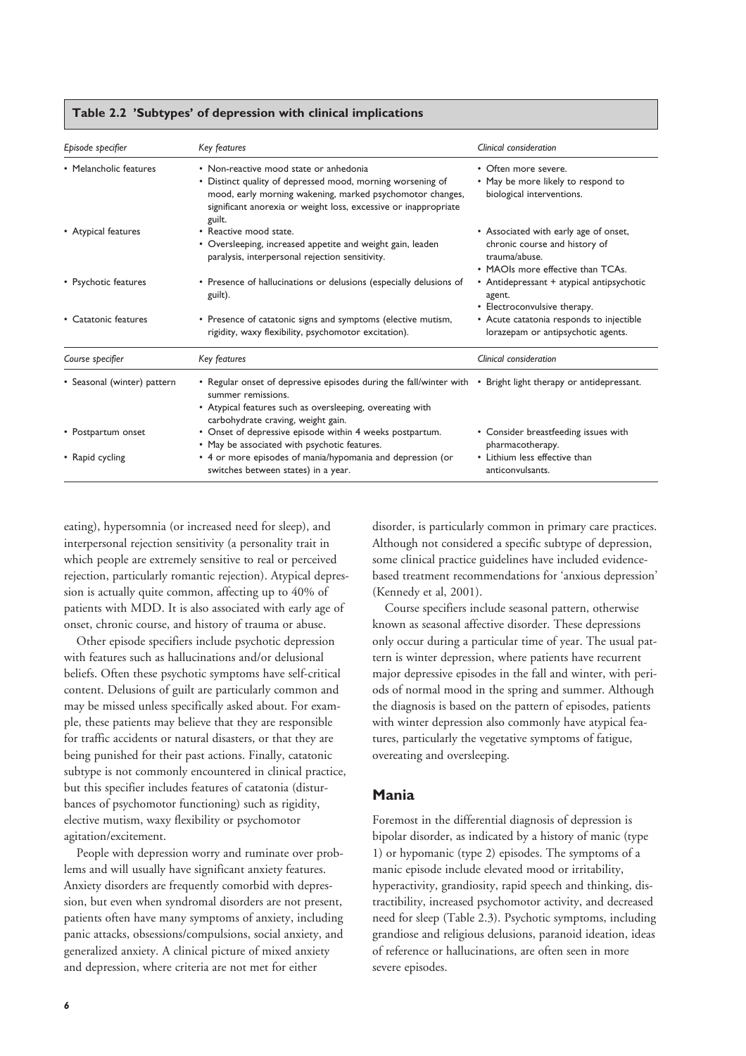**Table 2.2 'Subtypes' of depression with clinical implications**

| *Episode specifier* | *Key features* | *Clinical consideration* |
|---|---|---|
| • Melancholic features | • Non-reactive mood state or anhedonia<br>• Distinct quality of depressed mood, morning worsening of mood, early morning wakening, marked psychomotor changes, significant anorexia or weight loss, excessive or inappropriate guilt. | • Often more severe.<br>• May be more likely to respond to biological interventions. |
| • Atypical features | • Reactive mood state.<br>• Oversleeping, increased appetite and weight gain, leaden paralysis, interpersonal rejection sensitivity. | • Associated with early age of onset, chronic course and history of trauma/abuse.<br>• MAOIs more effective than TCAs. |
| • Psychotic features | • Presence of hallucinations or delusions (especially delusions of guilt). | • Antidepressant + atypical antipsychotic agent.<br>• Electroconvulsive therapy. |
| • Catatonic features | • Presence of catatonic signs and symptoms (elective mutism, rigidity, waxy flexibility, psychomotor excitation). | • Acute catatonia responds to injectible lorazepam or antipsychotic agents. |
| *Course specifier* | *Key features* | *Clinical consideration* |
| • Seasonal (winter) pattern | • Regular onset of depressive episodes during the fall/winter with summer remissions.<br>• Atypical features such as oversleeping, overeating with carbohydrate craving, weight gain. | • Bright light therapy or antidepressant. |
| • Postpartum onset | • Onset of depressive episode within 4 weeks postpartum.<br>• May be associated with psychotic features. | • Consider breastfeeding issues with pharmacotherapy. |
| • Rapid cycling | • 4 or more episodes of mania/hypomania and depression (or switches between states) in a year. | • Lithium less effective than anticonvulsants. |

eating), hypersomnia (or increased need for sleep), and interpersonal rejection sensitivity (a personality trait in which people are extremely sensitive to real or perceived rejection, particularly romantic rejection). Atypical depression is actually quite common, affecting up to 40% of patients with MDD. It is also associated with early age of onset, chronic course, and history of trauma or abuse.

Other episode specifiers include psychotic depression with features such as hallucinations and/or delusional beliefs. Often these psychotic symptoms have self-critical content. Delusions of guilt are particularly common and may be missed unless specifically asked about. For example, these patients may believe that they are responsible for traffic accidents or natural disasters, or that they are being punished for their past actions. Finally, catatonic subtype is not commonly encountered in clinical practice, but this specifier includes features of catatonia (disturbances of psychomotor functioning) such as rigidity, elective mutism, waxy flexibility or psychomotor agitation/excitement.

People with depression worry and ruminate over problems and will usually have significant anxiety features. Anxiety disorders are frequently comorbid with depression, but even when syndromal disorders are not present, patients often have many symptoms of anxiety, including panic attacks, obsessions/compulsions, social anxiety, and generalized anxiety. A clinical picture of mixed anxiety and depression, where criteria are not met for either disorder, is particularly common in primary care practices. Although not considered a specific subtype of depression, some clinical practice guidelines have included evidence-based treatment recommendations for 'anxious depression' (Kennedy et al, 2001).

Course specifiers include seasonal pattern, otherwise known as seasonal affective disorder. These depressions only occur during a particular time of year. The usual pattern is winter depression, where patients have recurrent major depressive episodes in the fall and winter, with periods of normal mood in the spring and summer. Although the diagnosis is based on the pattern of episodes, patients with winter depression also commonly have atypical features, particularly the vegetative symptoms of fatigue, overeating and oversleeping.

## Mania

Foremost in the differential diagnosis of depression is bipolar disorder, as indicated by a history of manic (type 1) or hypomanic (type 2) episodes. The symptoms of a manic episode include elevated mood or irritability, hyperactivity, grandiosity, rapid speech and thinking, distractibility, increased psychomotor activity, and decreased need for sleep (Table 2.3). Psychotic symptoms, including grandiose and religious delusions, paranoid ideation, ideas of reference or hallucinations, are often seen in more severe episodes.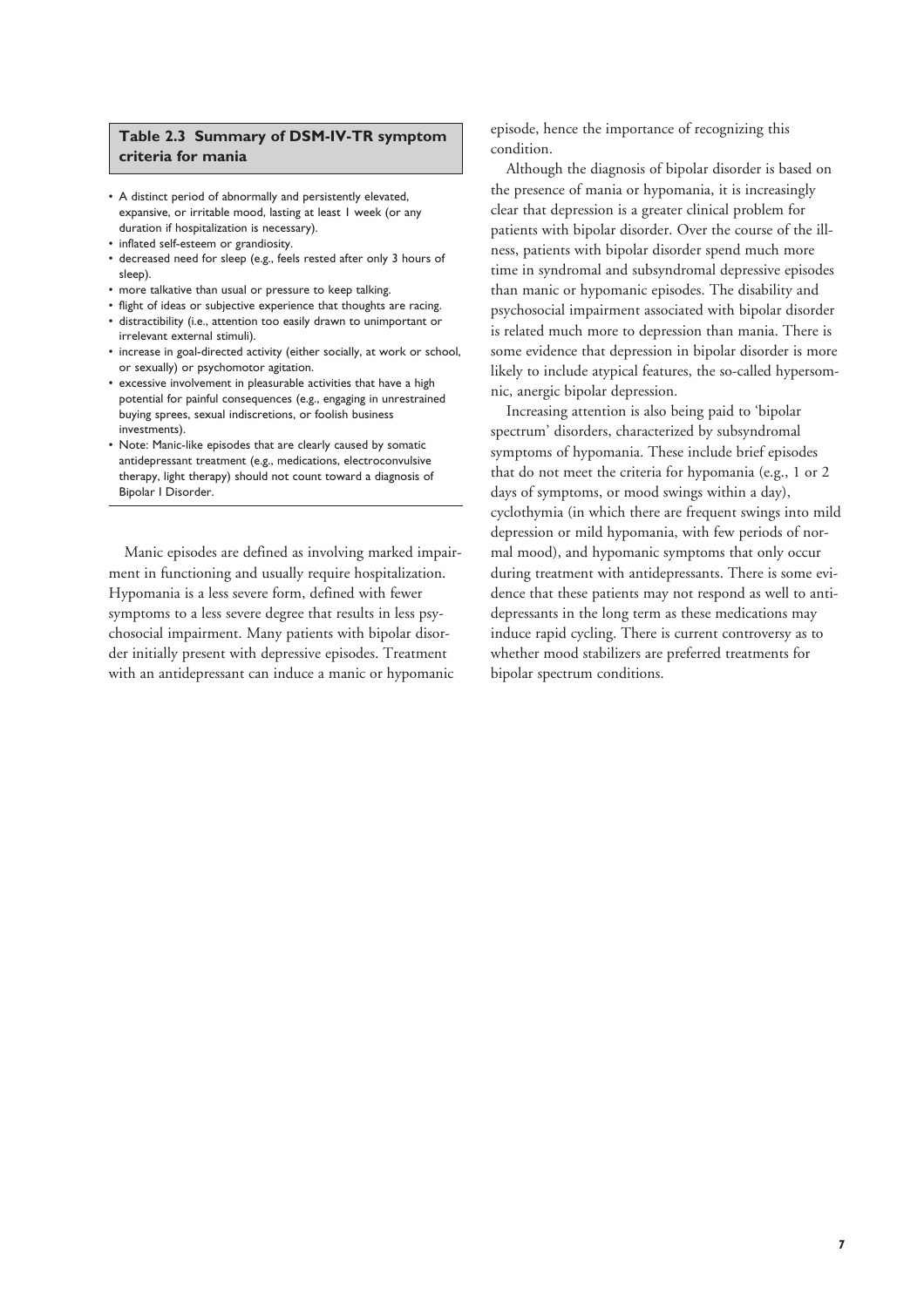**Table 2.3 Summary of DSM-IV-TR symptom criteria for mania**

- A distinct period of abnormally and persistently elevated, expansive, or irritable mood, lasting at least 1 week (or any duration if hospitalization is necessary).
- inflated self-esteem or grandiosity.
- decreased need for sleep (e.g., feels rested after only 3 hours of sleep).
- more talkative than usual or pressure to keep talking.
- flight of ideas or subjective experience that thoughts are racing.
- distractibility (i.e., attention too easily drawn to unimportant or irrelevant external stimuli).
- increase in goal-directed activity (either socially, at work or school, or sexually) or psychomotor agitation.
- excessive involvement in pleasurable activities that have a high potential for painful consequences (e.g., engaging in unrestrained buying sprees, sexual indiscretions, or foolish business investments).
- Note: Manic-like episodes that are clearly caused by somatic antidepressant treatment (e.g., medications, electroconvulsive therapy, light therapy) should not count toward a diagnosis of Bipolar I Disorder.

Manic episodes are defined as involving marked impairment in functioning and usually require hospitalization. Hypomania is a less severe form, defined with fewer symptoms to a less severe degree that results in less psychosocial impairment. Many patients with bipolar disorder initially present with depressive episodes. Treatment with an antidepressant can induce a manic or hypomanic episode, hence the importance of recognizing this condition.

Although the diagnosis of bipolar disorder is based on the presence of mania or hypomania, it is increasingly clear that depression is a greater clinical problem for patients with bipolar disorder. Over the course of the illness, patients with bipolar disorder spend much more time in syndromal and subsyndromal depressive episodes than manic or hypomanic episodes. The disability and psychosocial impairment associated with bipolar disorder is related much more to depression than mania. There is some evidence that depression in bipolar disorder is more likely to include atypical features, the so-called hypersomnic, anergic bipolar depression.

Increasing attention is also being paid to 'bipolar spectrum' disorders, characterized by subsyndromal symptoms of hypomania. These include brief episodes that do not meet the criteria for hypomania (e.g., 1 or 2 days of symptoms, or mood swings within a day), cyclothymia (in which there are frequent swings into mild depression or mild hypomania, with few periods of normal mood), and hypomanic symptoms that only occur during treatment with antidepressants. There is some evidence that these patients may not respond as well to antidepressants in the long term as these medications may induce rapid cycling. There is current controversy as to whether mood stabilizers are preferred treatments for bipolar spectrum conditions.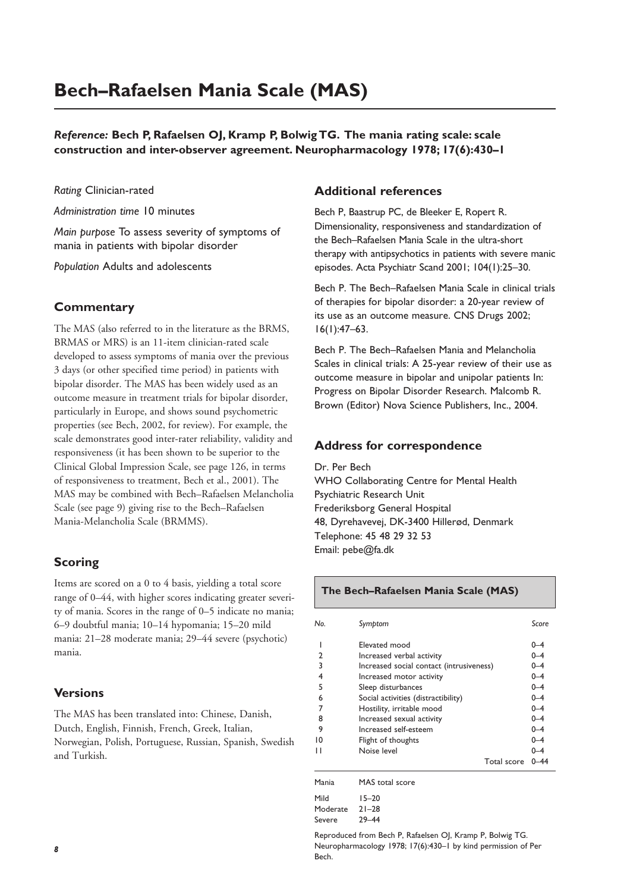# Bech–Rafaelsen Mania Scale (MAS)

***Reference:*** **Bech P, Rafaelsen OJ, Kramp P, Bolwig TG. The mania rating scale: scale construction and inter-observer agreement. Neuropharmacology 1978; 17(6):430–1**

*Rating* Clinician-rated

*Administration time* 10 minutes

*Main purpose* To assess severity of symptoms of mania in patients with bipolar disorder

*Population* Adults and adolescents

## Commentary

The MAS (also referred to in the literature as the BRMS, BRMAS or MRS) is an 11-item clinician-rated scale developed to assess symptoms of mania over the previous 3 days (or other specified time period) in patients with bipolar disorder. The MAS has been widely used as an outcome measure in treatment trials for bipolar disorder, particularly in Europe, and shows sound psychometric properties (see Bech, 2002, for review). For example, the scale demonstrates good inter-rater reliability, validity and responsiveness (it has been shown to be superior to the Clinical Global Impression Scale, see page 126, in terms of responsiveness to treatment, Bech et al., 2001). The MAS may be combined with Bech–Rafaelsen Melancholia Scale (see page 9) giving rise to the Bech–Rafaelsen Mania-Melancholia Scale (BRMMS).

## Scoring

Items are scored on a 0 to 4 basis, yielding a total score range of 0–44, with higher scores indicating greater severity of mania. Scores in the range of 0–5 indicate no mania; 6–9 doubtful mania; 10–14 hypomania; 15–20 mild mania: 21–28 moderate mania; 29–44 severe (psychotic) mania.

## Versions

The MAS has been translated into: Chinese, Danish, Dutch, English, Finnish, French, Greek, Italian, Norwegian, Polish, Portuguese, Russian, Spanish, Swedish and Turkish.

## Additional references

Bech P, Baastrup PC, de Bleeker E, Ropert R. Dimensionality, responsiveness and standardization of the Bech–Rafaelsen Mania Scale in the ultra-short therapy with antipsychotics in patients with severe manic episodes. Acta Psychiatr Scand 2001; 104(1):25–30.

Bech P. The Bech–Rafaelsen Mania Scale in clinical trials of therapies for bipolar disorder: a 20-year review of its use as an outcome measure. CNS Drugs 2002; 16(1):47–63.

Bech P. The Bech–Rafaelsen Mania and Melancholia Scales in clinical trials: A 25-year review of their use as outcome measure in bipolar and unipolar patients In: Progress on Bipolar Disorder Research. Malcomb R. Brown (Editor) Nova Science Publishers, Inc., 2004.

## Address for correspondence

Dr. Per Bech
WHO Collaborating Centre for Mental Health
Psychiatric Research Unit
Frederiksborg General Hospital
48, Dyrehavevej, DK-3400 Hillerød, Denmark
Telephone: 45 48 29 32 53
Email: pebe@fa.dk

### The Bech–Rafaelsen Mania Scale (MAS)

| *No.* | *Symptom* | *Score* |
|---|---|---|
| 1 | Elevated mood | 0–4 |
| 2 | Increased verbal activity | 0–4 |
| 3 | Increased social contact (intrusiveness) | 0–4 |
| 4 | Increased motor activity | 0–4 |
| 5 | Sleep disturbances | 0–4 |
| 6 | Social activities (distractibility) | 0–4 |
| 7 | Hostility, irritable mood | 0–4 |
| 8 | Increased sexual activity | 0–4 |
| 9 | Increased self-esteem | 0–4 |
| 10 | Flight of thoughts | 0–4 |
| 11 | Noise level | 0–4 |
| | Total score | 0–44 |

| Mania | MAS total score |
|---|---|
| Mild | 15–20 |
| Moderate | 21–28 |
| Severe | 29–44 |

Reproduced from Bech P, Rafaelsen OJ, Kramp P, Bolwig TG. Neuropharmacology 1978; 17(6):430–1 by kind permission of Per Bech.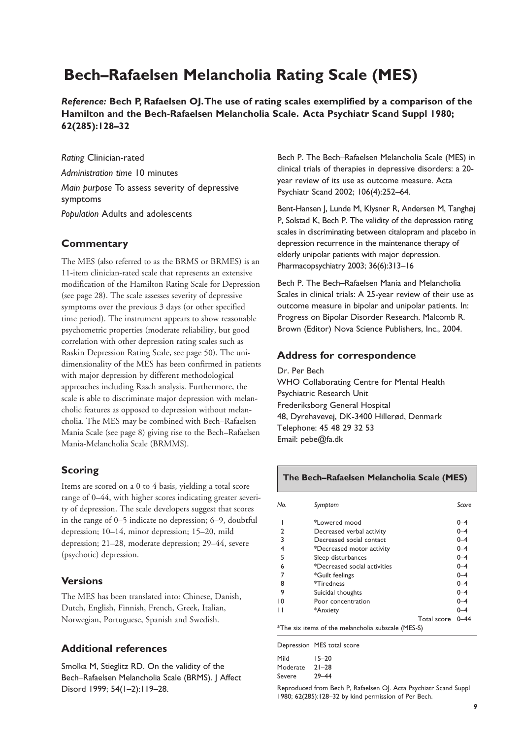# Bech–Rafaelsen Melancholia Rating Scale (MES)

***Reference:*** **Bech P, Rafaelsen OJ. The use of rating scales exemplified by a comparison of the Hamilton and the Bech-Rafaelsen Melancholia Scale. Acta Psychiatr Scand Suppl 1980; 62(285):128–32**

*Rating* Clinician-rated

*Administration time* 10 minutes

*Main purpose* To assess severity of depressive symptoms

*Population* Adults and adolescents

## Commentary

The MES (also referred to as the BRMS or BRMES) is an 11-item clinician-rated scale that represents an extensive modification of the Hamilton Rating Scale for Depression (see page 28). The scale assesses severity of depressive symptoms over the previous 3 days (or other specified time period). The instrument appears to show reasonable psychometric properties (moderate reliability, but good correlation with other depression rating scales such as Raskin Depression Rating Scale, see page 50). The unidimensionality of the MES has been confirmed in patients with major depression by different methodological approaches including Rasch analysis. Furthermore, the scale is able to discriminate major depression with melancholic features as opposed to depression without melancholia. The MES may be combined with Bech–Rafaelsen Mania Scale (see page 8) giving rise to the Bech–Rafaelsen Mania-Melancholia Scale (BRMMS).

## Scoring

Items are scored on a 0 to 4 basis, yielding a total score range of 0–44, with higher scores indicating greater severity of depression. The scale developers suggest that scores in the range of 0–5 indicate no depression; 6–9, doubtful depression; 10–14, minor depression; 15–20, mild depression; 21–28, moderate depression; 29–44, severe (psychotic) depression.

## Versions

The MES has been translated into: Chinese, Danish, Dutch, English, Finnish, French, Greek, Italian, Norwegian, Portuguese, Spanish and Swedish.

## Additional references

Smolka M, Stieglitz RD. On the validity of the Bech–Rafaelsen Melancholia Scale (BRMS). J Affect Disord 1999; 54(1–2):119–28.

Bech P. The Bech–Rafaelsen Melancholia Scale (MES) in clinical trials of therapies in depressive disorders: a 20-year review of its use as outcome measure. Acta Psychiatr Scand 2002; 106(4):252–64.

Bent-Hansen J, Lunde M, Klysner R, Andersen M, Tanghøj P, Solstad K, Bech P. The validity of the depression rating scales in discriminating between citalopram and placebo in depression recurrence in the maintenance therapy of elderly unipolar patients with major depression. Pharmacopsychiatry 2003; 36(6):313–16

Bech P. The Bech–Rafaelsen Mania and Melancholia Scales in clinical trials: A 25-year review of their use as outcome measure in bipolar and unipolar patients. In: Progress on Bipolar Disorder Research. Malcomb R. Brown (Editor) Nova Science Publishers, Inc., 2004.

## Address for correspondence

Dr. Per Bech
WHO Collaborating Centre for Mental Health
Psychiatric Research Unit
Frederiksborg General Hospital
48, Dyrehavevej, DK-3400 Hillerød, Denmark
Telephone: 45 48 29 32 53
Email: pebe@fa.dk

### The Bech–Rafaelsen Melancholia Scale (MES)

| *No.* | *Symptom* | *Score* |
|---|---|---|
| 1 | *Lowered mood | 0–4 |
| 2 | Decreased verbal activity | 0–4 |
| 3 | Decreased social contact | 0–4 |
| 4 | *Decreased motor activity | 0–4 |
| 5 | Sleep disturbances | 0–4 |
| 6 | *Decreased social activities | 0–4 |
| 7 | *Guilt feelings | 0–4 |
| 8 | *Tiredness | 0–4 |
| 9 | Suicidal thoughts | 0–4 |
| 10 | Poor concentration | 0–4 |
| 11 | *Anxiety | 0–4 |
| | Total score | 0–44 |

*The six items of the melancholia subscale (MES-S)

| Depression | MES total score |
|---|---|
| Mild | 15–20 |
| Moderate | 21–28 |
| Severe | 29–44 |

Reproduced from Bech P, Rafaelsen OJ. Acta Psychiatr Scand Suppl 1980; 62(285):128–32 by kind permission of Per Bech.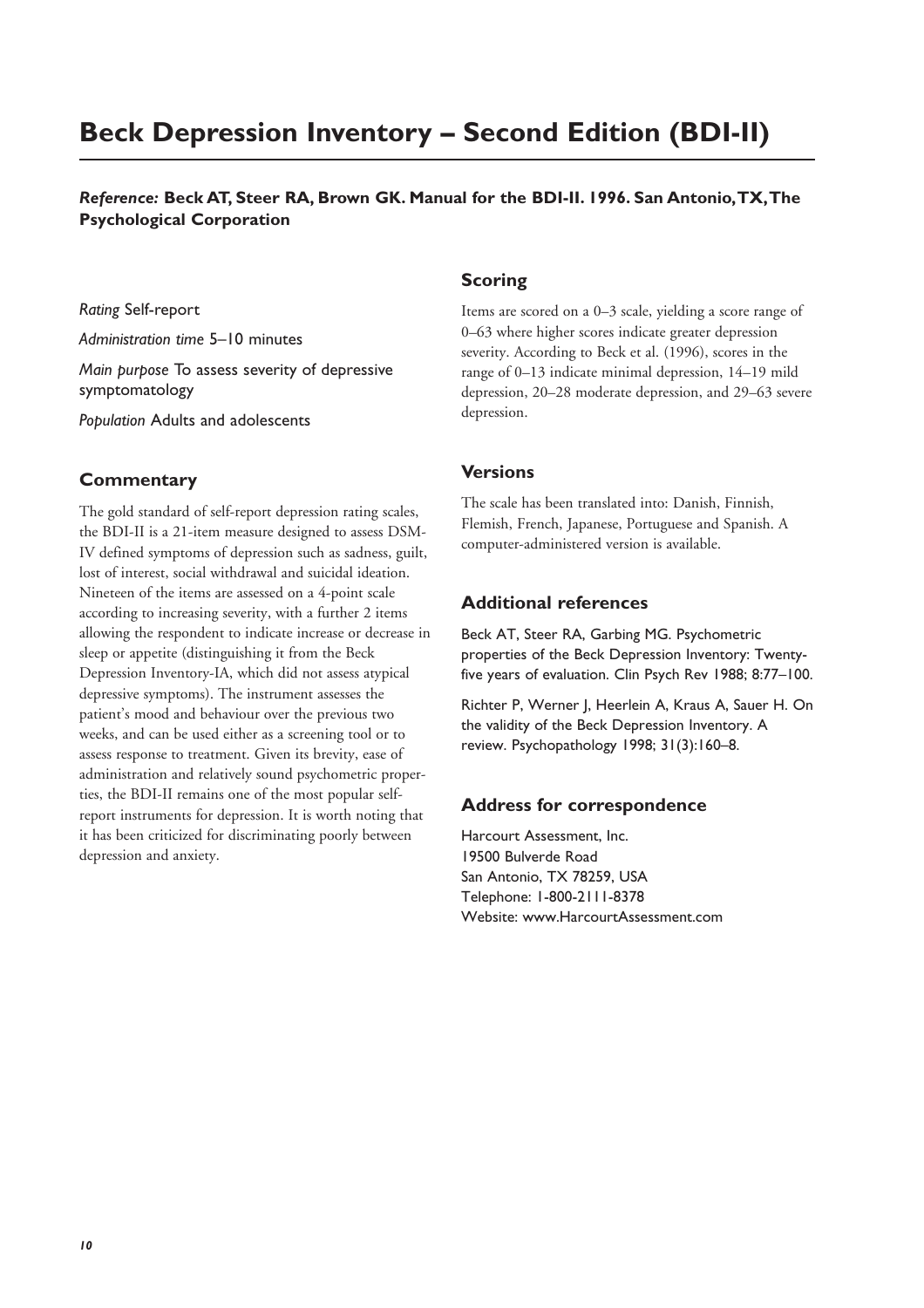# Beck Depression Inventory – Second Edition (BDI-II)

***Reference:*** **Beck AT, Steer RA, Brown GK. Manual for the BDI-II. 1996. San Antonio, TX, The Psychological Corporation**

*Rating* Self-report

*Administration time* 5–10 minutes

*Main purpose* To assess severity of depressive symptomatology

*Population* Adults and adolescents

## Commentary

The gold standard of self-report depression rating scales, the BDI-II is a 21-item measure designed to assess DSM-IV defined symptoms of depression such as sadness, guilt, lost of interest, social withdrawal and suicidal ideation. Nineteen of the items are assessed on a 4-point scale according to increasing severity, with a further 2 items allowing the respondent to indicate increase or decrease in sleep or appetite (distinguishing it from the Beck Depression Inventory-IA, which did not assess atypical depressive symptoms). The instrument assesses the patient's mood and behaviour over the previous two weeks, and can be used either as a screening tool or to assess response to treatment. Given its brevity, ease of administration and relatively sound psychometric properties, the BDI-II remains one of the most popular self-report instruments for depression. It is worth noting that it has been criticized for discriminating poorly between depression and anxiety.

## Scoring

Items are scored on a 0–3 scale, yielding a score range of 0–63 where higher scores indicate greater depression severity. According to Beck et al. (1996), scores in the range of 0–13 indicate minimal depression, 14–19 mild depression, 20–28 moderate depression, and 29–63 severe depression.

## Versions

The scale has been translated into: Danish, Finnish, Flemish, French, Japanese, Portuguese and Spanish. A computer-administered version is available.

## Additional references

Beck AT, Steer RA, Garbing MG. Psychometric properties of the Beck Depression Inventory: Twenty-five years of evaluation. Clin Psych Rev 1988; 8:77–100.

Richter P, Werner J, Heerlein A, Kraus A, Sauer H. On the validity of the Beck Depression Inventory. A review. Psychopathology 1998; 31(3):160–8.

## Address for correspondence

Harcourt Assessment, Inc.
19500 Bulverde Road
San Antonio, TX 78259, USA
Telephone: 1-800-2111-8378
Website: www.HarcourtAssessment.com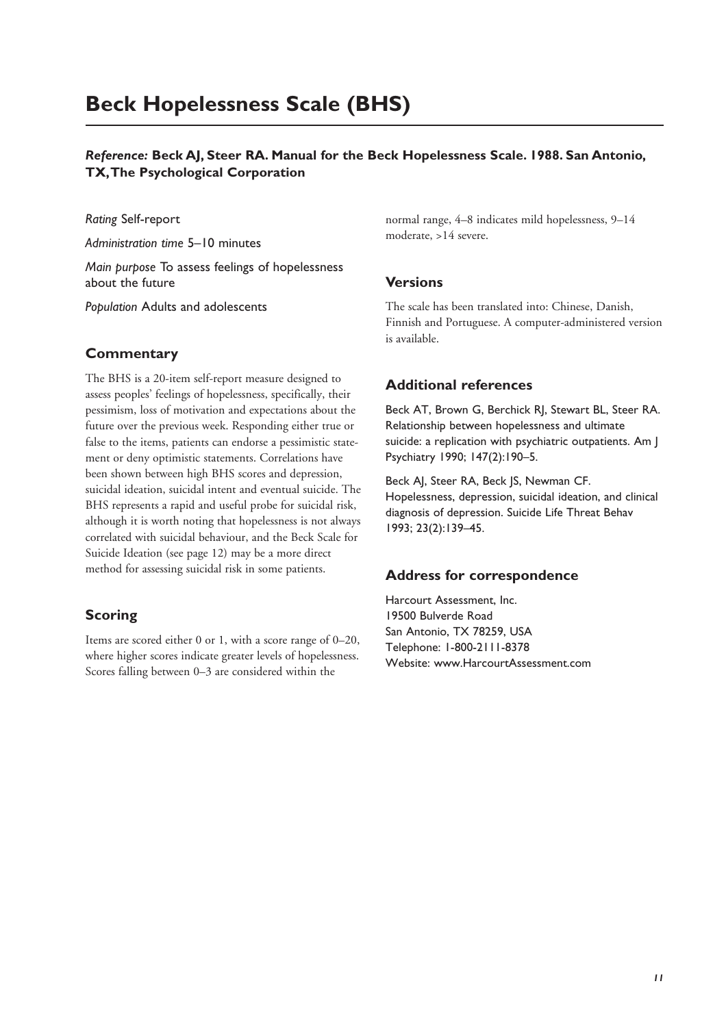# Beck Hopelessness Scale (BHS)

***Reference:*** **Beck AJ, Steer RA. Manual for the Beck Hopelessness Scale. 1988. San Antonio, TX, The Psychological Corporation**

*Rating* Self-report

*Administration time* 5–10 minutes

*Main purpose* To assess feelings of hopelessness about the future

*Population* Adults and adolescents

## Commentary

The BHS is a 20-item self-report measure designed to assess peoples' feelings of hopelessness, specifically, their pessimism, loss of motivation and expectations about the future over the previous week. Responding either true or false to the items, patients can endorse a pessimistic statement or deny optimistic statements. Correlations have been shown between high BHS scores and depression, suicidal ideation, suicidal intent and eventual suicide. The BHS represents a rapid and useful probe for suicidal risk, although it is worth noting that hopelessness is not always correlated with suicidal behaviour, and the Beck Scale for Suicide Ideation (see page 12) may be a more direct method for assessing suicidal risk in some patients.

## Scoring

Items are scored either 0 or 1, with a score range of 0–20, where higher scores indicate greater levels of hopelessness. Scores falling between 0–3 are considered within the normal range, 4–8 indicates mild hopelessness, 9–14 moderate, >14 severe.

## Versions

The scale has been translated into: Chinese, Danish, Finnish and Portuguese. A computer-administered version is available.

## Additional references

Beck AT, Brown G, Berchick RJ, Stewart BL, Steer RA. Relationship between hopelessness and ultimate suicide: a replication with psychiatric outpatients. Am J Psychiatry 1990; 147(2):190–5.

Beck AJ, Steer RA, Beck JS, Newman CF. Hopelessness, depression, suicidal ideation, and clinical diagnosis of depression. Suicide Life Threat Behav 1993; 23(2):139–45.

## Address for correspondence

Harcourt Assessment, Inc.
19500 Bulverde Road
San Antonio, TX 78259, USA
Telephone: 1-800-2111-8378
Website: www.HarcourtAssessment.com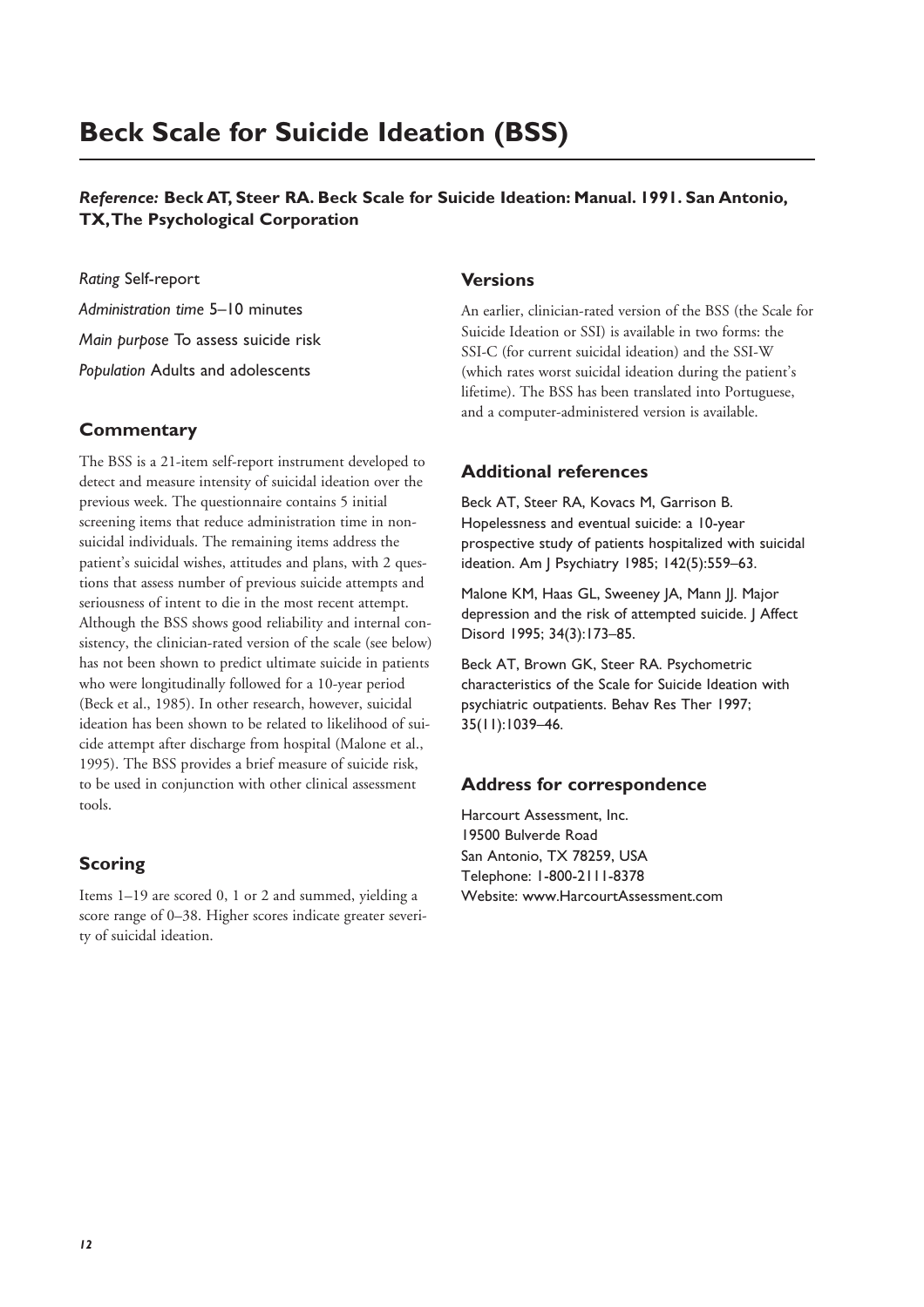# Beck Scale for Suicide Ideation (BSS)

***Reference:*** **Beck AT, Steer RA. Beck Scale for Suicide Ideation: Manual. 1991. San Antonio, TX, The Psychological Corporation**

*Rating* Self-report

*Administration time* 5–10 minutes

*Main purpose* To assess suicide risk

*Population* Adults and adolescents

## Commentary

The BSS is a 21-item self-report instrument developed to detect and measure intensity of suicidal ideation over the previous week. The questionnaire contains 5 initial screening items that reduce administration time in non-suicidal individuals. The remaining items address the patient's suicidal wishes, attitudes and plans, with 2 questions that assess number of previous suicide attempts and seriousness of intent to die in the most recent attempt. Although the BSS shows good reliability and internal consistency, the clinician-rated version of the scale (see below) has not been shown to predict ultimate suicide in patients who were longitudinally followed for a 10-year period (Beck et al., 1985). In other research, however, suicidal ideation has been shown to be related to likelihood of suicide attempt after discharge from hospital (Malone et al., 1995). The BSS provides a brief measure of suicide risk, to be used in conjunction with other clinical assessment tools.

## Scoring

Items 1–19 are scored 0, 1 or 2 and summed, yielding a score range of 0–38. Higher scores indicate greater severity of suicidal ideation.

## Versions

An earlier, clinician-rated version of the BSS (the Scale for Suicide Ideation or SSI) is available in two forms: the SSI-C (for current suicidal ideation) and the SSI-W (which rates worst suicidal ideation during the patient's lifetime). The BSS has been translated into Portuguese, and a computer-administered version is available.

## Additional references

Beck AT, Steer RA, Kovacs M, Garrison B. Hopelessness and eventual suicide: a 10-year prospective study of patients hospitalized with suicidal ideation. Am J Psychiatry 1985; 142(5):559–63.

Malone KM, Haas GL, Sweeney JA, Mann JJ. Major depression and the risk of attempted suicide. J Affect Disord 1995; 34(3):173–85.

Beck AT, Brown GK, Steer RA. Psychometric characteristics of the Scale for Suicide Ideation with psychiatric outpatients. Behav Res Ther 1997; 35(11):1039–46.

## Address for correspondence

Harcourt Assessment, Inc.
19500 Bulverde Road
San Antonio, TX 78259, USA
Telephone: 1-800-2111-8378
Website: www.HarcourtAssessment.com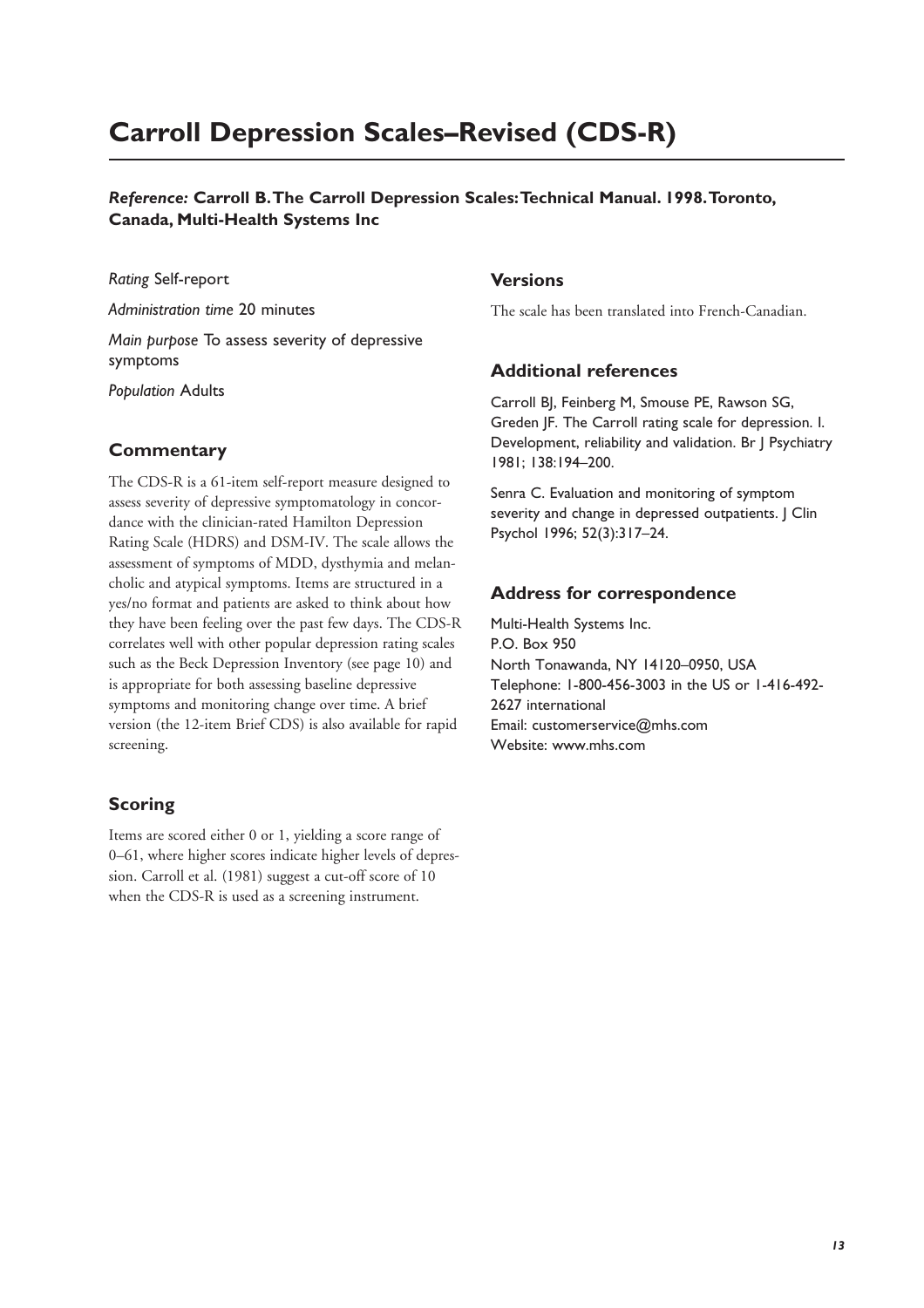# Carroll Depression Scales–Revised (CDS-R)

***Reference:* Carroll B. The Carroll Depression Scales: Technical Manual. 1998. Toronto, Canada, Multi-Health Systems Inc**

*Rating* Self-report

*Administration time* 20 minutes

*Main purpose* To assess severity of depressive symptoms

*Population* Adults

## Commentary

The CDS-R is a 61-item self-report measure designed to assess severity of depressive symptomatology in concordance with the clinician-rated Hamilton Depression Rating Scale (HDRS) and DSM-IV. The scale allows the assessment of symptoms of MDD, dysthymia and melancholic and atypical symptoms. Items are structured in a yes/no format and patients are asked to think about how they have been feeling over the past few days. The CDS-R correlates well with other popular depression rating scales such as the Beck Depression Inventory (see page 10) and is appropriate for both assessing baseline depressive symptoms and monitoring change over time. A brief version (the 12-item Brief CDS) is also available for rapid screening.

## Scoring

Items are scored either 0 or 1, yielding a score range of 0–61, where higher scores indicate higher levels of depression. Carroll et al. (1981) suggest a cut-off score of 10 when the CDS-R is used as a screening instrument.

## Versions

The scale has been translated into French-Canadian.

## Additional references

Carroll BJ, Feinberg M, Smouse PE, Rawson SG, Greden JF. The Carroll rating scale for depression. I. Development, reliability and validation. Br J Psychiatry 1981; 138:194–200.

Senra C. Evaluation and monitoring of symptom severity and change in depressed outpatients. J Clin Psychol 1996; 52(3):317–24.

## Address for correspondence

Multi-Health Systems Inc.
P.O. Box 950
North Tonawanda, NY 14120–0950, USA
Telephone: 1-800-456-3003 in the US or 1-416-492-2627 international
Email: customerservice@mhs.com
Website: www.mhs.com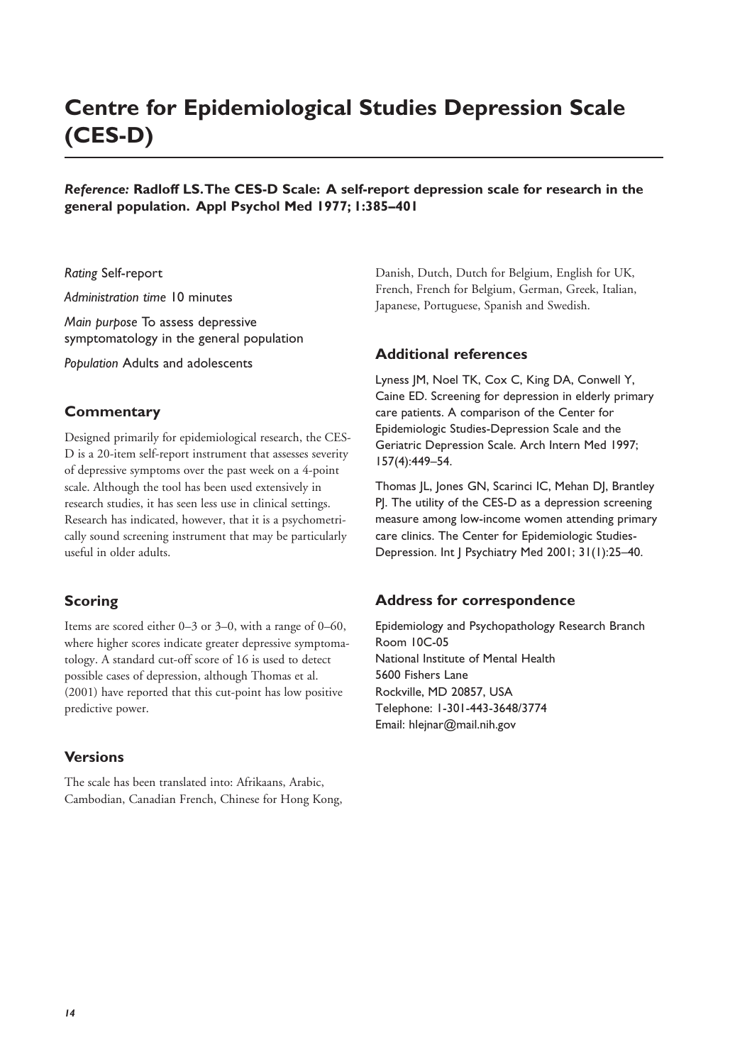# Centre for Epidemiological Studies Depression Scale (CES-D)

***Reference:*** **Radloff LS. The CES-D Scale: A self-report depression scale for research in the general population. Appl Psychol Med 1977; 1:385–401**

*Rating* Self-report

*Administration time* 10 minutes

*Main purpose* To assess depressive symptomatology in the general population

*Population* Adults and adolescents

## Commentary

Designed primarily for epidemiological research, the CES-D is a 20-item self-report instrument that assesses severity of depressive symptoms over the past week on a 4-point scale. Although the tool has been used extensively in research studies, it has seen less use in clinical settings. Research has indicated, however, that it is a psychometrically sound screening instrument that may be particularly useful in older adults.

## Scoring

Items are scored either 0–3 or 3–0, with a range of 0–60, where higher scores indicate greater depressive symptomatology. A standard cut-off score of 16 is used to detect possible cases of depression, although Thomas et al. (2001) have reported that this cut-point has low positive predictive power.

## Versions

The scale has been translated into: Afrikaans, Arabic, Cambodian, Canadian French, Chinese for Hong Kong, Danish, Dutch, Dutch for Belgium, English for UK, French, French for Belgium, German, Greek, Italian, Japanese, Portuguese, Spanish and Swedish.

## Additional references

Lyness JM, Noel TK, Cox C, King DA, Conwell Y, Caine ED. Screening for depression in elderly primary care patients. A comparison of the Center for Epidemiologic Studies-Depression Scale and the Geriatric Depression Scale. Arch Intern Med 1997; 157(4):449–54.

Thomas JL, Jones GN, Scarinci IC, Mehan DJ, Brantley PJ. The utility of the CES-D as a depression screening measure among low-income women attending primary care clinics. The Center for Epidemiologic Studies-Depression. Int J Psychiatry Med 2001; 31(1):25–40.

## Address for correspondence

Epidemiology and Psychopathology Research Branch
Room 10C-05
National Institute of Mental Health
5600 Fishers Lane
Rockville, MD 20857, USA
Telephone: 1-301-443-3648/3774
Email: hlejnar@mail.nih.gov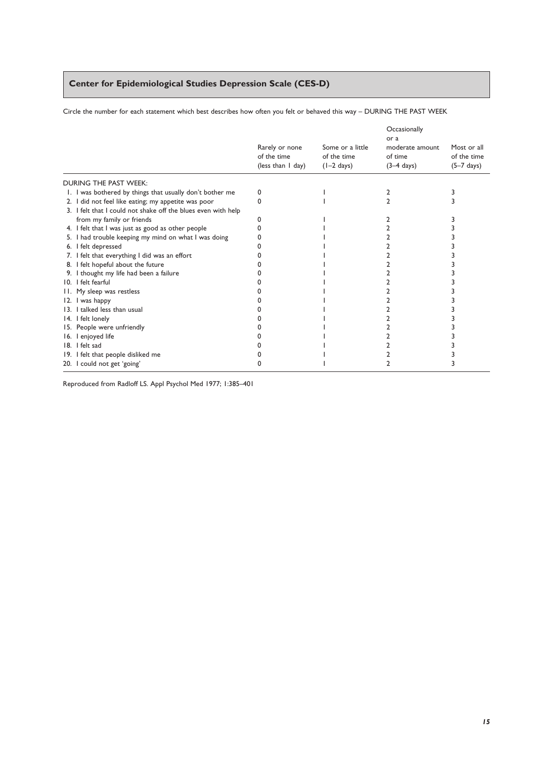## Center for Epidemiological Studies Depression Scale (CES-D)

Circle the number for each statement which best describes how often you felt or behaved this way – DURING THE PAST WEEK

| | Rarely or none of the time (less than 1 day) | Some or a little of the time (1–2 days) | Occasionally or a moderate amount of time (3–4 days) | Most or all of the time (5–7 days) |
|---|---|---|---|---|
| DURING THE PAST WEEK: | | | | |
| 1. I was bothered by things that usually don't bother me | 0 | 1 | 2 | 3 |
| 2. I did not feel like eating; my appetite was poor | 0 | 1 | 2 | 3 |
| 3. I felt that I could not shake off the blues even with help from my family or friends | 0 | 1 | 2 | 3 |
| 4. I felt that I was just as good as other people | 0 | 1 | 2 | 3 |
| 5. I had trouble keeping my mind on what I was doing | 0 | 1 | 2 | 3 |
| 6. I felt depressed | 0 | 1 | 2 | 3 |
| 7. I felt that everything I did was an effort | 0 | 1 | 2 | 3 |
| 8. I felt hopeful about the future | 0 | 1 | 2 | 3 |
| 9. I thought my life had been a failure | 0 | 1 | 2 | 3 |
| 10. I felt fearful | 0 | 1 | 2 | 3 |
| 11. My sleep was restless | 0 | 1 | 2 | 3 |
| 12. I was happy | 0 | 1 | 2 | 3 |
| 13. I talked less than usual | 0 | 1 | 2 | 3 |
| 14. I felt lonely | 0 | 1 | 2 | 3 |
| 15. People were unfriendly | 0 | 1 | 2 | 3 |
| 16. I enjoyed life | 0 | 1 | 2 | 3 |
| 18. I felt sad | 0 | 1 | 2 | 3 |
| 19. I felt that people disliked me | 0 | 1 | 2 | 3 |
| 20. I could not get 'going' | 0 | 1 | 2 | 3 |

Reproduced from Radloff LS. Appl Psychol Med 1977; 1:385–401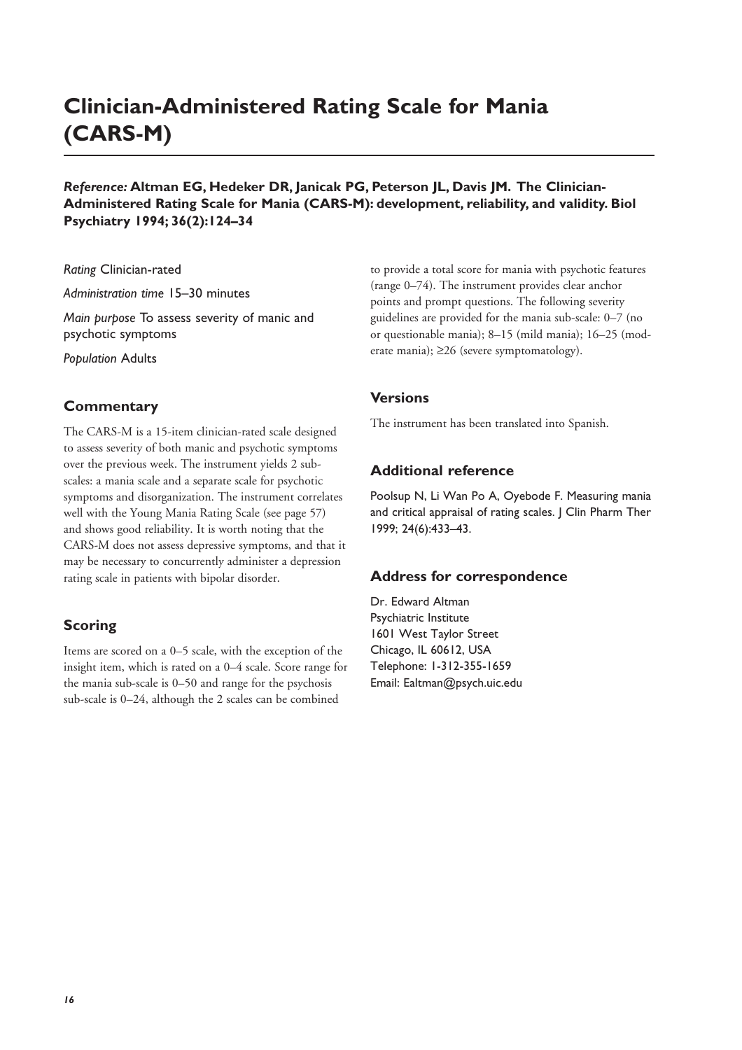# Clinician-Administered Rating Scale for Mania (CARS-M)

***Reference:* Altman EG, Hedeker DR, Janicak PG, Peterson JL, Davis JM. The Clinician-Administered Rating Scale for Mania (CARS-M): development, reliability, and validity. Biol Psychiatry 1994; 36(2):124–34**

*Rating* Clinician-rated

*Administration time* 15–30 minutes

*Main purpose* To assess severity of manic and psychotic symptoms

*Population* Adults

## Commentary

The CARS-M is a 15-item clinician-rated scale designed to assess severity of both manic and psychotic symptoms over the previous week. The instrument yields 2 subscales: a mania scale and a separate scale for psychotic symptoms and disorganization. The instrument correlates well with the Young Mania Rating Scale (see page 57) and shows good reliability. It is worth noting that the CARS-M does not assess depressive symptoms, and that it may be necessary to concurrently administer a depression rating scale in patients with bipolar disorder.

## Scoring

Items are scored on a 0–5 scale, with the exception of the insight item, which is rated on a 0–4 scale. Score range for the mania sub-scale is 0–50 and range for the psychosis sub-scale is 0–24, although the 2 scales can be combined to provide a total score for mania with psychotic features (range 0–74). The instrument provides clear anchor points and prompt questions. The following severity guidelines are provided for the mania sub-scale: 0–7 (no or questionable mania); 8–15 (mild mania); 16–25 (moderate mania); ≥26 (severe symptomatology).

## Versions

The instrument has been translated into Spanish.

## Additional reference

Poolsup N, Li Wan Po A, Oyebode F. Measuring mania and critical appraisal of rating scales. J Clin Pharm Ther 1999; 24(6):433–43.

## Address for correspondence

Dr. Edward Altman
Psychiatric Institute
1601 West Taylor Street
Chicago, IL 60612, USA
Telephone: 1-312-355-1659
Email: Ealtman@psych.uic.edu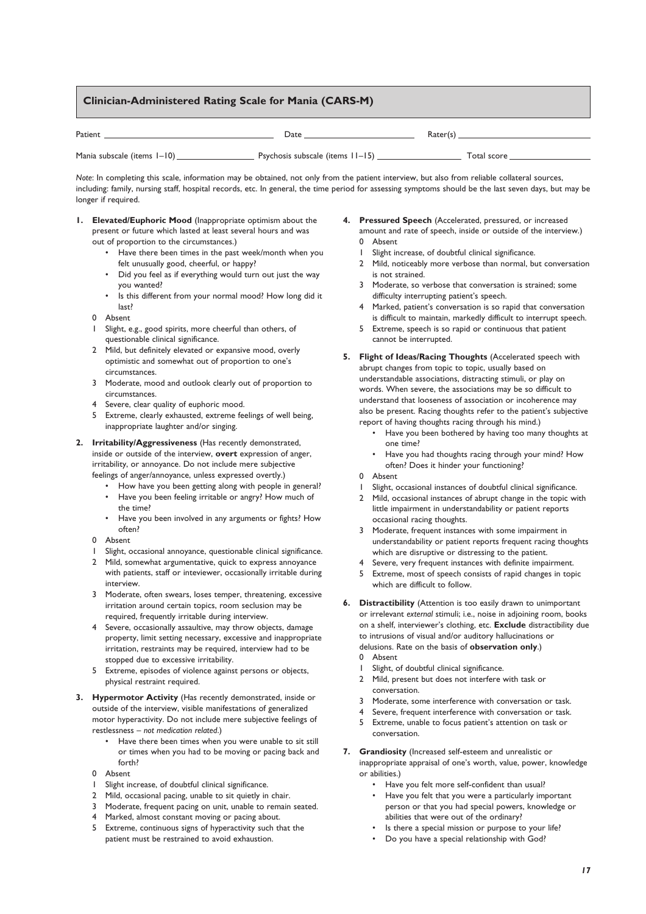## Clinician-Administered Rating Scale for Mania (CARS-M)

Patient ______________________ Date ______________________ Rater(s) ______________________

Mania subscale (items 1–10) ______________ Psychosis subscale (items 11–15) ______________ Total score ______________

*Note*: In completing this scale, information may be obtained, not only from the patient interview, but also from reliable collateral sources, including: family, nursing staff, hospital records, etc. In general, the time period for assessing symptoms should be the last seven days, but may be longer if required.

**1. Elevated/Euphoric Mood** (Inappropriate optimism about the present or future which lasted at least several hours and was out of proportion to the circumstances.)

- Have there been times in the past week/month when you felt unusually good, cheerful, or happy?
- Did you feel as if everything would turn out just the way you wanted?
- Is this different from your normal mood? How long did it last?

0 Absent
1 Slight, e.g., good spirits, more cheerful than others, of questionable clinical significance.
2 Mild, but definitely elevated or expansive mood, overly optimistic and somewhat out of proportion to one's circumstances.
3 Moderate, mood and outlook clearly out of proportion to circumstances.
4 Severe, clear quality of euphoric mood.
5 Extreme, clearly exhausted, extreme feelings of well being, inappropriate laughter and/or singing.

**2. Irritability/Aggressiveness** (Has recently demonstrated, inside or outside of the interview, **overt** expression of anger, irritability, or annoyance. Do not include mere subjective feelings of anger/annoyance, unless expressed overtly.)

- How have you been getting along with people in general?
- Have you been feeling irritable or angry? How much of the time?
- Have you been involved in any arguments or fights? How often?

0 Absent
1 Slight, occasional annoyance, questionable clinical significance.
2 Mild, somewhat argumentative, quick to express annoyance with patients, staff or inteviewer, occasionally irritable during interview.
3 Moderate, often swears, loses temper, threatening, excessive irritation around certain topics, room seclusion may be required, frequently irritable during interview.
4 Severe, occasionally assaultive, may throw objects, damage property, limit setting necessary, excessive and inappropriate irritation, restraints may be required, interview had to be stopped due to excessive irritability.
5 Extreme, episodes of violence against persons or objects, physical restraint required.

**3. Hypermotor Activity** (Has recently demonstrated, inside or outside of the interview, visible manifestations of generalized motor hyperactivity. Do not include mere subjective feelings of restlessness – *not medication related*.)

- Have there been times when you were unable to sit still or times when you had to be moving or pacing back and forth?

0 Absent
1 Slight increase, of doubtful clinical significance.
2 Mild, occasional pacing, unable to sit quietly in chair.
3 Moderate, frequent pacing on unit, unable to remain seated.
4 Marked, almost constant moving or pacing about.
5 Extreme, continuous signs of hyperactivity such that the patient must be restrained to avoid exhaustion.

**4. Pressured Speech** (Accelerated, pressured, or increased amount and rate of speech, inside or outside of the interview.)

0 Absent
1 Slight increase, of doubtful clinical significance.
2 Mild, noticeably more verbose than normal, but conversation is not strained.
3 Moderate, so verbose that conversation is strained; some difficulty interrupting patient's speech.
4 Marked, patient's conversation is so rapid that conversation is difficult to maintain, markedly difficult to interrupt speech.
5 Extreme, speech is so rapid or continuous that patient cannot be interrupted.

**5. Flight of Ideas/Racing Thoughts** (Accelerated speech with abrupt changes from topic to topic, usually based on understandable associations, distracting stimuli, or play on words. When severe, the associations may be so difficult to understand that looseness of association or incoherence may also be present. Racing thoughts refer to the patient's subjective report of having thoughts racing through his mind.)

- Have you been bothered by having too many thoughts at one time?
- Have you had thoughts racing through your mind? How often? Does it hinder your functioning?

0 Absent
1 Slight, occasional instances of doubtful clinical significance.
2 Mild, occasional instances of abrupt change in the topic with little impairment in understandability or patient reports occasional racing thoughts.
3 Moderate, frequent instances with some impairment in understandability or patient reports frequent racing thoughts which are disruptive or distressing to the patient.
4 Severe, very frequent instances with definite impairment.
5 Extreme, most of speech consists of rapid changes in topic which are difficult to follow.

**6. Distractibility** (Attention is too easily drawn to unimportant or irrelevant *external* stimuli; i.e., noise in adjoining room, books on a shelf, interviewer's clothing, etc. **Exclude** distractibility due to intrusions of visual and/or auditory hallucinations or delusions. Rate on the basis of **observation only**.)

0 Absent
1 Slight, of doubtful clinical significance.
2 Mild, present but does not interfere with task or conversation.
3 Moderate, some interference with conversation or task.
4 Severe, frequent interference with conversation or task.
5 Extreme, unable to focus patient's attention on task or conversation.

**7. Grandiosity** (Increased self-esteem and unrealistic or inappropriate appraisal of one's worth, value, power, knowledge or abilities.)

- Have you felt more self-confident than usual?
- Have you felt that you were a particularly important person or that you had special powers, knowledge or abilities that were out of the ordinary?
- Is there a special mission or purpose to your life?
- Do you have a special relationship with God?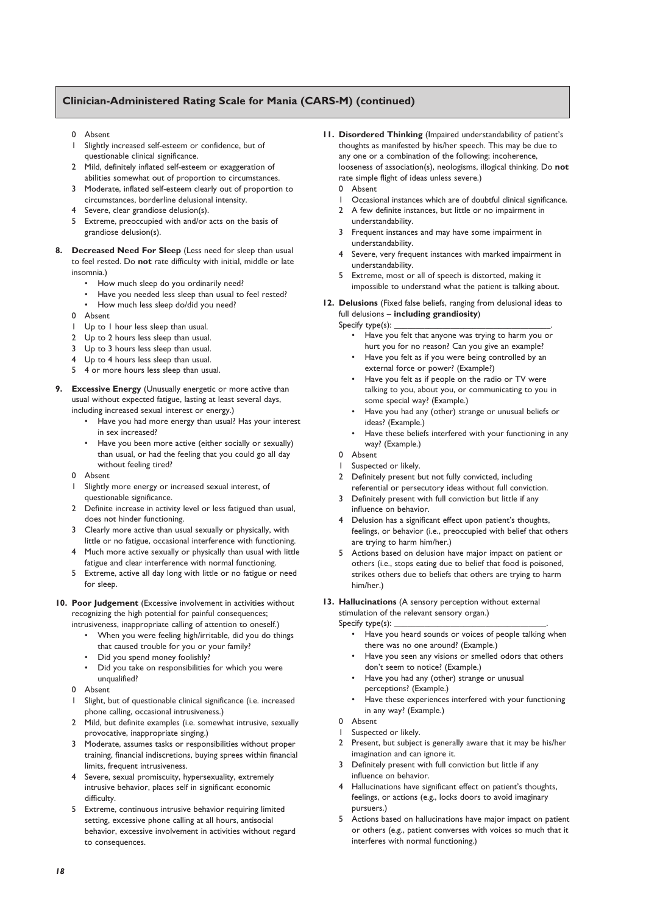## Clinician-Administered Rating Scale for Mania (CARS-M) (continued)

0 Absent
1 Slightly increased self-esteem or confidence, but of questionable clinical significance.
2 Mild, definitely inflated self-esteem or exaggeration of abilities somewhat out of proportion to circumstances.
3 Moderate, inflated self-esteem clearly out of proportion to circumstances, borderline delusional intensity.
4 Severe, clear grandiose delusion(s).
5 Extreme, preoccupied with and/or acts on the basis of grandiose delusion(s).

**8. Decreased Need For Sleep** (Less need for sleep than usual to feel rested. Do **not** rate difficulty with initial, middle or late insomnia.)

- How much sleep do you ordinarily need?
- Have you needed less sleep than usual to feel rested?
- How much less sleep do/did you need?

0 Absent
1 Up to 1 hour less sleep than usual.
2 Up to 2 hours less sleep than usual.
3 Up to 3 hours less sleep than usual.
4 Up to 4 hours less sleep than usual.
5 4 or more hours less sleep than usual.

**9. Excessive Energy** (Unusually energetic or more active than usual without expected fatigue, lasting at least several days, including increased sexual interest or energy.)

- Have you had more energy than usual? Has your interest in sex increased?
- Have you been more active (either socially or sexually) than usual, or had the feeling that you could go all day without feeling tired?

0 Absent
1 Slightly more energy or increased sexual interest, of questionable significance.
2 Definite increase in activity level or less fatigued than usual, does not hinder functioning.
3 Clearly more active than usual sexually or physically, with little or no fatigue, occasional interference with functioning.
4 Much more active sexually or physically than usual with little fatigue and clear interference with normal functioning.
5 Extreme, active all day long with little or no fatigue or need for sleep.

**10. Poor Judgement** (Excessive involvement in activities without recognizing the high potential for painful consequences; intrusiveness, inappropriate calling of attention to oneself.)

- When you were feeling high/irritable, did you do things that caused trouble for you or your family?
- Did you spend money foolishly?
- Did you take on responsibilities for which you were unqualified?

0 Absent
1 Slight, but of questionable clinical significance (i.e. increased phone calling, occasional intrusiveness.)
2 Mild, but definite examples (i.e. somewhat intrusive, sexually provocative, inappropriate singing.)
3 Moderate, assumes tasks or responsibilities without proper training, financial indiscretions, buying sprees within financial limits, frequent intrusiveness.
4 Severe, sexual promiscuity, hypersexuality, extremely intrusive behavior, places self in significant economic difficulty.
5 Extreme, continuous intrusive behavior requiring limited setting, excessive phone calling at all hours, antisocial behavior, excessive involvement in activities without regard to consequences.

**11. Disordered Thinking** (Impaired understandability of patient's thoughts as manifested by his/her speech. This may be due to any one or a combination of the following; incoherence, looseness of association(s), neologisms, illogical thinking. Do **not** rate simple flight of ideas unless severe.)

0 Absent
1 Occasional instances which are of doubtful clinical significance.
2 A few definite instances, but little or no impairment in understandability.
3 Frequent instances and may have some impairment in understandability.
4 Severe, very frequent instances with marked impairment in understandability.
5 Extreme, most or all of speech is distorted, making it impossible to understand what the patient is talking about.

**12. Delusions** (Fixed false beliefs, ranging from delusional ideas to full delusions – **including grandiosity**)

Specify type(s): ________________.

- Have you felt that anyone was trying to harm you or hurt you for no reason? Can you give an example?
- Have you felt as if you were being controlled by an external force or power? (Example?)
- Have you felt as if people on the radio or TV were talking to you, about you, or communicating to you in some special way? (Example.)
- Have you had any (other) strange or unusual beliefs or ideas? (Example.)
- Have these beliefs interfered with your functioning in any way? (Example.)

0 Absent
1 Suspected or likely.
2 Definitely present but not fully convicted, including referential or persecutory ideas without full conviction.
3 Definitely present with full conviction but little if any influence on behavior.
4 Delusion has a significant effect upon patient's thoughts, feelings, or behavior (i.e., preoccupied with belief that others are trying to harm him/her.)
5 Actions based on delusion have major impact on patient or others (i.e., stops eating due to belief that food is poisoned, strikes others due to beliefs that others are trying to harm him/her.)

**13. Hallucinations** (A sensory perception without external stimulation of the relevant sensory organ.)

Specify type(s): ________________.

- Have you heard sounds or voices of people talking when there was no one around? (Example.)
- Have you seen any visions or smelled odors that others don't seem to notice? (Example.)
- Have you had any (other) strange or unusual perceptions? (Example.)
- Have these experiences interfered with your functioning in any way? (Example.)

0 Absent
1 Suspected or likely.
2 Present, but subject is generally aware that it may be his/her imagination and can ignore it.
3 Definitely present with full conviction but little if any influence on behavior.
4 Hallucinations have significant effect on patient's thoughts, feelings, or actions (e.g., locks doors to avoid imaginary pursuers.)
5 Actions based on hallucinations have major impact on patient or others (e.g., patient converses with voices so much that it interferes with normal functioning.)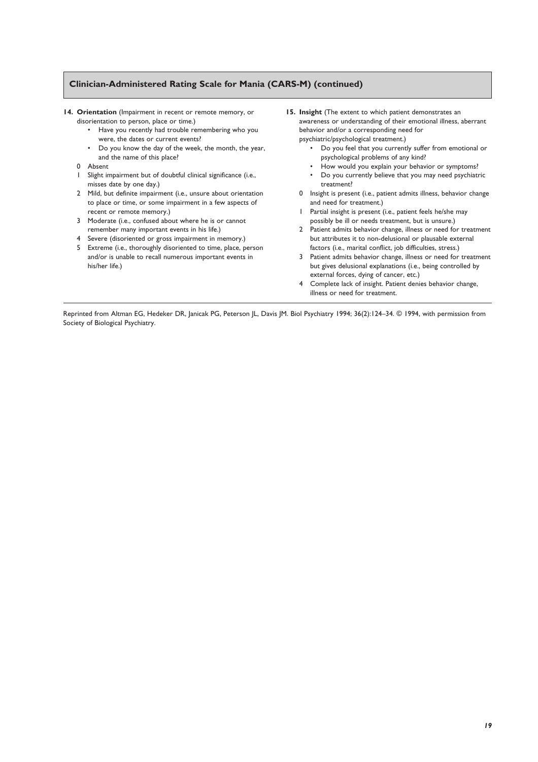## Clinician-Administered Rating Scale for Mania (CARS-M) (continued)

**14. Orientation** (Impairment in recent or remote memory, or disorientation to person, place or time.)

- Have you recently had trouble remembering who you were, the dates or current events?
- Do you know the day of the week, the month, the year, and the name of this place?

0 Absent

1 Slight impairment but of doubtful clinical significance (i.e., misses date by one day.)

2 Mild, but definite impairment (i.e., unsure about orientation to place or time, or some impairment in a few aspects of recent or remote memory.)

3 Moderate (i.e., confused about where he is or cannot remember many important events in his life.)

4 Severe (disoriented or gross impairment in memory.)

5 Extreme (i.e., thoroughly disoriented to time, place, person and/or is unable to recall numerous important events in his/her life.)

**15. Insight** (The extent to which patient demonstrates an awareness or understanding of their emotional illness, aberrant behavior and/or a corresponding need for psychiatric/psychological treatment.)

- Do you feel that you currently suffer from emotional or psychological problems of any kind?
- How would you explain your behavior or symptoms?
- Do you currently believe that you may need psychiatric treatment?

0 Insight is present (i.e., patient admits illness, behavior change and need for treatment.)

1 Partial insight is present (i.e., patient feels he/she may possibly be ill or needs treatment, but is unsure.)

2 Patient admits behavior change, illness or need for treatment but attributes it to non-delusional or plausable external factors (i.e., marital conflict, job difficulties, stress.)

3 Patient admits behavior change, illness or need for treatment but gives delusional explanations (i.e., being controlled by external forces, dying of cancer, etc.)

4 Complete lack of insight. Patient denies behavior change, illness or need for treatment.

Reprinted from Altman EG, Hedeker DR, Janicak PG, Peterson JL, Davis JM. Biol Psychiatry 1994; 36(2):124–34. © 1994, with permission from Society of Biological Psychiatry.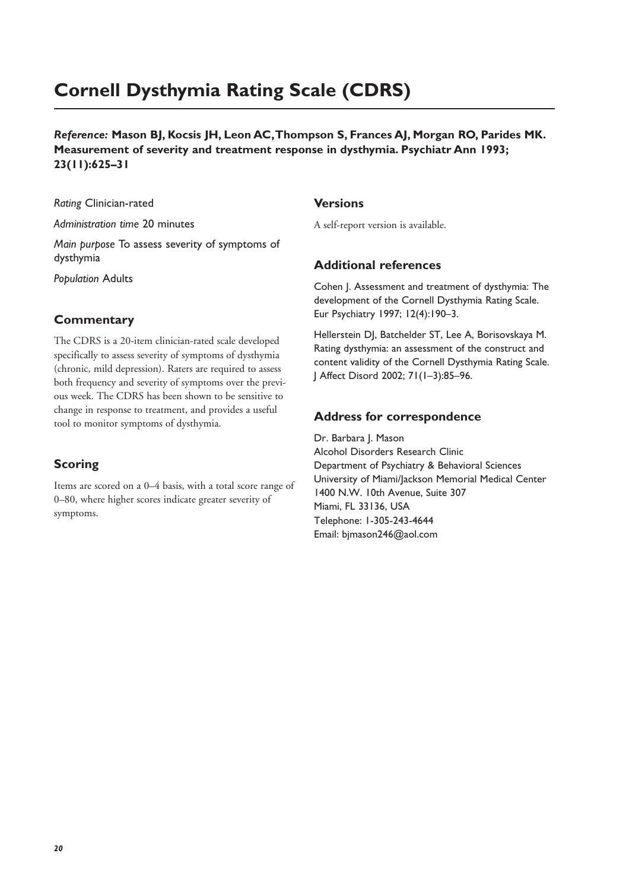# Cornell Dysthymia Rating Scale (CDRS)

***Reference:*** **Mason BJ, Kocsis JH, Leon AC, Thompson S, Frances AJ, Morgan RO, Parides MK. Measurement of severity and treatment response in dysthymia. Psychiatr Ann 1993; 23(11):625–31**

*Rating* Clinician-rated

*Administration time* 20 minutes

*Main purpose* To assess severity of symptoms of dysthymia

*Population* Adults

## Commentary

The CDRS is a 20-item clinician-rated scale developed specifically to assess severity of symptoms of dysthymia (chronic, mild depression). Raters are required to assess both frequency and severity of symptoms over the previous week. The CDRS has been shown to be sensitive to change in response to treatment, and provides a useful tool to monitor symptoms of dysthymia.

## Scoring

Items are scored on a 0–4 basis, with a total score range of 0–80, where higher scores indicate greater severity of symptoms.

## Versions

A self-report version is available.

## Additional references

Cohen J. Assessment and treatment of dysthymia: The development of the Cornell Dysthymia Rating Scale. Eur Psychiatry 1997; 12(4):190–3.

Hellerstein DJ, Batchelder ST, Lee A, Borisovskaya M. Rating dysthymia: an assessment of the construct and content validity of the Cornell Dysthymia Rating Scale. J Affect Disord 2002; 71(1–3):85–96.

## Address for correspondence

Dr. Barbara J. Mason
Alcohol Disorders Research Clinic
Department of Psychiatry & Behavioral Sciences
University of Miami/Jackson Memorial Medical Center
1400 N.W. 10th Avenue, Suite 307
Miami, FL 33136, USA
Telephone: 1-305-243-4644
Email: bjmason246@aol.com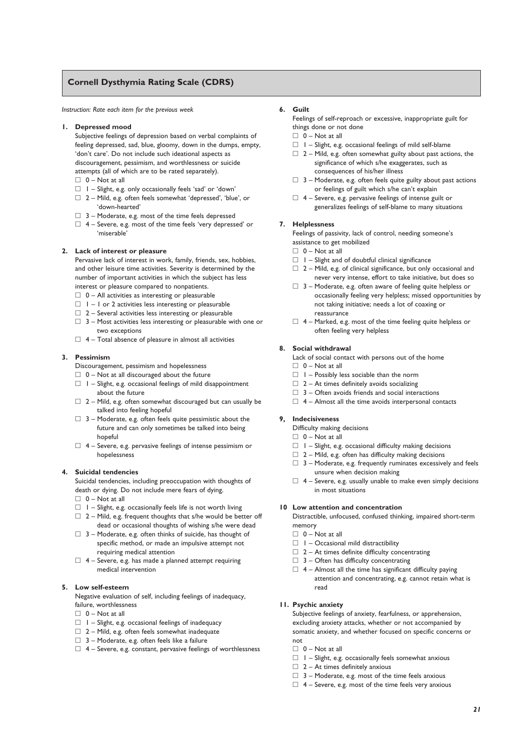## Cornell Dysthymia Rating Scale (CDRS)

*Instruction: Rate each item for the previous week*

**1. Depressed mood**

Subjective feelings of depression based on verbal complaints of feeling depressed, sad, blue, gloomy, down in the dumps, empty, 'don't care'. Do not include such ideational aspects as discouragement, pessimism, and worthlessness or suicide attempts (all of which are to be rated separately).

- ☐ 0 – Not at all
- ☐ 1 – Slight, e.g. only occasionally feels 'sad' or 'down'
- ☐ 2 – Mild, e.g. often feels somewhat 'depressed', 'blue', or 'down-hearted'
- ☐ 3 – Moderate, e.g. most of the time feels depressed
- ☐ 4 – Severe, e.g. most of the time feels 'very depressed' or 'miserable'

**2. Lack of interest or pleasure**

Pervasive lack of interest in work, family, friends, sex, hobbies, and other leisure time activities. Severity is determined by the number of important activities in which the subject has less interest or pleasure compared to nonpatients.

- ☐ 0 – All activities as interesting or pleasurable
- ☐ 1 – 1 or 2 activities less interesting or pleasurable
- ☐ 2 – Several activities less interesting or pleasurable
- ☐ 3 – Most activities less interesting or pleasurable with one or two exceptions
- ☐ 4 – Total absence of pleasure in almost all activities

**3. Pessimism**

Discouragement, pessimism and hopelessness

- ☐ 0 – Not at all discouraged about the future
- ☐ 1 – Slight, e.g. occasional feelings of mild disappointment about the future
- ☐ 2 – Mild, e.g. often somewhat discouraged but can usually be talked into feeling hopeful
- ☐ 3 – Moderate, e.g. often feels quite pessimistic about the future and can only sometimes be talked into being hopeful
- ☐ 4 – Severe, e.g. pervasive feelings of intense pessimism or hopelessness

**4. Suicidal tendencies**

Suicidal tendencies, including preoccupation with thoughts of death or dying. Do not include mere fears of dying.

- ☐ 0 – Not at all
- ☐ 1 – Slight, e.g. occasionally feels life is not worth living
- ☐ 2 – Mild, e.g. frequent thoughts that s/he would be better off dead or occasional thoughts of wishing s/he were dead
- ☐ 3 – Moderate, e.g. often thinks of suicide, has thought of specific method, or made an impulsive attempt not requiring medical attention
- ☐ 4 – Severe, e.g. has made a planned attempt requiring medical intervention

**5. Low self-esteem**

Negative evaluation of self, including feelings of inadequacy, failure, worthlessness

- ☐ 0 – Not at all
- ☐ 1 – Slight, e.g. occasional feelings of inadequacy
- ☐ 2 – Mild, e.g. often feels somewhat inadequate
- ☐ 3 – Moderate, e.g. often feels like a failure
- ☐ 4 – Severe, e.g. constant, pervasive feelings of worthlessness

**6. Guilt**

Feelings of self-reproach or excessive, inappropriate guilt for things done or not done

- ☐ 0 – Not at all
- ☐ 1 – Slight, e.g. occasional feelings of mild self-blame
- ☐ 2 – Mild, e.g. often somewhat guilty about past actions, the significance of which s/he exaggerates, such as consequences of his/her illness
- ☐ 3 – Moderate, e.g. often feels quite guilty about past actions or feelings of guilt which s/he can't explain
- ☐ 4 – Severe, e.g. pervasive feelings of intense guilt or generalizes feelings of self-blame to many situations

**7. Helplessness**

Feelings of passivity, lack of control, needing someone's assistance to get mobilized

- ☐ 0 – Not at all
- ☐ 1 – Slight and of doubtful clinical significance
- ☐ 2 – Mild, e.g. of clinical significance, but only occasional and never very intense, effort to take initiative, but does so
- ☐ 3 – Moderate, e.g. often aware of feeling quite helpless or occasionally feeling very helpless; missed opportunities by not taking initiative; needs a lot of coaxing or reassurance
- ☐ 4 – Marked, e.g. most of the time feeling quite helpless or often feeling very helpless

**8. Social withdrawal**

Lack of social contact with persons out of the home

- ☐ 0 – Not at all
- ☐ 1 – Possibly less sociable than the norm
- ☐ 2 – At times definitely avoids socializing
- ☐ 3 – Often avoids friends and social interactions
- ☐ 4 – Almost all the time avoids interpersonal contacts

**9, Indecisiveness**

Difficulty making decisions

- ☐ 0 – Not at all
- ☐ 1 – Slight, e.g. occasional difficulty making decisions
- ☐ 2 – Mild, e.g. often has difficulty making decisions
- ☐ 3 – Moderate, e.g. frequently ruminates excessively and feels unsure when decision making
- ☐ 4 – Severe, e.g. usually unable to make even simply decisions in most situations

**10 Low attention and concentration**

Distractible, unfocused, confused thinking, impaired short-term memory

- ☐ 0 – Not at all
- ☐ 1 – Occasional mild distractibility
- ☐ 2 – At times definite difficulty concentrating
- ☐ 3 – Often has difficulty concentrating
- ☐ 4 – Almost all the time has significant difficulty paying attention and concentrating, e.g. cannot retain what is read

**11. Psychic anxiety**

Subjective feelings of anxiety, fearfulness, or apprehension, excluding anxiety attacks, whether or not accompanied by somatic anxiety, and whether focused on specific concerns or not

- ☐ 0 – Not at all
- ☐ 1 – Slight, e.g. occasionally feels somewhat anxious
- ☐ 2 – At times definitely anxious
- ☐ 3 – Moderate, e.g. most of the time feels anxious
- ☐ 4 – Severe, e.g. most of the time feels very anxious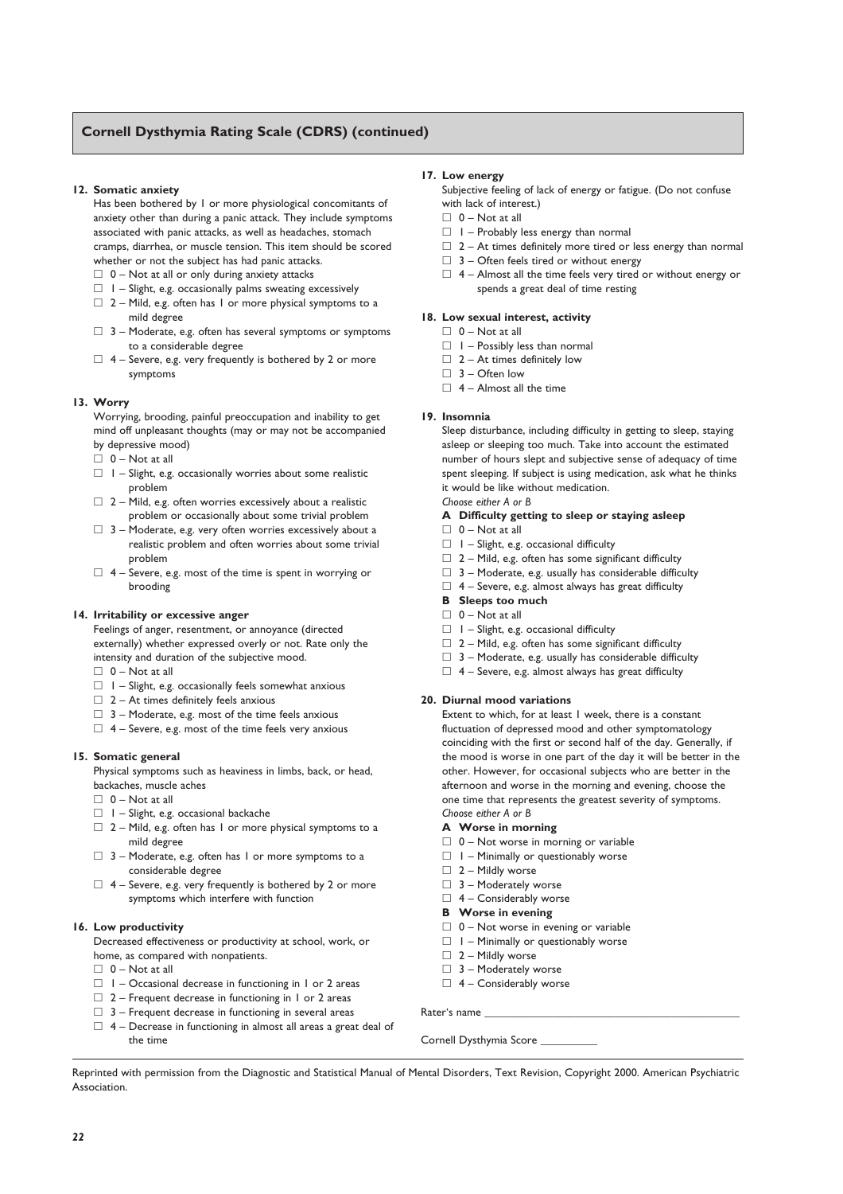## Cornell Dysthymia Rating Scale (CDRS) (continued)

**12. Somatic anxiety**

Has been bothered by 1 or more physiological concomitants of anxiety other than during a panic attack. They include symptoms associated with panic attacks, as well as headaches, stomach cramps, diarrhea, or muscle tension. This item should be scored whether or not the subject has had panic attacks.

- ☐ 0 – Not at all or only during anxiety attacks
- ☐ 1 – Slight, e.g. occasionally palms sweating excessively
- ☐ 2 – Mild, e.g. often has 1 or more physical symptoms to a mild degree
- ☐ 3 – Moderate, e.g. often has several symptoms or symptoms to a considerable degree
- ☐ 4 – Severe, e.g. very frequently is bothered by 2 or more symptoms

**13. Worry**

Worrying, brooding, painful preoccupation and inability to get mind off unpleasant thoughts (may or may not be accompanied by depressive mood)

- ☐ 0 – Not at all
- ☐ 1 – Slight, e.g. occasionally worries about some realistic problem
- ☐ 2 – Mild, e.g. often worries excessively about a realistic problem or occasionally about some trivial problem
- ☐ 3 – Moderate, e.g. very often worries excessively about a realistic problem and often worries about some trivial problem
- ☐ 4 – Severe, e.g. most of the time is spent in worrying or brooding

**14. Irritability or excessive anger**

Feelings of anger, resentment, or annoyance (directed externally) whether expressed overly or not. Rate only the intensity and duration of the subjective mood.

- ☐ 0 – Not at all
- ☐ 1 – Slight, e.g. occasionally feels somewhat anxious
- ☐ 2 – At times definitely feels anxious
- ☐ 3 – Moderate, e.g. most of the time feels anxious
- ☐ 4 – Severe, e.g. most of the time feels very anxious

**15. Somatic general**

Physical symptoms such as heaviness in limbs, back, or head, backaches, muscle aches

- ☐ 0 – Not at all
- ☐ 1 – Slight, e.g. occasional backache
- ☐ 2 – Mild, e.g. often has 1 or more physical symptoms to a mild degree
- ☐ 3 – Moderate, e.g. often has 1 or more symptoms to a considerable degree
- ☐ 4 – Severe, e.g. very frequently is bothered by 2 or more symptoms which interfere with function

**16. Low productivity**

Decreased effectiveness or productivity at school, work, or home, as compared with nonpatients.

- ☐ 0 – Not at all
- ☐ 1 – Occasional decrease in functioning in 1 or 2 areas
- ☐ 2 – Frequent decrease in functioning in 1 or 2 areas
- ☐ 3 – Frequent decrease in functioning in several areas
- ☐ 4 – Decrease in functioning in almost all areas a great deal of the time

**17. Low energy**

Subjective feeling of lack of energy or fatigue. (Do not confuse with lack of interest.)

- ☐ 0 – Not at all
- ☐ 1 – Probably less energy than normal
- ☐ 2 – At times definitely more tired or less energy than normal
- ☐ 3 – Often feels tired or without energy
- ☐ 4 – Almost all the time feels very tired or without energy or spends a great deal of time resting

**18. Low sexual interest, activity**

- ☐ 0 – Not at all
- ☐ 1 – Possibly less than normal
- ☐ 2 – At times definitely low
- ☐ 3 – Often low
- ☐ 4 – Almost all the time

**19. Insomnia**

Sleep disturbance, including difficulty in getting to sleep, staying asleep or sleeping too much. Take into account the estimated number of hours slept and subjective sense of adequacy of time spent sleeping. If subject is using medication, ask what he thinks it would be like without medication.

*Choose either A or B*

**A Difficulty getting to sleep or staying asleep**

- ☐ 0 – Not at all
- ☐ 1 – Slight, e.g. occasional difficulty
- ☐ 2 – Mild, e.g. often has some significant difficulty
- ☐ 3 – Moderate, e.g. usually has considerable difficulty
- ☐ 4 – Severe, e.g. almost always has great difficulty

**B Sleeps too much**

- ☐ 0 – Not at all
- ☐ 1 – Slight, e.g. occasional difficulty
- ☐ 2 – Mild, e.g. often has some significant difficulty
- ☐ 3 – Moderate, e.g. usually has considerable difficulty
- ☐ 4 – Severe, e.g. almost always has great difficulty

**20. Diurnal mood variations**

Extent to which, for at least 1 week, there is a constant fluctuation of depressed mood and other symptomatology coinciding with the first or second half of the day. Generally, if the mood is worse in one part of the day it will be better in the other. However, for occasional subjects who are better in the afternoon and worse in the morning and evening, choose the one time that represents the greatest severity of symptoms.

*Choose either A or B*

**A Worse in morning**

- ☐ 0 – Not worse in morning or variable
- ☐ 1 – Minimally or questionably worse
- ☐ 2 – Mildly worse
- ☐ 3 – Moderately worse
- ☐ 4 – Considerably worse

**B Worse in evening**

- ☐ 0 – Not worse in evening or variable
- ☐ 1 – Minimally or questionably worse
- ☐ 2 – Mildly worse
- ☐ 3 – Moderately worse
- ☐ 4 – Considerably worse

Rater's name ____________________________________________

Cornell Dysthymia Score __________

Reprinted with permission from the Diagnostic and Statistical Manual of Mental Disorders, Text Revision, Copyright 2000. American Psychiatric Association.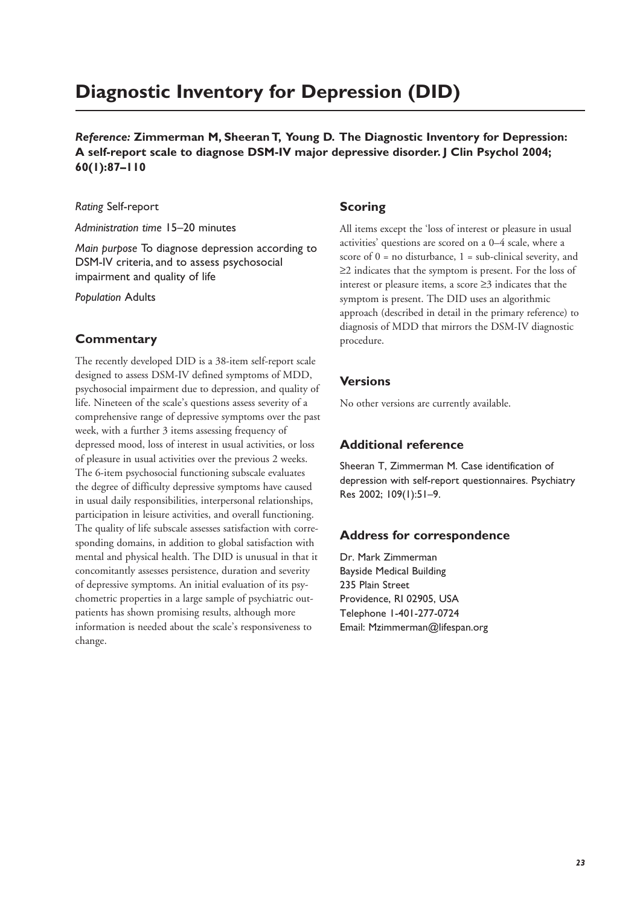# Diagnostic Inventory for Depression (DID)

***Reference:*** **Zimmerman M, Sheeran T, Young D. The Diagnostic Inventory for Depression: A self-report scale to diagnose DSM-IV major depressive disorder. J Clin Psychol 2004; 60(1):87–110**

*Rating* Self-report

*Administration time* 15–20 minutes

*Main purpose* To diagnose depression according to DSM-IV criteria, and to assess psychosocial impairment and quality of life

*Population* Adults

## Commentary

The recently developed DID is a 38-item self-report scale designed to assess DSM-IV defined symptoms of MDD, psychosocial impairment due to depression, and quality of life. Nineteen of the scale's questions assess severity of a comprehensive range of depressive symptoms over the past week, with a further 3 items assessing frequency of depressed mood, loss of interest in usual activities, or loss of pleasure in usual activities over the previous 2 weeks. The 6-item psychosocial functioning subscale evaluates the degree of difficulty depressive symptoms have caused in usual daily responsibilities, interpersonal relationships, participation in leisure activities, and overall functioning. The quality of life subscale assesses satisfaction with corresponding domains, in addition to global satisfaction with mental and physical health. The DID is unusual in that it concomitantly assesses persistence, duration and severity of depressive symptoms. An initial evaluation of its psychometric properties in a large sample of psychiatric outpatients has shown promising results, although more information is needed about the scale's responsiveness to change.

## Scoring

All items except the 'loss of interest or pleasure in usual activities' questions are scored on a 0–4 scale, where a score of 0 = no disturbance, 1 = sub-clinical severity, and ≥2 indicates that the symptom is present. For the loss of interest or pleasure items, a score ≥3 indicates that the symptom is present. The DID uses an algorithmic approach (described in detail in the primary reference) to diagnosis of MDD that mirrors the DSM-IV diagnostic procedure.

## Versions

No other versions are currently available.

## Additional reference

Sheeran T, Zimmerman M. Case identification of depression with self-report questionnaires. Psychiatry Res 2002; 109(1):51–9.

## Address for correspondence

Dr. Mark Zimmerman
Bayside Medical Building
235 Plain Street
Providence, RI 02905, USA
Telephone 1-401-277-0724
Email: Mzimmerman@lifespan.org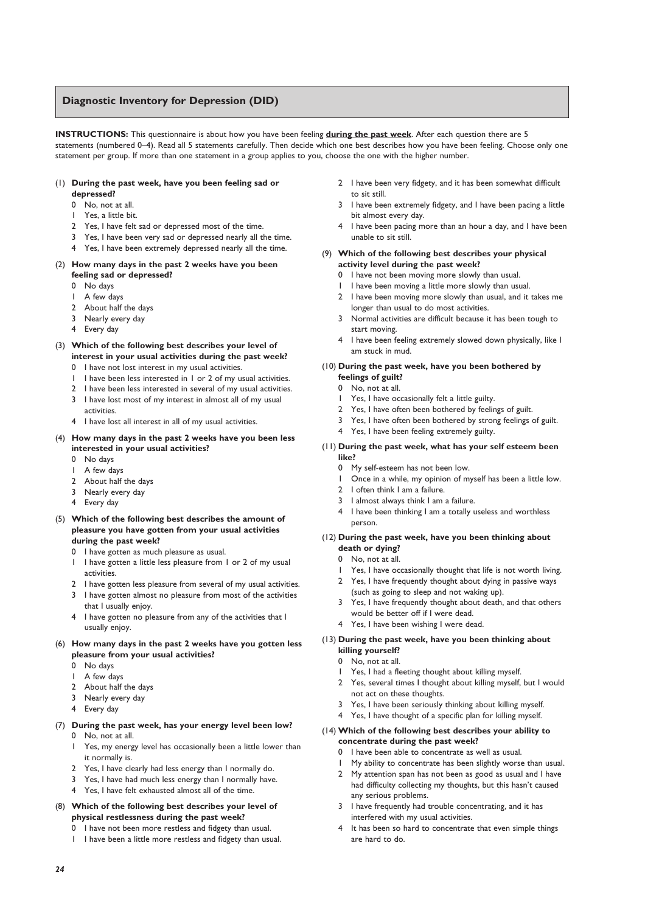## Diagnostic Inventory for Depression (DID)

**INSTRUCTIONS:** This questionnaire is about how you have been feeling **during the past week**. After each question there are 5 statements (numbered 0–4). Read all 5 statements carefully. Then decide which one best describes how you have been feeling. Choose only one statement per group. If more than one statement in a group applies to you, choose the one with the higher number.

(1) **During the past week, have you been feeling sad or depressed?**
- 0 No, not at all.
- 1 Yes, a little bit.
- 2 Yes, I have felt sad or depressed most of the time.
- 3 Yes, I have been very sad or depressed nearly all the time.
- 4 Yes, I have been extremely depressed nearly all the time.

(2) **How many days in the past 2 weeks have you been feeling sad or depressed?**
- 0 No days
- 1 A few days
- 2 About half the days
- 3 Nearly every day
- 4 Every day

(3) **Which of the following best describes your level of interest in your usual activities during the past week?**
- 0 I have not lost interest in my usual activities.
- 1 I have been less interested in 1 or 2 of my usual activities.
- 2 I have been less interested in several of my usual activities.
- 3 I have lost most of my interest in almost all of my usual activities.
- 4 I have lost all interest in all of my usual activities.

(4) **How many days in the past 2 weeks have you been less interested in your usual activities?**
- 0 No days
- 1 A few days
- 2 About half the days
- 3 Nearly every day
- 4 Every day

(5) **Which of the following best describes the amount of pleasure you have gotten from your usual activities during the past week?**
- 0 I have gotten as much pleasure as usual.
- 1 I have gotten a little less pleasure from 1 or 2 of my usual activities.
- 2 I have gotten less pleasure from several of my usual activities.
- 3 I have gotten almost no pleasure from most of the activities that I usually enjoy.
- 4 I have gotten no pleasure from any of the activities that I usually enjoy.

(6) **How many days in the past 2 weeks have you gotten less pleasure from your usual activities?**
- 0 No days
- 1 A few days
- 2 About half the days
- 3 Nearly every day
- 4 Every day

(7) **During the past week, has your energy level been low?**
- 0 No, not at all.
- 1 Yes, my energy level has occasionally been a little lower than it normally is.
- 2 Yes, I have clearly had less energy than I normally do.
- 3 Yes, I have had much less energy than I normally have.
- 4 Yes, I have felt exhausted almost all of the time.

(8) **Which of the following best describes your level of physical restlessness during the past week?**
- 0 I have not been more restless and fidgety than usual.
- 1 I have been a little more restless and fidgety than usual.
- 2 I have been very fidgety, and it has been somewhat difficult to sit still.
- 3 I have been extremely fidgety, and I have been pacing a little bit almost every day.
- 4 I have been pacing more than an hour a day, and I have been unable to sit still.

(9) **Which of the following best describes your physical activity level during the past week?**
- 0 I have not been moving more slowly than usual.
- 1 I have been moving a little more slowly than usual.
- 2 I have been moving more slowly than usual, and it takes me longer than usual to do most activities.
- 3 Normal activities are difficult because it has been tough to start moving.
- 4 I have been feeling extremely slowed down physically, like I am stuck in mud.

(10) **During the past week, have you been bothered by feelings of guilt?**
- 0 No, not at all.
- 1 Yes, I have occasionally felt a little guilty.
- 2 Yes, I have often been bothered by feelings of guilt.
- 3 Yes, I have often been bothered by strong feelings of guilt.
- 4 Yes, I have been feeling extremely guilty.

(11) **During the past week, what has your self esteem been like?**
- 0 My self-esteem has not been low.
- 1 Once in a while, my opinion of myself has been a little low.
- 2 I often think I am a failure.
- 3 I almost always think I am a failure.
- 4 I have been thinking I am a totally useless and worthless person.

(12) **During the past week, have you been thinking about death or dying?**
- 0 No, not at all.
- 1 Yes, I have occasionally thought that life is not worth living.
- 2 Yes, I have frequently thought about dying in passive ways (such as going to sleep and not waking up).
- 3 Yes, I have frequently thought about death, and that others would be better off if I were dead.
- 4 Yes, I have been wishing I were dead.

(13) **During the past week, have you been thinking about killing yourself?**
- 0 No, not at all.
- 1 Yes, I had a fleeting thought about killing myself.
- 2 Yes, several times I thought about killing myself, but I would not act on these thoughts.
- 3 Yes, I have been seriously thinking about killing myself.
- 4 Yes, I have thought of a specific plan for killing myself.

(14) **Which of the following best describes your ability to concentrate during the past week?**
- 0 I have been able to concentrate as well as usual.
- 1 My ability to concentrate has been slightly worse than usual.
- 2 My attention span has not been as good as usual and I have had difficulty collecting my thoughts, but this hasn't caused any serious problems.
- 3 I have frequently had trouble concentrating, and it has interfered with my usual activities.
- 4 It has been so hard to concentrate that even simple things are hard to do.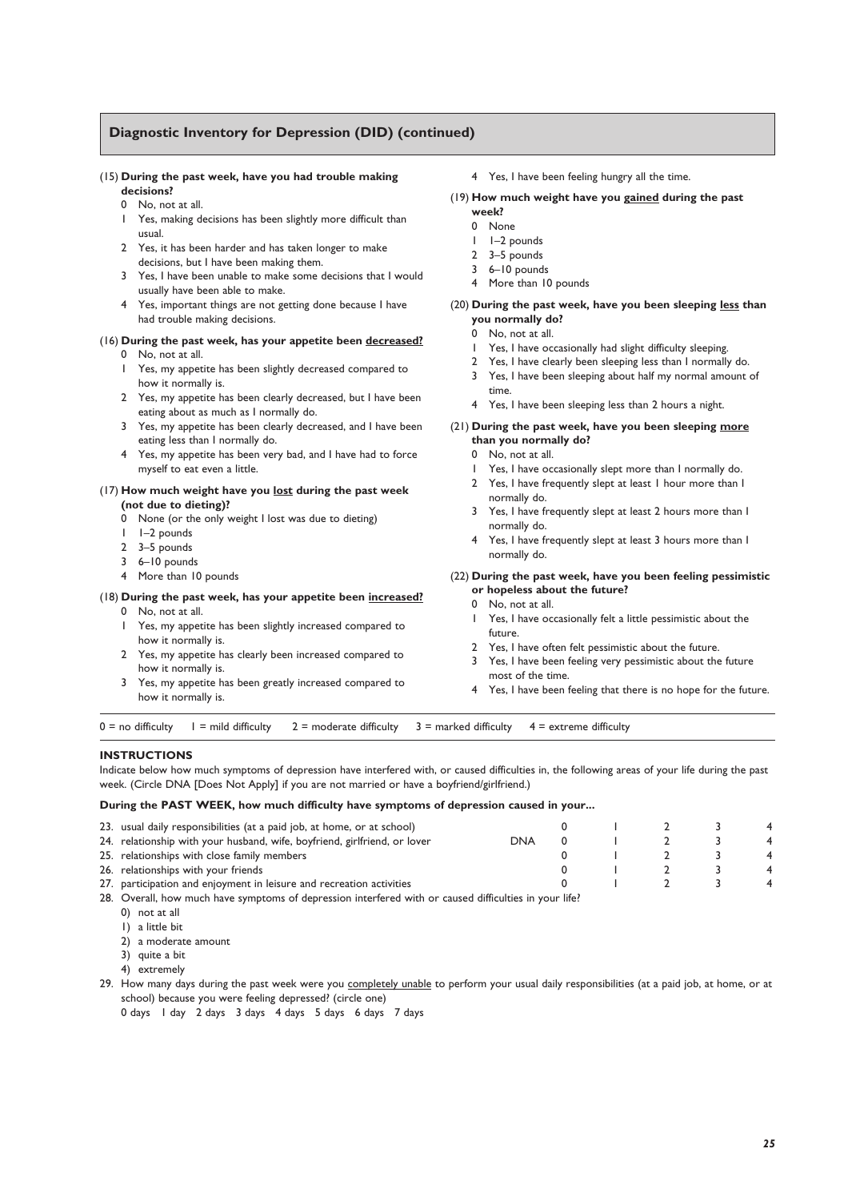## Diagnostic Inventory for Depression (DID) (continued)

(15) **During the past week, have you had trouble making decisions?**

0 No, not at all.
1 Yes, making decisions has been slightly more difficult than usual.
2 Yes, it has been harder and has taken longer to make decisions, but I have been making them.
3 Yes, I have been unable to make some decisions that I would usually have been able to make.
4 Yes, important things are not getting done because I have had trouble making decisions.

(16) **During the past week, has your appetite been decreased?**

0 No, not at all.
1 Yes, my appetite has been slightly decreased compared to how it normally is.
2 Yes, my appetite has been clearly decreased, but I have been eating about as much as I normally do.
3 Yes, my appetite has been clearly decreased, and I have been eating less than I normally do.
4 Yes, my appetite has been very bad, and I have had to force myself to eat even a little.

(17) **How much weight have you lost during the past week (not due to dieting)?**

0 None (or the only weight I lost was due to dieting)
1 1–2 pounds
2 3–5 pounds
3 6–10 pounds
4 More than 10 pounds

(18) **During the past week, has your appetite been increased?**

0 No, not at all.
1 Yes, my appetite has been slightly increased compared to how it normally is.
2 Yes, my appetite has clearly been increased compared to how it normally is.
3 Yes, my appetite has been greatly increased compared to how it normally is.
4 Yes, I have been feeling hungry all the time.

(19) **How much weight have you gained during the past week?**

0 None
1 1–2 pounds
2 3–5 pounds
3 6–10 pounds
4 More than 10 pounds

(20) **During the past week, have you been sleeping less than you normally do?**

0 No, not at all.
1 Yes, I have occasionally had slight difficulty sleeping.
2 Yes, I have clearly been sleeping less than I normally do.
3 Yes, I have been sleeping about half my normal amount of time.
4 Yes, I have been sleeping less than 2 hours a night.

(21) **During the past week, have you been sleeping more than you normally do?**

0 No, not at all.
1 Yes, I have occasionally slept more than I normally do.
2 Yes, I have frequently slept at least 1 hour more than I normally do.
3 Yes, I have frequently slept at least 2 hours more than I normally do.
4 Yes, I have frequently slept at least 3 hours more than I normally do.

(22) **During the past week, have you been feeling pessimistic or hopeless about the future?**

0 No, not at all.
1 Yes, I have occasionally felt a little pessimistic about the future.
2 Yes, I have often felt pessimistic about the future.
3 Yes, I have been feeling very pessimistic about the future most of the time.
4 Yes, I have been feeling that there is no hope for the future.

0 = no difficulty  1 = mild difficulty  2 = moderate difficulty  3 = marked difficulty  4 = extreme difficulty

### INSTRUCTIONS

Indicate below how much symptoms of depression have interfered with, or caused difficulties in, the following areas of your life during the past week. (Circle DNA [Does Not Apply] if you are not married or have a boyfriend/girlfriend.)

**During the PAST WEEK, how much difficulty have symptoms of depression caused in your...**

| | | | | | | |
|---|---|---|---|---|---|---|
| 23. usual daily responsibilities (at a paid job, at home, or at school) | | 0 | 1 | 2 | 3 | 4 |
| 24. relationship with your husband, wife, boyfriend, girlfriend, or lover | DNA | 0 | 1 | 2 | 3 | 4 |
| 25. relationships with close family members | | 0 | 1 | 2 | 3 | 4 |
| 26. relationships with your friends | | 0 | 1 | 2 | 3 | 4 |
| 27. participation and enjoyment in leisure and recreation activities | | 0 | 1 | 2 | 3 | 4 |

28. Overall, how much have symptoms of depression interfered with or caused difficulties in your life?

0) not at all
1) a little bit
2) a moderate amount
3) quite a bit
4) extremely

29. How many days during the past week were you completely unable to perform your usual daily responsibilities (at a paid job, at home, or at school) because you were feeling depressed? (circle one)

0 days  1 day  2 days  3 days  4 days  5 days  6 days  7 days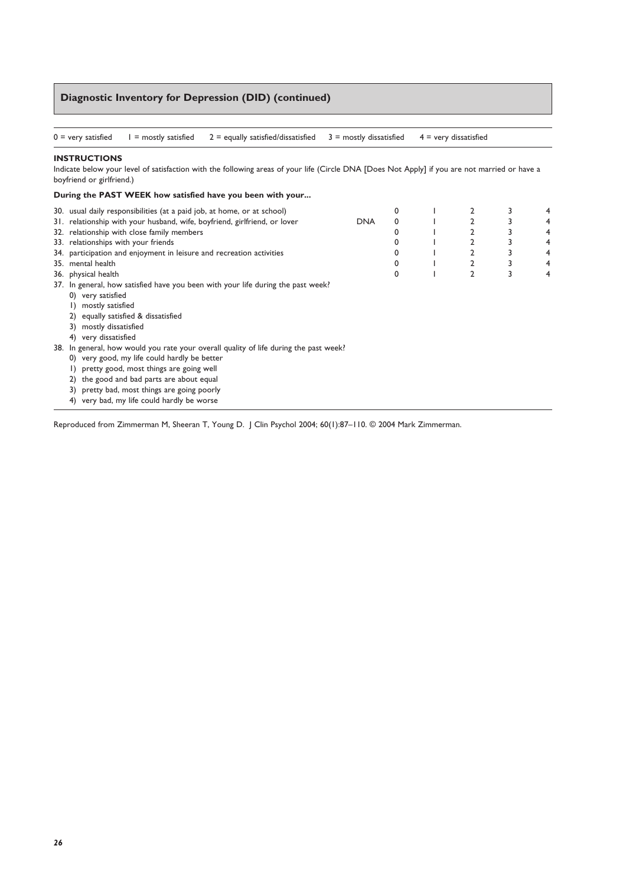## Diagnostic Inventory for Depression (DID) (continued)

0 = very satisfied  1 = mostly satisfied  2 = equally satisfied/dissatisfied  3 = mostly dissatisfied  4 = very dissatisfied

**INSTRUCTIONS**

Indicate below your level of satisfaction with the following areas of your life (Circle DNA [Does Not Apply] if you are not married or have a boyfriend or girlfriend.)

**During the PAST WEEK how satisfied have you been with your...**

| | | | | | | |
|---|---|---|---|---|---|---|
| 30. usual daily responsibilities (at a paid job, at home, or at school) | | 0 | 1 | 2 | 3 | 4 |
| 31. relationship with your husband, wife, boyfriend, girlfriend, or lover | DNA | 0 | 1 | 2 | 3 | 4 |
| 32. relationship with close family members | | 0 | 1 | 2 | 3 | 4 |
| 33. relationships with your friends | | 0 | 1 | 2 | 3 | 4 |
| 34. participation and enjoyment in leisure and recreation activities | | 0 | 1 | 2 | 3 | 4 |
| 35. mental health | | 0 | 1 | 2 | 3 | 4 |
| 36. physical health | | 0 | 1 | 2 | 3 | 4 |

37. In general, how satisfied have you been with your life during the past week?
   0) very satisfied
   1) mostly satisfied
   2) equally satisfied & dissatisfied
   3) mostly dissatisfied
   4) very dissatisfied

38. In general, how would you rate your overall quality of life during the past week?
   0) very good, my life could hardly be better
   1) pretty good, most things are going well
   2) the good and bad parts are about equal
   3) pretty bad, most things are going poorly
   4) very bad, my life could hardly be worse

Reproduced from Zimmerman M, Sheeran T, Young D. J Clin Psychol 2004; 60(1):87–110. © 2004 Mark Zimmerman.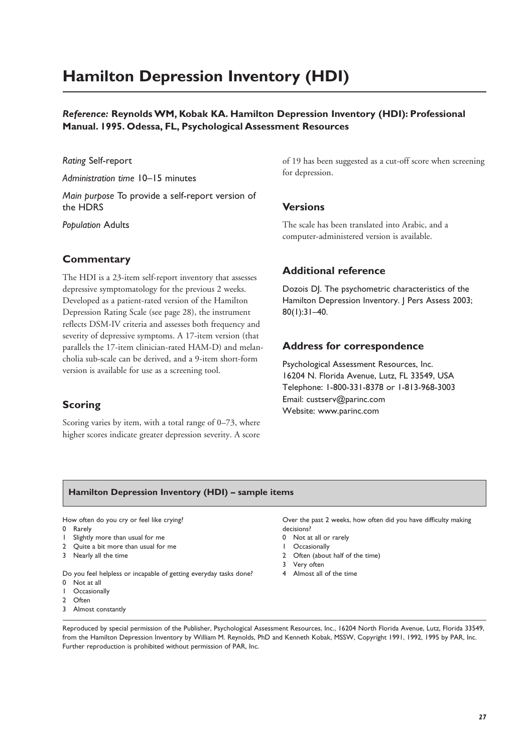# Hamilton Depression Inventory (HDI)

***Reference:* Reynolds WM, Kobak KA. Hamilton Depression Inventory (HDI): Professional Manual. 1995. Odessa, FL, Psychological Assessment Resources**

*Rating* Self-report

*Administration time* 10–15 minutes

*Main purpose* To provide a self-report version of the HDRS

*Population* Adults

## Commentary

The HDI is a 23-item self-report inventory that assesses depressive symptomatology for the previous 2 weeks. Developed as a patient-rated version of the Hamilton Depression Rating Scale (see page 28), the instrument reflects DSM-IV criteria and assesses both frequency and severity of depressive symptoms. A 17-item version (that parallels the 17-item clinician-rated HAM-D) and melancholia sub-scale can be derived, and a 9-item short-form version is available for use as a screening tool.

## Scoring

Scoring varies by item, with a total range of 0–73, where higher scores indicate greater depression severity. A score of 19 has been suggested as a cut-off score when screening for depression.

## Versions

The scale has been translated into Arabic, and a computer-administered version is available.

## Additional reference

Dozois DJ. The psychometric characteristics of the Hamilton Depression Inventory. J Pers Assess 2003; 80(1):31–40.

## Address for correspondence

Psychological Assessment Resources, Inc.
16204 N. Florida Avenue, Lutz, FL 33549, USA
Telephone: 1-800-331-8378 or 1-813-968-3003
Email: custserv@parinc.com
Website: www.parinc.com

### Hamilton Depression Inventory (HDI) – sample items

How often do you cry or feel like crying?
0 Rarely
1 Slightly more than usual for me
2 Quite a bit more than usual for me
3 Nearly all the time

Do you feel helpless or incapable of getting everyday tasks done?
0 Not at all
1 Occasionally
2 Often
3 Almost constantly

Over the past 2 weeks, how often did you have difficulty making decisions?
0 Not at all or rarely
1 Occasionally
2 Often (about half of the time)
3 Very often
4 Almost all of the time

Reproduced by special permission of the Publisher, Psychological Assessment Resources, Inc., 16204 North Florida Avenue, Lutz, Florida 33549, from the Hamilton Depression Inventory by William M. Reynolds, PhD and Kenneth Kobak, MSSW, Copyright 1991, 1992, 1995 by PAR, Inc. Further reproduction is prohibited without permission of PAR, Inc.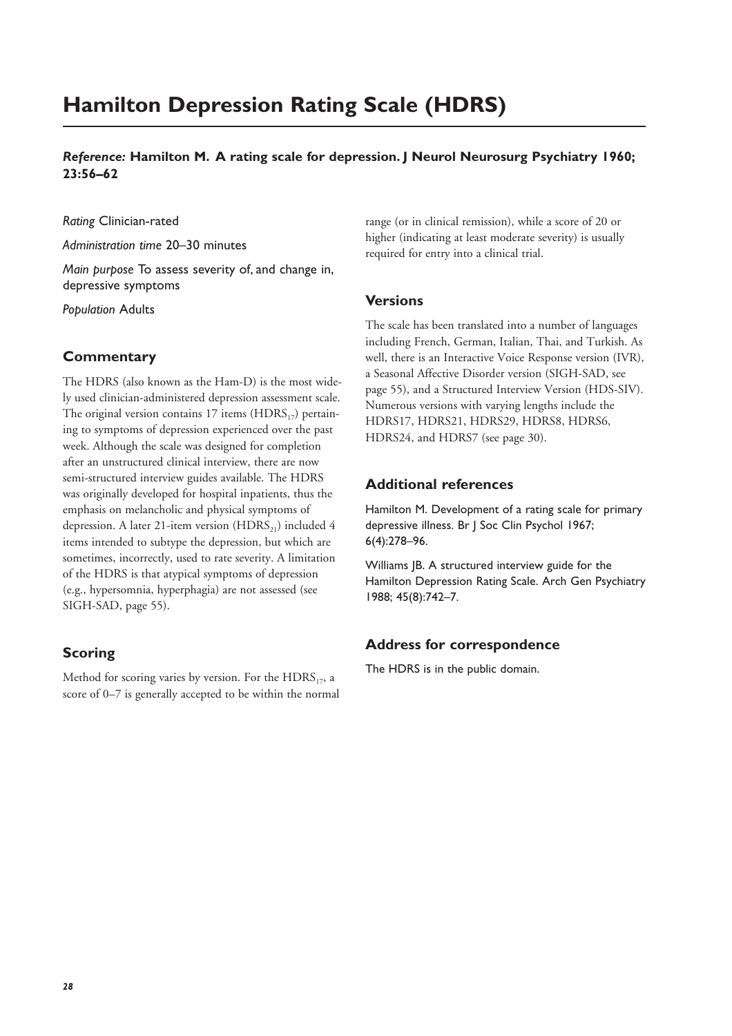# Hamilton Depression Rating Scale (HDRS)

***Reference:* Hamilton M. A rating scale for depression. J Neurol Neurosurg Psychiatry 1960; 23:56–62**

*Rating* Clinician-rated

*Administration time* 20–30 minutes

*Main purpose* To assess severity of, and change in, depressive symptoms

*Population* Adults

## Commentary

The HDRS (also known as the Ham-D) is the most widely used clinician-administered depression assessment scale. The original version contains 17 items ($HDRS_{17}$) pertaining to symptoms of depression experienced over the past week. Although the scale was designed for completion after an unstructured clinical interview, there are now semi-structured interview guides available. The HDRS was originally developed for hospital inpatients, thus the emphasis on melancholic and physical symptoms of depression. A later 21-item version ($HDRS_{21}$) included 4 items intended to subtype the depression, but which are sometimes, incorrectly, used to rate severity. A limitation of the HDRS is that atypical symptoms of depression (e.g., hypersomnia, hyperphagia) are not assessed (see SIGH-SAD, page 55).

## Scoring

Method for scoring varies by version. For the $HDRS_{17}$, a score of 0–7 is generally accepted to be within the normal range (or in clinical remission), while a score of 20 or higher (indicating at least moderate severity) is usually required for entry into a clinical trial.

## Versions

The scale has been translated into a number of languages including French, German, Italian, Thai, and Turkish. As well, there is an Interactive Voice Response version (IVR), a Seasonal Affective Disorder version (SIGH-SAD, see page 55), and a Structured Interview Version (HDS-SIV). Numerous versions with varying lengths include the HDRS17, HDRS21, HDRS29, HDRS8, HDRS6, HDRS24, and HDRS7 (see page 30).

## Additional references

Hamilton M. Development of a rating scale for primary depressive illness. Br J Soc Clin Psychol 1967; 6(4):278–96.

Williams JB. A structured interview guide for the Hamilton Depression Rating Scale. Arch Gen Psychiatry 1988; 45(8):742–7.

## Address for correspondence

The HDRS is in the public domain.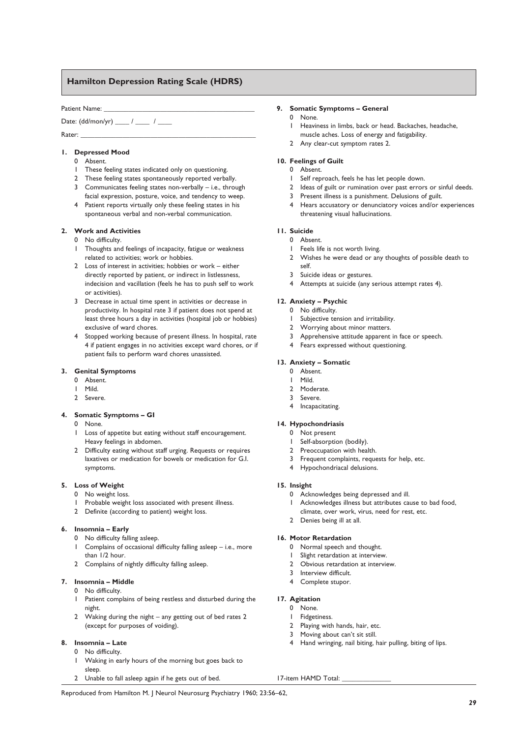## Hamilton Depression Rating Scale (HDRS)

Patient Name: ___________________________________________

Date: (dd/mon/yr) ____ / ____ / ____

Rater: ___________________________________________________

**1. Depressed Mood**

- 0 Absent.
- 1 These feeling states indicated only on questioning.
- 2 These feeling states spontaneously reported verbally.
- 3 Communicates feeling states non-verbally – i.e., through facial expression, posture, voice, and tendency to weep.
- 4 Patient reports virtually only these feeling states in his spontaneous verbal and non-verbal communication.

**2. Work and Activities**

- 0 No difficulty.
- 1 Thoughts and feelings of incapacity, fatigue or weakness related to activities; work or hobbies.
- 2 Loss of interest in activities; hobbies or work – either directly reported by patient, or indirect in listlessness, indecision and vacillation (feels he has to push self to work or activities).
- 3 Decrease in actual time spent in activities or decrease in productivity. In hospital rate 3 if patient does not spend at least three hours a day in activities (hospital job or hobbies) exclusive of ward chores.
- 4 Stopped working because of present illness. In hospital, rate 4 if patient engages in no activities except ward chores, or if patient fails to perform ward chores unassisted.

**3. Genital Symptoms**

- 0 Absent.
- 1 Mild.
- 2 Severe.

**4. Somatic Symptoms – GI**

- 0 None.
- 1 Loss of appetite but eating without staff encouragement. Heavy feelings in abdomen.
- 2 Difficulty eating without staff urging. Requests or requires laxatives or medication for bowels or medication for G.I. symptoms.

**5. Loss of Weight**

- 0 No weight loss.
- 1 Probable weight loss associated with present illness.
- 2 Definite (according to patient) weight loss.

**6. Insomnia – Early**

- 0 No difficulty falling asleep.
- 1 Complains of occasional difficulty falling asleep – i.e., more than 1/2 hour.
- 2 Complains of nightly difficulty falling asleep.

**7. Insomnia – Middle**

- 0 No difficulty.
- 1 Patient complains of being restless and disturbed during the night.
- 2 Waking during the night – any getting out of bed rates 2 (except for purposes of voiding).

**8. Insomnia – Late**

- 0 No difficulty.
- 1 Waking in early hours of the morning but goes back to sleep.
- 2 Unable to fall asleep again if he gets out of bed.

**9. Somatic Symptoms – General**

- 0 None.
- 1 Heaviness in limbs, back or head. Backaches, headache, muscle aches. Loss of energy and fatigability.
- 2 Any clear-cut symptom rates 2.

**10. Feelings of Guilt**

- 0 Absent.
- 1 Self reproach, feels he has let people down.
- 2 Ideas of guilt or rumination over past errors or sinful deeds.
- 3 Present illness is a punishment. Delusions of guilt.
- 4 Hears accusatory or denunciatory voices and/or experiences threatening visual hallucinations.

**11. Suicide**

- 0 Absent.
- 1 Feels life is not worth living.
- 2 Wishes he were dead or any thoughts of possible death to self.
- 3 Suicide ideas or gestures.
- 4 Attempts at suicide (any serious attempt rates 4).

**12. Anxiety – Psychic**

- 0 No difficulty.
- 1 Subjective tension and irritability.
- 2 Worrying about minor matters.
- 3 Apprehensive attitude apparent in face or speech.
- 4 Fears expressed without questioning.

**13. Anxiety – Somatic**

- 0 Absent.
- 1 Mild.
- 2 Moderate.
- 3 Severe.
- 4 Incapacitating.

**14. Hypochondriasis**

- 0 Not present
- 1 Self-absorption (bodily).
- 2 Preoccupation with health.
- 3 Frequent complaints, requests for help, etc.
- 4 Hypochondriacal delusions.

**15. Insight**

- 0 Acknowledges being depressed and ill.
- 1 Acknowledges illness but attributes cause to bad food, climate, over work, virus, need for rest, etc.
- 2 Denies being ill at all.

**16. Motor Retardation**

- 0 Normal speech and thought.
- 1 Slight retardation at interview.
- 2 Obvious retardation at interview.
- 3 Interview difficult.
- 4 Complete stupor.

**17. Agitation**

- 0 None.
- 1 Fidgetiness.
- 2 Playing with hands, hair, etc.
- 3 Moving about can't sit still.
- 4 Hand wringing, nail biting, hair pulling, biting of lips.

17-item HAMD Total: _____________

Reproduced from Hamilton M. J Neurol Neurosurg Psychiatry 1960; 23:56–62,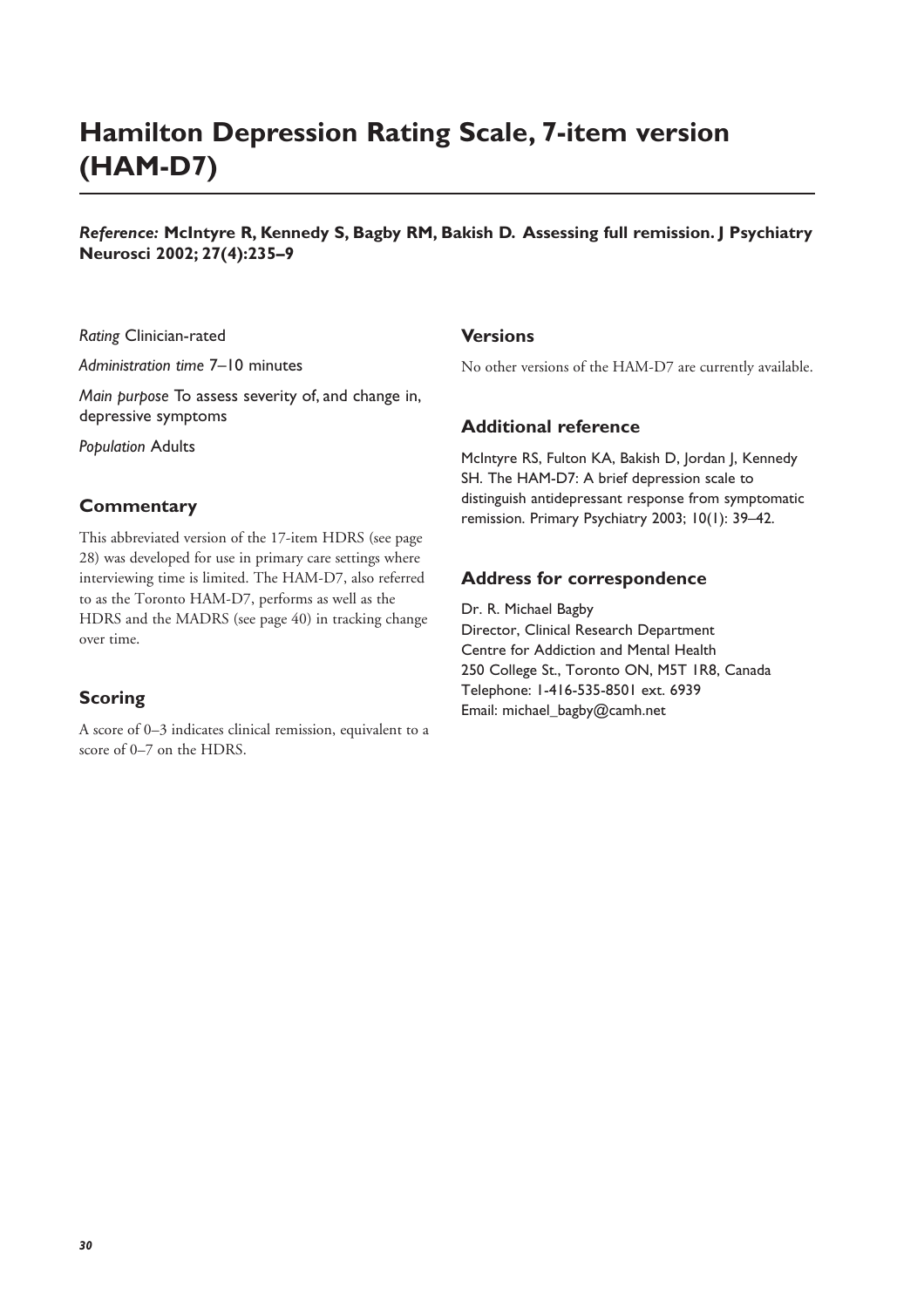# Hamilton Depression Rating Scale, 7-item version (HAM-D7)

***Reference:*** **McIntyre R, Kennedy S, Bagby RM, Bakish D. Assessing full remission. J Psychiatry Neurosci 2002; 27(4):235–9**

*Rating* Clinician-rated

*Administration time* 7–10 minutes

*Main purpose* To assess severity of, and change in, depressive symptoms

*Population* Adults

## Commentary

This abbreviated version of the 17-item HDRS (see page 28) was developed for use in primary care settings where interviewing time is limited. The HAM-D7, also referred to as the Toronto HAM-D7, performs as well as the HDRS and the MADRS (see page 40) in tracking change over time.

## Scoring

A score of 0–3 indicates clinical remission, equivalent to a score of 0–7 on the HDRS.

## Versions

No other versions of the HAM-D7 are currently available.

## Additional reference

McIntyre RS, Fulton KA, Bakish D, Jordan J, Kennedy SH. The HAM-D7: A brief depression scale to distinguish antidepressant response from symptomatic remission. Primary Psychiatry 2003; 10(1): 39–42.

## Address for correspondence

Dr. R. Michael Bagby
Director, Clinical Research Department
Centre for Addiction and Mental Health
250 College St., Toronto ON, M5T 1R8, Canada
Telephone: 1-416-535-8501 ext. 6939
Email: michael_bagby@camh.net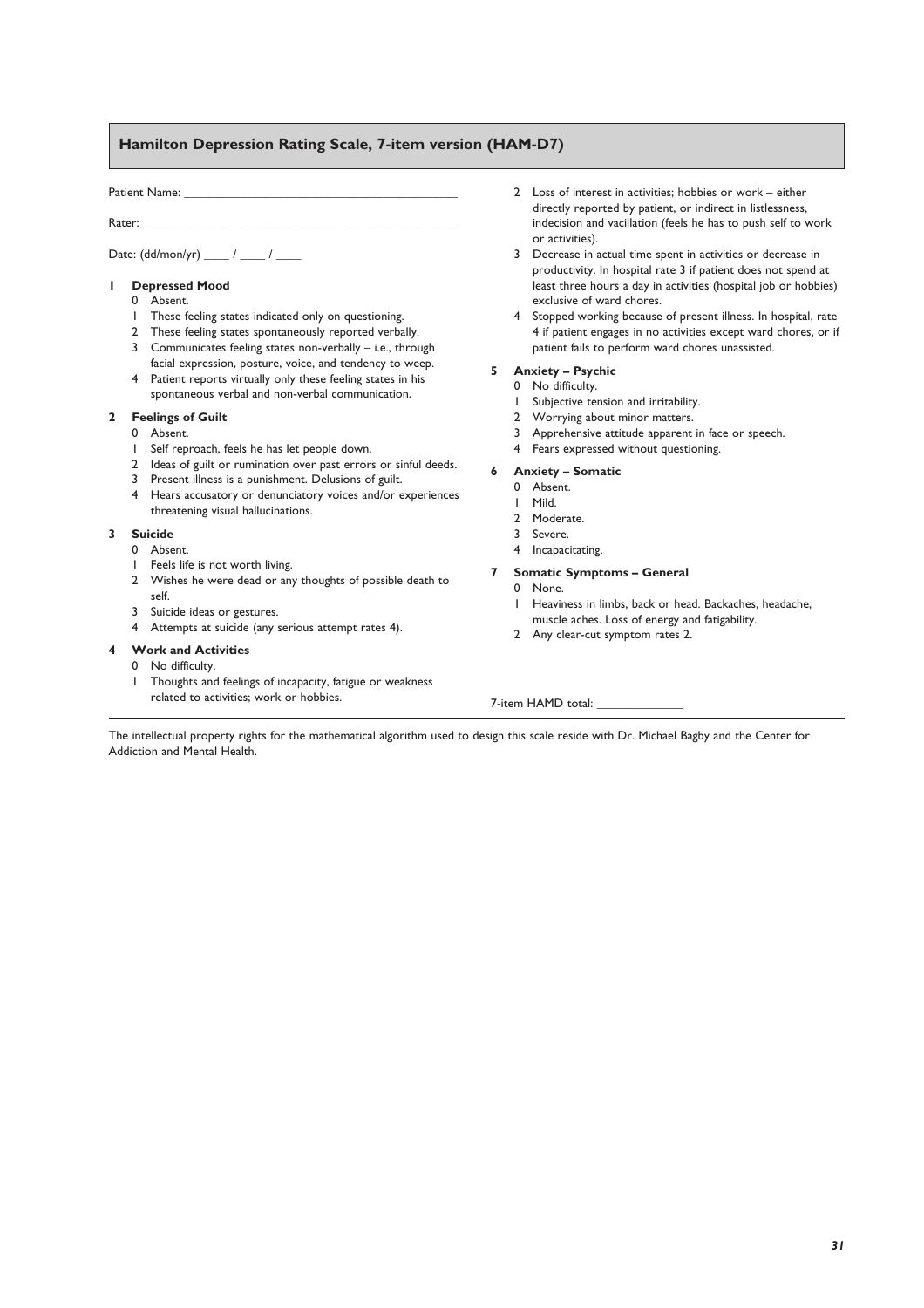## Hamilton Depression Rating Scale, 7-item version (HAM-D7)

Patient Name: ___________________________________________

Rater: ___________________________________________________

Date: (dd/mon/yr) ____ / ____ / ____

**1 Depressed Mood**

- 0 Absent.
- 1 These feeling states indicated only on questioning.
- 2 These feeling states spontaneously reported verbally.
- 3 Communicates feeling states non-verbally – i.e., through facial expression, posture, voice, and tendency to weep.
- 4 Patient reports virtually only these feeling states in his spontaneous verbal and non-verbal communication.

**2 Feelings of Guilt**

- 0 Absent.
- 1 Self reproach, feels he has let people down.
- 2 Ideas of guilt or rumination over past errors or sinful deeds.
- 3 Present illness is a punishment. Delusions of guilt.
- 4 Hears accusatory or denunciatory voices and/or experiences threatening visual hallucinations.

**3 Suicide**

- 0 Absent.
- 1 Feels life is not worth living.
- 2 Wishes he were dead or any thoughts of possible death to self.
- 3 Suicide ideas or gestures.
- 4 Attempts at suicide (any serious attempt rates 4).

**4 Work and Activities**

- 0 No difficulty.
- 1 Thoughts and feelings of incapacity, fatigue or weakness related to activities; work or hobbies.
- 2 Loss of interest in activities; hobbies or work – either directly reported by patient, or indirect in listlessness, indecision and vacillation (feels he has to push self to work or activities).
- 3 Decrease in actual time spent in activities or decrease in productivity. In hospital rate 3 if patient does not spend at least three hours a day in activities (hospital job or hobbies) exclusive of ward chores.
- 4 Stopped working because of present illness. In hospital, rate 4 if patient engages in no activities except ward chores, or if patient fails to perform ward chores unassisted.

**5 Anxiety – Psychic**

- 0 No difficulty.
- 1 Subjective tension and irritability.
- 2 Worrying about minor matters.
- 3 Apprehensive attitude apparent in face or speech.
- 4 Fears expressed without questioning.

**6 Anxiety – Somatic**

- 0 Absent.
- 1 Mild.
- 2 Moderate.
- 3 Severe.
- 4 Incapacitating.

**7 Somatic Symptoms – General**

- 0 None.
- 1 Heaviness in limbs, back or head. Backaches, headache, muscle aches. Loss of energy and fatigability.
- 2 Any clear-cut symptom rates 2.

7-item HAMD total: ______________

The intellectual property rights for the mathematical algorithm used to design this scale reside with Dr. Michael Bagby and the Center for Addiction and Mental Health.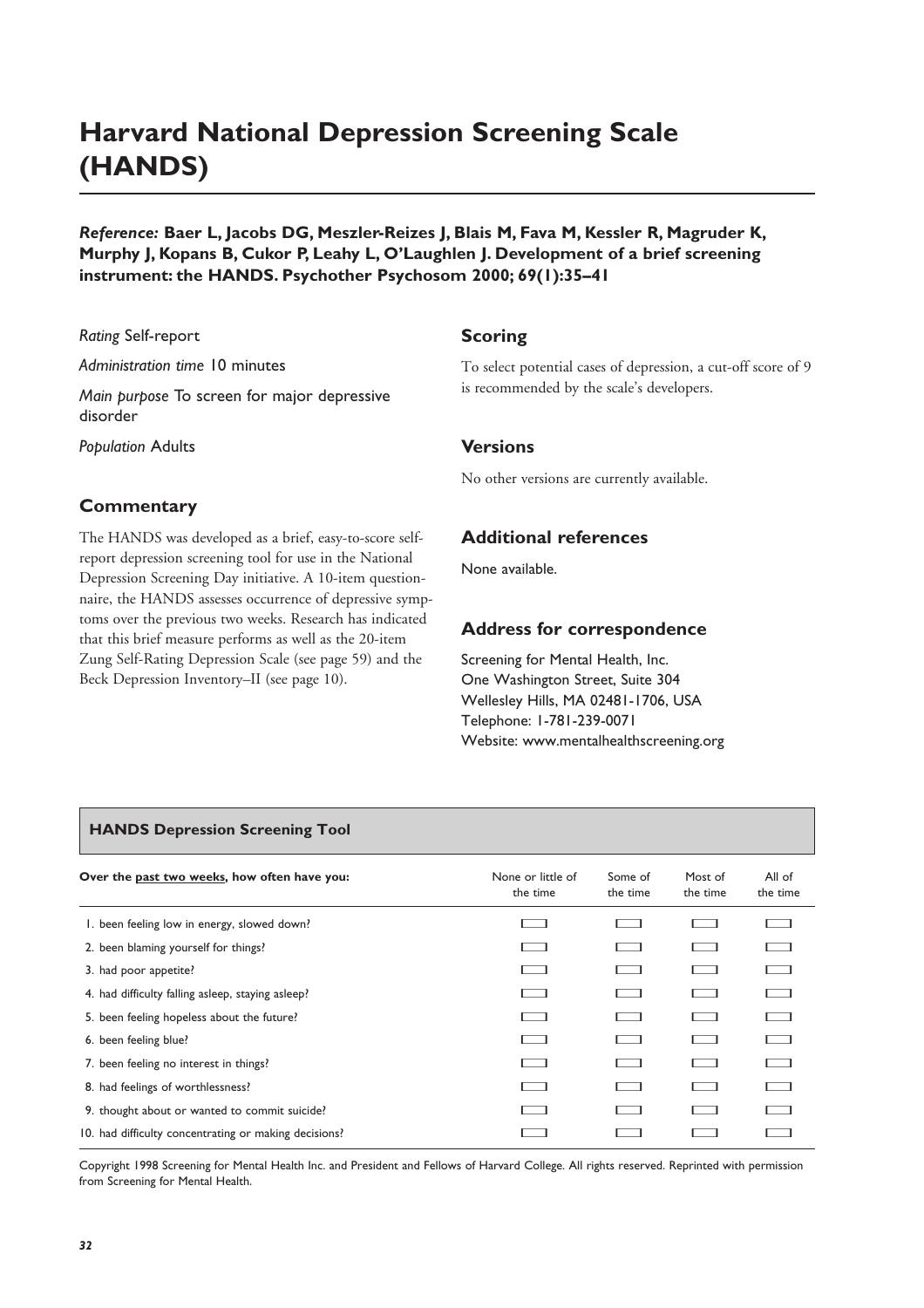# Harvard National Depression Screening Scale (HANDS)

***Reference:*** **Baer L, Jacobs DG, Meszler-Reizes J, Blais M, Fava M, Kessler R, Magruder K, Murphy J, Kopans B, Cukor P, Leahy L, O'Laughlen J. Development of a brief screening instrument: the HANDS. Psychother Psychosom 2000; 69(1):35–41**

*Rating* Self-report

*Administration time* 10 minutes

*Main purpose* To screen for major depressive disorder

*Population* Adults

## Commentary

The HANDS was developed as a brief, easy-to-score self-report depression screening tool for use in the National Depression Screening Day initiative. A 10-item questionnaire, the HANDS assesses occurrence of depressive symptoms over the previous two weeks. Research has indicated that this brief measure performs as well as the 20-item Zung Self-Rating Depression Scale (see page 59) and the Beck Depression Inventory–II (see page 10).

## Scoring

To select potential cases of depression, a cut-off score of 9 is recommended by the scale's developers.

## Versions

No other versions are currently available.

## Additional references

None available.

## Address for correspondence

Screening for Mental Health, Inc.
One Washington Street, Suite 304
Wellesley Hills, MA 02481-1706, USA
Telephone: 1-781-239-0071
Website: www.mentalhealthscreening.org

### HANDS Depression Screening Tool

| Over the past two weeks, how often have you: | None or little of the time | Some of the time | Most of the time | All of the time |
|---|---|---|---|---|
| 1. been feeling low in energy, slowed down? | ☐ | ☐ | ☐ | ☐ |
| 2. been blaming yourself for things? | ☐ | ☐ | ☐ | ☐ |
| 3. had poor appetite? | ☐ | ☐ | ☐ | ☐ |
| 4. had difficulty falling asleep, staying asleep? | ☐ | ☐ | ☐ | ☐ |
| 5. been feeling hopeless about the future? | ☐ | ☐ | ☐ | ☐ |
| 6. been feeling blue? | ☐ | ☐ | ☐ | ☐ |
| 7. been feeling no interest in things? | ☐ | ☐ | ☐ | ☐ |
| 8. had feelings of worthlessness? | ☐ | ☐ | ☐ | ☐ |
| 9. thought about or wanted to commit suicide? | ☐ | ☐ | ☐ | ☐ |
| 10. had difficulty concentrating or making decisions? | ☐ | ☐ | ☐ | ☐ |

Copyright 1998 Screening for Mental Health Inc. and President and Fellows of Harvard College. All rights reserved. Reprinted with permission from Screening for Mental Health.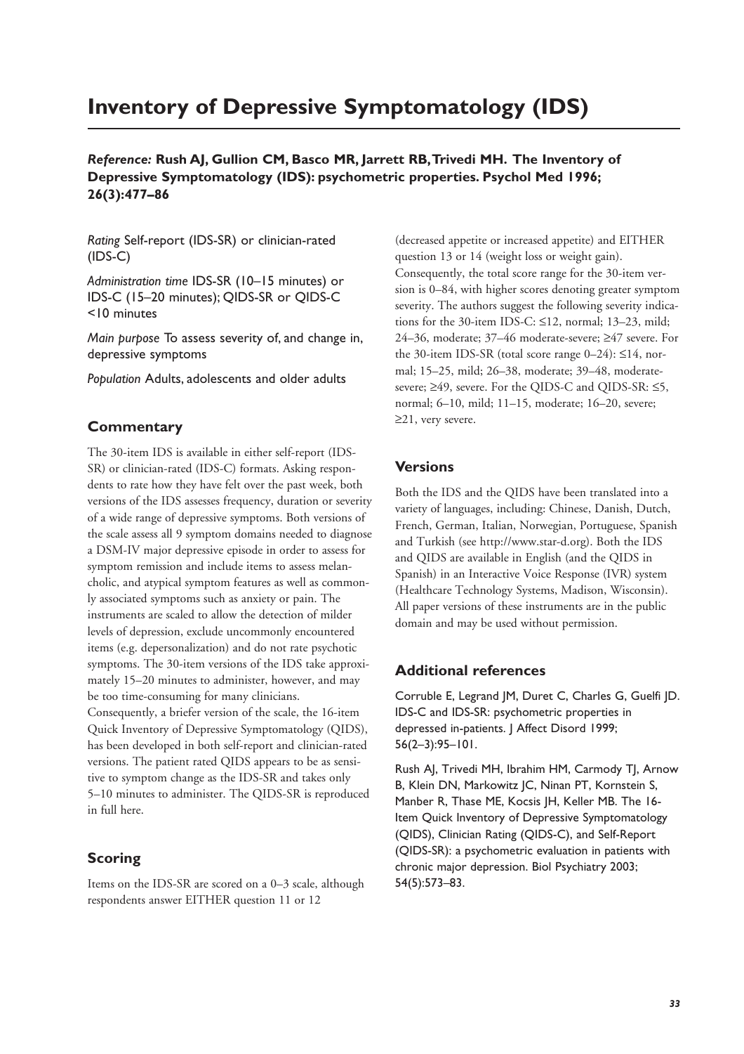# Inventory of Depressive Symptomatology (IDS)

***Reference:*** **Rush AJ, Gullion CM, Basco MR, Jarrett RB, Trivedi MH. The Inventory of Depressive Symptomatology (IDS): psychometric properties. Psychol Med 1996; 26(3):477–86**

*Rating* Self-report (IDS-SR) or clinician-rated (IDS-C)

*Administration time* IDS-SR (10–15 minutes) or IDS-C (15–20 minutes); QIDS-SR or QIDS-C <10 minutes

*Main purpose* To assess severity of, and change in, depressive symptoms

*Population* Adults, adolescents and older adults

## Commentary

The 30-item IDS is available in either self-report (IDS-SR) or clinician-rated (IDS-C) formats. Asking respondents to rate how they have felt over the past week, both versions of the IDS assesses frequency, duration or severity of a wide range of depressive symptoms. Both versions of the scale assess all 9 symptom domains needed to diagnose a DSM-IV major depressive episode in order to assess for symptom remission and include items to assess melancholic, and atypical symptom features as well as commonly associated symptoms such as anxiety or pain. The instruments are scaled to allow the detection of milder levels of depression, exclude uncommonly encountered items (e.g. depersonalization) and do not rate psychotic symptoms. The 30-item versions of the IDS take approximately 15–20 minutes to administer, however, and may be too time-consuming for many clinicians. Consequently, a briefer version of the scale, the 16-item Quick Inventory of Depressive Symptomatology (QIDS), has been developed in both self-report and clinician-rated versions. The patient rated QIDS appears to be as sensitive to symptom change as the IDS-SR and takes only 5–10 minutes to administer. The QIDS-SR is reproduced in full here.

## Scoring

Items on the IDS-SR are scored on a 0–3 scale, although respondents answer EITHER question 11 or 12 (decreased appetite or increased appetite) and EITHER question 13 or 14 (weight loss or weight gain). Consequently, the total score range for the 30-item version is 0–84, with higher scores denoting greater symptom severity. The authors suggest the following severity indications for the 30-item IDS-C: ≤12, normal; 13–23, mild; 24–36, moderate; 37–46 moderate-severe; ≥47 severe. For the 30-item IDS-SR (total score range 0–24): ≤14, normal; 15–25, mild; 26–38, moderate; 39–48, moderate-severe; ≥49, severe. For the QIDS-C and QIDS-SR: ≤5, normal; 6–10, mild; 11–15, moderate; 16–20, severe; ≥21, very severe.

## Versions

Both the IDS and the QIDS have been translated into a variety of languages, including: Chinese, Danish, Dutch, French, German, Italian, Norwegian, Portuguese, Spanish and Turkish (see http://www.star-d.org). Both the IDS and QIDS are available in English (and the QIDS in Spanish) in an Interactive Voice Response (IVR) system (Healthcare Technology Systems, Madison, Wisconsin). All paper versions of these instruments are in the public domain and may be used without permission.

## Additional references

Corruble E, Legrand JM, Duret C, Charles G, Guelfi JD. IDS-C and IDS-SR: psychometric properties in depressed in-patients. J Affect Disord 1999; 56(2–3):95–101.

Rush AJ, Trivedi MH, Ibrahim HM, Carmody TJ, Arnow B, Klein DN, Markowitz JC, Ninan PT, Kornstein S, Manber R, Thase ME, Kocsis JH, Keller MB. The 16-Item Quick Inventory of Depressive Symptomatology (QIDS), Clinician Rating (QIDS-C), and Self-Report (QIDS-SR): a psychometric evaluation in patients with chronic major depression. Biol Psychiatry 2003; 54(5):573–83.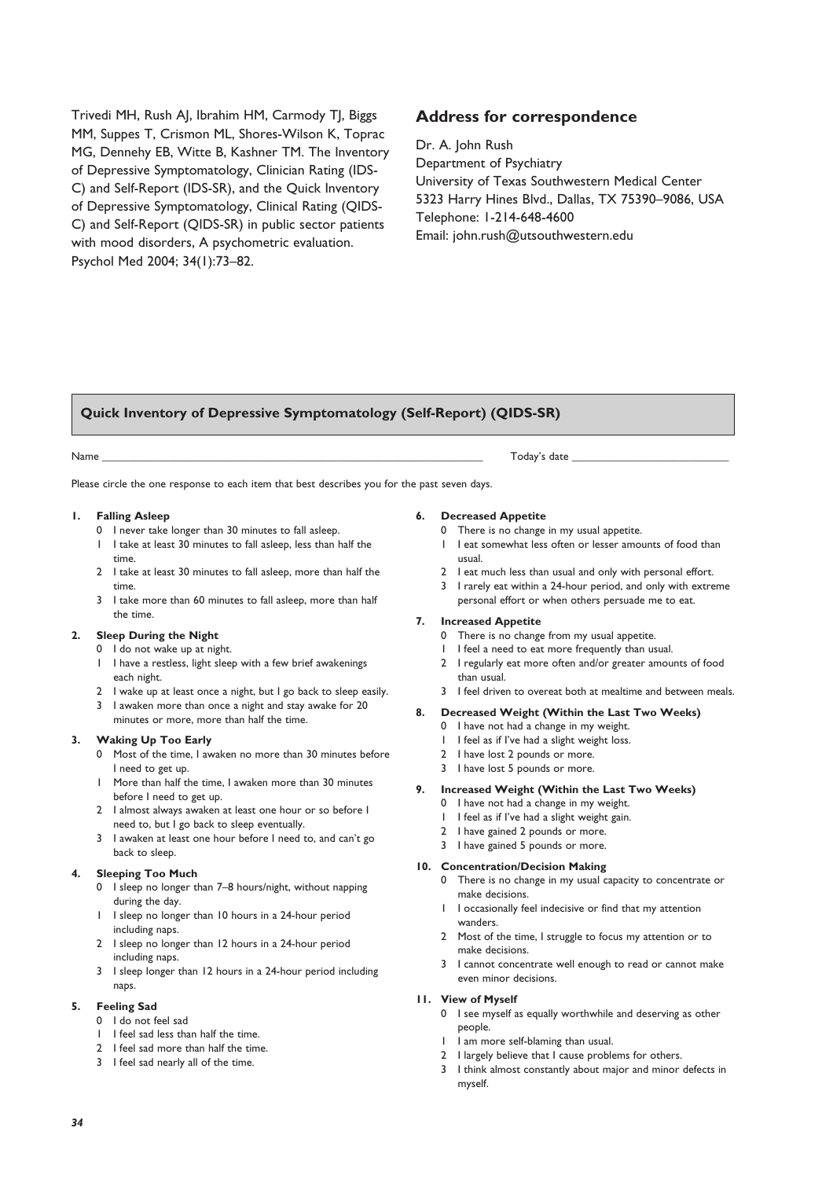Trivedi MH, Rush AJ, Ibrahim HM, Carmody TJ, Biggs MM, Suppes T, Crismon ML, Shores-Wilson K, Toprac MG, Dennehy EB, Witte B, Kashner TM. The Inventory of Depressive Symptomatology, Clinician Rating (IDS-C) and Self-Report (IDS-SR), and the Quick Inventory of Depressive Symptomatology, Clinical Rating (QIDS-C) and Self-Report (QIDS-SR) in public sector patients with mood disorders, A psychometric evaluation. Psychol Med 2004; 34(1):73–82.

## Address for correspondence

Dr. A. John Rush
Department of Psychiatry
University of Texas Southwestern Medical Center
5323 Harry Hines Blvd., Dallas, TX 75390–9086, USA
Telephone: 1-214-648-4600
Email: john.rush@utsouthwestern.edu

## Quick Inventory of Depressive Symptomatology (Self-Report) (QIDS-SR)

Name ______________________________ Today's date ______________

Please circle the one response to each item that best describes you for the past seven days.

**1. Falling Asleep**

0 I never take longer than 30 minutes to fall asleep.
1 I take at least 30 minutes to fall asleep, less than half the time.
2 I take at least 30 minutes to fall asleep, more than half the time.
3 I take more than 60 minutes to fall asleep, more than half the time.

**2. Sleep During the Night**

0 I do not wake up at night.
1 I have a restless, light sleep with a few brief awakenings each night.
2 I wake up at least once a night, but I go back to sleep easily.
3 I awaken more than once a night and stay awake for 20 minutes or more, more than half the time.

**3. Waking Up Too Early**

0 Most of the time, I awaken no more than 30 minutes before I need to get up.
1 More than half the time, I awaken more than 30 minutes before I need to get up.
2 I almost always awaken at least one hour or so before I need to, but I go back to sleep eventually.
3 I awaken at least one hour before I need to, and can't go back to sleep.

**4. Sleeping Too Much**

0 I sleep no longer than 7–8 hours/night, without napping during the day.
1 I sleep no longer than 10 hours in a 24-hour period including naps.
2 I sleep no longer than 12 hours in a 24-hour period including naps.
3 I sleep longer than 12 hours in a 24-hour period including naps.

**5. Feeling Sad**

0 I do not feel sad
1 I feel sad less than half the time.
2 I feel sad more than half the time.
3 I feel sad nearly all of the time.

**6. Decreased Appetite**

0 There is no change in my usual appetite.
1 I eat somewhat less often or lesser amounts of food than usual.
2 I eat much less than usual and only with personal effort.
3 I rarely eat within a 24-hour period, and only with extreme personal effort or when others persuade me to eat.

**7. Increased Appetite**

0 There is no change from my usual appetite.
1 I feel a need to eat more frequently than usual.
2 I regularly eat more often and/or greater amounts of food than usual.
3 I feel driven to overeat both at mealtime and between meals.

**8. Decreased Weight (Within the Last Two Weeks)**

0 I have not had a change in my weight.
1 I feel as if I've had a slight weight loss.
2 I have lost 2 pounds or more.
3 I have lost 5 pounds or more.

**9. Increased Weight (Within the Last Two Weeks)**

0 I have not had a change in my weight.
1 I feel as if I've had a slight weight gain.
2 I have gained 2 pounds or more.
3 I have gained 5 pounds or more.

**10. Concentration/Decision Making**

0 There is no change in my usual capacity to concentrate or make decisions.
1 I occasionally feel indecisive or find that my attention wanders.
2 Most of the time, I struggle to focus my attention or to make decisions.
3 I cannot concentrate well enough to read or cannot make even minor decisions.

**11. View of Myself**

0 I see myself as equally worthwhile and deserving as other people.
1 I am more self-blaming than usual.
2 I largely believe that I cause problems for others.
3 I think almost constantly about major and minor defects in myself.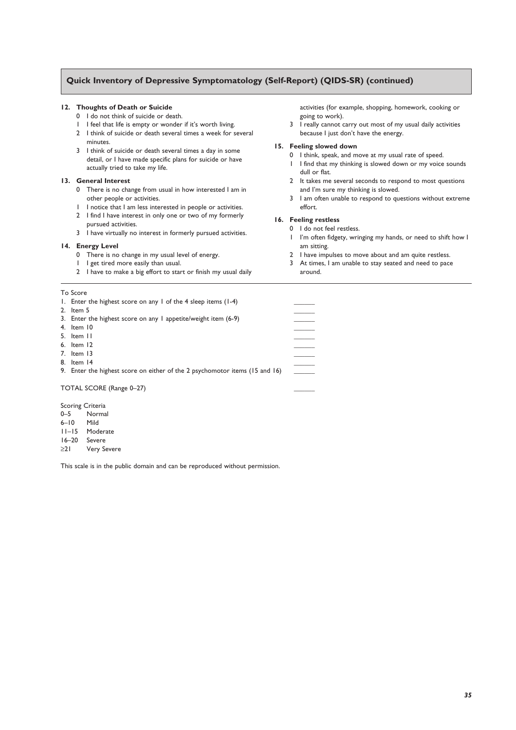## Quick Inventory of Depressive Symptomatology (Self-Report) (QIDS-SR) (continued)

**12. Thoughts of Death or Suicide**

- 0 I do not think of suicide or death.
- 1 I feel that life is empty or wonder if it's worth living.
- 2 I think of suicide or death several times a week for several minutes.
- 3 I think of suicide or death several times a day in some detail, or I have made specific plans for suicide or have actually tried to take my life.

**13. General Interest**

- 0 There is no change from usual in how interested I am in other people or activities.
- 1 I notice that I am less interested in people or activities.
- 2 I find I have interest in only one or two of my formerly pursued activities.
- 3 I have virtually no interest in formerly pursued activities.

**14. Energy Level**

- 0 There is no change in my usual level of energy.
- 1 I get tired more easily than usual.
- 2 I have to make a big effort to start or finish my usual daily activities (for example, shopping, homework, cooking or going to work).
- 3 I really cannot carry out most of my usual daily activities because I just don't have the energy.

**15. Feeling slowed down**

- 0 I think, speak, and move at my usual rate of speed.
- 1 I find that my thinking is slowed down or my voice sounds dull or flat.
- 2 It takes me several seconds to respond to most questions and I'm sure my thinking is slowed.
- 3 I am often unable to respond to questions without extreme effort.

**16. Feeling restless**

- 0 I do not feel restless.
- 1 I'm often fidgety, wringing my hands, or need to shift how I am sitting.
- 2 I have impulses to move about and am quite restless.
- 3 At times, I am unable to stay seated and need to pace around.

---

To Score

1. Enter the highest score on any 1 of the 4 sleep items (1-4) ______
2. Item 5 ______
3. Enter the highest score on any 1 appetite/weight item (6-9) ______
4. Item 10 ______
5. Item 11 ______
6. Item 12 ______
7. Item 13 ______
8. Item 14 ______
9. Enter the highest score on either of the 2 psychomotor items (15 and 16) ______

TOTAL SCORE (Range 0–27) ______

Scoring Criteria

| | |
|---|---|
| 0–5 | Normal |
| 6–10 | Mild |
| 11–15 | Moderate |
| 16–20 | Severe |
| ≥21 | Very Severe |

This scale is in the public domain and can be reproduced without permission.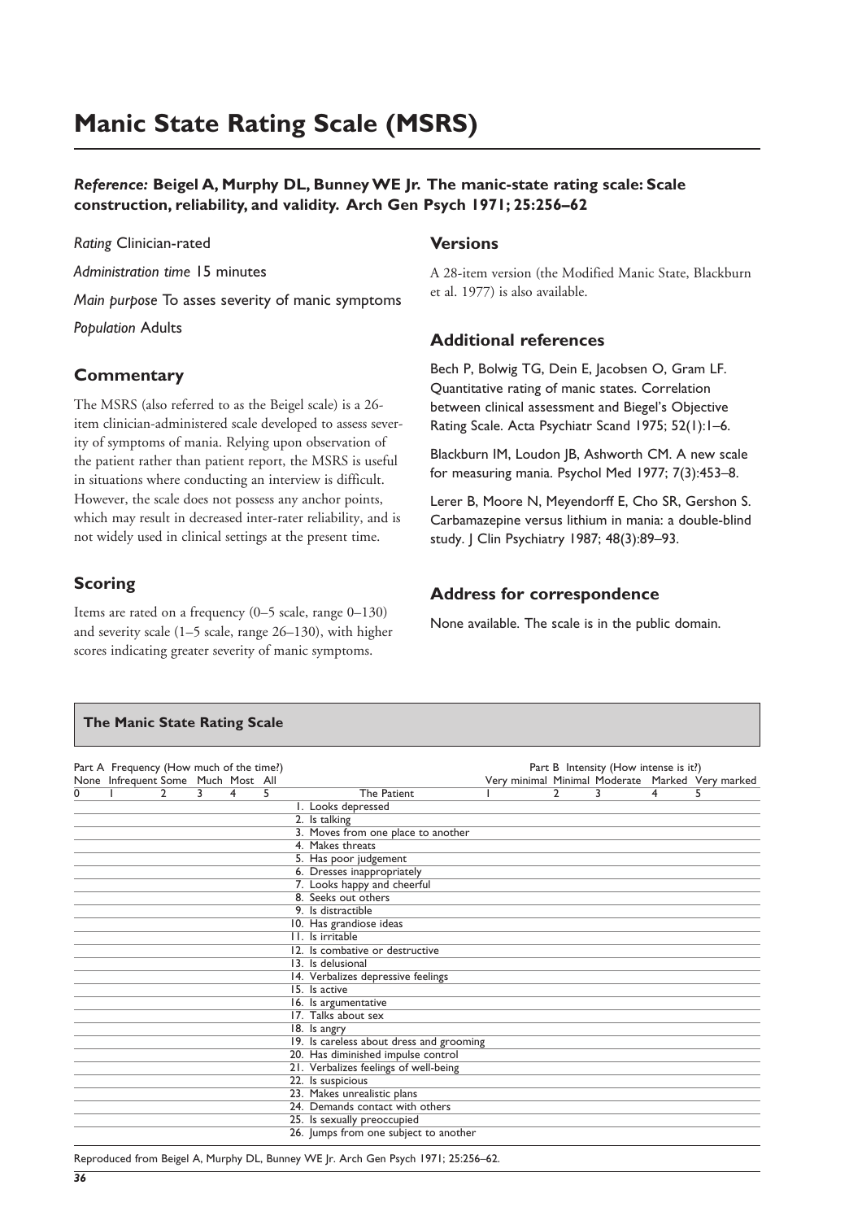# Manic State Rating Scale (MSRS)

***Reference:*** **Beigel A, Murphy DL, Bunney WE Jr. The manic-state rating scale: Scale construction, reliability, and validity. Arch Gen Psych 1971; 25:256–62**

*Rating* Clinician-rated

*Administration time* 15 minutes

*Main purpose* To asses severity of manic symptoms

*Population* Adults

## Commentary

The MSRS (also referred to as the Beigel scale) is a 26-item clinician-administered scale developed to assess severity of symptoms of mania. Relying upon observation of the patient rather than patient report, the MSRS is useful in situations where conducting an interview is difficult. However, the scale does not possess any anchor points, which may result in decreased inter-rater reliability, and is not widely used in clinical settings at the present time.

## Scoring

Items are rated on a frequency (0–5 scale, range 0–130) and severity scale (1–5 scale, range 26–130), with higher scores indicating greater severity of manic symptoms.

## Versions

A 28-item version (the Modified Manic State, Blackburn et al. 1977) is also available.

## Additional references

Bech P, Bolwig TG, Dein E, Jacobsen O, Gram LF. Quantitative rating of manic states. Correlation between clinical assessment and Biegel's Objective Rating Scale. Acta Psychiatr Scand 1975; 52(1):1–6.

Blackburn IM, Loudon JB, Ashworth CM. A new scale for measuring mania. Psychol Med 1977; 7(3):453–8.

Lerer B, Moore N, Meyendorff E, Cho SR, Gershon S. Carbamazepine versus lithium in mania: a double-blind study. J Clin Psychiatry 1987; 48(3):89–93.

## Address for correspondence

None available. The scale is in the public domain.

### The Manic State Rating Scale

| Part A Frequency (How much of the time?) | | | | | | | Part B Intensity (How intense is it?) | | | | |
|---|---|---|---|---|---|---|---|---|---|---|---|
| None | Infrequent | Some | Much | Most | All | | Very minimal | Minimal | Moderate | Marked | Very marked |
| 0 | 1 | 2 | 3 | 4 | 5 | The Patient | 1 | 2 | 3 | 4 | 5 |
| | | | | | | 1. Looks depressed | | | | | |
| | | | | | | 2. Is talking | | | | | |
| | | | | | | 3. Moves from one place to another | | | | | |
| | | | | | | 4. Makes threats | | | | | |
| | | | | | | 5. Has poor judgement | | | | | |
| | | | | | | 6. Dresses inappropriately | | | | | |
| | | | | | | 7. Looks happy and cheerful | | | | | |
| | | | | | | 8. Seeks out others | | | | | |
| | | | | | | 9. Is distractible | | | | | |
| | | | | | | 10. Has grandiose ideas | | | | | |
| | | | | | | 11. Is irritable | | | | | |
| | | | | | | 12. Is combative or destructive | | | | | |
| | | | | | | 13. Is delusional | | | | | |
| | | | | | | 14. Verbalizes depressive feelings | | | | | |
| | | | | | | 15. Is active | | | | | |
| | | | | | | 16. Is argumentative | | | | | |
| | | | | | | 17. Talks about sex | | | | | |
| | | | | | | 18. Is angry | | | | | |
| | | | | | | 19. Is careless about dress and grooming | | | | | |
| | | | | | | 20. Has diminished impulse control | | | | | |
| | | | | | | 21. Verbalizes feelings of well-being | | | | | |
| | | | | | | 22. Is suspicious | | | | | |
| | | | | | | 23. Makes unrealistic plans | | | | | |
| | | | | | | 24. Demands contact with others | | | | | |
| | | | | | | 25. Is sexually preoccupied | | | | | |
| | | | | | | 26. Jumps from one subject to another | | | | | |

Reproduced from Beigel A, Murphy DL, Bunney WE Jr. Arch Gen Psych 1971; 25:256–62.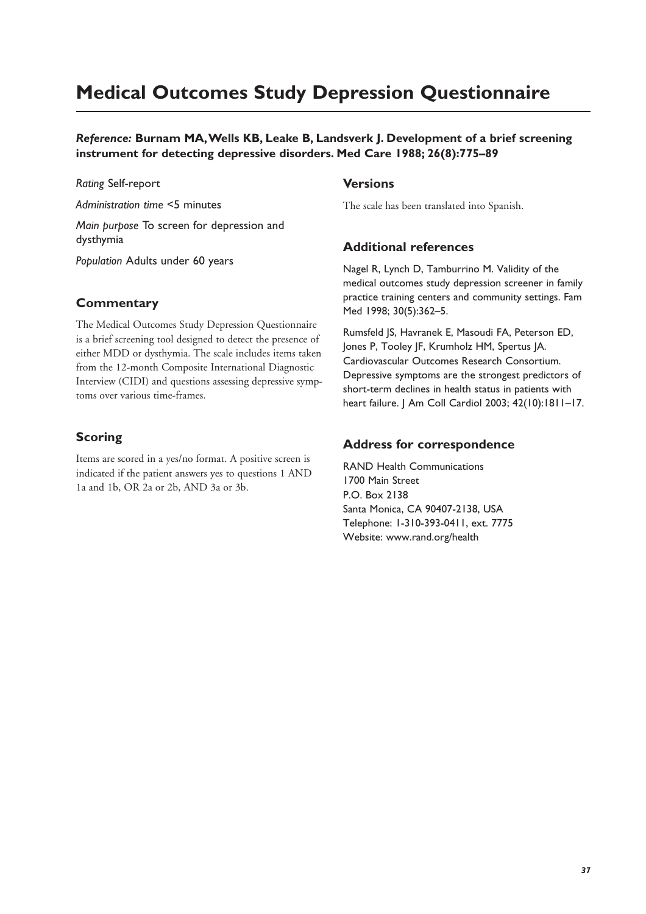# Medical Outcomes Study Depression Questionnaire

***Reference:*** **Burnam MA, Wells KB, Leake B, Landsverk J. Development of a brief screening instrument for detecting depressive disorders. Med Care 1988; 26(8):775–89**

*Rating* Self-report

*Administration time* <5 minutes

*Main purpose* To screen for depression and dysthymia

*Population* Adults under 60 years

## Commentary

The Medical Outcomes Study Depression Questionnaire is a brief screening tool designed to detect the presence of either MDD or dysthymia. The scale includes items taken from the 12-month Composite International Diagnostic Interview (CIDI) and questions assessing depressive symptoms over various time-frames.

## Scoring

Items are scored in a yes/no format. A positive screen is indicated if the patient answers yes to questions 1 AND 1a and 1b, OR 2a or 2b, AND 3a or 3b.

## Versions

The scale has been translated into Spanish.

## Additional references

Nagel R, Lynch D, Tamburrino M. Validity of the medical outcomes study depression screener in family practice training centers and community settings. Fam Med 1998; 30(5):362–5.

Rumsfeld JS, Havranek E, Masoudi FA, Peterson ED, Jones P, Tooley JF, Krumholz HM, Spertus JA. Cardiovascular Outcomes Research Consortium. Depressive symptoms are the strongest predictors of short-term declines in health status in patients with heart failure. J Am Coll Cardiol 2003; 42(10):1811–17.

## Address for correspondence

RAND Health Communications
1700 Main Street
P.O. Box 2138
Santa Monica, CA 90407-2138, USA
Telephone: 1-310-393-0411, ext. 7775
Website: www.rand.org/health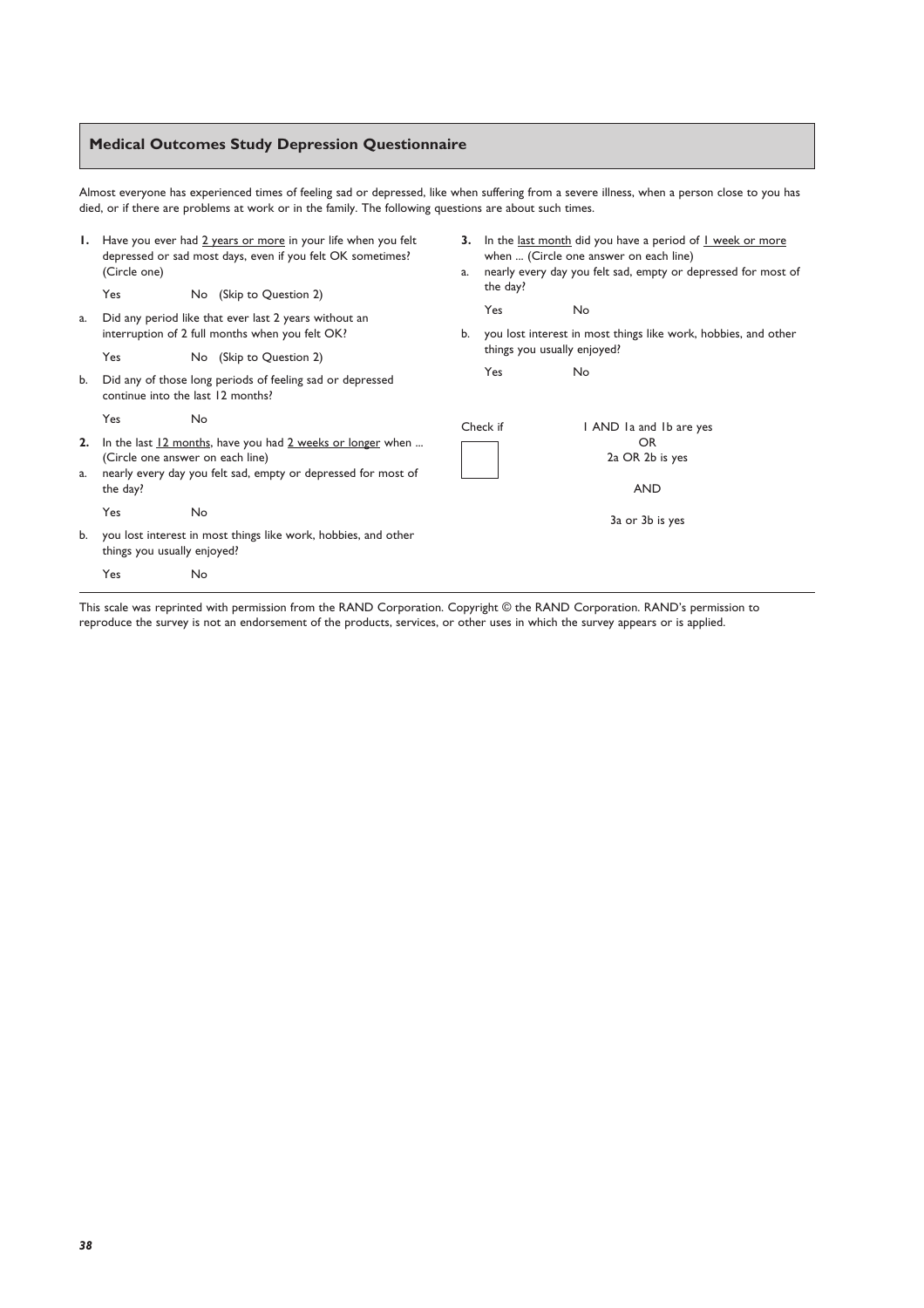## Medical Outcomes Study Depression Questionnaire

Almost everyone has experienced times of feeling sad or depressed, like when suffering from a severe illness, when a person close to you has died, or if there are problems at work or in the family. The following questions are about such times.

**1.** Have you ever had 2 years or more in your life when you felt depressed or sad most days, even if you felt OK sometimes? (Circle one)

Yes  No (Skip to Question 2)

a. Did any period like that ever last 2 years without an interruption of 2 full months when you felt OK?

Yes  No (Skip to Question 2)

b. Did any of those long periods of feeling sad or depressed continue into the last 12 months?

Yes  No

**2.** In the last 12 months, have you had 2 weeks or longer when ... (Circle one answer on each line)

a. nearly every day you felt sad, empty or depressed for most of the day?

Yes  No

b. you lost interest in most things like work, hobbies, and other things you usually enjoyed?

Yes  No

**3.** In the last month did you have a period of 1 week or more when ... (Circle one answer on each line)

a. nearly every day you felt sad, empty or depressed for most of the day?

Yes  No

b. you lost interest in most things like work, hobbies, and other things you usually enjoyed?

Yes  No

Check if ☐

1 AND 1a and 1b are yes
OR
2a OR 2b is yes

AND

3a or 3b is yes

---

This scale was reprinted with permission from the RAND Corporation. Copyright © the RAND Corporation. RAND's permission to reproduce the survey is not an endorsement of the products, services, or other uses in which the survey appears or is applied.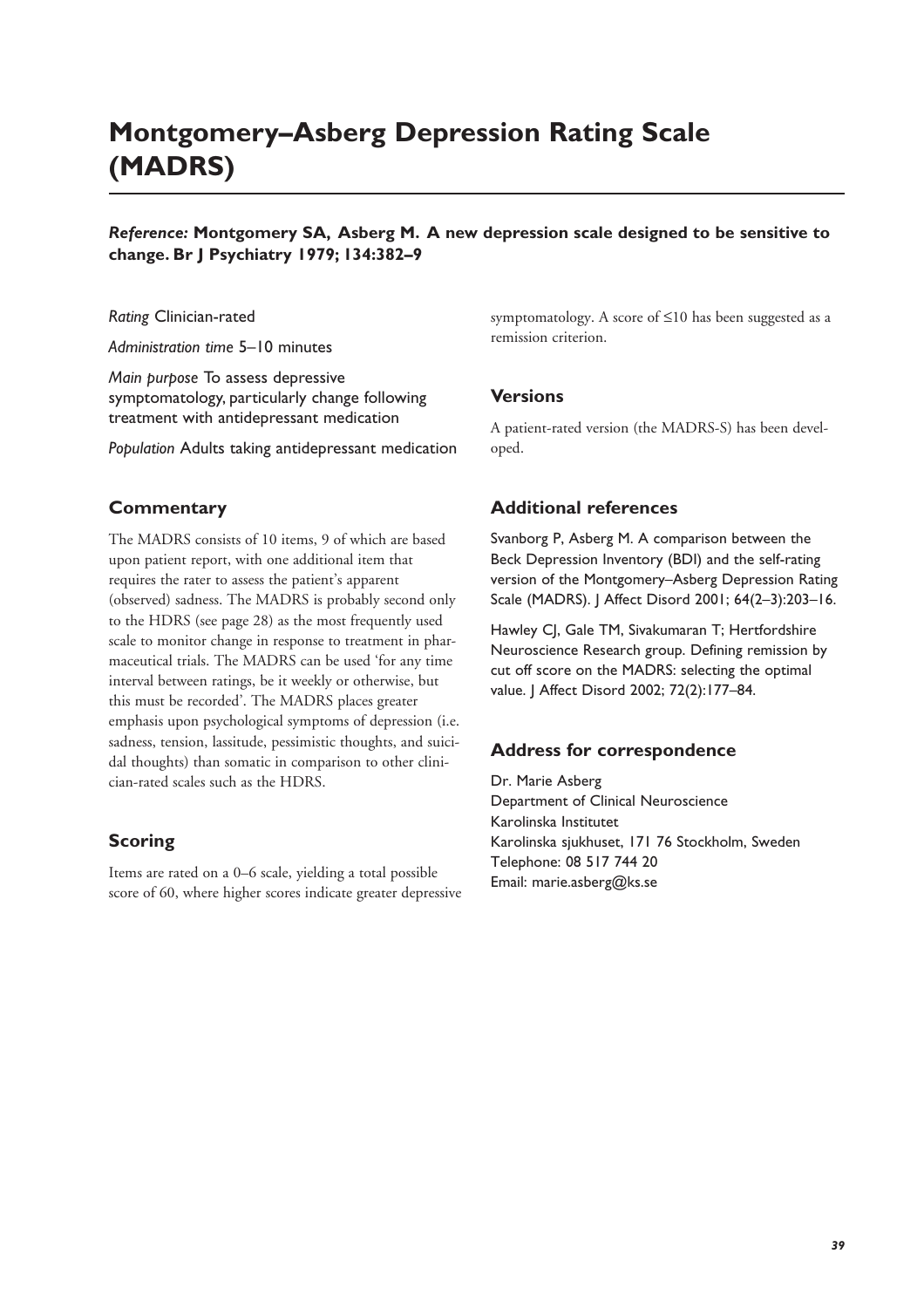# Montgomery–Asberg Depression Rating Scale (MADRS)

***Reference:*** **Montgomery SA, Asberg M. A new depression scale designed to be sensitive to change. Br J Psychiatry 1979; 134:382–9**

*Rating* Clinician-rated

*Administration time* 5–10 minutes

*Main purpose* To assess depressive symptomatology, particularly change following treatment with antidepressant medication

*Population* Adults taking antidepressant medication

## Commentary

The MADRS consists of 10 items, 9 of which are based upon patient report, with one additional item that requires the rater to assess the patient's apparent (observed) sadness. The MADRS is probably second only to the HDRS (see page 28) as the most frequently used scale to monitor change in response to treatment in pharmaceutical trials. The MADRS can be used 'for any time interval between ratings, be it weekly or otherwise, but this must be recorded'. The MADRS places greater emphasis upon psychological symptoms of depression (i.e. sadness, tension, lassitude, pessimistic thoughts, and suicidal thoughts) than somatic in comparison to other clinician-rated scales such as the HDRS.

## Scoring

Items are rated on a 0–6 scale, yielding a total possible score of 60, where higher scores indicate greater depressive symptomatology. A score of ≤10 has been suggested as a remission criterion.

## Versions

A patient-rated version (the MADRS-S) has been developed.

## Additional references

Svanborg P, Asberg M. A comparison between the Beck Depression Inventory (BDI) and the self-rating version of the Montgomery–Asberg Depression Rating Scale (MADRS). J Affect Disord 2001; 64(2–3):203–16.

Hawley CJ, Gale TM, Sivakumaran T; Hertfordshire Neuroscience Research group. Defining remission by cut off score on the MADRS: selecting the optimal value. J Affect Disord 2002; 72(2):177–84.

## Address for correspondence

Dr. Marie Asberg
Department of Clinical Neuroscience
Karolinska Institutet
Karolinska sjukhuset, 171 76 Stockholm, Sweden
Telephone: 08 517 744 20
Email: marie.asberg@ks.se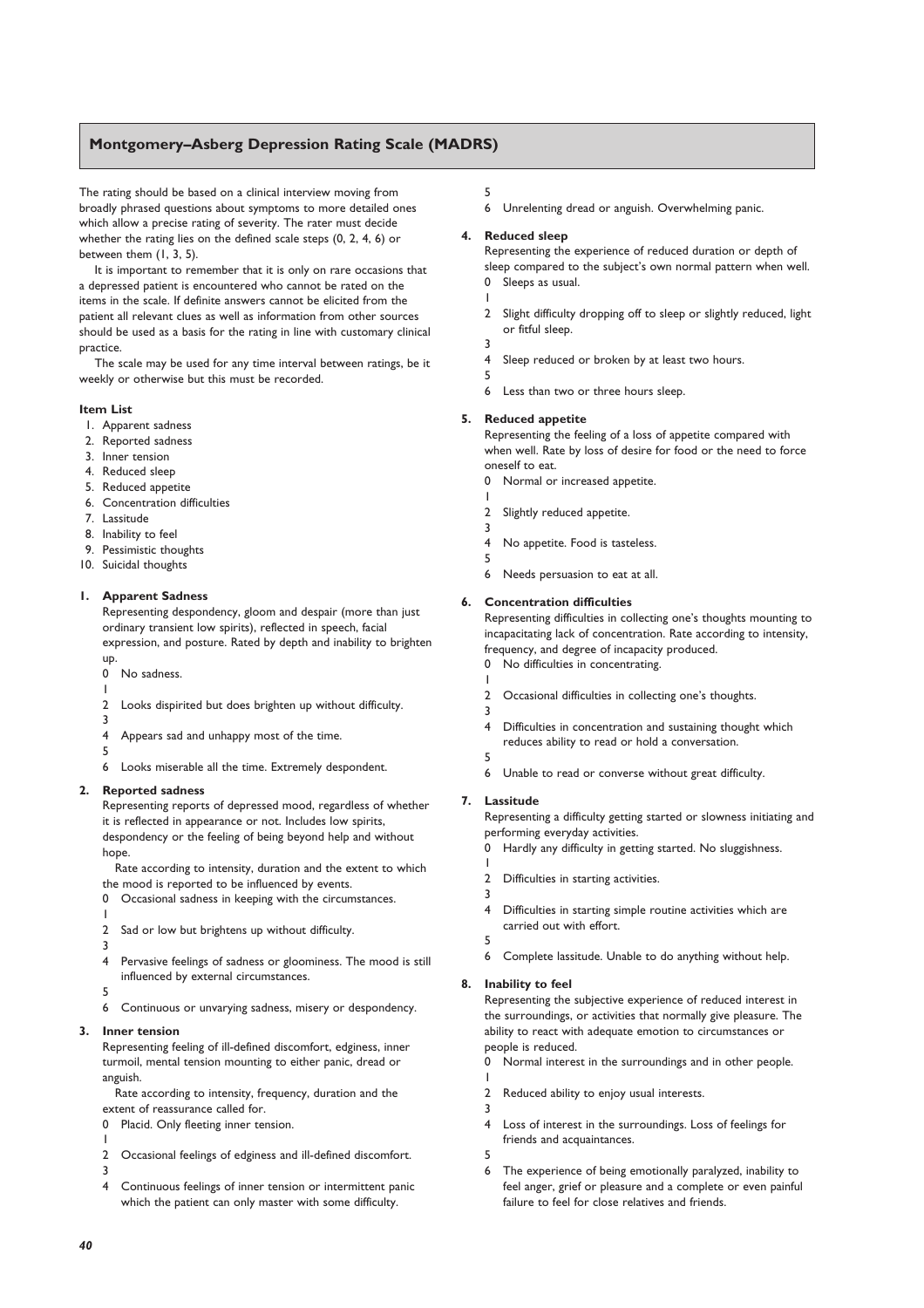## Montgomery–Asberg Depression Rating Scale (MADRS)

The rating should be based on a clinical interview moving from broadly phrased questions about symptoms to more detailed ones which allow a precise rating of severity. The rater must decide whether the rating lies on the defined scale steps (0, 2, 4, 6) or between them (1, 3, 5).

It is important to remember that it is only on rare occasions that a depressed patient is encountered who cannot be rated on the items in the scale. If definite answers cannot be elicited from the patient all relevant clues as well as information from other sources should be used as a basis for the rating in line with customary clinical practice.

The scale may be used for any time interval between ratings, be it weekly or otherwise but this must be recorded.

**Item List**

1. Apparent sadness
2. Reported sadness
3. Inner tension
4. Reduced sleep
5. Reduced appetite
6. Concentration difficulties
7. Lassitude
8. Inability to feel
9. Pessimistic thoughts
10. Suicidal thoughts

**1. Apparent Sadness**

Representing despondency, gloom and despair (more than just ordinary transient low spirits), reflected in speech, facial expression, and posture. Rated by depth and inability to brighten up.

0 No sadness.
1
2 Looks dispirited but does brighten up without difficulty.
3
4 Appears sad and unhappy most of the time.
5
6 Looks miserable all the time. Extremely despondent.

**2. Reported sadness**

Representing reports of depressed mood, regardless of whether it is reflected in appearance or not. Includes low spirits, despondency or the feeling of being beyond help and without hope.

Rate according to intensity, duration and the extent to which the mood is reported to be influenced by events.

0 Occasional sadness in keeping with the circumstances.
1
2 Sad or low but brightens up without difficulty.
3
4 Pervasive feelings of sadness or gloominess. The mood is still influenced by external circumstances.
5
6 Continuous or unvarying sadness, misery or despondency.

**3. Inner tension**

Representing feeling of ill-defined discomfort, edginess, inner turmoil, mental tension mounting to either panic, dread or anguish.

Rate according to intensity, frequency, duration and the extent of reassurance called for.

0 Placid. Only fleeting inner tension.
1
2 Occasional feelings of edginess and ill-defined discomfort.
3
4 Continuous feelings of inner tension or intermittent panic which the patient can only master with some difficulty.
5
6 Unrelenting dread or anguish. Overwhelming panic.

**4. Reduced sleep**

Representing the experience of reduced duration or depth of sleep compared to the subject's own normal pattern when well.

0 Sleeps as usual.
1
2 Slight difficulty dropping off to sleep or slightly reduced, light or fitful sleep.
3
4 Sleep reduced or broken by at least two hours.
5
6 Less than two or three hours sleep.

**5. Reduced appetite**

Representing the feeling of a loss of appetite compared with when well. Rate by loss of desire for food or the need to force oneself to eat.

0 Normal or increased appetite.
1
2 Slightly reduced appetite.
3
4 No appetite. Food is tasteless.
5
6 Needs persuasion to eat at all.

**6. Concentration difficulties**

Representing difficulties in collecting one's thoughts mounting to incapacitating lack of concentration. Rate according to intensity, frequency, and degree of incapacity produced.

0 No difficulties in concentrating.
1
2 Occasional difficulties in collecting one's thoughts.
3
4 Difficulties in concentration and sustaining thought which reduces ability to read or hold a conversation.
5
6 Unable to read or converse without great difficulty.

**7. Lassitude**

Representing a difficulty getting started or slowness initiating and performing everyday activities.

0 Hardly any difficulty in getting started. No sluggishness.
1
2 Difficulties in starting activities.
3
4 Difficulties in starting simple routine activities which are carried out with effort.
5
6 Complete lassitude. Unable to do anything without help.

**8. Inability to feel**

Representing the subjective experience of reduced interest in the surroundings, or activities that normally give pleasure. The ability to react with adequate emotion to circumstances or people is reduced.

0 Normal interest in the surroundings and in other people.
1
2 Reduced ability to enjoy usual interests.
3
4 Loss of interest in the surroundings. Loss of feelings for friends and acquaintances.
5
6 The experience of being emotionally paralyzed, inability to feel anger, grief or pleasure and a complete or even painful failure to feel for close relatives and friends.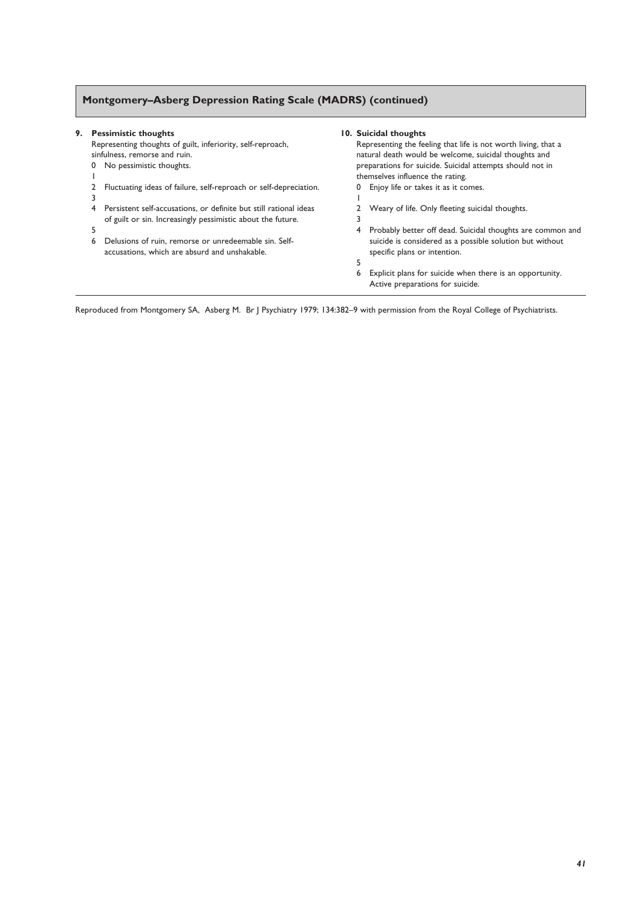## Montgomery–Asberg Depression Rating Scale (MADRS) (continued)

**9. Pessimistic thoughts**

Representing thoughts of guilt, inferiority, self-reproach, sinfulness, remorse and ruin.

0 No pessimistic thoughts.
1
2 Fluctuating ideas of failure, self-reproach or self-depreciation.
3
4 Persistent self-accusations, or definite but still rational ideas of guilt or sin. Increasingly pessimistic about the future.
5
6 Delusions of ruin, remorse or unredeemable sin. Self-accusations, which are absurd and unshakable.

**10. Suicidal thoughts**

Representing the feeling that life is not worth living, that a natural death would be welcome, suicidal thoughts and preparations for suicide. Suicidal attempts should not in themselves influence the rating.

0 Enjoy life or takes it as it comes.
1
2 Weary of life. Only fleeting suicidal thoughts.
3
4 Probably better off dead. Suicidal thoughts are common and suicide is considered as a possible solution but without specific plans or intention.
5
6 Explicit plans for suicide when there is an opportunity. Active preparations for suicide.

Reproduced from Montgomery SA, Asberg M. Br J Psychiatry 1979; 134:382–9 with permission from the Royal College of Psychiatrists.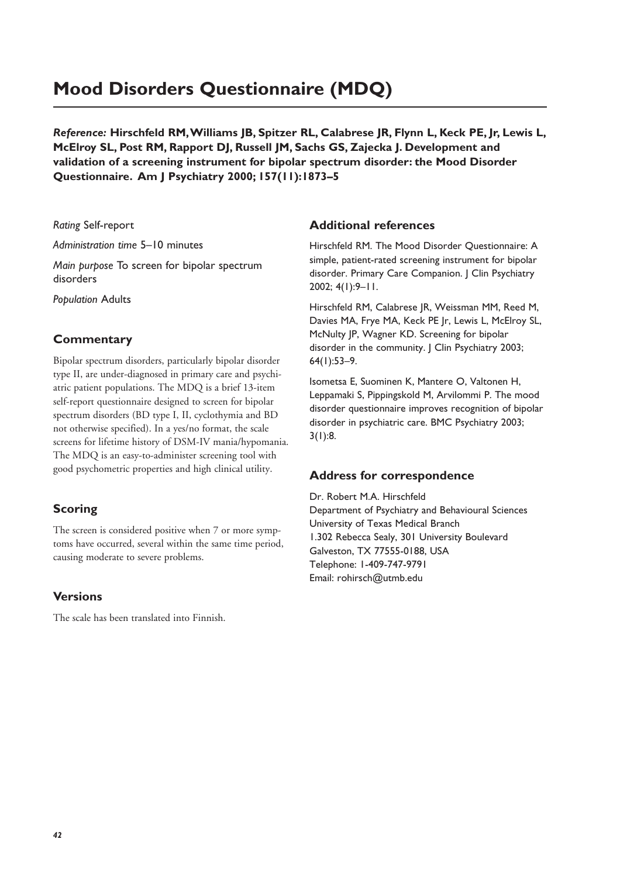# Mood Disorders Questionnaire (MDQ)

***Reference:*** **Hirschfeld RM, Williams JB, Spitzer RL, Calabrese JR, Flynn L, Keck PE, Jr, Lewis L, McElroy SL, Post RM, Rapport DJ, Russell JM, Sachs GS, Zajecka J. Development and validation of a screening instrument for bipolar spectrum disorder: the Mood Disorder Questionnaire. Am J Psychiatry 2000; 157(11):1873–5**

*Rating* Self-report

*Administration time* 5–10 minutes

*Main purpose* To screen for bipolar spectrum disorders

*Population* Adults

## Commentary

Bipolar spectrum disorders, particularly bipolar disorder type II, are under-diagnosed in primary care and psychiatric patient populations. The MDQ is a brief 13-item self-report questionnaire designed to screen for bipolar spectrum disorders (BD type I, II, cyclothymia and BD not otherwise specified). In a yes/no format, the scale screens for lifetime history of DSM-IV mania/hypomania. The MDQ is an easy-to-administer screening tool with good psychometric properties and high clinical utility.

## Scoring

The screen is considered positive when 7 or more symptoms have occurred, several within the same time period, causing moderate to severe problems.

## Versions

The scale has been translated into Finnish.

## Additional references

Hirschfeld RM. The Mood Disorder Questionnaire: A simple, patient-rated screening instrument for bipolar disorder. Primary Care Companion. J Clin Psychiatry 2002; 4(1):9–11.

Hirschfeld RM, Calabrese JR, Weissman MM, Reed M, Davies MA, Frye MA, Keck PE Jr, Lewis L, McElroy SL, McNulty JP, Wagner KD. Screening for bipolar disorder in the community. J Clin Psychiatry 2003; 64(1):53–9.

Isometsa E, Suominen K, Mantere O, Valtonen H, Leppamaki S, Pippingskold M, Arvilommi P. The mood disorder questionnaire improves recognition of bipolar disorder in psychiatric care. BMC Psychiatry 2003; 3(1):8.

## Address for correspondence

Dr. Robert M.A. Hirschfeld
Department of Psychiatry and Behavioural Sciences
University of Texas Medical Branch
1.302 Rebecca Sealy, 301 University Boulevard
Galveston, TX 77555-0188, USA
Telephone: 1-409-747-9791
Email: rohirsch@utmb.edu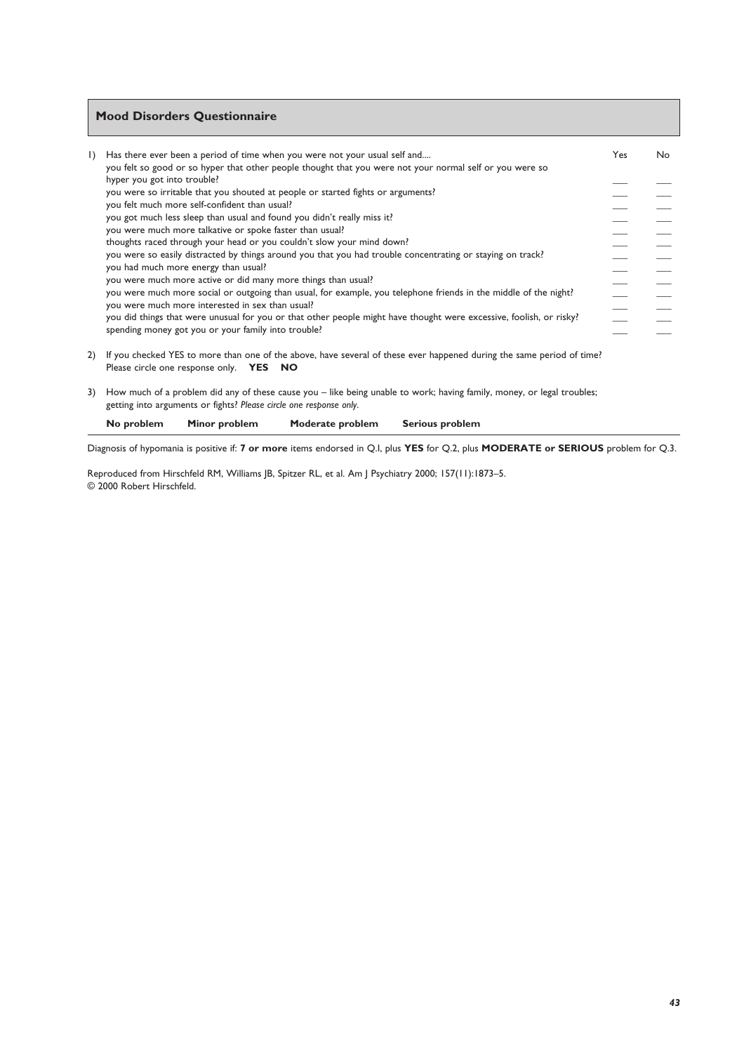## Mood Disorders Questionnaire

1) Has there ever been a period of time when you were not your usual self and....

| | Yes | No |
|---|---|---|
| you felt so good or so hyper that other people thought that you were not your normal self or you were so hyper you got into trouble? | ___ | ___ |
| you were so irritable that you shouted at people or started fights or arguments? | ___ | ___ |
| you felt much more self-confident than usual? | ___ | ___ |
| you got much less sleep than usual and found you didn't really miss it? | ___ | ___ |
| you were much more talkative or spoke faster than usual? | ___ | ___ |
| thoughts raced through your head or you couldn't slow your mind down? | ___ | ___ |
| you were so easily distracted by things around you that you had trouble concentrating or staying on track? | ___ | ___ |
| you had much more energy than usual? | ___ | ___ |
| you were much more active or did many more things than usual? | ___ | ___ |
| you were much more social or outgoing than usual, for example, you telephone friends in the middle of the night? | ___ | ___ |
| you were much more interested in sex than usual? | ___ | ___ |
| you did things that were unusual for you or that other people might have thought were excessive, foolish, or risky? | ___ | ___ |
| spending money got you or your family into trouble? | ___ | ___ |

2) If you checked YES to more than one of the above, have several of these ever happened during the same period of time? Please circle one response only. **YES NO**

3) How much of a problem did any of these cause you – like being unable to work; having family, money, or legal troubles; getting into arguments or fights? *Please circle one response only.*

**No problem** **Minor problem** **Moderate problem** **Serious problem**

Diagnosis of hypomania is positive if: **7 or more** items endorsed in Q.I, plus **YES** for Q.2, plus **MODERATE or SERIOUS** problem for Q.3.

Reproduced from Hirschfeld RM, Williams JB, Spitzer RL, et al. Am J Psychiatry 2000; 157(11):1873–5.
© 2000 Robert Hirschfeld.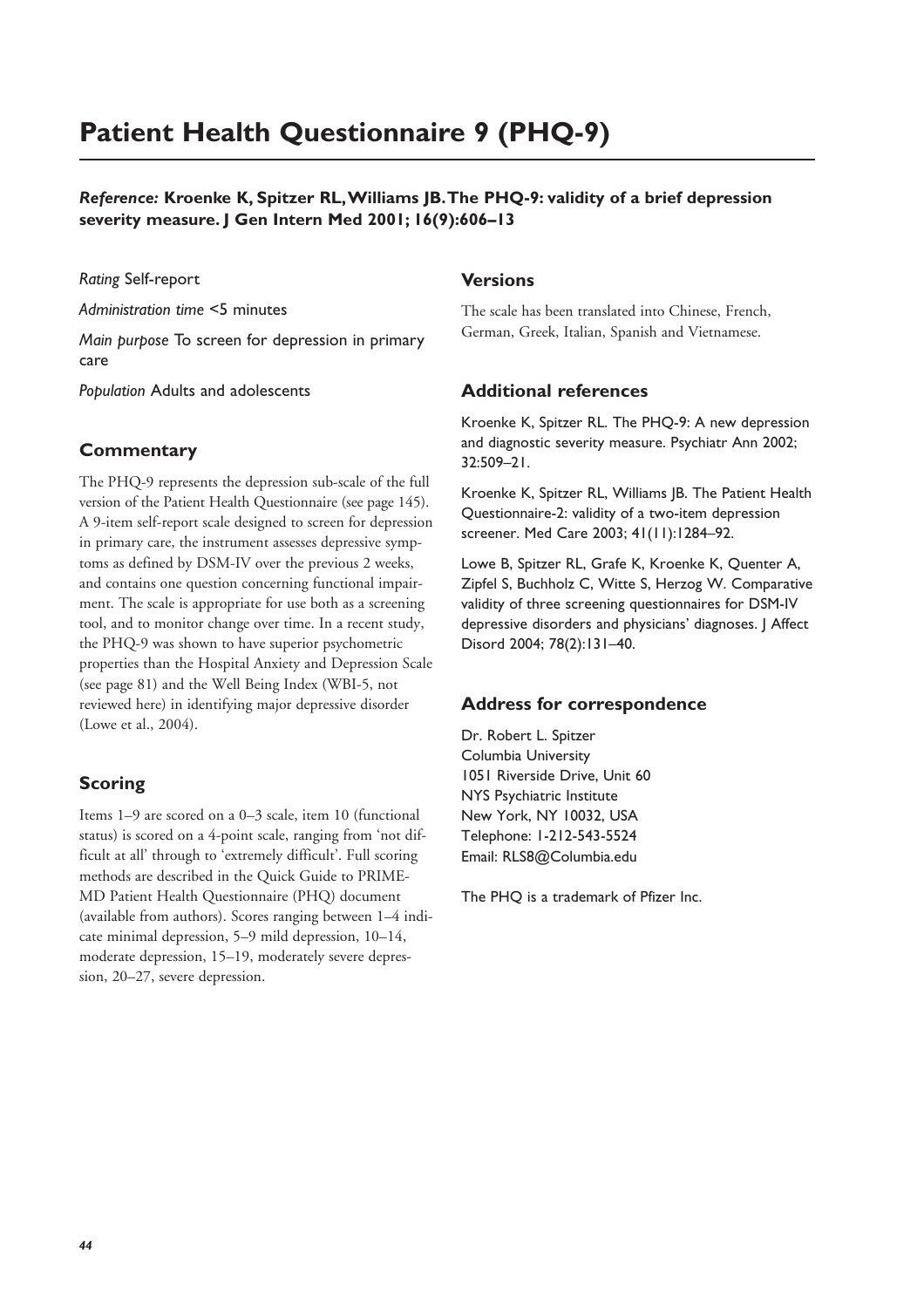# Patient Health Questionnaire 9 (PHQ-9)

***Reference:* Kroenke K, Spitzer RL, Williams JB. The PHQ-9: validity of a brief depression severity measure. J Gen Intern Med 2001; 16(9):606–13**

*Rating* Self-report

*Administration time* <5 minutes

*Main purpose* To screen for depression in primary care

*Population* Adults and adolescents

## Commentary

The PHQ-9 represents the depression sub-scale of the full version of the Patient Health Questionnaire (see page 145). A 9-item self-report scale designed to screen for depression in primary care, the instrument assesses depressive symptoms as defined by DSM-IV over the previous 2 weeks, and contains one question concerning functional impairment. The scale is appropriate for use both as a screening tool, and to monitor change over time. In a recent study, the PHQ-9 was shown to have superior psychometric properties than the Hospital Anxiety and Depression Scale (see page 81) and the Well Being Index (WBI-5, not reviewed here) in identifying major depressive disorder (Lowe et al., 2004).

## Scoring

Items 1–9 are scored on a 0–3 scale, item 10 (functional status) is scored on a 4-point scale, ranging from 'not difficult at all' through to 'extremely difficult'. Full scoring methods are described in the Quick Guide to PRIME-MD Patient Health Questionnaire (PHQ) document (available from authors). Scores ranging between 1–4 indicate minimal depression, 5–9 mild depression, 10–14, moderate depression, 15–19, moderately severe depression, 20–27, severe depression.

## Versions

The scale has been translated into Chinese, French, German, Greek, Italian, Spanish and Vietnamese.

## Additional references

Kroenke K, Spitzer RL. The PHQ-9: A new depression and diagnostic severity measure. Psychiatr Ann 2002; 32:509–21.

Kroenke K, Spitzer RL, Williams JB. The Patient Health Questionnaire-2: validity of a two-item depression screener. Med Care 2003; 41(11):1284–92.

Lowe B, Spitzer RL, Grafe K, Kroenke K, Quenter A, Zipfel S, Buchholz C, Witte S, Herzog W. Comparative validity of three screening questionnaires for DSM-IV depressive disorders and physicians' diagnoses. J Affect Disord 2004; 78(2):131–40.

## Address for correspondence

Dr. Robert L. Spitzer
Columbia University
1051 Riverside Drive, Unit 60
NYS Psychiatric Institute
New York, NY 10032, USA
Telephone: 1-212-543-5524
Email: RLS8@Columbia.edu

The PHQ is a trademark of Pfizer Inc.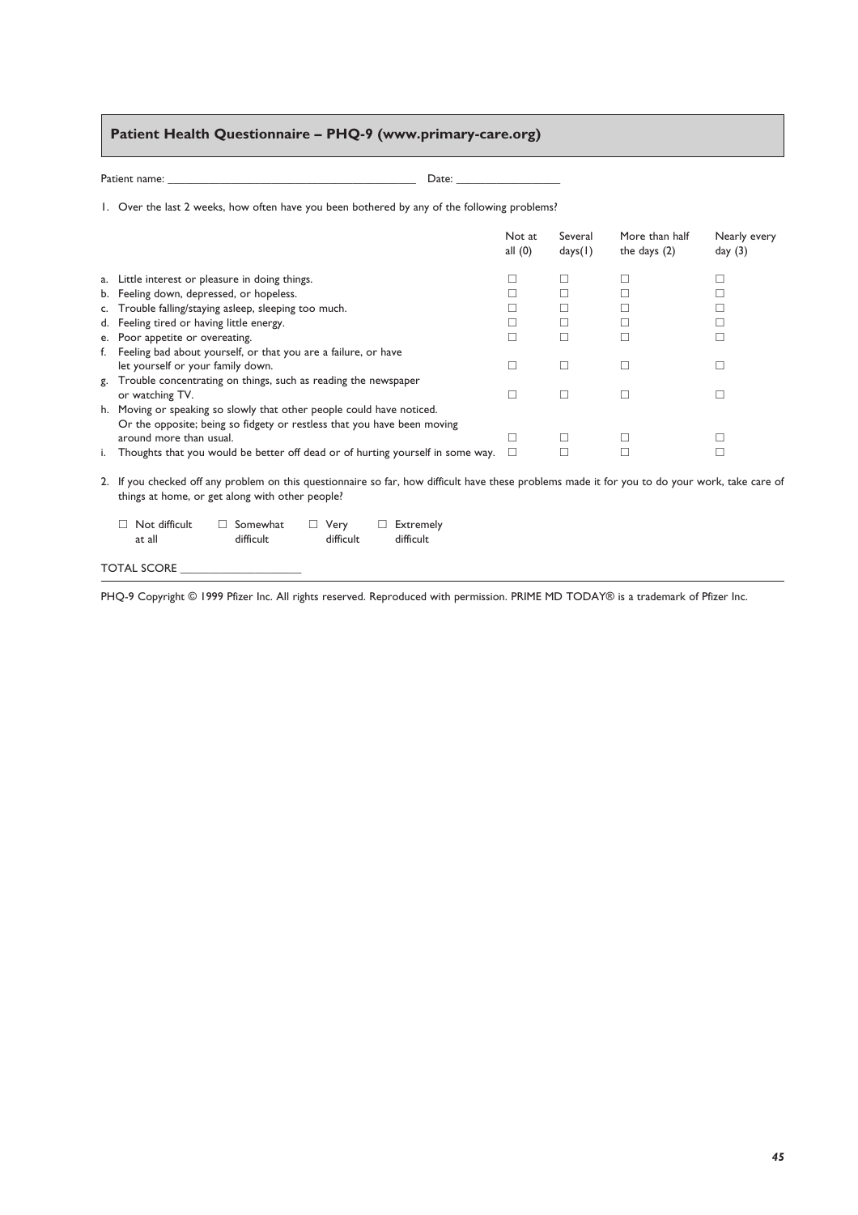## Patient Health Questionnaire – PHQ-9 (www.primary-care.org)

Patient name: ________________________________________ Date: ________________

1. Over the last 2 weeks, how often have you been bothered by any of the following problems?

| | Not at all (0) | Several days(1) | More than half the days (2) | Nearly every day (3) |
|---|---|---|---|---|
| a. Little interest or pleasure in doing things. | ☐ | ☐ | ☐ | ☐ |
| b. Feeling down, depressed, or hopeless. | ☐ | ☐ | ☐ | ☐ |
| c. Trouble falling/staying asleep, sleeping too much. | ☐ | ☐ | ☐ | ☐ |
| d. Feeling tired or having little energy. | ☐ | ☐ | ☐ | ☐ |
| e. Poor appetite or overeating. | ☐ | ☐ | ☐ | ☐ |
| f. Feeling bad about yourself, or that you are a failure, or have let yourself or your family down. | ☐ | ☐ | ☐ | ☐ |
| g. Trouble concentrating on things, such as reading the newspaper or watching TV. | ☐ | ☐ | ☐ | ☐ |
| h. Moving or speaking so slowly that other people could have noticed. Or the opposite; being so fidgety or restless that you have been moving around more than usual. | ☐ | ☐ | ☐ | ☐ |
| i. Thoughts that you would be better off dead or of hurting yourself in some way. | ☐ | ☐ | ☐ | ☐ |

2. If you checked off any problem on this questionnaire so far, how difficult have these problems made it for you to do your work, take care of things at home, or get along with other people?

☐ Not difficult at all ☐ Somewhat difficult ☐ Very difficult ☐ Extremely difficult

TOTAL SCORE ________________

PHQ-9 Copyright © 1999 Pfizer Inc. All rights reserved. Reproduced with permission. PRIME MD TODAY® is a trademark of Pfizer Inc.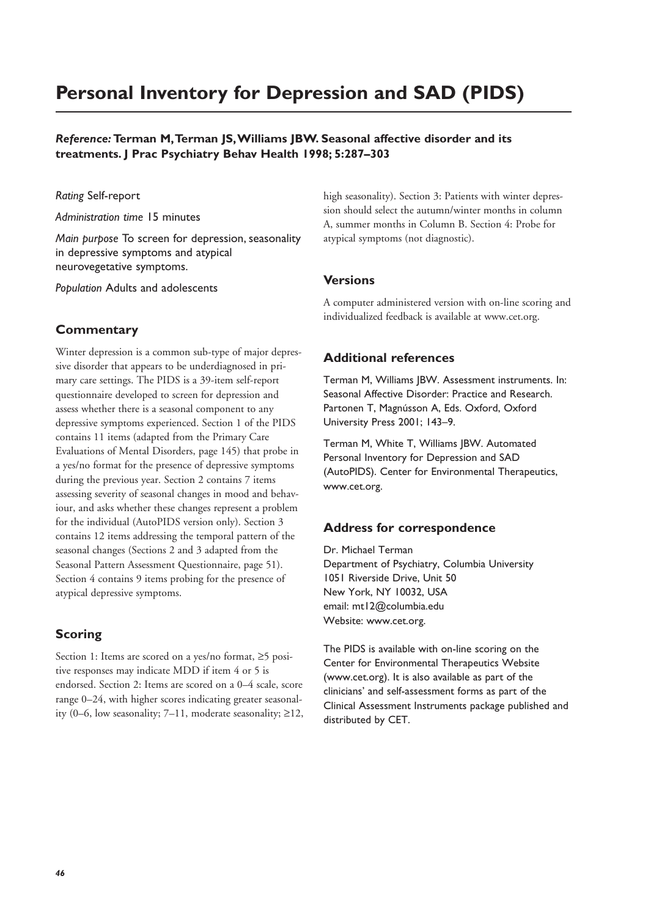# Personal Inventory for Depression and SAD (PIDS)

***Reference:* Terman M, Terman JS, Williams JBW. Seasonal affective disorder and its treatments. J Prac Psychiatry Behav Health 1998; 5:287–303**

*Rating* Self-report

*Administration time* 15 minutes

*Main purpose* To screen for depression, seasonality in depressive symptoms and atypical neurovegetative symptoms.

*Population* Adults and adolescents

## Commentary

Winter depression is a common sub-type of major depressive disorder that appears to be underdiagnosed in primary care settings. The PIDS is a 39-item self-report questionnaire developed to screen for depression and assess whether there is a seasonal component to any depressive symptoms experienced. Section 1 of the PIDS contains 11 items (adapted from the Primary Care Evaluations of Mental Disorders, page 145) that probe in a yes/no format for the presence of depressive symptoms during the previous year. Section 2 contains 7 items assessing severity of seasonal changes in mood and behaviour, and asks whether these changes represent a problem for the individual (AutoPIDS version only). Section 3 contains 12 items addressing the temporal pattern of the seasonal changes (Sections 2 and 3 adapted from the Seasonal Pattern Assessment Questionnaire, page 51). Section 4 contains 9 items probing for the presence of atypical depressive symptoms.

## Scoring

Section 1: Items are scored on a yes/no format, ≥5 positive responses may indicate MDD if item 4 or 5 is endorsed. Section 2: Items are scored on a 0–4 scale, score range 0–24, with higher scores indicating greater seasonality (0–6, low seasonality; 7–11, moderate seasonality; ≥12, high seasonality). Section 3: Patients with winter depression should select the autumn/winter months in column A, summer months in Column B. Section 4: Probe for atypical symptoms (not diagnostic).

## Versions

A computer administered version with on-line scoring and individualized feedback is available at www.cet.org.

## Additional references

Terman M, Williams JBW. Assessment instruments. In: Seasonal Affective Disorder: Practice and Research. Partonen T, Magnússon A, Eds. Oxford, Oxford University Press 2001; 143–9.

Terman M, White T, Williams JBW. Automated Personal Inventory for Depression and SAD (AutoPIDS). Center for Environmental Therapeutics, www.cet.org.

## Address for correspondence

Dr. Michael Terman
Department of Psychiatry, Columbia University
1051 Riverside Drive, Unit 50
New York, NY 10032, USA
email: mt12@columbia.edu
Website: www.cet.org.

The PIDS is available with on-line scoring on the Center for Environmental Therapeutics Website (www.cet.org). It is also available as part of the clinicians' and self-assessment forms as part of the Clinical Assessment Instruments package published and distributed by CET.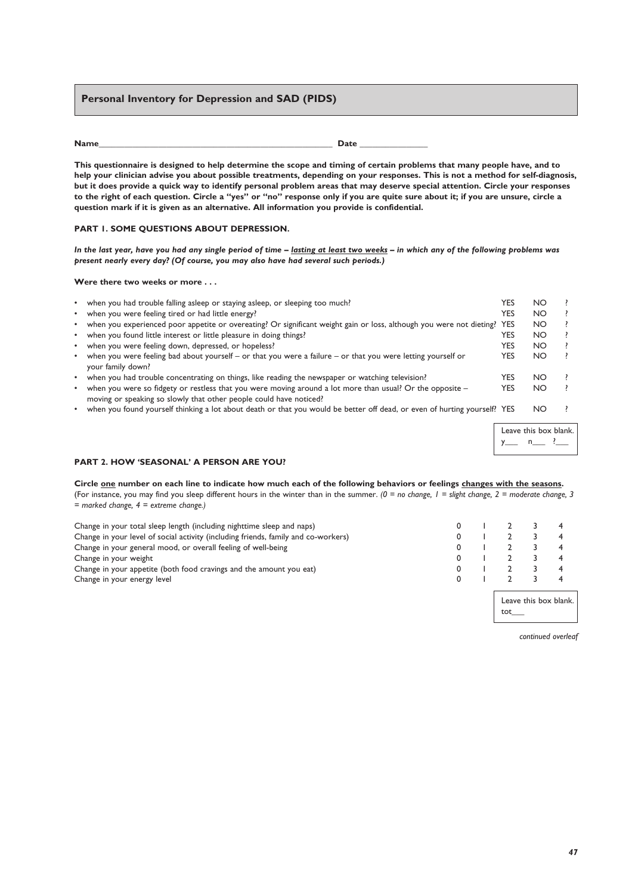## Personal Inventory for Depression and SAD (PIDS)

**Name**\_\_\_\_\_\_\_\_\_\_\_\_\_\_\_\_\_\_\_\_\_\_\_\_\_\_\_\_\_\_\_\_\_\_\_\_\_\_\_\_\_\_\_\_\_\_\_\_ **Date** \_\_\_\_\_\_\_\_\_\_\_\_\_\_

**This questionnaire is designed to help determine the scope and timing of certain problems that many people have, and to help your clinician advise you about possible treatments, depending on your responses. This is not a method for self-diagnosis, but it does provide a quick way to identify personal problem areas that may deserve special attention. Circle your responses to the right of each question. Circle a "yes" or "no" response only if you are quite sure about it; if you are unsure, circle a question mark if it is given as an alternative. All information you provide is confidential.**

### PART 1. SOME QUESTIONS ABOUT DEPRESSION.

***In the last year, have you had any single period of time – lasting at least two weeks – in which any of the following problems was present nearly every day? (Of course, you may also have had several such periods.)***

**Were there two weeks or more . . .**

| | | | |
|---|---|---|---|
| • when you had trouble falling asleep or staying asleep, or sleeping too much? | YES | NO | ? |
| • when you were feeling tired or had little energy? | YES | NO | ? |
| • when you experienced poor appetite or overeating? Or significant weight gain or loss, although you were not dieting? | YES | NO | ? |
| • when you found little interest or little pleasure in doing things? | YES | NO | ? |
| • when you were feeling down, depressed, or hopeless? | YES | NO | ? |
| • when you were feeling bad about yourself – or that you were a failure – or that you were letting yourself or your family down? | YES | NO | ? |
| • when you had trouble concentrating on things, like reading the newspaper or watching television? | YES | NO | ? |
| • when you were so fidgety or restless that you were moving around a lot more than usual? Or the opposite – moving or speaking so slowly that other people could have noticed? | YES | NO | ? |
| • when you found yourself thinking a lot about death or that you would be better off dead, or even of hurting yourself? | YES | NO | ? |

Leave this box blank.
y\_\_\_ n\_\_\_ ?\_\_\_

### PART 2. HOW 'SEASONAL' A PERSON ARE YOU?

**Circle one number on each line to indicate how much each of the following behaviors or feelings changes with the seasons.** (For instance, you may find you sleep different hours in the winter than in the summer. *(0 = no change, 1 = slight change, 2 = moderate change, 3 = marked change, 4 = extreme change.)*

| | | | | | |
|---|---|---|---|---|---|
| Change in your total sleep length (including nighttime sleep and naps) | 0 | 1 | 2 | 3 | 4 |
| Change in your level of social activity (including friends, family and co-workers) | 0 | 1 | 2 | 3 | 4 |
| Change in your general mood, or overall feeling of well-being | 0 | 1 | 2 | 3 | 4 |
| Change in your weight | 0 | 1 | 2 | 3 | 4 |
| Change in your appetite (both food cravings and the amount you eat) | 0 | 1 | 2 | 3 | 4 |
| Change in your energy level | 0 | 1 | 2 | 3 | 4 |

Leave this box blank.
tot\_\_\_

*continued overleaf*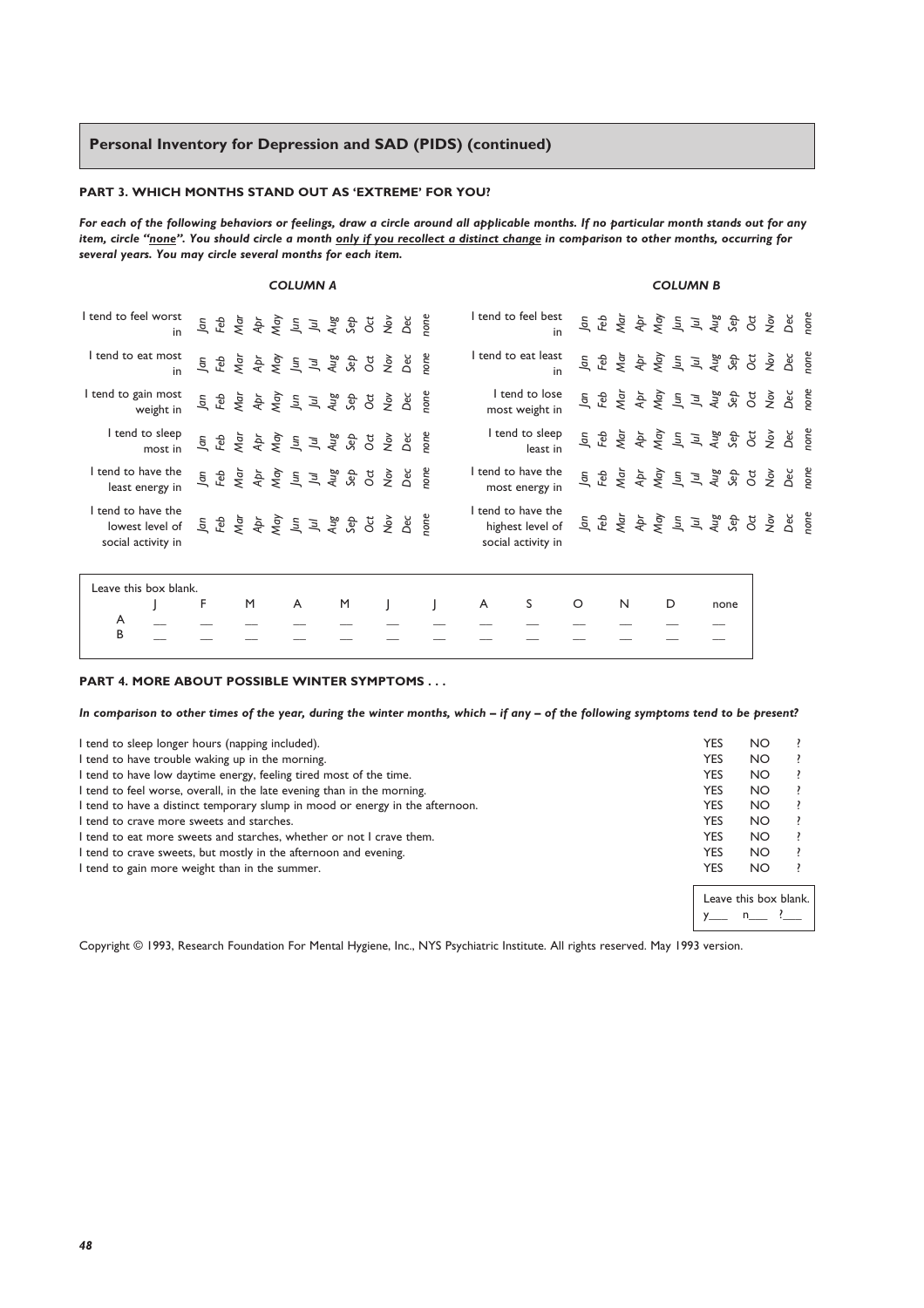## Personal Inventory for Depression and SAD (PIDS) (continued)

### PART 3. WHICH MONTHS STAND OUT AS 'EXTREME' FOR YOU?

***For each of the following behaviors or feelings, draw a circle around all applicable months. If no particular month stands out for any item, circle "none". You should circle a month only if you recollect a distinct change in comparison to other months, occurring for several years. You may circle several months for each item.***

**COLUMN A**

| | | | | | | | | | | | | | |
|---|---|---|---|---|---|---|---|---|---|---|---|---|---|
| I tend to feel worst in | *Jan* | *Feb* | *Mar* | *Apr* | *May* | *Jun* | *Jul* | *Aug* | *Sep* | *Oct* | *Nov* | *Dec* | *none* |
| I tend to eat most in | *Jan* | *Feb* | *Mar* | *Apr* | *May* | *Jun* | *Jul* | *Aug* | *Sep* | *Oct* | *Nov* | *Dec* | *none* |
| I tend to gain most weight in | *Jan* | *Feb* | *Mar* | *Apr* | *May* | *Jun* | *Jul* | *Aug* | *Sep* | *Oct* | *Nov* | *Dec* | *none* |
| I tend to sleep most in | *Jan* | *Feb* | *Mar* | *Apr* | *May* | *Jun* | *Jul* | *Aug* | *Sep* | *Oct* | *Nov* | *Dec* | *none* |
| I tend to have the least energy in | *Jan* | *Feb* | *Mar* | *Apr* | *May* | *Jun* | *Jul* | *Aug* | *Sep* | *Oct* | *Nov* | *Dec* | *none* |
| I tend to have the lowest level of social activity in | *Jan* | *Feb* | *Mar* | *Apr* | *May* | *Jun* | *Jul* | *Aug* | *Sep* | *Oct* | *Nov* | *Dec* | *none* |

**COLUMN B**

| | | | | | | | | | | | | | |
|---|---|---|---|---|---|---|---|---|---|---|---|---|---|
| I tend to feel best in | *Jan* | *Feb* | *Mar* | *Apr* | *May* | *Jun* | *Jul* | *Aug* | *Sep* | *Oct* | *Nov* | *Dec* | *none* |
| I tend to eat least in | *Jan* | *Feb* | *Mar* | *Apr* | *May* | *Jun* | *Jul* | *Aug* | *Sep* | *Oct* | *Nov* | *Dec* | *none* |
| I tend to lose most weight in | *Jan* | *Feb* | *Mar* | *Apr* | *May* | *Jun* | *Jul* | *Aug* | *Sep* | *Oct* | *Nov* | *Dec* | *none* |
| I tend to sleep least in | *Jan* | *Feb* | *Mar* | *Apr* | *May* | *Jun* | *Jul* | *Aug* | *Sep* | *Oct* | *Nov* | *Dec* | *none* |
| I tend to have the most energy in | *Jan* | *Feb* | *Mar* | *Apr* | *May* | *Jun* | *Jul* | *Aug* | *Sep* | *Oct* | *Nov* | *Dec* | *none* |
| I tend to have the highest level of social activity in | *Jan* | *Feb* | *Mar* | *Apr* | *May* | *Jun* | *Jul* | *Aug* | *Sep* | *Oct* | *Nov* | *Dec* | *none* |

Leave this box blank.

| | J | F | M | A | M | J | J | A | S | O | N | D | none |
|---|---|---|---|---|---|---|---|---|---|---|---|---|---|
| A | __ | __ | __ | __ | __ | __ | __ | __ | __ | __ | __ | __ | __ |
| B | __ | __ | __ | __ | __ | __ | __ | __ | __ | __ | __ | __ | __ |

### PART 4. MORE ABOUT POSSIBLE WINTER SYMPTOMS . . .

***In comparison to other times of the year, during the winter months, which – if any – of the following symptoms tend to be present?***

| | | | |
|---|---|---|---|
| I tend to sleep longer hours (napping included). | YES | NO | ? |
| I tend to have trouble waking up in the morning. | YES | NO | ? |
| I tend to have low daytime energy, feeling tired most of the time. | YES | NO | ? |
| I tend to feel worse, overall, in the late evening than in the morning. | YES | NO | ? |
| I tend to have a distinct temporary slump in mood or energy in the afternoon. | YES | NO | ? |
| I tend to crave more sweets and starches. | YES | NO | ? |
| I tend to eat more sweets and starches, whether or not I crave them. | YES | NO | ? |
| I tend to crave sweets, but mostly in the afternoon and evening. | YES | NO | ? |
| I tend to gain more weight than in the summer. | YES | NO | ? |

Leave this box blank.
y___ n___ ?___

Copyright © 1993, Research Foundation For Mental Hygiene, Inc., NYS Psychiatric Institute. All rights reserved. May 1993 version.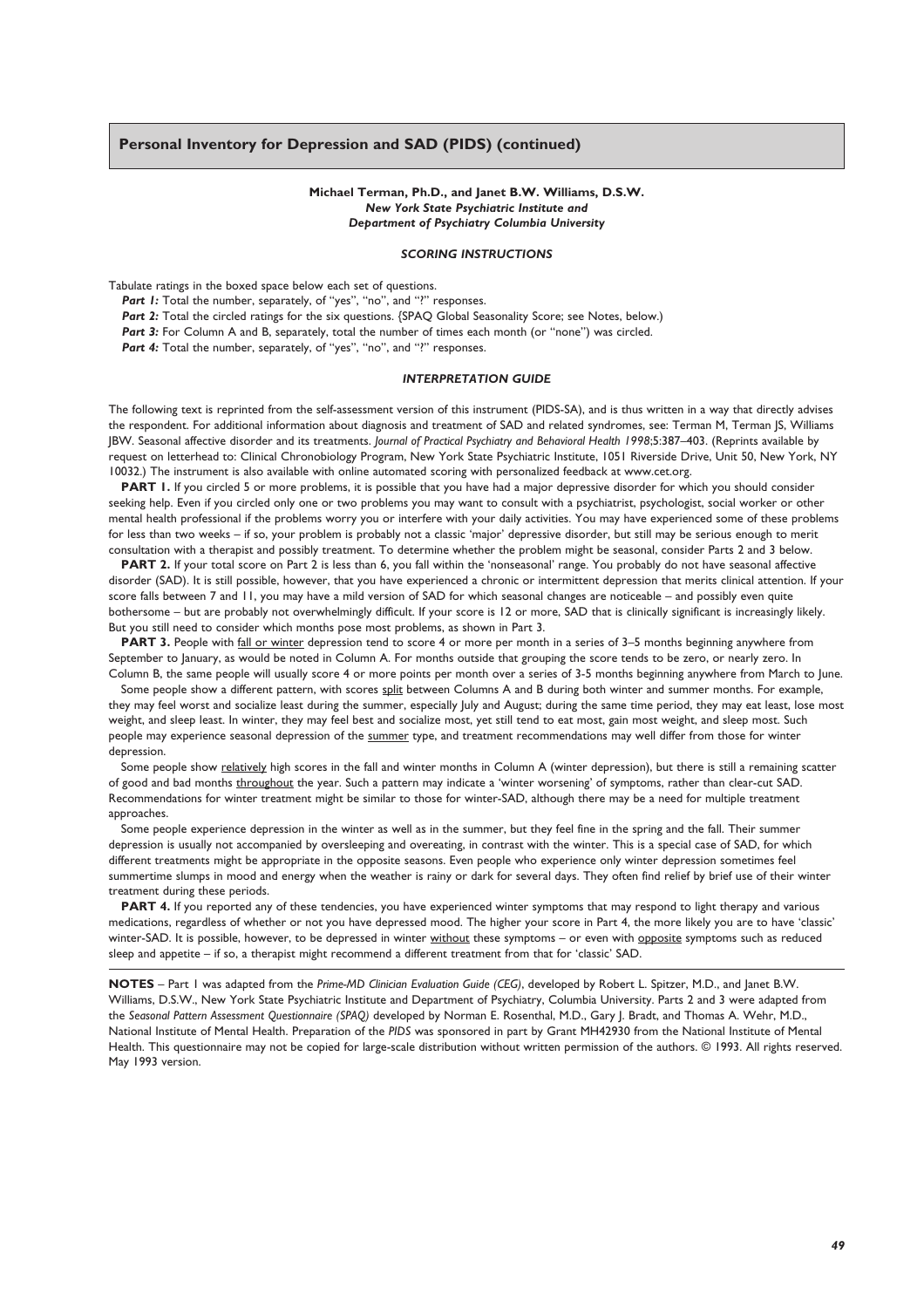## Personal Inventory for Depression and SAD (PIDS) (continued)

**Michael Terman, Ph.D., and Janet B.W. Williams, D.S.W.**
***New York State Psychiatric Institute and***
***Department of Psychiatry Columbia University***

### *SCORING INSTRUCTIONS*

Tabulate ratings in the boxed space below each set of questions.

***Part 1:*** Total the number, separately, of "yes", "no", and "?" responses.

***Part 2:*** Total the circled ratings for the six questions. {SPAQ Global Seasonality Score; see Notes, below.)

***Part 3:*** For Column A and B, separately, total the number of times each month (or "none") was circled.

***Part 4:*** Total the number, separately, of "yes", "no", and "?" responses.

### *INTERPRETATION GUIDE*

The following text is reprinted from the self-assessment version of this instrument (PIDS-SA), and is thus written in a way that directly advises the respondent. For additional information about diagnosis and treatment of SAD and related syndromes, see: Terman M, Terman JS, Williams JBW. Seasonal affective disorder and its treatments. *Journal of Practical Psychiatry and Behavioral Health 1998*;5:387–403. (Reprints available by request on letterhead to: Clinical Chronobiology Program, New York State Psychiatric Institute, 1051 Riverside Drive, Unit 50, New York, NY 10032.) The instrument is also available with online automated scoring with personalized feedback at www.cet.org.

**PART 1.** If you circled 5 or more problems, it is possible that you have had a major depressive disorder for which you should consider seeking help. Even if you circled only one or two problems you may want to consult with a psychiatrist, psychologist, social worker or other mental health professional if the problems worry you or interfere with your daily activities. You may have experienced some of these problems for less than two weeks – if so, your problem is probably not a classic 'major' depressive disorder, but still may be serious enough to merit consultation with a therapist and possibly treatment. To determine whether the problem might be seasonal, consider Parts 2 and 3 below.

**PART 2.** If your total score on Part 2 is less than 6, you fall within the 'nonseasonal' range. You probably do not have seasonal affective disorder (SAD). It is still possible, however, that you have experienced a chronic or intermittent depression that merits clinical attention. If your score falls between 7 and 11, you may have a mild version of SAD for which seasonal changes are noticeable – and possibly even quite bothersome – but are probably not overwhelmingly difficult. If your score is 12 or more, SAD that is clinically significant is increasingly likely. But you still need to consider which months pose most problems, as shown in Part 3.

**PART 3.** People with <u>fall or winter</u> depression tend to score 4 or more per month in a series of 3–5 months beginning anywhere from September to January, as would be noted in Column A. For months outside that grouping the score tends to be zero, or nearly zero. In Column B, the same people will usually score 4 or more points per month over a series of 3-5 months beginning anywhere from March to June.

Some people show a different pattern, with scores <u>split</u> between Columns A and B during both winter and summer months. For example, they may feel worst and socialize least during the summer, especially July and August; during the same time period, they may eat least, lose most weight, and sleep least. In winter, they may feel best and socialize most, yet still tend to eat most, gain most weight, and sleep most. Such people may experience seasonal depression of the <u>summer</u> type, and treatment recommendations may well differ from those for winter depression.

Some people show <u>relatively</u> high scores in the fall and winter months in Column A (winter depression), but there is still a remaining scatter of good and bad months <u>throughout</u> the year. Such a pattern may indicate a 'winter worsening' of symptoms, rather than clear-cut SAD. Recommendations for winter treatment might be similar to those for winter-SAD, although there may be a need for multiple treatment approaches.

Some people experience depression in the winter as well as in the summer, but they feel fine in the spring and the fall. Their summer depression is usually not accompanied by oversleeping and overeating, in contrast with the winter. This is a special case of SAD, for which different treatments might be appropriate in the opposite seasons. Even people who experience only winter depression sometimes feel summertime slumps in mood and energy when the weather is rainy or dark for several days. They often find relief by brief use of their winter treatment during these periods.

**PART 4.** If you reported any of these tendencies, you have experienced winter symptoms that may respond to light therapy and various medications, regardless of whether or not you have depressed mood. The higher your score in Part 4, the more likely you are to have 'classic' winter-SAD. It is possible, however, to be depressed in winter <u>without</u> these symptoms – or even with <u>opposite</u> symptoms such as reduced sleep and appetite – if so, a therapist might recommend a different treatment from that for 'classic' SAD.

---

**NOTES** – Part 1 was adapted from the *Prime-MD Clinician Evaluation Guide (CEG)*, developed by Robert L. Spitzer, M.D., and Janet B.W. Williams, D.S.W., New York State Psychiatric Institute and Department of Psychiatry, Columbia University. Parts 2 and 3 were adapted from the *Seasonal Pattern Assessment Questionnaire (SPAQ)* developed by Norman E. Rosenthal, M.D., Gary J. Bradt, and Thomas A. Wehr, M.D., National Institute of Mental Health. Preparation of the *PIDS* was sponsored in part by Grant MH42930 from the National Institute of Mental Health. This questionnaire may not be copied for large-scale distribution without written permission of the authors. © 1993. All rights reserved. May 1993 version.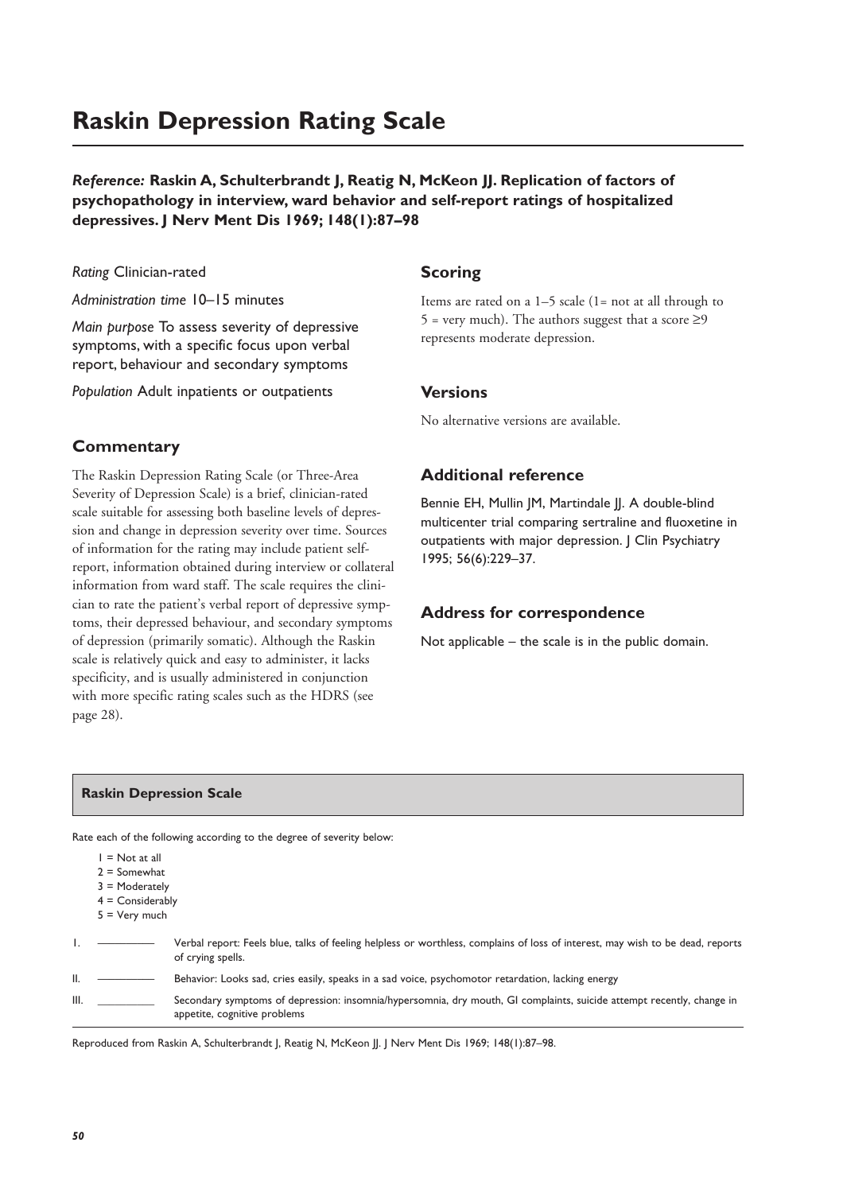# Raskin Depression Rating Scale

***Reference:*** **Raskin A, Schulterbrandt J, Reatig N, McKeon JJ. Replication of factors of psychopathology in interview, ward behavior and self-report ratings of hospitalized depressives. J Nerv Ment Dis 1969; 148(1):87–98**

*Rating* Clinician-rated

*Administration time* 10–15 minutes

*Main purpose* To assess severity of depressive symptoms, with a specific focus upon verbal report, behaviour and secondary symptoms

*Population* Adult inpatients or outpatients

## Commentary

The Raskin Depression Rating Scale (or Three-Area Severity of Depression Scale) is a brief, clinician-rated scale suitable for assessing both baseline levels of depression and change in depression severity over time. Sources of information for the rating may include patient self-report, information obtained during interview or collateral information from ward staff. The scale requires the clinician to rate the patient's verbal report of depressive symptoms, their depressed behaviour, and secondary symptoms of depression (primarily somatic). Although the Raskin scale is relatively quick and easy to administer, it lacks specificity, and is usually administered in conjunction with more specific rating scales such as the HDRS (see page 28).

## Scoring

Items are rated on a 1–5 scale (1= not at all through to 5 = very much). The authors suggest that a score ≥9 represents moderate depression.

## Versions

No alternative versions are available.

## Additional reference

Bennie EH, Mullin JM, Martindale JJ. A double-blind multicenter trial comparing sertraline and fluoxetine in outpatients with major depression. J Clin Psychiatry 1995; 56(6):229–37.

## Address for correspondence

Not applicable – the scale is in the public domain.

### Raskin Depression Scale

Rate each of the following according to the degree of severity below:

1 = Not at all
2 = Somewhat
3 = Moderately
4 = Considerably
5 = Very much

I. __________ Verbal report: Feels blue, talks of feeling helpless or worthless, complains of loss of interest, may wish to be dead, reports of crying spells.

II. __________ Behavior: Looks sad, cries easily, speaks in a sad voice, psychomotor retardation, lacking energy

III. __________ Secondary symptoms of depression: insomnia/hypersomnia, dry mouth, GI complaints, suicide attempt recently, change in appetite, cognitive problems

Reproduced from Raskin A, Schulterbrandt J, Reatig N, McKeon JJ. J Nerv Ment Dis 1969; 148(1):87–98.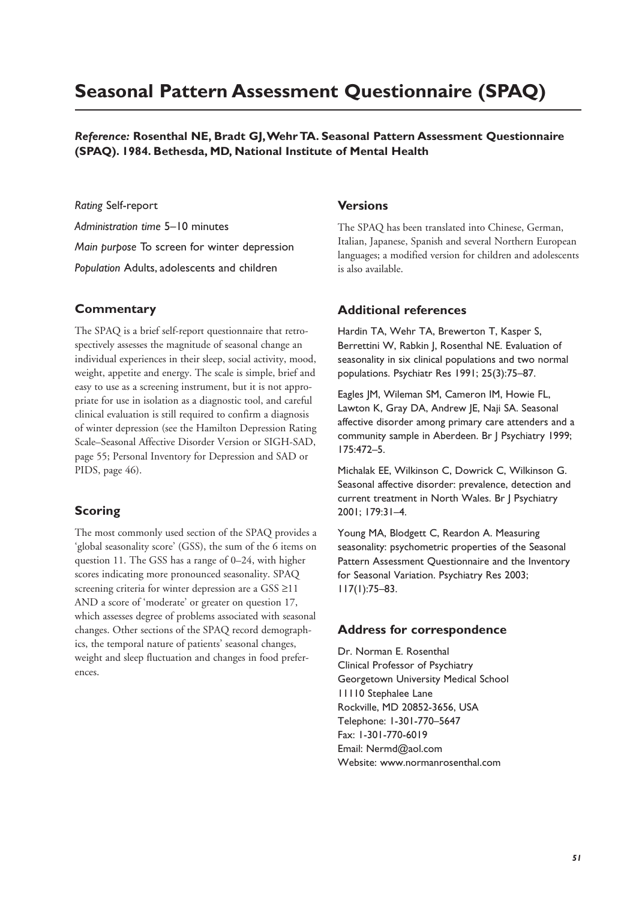# Seasonal Pattern Assessment Questionnaire (SPAQ)

***Reference:*** **Rosenthal NE, Bradt GJ, Wehr TA. Seasonal Pattern Assessment Questionnaire (SPAQ). 1984. Bethesda, MD, National Institute of Mental Health**

*Rating* Self-report

*Administration time* 5–10 minutes

*Main purpose* To screen for winter depression

*Population* Adults, adolescents and children

## Commentary

The SPAQ is a brief self-report questionnaire that retrospectively assesses the magnitude of seasonal change an individual experiences in their sleep, social activity, mood, weight, appetite and energy. The scale is simple, brief and easy to use as a screening instrument, but it is not appropriate for use in isolation as a diagnostic tool, and careful clinical evaluation is still required to confirm a diagnosis of winter depression (see the Hamilton Depression Rating Scale–Seasonal Affective Disorder Version or SIGH-SAD, page 55; Personal Inventory for Depression and SAD or PIDS, page 46).

## Scoring

The most commonly used section of the SPAQ provides a 'global seasonality score' (GSS), the sum of the 6 items on question 11. The GSS has a range of 0–24, with higher scores indicating more pronounced seasonality. SPAQ screening criteria for winter depression are a GSS ≥11 AND a score of 'moderate' or greater on question 17, which assesses degree of problems associated with seasonal changes. Other sections of the SPAQ record demographics, the temporal nature of patients' seasonal changes, weight and sleep fluctuation and changes in food preferences.

## Versions

The SPAQ has been translated into Chinese, German, Italian, Japanese, Spanish and several Northern European languages; a modified version for children and adolescents is also available.

## Additional references

Hardin TA, Wehr TA, Brewerton T, Kasper S, Berrettini W, Rabkin J, Rosenthal NE. Evaluation of seasonality in six clinical populations and two normal populations. Psychiatr Res 1991; 25(3):75–87.

Eagles JM, Wileman SM, Cameron IM, Howie FL, Lawton K, Gray DA, Andrew JE, Naji SA. Seasonal affective disorder among primary care attenders and a community sample in Aberdeen. Br J Psychiatry 1999; 175:472–5.

Michalak EE, Wilkinson C, Dowrick C, Wilkinson G. Seasonal affective disorder: prevalence, detection and current treatment in North Wales. Br J Psychiatry 2001; 179:31–4.

Young MA, Blodgett C, Reardon A. Measuring seasonality: psychometric properties of the Seasonal Pattern Assessment Questionnaire and the Inventory for Seasonal Variation. Psychiatry Res 2003; 117(1):75–83.

## Address for correspondence

Dr. Norman E. Rosenthal
Clinical Professor of Psychiatry
Georgetown University Medical School
11110 Stephalee Lane
Rockville, MD 20852-3656, USA
Telephone: 1-301-770–5647
Fax: 1-301-770-6019
Email: Nermd@aol.com
Website: www.normanrosenthal.com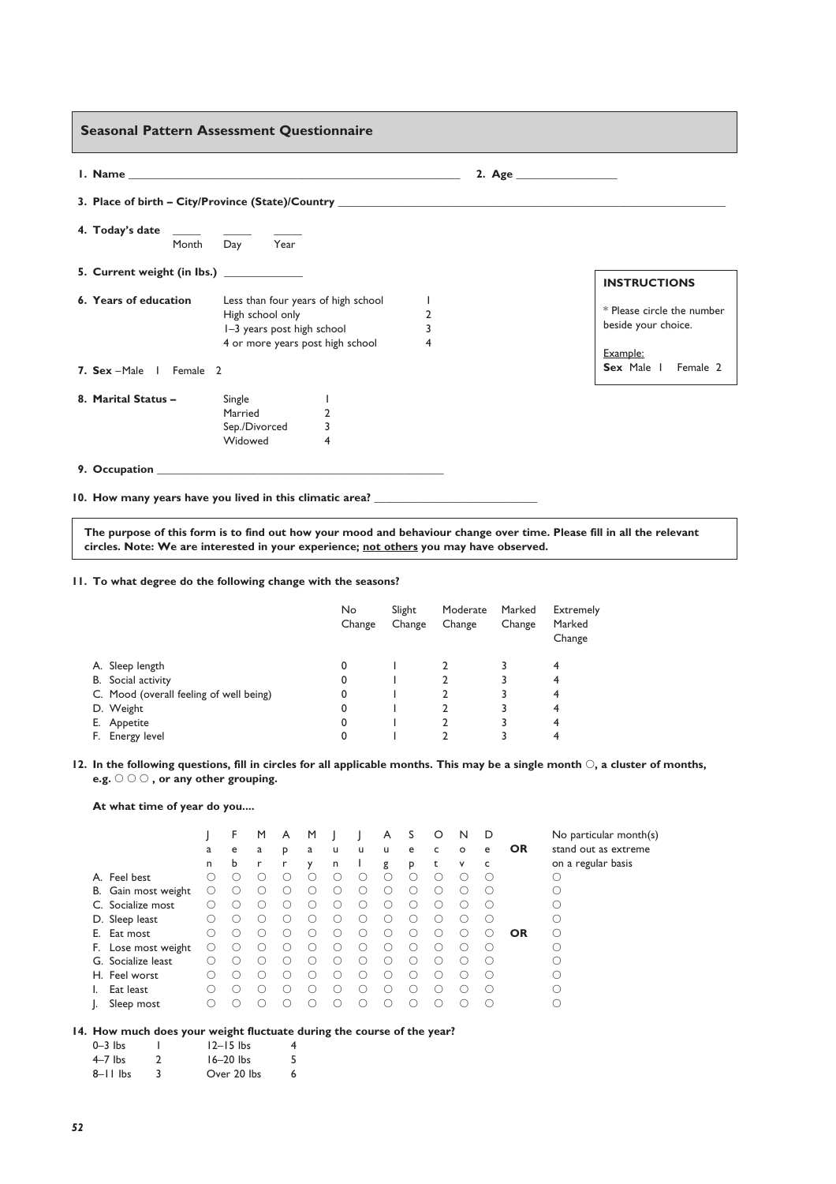## Seasonal Pattern Assessment Questionnaire

**1. Name** ______________________________ **2. Age** ______________

**3. Place of birth – City/Province (State)/Country** ______________________________

**4. Today's date** _____ _____ _____
Month Day Year

**5. Current weight (in lbs.)** ____________

**6. Years of education**

| | |
|---|---|
| Less than four years of high school | 1 |
| High school only | 2 |
| 1–3 years post high school | 3 |
| 4 or more years post high school | 4 |

**7. Sex** – Male 1 Female 2

**8. Marital Status –**

| | |
|---|---|
| Single | 1 |
| Married | 2 |
| Sep./Divorced | 3 |
| Widowed | 4 |

**9. Occupation** ______________________________

**10. How many years have you lived in this climatic area?** ____________________

> **INSTRUCTIONS**
>
> * Please circle the number beside your choice.
>
> Example:
> **Sex** Male 1 Female 2

**The purpose of this form is to find out how your mood and behaviour change over time. Please fill in all the relevant circles. Note: We are interested in your experience; not others you may have observed.**

**11. To what degree do the following change with the seasons?**

| | No Change | Slight Change | Moderate Change | Marked Change | Extremely Marked Change |
|---|---|---|---|---|---|
| A. Sleep length | 0 | 1 | 2 | 3 | 4 |
| B. Social activity | 0 | 1 | 2 | 3 | 4 |
| C. Mood (overall feeling of well being) | 0 | 1 | 2 | 3 | 4 |
| D. Weight | 0 | 1 | 2 | 3 | 4 |
| E. Appetite | 0 | 1 | 2 | 3 | 4 |
| F. Energy level | 0 | 1 | 2 | 3 | 4 |

**12. In the following questions, fill in circles for all applicable months. This may be a single month ○, a cluster of months, e.g. ○ ○ ○ , or any other grouping.**

**At what time of year do you....**

| | Jan | Feb | Mar | Apr | May | Jun | Jul | Aug | Sep | Oct | Nov | Dec | OR | No particular month(s) stand out as extreme on a regular basis |
|---|---|---|---|---|---|---|---|---|---|---|---|---|---|---|
| A. Feel best | ○ | ○ | ○ | ○ | ○ | ○ | ○ | ○ | ○ | ○ | ○ | ○ | | ○ |
| B. Gain most weight | ○ | ○ | ○ | ○ | ○ | ○ | ○ | ○ | ○ | ○ | ○ | ○ | | ○ |
| C. Socialize most | ○ | ○ | ○ | ○ | ○ | ○ | ○ | ○ | ○ | ○ | ○ | ○ | | ○ |
| D. Sleep least | ○ | ○ | ○ | ○ | ○ | ○ | ○ | ○ | ○ | ○ | ○ | ○ | | ○ |
| E. Eat most | ○ | ○ | ○ | ○ | ○ | ○ | ○ | ○ | ○ | ○ | ○ | ○ | OR | ○ |
| F. Lose most weight | ○ | ○ | ○ | ○ | ○ | ○ | ○ | ○ | ○ | ○ | ○ | ○ | | ○ |
| G. Socialize least | ○ | ○ | ○ | ○ | ○ | ○ | ○ | ○ | ○ | ○ | ○ | ○ | | ○ |
| H. Feel worst | ○ | ○ | ○ | ○ | ○ | ○ | ○ | ○ | ○ | ○ | ○ | ○ | | ○ |
| I. Eat least | ○ | ○ | ○ | ○ | ○ | ○ | ○ | ○ | ○ | ○ | ○ | ○ | | ○ |
| J. Sleep most | ○ | ○ | ○ | ○ | ○ | ○ | ○ | ○ | ○ | ○ | ○ | ○ | | ○ |

**14. How much does your weight fluctuate during the course of the year?**

| | | | |
|---|---|---|---|
| 0–3 lbs | 1 | 12–15 lbs | 4 |
| 4–7 lbs | 2 | 16–20 lbs | 5 |
| 8–11 lbs | 3 | Over 20 lbs | 6 |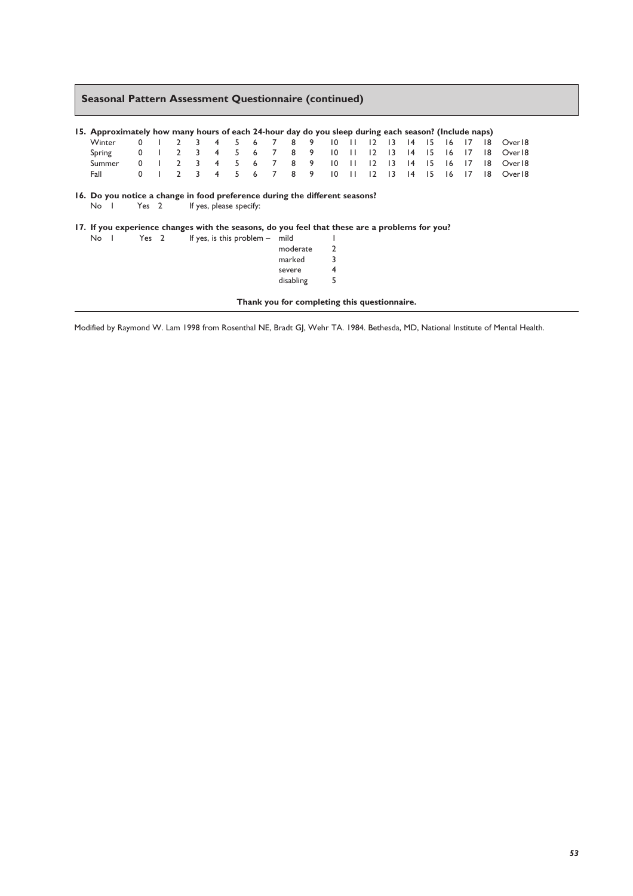## Seasonal Pattern Assessment Questionnaire (continued)

**15. Approximately how many hours of each 24-hour day do you sleep during each season? (Include naps)**

| | | | | | | | | | | | | | | | | | | | | |
|---|---|---|---|---|---|---|---|---|---|---|---|---|---|---|---|---|---|---|---|---|
| Winter | 0 | 1 | 2 | 3 | 4 | 5 | 6 | 7 | 8 | 9 | 10 | 11 | 12 | 13 | 14 | 15 | 16 | 17 | 18 | Over18 |
| Spring | 0 | 1 | 2 | 3 | 4 | 5 | 6 | 7 | 8 | 9 | 10 | 11 | 12 | 13 | 14 | 15 | 16 | 17 | 18 | Over18 |
| Summer | 0 | 1 | 2 | 3 | 4 | 5 | 6 | 7 | 8 | 9 | 10 | 11 | 12 | 13 | 14 | 15 | 16 | 17 | 18 | Over18 |
| Fall | 0 | 1 | 2 | 3 | 4 | 5 | 6 | 7 | 8 | 9 | 10 | 11 | 12 | 13 | 14 | 15 | 16 | 17 | 18 | Over18 |

**16. Do you notice a change in food preference during the different seasons?**

No 1 Yes 2 If yes, please specify:

**17. If you experience changes with the seasons, do you feel that these are a problems for you?**

No 1 Yes 2 If yes, is this problem –

| | |
|---|---|
| mild | 1 |
| moderate | 2 |
| marked | 3 |
| severe | 4 |
| disabling | 5 |

**Thank you for completing this questionnaire.**

Modified by Raymond W. Lam 1998 from Rosenthal NE, Bradt GJ, Wehr TA. 1984. Bethesda, MD, National Institute of Mental Health.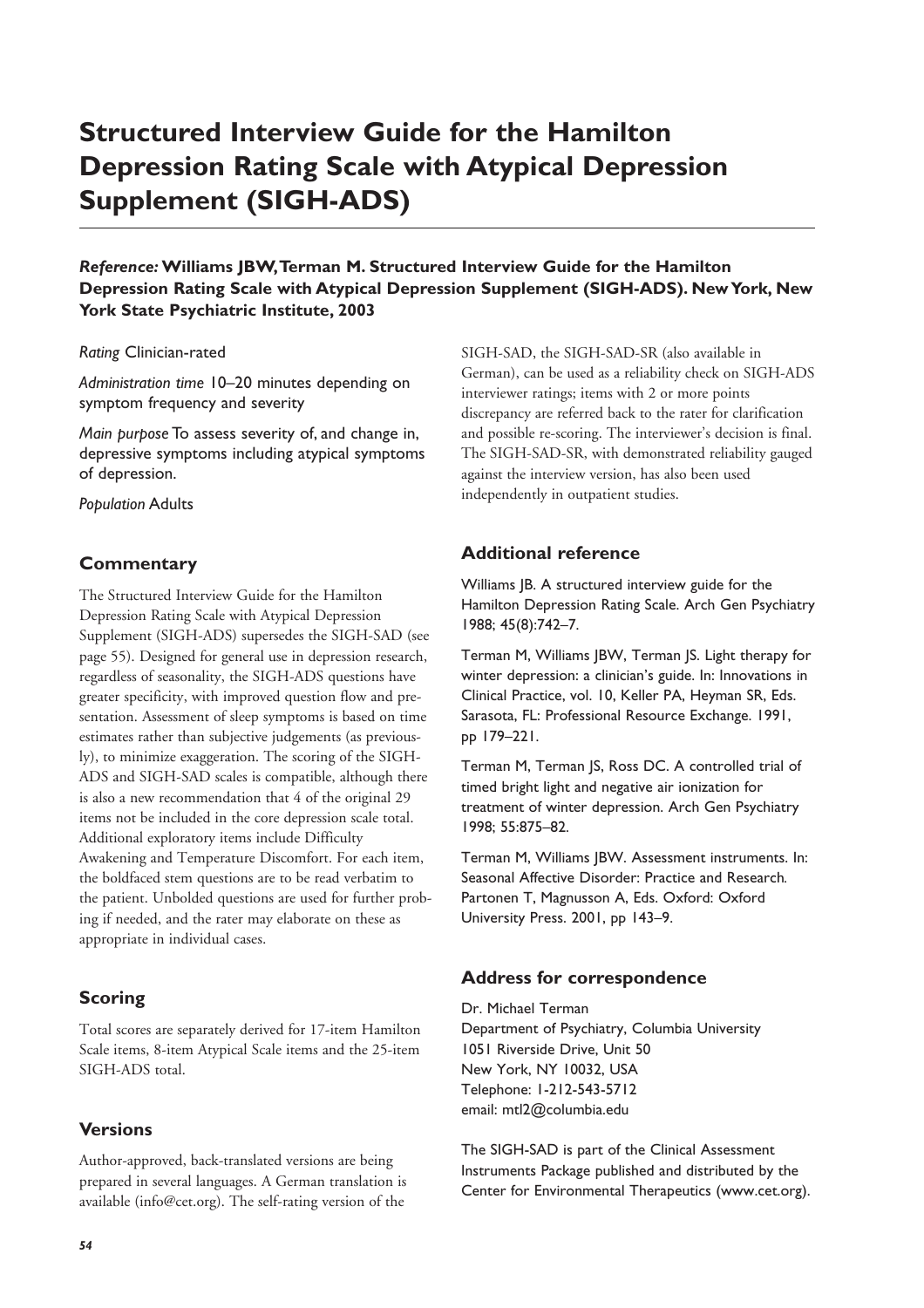# Structured Interview Guide for the Hamilton Depression Rating Scale with Atypical Depression Supplement (SIGH-ADS)

***Reference:*** **Williams JBW, Terman M. Structured Interview Guide for the Hamilton Depression Rating Scale with Atypical Depression Supplement (SIGH-ADS). New York, New York State Psychiatric Institute, 2003**

*Rating* Clinician-rated

*Administration time* 10–20 minutes depending on symptom frequency and severity

*Main purpose* To assess severity of, and change in, depressive symptoms including atypical symptoms of depression.

*Population* Adults

## Commentary

The Structured Interview Guide for the Hamilton Depression Rating Scale with Atypical Depression Supplement (SIGH-ADS) supersedes the SIGH-SAD (see page 55). Designed for general use in depression research, regardless of seasonality, the SIGH-ADS questions have greater specificity, with improved question flow and presentation. Assessment of sleep symptoms is based on time estimates rather than subjective judgements (as previously), to minimize exaggeration. The scoring of the SIGH-ADS and SIGH-SAD scales is compatible, although there is also a new recommendation that 4 of the original 29 items not be included in the core depression scale total. Additional exploratory items include Difficulty Awakening and Temperature Discomfort. For each item, the boldfaced stem questions are to be read verbatim to the patient. Unbolded questions are used for further probing if needed, and the rater may elaborate on these as appropriate in individual cases.

## Scoring

Total scores are separately derived for 17-item Hamilton Scale items, 8-item Atypical Scale items and the 25-item SIGH-ADS total.

## Versions

Author-approved, back-translated versions are being prepared in several languages. A German translation is available (info@cet.org). The self-rating version of the SIGH-SAD, the SIGH-SAD-SR (also available in German), can be used as a reliability check on SIGH-ADS interviewer ratings; items with 2 or more points discrepancy are referred back to the rater for clarification and possible re-scoring. The interviewer's decision is final. The SIGH-SAD-SR, with demonstrated reliability gauged against the interview version, has also been used independently in outpatient studies.

## Additional reference

Williams JB. A structured interview guide for the Hamilton Depression Rating Scale. Arch Gen Psychiatry 1988; 45(8):742–7.

Terman M, Williams JBW, Terman JS. Light therapy for winter depression: a clinician's guide. In: Innovations in Clinical Practice, vol. 10, Keller PA, Heyman SR, Eds. Sarasota, FL: Professional Resource Exchange. 1991, pp 179–221.

Terman M, Terman JS, Ross DC. A controlled trial of timed bright light and negative air ionization for treatment of winter depression. Arch Gen Psychiatry 1998; 55:875–82.

Terman M, Williams JBW. Assessment instruments. In: Seasonal Affective Disorder: Practice and Research. Partonen T, Magnusson A, Eds. Oxford: Oxford University Press. 2001, pp 143–9.

## Address for correspondence

Dr. Michael Terman
Department of Psychiatry, Columbia University
1051 Riverside Drive, Unit 50
New York, NY 10032, USA
Telephone: 1-212-543-5712
email: mtl2@columbia.edu

The SIGH-SAD is part of the Clinical Assessment Instruments Package published and distributed by the Center for Environmental Therapeutics (www.cet.org).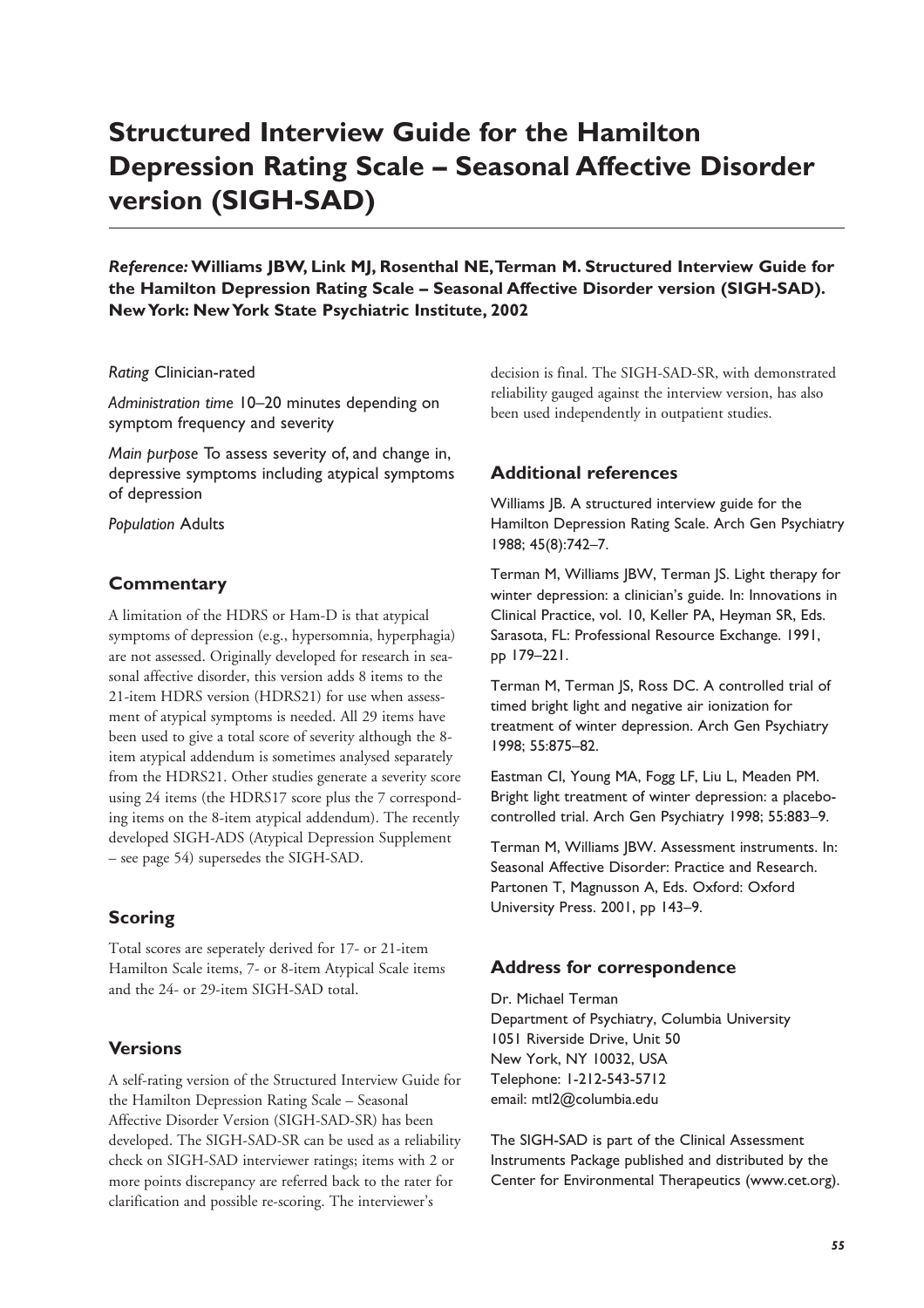# Structured Interview Guide for the Hamilton Depression Rating Scale – Seasonal Affective Disorder version (SIGH-SAD)

***Reference:* Williams JBW, Link MJ, Rosenthal NE, Terman M. Structured Interview Guide for the Hamilton Depression Rating Scale – Seasonal Affective Disorder version (SIGH-SAD). New York: New York State Psychiatric Institute, 2002**

*Rating* Clinician-rated

*Administration time* 10–20 minutes depending on symptom frequency and severity

*Main purpose* To assess severity of, and change in, depressive symptoms including atypical symptoms of depression

*Population* Adults

## Commentary

A limitation of the HDRS or Ham-D is that atypical symptoms of depression (e.g., hypersomnia, hyperphagia) are not assessed. Originally developed for research in seasonal affective disorder, this version adds 8 items to the 21-item HDRS version (HDRS21) for use when assessment of atypical symptoms is needed. All 29 items have been used to give a total score of severity although the 8-item atypical addendum is sometimes analysed separately from the HDRS21. Other studies generate a severity score using 24 items (the HDRS17 score plus the 7 corresponding items on the 8-item atypical addendum). The recently developed SIGH-ADS (Atypical Depression Supplement – see page 54) supersedes the SIGH-SAD.

## Scoring

Total scores are seperately derived for 17- or 21-item Hamilton Scale items, 7- or 8-item Atypical Scale items and the 24- or 29-item SIGH-SAD total.

## Versions

A self-rating version of the Structured Interview Guide for the Hamilton Depression Rating Scale – Seasonal Affective Disorder Version (SIGH-SAD-SR) has been developed. The SIGH-SAD-SR can be used as a reliability check on SIGH-SAD interviewer ratings; items with 2 or more points discrepancy are referred back to the rater for clarification and possible re-scoring. The interviewer's decision is final. The SIGH-SAD-SR, with demonstrated reliability gauged against the interview version, has also been used independently in outpatient studies.

## Additional references

Williams JB. A structured interview guide for the Hamilton Depression Rating Scale. Arch Gen Psychiatry 1988; 45(8):742–7.

Terman M, Williams JBW, Terman JS. Light therapy for winter depression: a clinician's guide. In: Innovations in Clinical Practice, vol. 10, Keller PA, Heyman SR, Eds. Sarasota, FL: Professional Resource Exchange. 1991, pp 179–221.

Terman M, Terman JS, Ross DC. A controlled trial of timed bright light and negative air ionization for treatment of winter depression. Arch Gen Psychiatry 1998; 55:875–82.

Eastman CI, Young MA, Fogg LF, Liu L, Meaden PM. Bright light treatment of winter depression: a placebo-controlled trial. Arch Gen Psychiatry 1998; 55:883–9.

Terman M, Williams JBW. Assessment instruments. In: Seasonal Affective Disorder: Practice and Research. Partonen T, Magnusson A, Eds. Oxford: Oxford University Press. 2001, pp 143–9.

## Address for correspondence

Dr. Michael Terman
Department of Psychiatry, Columbia University
1051 Riverside Drive, Unit 50
New York, NY 10032, USA
Telephone: 1-212-543-5712
email: mtl2@columbia.edu

The SIGH-SAD is part of the Clinical Assessment Instruments Package published and distributed by the Center for Environmental Therapeutics (www.cet.org).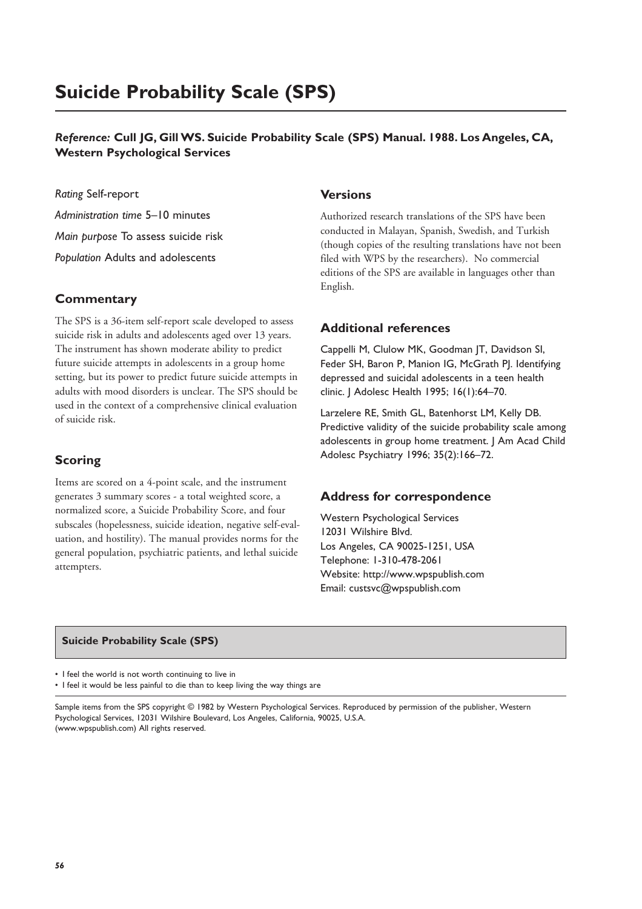# Suicide Probability Scale (SPS)

***Reference:* Cull JG, Gill WS. Suicide Probability Scale (SPS) Manual. 1988. Los Angeles, CA, Western Psychological Services**

*Rating* Self-report

*Administration time* 5–10 minutes

*Main purpose* To assess suicide risk

*Population* Adults and adolescents

## Commentary

The SPS is a 36-item self-report scale developed to assess suicide risk in adults and adolescents aged over 13 years. The instrument has shown moderate ability to predict future suicide attempts in adolescents in a group home setting, but its power to predict future suicide attempts in adults with mood disorders is unclear. The SPS should be used in the context of a comprehensive clinical evaluation of suicide risk.

## Scoring

Items are scored on a 4-point scale, and the instrument generates 3 summary scores - a total weighted score, a normalized score, a Suicide Probability Score, and four subscales (hopelessness, suicide ideation, negative self-evaluation, and hostility). The manual provides norms for the general population, psychiatric patients, and lethal suicide attempters.

## Versions

Authorized research translations of the SPS have been conducted in Malayan, Spanish, Swedish, and Turkish (though copies of the resulting translations have not been filed with WPS by the researchers). No commercial editions of the SPS are available in languages other than English.

## Additional references

Cappelli M, Clulow MK, Goodman JT, Davidson SI, Feder SH, Baron P, Manion IG, McGrath PJ. Identifying depressed and suicidal adolescents in a teen health clinic. J Adolesc Health 1995; 16(1):64–70.

Larzelere RE, Smith GL, Batenhorst LM, Kelly DB. Predictive validity of the suicide probability scale among adolescents in group home treatment. J Am Acad Child Adolesc Psychiatry 1996; 35(2):166–72.

## Address for correspondence

Western Psychological Services
12031 Wilshire Blvd.
Los Angeles, CA 90025-1251, USA
Telephone: 1-310-478-2061
Website: http://www.wpspublish.com
Email: custsvc@wpspublish.com

**Suicide Probability Scale (SPS)**

- I feel the world is not worth continuing to live in
- I feel it would be less painful to die than to keep living the way things are

Sample items from the SPS copyright © 1982 by Western Psychological Services. Reproduced by permission of the publisher, Western Psychological Services, 12031 Wilshire Boulevard, Los Angeles, California, 90025, U.S.A. (www.wpspublish.com) All rights reserved.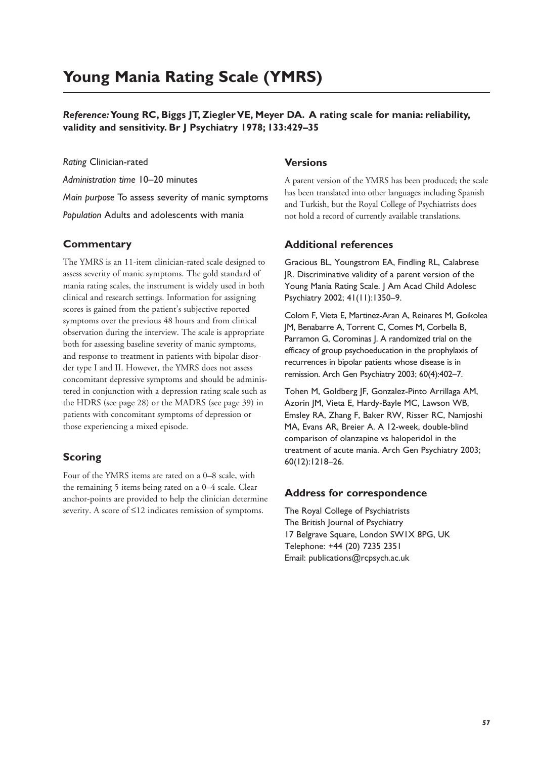# Young Mania Rating Scale (YMRS)

***Reference:* Young RC, Biggs JT, Ziegler VE, Meyer DA. A rating scale for mania: reliability, validity and sensitivity. Br J Psychiatry 1978; 133:429–35**

*Rating* Clinician-rated

*Administration time* 10–20 minutes

*Main purpose* To assess severity of manic symptoms

*Population* Adults and adolescents with mania

## Commentary

The YMRS is an 11-item clinician-rated scale designed to assess severity of manic symptoms. The gold standard of mania rating scales, the instrument is widely used in both clinical and research settings. Information for assigning scores is gained from the patient's subjective reported symptoms over the previous 48 hours and from clinical observation during the interview. The scale is appropriate both for assessing baseline severity of manic symptoms, and response to treatment in patients with bipolar disorder type I and II. However, the YMRS does not assess concomitant depressive symptoms and should be administered in conjunction with a depression rating scale such as the HDRS (see page 28) or the MADRS (see page 39) in patients with concomitant symptoms of depression or those experiencing a mixed episode.

## Scoring

Four of the YMRS items are rated on a 0–8 scale, with the remaining 5 items being rated on a 0–4 scale. Clear anchor-points are provided to help the clinician determine severity. A score of ≤12 indicates remission of symptoms.

## Versions

A parent version of the YMRS has been produced; the scale has been translated into other languages including Spanish and Turkish, but the Royal College of Psychiatrists does not hold a record of currently available translations.

## Additional references

Gracious BL, Youngstrom EA, Findling RL, Calabrese JR. Discriminative validity of a parent version of the Young Mania Rating Scale. J Am Acad Child Adolesc Psychiatry 2002; 41(11):1350–9.

Colom F, Vieta E, Martinez-Aran A, Reinares M, Goikolea JM, Benabarre A, Torrent C, Comes M, Corbella B, Parramon G, Corominas J. A randomized trial on the efficacy of group psychoeducation in the prophylaxis of recurrences in bipolar patients whose disease is in remission. Arch Gen Psychiatry 2003; 60(4):402–7.

Tohen M, Goldberg JF, Gonzalez-Pinto Arrillaga AM, Azorin JM, Vieta E, Hardy-Bayle MC, Lawson WB, Emsley RA, Zhang F, Baker RW, Risser RC, Namjoshi MA, Evans AR, Breier A. A 12-week, double-blind comparison of olanzapine vs haloperidol in the treatment of acute mania. Arch Gen Psychiatry 2003; 60(12):1218–26.

## Address for correspondence

The Royal College of Psychiatrists
The British Journal of Psychiatry
17 Belgrave Square, London SW1X 8PG, UK
Telephone: +44 (20) 7235 2351
Email: publications@rcpsych.ac.uk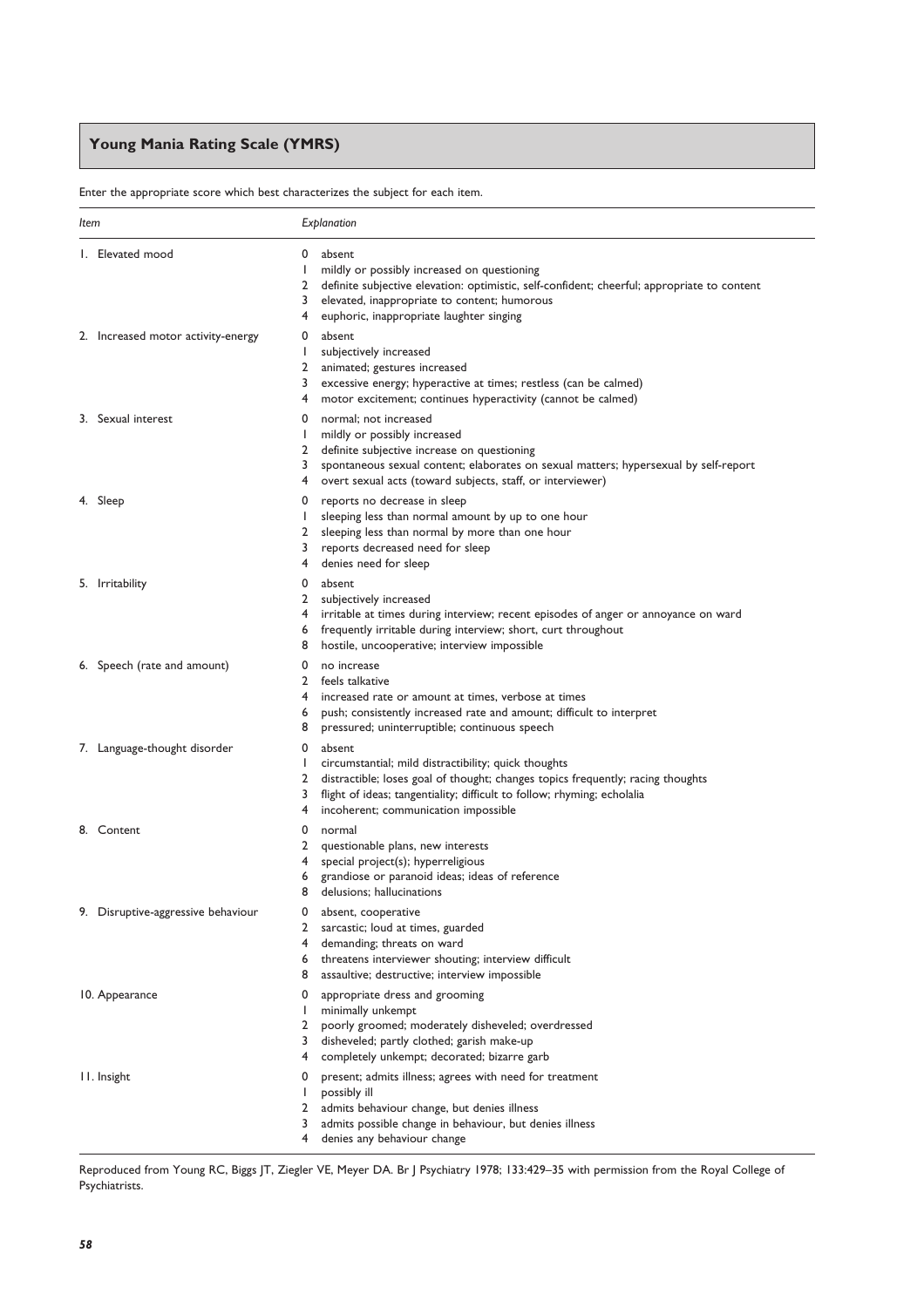## Young Mania Rating Scale (YMRS)

Enter the appropriate score which best characterizes the subject for each item.

| *Item* | *Explanation* |
| --- | --- |
| 1. Elevated mood | 0 absent<br>1 mildly or possibly increased on questioning<br>2 definite subjective elevation: optimistic, self-confident; cheerful; appropriate to content<br>3 elevated, inappropriate to content; humorous<br>4 euphoric, inappropriate laughter singing |
| 2. Increased motor activity-energy | 0 absent<br>1 subjectively increased<br>2 animated; gestures increased<br>3 excessive energy; hyperactive at times; restless (can be calmed)<br>4 motor excitement; continues hyperactivity (cannot be calmed) |
| 3. Sexual interest | 0 normal; not increased<br>1 mildly or possibly increased<br>2 definite subjective increase on questioning<br>3 spontaneous sexual content; elaborates on sexual matters; hypersexual by self-report<br>4 overt sexual acts (toward subjects, staff, or interviewer) |
| 4. Sleep | 0 reports no decrease in sleep<br>1 sleeping less than normal amount by up to one hour<br>2 sleeping less than normal by more than one hour<br>3 reports decreased need for sleep<br>4 denies need for sleep |
| 5. Irritability | 0 absent<br>2 subjectively increased<br>4 irritable at times during interview; recent episodes of anger or annoyance on ward<br>6 frequently irritable during interview; short, curt throughout<br>8 hostile, uncooperative; interview impossible |
| 6. Speech (rate and amount) | 0 no increase<br>2 feels talkative<br>4 increased rate or amount at times, verbose at times<br>6 push; consistently increased rate and amount; difficult to interpret<br>8 pressured; uninterruptible; continuous speech |
| 7. Language-thought disorder | 0 absent<br>1 circumstantial; mild distractibility; quick thoughts<br>2 distractible; loses goal of thought; changes topics frequently; racing thoughts<br>3 flight of ideas; tangentiality; difficult to follow; rhyming; echolalia<br>4 incoherent; communication impossible |
| 8. Content | 0 normal<br>2 questionable plans, new interests<br>4 special project(s); hyperreligious<br>6 grandiose or paranoid ideas; ideas of reference<br>8 delusions; hallucinations |
| 9. Disruptive-aggressive behaviour | 0 absent, cooperative<br>2 sarcastic; loud at times, guarded<br>4 demanding; threats on ward<br>6 threatens interviewer shouting; interview difficult<br>8 assaultive; destructive; interview impossible |
| 10. Appearance | 0 appropriate dress and grooming<br>1 minimally unkempt<br>2 poorly groomed; moderately disheveled; overdressed<br>3 disheveled; partly clothed; garish make-up<br>4 completely unkempt; decorated; bizarre garb |
| 11. Insight | 0 present; admits illness; agrees with need for treatment<br>1 possibly ill<br>2 admits behaviour change, but denies illness<br>3 admits possible change in behaviour, but denies illness<br>4 denies any behaviour change |

Reproduced from Young RC, Biggs JT, Ziegler VE, Meyer DA. Br J Psychiatry 1978; 133:429–35 with permission from the Royal College of Psychiatrists.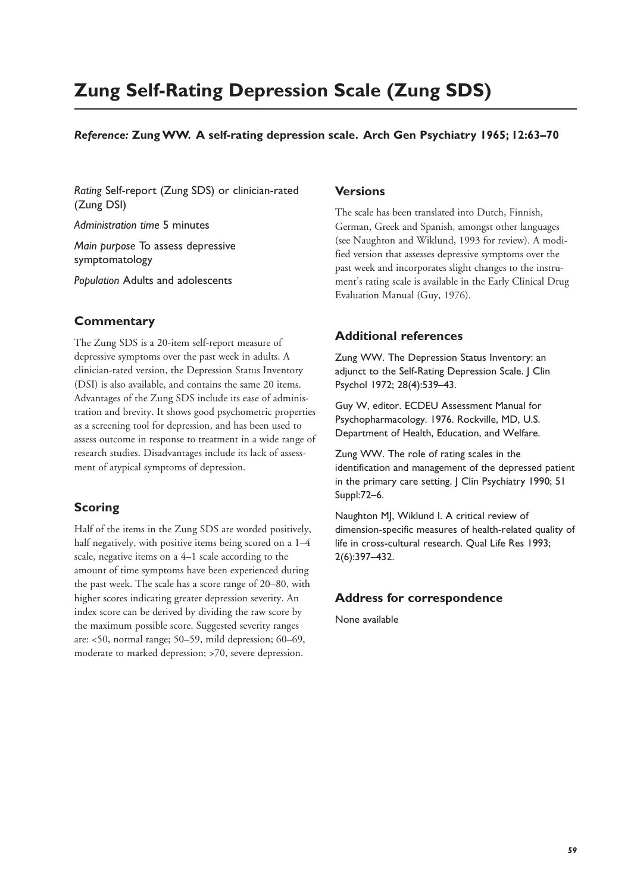# Zung Self-Rating Depression Scale (Zung SDS)

***Reference:*** **Zung WW. A self-rating depression scale. Arch Gen Psychiatry 1965; 12:63–70**

*Rating* Self-report (Zung SDS) or clinician-rated (Zung DSI)

*Administration time* 5 minutes

*Main purpose* To assess depressive symptomatology

*Population* Adults and adolescents

## Commentary

The Zung SDS is a 20-item self-report measure of depressive symptoms over the past week in adults. A clinician-rated version, the Depression Status Inventory (DSI) is also available, and contains the same 20 items. Advantages of the Zung SDS include its ease of administration and brevity. It shows good psychometric properties as a screening tool for depression, and has been used to assess outcome in response to treatment in a wide range of research studies. Disadvantages include its lack of assessment of atypical symptoms of depression.

## Scoring

Half of the items in the Zung SDS are worded positively, half negatively, with positive items being scored on a 1–4 scale, negative items on a 4–1 scale according to the amount of time symptoms have been experienced during the past week. The scale has a score range of 20–80, with higher scores indicating greater depression severity. An index score can be derived by dividing the raw score by the maximum possible score. Suggested severity ranges are: <50, normal range; 50–59, mild depression; 60–69, moderate to marked depression; >70, severe depression.

## Versions

The scale has been translated into Dutch, Finnish, German, Greek and Spanish, amongst other languages (see Naughton and Wiklund, 1993 for review). A modified version that assesses depressive symptoms over the past week and incorporates slight changes to the instrument's rating scale is available in the Early Clinical Drug Evaluation Manual (Guy, 1976).

## Additional references

Zung WW. The Depression Status Inventory: an adjunct to the Self-Rating Depression Scale. J Clin Psychol 1972; 28(4):539–43.

Guy W, editor. ECDEU Assessment Manual for Psychopharmacology. 1976. Rockville, MD, U.S. Department of Health, Education, and Welfare.

Zung WW. The role of rating scales in the identification and management of the depressed patient in the primary care setting. J Clin Psychiatry 1990; 51 Suppl:72–6.

Naughton MJ, Wiklund I. A critical review of dimension-specific measures of health-related quality of life in cross-cultural research. Qual Life Res 1993; 2(6):397–432.

## Address for correspondence

None available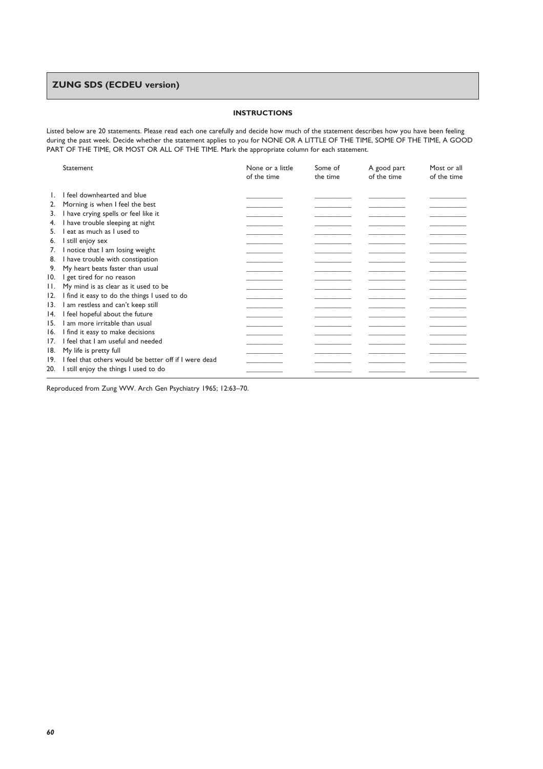## ZUNG SDS (ECDEU version)

**INSTRUCTIONS**

Listed below are 20 statements. Please read each one carefully and decide how much of the statement describes how you have been feeling during the past week. Decide whether the statement applies to you for NONE OR A LITTLE OF THE TIME, SOME OF THE TIME, A GOOD PART OF THE TIME, OR MOST OR ALL OF THE TIME. Mark the appropriate column for each statement.

| | Statement | None or a little of the time | Some of the time | A good part of the time | Most or all of the time |
|---|---|---|---|---|---|
| 1. | I feel downhearted and blue | ______ | ______ | ______ | ______ |
| 2. | Morning is when I feel the best | ______ | ______ | ______ | ______ |
| 3. | I have crying spells or feel like it | ______ | ______ | ______ | ______ |
| 4. | I have trouble sleeping at night | ______ | ______ | ______ | ______ |
| 5. | I eat as much as I used to | ______ | ______ | ______ | ______ |
| 6. | I still enjoy sex | ______ | ______ | ______ | ______ |
| 7. | I notice that I am losing weight | ______ | ______ | ______ | ______ |
| 8. | I have trouble with constipation | ______ | ______ | ______ | ______ |
| 9. | My heart beats faster than usual | ______ | ______ | ______ | ______ |
| 10. | I get tired for no reason | ______ | ______ | ______ | ______ |
| 11. | My mind is as clear as it used to be | ______ | ______ | ______ | ______ |
| 12. | I find it easy to do the things I used to do | ______ | ______ | ______ | ______ |
| 13. | I am restless and can't keep still | ______ | ______ | ______ | ______ |
| 14. | I feel hopeful about the future | ______ | ______ | ______ | ______ |
| 15. | I am more irritable than usual | ______ | ______ | ______ | ______ |
| 16. | I find it easy to make decisions | ______ | ______ | ______ | ______ |
| 17. | I feel that I am useful and needed | ______ | ______ | ______ | ______ |
| 18. | My life is pretty full | ______ | ______ | ______ | ______ |
| 19. | I feel that others would be better off if I were dead | ______ | ______ | ______ | ______ |
| 20. | I still enjoy the things I used to do | ______ | ______ | ______ | ______ |

Reproduced from Zung WW. Arch Gen Psychiatry 1965; 12:63–70.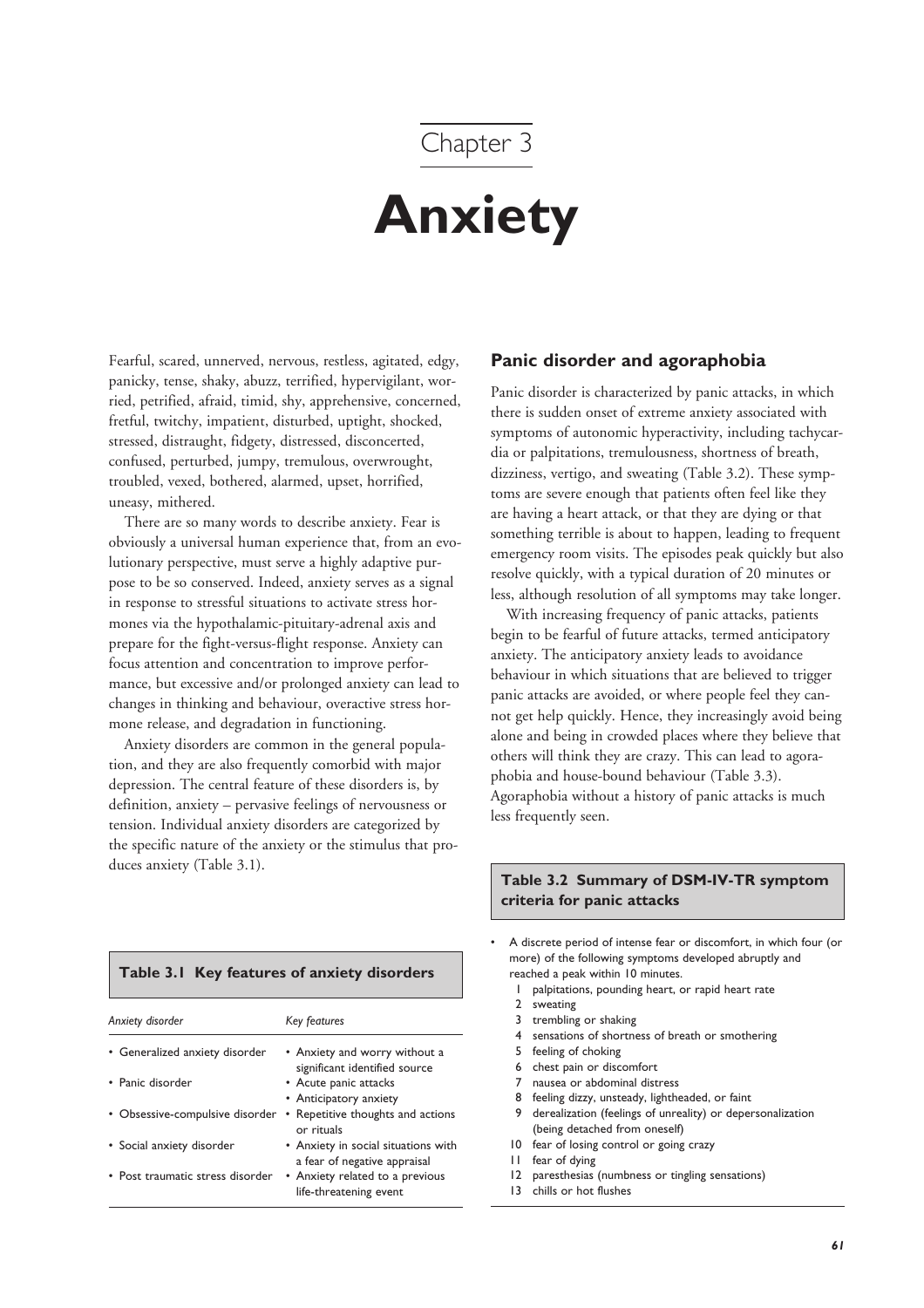# Chapter 3

# Anxiety

Fearful, scared, unnerved, nervous, restless, agitated, edgy, panicky, tense, shaky, abuzz, terrified, hypervigilant, worried, petrified, afraid, timid, shy, apprehensive, concerned, fretful, twitchy, impatient, disturbed, uptight, shocked, stressed, distraught, fidgety, distressed, disconcerted, confused, perturbed, jumpy, tremulous, overwrought, troubled, vexed, bothered, alarmed, upset, horrified, uneasy, mithered.

There are so many words to describe anxiety. Fear is obviously a universal human experience that, from an evolutionary perspective, must serve a highly adaptive purpose to be so conserved. Indeed, anxiety serves as a signal in response to stressful situations to activate stress hormones via the hypothalamic-pituitary-adrenal axis and prepare for the fight-versus-flight response. Anxiety can focus attention and concentration to improve performance, but excessive and/or prolonged anxiety can lead to changes in thinking and behaviour, overactive stress hormone release, and degradation in functioning.

Anxiety disorders are common in the general population, and they are also frequently comorbid with major depression. The central feature of these disorders is, by definition, anxiety – pervasive feelings of nervousness or tension. Individual anxiety disorders are categorized by the specific nature of the anxiety or the stimulus that produces anxiety (Table 3.1).

**Table 3.1 Key features of anxiety disorders**

| *Anxiety disorder* | *Key features* |
|---|---|
| • Generalized anxiety disorder | • Anxiety and worry without a significant identified source |
| • Panic disorder | • Acute panic attacks<br>• Anticipatory anxiety |
| • Obsessive-compulsive disorder | • Repetitive thoughts and actions or rituals |
| • Social anxiety disorder | • Anxiety in social situations with a fear of negative appraisal |
| • Post traumatic stress disorder | • Anxiety related to a previous life-threatening event |

## Panic disorder and agoraphobia

Panic disorder is characterized by panic attacks, in which there is sudden onset of extreme anxiety associated with symptoms of autonomic hyperactivity, including tachycardia or palpitations, tremulousness, shortness of breath, dizziness, vertigo, and sweating (Table 3.2). These symptoms are severe enough that patients often feel like they are having a heart attack, or that they are dying or that something terrible is about to happen, leading to frequent emergency room visits. The episodes peak quickly but also resolve quickly, with a typical duration of 20 minutes or less, although resolution of all symptoms may take longer.

With increasing frequency of panic attacks, patients begin to be fearful of future attacks, termed anticipatory anxiety. The anticipatory anxiety leads to avoidance behaviour in which situations that are believed to trigger panic attacks are avoided, or where people feel they cannot get help quickly. Hence, they increasingly avoid being alone and being in crowded places where they believe that others will think they are crazy. This can lead to agoraphobia and house-bound behaviour (Table 3.3). Agoraphobia without a history of panic attacks is much less frequently seen.

**Table 3.2 Summary of DSM-IV-TR symptom criteria for panic attacks**

- A discrete period of intense fear or discomfort, in which four (or more) of the following symptoms developed abruptly and reached a peak within 10 minutes.
  1. palpitations, pounding heart, or rapid heart rate
  2. sweating
  3. trembling or shaking
  4. sensations of shortness of breath or smothering
  5. feeling of choking
  6. chest pain or discomfort
  7. nausea or abdominal distress
  8. feeling dizzy, unsteady, lightheaded, or faint
  9. derealization (feelings of unreality) or depersonalization (being detached from oneself)
  10. fear of losing control or going crazy
  11. fear of dying
  12. paresthesias (numbness or tingling sensations)
  13. chills or hot flushes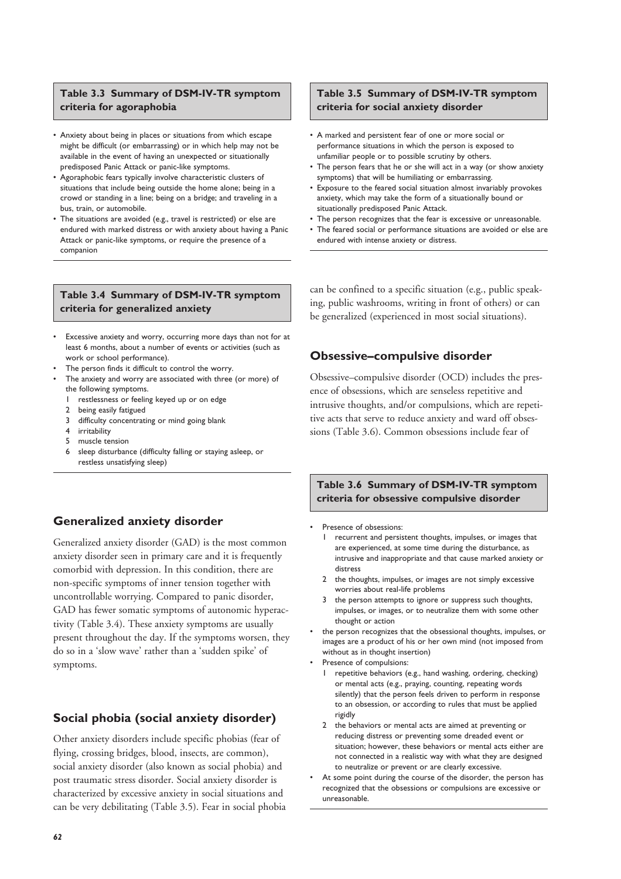**Table 3.3 Summary of DSM-IV-TR symptom criteria for agoraphobia**

- Anxiety about being in places or situations from which escape might be difficult (or embarrassing) or in which help may not be available in the event of having an unexpected or situationally predisposed Panic Attack or panic-like symptoms.
- Agoraphobic fears typically involve characteristic clusters of situations that include being outside the home alone; being in a crowd or standing in a line; being on a bridge; and traveling in a bus, train, or automobile.
- The situations are avoided (e.g., travel is restricted) or else are endured with marked distress or with anxiety about having a Panic Attack or panic-like symptoms, or require the presence of a companion

**Table 3.4 Summary of DSM-IV-TR symptom criteria for generalized anxiety**

- Excessive anxiety and worry, occurring more days than not for at least 6 months, about a number of events or activities (such as work or school performance).
- The person finds it difficult to control the worry.
- The anxiety and worry are associated with three (or more) of the following symptoms.
  1. restlessness or feeling keyed up or on edge
  2. being easily fatigued
  3. difficulty concentrating or mind going blank
  4. irritability
  5. muscle tension
  6. sleep disturbance (difficulty falling or staying asleep, or restless unsatisfying sleep)

## Generalized anxiety disorder

Generalized anxiety disorder (GAD) is the most common anxiety disorder seen in primary care and it is frequently comorbid with depression. In this condition, there are non-specific symptoms of inner tension together with uncontrollable worrying. Compared to panic disorder, GAD has fewer somatic symptoms of autonomic hyperactivity (Table 3.4). These anxiety symptoms are usually present throughout the day. If the symptoms worsen, they do so in a 'slow wave' rather than a 'sudden spike' of symptoms.

## Social phobia (social anxiety disorder)

Other anxiety disorders include specific phobias (fear of flying, crossing bridges, blood, insects, are common), social anxiety disorder (also known as social phobia) and post traumatic stress disorder. Social anxiety disorder is characterized by excessive anxiety in social situations and can be very debilitating (Table 3.5). Fear in social phobia can be confined to a specific situation (e.g., public speaking, public washrooms, writing in front of others) or can be generalized (experienced in most social situations).

**Table 3.5 Summary of DSM-IV-TR symptom criteria for social anxiety disorder**

- A marked and persistent fear of one or more social or performance situations in which the person is exposed to unfamiliar people or to possible scrutiny by others.
- The person fears that he or she will act in a way (or show anxiety symptoms) that will be humiliating or embarrassing.
- Exposure to the feared social situation almost invariably provokes anxiety, which may take the form of a situationally bound or situationally predisposed Panic Attack.
- The person recognizes that the fear is excessive or unreasonable.
- The feared social or performance situations are avoided or else are endured with intense anxiety or distress.

## Obsessive–compulsive disorder

Obsessive–compulsive disorder (OCD) includes the presence of obsessions, which are senseless repetitive and intrusive thoughts, and/or compulsions, which are repetitive acts that serve to reduce anxiety and ward off obsessions (Table 3.6). Common obsessions include fear of

**Table 3.6 Summary of DSM-IV-TR symptom criteria for obsessive compulsive disorder**

- Presence of obsessions:
  1. recurrent and persistent thoughts, impulses, or images that are experienced, at some time during the disturbance, as intrusive and inappropriate and that cause marked anxiety or distress
  2. the thoughts, impulses, or images are not simply excessive worries about real-life problems
  3. the person attempts to ignore or suppress such thoughts, impulses, or images, or to neutralize them with some other thought or action
- the person recognizes that the obsessional thoughts, impulses, or images are a product of his or her own mind (not imposed from without as in thought insertion)
- Presence of compulsions:
  1. repetitive behaviors (e.g., hand washing, ordering, checking) or mental acts (e.g., praying, counting, repeating words silently) that the person feels driven to perform in response to an obsession, or according to rules that must be applied rigidly
  2. the behaviors or mental acts are aimed at preventing or reducing distress or preventing some dreaded event or situation; however, these behaviors or mental acts either are not connected in a realistic way with what they are designed to neutralize or prevent or are clearly excessive.
- At some point during the course of the disorder, the person has recognized that the obsessions or compulsions are excessive or unreasonable.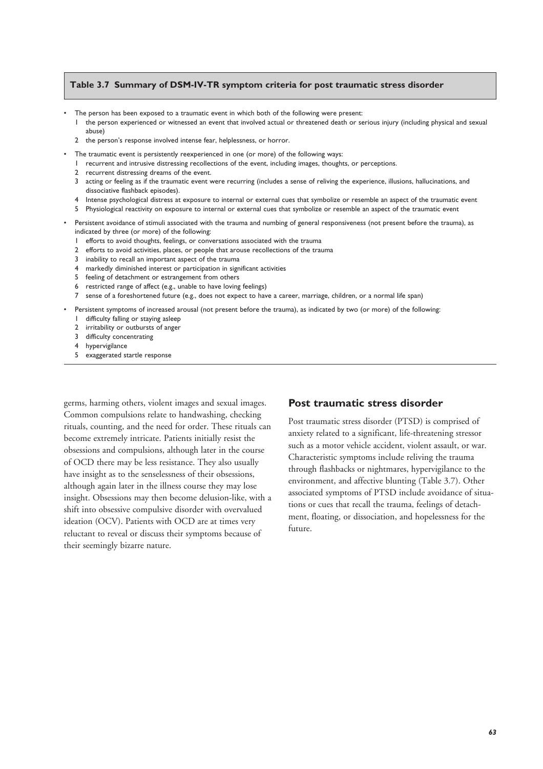**Table 3.7 Summary of DSM-IV-TR symptom criteria for post traumatic stress disorder**

- The person has been exposed to a traumatic event in which both of the following were present:
  1. the person experienced or witnessed an event that involved actual or threatened death or serious injury (including physical and sexual abuse)
  2. the person's response involved intense fear, helplessness, or horror.
- The traumatic event is persistently reexperienced in one (or more) of the following ways:
  1. recurrent and intrusive distressing recollections of the event, including images, thoughts, or perceptions.
  2. recurrent distressing dreams of the event.
  3. acting or feeling as if the traumatic event were recurring (includes a sense of reliving the experience, illusions, hallucinations, and dissociative flashback episodes).
  4. Intense psychological distress at exposure to internal or external cues that symbolize or resemble an aspect of the traumatic event
  5. Physiological reactivity on exposure to internal or external cues that symbolize or resemble an aspect of the traumatic event
- Persistent avoidance of stimuli associated with the trauma and numbing of general responsiveness (not present before the trauma), as indicated by three (or more) of the following:
  1. efforts to avoid thoughts, feelings, or conversations associated with the trauma
  2. efforts to avoid activities, places, or people that arouse recollections of the trauma
  3. inability to recall an important aspect of the trauma
  4. markedly diminished interest or participation in significant activities
  5. feeling of detachment or estrangement from others
  6. restricted range of affect (e.g., unable to have loving feelings)
  7. sense of a foreshortened future (e.g., does not expect to have a career, marriage, children, or a normal life span)
- Persistent symptoms of increased arousal (not present before the trauma), as indicated by two (or more) of the following:
  1. difficulty falling or staying asleep
  2. irritability or outbursts of anger
  3. difficulty concentrating
  4. hypervigilance
  5. exaggerated startle response

germs, harming others, violent images and sexual images. Common compulsions relate to handwashing, checking rituals, counting, and the need for order. These rituals can become extremely intricate. Patients initially resist the obsessions and compulsions, although later in the course of OCD there may be less resistance. They also usually have insight as to the senselessness of their obsessions, although again later in the illness course they may lose insight. Obsessions may then become delusion-like, with a shift into obsessive compulsive disorder with overvalued ideation (OCV). Patients with OCD are at times very reluctant to reveal or discuss their symptoms because of their seemingly bizarre nature.

## Post traumatic stress disorder

Post traumatic stress disorder (PTSD) is comprised of anxiety related to a significant, life-threatening stressor such as a motor vehicle accident, violent assault, or war. Characteristic symptoms include reliving the trauma through flashbacks or nightmares, hypervigilance to the environment, and affective blunting (Table 3.7). Other associated symptoms of PTSD include avoidance of situations or cues that recall the trauma, feelings of detachment, floating, or dissociation, and hopelessness for the future.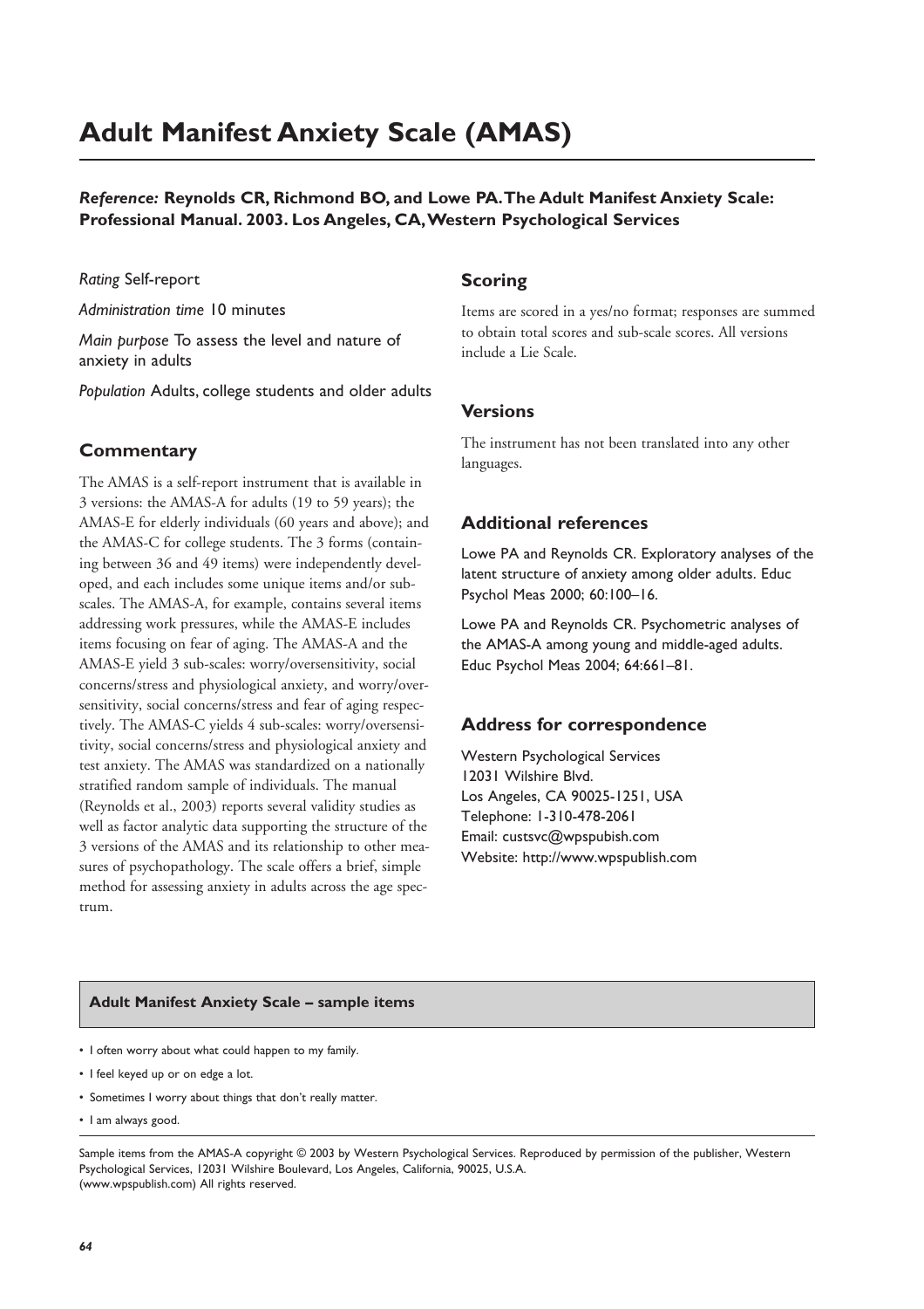# Adult Manifest Anxiety Scale (AMAS)

***Reference:*** **Reynolds CR, Richmond BO, and Lowe PA. The Adult Manifest Anxiety Scale: Professional Manual. 2003. Los Angeles, CA, Western Psychological Services**

*Rating* Self-report

*Administration time* 10 minutes

*Main purpose* To assess the level and nature of anxiety in adults

*Population* Adults, college students and older adults

## Commentary

The AMAS is a self-report instrument that is available in 3 versions: the AMAS-A for adults (19 to 59 years); the AMAS-E for elderly individuals (60 years and above); and the AMAS-C for college students. The 3 forms (containing between 36 and 49 items) were independently developed, and each includes some unique items and/or subscales. The AMAS-A, for example, contains several items addressing work pressures, while the AMAS-E includes items focusing on fear of aging. The AMAS-A and the AMAS-E yield 3 sub-scales: worry/oversensitivity, social concerns/stress and physiological anxiety, and worry/oversensitivity, social concerns/stress and fear of aging respectively. The AMAS-C yields 4 sub-scales: worry/oversensitivity, social concerns/stress and physiological anxiety and test anxiety. The AMAS was standardized on a nationally stratified random sample of individuals. The manual (Reynolds et al., 2003) reports several validity studies as well as factor analytic data supporting the structure of the 3 versions of the AMAS and its relationship to other measures of psychopathology. The scale offers a brief, simple method for assessing anxiety in adults across the age spectrum.

## Scoring

Items are scored in a yes/no format; responses are summed to obtain total scores and sub-scale scores. All versions include a Lie Scale.

## Versions

The instrument has not been translated into any other languages.

## Additional references

Lowe PA and Reynolds CR. Exploratory analyses of the latent structure of anxiety among older adults. Educ Psychol Meas 2000; 60:100–16.

Lowe PA and Reynolds CR. Psychometric analyses of the AMAS-A among young and middle-aged adults. Educ Psychol Meas 2004; 64:661–81.

## Address for correspondence

Western Psychological Services
12031 Wilshire Blvd.
Los Angeles, CA 90025-1251, USA
Telephone: 1-310-478-2061
Email: custsvc@wpspubish.com
Website: http://www.wpspublish.com

**Adult Manifest Anxiety Scale – sample items**

- I often worry about what could happen to my family.
- I feel keyed up or on edge a lot.
- Sometimes I worry about things that don't really matter.
- I am always good.

Sample items from the AMAS-A copyright © 2003 by Western Psychological Services. Reproduced by permission of the publisher, Western Psychological Services, 12031 Wilshire Boulevard, Los Angeles, California, 90025, U.S.A. (www.wpspublish.com) All rights reserved.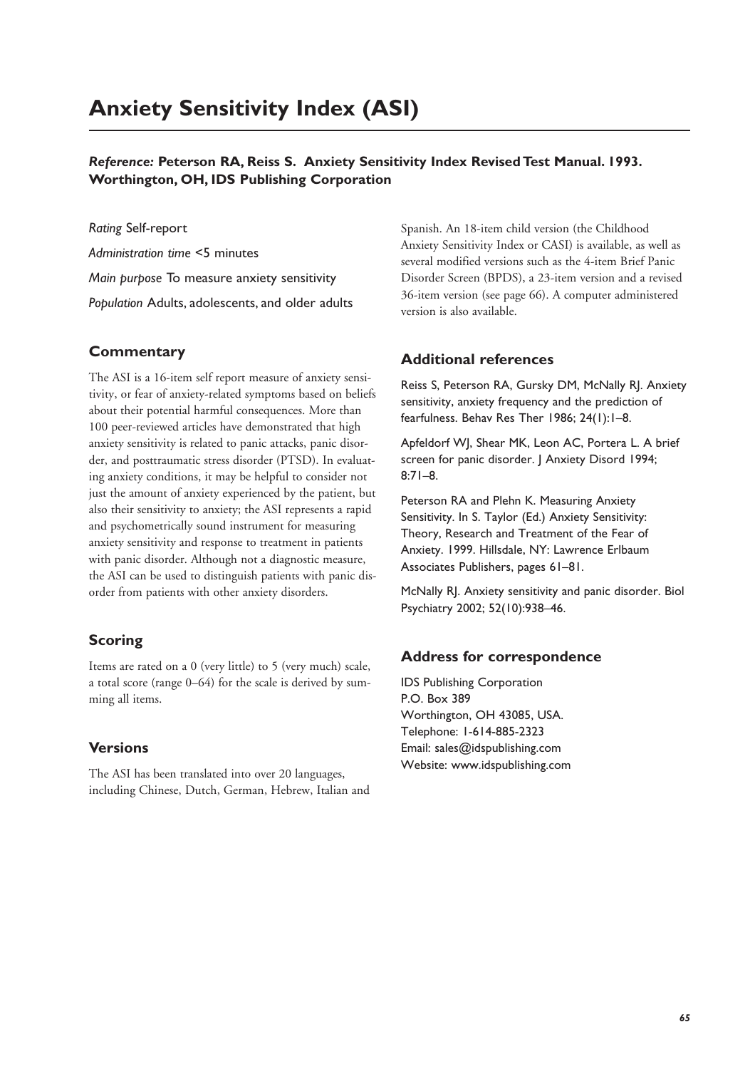# Anxiety Sensitivity Index (ASI)

***Reference:*** **Peterson RA, Reiss S. Anxiety Sensitivity Index Revised Test Manual. 1993. Worthington, OH, IDS Publishing Corporation**

*Rating* Self-report

*Administration time* <5 minutes

*Main purpose* To measure anxiety sensitivity

*Population* Adults, adolescents, and older adults

## Commentary

The ASI is a 16-item self report measure of anxiety sensitivity, or fear of anxiety-related symptoms based on beliefs about their potential harmful consequences. More than 100 peer-reviewed articles have demonstrated that high anxiety sensitivity is related to panic attacks, panic disorder, and posttraumatic stress disorder (PTSD). In evaluating anxiety conditions, it may be helpful to consider not just the amount of anxiety experienced by the patient, but also their sensitivity to anxiety; the ASI represents a rapid and psychometrically sound instrument for measuring anxiety sensitivity and response to treatment in patients with panic disorder. Although not a diagnostic measure, the ASI can be used to distinguish patients with panic disorder from patients with other anxiety disorders.

## Scoring

Items are rated on a 0 (very little) to 5 (very much) scale, a total score (range 0–64) for the scale is derived by summing all items.

## Versions

The ASI has been translated into over 20 languages, including Chinese, Dutch, German, Hebrew, Italian and Spanish. An 18-item child version (the Childhood Anxiety Sensitivity Index or CASI) is available, as well as several modified versions such as the 4-item Brief Panic Disorder Screen (BPDS), a 23-item version and a revised 36-item version (see page 66). A computer administered version is also available.

## Additional references

Reiss S, Peterson RA, Gursky DM, McNally RJ. Anxiety sensitivity, anxiety frequency and the prediction of fearfulness. Behav Res Ther 1986; 24(1):1–8.

Apfeldorf WJ, Shear MK, Leon AC, Portera L. A brief screen for panic disorder. J Anxiety Disord 1994; 8:71–8.

Peterson RA and Plehn K. Measuring Anxiety Sensitivity. In S. Taylor (Ed.) Anxiety Sensitivity: Theory, Research and Treatment of the Fear of Anxiety. 1999. Hillsdale, NY: Lawrence Erlbaum Associates Publishers, pages 61–81.

McNally RJ. Anxiety sensitivity and panic disorder. Biol Psychiatry 2002; 52(10):938–46.

## Address for correspondence

IDS Publishing Corporation
P.O. Box 389
Worthington, OH 43085, USA.
Telephone: 1-614-885-2323
Email: sales@idspublishing.com
Website: www.idspublishing.com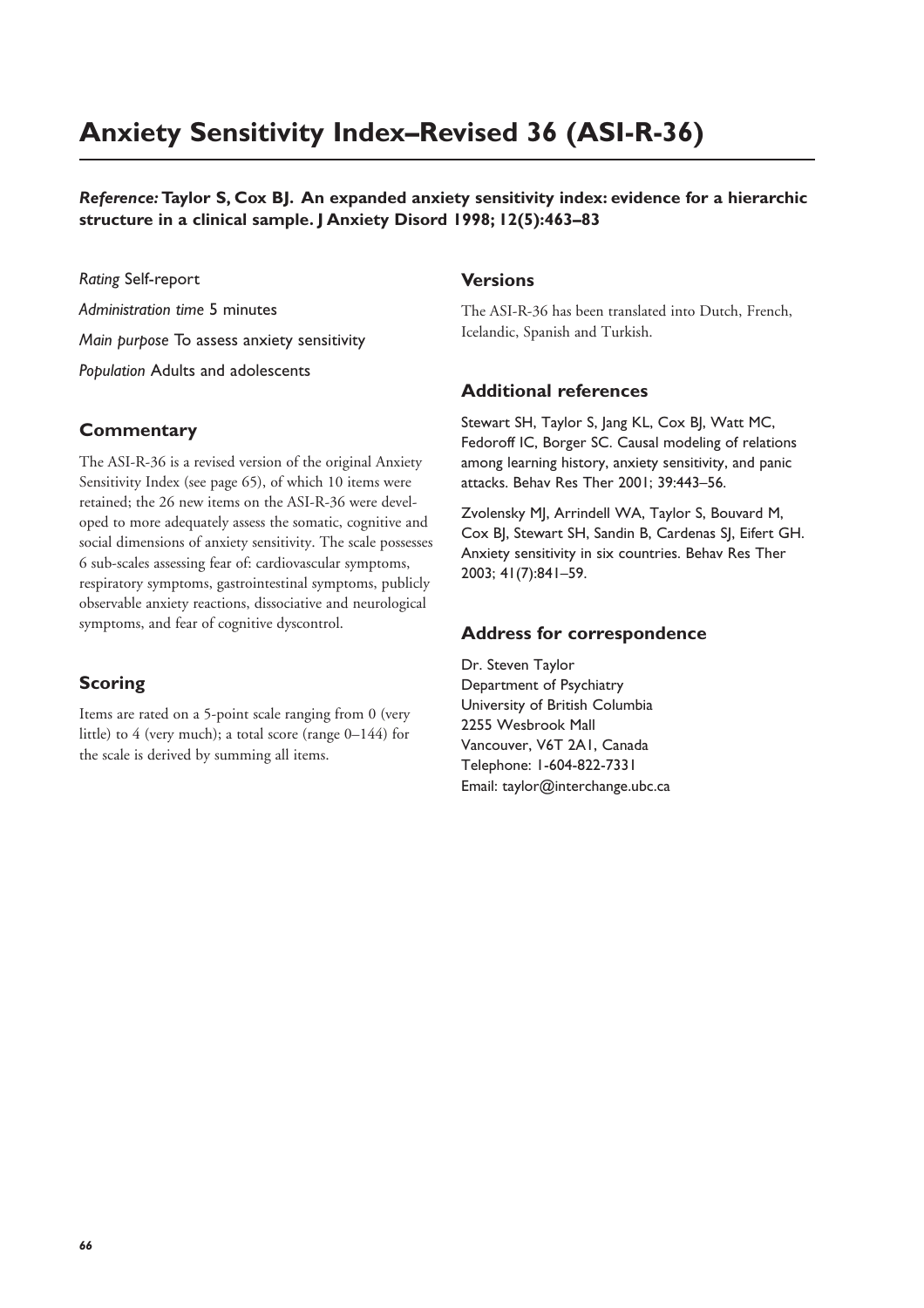# Anxiety Sensitivity Index–Revised 36 (ASI-R-36)

***Reference:* Taylor S, Cox BJ. An expanded anxiety sensitivity index: evidence for a hierarchic structure in a clinical sample. J Anxiety Disord 1998; 12(5):463–83**

*Rating* Self-report

*Administration time* 5 minutes

*Main purpose* To assess anxiety sensitivity

*Population* Adults and adolescents

## Commentary

The ASI-R-36 is a revised version of the original Anxiety Sensitivity Index (see page 65), of which 10 items were retained; the 26 new items on the ASI-R-36 were developed to more adequately assess the somatic, cognitive and social dimensions of anxiety sensitivity. The scale possesses 6 sub-scales assessing fear of: cardiovascular symptoms, respiratory symptoms, gastrointestinal symptoms, publicly observable anxiety reactions, dissociative and neurological symptoms, and fear of cognitive dyscontrol.

## Scoring

Items are rated on a 5-point scale ranging from 0 (very little) to 4 (very much); a total score (range 0–144) for the scale is derived by summing all items.

## Versions

The ASI-R-36 has been translated into Dutch, French, Icelandic, Spanish and Turkish.

## Additional references

Stewart SH, Taylor S, Jang KL, Cox BJ, Watt MC, Fedoroff IC, Borger SC. Causal modeling of relations among learning history, anxiety sensitivity, and panic attacks. Behav Res Ther 2001; 39:443–56.

Zvolensky MJ, Arrindell WA, Taylor S, Bouvard M, Cox BJ, Stewart SH, Sandin B, Cardenas SJ, Eifert GH. Anxiety sensitivity in six countries. Behav Res Ther 2003; 41(7):841–59.

## Address for correspondence

Dr. Steven Taylor
Department of Psychiatry
University of British Columbia
2255 Wesbrook Mall
Vancouver, V6T 2A1, Canada
Telephone: 1-604-822-7331
Email: taylor@interchange.ubc.ca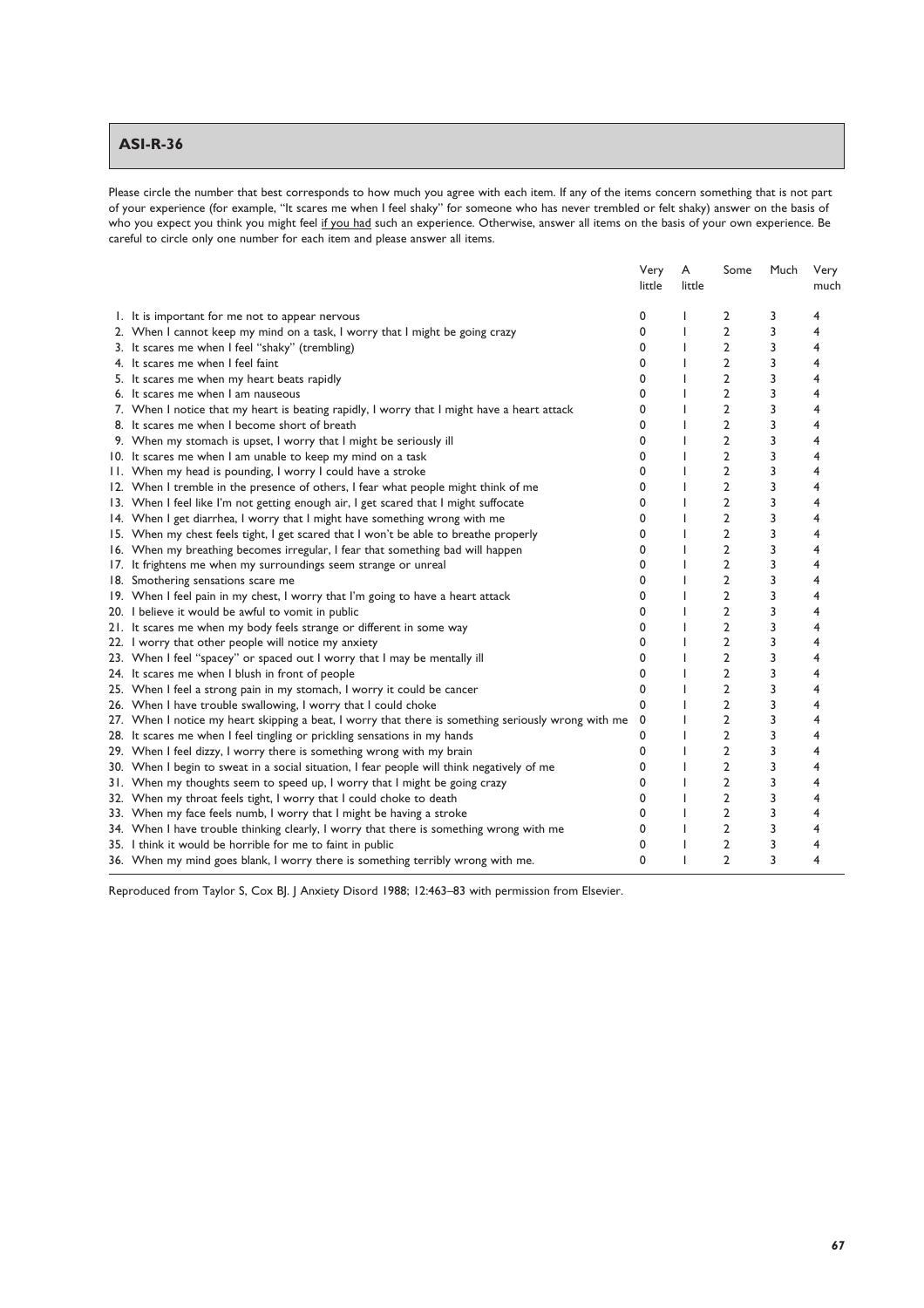## ASI-R-36

Please circle the number that best corresponds to how much you agree with each item. If any of the items concern something that is not part of your experience (for example, "It scares me when I feel shaky" for someone who has never trembled or felt shaky) answer on the basis of who you expect you think you might feel if you had such an experience. Otherwise, answer all items on the basis of your own experience. Be careful to circle only one number for each item and please answer all items.

| | Very little | A little | Some | Much | Very much |
|---|---|---|---|---|---|
| 1. It is important for me not to appear nervous | 0 | 1 | 2 | 3 | 4 |
| 2. When I cannot keep my mind on a task, I worry that I might be going crazy | 0 | 1 | 2 | 3 | 4 |
| 3. It scares me when I feel "shaky" (trembling) | 0 | 1 | 2 | 3 | 4 |
| 4. It scares me when I feel faint | 0 | 1 | 2 | 3 | 4 |
| 5. It scares me when my heart beats rapidly | 0 | 1 | 2 | 3 | 4 |
| 6. It scares me when I am nauseous | 0 | 1 | 2 | 3 | 4 |
| 7. When I notice that my heart is beating rapidly, I worry that I might have a heart attack | 0 | 1 | 2 | 3 | 4 |
| 8. It scares me when I become short of breath | 0 | 1 | 2 | 3 | 4 |
| 9. When my stomach is upset, I worry that I might be seriously ill | 0 | 1 | 2 | 3 | 4 |
| 10. It scares me when I am unable to keep my mind on a task | 0 | 1 | 2 | 3 | 4 |
| 11. When my head is pounding, I worry I could have a stroke | 0 | 1 | 2 | 3 | 4 |
| 12. When I tremble in the presence of others, I fear what people might think of me | 0 | 1 | 2 | 3 | 4 |
| 13. When I feel like I'm not getting enough air, I get scared that I might suffocate | 0 | 1 | 2 | 3 | 4 |
| 14. When I get diarrhea, I worry that I might have something wrong with me | 0 | 1 | 2 | 3 | 4 |
| 15. When my chest feels tight, I get scared that I won't be able to breathe properly | 0 | 1 | 2 | 3 | 4 |
| 16. When my breathing becomes irregular, I fear that something bad will happen | 0 | 1 | 2 | 3 | 4 |
| 17. It frightens me when my surroundings seem strange or unreal | 0 | 1 | 2 | 3 | 4 |
| 18. Smothering sensations scare me | 0 | 1 | 2 | 3 | 4 |
| 19. When I feel pain in my chest, I worry that I'm going to have a heart attack | 0 | 1 | 2 | 3 | 4 |
| 20. I believe it would be awful to vomit in public | 0 | 1 | 2 | 3 | 4 |
| 21. It scares me when my body feels strange or different in some way | 0 | 1 | 2 | 3 | 4 |
| 22. I worry that other people will notice my anxiety | 0 | 1 | 2 | 3 | 4 |
| 23. When I feel "spacey" or spaced out I worry that I may be mentally ill | 0 | 1 | 2 | 3 | 4 |
| 24. It scares me when I blush in front of people | 0 | 1 | 2 | 3 | 4 |
| 25. When I feel a strong pain in my stomach, I worry it could be cancer | 0 | 1 | 2 | 3 | 4 |
| 26. When I have trouble swallowing, I worry that I could choke | 0 | 1 | 2 | 3 | 4 |
| 27. When I notice my heart skipping a beat, I worry that there is something seriously wrong with me | 0 | 1 | 2 | 3 | 4 |
| 28. It scares me when I feel tingling or prickling sensations in my hands | 0 | 1 | 2 | 3 | 4 |
| 29. When I feel dizzy, I worry there is something wrong with my brain | 0 | 1 | 2 | 3 | 4 |
| 30. When I begin to sweat in a social situation, I fear people will think negatively of me | 0 | 1 | 2 | 3 | 4 |
| 31. When my thoughts seem to speed up, I worry that I might be going crazy | 0 | 1 | 2 | 3 | 4 |
| 32. When my throat feels tight, I worry that I could choke to death | 0 | 1 | 2 | 3 | 4 |
| 33. When my face feels numb, I worry that I might be having a stroke | 0 | 1 | 2 | 3 | 4 |
| 34. When I have trouble thinking clearly, I worry that there is something wrong with me | 0 | 1 | 2 | 3 | 4 |
| 35. I think it would be horrible for me to faint in public | 0 | 1 | 2 | 3 | 4 |
| 36. When my mind goes blank, I worry there is something terribly wrong with me. | 0 | 1 | 2 | 3 | 4 |

Reproduced from Taylor S, Cox BJ. J Anxiety Disord 1988; 12:463–83 with permission from Elsevier.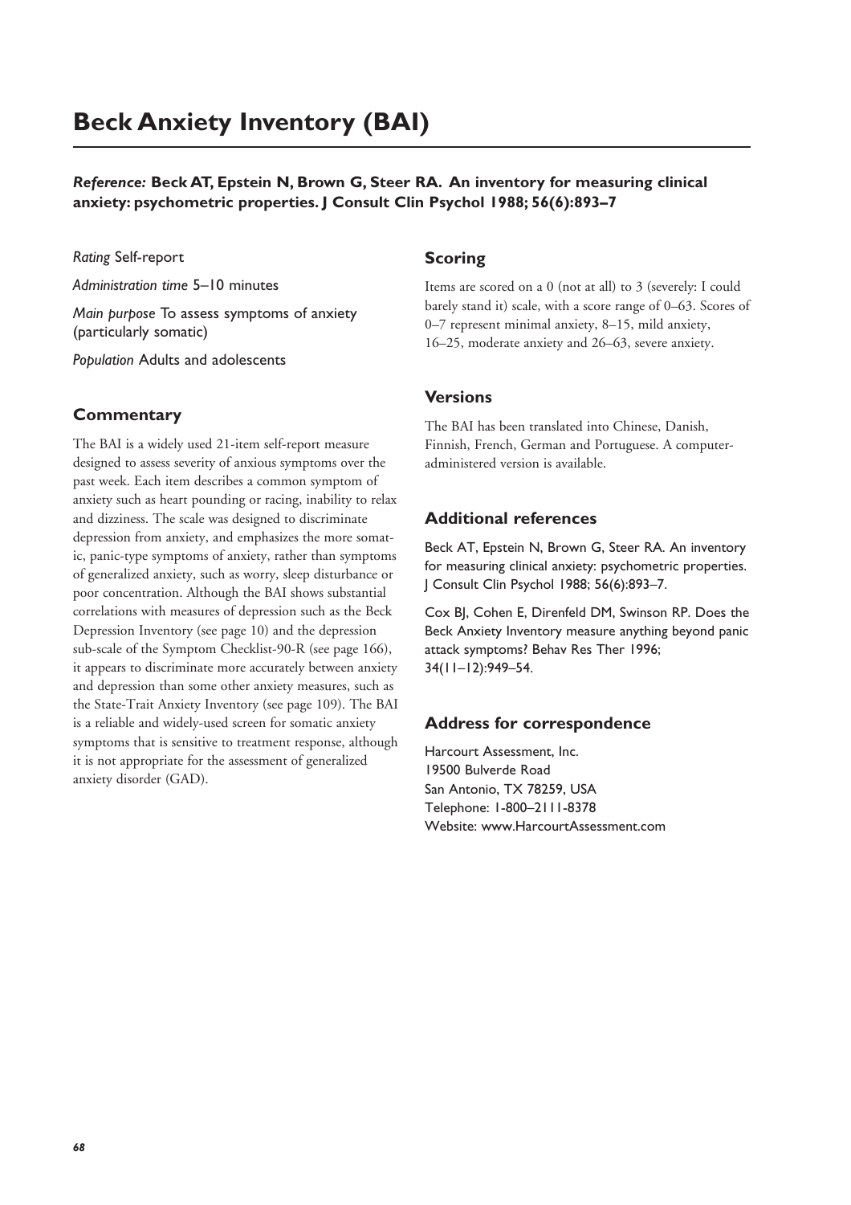# Beck Anxiety Inventory (BAI)

***Reference:* Beck AT, Epstein N, Brown G, Steer RA. An inventory for measuring clinical anxiety: psychometric properties. J Consult Clin Psychol 1988; 56(6):893–7**

*Rating* Self-report

*Administration time* 5–10 minutes

*Main purpose* To assess symptoms of anxiety (particularly somatic)

*Population* Adults and adolescents

## Commentary

The BAI is a widely used 21-item self-report measure designed to assess severity of anxious symptoms over the past week. Each item describes a common symptom of anxiety such as heart pounding or racing, inability to relax and dizziness. The scale was designed to discriminate depression from anxiety, and emphasizes the more somatic, panic-type symptoms of anxiety, rather than symptoms of generalized anxiety, such as worry, sleep disturbance or poor concentration. Although the BAI shows substantial correlations with measures of depression such as the Beck Depression Inventory (see page 10) and the depression sub-scale of the Symptom Checklist-90-R (see page 166), it appears to discriminate more accurately between anxiety and depression than some other anxiety measures, such as the State-Trait Anxiety Inventory (see page 109). The BAI is a reliable and widely-used screen for somatic anxiety symptoms that is sensitive to treatment response, although it is not appropriate for the assessment of generalized anxiety disorder (GAD).

## Scoring

Items are scored on a 0 (not at all) to 3 (severely: I could barely stand it) scale, with a score range of 0–63. Scores of 0–7 represent minimal anxiety, 8–15, mild anxiety, 16–25, moderate anxiety and 26–63, severe anxiety.

## Versions

The BAI has been translated into Chinese, Danish, Finnish, French, German and Portuguese. A computer-administered version is available.

## Additional references

Beck AT, Epstein N, Brown G, Steer RA. An inventory for measuring clinical anxiety: psychometric properties. J Consult Clin Psychol 1988; 56(6):893–7.

Cox BJ, Cohen E, Direnfeld DM, Swinson RP. Does the Beck Anxiety Inventory measure anything beyond panic attack symptoms? Behav Res Ther 1996; 34(11–12):949–54.

## Address for correspondence

Harcourt Assessment, Inc.
19500 Bulverde Road
San Antonio, TX 78259, USA
Telephone: 1-800–2111-8378
Website: www.HarcourtAssessment.com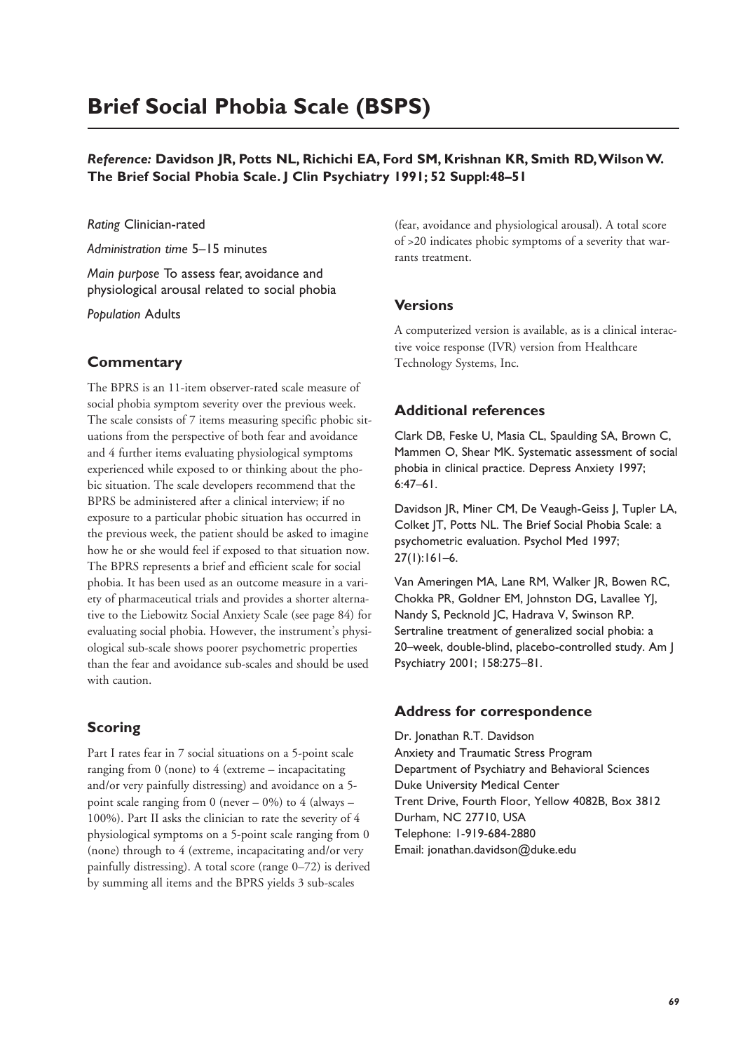# Brief Social Phobia Scale (BSPS)

***Reference:* Davidson JR, Potts NL, Richichi EA, Ford SM, Krishnan KR, Smith RD, Wilson W. The Brief Social Phobia Scale. J Clin Psychiatry 1991; 52 Suppl:48–51**

*Rating* Clinician-rated

*Administration time* 5–15 minutes

*Main purpose* To assess fear, avoidance and physiological arousal related to social phobia

*Population* Adults

## Commentary

The BPRS is an 11-item observer-rated scale measure of social phobia symptom severity over the previous week. The scale consists of 7 items measuring specific phobic situations from the perspective of both fear and avoidance and 4 further items evaluating physiological symptoms experienced while exposed to or thinking about the phobic situation. The scale developers recommend that the BPRS be administered after a clinical interview; if no exposure to a particular phobic situation has occurred in the previous week, the patient should be asked to imagine how he or she would feel if exposed to that situation now. The BPRS represents a brief and efficient scale for social phobia. It has been used as an outcome measure in a variety of pharmaceutical trials and provides a shorter alternative to the Liebowitz Social Anxiety Scale (see page 84) for evaluating social phobia. However, the instrument's physiological sub-scale shows poorer psychometric properties than the fear and avoidance sub-scales and should be used with caution.

## Scoring

Part I rates fear in 7 social situations on a 5-point scale ranging from 0 (none) to 4 (extreme – incapacitating and/or very painfully distressing) and avoidance on a 5-point scale ranging from 0 (never – 0%) to 4 (always – 100%). Part II asks the clinician to rate the severity of 4 physiological symptoms on a 5-point scale ranging from 0 (none) through to 4 (extreme, incapacitating and/or very painfully distressing). A total score (range 0–72) is derived by summing all items and the BPRS yields 3 sub-scales (fear, avoidance and physiological arousal). A total score of >20 indicates phobic symptoms of a severity that warrants treatment.

## Versions

A computerized version is available, as is a clinical interactive voice response (IVR) version from Healthcare Technology Systems, Inc.

## Additional references

Clark DB, Feske U, Masia CL, Spaulding SA, Brown C, Mammen O, Shear MK. Systematic assessment of social phobia in clinical practice. Depress Anxiety 1997; 6:47–61.

Davidson JR, Miner CM, De Veaugh-Geiss J, Tupler LA, Colket JT, Potts NL. The Brief Social Phobia Scale: a psychometric evaluation. Psychol Med 1997; 27(1):161–6.

Van Ameringen MA, Lane RM, Walker JR, Bowen RC, Chokka PR, Goldner EM, Johnston DG, Lavallee YJ, Nandy S, Pecknold JC, Hadrava V, Swinson RP. Sertraline treatment of generalized social phobia: a 20–week, double-blind, placebo-controlled study. Am J Psychiatry 2001; 158:275–81.

## Address for correspondence

Dr. Jonathan R.T. Davidson
Anxiety and Traumatic Stress Program
Department of Psychiatry and Behavioral Sciences
Duke University Medical Center
Trent Drive, Fourth Floor, Yellow 4082B, Box 3812
Durham, NC 27710, USA
Telephone: 1-919-684-2880
Email: jonathan.davidson@duke.edu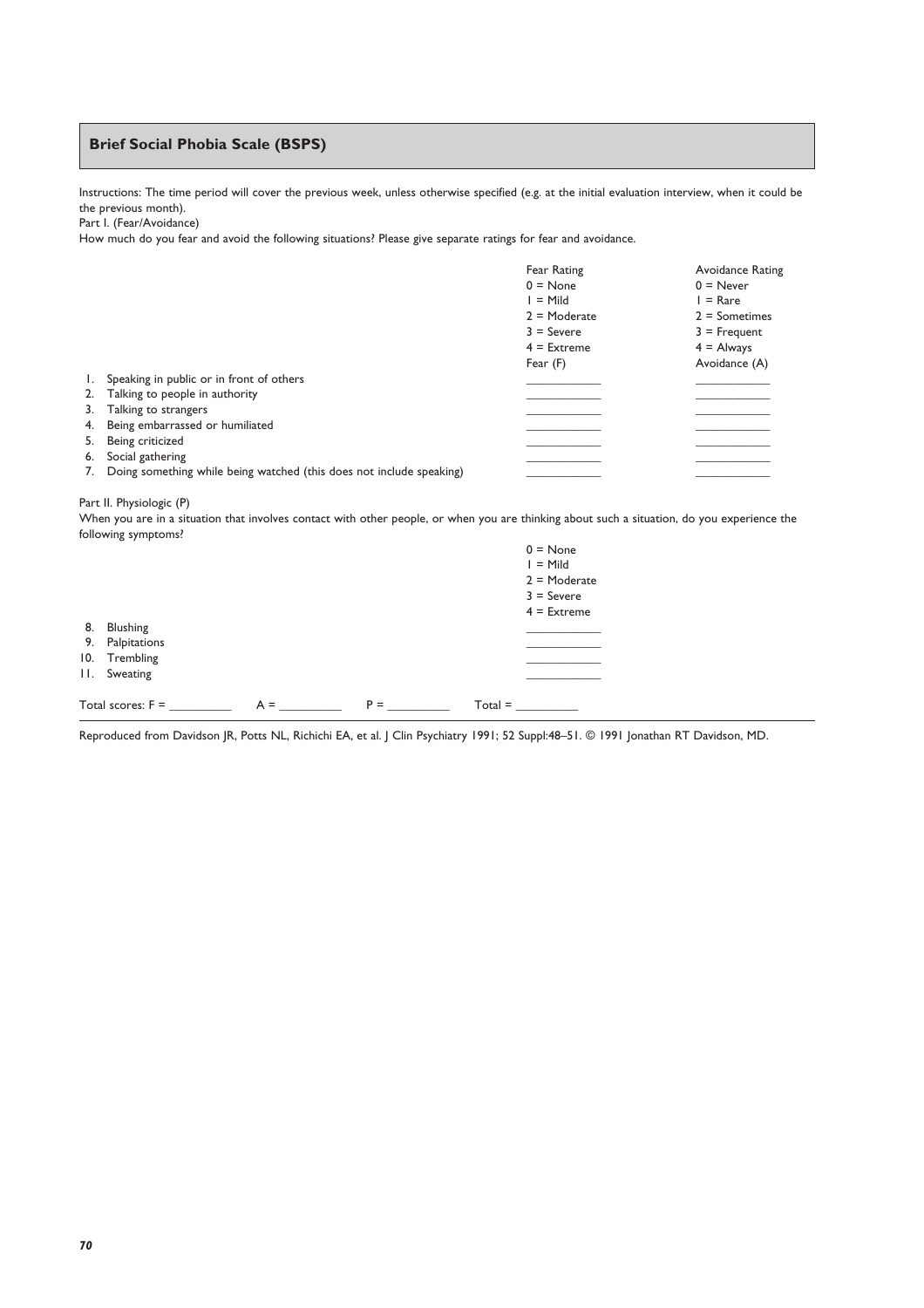## Brief Social Phobia Scale (BSPS)

Instructions: The time period will cover the previous week, unless otherwise specified (e.g. at the initial evaluation interview, when it could be the previous month).

Part I. (Fear/Avoidance)

How much do you fear and avoid the following situations? Please give separate ratings for fear and avoidance.

| | Fear Rating<br>0 = None<br>1 = Mild<br>2 = Moderate<br>3 = Severe<br>4 = Extreme<br>Fear (F) | Avoidance Rating<br>0 = Never<br>1 = Rare<br>2 = Sometimes<br>3 = Frequent<br>4 = Always<br>Avoidance (A) |
|---|---|---|
| 1. Speaking in public or in front of others | ______ | ______ |
| 2. Talking to people in authority | ______ | ______ |
| 3. Talking to strangers | ______ | ______ |
| 4. Being embarrassed or humiliated | ______ | ______ |
| 5. Being criticized | ______ | ______ |
| 6. Social gathering | ______ | ______ |
| 7. Doing something while being watched (this does not include speaking) | ______ | ______ |

Part II. Physiologic (P)

When you are in a situation that involves contact with other people, or when you are thinking about such a situation, do you experience the following symptoms?

| | 0 = None<br>1 = Mild<br>2 = Moderate<br>3 = Severe<br>4 = Extreme |
|---|---|
| 8. Blushing | ______ |
| 9. Palpitations | ______ |
| 10. Trembling | ______ |
| 11. Sweating | ______ |

Total scores: F = ________ A = ________ P = ________ Total = ________

Reproduced from Davidson JR, Potts NL, Richichi EA, et al. J Clin Psychiatry 1991; 52 Suppl:48–51. © 1991 Jonathan RT Davidson, MD.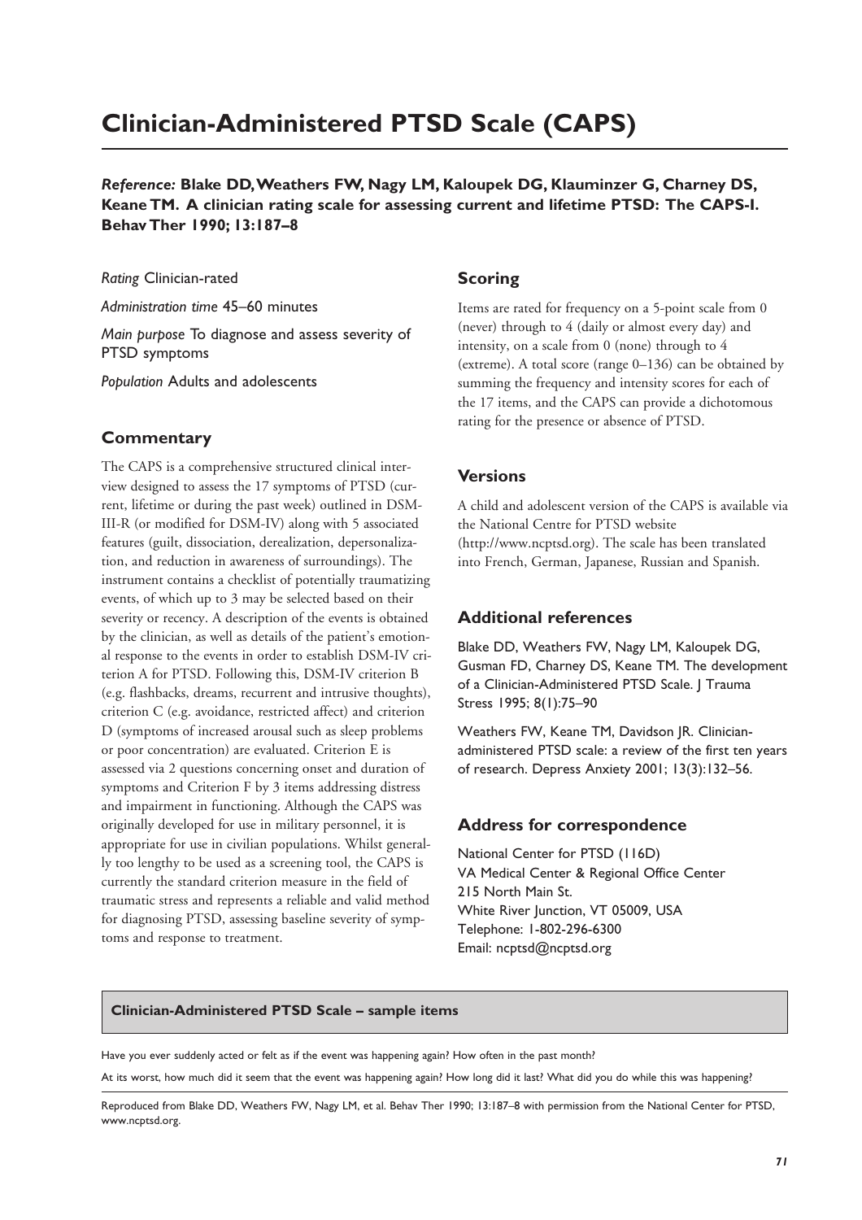# Clinician-Administered PTSD Scale (CAPS)

***Reference:*** **Blake DD, Weathers FW, Nagy LM, Kaloupek DG, Klauminzer G, Charney DS, Keane TM. A clinician rating scale for assessing current and lifetime PTSD: The CAPS-I. Behav Ther 1990; 13:187–8**

*Rating* Clinician-rated

*Administration time* 45–60 minutes

*Main purpose* To diagnose and assess severity of PTSD symptoms

*Population* Adults and adolescents

## Commentary

The CAPS is a comprehensive structured clinical interview designed to assess the 17 symptoms of PTSD (current, lifetime or during the past week) outlined in DSM-III-R (or modified for DSM-IV) along with 5 associated features (guilt, dissociation, derealization, depersonalization, and reduction in awareness of surroundings). The instrument contains a checklist of potentially traumatizing events, of which up to 3 may be selected based on their severity or recency. A description of the events is obtained by the clinician, as well as details of the patient's emotional response to the events in order to establish DSM-IV criterion A for PTSD. Following this, DSM-IV criterion B (e.g. flashbacks, dreams, recurrent and intrusive thoughts), criterion C (e.g. avoidance, restricted affect) and criterion D (symptoms of increased arousal such as sleep problems or poor concentration) are evaluated. Criterion E is assessed via 2 questions concerning onset and duration of symptoms and Criterion F by 3 items addressing distress and impairment in functioning. Although the CAPS was originally developed for use in military personnel, it is appropriate for use in civilian populations. Whilst generally too lengthy to be used as a screening tool, the CAPS is currently the standard criterion measure in the field of traumatic stress and represents a reliable and valid method for diagnosing PTSD, assessing baseline severity of symptoms and response to treatment.

## Scoring

Items are rated for frequency on a 5-point scale from 0 (never) through to 4 (daily or almost every day) and intensity, on a scale from 0 (none) through to 4 (extreme). A total score (range 0–136) can be obtained by summing the frequency and intensity scores for each of the 17 items, and the CAPS can provide a dichotomous rating for the presence or absence of PTSD.

## Versions

A child and adolescent version of the CAPS is available via the National Centre for PTSD website (http://www.ncptsd.org). The scale has been translated into French, German, Japanese, Russian and Spanish.

## Additional references

Blake DD, Weathers FW, Nagy LM, Kaloupek DG, Gusman FD, Charney DS, Keane TM. The development of a Clinician-Administered PTSD Scale. J Trauma Stress 1995; 8(1):75–90

Weathers FW, Keane TM, Davidson JR. Clinician-administered PTSD scale: a review of the first ten years of research. Depress Anxiety 2001; 13(3):132–56.

## Address for correspondence

National Center for PTSD (116D)
VA Medical Center & Regional Office Center
215 North Main St.
White River Junction, VT 05009, USA
Telephone: 1-802-296-6300
Email: ncptsd@ncptsd.org

**Clinician-Administered PTSD Scale – sample items**

Have you ever suddenly acted or felt as if the event was happening again? How often in the past month?

At its worst, how much did it seem that the event was happening again? How long did it last? What did you do while this was happening?

Reproduced from Blake DD, Weathers FW, Nagy LM, et al. Behav Ther 1990; 13:187–8 with permission from the National Center for PTSD, www.ncptsd.org.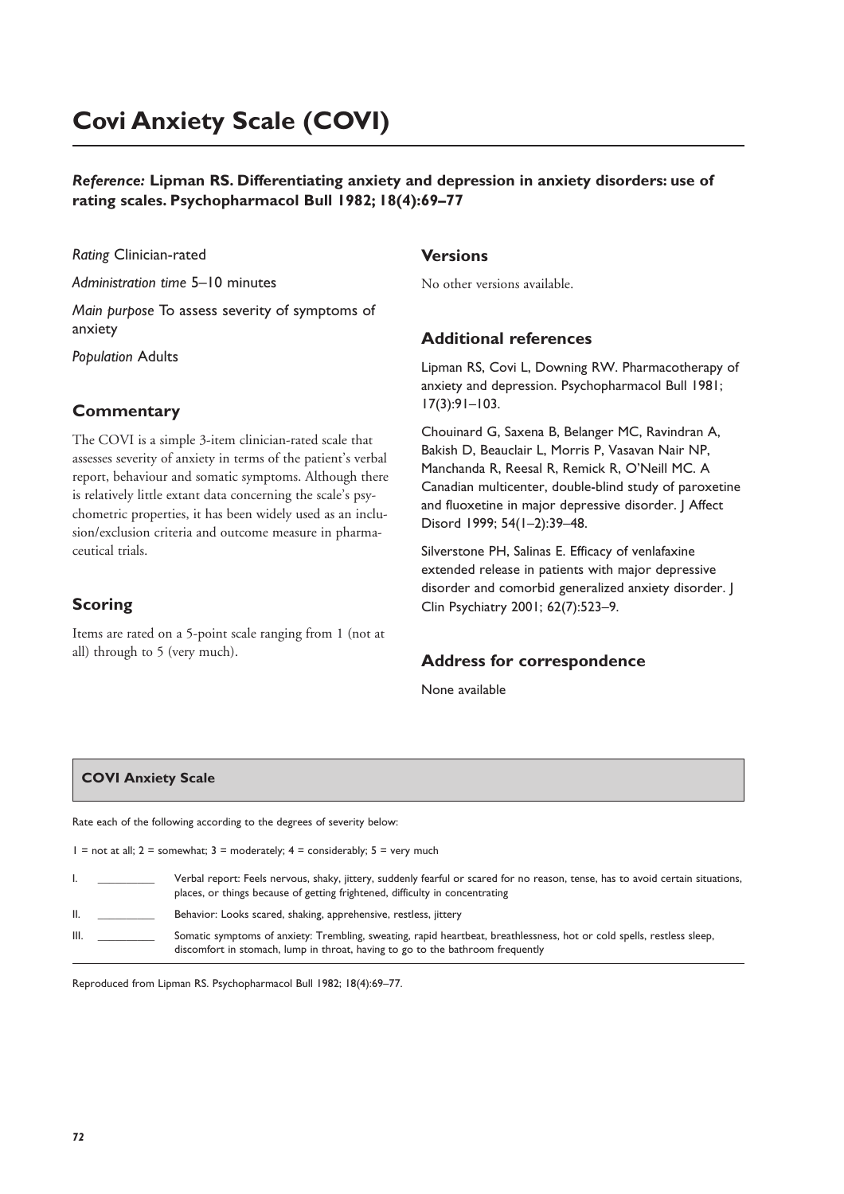# Covi Anxiety Scale (COVI)

***Reference:* Lipman RS. Differentiating anxiety and depression in anxiety disorders: use of rating scales. Psychopharmacol Bull 1982; 18(4):69–77**

*Rating* Clinician-rated

*Administration time* 5–10 minutes

*Main purpose* To assess severity of symptoms of anxiety

*Population* Adults

## Commentary

The COVI is a simple 3-item clinician-rated scale that assesses severity of anxiety in terms of the patient's verbal report, behaviour and somatic symptoms. Although there is relatively little extant data concerning the scale's psychometric properties, it has been widely used as an inclusion/exclusion criteria and outcome measure in pharmaceutical trials.

## Scoring

Items are rated on a 5-point scale ranging from 1 (not at all) through to 5 (very much).

## Versions

No other versions available.

## Additional references

Lipman RS, Covi L, Downing RW. Pharmacotherapy of anxiety and depression. Psychopharmacol Bull 1981; 17(3):91–103.

Chouinard G, Saxena B, Belanger MC, Ravindran A, Bakish D, Beauclair L, Morris P, Vasavan Nair NP, Manchanda R, Reesal R, Remick R, O'Neill MC. A Canadian multicenter, double-blind study of paroxetine and fluoxetine in major depressive disorder. J Affect Disord 1999; 54(1–2):39–48.

Silverstone PH, Salinas E. Efficacy of venlafaxine extended release in patients with major depressive disorder and comorbid generalized anxiety disorder. J Clin Psychiatry 2001; 62(7):523–9.

## Address for correspondence

None available

---

**COVI Anxiety Scale**

Rate each of the following according to the degrees of severity below:

1 = not at all; 2 = somewhat; 3 = moderately; 4 = considerably; 5 = very much

I. \_\_\_\_\_\_\_\_\_ Verbal report: Feels nervous, shaky, jittery, suddenly fearful or scared for no reason, tense, has to avoid certain situations, places, or things because of getting frightened, difficulty in concentrating

II. \_\_\_\_\_\_\_\_\_ Behavior: Looks scared, shaking, apprehensive, restless, jittery

III. \_\_\_\_\_\_\_\_\_ Somatic symptoms of anxiety: Trembling, sweating, rapid heartbeat, breathlessness, hot or cold spells, restless sleep, discomfort in stomach, lump in throat, having to go to the bathroom frequently

Reproduced from Lipman RS. Psychopharmacol Bull 1982; 18(4):69–77.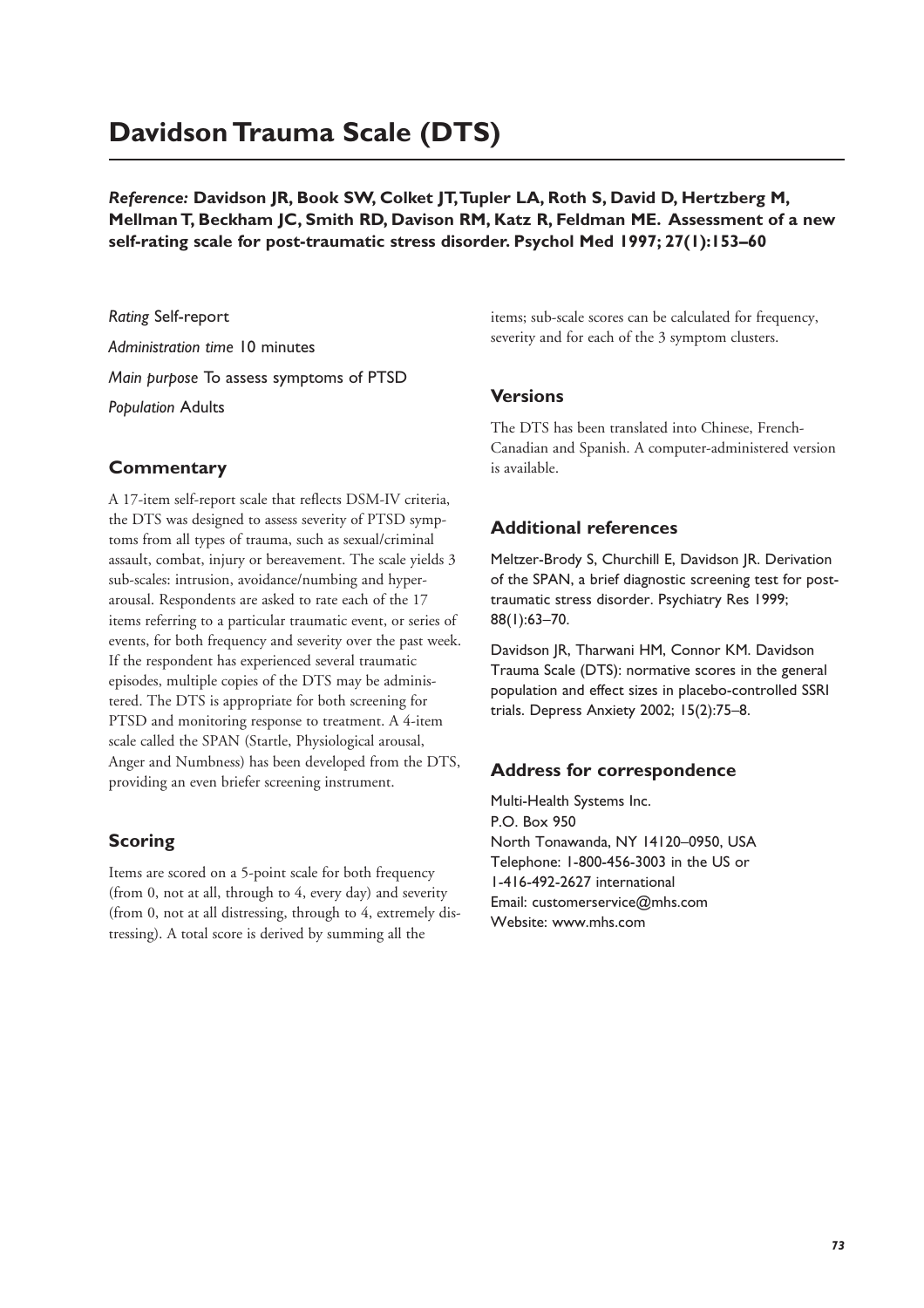# Davidson Trauma Scale (DTS)

***Reference:*** **Davidson JR, Book SW, Colket JT, Tupler LA, Roth S, David D, Hertzberg M, Mellman T, Beckham JC, Smith RD, Davison RM, Katz R, Feldman ME. Assessment of a new self-rating scale for post-traumatic stress disorder. Psychol Med 1997; 27(1):153–60**

*Rating* Self-report

*Administration time* 10 minutes

*Main purpose* To assess symptoms of PTSD

*Population* Adults

## Commentary

A 17-item self-report scale that reflects DSM-IV criteria, the DTS was designed to assess severity of PTSD symptoms from all types of trauma, such as sexual/criminal assault, combat, injury or bereavement. The scale yields 3 sub-scales: intrusion, avoidance/numbing and hyperarousal. Respondents are asked to rate each of the 17 items referring to a particular traumatic event, or series of events, for both frequency and severity over the past week. If the respondent has experienced several traumatic episodes, multiple copies of the DTS may be administered. The DTS is appropriate for both screening for PTSD and monitoring response to treatment. A 4-item scale called the SPAN (Startle, Physiological arousal, Anger and Numbness) has been developed from the DTS, providing an even briefer screening instrument.

## Scoring

Items are scored on a 5-point scale for both frequency (from 0, not at all, through to 4, every day) and severity (from 0, not at all distressing, through to 4, extremely distressing). A total score is derived by summing all the items; sub-scale scores can be calculated for frequency, severity and for each of the 3 symptom clusters.

## Versions

The DTS has been translated into Chinese, French-Canadian and Spanish. A computer-administered version is available.

## Additional references

Meltzer-Brody S, Churchill E, Davidson JR. Derivation of the SPAN, a brief diagnostic screening test for post-traumatic stress disorder. Psychiatry Res 1999; 88(1):63–70.

Davidson JR, Tharwani HM, Connor KM. Davidson Trauma Scale (DTS): normative scores in the general population and effect sizes in placebo-controlled SSRI trials. Depress Anxiety 2002; 15(2):75–8.

## Address for correspondence

Multi-Health Systems Inc.
P.O. Box 950
North Tonawanda, NY 14120–0950, USA
Telephone: 1-800-456-3003 in the US or
1-416-492-2627 international
Email: customerservice@mhs.com
Website: www.mhs.com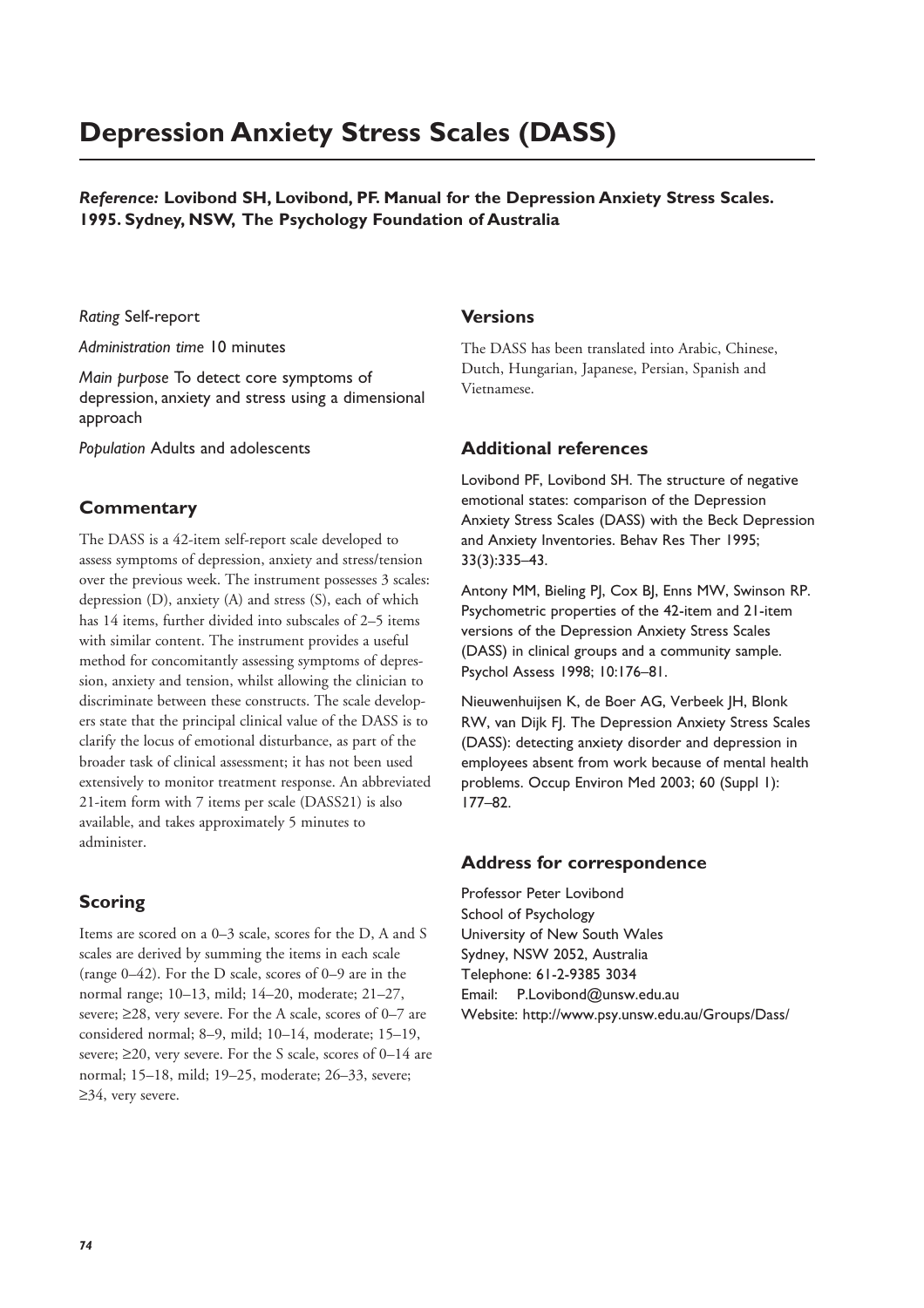# Depression Anxiety Stress Scales (DASS)

***Reference:*** **Lovibond SH, Lovibond, PF. Manual for the Depression Anxiety Stress Scales. 1995. Sydney, NSW, The Psychology Foundation of Australia**

*Rating* Self-report

*Administration time* 10 minutes

*Main purpose* To detect core symptoms of depression, anxiety and stress using a dimensional approach

*Population* Adults and adolescents

## Commentary

The DASS is a 42-item self-report scale developed to assess symptoms of depression, anxiety and stress/tension over the previous week. The instrument possesses 3 scales: depression (D), anxiety (A) and stress (S), each of which has 14 items, further divided into subscales of 2–5 items with similar content. The instrument provides a useful method for concomitantly assessing symptoms of depression, anxiety and tension, whilst allowing the clinician to discriminate between these constructs. The scale developers state that the principal clinical value of the DASS is to clarify the locus of emotional disturbance, as part of the broader task of clinical assessment; it has not been used extensively to monitor treatment response. An abbreviated 21-item form with 7 items per scale (DASS21) is also available, and takes approximately 5 minutes to administer.

## Scoring

Items are scored on a 0–3 scale, scores for the D, A and S scales are derived by summing the items in each scale (range 0–42). For the D scale, scores of 0–9 are in the normal range; 10–13, mild; 14–20, moderate; 21–27, severe; ≥28, very severe. For the A scale, scores of 0–7 are considered normal; 8–9, mild; 10–14, moderate; 15–19, severe; ≥20, very severe. For the S scale, scores of 0–14 are normal; 15–18, mild; 19–25, moderate; 26–33, severe; ≥34, very severe.

## Versions

The DASS has been translated into Arabic, Chinese, Dutch, Hungarian, Japanese, Persian, Spanish and Vietnamese.

## Additional references

Lovibond PF, Lovibond SH. The structure of negative emotional states: comparison of the Depression Anxiety Stress Scales (DASS) with the Beck Depression and Anxiety Inventories. Behav Res Ther 1995; 33(3):335–43.

Antony MM, Bieling PJ, Cox BJ, Enns MW, Swinson RP. Psychometric properties of the 42-item and 21-item versions of the Depression Anxiety Stress Scales (DASS) in clinical groups and a community sample. Psychol Assess 1998; 10:176–81.

Nieuwenhuijsen K, de Boer AG, Verbeek JH, Blonk RW, van Dijk FJ. The Depression Anxiety Stress Scales (DASS): detecting anxiety disorder and depression in employees absent from work because of mental health problems. Occup Environ Med 2003; 60 (Suppl 1): 177–82.

## Address for correspondence

Professor Peter Lovibond
School of Psychology
University of New South Wales
Sydney, NSW 2052, Australia
Telephone: 61-2-9385 3034
Email: P.Lovibond@unsw.edu.au
Website: http://www.psy.unsw.edu.au/Groups/Dass/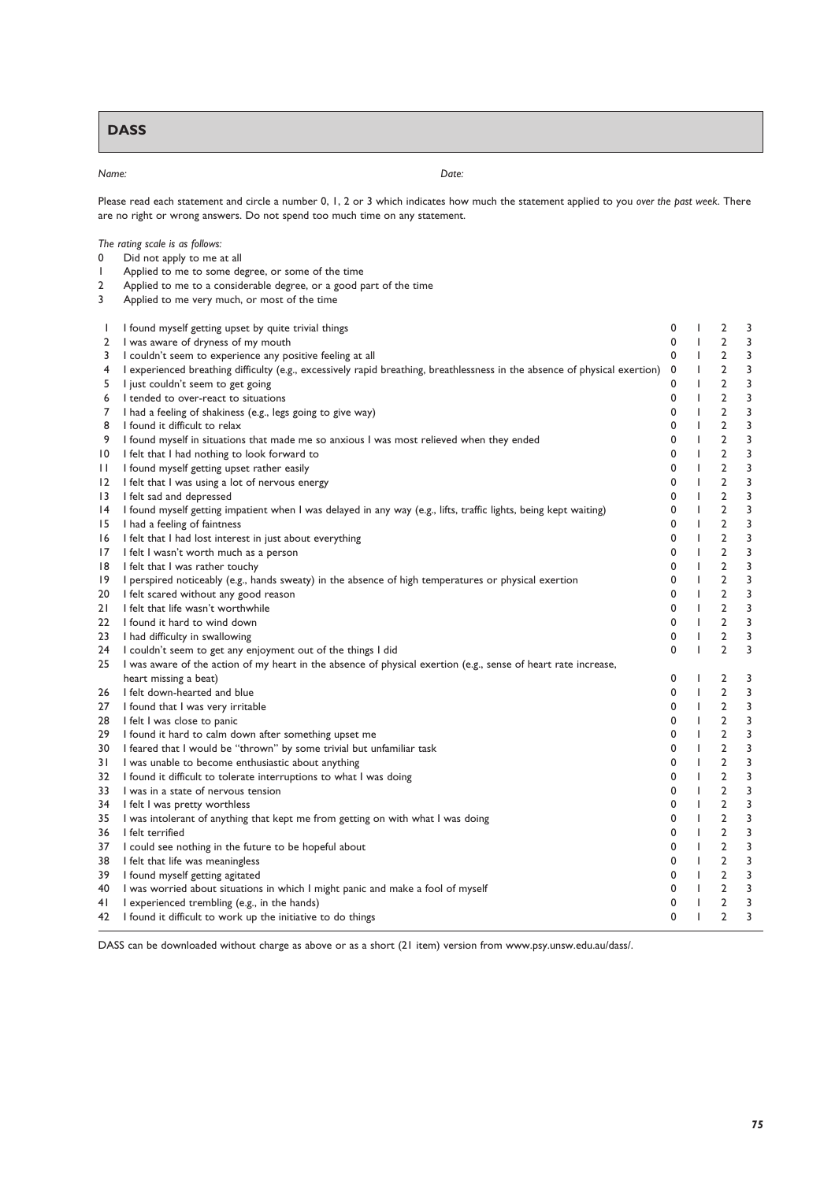## DASS

*Name:* *Date:*

Please read each statement and circle a number 0, 1, 2 or 3 which indicates how much the statement applied to you *over the past week*. There are no right or wrong answers. Do not spend too much time on any statement.

*The rating scale is as follows:*

0 Did not apply to me at all
1 Applied to me to some degree, or some of the time
2 Applied to me to a considerable degree, or a good part of the time
3 Applied to me very much, or most of the time

| | | | | | |
|---|---|---|---|---|---|
| 1 | I found myself getting upset by quite trivial things | 0 | 1 | 2 | 3 |
| 2 | I was aware of dryness of my mouth | 0 | 1 | 2 | 3 |
| 3 | I couldn't seem to experience any positive feeling at all | 0 | 1 | 2 | 3 |
| 4 | I experienced breathing difficulty (e.g., excessively rapid breathing, breathlessness in the absence of physical exertion) | 0 | 1 | 2 | 3 |
| 5 | I just couldn't seem to get going | 0 | 1 | 2 | 3 |
| 6 | I tended to over-react to situations | 0 | 1 | 2 | 3 |
| 7 | I had a feeling of shakiness (e.g., legs going to give way) | 0 | 1 | 2 | 3 |
| 8 | I found it difficult to relax | 0 | 1 | 2 | 3 |
| 9 | I found myself in situations that made me so anxious I was most relieved when they ended | 0 | 1 | 2 | 3 |
| 10 | I felt that I had nothing to look forward to | 0 | 1 | 2 | 3 |
| 11 | I found myself getting upset rather easily | 0 | 1 | 2 | 3 |
| 12 | I felt that I was using a lot of nervous energy | 0 | 1 | 2 | 3 |
| 13 | I felt sad and depressed | 0 | 1 | 2 | 3 |
| 14 | I found myself getting impatient when I was delayed in any way (e.g., lifts, traffic lights, being kept waiting) | 0 | 1 | 2 | 3 |
| 15 | I had a feeling of faintness | 0 | 1 | 2 | 3 |
| 16 | I felt that I had lost interest in just about everything | 0 | 1 | 2 | 3 |
| 17 | I felt I wasn't worth much as a person | 0 | 1 | 2 | 3 |
| 18 | I felt that I was rather touchy | 0 | 1 | 2 | 3 |
| 19 | I perspired noticeably (e.g., hands sweaty) in the absence of high temperatures or physical exertion | 0 | 1 | 2 | 3 |
| 20 | I felt scared without any good reason | 0 | 1 | 2 | 3 |
| 21 | I felt that life wasn't worthwhile | 0 | 1 | 2 | 3 |
| 22 | I found it hard to wind down | 0 | 1 | 2 | 3 |
| 23 | I had difficulty in swallowing | 0 | 1 | 2 | 3 |
| 24 | I couldn't seem to get any enjoyment out of the things I did | 0 | 1 | 2 | 3 |
| 25 | I was aware of the action of my heart in the absence of physical exertion (e.g., sense of heart rate increase, heart missing a beat) | 0 | 1 | 2 | 3 |
| 26 | I felt down-hearted and blue | 0 | 1 | 2 | 3 |
| 27 | I found that I was very irritable | 0 | 1 | 2 | 3 |
| 28 | I felt I was close to panic | 0 | 1 | 2 | 3 |
| 29 | I found it hard to calm down after something upset me | 0 | 1 | 2 | 3 |
| 30 | I feared that I would be "thrown" by some trivial but unfamiliar task | 0 | 1 | 2 | 3 |
| 31 | I was unable to become enthusiastic about anything | 0 | 1 | 2 | 3 |
| 32 | I found it difficult to tolerate interruptions to what I was doing | 0 | 1 | 2 | 3 |
| 33 | I was in a state of nervous tension | 0 | 1 | 2 | 3 |
| 34 | I felt I was pretty worthless | 0 | 1 | 2 | 3 |
| 35 | I was intolerant of anything that kept me from getting on with what I was doing | 0 | 1 | 2 | 3 |
| 36 | I felt terrified | 0 | 1 | 2 | 3 |
| 37 | I could see nothing in the future to be hopeful about | 0 | 1 | 2 | 3 |
| 38 | I felt that life was meaningless | 0 | 1 | 2 | 3 |
| 39 | I found myself getting agitated | 0 | 1 | 2 | 3 |
| 40 | I was worried about situations in which I might panic and make a fool of myself | 0 | 1 | 2 | 3 |
| 41 | I experienced trembling (e.g., in the hands) | 0 | 1 | 2 | 3 |
| 42 | I found it difficult to work up the initiative to do things | 0 | 1 | 2 | 3 |

DASS can be downloaded without charge as above or as a short (21 item) version from www.psy.unsw.edu.au/dass/.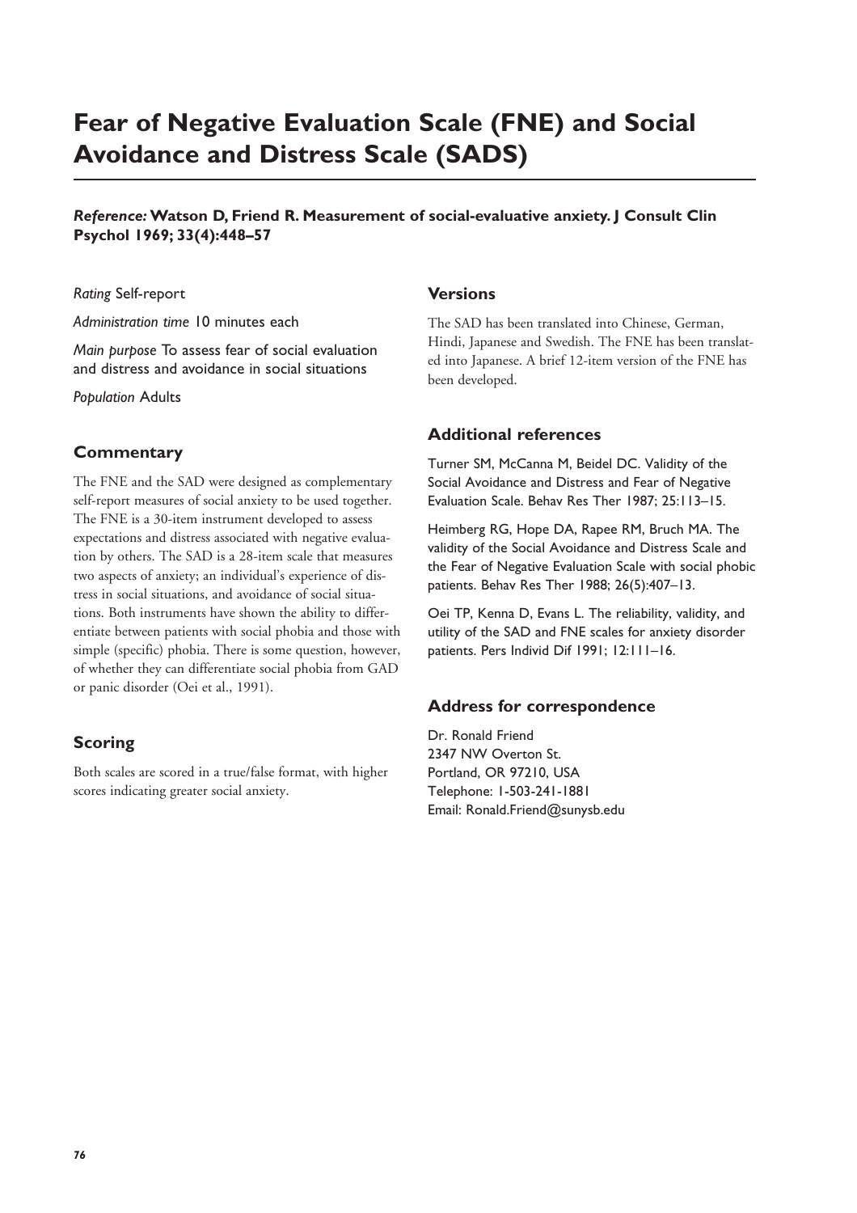# Fear of Negative Evaluation Scale (FNE) and Social Avoidance and Distress Scale (SADS)

***Reference:* Watson D, Friend R. Measurement of social-evaluative anxiety. J Consult Clin Psychol 1969; 33(4):448–57**

*Rating* Self-report

*Administration time* 10 minutes each

*Main purpose* To assess fear of social evaluation and distress and avoidance in social situations

*Population* Adults

## Commentary

The FNE and the SAD were designed as complementary self-report measures of social anxiety to be used together. The FNE is a 30-item instrument developed to assess expectations and distress associated with negative evaluation by others. The SAD is a 28-item scale that measures two aspects of anxiety; an individual's experience of distress in social situations, and avoidance of social situations. Both instruments have shown the ability to differentiate between patients with social phobia and those with simple (specific) phobia. There is some question, however, of whether they can differentiate social phobia from GAD or panic disorder (Oei et al., 1991).

## Scoring

Both scales are scored in a true/false format, with higher scores indicating greater social anxiety.

## Versions

The SAD has been translated into Chinese, German, Hindi, Japanese and Swedish. The FNE has been translated into Japanese. A brief 12-item version of the FNE has been developed.

## Additional references

Turner SM, McCanna M, Beidel DC. Validity of the Social Avoidance and Distress and Fear of Negative Evaluation Scale. Behav Res Ther 1987; 25:113–15.

Heimberg RG, Hope DA, Rapee RM, Bruch MA. The validity of the Social Avoidance and Distress Scale and the Fear of Negative Evaluation Scale with social phobic patients. Behav Res Ther 1988; 26(5):407–13.

Oei TP, Kenna D, Evans L. The reliability, validity, and utility of the SAD and FNE scales for anxiety disorder patients. Pers Individ Dif 1991; 12:111–16.

## Address for correspondence

Dr. Ronald Friend
2347 NW Overton St.
Portland, OR 97210, USA
Telephone: 1-503-241-1881
Email: Ronald.Friend@sunysb.edu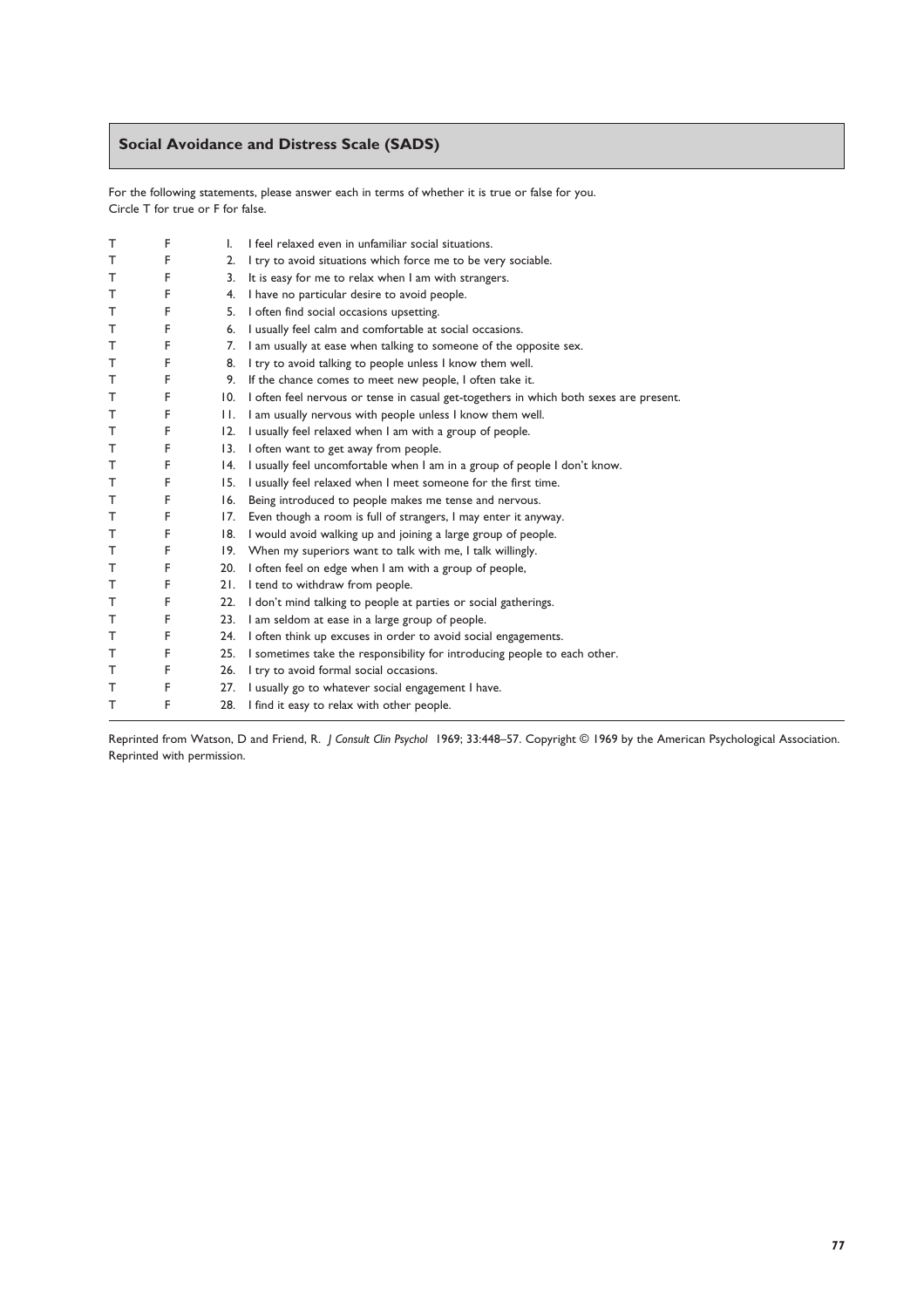## Social Avoidance and Distress Scale (SADS)

For the following statements, please answer each in terms of whether it is true or false for you.
Circle T for true or F for false.

| | | | |
|---|---|---|---|
| T | F | 1. | I feel relaxed even in unfamiliar social situations. |
| T | F | 2. | I try to avoid situations which force me to be very sociable. |
| T | F | 3. | It is easy for me to relax when I am with strangers. |
| T | F | 4. | I have no particular desire to avoid people. |
| T | F | 5. | I often find social occasions upsetting. |
| T | F | 6. | I usually feel calm and comfortable at social occasions. |
| T | F | 7. | I am usually at ease when talking to someone of the opposite sex. |
| T | F | 8. | I try to avoid talking to people unless I know them well. |
| T | F | 9. | If the chance comes to meet new people, I often take it. |
| T | F | 10. | I often feel nervous or tense in casual get-togethers in which both sexes are present. |
| T | F | 11. | I am usually nervous with people unless I know them well. |
| T | F | 12. | I usually feel relaxed when I am with a group of people. |
| T | F | 13. | I often want to get away from people. |
| T | F | 14. | I usually feel uncomfortable when I am in a group of people I don't know. |
| T | F | 15. | I usually feel relaxed when I meet someone for the first time. |
| T | F | 16. | Being introduced to people makes me tense and nervous. |
| T | F | 17. | Even though a room is full of strangers, I may enter it anyway. |
| T | F | 18. | I would avoid walking up and joining a large group of people. |
| T | F | 19. | When my superiors want to talk with me, I talk willingly. |
| T | F | 20. | I often feel on edge when I am with a group of people, |
| T | F | 21. | I tend to withdraw from people. |
| T | F | 22. | I don't mind talking to people at parties or social gatherings. |
| T | F | 23. | I am seldom at ease in a large group of people. |
| T | F | 24. | I often think up excuses in order to avoid social engagements. |
| T | F | 25. | I sometimes take the responsibility for introducing people to each other. |
| T | F | 26. | I try to avoid formal social occasions. |
| T | F | 27. | I usually go to whatever social engagement I have. |
| T | F | 28. | I find it easy to relax with other people. |

Reprinted from Watson, D and Friend, R. *J Consult Clin Psychol* 1969; 33:448–57. Copyright © 1969 by the American Psychological Association. Reprinted with permission.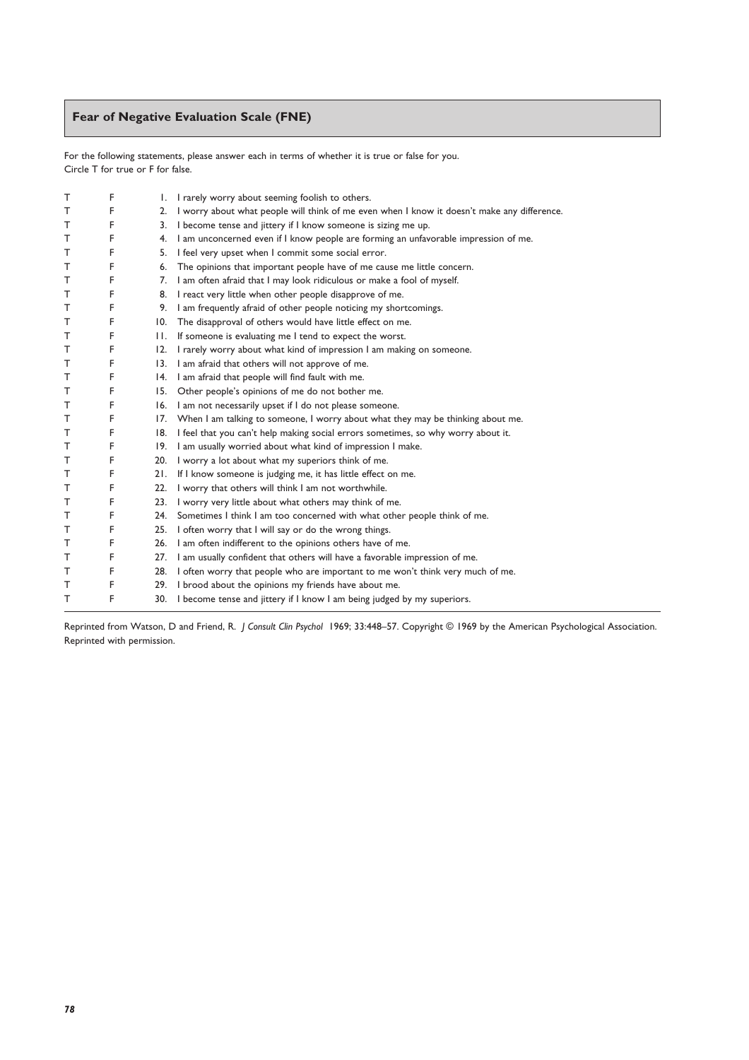## Fear of Negative Evaluation Scale (FNE)

For the following statements, please answer each in terms of whether it is true or false for you.
Circle T for true or F for false.

| | | | |
|---|---|---|---|
| T | F | 1. | I rarely worry about seeming foolish to others. |
| T | F | 2. | I worry about what people will think of me even when I know it doesn't make any difference. |
| T | F | 3. | I become tense and jittery if I know someone is sizing me up. |
| T | F | 4. | I am unconcerned even if I know people are forming an unfavorable impression of me. |
| T | F | 5. | I feel very upset when I commit some social error. |
| T | F | 6. | The opinions that important people have of me cause me little concern. |
| T | F | 7. | I am often afraid that I may look ridiculous or make a fool of myself. |
| T | F | 8. | I react very little when other people disapprove of me. |
| T | F | 9. | I am frequently afraid of other people noticing my shortcomings. |
| T | F | 10. | The disapproval of others would have little effect on me. |
| T | F | 11. | If someone is evaluating me I tend to expect the worst. |
| T | F | 12. | I rarely worry about what kind of impression I am making on someone. |
| T | F | 13. | I am afraid that others will not approve of me. |
| T | F | 14. | I am afraid that people will find fault with me. |
| T | F | 15. | Other people's opinions of me do not bother me. |
| T | F | 16. | I am not necessarily upset if I do not please someone. |
| T | F | 17. | When I am talking to someone, I worry about what they may be thinking about me. |
| T | F | 18. | I feel that you can't help making social errors sometimes, so why worry about it. |
| T | F | 19. | I am usually worried about what kind of impression I make. |
| T | F | 20. | I worry a lot about what my superiors think of me. |
| T | F | 21. | If I know someone is judging me, it has little effect on me. |
| T | F | 22. | I worry that others will think I am not worthwhile. |
| T | F | 23. | I worry very little about what others may think of me. |
| T | F | 24. | Sometimes I think I am too concerned with what other people think of me. |
| T | F | 25. | I often worry that I will say or do the wrong things. |
| T | F | 26. | I am often indifferent to the opinions others have of me. |
| T | F | 27. | I am usually confident that others will have a favorable impression of me. |
| T | F | 28. | I often worry that people who are important to me won't think very much of me. |
| T | F | 29. | I brood about the opinions my friends have about me. |
| T | F | 30. | I become tense and jittery if I know I am being judged by my superiors. |

Reprinted from Watson, D and Friend, R. *J Consult Clin Psychol* 1969; 33:448–57. Copyright © 1969 by the American Psychological Association. Reprinted with permission.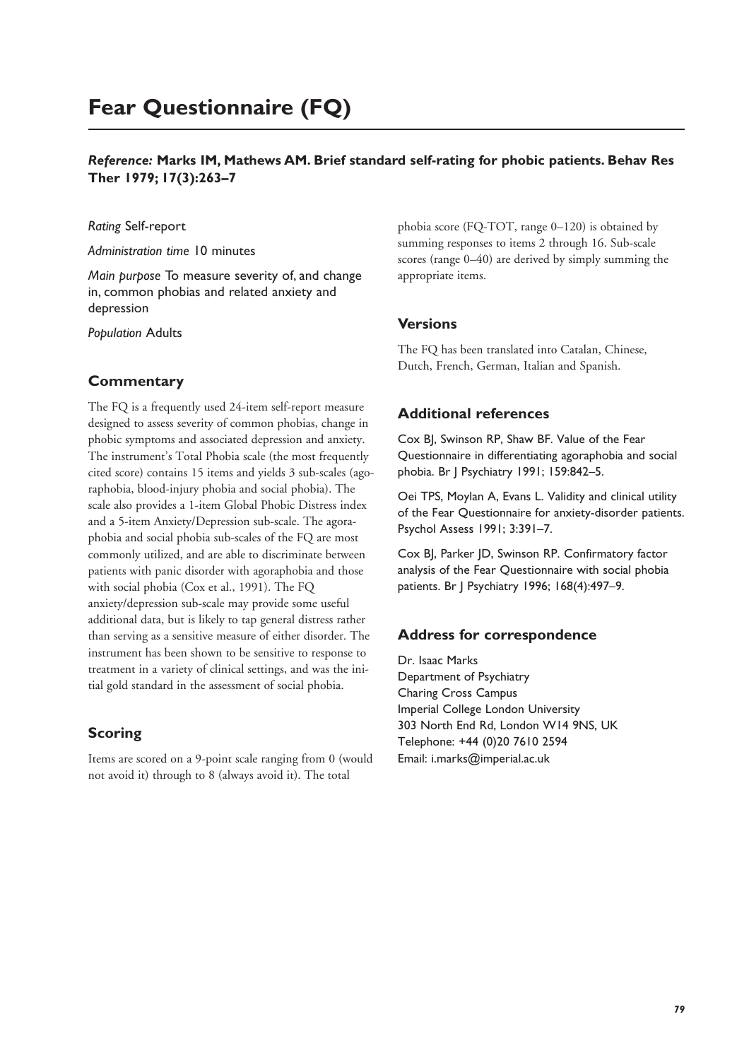# Fear Questionnaire (FQ)

***Reference:* Marks IM, Mathews AM. Brief standard self-rating for phobic patients. Behav Res Ther 1979; 17(3):263–7**

*Rating* Self-report

*Administration time* 10 minutes

*Main purpose* To measure severity of, and change in, common phobias and related anxiety and depression

*Population* Adults

## Commentary

The FQ is a frequently used 24-item self-report measure designed to assess severity of common phobias, change in phobic symptoms and associated depression and anxiety. The instrument's Total Phobia scale (the most frequently cited score) contains 15 items and yields 3 sub-scales (agoraphobia, blood-injury phobia and social phobia). The scale also provides a 1-item Global Phobic Distress index and a 5-item Anxiety/Depression sub-scale. The agoraphobia and social phobia sub-scales of the FQ are most commonly utilized, and are able to discriminate between patients with panic disorder with agoraphobia and those with social phobia (Cox et al., 1991). The FQ anxiety/depression sub-scale may provide some useful additional data, but is likely to tap general distress rather than serving as a sensitive measure of either disorder. The instrument has been shown to be sensitive to response to treatment in a variety of clinical settings, and was the initial gold standard in the assessment of social phobia.

## Scoring

Items are scored on a 9-point scale ranging from 0 (would not avoid it) through to 8 (always avoid it). The total phobia score (FQ-TOT, range 0–120) is obtained by summing responses to items 2 through 16. Sub-scale scores (range 0–40) are derived by simply summing the appropriate items.

## Versions

The FQ has been translated into Catalan, Chinese, Dutch, French, German, Italian and Spanish.

## Additional references

Cox BJ, Swinson RP, Shaw BF. Value of the Fear Questionnaire in differentiating agoraphobia and social phobia. Br J Psychiatry 1991; 159:842–5.

Oei TPS, Moylan A, Evans L. Validity and clinical utility of the Fear Questionnaire for anxiety-disorder patients. Psychol Assess 1991; 3:391–7.

Cox BJ, Parker JD, Swinson RP. Confirmatory factor analysis of the Fear Questionnaire with social phobia patients. Br J Psychiatry 1996; 168(4):497–9.

## Address for correspondence

Dr. Isaac Marks
Department of Psychiatry
Charing Cross Campus
Imperial College London University
303 North End Rd, London W14 9NS, UK
Telephone: +44 (0)20 7610 2594
Email: i.marks@imperial.ac.uk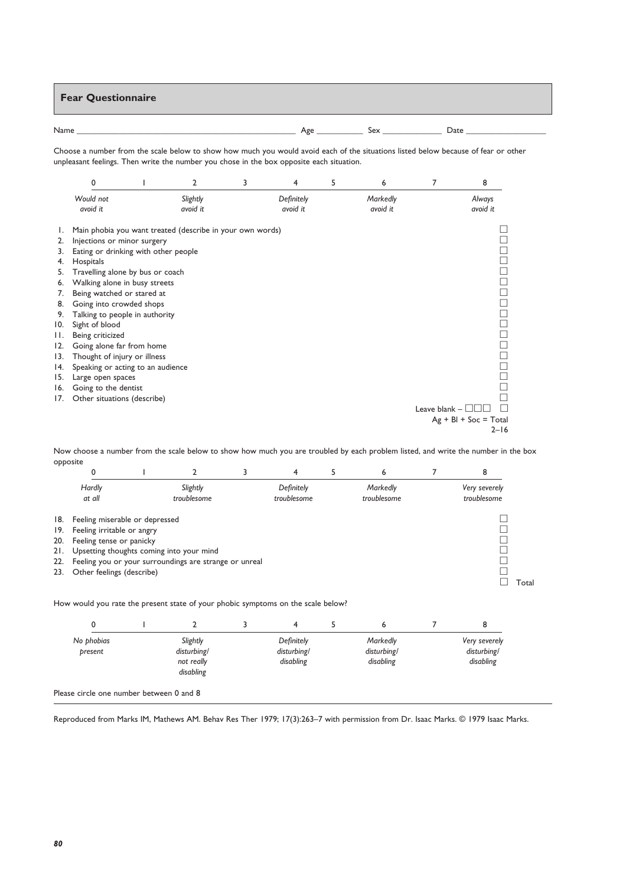## Fear Questionnaire

Name ______________________ Age __________ Sex ____________ Date ________________

Choose a number from the scale below to show how much you would avoid each of the situations listed below because of fear or other unpleasant feelings. Then write the number you chose in the box opposite each situation.

| 0 | 1 | 2 | 3 | 4 | 5 | 6 | 7 | 8 |
|---|---|---|---|---|---|---|---|---|
| *Would not avoid it* | | *Slightly avoid it* | | *Definitely avoid it* | | *Markedly avoid it* | | *Always avoid it* |

1. Main phobia you want treated (describe in your own words) ☐
2. Injections or minor surgery ☐
3. Eating or drinking with other people ☐
4. Hospitals ☐
5. Travelling alone by bus or coach ☐
6. Walking alone in busy streets ☐
7. Being watched or stared at ☐
8. Going into crowded shops ☐
9. Talking to people in authority ☐
10. Sight of blood ☐
11. Being criticized ☐
12. Going alone far from home ☐
13. Thought of injury or illness ☐
14. Speaking or acting to an audience ☐
15. Large open spaces ☐
16. Going to the dentist ☐
17. Other situations (describe) ☐

Leave blank – ☐☐☐ ☐
Ag + Bl + Soc = Total 2–16

Now choose a number from the scale below to show how much you are troubled by each problem listed, and write the number in the box opposite

| 0 | 1 | 2 | 3 | 4 | 5 | 6 | 7 | 8 |
|---|---|---|---|---|---|---|---|---|
| *Hardly at all* | | *Slightly troublesome* | | *Definitely troublesome* | | *Markedly troublesome* | | *Very severely troublesome* |

18. Feeling miserable or depressed ☐
19. Feeling irritable or angry ☐
20. Feeling tense or panicky ☐
21. Upsetting thoughts coming into your mind ☐
22. Feeling you or your surroundings are strange or unreal ☐
23. Other feelings (describe) ☐

☐ Total

How would you rate the present state of your phobic symptoms on the scale below?

| 0 | 1 | 2 | 3 | 4 | 5 | 6 | 7 | 8 |
|---|---|---|---|---|---|---|---|---|
| *No phobias present* | | *Slightly disturbing/ not really disabling* | | *Definitely disturbing/ disabling* | | *Markedly disturbing/ disabling* | | *Very severely disturbing/ disabling* |

Please circle one number between 0 and 8

Reproduced from Marks IM, Mathews AM. Behav Res Ther 1979; 17(3):263–7 with permission from Dr. Isaac Marks. © 1979 Isaac Marks.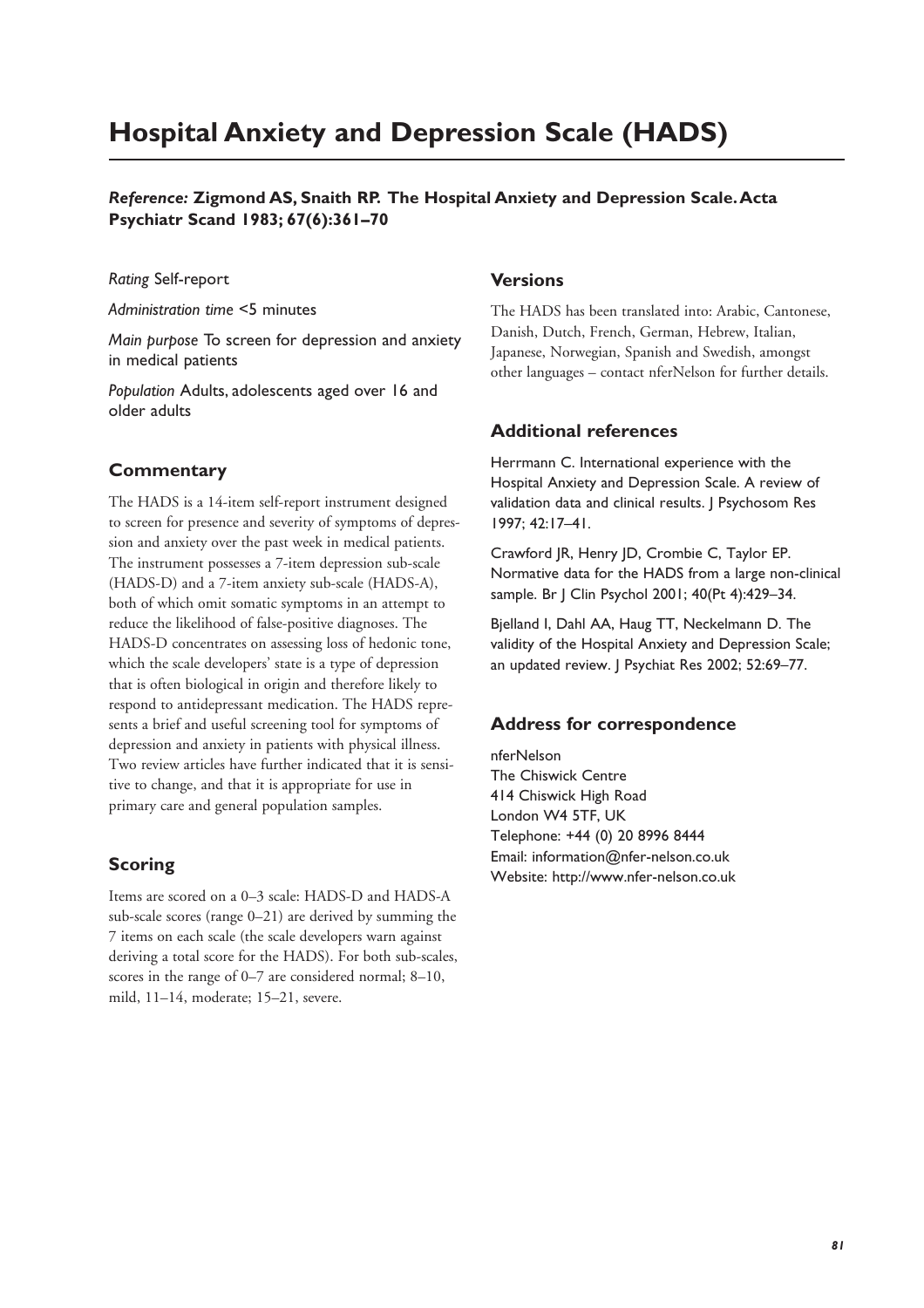# Hospital Anxiety and Depression Scale (HADS)

***Reference:*** **Zigmond AS, Snaith RP. The Hospital Anxiety and Depression Scale. Acta Psychiatr Scand 1983; 67(6):361–70**

*Rating* Self-report

*Administration time* <5 minutes

*Main purpose* To screen for depression and anxiety in medical patients

*Population* Adults, adolescents aged over 16 and older adults

## Commentary

The HADS is a 14-item self-report instrument designed to screen for presence and severity of symptoms of depression and anxiety over the past week in medical patients. The instrument possesses a 7-item depression sub-scale (HADS-D) and a 7-item anxiety sub-scale (HADS-A), both of which omit somatic symptoms in an attempt to reduce the likelihood of false-positive diagnoses. The HADS-D concentrates on assessing loss of hedonic tone, which the scale developers' state is a type of depression that is often biological in origin and therefore likely to respond to antidepressant medication. The HADS represents a brief and useful screening tool for symptoms of depression and anxiety in patients with physical illness. Two review articles have further indicated that it is sensitive to change, and that it is appropriate for use in primary care and general population samples.

## Scoring

Items are scored on a 0–3 scale: HADS-D and HADS-A sub-scale scores (range 0–21) are derived by summing the 7 items on each scale (the scale developers warn against deriving a total score for the HADS). For both sub-scales, scores in the range of 0–7 are considered normal; 8–10, mild, 11–14, moderate; 15–21, severe.

## Versions

The HADS has been translated into: Arabic, Cantonese, Danish, Dutch, French, German, Hebrew, Italian, Japanese, Norwegian, Spanish and Swedish, amongst other languages – contact nferNelson for further details.

## Additional references

Herrmann C. International experience with the Hospital Anxiety and Depression Scale. A review of validation data and clinical results. J Psychosom Res 1997; 42:17–41.

Crawford JR, Henry JD, Crombie C, Taylor EP. Normative data for the HADS from a large non-clinical sample. Br J Clin Psychol 2001; 40(Pt 4):429–34.

Bjelland I, Dahl AA, Haug TT, Neckelmann D. The validity of the Hospital Anxiety and Depression Scale; an updated review. J Psychiat Res 2002; 52:69–77.

## Address for correspondence

nferNelson
The Chiswick Centre
414 Chiswick High Road
London W4 5TF, UK
Telephone: +44 (0) 20 8996 8444
Email: information@nfer-nelson.co.uk
Website: http://www.nfer-nelson.co.uk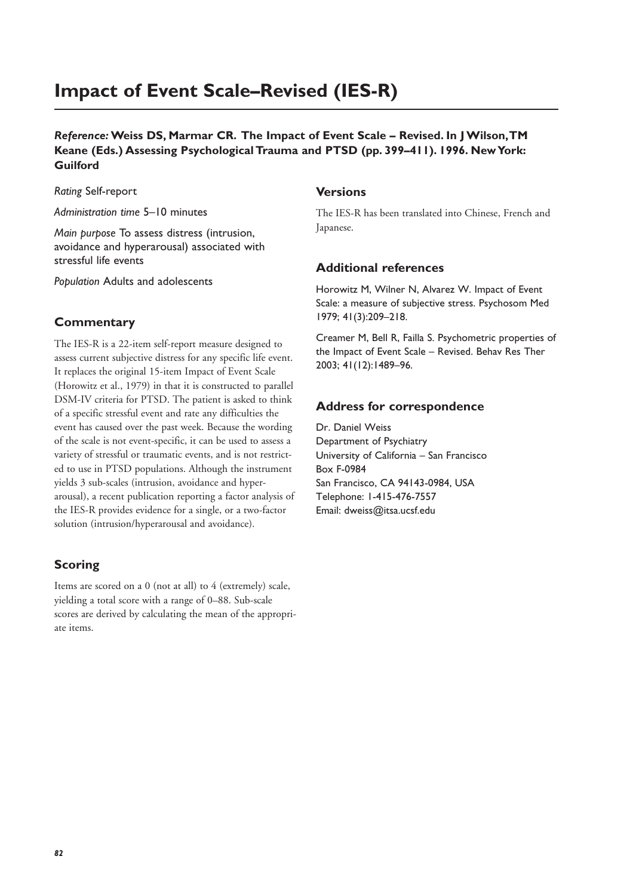# Impact of Event Scale–Revised (IES-R)

***Reference:* Weiss DS, Marmar CR. The Impact of Event Scale – Revised. In J Wilson, TM Keane (Eds.) Assessing Psychological Trauma and PTSD (pp. 399–411). 1996. New York: Guilford**

*Rating* Self-report

*Administration time* 5–10 minutes

*Main purpose* To assess distress (intrusion, avoidance and hyperarousal) associated with stressful life events

*Population* Adults and adolescents

## Commentary

The IES-R is a 22-item self-report measure designed to assess current subjective distress for any specific life event. It replaces the original 15-item Impact of Event Scale (Horowitz et al., 1979) in that it is constructed to parallel DSM-IV criteria for PTSD. The patient is asked to think of a specific stressful event and rate any difficulties the event has caused over the past week. Because the wording of the scale is not event-specific, it can be used to assess a variety of stressful or traumatic events, and is not restricted to use in PTSD populations. Although the instrument yields 3 sub-scales (intrusion, avoidance and hyperarousal), a recent publication reporting a factor analysis of the IES-R provides evidence for a single, or a two-factor solution (intrusion/hyperarousal and avoidance).

## Scoring

Items are scored on a 0 (not at all) to 4 (extremely) scale, yielding a total score with a range of 0–88. Sub-scale scores are derived by calculating the mean of the appropriate items.

## Versions

The IES-R has been translated into Chinese, French and Japanese.

## Additional references

Horowitz M, Wilner N, Alvarez W. Impact of Event Scale: a measure of subjective stress. Psychosom Med 1979; 41(3):209–218.

Creamer M, Bell R, Failla S. Psychometric properties of the Impact of Event Scale – Revised. Behav Res Ther 2003; 41(12):1489–96.

## Address for correspondence

Dr. Daniel Weiss
Department of Psychiatry
University of California – San Francisco
Box F-0984
San Francisco, CA 94143-0984, USA
Telephone: 1-415-476-7557
Email: dweiss@itsa.ucsf.edu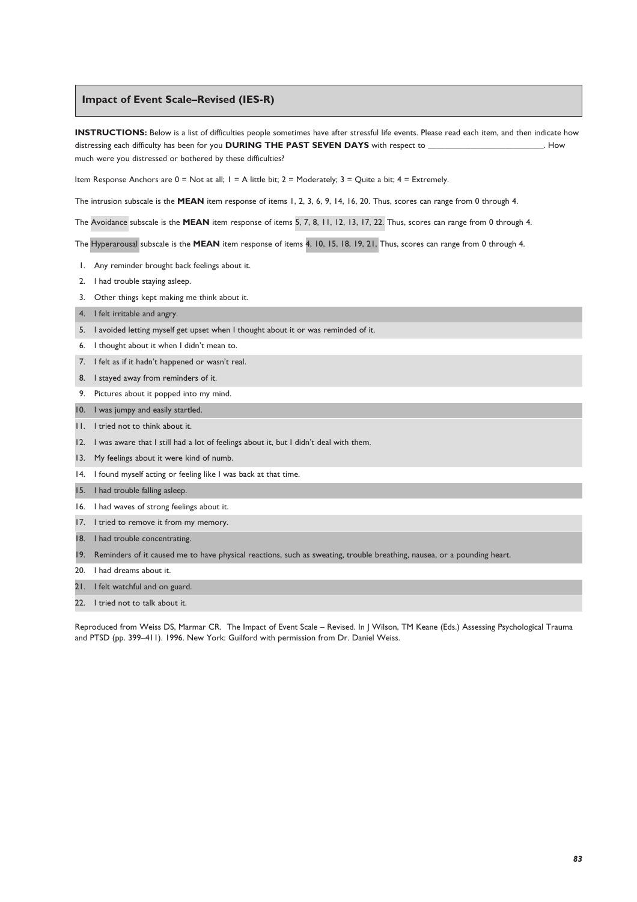## Impact of Event Scale–Revised (IES-R)

**INSTRUCTIONS:** Below is a list of difficulties people sometimes have after stressful life events. Please read each item, and then indicate how distressing each difficulty has been for you **DURING THE PAST SEVEN DAYS** with respect to _________________________. How much were you distressed or bothered by these difficulties?

Item Response Anchors are 0 = Not at all; 1 = A little bit; 2 = Moderately; 3 = Quite a bit; 4 = Extremely.

The intrusion subscale is the **MEAN** item response of items 1, 2, 3, 6, 9, 14, 16, 20. Thus, scores can range from 0 through 4.

The Avoidance subscale is the **MEAN** item response of items 5, 7, 8, 11, 12, 13, 17, 22. Thus, scores can range from 0 through 4.

The Hyperarousal subscale is the **MEAN** item response of items 4, 10, 15, 18, 19, 21, Thus, scores can range from 0 through 4.

1. Any reminder brought back feelings about it.
2. I had trouble staying asleep.
3. Other things kept making me think about it.
4. I felt irritable and angry.
5. I avoided letting myself get upset when I thought about it or was reminded of it.
6. I thought about it when I didn't mean to.
7. I felt as if it hadn't happened or wasn't real.
8. I stayed away from reminders of it.
9. Pictures about it popped into my mind.
10. I was jumpy and easily startled.
11. I tried not to think about it.
12. I was aware that I still had a lot of feelings about it, but I didn't deal with them.
13. My feelings about it were kind of numb.
14. I found myself acting or feeling like I was back at that time.
15. I had trouble falling asleep.
16. I had waves of strong feelings about it.
17. I tried to remove it from my memory.
18. I had trouble concentrating.
19. Reminders of it caused me to have physical reactions, such as sweating, trouble breathing, nausea, or a pounding heart.
20. I had dreams about it.
21. I felt watchful and on guard.
22. I tried not to talk about it.

Reproduced from Weiss DS, Marmar CR. The Impact of Event Scale – Revised. In J Wilson, TM Keane (Eds.) Assessing Psychological Trauma and PTSD (pp. 399–411). 1996. New York: Guilford with permission from Dr. Daniel Weiss.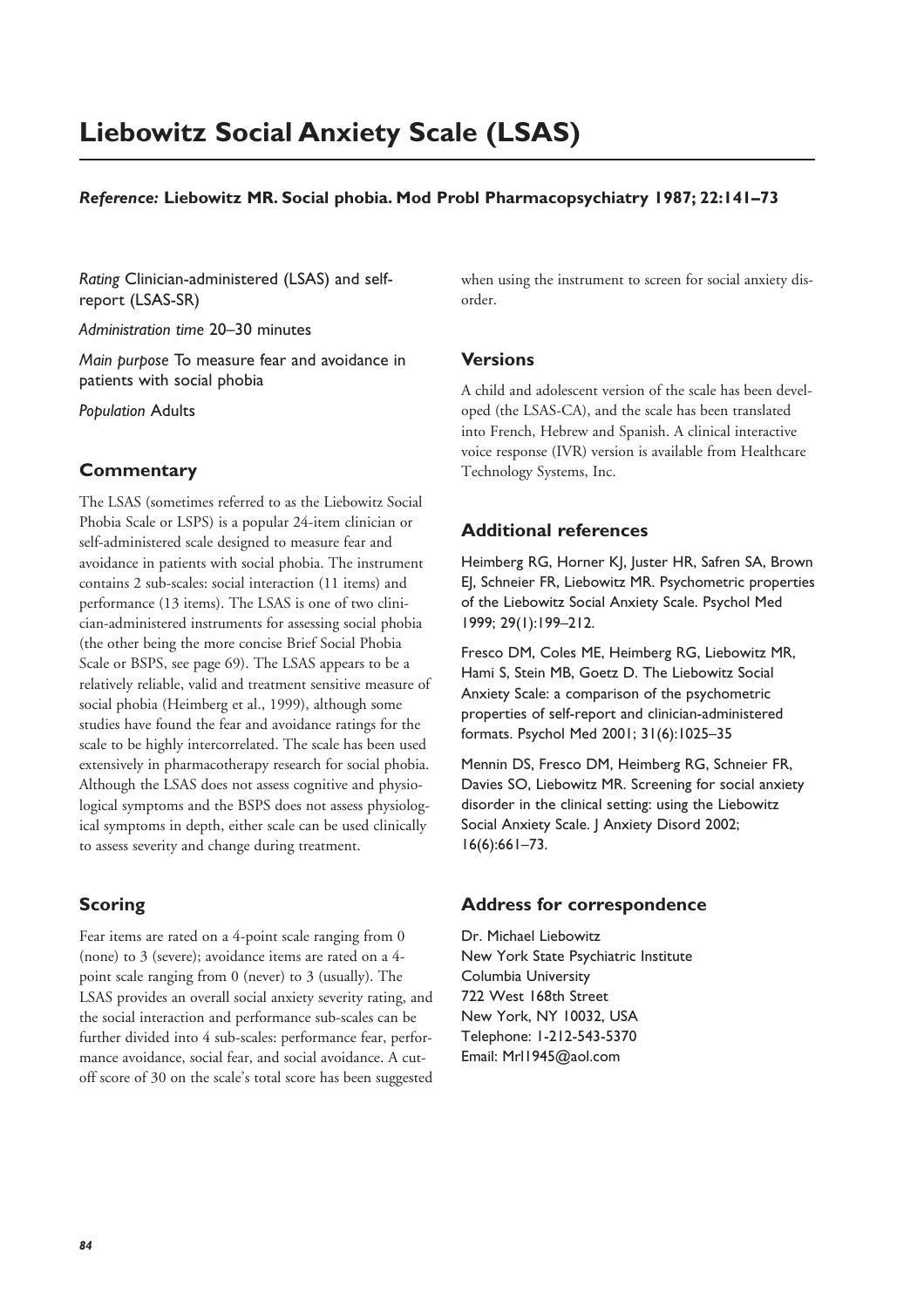# Liebowitz Social Anxiety Scale (LSAS)

***Reference:*** **Liebowitz MR. Social phobia. Mod Probl Pharmacopsychiatry 1987; 22:141–73**

*Rating* Clinician-administered (LSAS) and self-report (LSAS-SR)

*Administration time* 20–30 minutes

*Main purpose* To measure fear and avoidance in patients with social phobia

*Population* Adults

## Commentary

The LSAS (sometimes referred to as the Liebowitz Social Phobia Scale or LSPS) is a popular 24-item clinician or self-administered scale designed to measure fear and avoidance in patients with social phobia. The instrument contains 2 sub-scales: social interaction (11 items) and performance (13 items). The LSAS is one of two clinician-administered instruments for assessing social phobia (the other being the more concise Brief Social Phobia Scale or BSPS, see page 69). The LSAS appears to be a relatively reliable, valid and treatment sensitive measure of social phobia (Heimberg et al., 1999), although some studies have found the fear and avoidance ratings for the scale to be highly intercorrelated. The scale has been used extensively in pharmacotherapy research for social phobia. Although the LSAS does not assess cognitive and physiological symptoms and the BSPS does not assess physiological symptoms in depth, either scale can be used clinically to assess severity and change during treatment.

## Scoring

Fear items are rated on a 4-point scale ranging from 0 (none) to 3 (severe); avoidance items are rated on a 4-point scale ranging from 0 (never) to 3 (usually). The LSAS provides an overall social anxiety severity rating, and the social interaction and performance sub-scales can be further divided into 4 sub-scales: performance fear, performance avoidance, social fear, and social avoidance. A cut-off score of 30 on the scale's total score has been suggested when using the instrument to screen for social anxiety disorder.

## Versions

A child and adolescent version of the scale has been developed (the LSAS-CA), and the scale has been translated into French, Hebrew and Spanish. A clinical interactive voice response (IVR) version is available from Healthcare Technology Systems, Inc.

## Additional references

Heimberg RG, Horner KJ, Juster HR, Safren SA, Brown EJ, Schneier FR, Liebowitz MR. Psychometric properties of the Liebowitz Social Anxiety Scale. Psychol Med 1999; 29(1):199–212.

Fresco DM, Coles ME, Heimberg RG, Liebowitz MR, Hami S, Stein MB, Goetz D. The Liebowitz Social Anxiety Scale: a comparison of the psychometric properties of self-report and clinician-administered formats. Psychol Med 2001; 31(6):1025–35

Mennin DS, Fresco DM, Heimberg RG, Schneier FR, Davies SO, Liebowitz MR. Screening for social anxiety disorder in the clinical setting: using the Liebowitz Social Anxiety Scale. J Anxiety Disord 2002; 16(6):661–73.

## Address for correspondence

Dr. Michael Liebowitz
New York State Psychiatric Institute
Columbia University
722 West 168th Street
New York, NY 10032, USA
Telephone: 1-212-543-5370
Email: Mrl1945@aol.com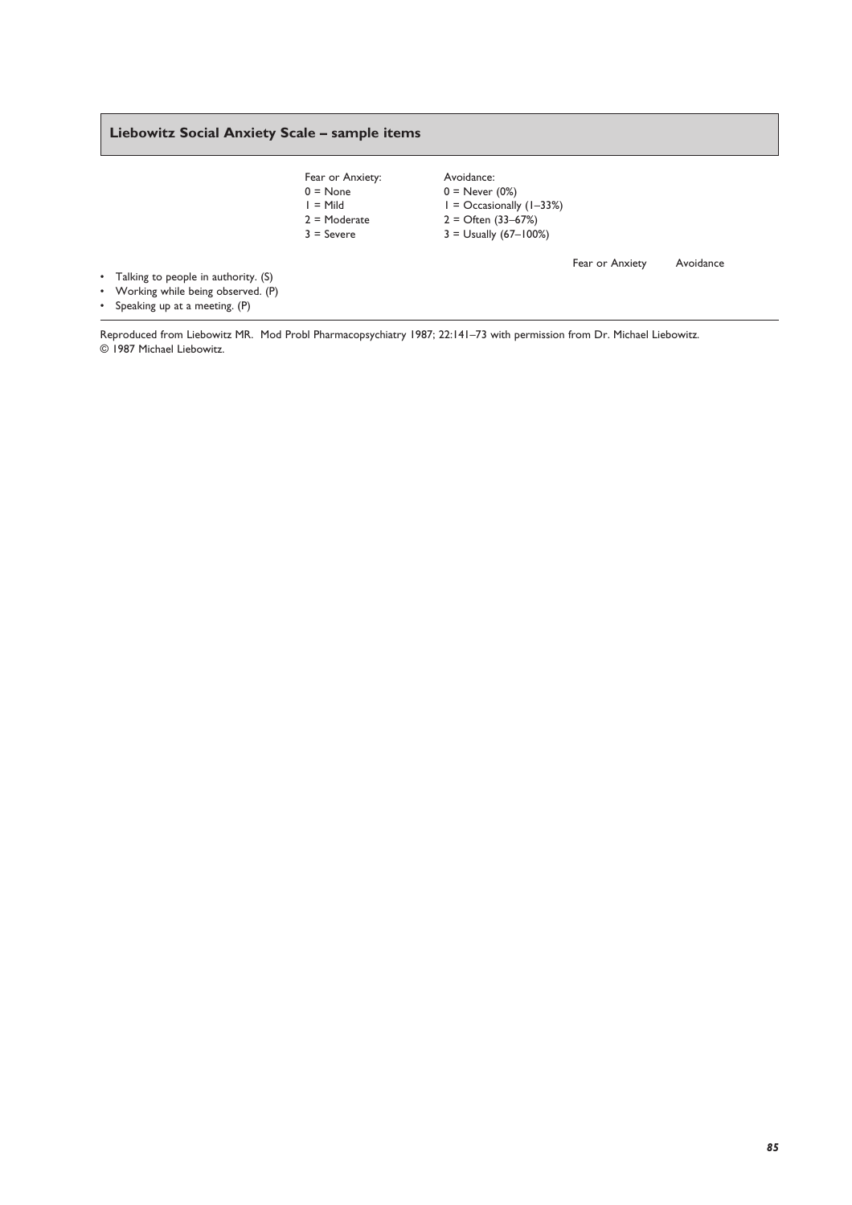### Liebowitz Social Anxiety Scale – sample items

| Fear or Anxiety: | Avoidance: |
|---|---|
| 0 = None | 0 = Never (0%) |
| 1 = Mild | 1 = Occasionally (1–33%) |
| 2 = Moderate | 2 = Often (33–67%) |
| 3 = Severe | 3 = Usually (67–100%) |

| | Fear or Anxiety | Avoidance |
|---|---|---|
| • Talking to people in authority. (S) | | |
| • Working while being observed. (P) | | |
| • Speaking up at a meeting. (P) | | |

Reproduced from Liebowitz MR. Mod Probl Pharmacopsychiatry 1987; 22:141–73 with permission from Dr. Michael Liebowitz.
© 1987 Michael Liebowitz.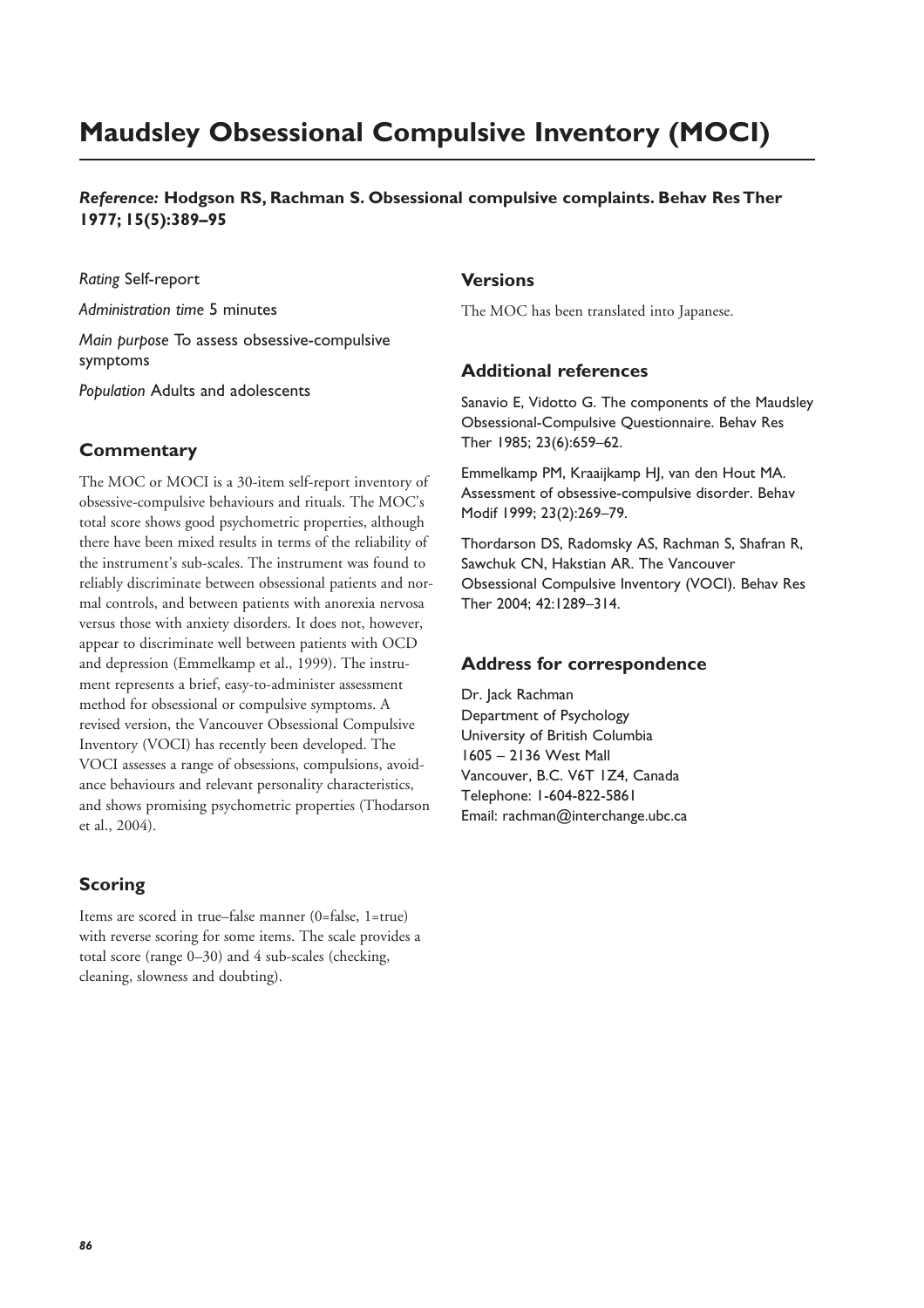# Maudsley Obsessional Compulsive Inventory (MOCI)

***Reference:*** **Hodgson RS, Rachman S. Obsessional compulsive complaints. Behav Res Ther 1977; 15(5):389–95**

*Rating* Self-report

*Administration time* 5 minutes

*Main purpose* To assess obsessive-compulsive symptoms

*Population* Adults and adolescents

## Commentary

The MOC or MOCI is a 30-item self-report inventory of obsessive-compulsive behaviours and rituals. The MOC's total score shows good psychometric properties, although there have been mixed results in terms of the reliability of the instrument's sub-scales. The instrument was found to reliably discriminate between obsessional patients and normal controls, and between patients with anorexia nervosa versus those with anxiety disorders. It does not, however, appear to discriminate well between patients with OCD and depression (Emmelkamp et al., 1999). The instrument represents a brief, easy-to-administer assessment method for obsessional or compulsive symptoms. A revised version, the Vancouver Obsessional Compulsive Inventory (VOCI) has recently been developed. The VOCI assesses a range of obsessions, compulsions, avoidance behaviours and relevant personality characteristics, and shows promising psychometric properties (Thodarson et al., 2004).

## Scoring

Items are scored in true–false manner (0=false, 1=true) with reverse scoring for some items. The scale provides a total score (range 0–30) and 4 sub-scales (checking, cleaning, slowness and doubting).

## Versions

The MOC has been translated into Japanese.

## Additional references

Sanavio E, Vidotto G. The components of the Maudsley Obsessional-Compulsive Questionnaire. Behav Res Ther 1985; 23(6):659–62.

Emmelkamp PM, Kraaijkamp HJ, van den Hout MA. Assessment of obsessive-compulsive disorder. Behav Modif 1999; 23(2):269–79.

Thordarson DS, Radomsky AS, Rachman S, Shafran R, Sawchuk CN, Hakstian AR. The Vancouver Obsessional Compulsive Inventory (VOCI). Behav Res Ther 2004; 42:1289–314.

## Address for correspondence

Dr. Jack Rachman
Department of Psychology
University of British Columbia
1605 – 2136 West Mall
Vancouver, B.C. V6T 1Z4, Canada
Telephone: 1-604-822-5861
Email: rachman@interchange.ubc.ca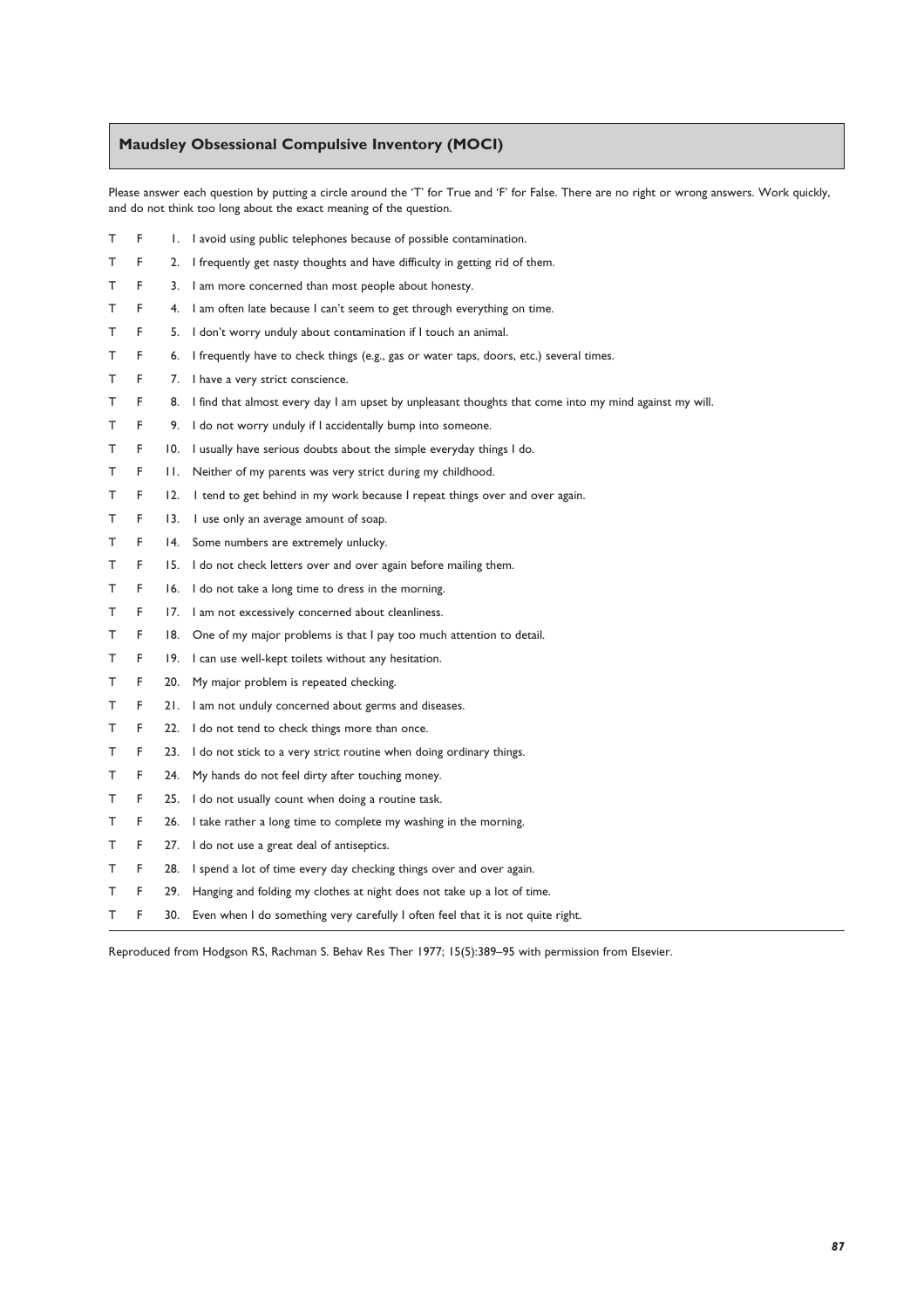## Maudsley Obsessional Compulsive Inventory (MOCI)

Please answer each question by putting a circle around the 'T' for True and 'F' for False. There are no right or wrong answers. Work quickly, and do not think too long about the exact meaning of the question.

T F 1. I avoid using public telephones because of possible contamination.

T F 2. I frequently get nasty thoughts and have difficulty in getting rid of them.

T F 3. I am more concerned than most people about honesty.

T F 4. I am often late because I can't seem to get through everything on time.

T F 5. I don't worry unduly about contamination if I touch an animal.

T F 6. I frequently have to check things (e.g., gas or water taps, doors, etc.) several times.

T F 7. I have a very strict conscience.

T F 8. I find that almost every day I am upset by unpleasant thoughts that come into my mind against my will.

T F 9. I do not worry unduly if I accidentally bump into someone.

T F 10. I usually have serious doubts about the simple everyday things I do.

T F 11. Neither of my parents was very strict during my childhood.

T F 12. I tend to get behind in my work because I repeat things over and over again.

T F 13. I use only an average amount of soap.

T F 14. Some numbers are extremely unlucky.

T F 15. I do not check letters over and over again before mailing them.

T F 16. I do not take a long time to dress in the morning.

T F 17. I am not excessively concerned about cleanliness.

T F 18. One of my major problems is that I pay too much attention to detail.

T F 19. I can use well-kept toilets without any hesitation.

T F 20. My major problem is repeated checking.

T F 21. I am not unduly concerned about germs and diseases.

T F 22. I do not tend to check things more than once.

T F 23. I do not stick to a very strict routine when doing ordinary things.

T F 24. My hands do not feel dirty after touching money.

T F 25. I do not usually count when doing a routine task.

T F 26. I take rather a long time to complete my washing in the morning.

T F 27. I do not use a great deal of antiseptics.

T F 28. I spend a lot of time every day checking things over and over again.

T F 29. Hanging and folding my clothes at night does not take up a lot of time.

T F 30. Even when I do something very carefully I often feel that it is not quite right.

Reproduced from Hodgson RS, Rachman S. Behav Res Ther 1977; 15(5):389–95 with permission from Elsevier.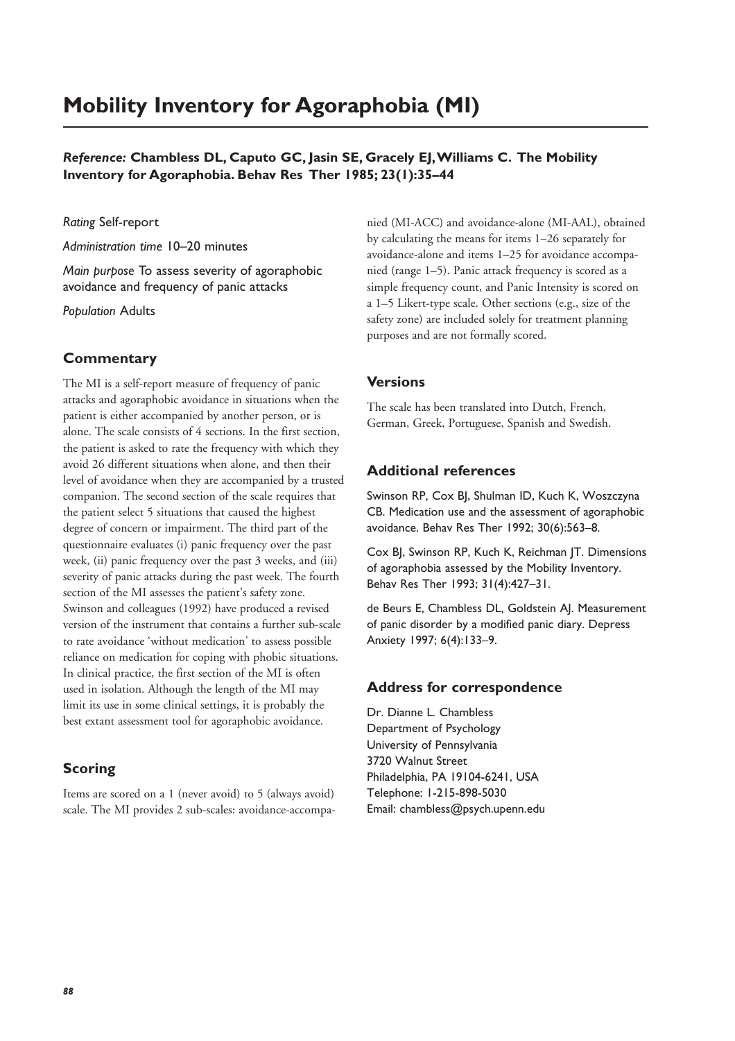# Mobility Inventory for Agoraphobia (MI)

***Reference:*** **Chambless DL, Caputo GC, Jasin SE, Gracely EJ, Williams C. The Mobility Inventory for Agoraphobia. Behav Res Ther 1985; 23(1):35–44**

*Rating* Self-report

*Administration time* 10–20 minutes

*Main purpose* To assess severity of agoraphobic avoidance and frequency of panic attacks

*Population* Adults

## Commentary

The MI is a self-report measure of frequency of panic attacks and agoraphobic avoidance in situations when the patient is either accompanied by another person, or is alone. The scale consists of 4 sections. In the first section, the patient is asked to rate the frequency with which they avoid 26 different situations when alone, and then their level of avoidance when they are accompanied by a trusted companion. The second section of the scale requires that the patient select 5 situations that caused the highest degree of concern or impairment. The third part of the questionnaire evaluates (i) panic frequency over the past week, (ii) panic frequency over the past 3 weeks, and (iii) severity of panic attacks during the past week. The fourth section of the MI assesses the patient's safety zone. Swinson and colleagues (1992) have produced a revised version of the instrument that contains a further sub-scale to rate avoidance 'without medication' to assess possible reliance on medication for coping with phobic situations. In clinical practice, the first section of the MI is often used in isolation. Although the length of the MI may limit its use in some clinical settings, it is probably the best extant assessment tool for agoraphobic avoidance.

## Scoring

Items are scored on a 1 (never avoid) to 5 (always avoid) scale. The MI provides 2 sub-scales: avoidance-accompanied (MI-ACC) and avoidance-alone (MI-AAL), obtained by calculating the means for items 1–26 separately for avoidance-alone and items 1–25 for avoidance accompanied (range 1–5). Panic attack frequency is scored as a simple frequency count, and Panic Intensity is scored on a 1–5 Likert-type scale. Other sections (e.g., size of the safety zone) are included solely for treatment planning purposes and are not formally scored.

## Versions

The scale has been translated into Dutch, French, German, Greek, Portuguese, Spanish and Swedish.

## Additional references

Swinson RP, Cox BJ, Shulman ID, Kuch K, Woszczyna CB. Medication use and the assessment of agoraphobic avoidance. Behav Res Ther 1992; 30(6):563–8.

Cox BJ, Swinson RP, Kuch K, Reichman JT. Dimensions of agoraphobia assessed by the Mobility Inventory. Behav Res Ther 1993; 31(4):427–31.

de Beurs E, Chambless DL, Goldstein AJ. Measurement of panic disorder by a modified panic diary. Depress Anxiety 1997; 6(4):133–9.

## Address for correspondence

Dr. Dianne L. Chambless
Department of Psychology
University of Pennsylvania
3720 Walnut Street
Philadelphia, PA 19104-6241, USA
Telephone: 1-215-898-5030
Email: chambless@psych.upenn.edu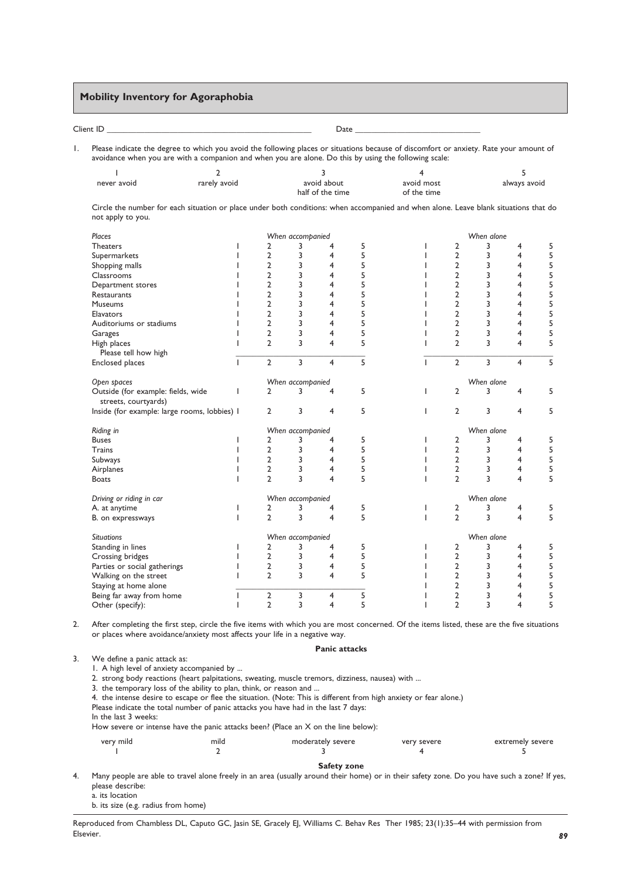## Mobility Inventory for Agoraphobia

Client ID ______________________________ Date ______________________

1. Please indicate the degree to which you avoid the following places or situations because of discomfort or anxiety. Rate your amount of avoidance when you are with a companion and when you are alone. Do this by using the following scale:

| 1 | 2 | 3 | 4 | 5 |
|---|---|---|---|---|
| never avoid | rarely avoid | avoid about half of the time | avoid most of the time | always avoid |

Circle the number for each situation or place under both conditions: when accompanied and when alone. Leave blank situations that do not apply to you.

| *Places* | *When accompanied* | | | | | *When alone* | | | | |
|---|---|---|---|---|---|---|---|---|---|---|
| Theaters | 1 | 2 | 3 | 4 | 5 | 1 | 2 | 3 | 4 | 5 |
| Supermarkets | 1 | 2 | 3 | 4 | 5 | 1 | 2 | 3 | 4 | 5 |
| Shopping malls | 1 | 2 | 3 | 4 | 5 | 1 | 2 | 3 | 4 | 5 |
| Classrooms | 1 | 2 | 3 | 4 | 5 | 1 | 2 | 3 | 4 | 5 |
| Department stores | 1 | 2 | 3 | 4 | 5 | 1 | 2 | 3 | 4 | 5 |
| Restaurants | 1 | 2 | 3 | 4 | 5 | 1 | 2 | 3 | 4 | 5 |
| Museums | 1 | 2 | 3 | 4 | 5 | 1 | 2 | 3 | 4 | 5 |
| Elevators | 1 | 2 | 3 | 4 | 5 | 1 | 2 | 3 | 4 | 5 |
| Auditoriums or stadiums | 1 | 2 | 3 | 4 | 5 | 1 | 2 | 3 | 4 | 5 |
| Garages | 1 | 2 | 3 | 4 | 5 | 1 | 2 | 3 | 4 | 5 |
| High places | 1 | 2 | 3 | 4 | 5 | 1 | 2 | 3 | 4 | 5 |
| Please tell how high | | | | | | | | | | |
| Enclosed places | 1 | 2 | 3 | 4 | 5 | 1 | 2 | 3 | 4 | 5 |
| *Open spaces* | *When accompanied* | | | | | *When alone* | | | | |
| Outside (for example: fields, wide streets, courtyards) | 1 | 2 | 3 | 4 | 5 | 1 | 2 | 3 | 4 | 5 |
| Inside (for example: large rooms, lobbies) | 1 | 2 | 3 | 4 | 5 | 1 | 2 | 3 | 4 | 5 |
| *Riding in* | *When accompanied* | | | | | *When alone* | | | | |
| Buses | 1 | 2 | 3 | 4 | 5 | 1 | 2 | 3 | 4 | 5 |
| Trains | 1 | 2 | 3 | 4 | 5 | 1 | 2 | 3 | 4 | 5 |
| Subways | 1 | 2 | 3 | 4 | 5 | 1 | 2 | 3 | 4 | 5 |
| Airplanes | 1 | 2 | 3 | 4 | 5 | 1 | 2 | 3 | 4 | 5 |
| Boats | 1 | 2 | 3 | 4 | 5 | 1 | 2 | 3 | 4 | 5 |
| *Driving or riding in car* | *When accompanied* | | | | | *When alone* | | | | |
| A. at anytime | 1 | 2 | 3 | 4 | 5 | 1 | 2 | 3 | 4 | 5 |
| B. on expressways | 1 | 2 | 3 | 4 | 5 | 1 | 2 | 3 | 4 | 5 |
| *Situations* | *When accompanied* | | | | | *When alone* | | | | |
| Standing in lines | 1 | 2 | 3 | 4 | 5 | 1 | 2 | 3 | 4 | 5 |
| Crossing bridges | 1 | 2 | 3 | 4 | 5 | 1 | 2 | 3 | 4 | 5 |
| Parties or social gatherings | 1 | 2 | 3 | 4 | 5 | 1 | 2 | 3 | 4 | 5 |
| Walking on the street | 1 | 2 | 3 | 4 | 5 | 1 | 2 | 3 | 4 | 5 |
| Staying at home alone | | | | | | 1 | 2 | 3 | 4 | 5 |
| Being far away from home | 1 | 2 | 3 | 4 | 5 | 1 | 2 | 3 | 4 | 5 |
| Other (specify): | 1 | 2 | 3 | 4 | 5 | 1 | 2 | 3 | 4 | 5 |

2. After completing the first step, circle the five items with which you are most concerned. Of the items listed, these are the five situations or places where avoidance/anxiety most affects your life in a negative way.

### Panic attacks

3. We define a panic attack as:
   1. A high level of anxiety accompanied by ...
   2. strong body reactions (heart palpitations, sweating, muscle tremors, dizziness, nausea) with ...
   3. the temporary loss of the ability to plan, think, or reason and ...
   4. the intense desire to escape or flee the situation. (Note: This is different from high anxiety or fear alone.)

   Please indicate the total number of panic attacks you have had in the last 7 days:
   In the last 3 weeks:
   How severe or intense have the panic attacks been? (Place an X on the line below):

| very mild | mild | moderately severe | very severe | extremely severe |
|---|---|---|---|---|
| 1 | 2 | 3 | 4 | 5 |

### Safety zone

4. Many people are able to travel alone freely in an area (usually around their home) or in their safety zone. Do you have such a zone? If yes, please describe:
   a. its location
   b. its size (e.g. radius from home)

Reproduced from Chambless DL, Caputo GC, Jasin SE, Gracely EJ, Williams C. Behav Res Ther 1985; 23(1):35–44 with permission from Elsevier.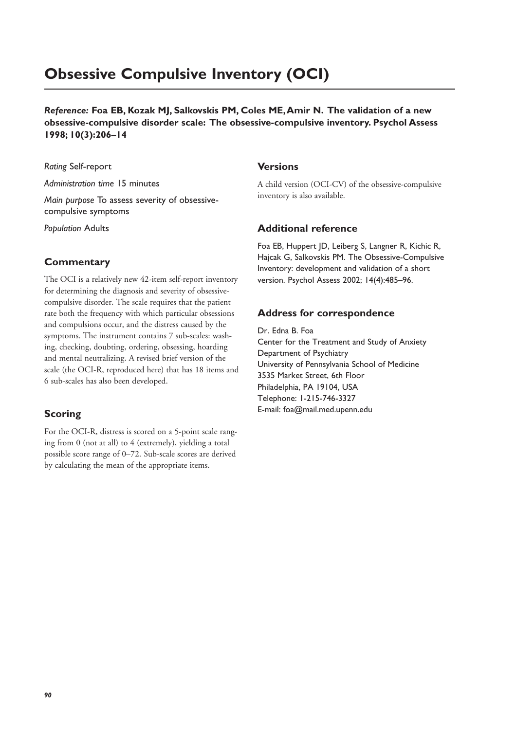# Obsessive Compulsive Inventory (OCI)

***Reference:*** **Foa EB, Kozak MJ, Salkovskis PM, Coles ME, Amir N. The validation of a new obsessive-compulsive disorder scale: The obsessive-compulsive inventory. Psychol Assess 1998; 10(3):206–14**

*Rating* Self-report

*Administration time* 15 minutes

*Main purpose* To assess severity of obsessive-compulsive symptoms

*Population* Adults

## Commentary

The OCI is a relatively new 42-item self-report inventory for determining the diagnosis and severity of obsessive-compulsive disorder. The scale requires that the patient rate both the frequency with which particular obsessions and compulsions occur, and the distress caused by the symptoms. The instrument contains 7 sub-scales: washing, checking, doubting, ordering, obsessing, hoarding and mental neutralizing. A revised brief version of the scale (the OCI-R, reproduced here) that has 18 items and 6 sub-scales has also been developed.

## Scoring

For the OCI-R, distress is scored on a 5-point scale ranging from 0 (not at all) to 4 (extremely), yielding a total possible score range of 0–72. Sub-scale scores are derived by calculating the mean of the appropriate items.

## Versions

A child version (OCI-CV) of the obsessive-compulsive inventory is also available.

## Additional reference

Foa EB, Huppert JD, Leiberg S, Langner R, Kichic R, Hajcak G, Salkovskis PM. The Obsessive-Compulsive Inventory: development and validation of a short version. Psychol Assess 2002; 14(4):485–96.

## Address for correspondence

Dr. Edna B. Foa
Center for the Treatment and Study of Anxiety
Department of Psychiatry
University of Pennsylvania School of Medicine
3535 Market Street, 6th Floor
Philadelphia, PA 19104, USA
Telephone: 1-215-746-3327
E-mail: foa@mail.med.upenn.edu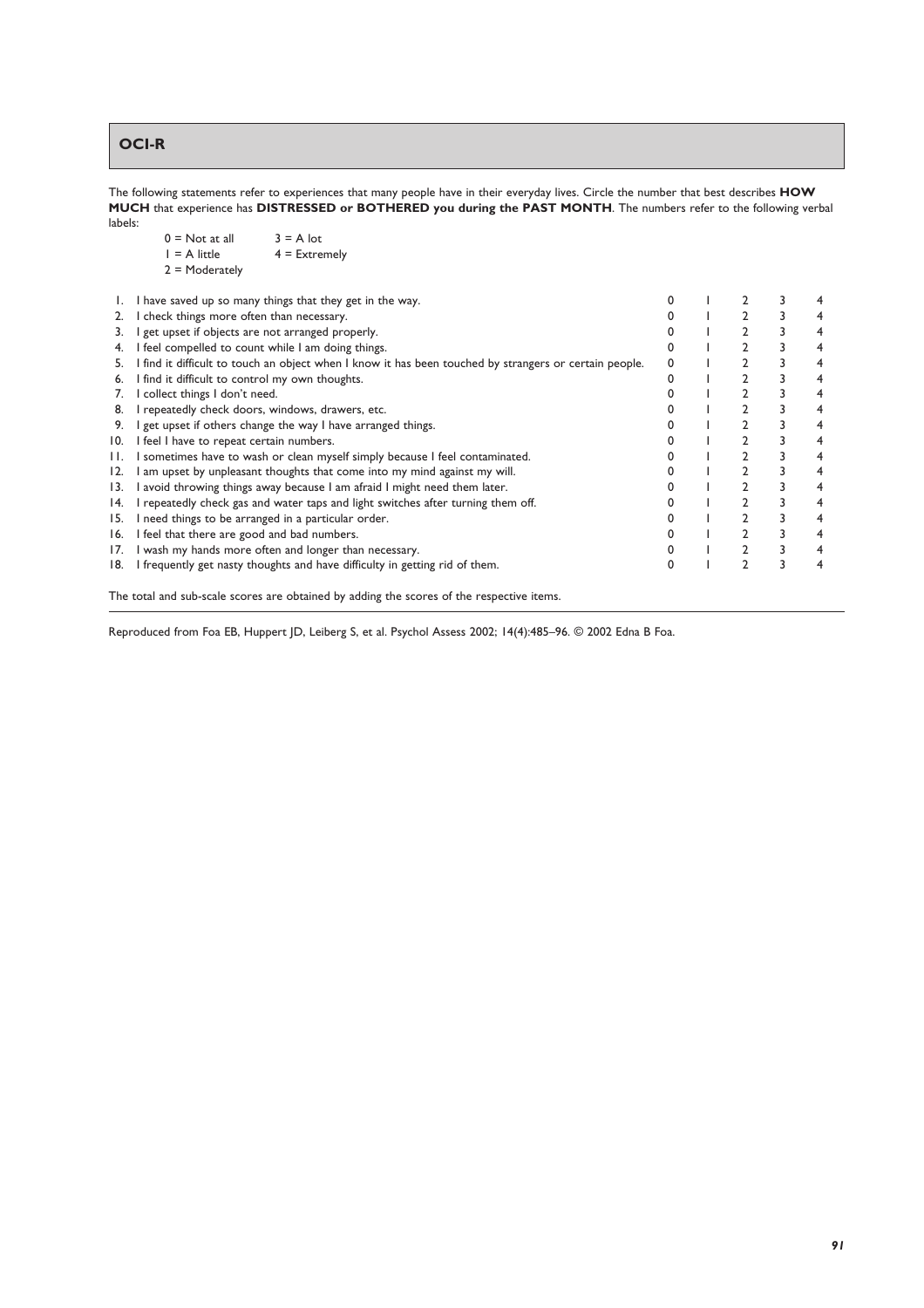## OCI-R

The following statements refer to experiences that many people have in their everyday lives. Circle the number that best describes **HOW MUCH** that experience has **DISTRESSED or BOTHERED you during the PAST MONTH**. The numbers refer to the following verbal labels:

0 = Not at all  
1 = A little  
2 = Moderately  
3 = A lot  
4 = Extremely

| | | | | | | |
|---|---|---|---|---|---|---|
| 1. | I have saved up so many things that they get in the way. | 0 | 1 | 2 | 3 | 4 |
| 2. | I check things more often than necessary. | 0 | 1 | 2 | 3 | 4 |
| 3. | I get upset if objects are not arranged properly. | 0 | 1 | 2 | 3 | 4 |
| 4. | I feel compelled to count while I am doing things. | 0 | 1 | 2 | 3 | 4 |
| 5. | I find it difficult to touch an object when I know it has been touched by strangers or certain people. | 0 | 1 | 2 | 3 | 4 |
| 6. | I find it difficult to control my own thoughts. | 0 | 1 | 2 | 3 | 4 |
| 7. | I collect things I don't need. | 0 | 1 | 2 | 3 | 4 |
| 8. | I repeatedly check doors, windows, drawers, etc. | 0 | 1 | 2 | 3 | 4 |
| 9. | I get upset if others change the way I have arranged things. | 0 | 1 | 2 | 3 | 4 |
| 10. | I feel I have to repeat certain numbers. | 0 | 1 | 2 | 3 | 4 |
| 11. | I sometimes have to wash or clean myself simply because I feel contaminated. | 0 | 1 | 2 | 3 | 4 |
| 12. | I am upset by unpleasant thoughts that come into my mind against my will. | 0 | 1 | 2 | 3 | 4 |
| 13. | I avoid throwing things away because I am afraid I might need them later. | 0 | 1 | 2 | 3 | 4 |
| 14. | I repeatedly check gas and water taps and light switches after turning them off. | 0 | 1 | 2 | 3 | 4 |
| 15. | I need things to be arranged in a particular order. | 0 | 1 | 2 | 3 | 4 |
| 16. | I feel that there are good and bad numbers. | 0 | 1 | 2 | 3 | 4 |
| 17. | I wash my hands more often and longer than necessary. | 0 | 1 | 2 | 3 | 4 |
| 18. | I frequently get nasty thoughts and have difficulty in getting rid of them. | 0 | 1 | 2 | 3 | 4 |

The total and sub-scale scores are obtained by adding the scores of the respective items.

Reproduced from Foa EB, Huppert JD, Leiberg S, et al. Psychol Assess 2002; 14(4):485–96. © 2002 Edna B Foa.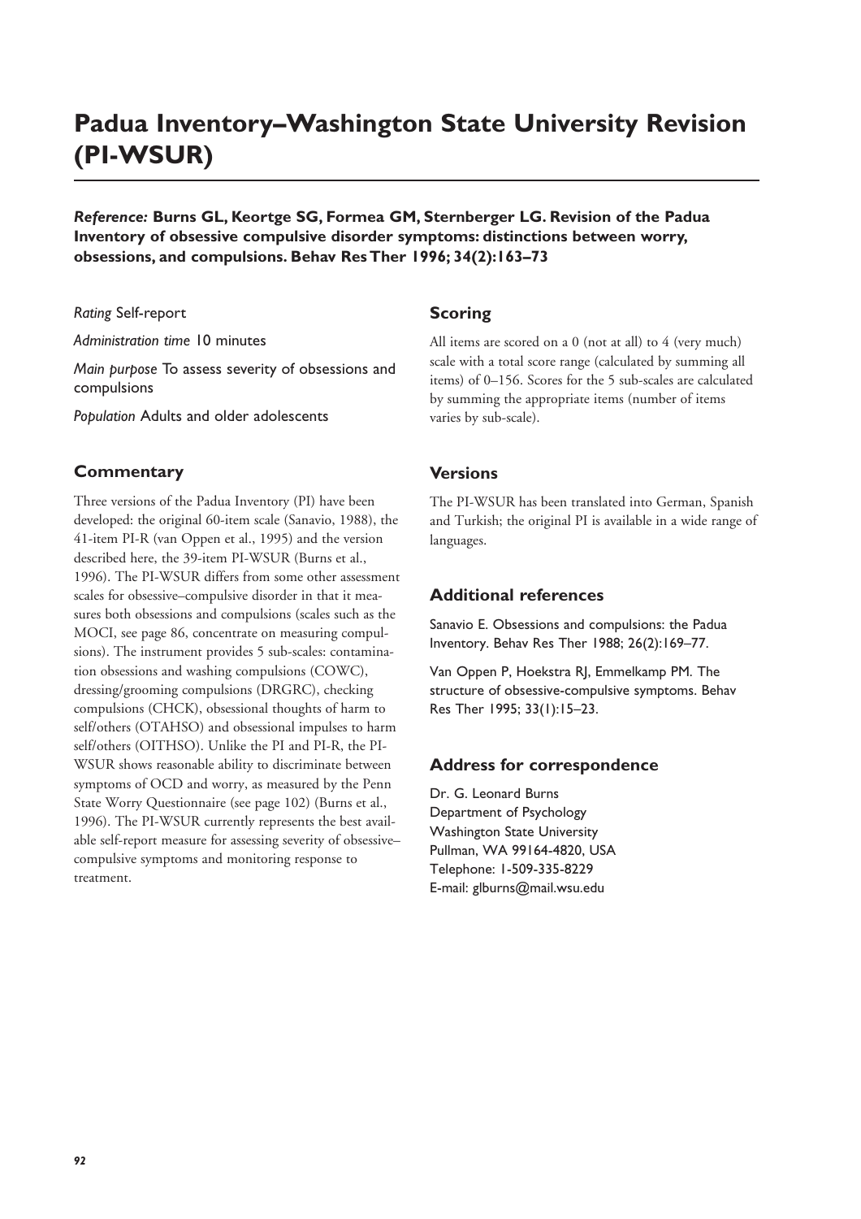# Padua Inventory–Washington State University Revision (PI-WSUR)

***Reference:*** **Burns GL, Keortge SG, Formea GM, Sternberger LG. Revision of the Padua Inventory of obsessive compulsive disorder symptoms: distinctions between worry, obsessions, and compulsions. Behav Res Ther 1996; 34(2):163–73**

*Rating* Self-report

*Administration time* 10 minutes

*Main purpose* To assess severity of obsessions and compulsions

*Population* Adults and older adolescents

## Commentary

Three versions of the Padua Inventory (PI) have been developed: the original 60-item scale (Sanavio, 1988), the 41-item PI-R (van Oppen et al., 1995) and the version described here, the 39-item PI-WSUR (Burns et al., 1996). The PI-WSUR differs from some other assessment scales for obsessive–compulsive disorder in that it measures both obsessions and compulsions (scales such as the MOCI, see page 86, concentrate on measuring compulsions). The instrument provides 5 sub-scales: contamination obsessions and washing compulsions (COWC), dressing/grooming compulsions (DRGRC), checking compulsions (CHCK), obsessional thoughts of harm to self/others (OTAHSO) and obsessional impulses to harm self/others (OITHSO). Unlike the PI and PI-R, the PI-WSUR shows reasonable ability to discriminate between symptoms of OCD and worry, as measured by the Penn State Worry Questionnaire (see page 102) (Burns et al., 1996). The PI-WSUR currently represents the best available self-report measure for assessing severity of obsessive–compulsive symptoms and monitoring response to treatment.

## Scoring

All items are scored on a 0 (not at all) to 4 (very much) scale with a total score range (calculated by summing all items) of 0–156. Scores for the 5 sub-scales are calculated by summing the appropriate items (number of items varies by sub-scale).

## Versions

The PI-WSUR has been translated into German, Spanish and Turkish; the original PI is available in a wide range of languages.

## Additional references

Sanavio E. Obsessions and compulsions: the Padua Inventory. Behav Res Ther 1988; 26(2):169–77.

Van Oppen P, Hoekstra RJ, Emmelkamp PM. The structure of obsessive-compulsive symptoms. Behav Res Ther 1995; 33(1):15–23.

## Address for correspondence

Dr. G. Leonard Burns
Department of Psychology
Washington State University
Pullman, WA 99164-4820, USA
Telephone: 1-509-335-8229
E-mail: glburns@mail.wsu.edu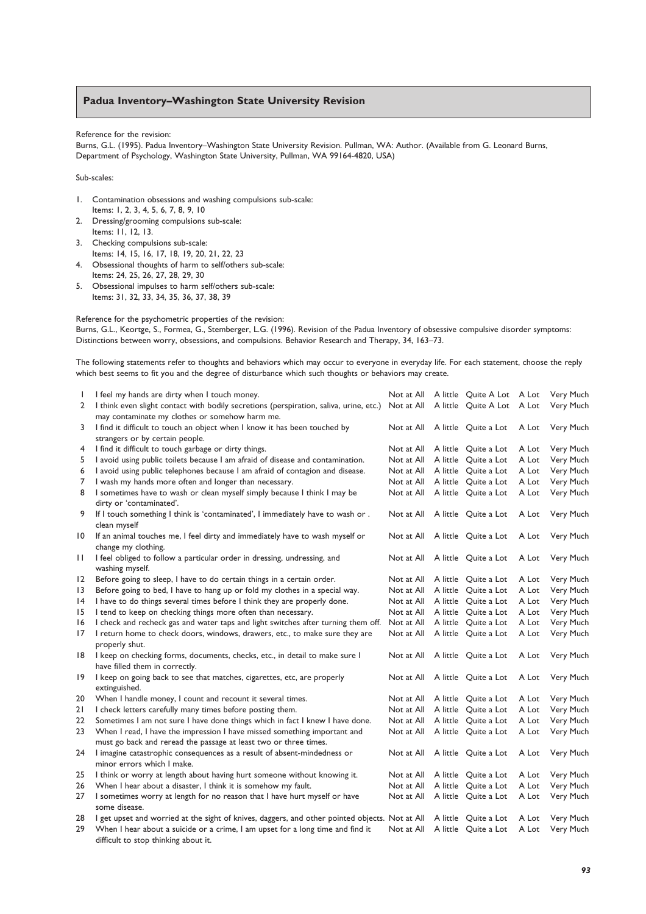## Padua Inventory–Washington State University Revision

Reference for the revision:
Burns, G.L. (1995). Padua Inventory–Washington State University Revision. Pullman, WA: Author. (Available from G. Leonard Burns, Department of Psychology, Washington State University, Pullman, WA 99164-4820, USA)

Sub-scales:

1. Contamination obsessions and washing compulsions sub-scale:
   Items: 1, 2, 3, 4, 5, 6, 7, 8, 9, 10
2. Dressing/grooming compulsions sub-scale:
   Items: 11, 12, 13.
3. Checking compulsions sub-scale:
   Items: 14, 15, 16, 17, 18, 19, 20, 21, 22, 23
4. Obsessional thoughts of harm to self/others sub-scale:
   Items: 24, 25, 26, 27, 28, 29, 30
5. Obsessional impulses to harm self/others sub-scale:
   Items: 31, 32, 33, 34, 35, 36, 37, 38, 39

Reference for the psychometric properties of the revision:
Burns, G.L., Keortge, S., Formea, G., Stemberger, L.G. (1996). Revision of the Padua Inventory of obsessive compulsive disorder symptoms: Distinctions between worry, obsessions, and compulsions. Behavior Research and Therapy, 34, 163–73.

The following statements refer to thoughts and behaviors which may occur to everyone in everyday life. For each statement, choose the reply which best seems to fit you and the degree of disturbance which such thoughts or behaviors may create.

| | | | | | | |
|---|---|---|---|---|---|---|
| 1 | I feel my hands are dirty when I touch money. | Not at All | A little | Quite A Lot | A Lot | Very Much |
| 2 | I think even slight contact with bodily secretions (perspiration, saliva, urine, etc.) may contaminate my clothes or somehow harm me. | Not at All | A little | Quite A Lot | A Lot | Very Much |
| 3 | I find it difficult to touch an object when I know it has been touched by strangers or by certain people. | Not at All | A little | Quite a Lot | A Lot | Very Much |
| 4 | I find it difficult to touch garbage or dirty things. | Not at All | A little | Quite a Lot | A Lot | Very Much |
| 5 | I avoid using public toilets because I am afraid of disease and contamination. | Not at All | A little | Quite a Lot | A Lot | Very Much |
| 6 | I avoid using public telephones because I am afraid of contagion and disease. | Not at All | A little | Quite a Lot | A Lot | Very Much |
| 7 | I wash my hands more often and longer than necessary. | Not at All | A little | Quite a Lot | A Lot | Very Much |
| 8 | I sometimes have to wash or clean myself simply because I think I may be dirty or 'contaminated'. | Not at All | A little | Quite a Lot | A Lot | Very Much |
| 9 | If I touch something I think is 'contaminated', I immediately have to wash or . clean myself | Not at All | A little | Quite a Lot | A Lot | Very Much |
| 10 | If an animal touches me, I feel dirty and immediately have to wash myself or change my clothing. | Not at All | A little | Quite a Lot | A Lot | Very Much |
| 11 | I feel obliged to follow a particular order in dressing, undressing, and washing myself. | Not at All | A little | Quite a Lot | A Lot | Very Much |
| 12 | Before going to sleep, I have to do certain things in a certain order. | Not at All | A little | Quite a Lot | A Lot | Very Much |
| 13 | Before going to bed, I have to hang up or fold my clothes in a special way. | Not at All | A little | Quite a Lot | A Lot | Very Much |
| 14 | I have to do things several times before I think they are properly done. | Not at All | A little | Quite a Lot | A Lot | Very Much |
| 15 | I tend to keep on checking things more often than necessary. | Not at All | A little | Quite a Lot | A Lot | Very Much |
| 16 | I check and recheck gas and water taps and light switches after turning them off. | Not at All | A little | Quite a Lot | A Lot | Very Much |
| 17 | I return home to check doors, windows, drawers, etc., to make sure they are properly shut. | Not at All | A little | Quite a Lot | A Lot | Very Much |
| 18 | I keep on checking forms, documents, checks, etc., in detail to make sure I have filled them in correctly. | Not at All | A little | Quite a Lot | A Lot | Very Much |
| 19 | I keep on going back to see that matches, cigarettes, etc, are properly extinguished. | Not at All | A little | Quite a Lot | A Lot | Very Much |
| 20 | When I handle money, I count and recount it several times. | Not at All | A little | Quite a Lot | A Lot | Very Much |
| 21 | I check letters carefully many times before posting them. | Not at All | A little | Quite a Lot | A Lot | Very Much |
| 22 | Sometimes I am not sure I have done things which in fact I knew I have done. | Not at All | A little | Quite a Lot | A Lot | Very Much |
| 23 | When I read, I have the impression I have missed something important and must go back and reread the passage at least two or three times. | Not at All | A little | Quite a Lot | A Lot | Very Much |
| 24 | I imagine catastrophic consequences as a result of absent-mindedness or minor errors which I make. | Not at All | A little | Quite a Lot | A Lot | Very Much |
| 25 | I think or worry at length about having hurt someone without knowing it. | Not at All | A little | Quite a Lot | A Lot | Very Much |
| 26 | When I hear about a disaster, I think it is somehow my fault. | Not at All | A little | Quite a Lot | A Lot | Very Much |
| 27 | I sometimes worry at length for no reason that I have hurt myself or have some disease. | Not at All | A little | Quite a Lot | A Lot | Very Much |
| 28 | I get upset and worried at the sight of knives, daggers, and other pointed objects. | Not at All | A little | Quite a Lot | A Lot | Very Much |
| 29 | When I hear about a suicide or a crime, I am upset for a long time and find it difficult to stop thinking about it. | Not at All | A little | Quite a Lot | A Lot | Very Much |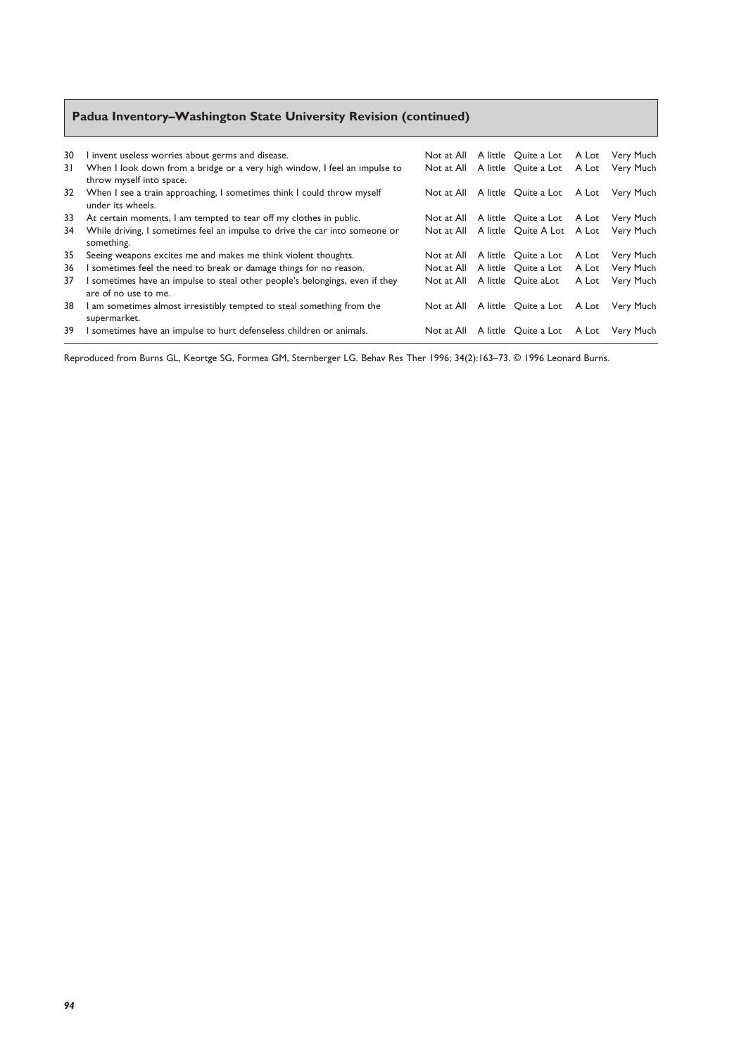## Padua Inventory–Washington State University Revision (continued)

| | | | | | | |
|---|---|---|---|---|---|---|
| 30 | I invent useless worries about germs and disease. | Not at All | A little | Quite a Lot | A Lot | Very Much |
| 31 | When I look down from a bridge or a very high window, I feel an impulse to throw myself into space. | Not at All | A little | Quite a Lot | A Lot | Very Much |
| 32 | When I see a train approaching, I sometimes think I could throw myself under its wheels. | Not at All | A little | Quite a Lot | A Lot | Very Much |
| 33 | At certain moments, I am tempted to tear off my clothes in public. | Not at All | A little | Quite a Lot | A Lot | Very Much |
| 34 | While driving, I sometimes feel an impulse to drive the car into someone or something. | Not at All | A little | Quite A Lot | A Lot | Very Much |
| 35 | Seeing weapons excites me and makes me think violent thoughts. | Not at All | A little | Quite a Lot | A Lot | Very Much |
| 36 | I sometimes feel the need to break or damage things for no reason. | Not at All | A little | Quite a Lot | A Lot | Very Much |
| 37 | I sometimes have an impulse to steal other people's belongings, even if they are of no use to me. | Not at All | A little | Quite aLot | A Lot | Very Much |
| 38 | I am sometimes almost irresistibly tempted to steal something from the supermarket. | Not at All | A little | Quite a Lot | A Lot | Very Much |
| 39 | I sometimes have an impulse to hurt defenseless children or animals. | Not at All | A little | Quite a Lot | A Lot | Very Much |

Reproduced from Burns GL, Keortge SG, Formea GM, Sternberger LG. Behav Res Ther 1996; 34(2):163–73. © 1996 Leonard Burns.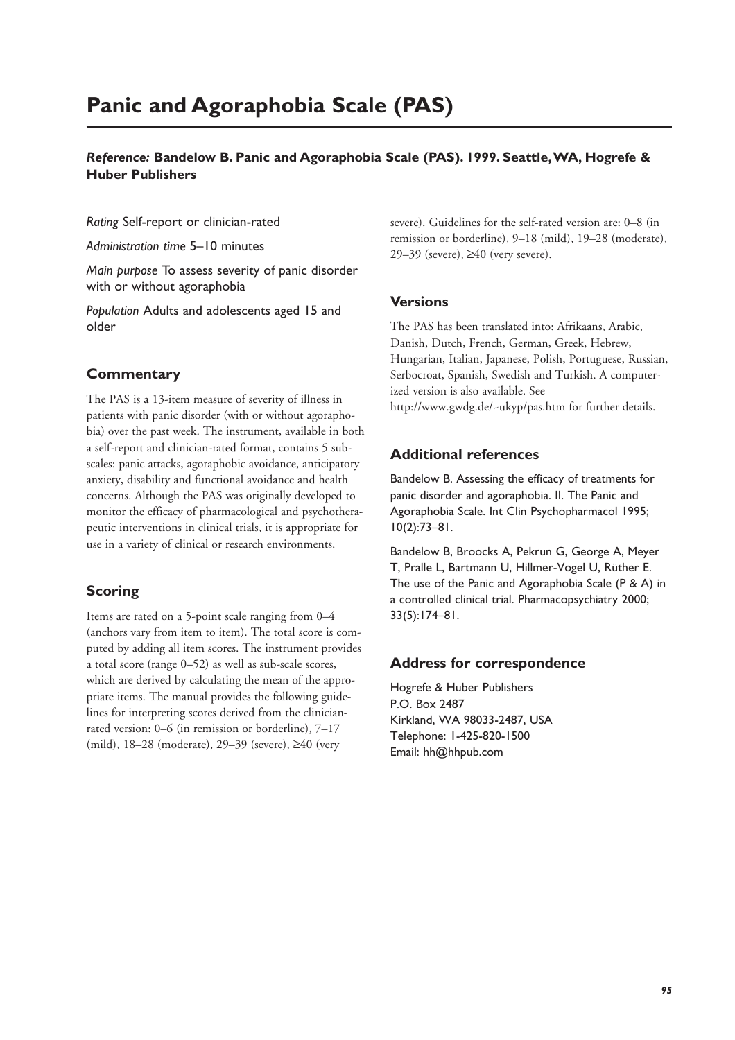# Panic and Agoraphobia Scale (PAS)

***Reference:*** **Bandelow B. Panic and Agoraphobia Scale (PAS). 1999. Seattle, WA, Hogrefe & Huber Publishers**

*Rating* Self-report or clinician-rated

*Administration time* 5–10 minutes

*Main purpose* To assess severity of panic disorder with or without agoraphobia

*Population* Adults and adolescents aged 15 and older

## Commentary

The PAS is a 13-item measure of severity of illness in patients with panic disorder (with or without agoraphobia) over the past week. The instrument, available in both a self-report and clinician-rated format, contains 5 subscales: panic attacks, agoraphobic avoidance, anticipatory anxiety, disability and functional avoidance and health concerns. Although the PAS was originally developed to monitor the efficacy of pharmacological and psychotherapeutic interventions in clinical trials, it is appropriate for use in a variety of clinical or research environments.

## Scoring

Items are rated on a 5-point scale ranging from 0–4 (anchors vary from item to item). The total score is computed by adding all item scores. The instrument provides a total score (range 0–52) as well as sub-scale scores, which are derived by calculating the mean of the appropriate items. The manual provides the following guidelines for interpreting scores derived from the clinician-rated version: 0–6 (in remission or borderline), 7–17 (mild), 18–28 (moderate), 29–39 (severe), ≥40 (very severe). Guidelines for the self-rated version are: 0–8 (in remission or borderline), 9–18 (mild), 19–28 (moderate), 29–39 (severe), ≥40 (very severe).

## Versions

The PAS has been translated into: Afrikaans, Arabic, Danish, Dutch, French, German, Greek, Hebrew, Hungarian, Italian, Japanese, Polish, Portuguese, Russian, Serbocroat, Spanish, Swedish and Turkish. A computerized version is also available. See http://www.gwdg.de/~ukyp/pas.htm for further details.

## Additional references

Bandelow B. Assessing the efficacy of treatments for panic disorder and agoraphobia. II. The Panic and Agoraphobia Scale. Int Clin Psychopharmacol 1995; 10(2):73–81.

Bandelow B, Broocks A, Pekrun G, George A, Meyer T, Pralle L, Bartmann U, Hillmer-Vogel U, Rüther E. The use of the Panic and Agoraphobia Scale (P & A) in a controlled clinical trial. Pharmacopsychiatry 2000; 33(5):174–81.

## Address for correspondence

Hogrefe & Huber Publishers
P.O. Box 2487
Kirkland, WA 98033-2487, USA
Telephone: 1-425-820-1500
Email: hh@hhpub.com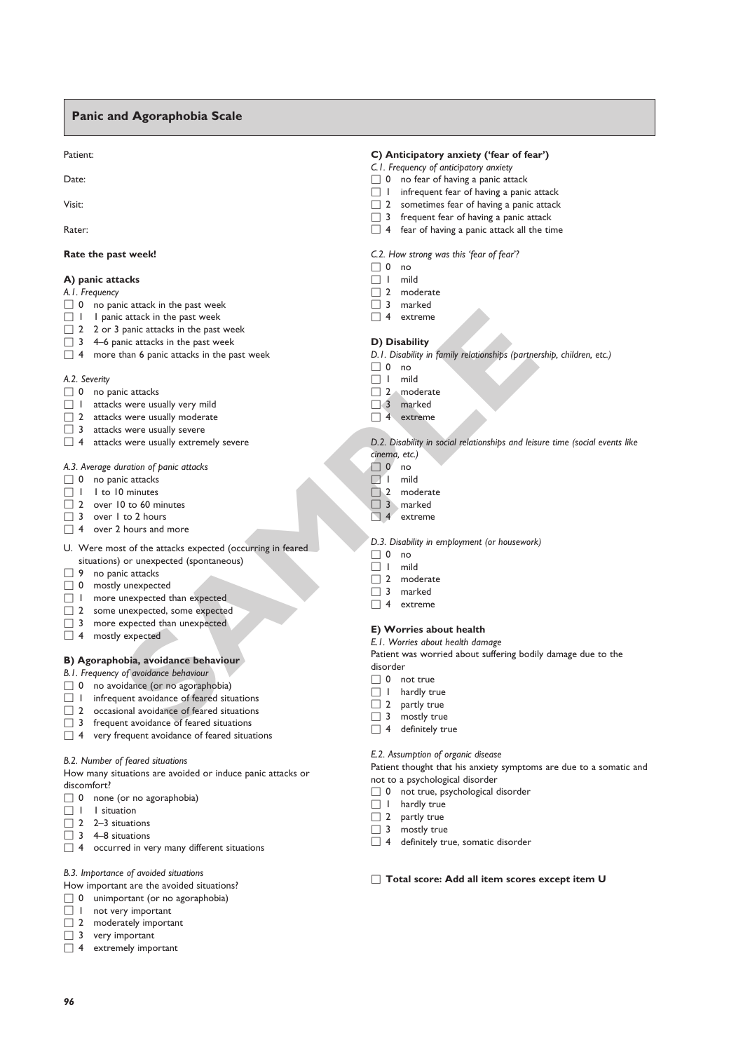## Panic and Agoraphobia Scale

Patient:

Date:

Visit:

Rater:

**Rate the past week!**

### A) panic attacks

*A.1. Frequency*

- ☐ 0 no panic attack in the past week
- ☐ 1 1 panic attack in the past week
- ☐ 2 2 or 3 panic attacks in the past week
- ☐ 3 4–6 panic attacks in the past week
- ☐ 4 more than 6 panic attacks in the past week

*A.2. Severity*

- ☐ 0 no panic attacks
- ☐ 1 attacks were usually very mild
- ☐ 2 attacks were usually moderate
- ☐ 3 attacks were usually severe
- ☐ 4 attacks were usually extremely severe

*A.3. Average duration of panic attacks*

- ☐ 0 no panic attacks
- ☐ 1 1 to 10 minutes
- ☐ 2 over 10 to 60 minutes
- ☐ 3 over 1 to 2 hours
- ☐ 4 over 2 hours and more

U. Were most of the attacks expected (occurring in feared situations) or unexpected (spontaneous)

- ☐ 9 no panic attacks
- ☐ 0 mostly unexpected
- ☐ 1 more unexpected than expected
- ☐ 2 some unexpected, some expected
- ☐ 3 more expected than unexpected
- ☐ 4 mostly expected

### B) Agoraphobia, avoidance behaviour

*B.1. Frequency of avoidance behaviour*

- ☐ 0 no avoidance (or no agoraphobia)
- ☐ 1 infrequent avoidance of feared situations
- ☐ 2 occasional avoidance of feared situations
- ☐ 3 frequent avoidance of feared situations
- ☐ 4 very frequent avoidance of feared situations

*B.2. Number of feared situations*

How many situations are avoided or induce panic attacks or discomfort?

- ☐ 0 none (or no agoraphobia)
- ☐ 1 1 situation
- ☐ 2 2–3 situations
- ☐ 3 4–8 situations
- ☐ 4 occurred in very many different situations

*B.3. Importance of avoided situations*

How important are the avoided situations?

- ☐ 0 unimportant (or no agoraphobia)
- ☐ 1 not very important
- ☐ 2 moderately important
- ☐ 3 very important
- ☐ 4 extremely important

### C) Anticipatory anxiety ('fear of fear')

*C.1. Frequency of anticipatory anxiety*

- ☐ 0 no fear of having a panic attack
- ☐ 1 infrequent fear of having a panic attack
- ☐ 2 sometimes fear of having a panic attack
- ☐ 3 frequent fear of having a panic attack
- ☐ 4 fear of having a panic attack all the time

*C.2. How strong was this 'fear of fear'?*

- ☐ 0 no
- ☐ 1 mild
- ☐ 2 moderate
- ☐ 3 marked
- ☐ 4 extreme

### D) Disability

*D.1. Disability in family relationships (partnership, children, etc.)*

- ☐ 0 no
- ☐ 1 mild
- ☐ 2 moderate
- ☐ 3 marked
- ☐ 4 extreme

*D.2. Disability in social relationships and leisure time (social events like cinema, etc.)*

- ☐ 0 no
- ☐ 1 mild
- ☐ 2 moderate
- ☐ 3 marked
- ☐ 4 extreme

*D.3. Disability in employment (or housework)*

- ☐ 0 no
- ☐ 1 mild
- ☐ 2 moderate
- ☐ 3 marked
- ☐ 4 extreme

### E) Worries about health

*E.1. Worries about health damage*

Patient was worried about suffering bodily damage due to the disorder

- ☐ 0 not true
- ☐ 1 hardly true
- ☐ 2 partly true
- ☐ 3 mostly true
- ☐ 4 definitely true

*E.2. Assumption of organic disease*

Patient thought that his anxiety symptoms are due to a somatic and not to a psychological disorder

- ☐ 0 not true, psychological disorder
- ☐ 1 hardly true
- ☐ 2 partly true
- ☐ 3 mostly true
- ☐ 4 definitely true, somatic disorder

☐ **Total score: Add all item scores except item U**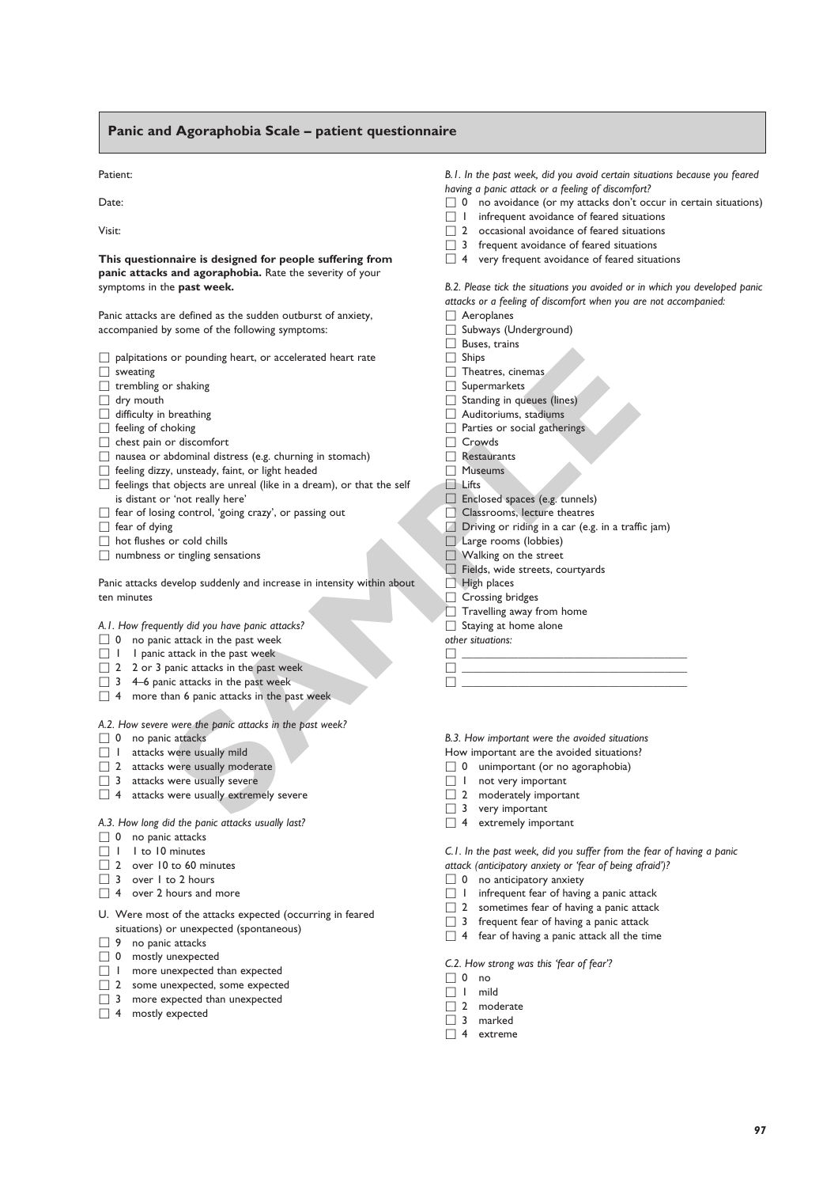## Panic and Agoraphobia Scale – patient questionnaire

Patient:

Date:

Visit:

**This questionnaire is designed for people suffering from panic attacks and agoraphobia.** Rate the severity of your symptoms in the **past week.**

Panic attacks are defined as the sudden outburst of anxiety, accompanied by some of the following symptoms:

- ☐ palpitations or pounding heart, or accelerated heart rate
- ☐ sweating
- ☐ trembling or shaking
- ☐ dry mouth
- ☐ difficulty in breathing
- ☐ feeling of choking
- ☐ chest pain or discomfort
- ☐ nausea or abdominal distress (e.g. churning in stomach)
- ☐ feeling dizzy, unsteady, faint, or light headed
- ☐ feelings that objects are unreal (like in a dream), or that the self is distant or 'not really here'
- ☐ fear of losing control, 'going crazy', or passing out
- ☐ fear of dying
- ☐ hot flushes or cold chills
- ☐ numbness or tingling sensations

Panic attacks develop suddenly and increase in intensity within about ten minutes

*A.1. How frequently did you have panic attacks?*

- ☐ 0 no panic attack in the past week
- ☐ 1 1 panic attack in the past week
- ☐ 2 2 or 3 panic attacks in the past week
- ☐ 3 4–6 panic attacks in the past week
- ☐ 4 more than 6 panic attacks in the past week

*A.2. How severe were the panic attacks in the past week?*

- ☐ 0 no panic attacks
- ☐ 1 attacks were usually mild
- ☐ 2 attacks were usually moderate
- ☐ 3 attacks were usually severe
- ☐ 4 attacks were usually extremely severe

*A.3. How long did the panic attacks usually last?*

- ☐ 0 no panic attacks
- ☐ 1 1 to 10 minutes
- ☐ 2 over 10 to 60 minutes
- ☐ 3 over 1 to 2 hours
- ☐ 4 over 2 hours and more

U. Were most of the attacks expected (occurring in feared situations) or unexpected (spontaneous)

- ☐ 9 no panic attacks
- ☐ 0 mostly unexpected
- ☐ 1 more unexpected than expected
- ☐ 2 some unexpected, some expected
- ☐ 3 more expected than unexpected
- ☐ 4 mostly expected

*B.1. In the past week, did you avoid certain situations because you feared having a panic attack or a feeling of discomfort?*

- ☐ 0 no avoidance (or my attacks don't occur in certain situations)
- ☐ 1 infrequent avoidance of feared situations
- ☐ 2 occasional avoidance of feared situations
- ☐ 3 frequent avoidance of feared situations
- ☐ 4 very frequent avoidance of feared situations

*B.2. Please tick the situations you avoided or in which you developed panic attacks or a feeling of discomfort when you are not accompanied:*

- ☐ Aeroplanes
- ☐ Subways (Underground)
- ☐ Buses, trains
- ☐ Ships
- ☐ Theatres, cinemas
- ☐ Supermarkets
- ☐ Standing in queues (lines)
- ☐ Auditoriums, stadiums
- ☐ Parties or social gatherings
- ☐ Crowds
- ☐ Restaurants
- ☐ Museums
- ☐ Lifts
- ☐ Enclosed spaces (e.g. tunnels)
- ☐ Classrooms, lecture theatres
- ☐ Driving or riding in a car (e.g. in a traffic jam)
- ☐ Large rooms (lobbies)
- ☐ Walking on the street
- ☐ Fields, wide streets, courtyards
- ☐ High places
- ☐ Crossing bridges
- ☐ Travelling away from home
- ☐ Staying at home alone

*other situations:*

- ☐ ______________________________
- ☐ ______________________________
- ☐ ______________________________

*B.3. How important were the avoided situations*

How important are the avoided situations?

- ☐ 0 unimportant (or no agoraphobia)
- ☐ 1 not very important
- ☐ 2 moderately important
- ☐ 3 very important
- ☐ 4 extremely important

*C.1. In the past week, did you suffer from the fear of having a panic attack (anticipatory anxiety or 'fear of being afraid')?*

- ☐ 0 no anticipatory anxiety
- ☐ 1 infrequent fear of having a panic attack
- ☐ 2 sometimes fear of having a panic attack
- ☐ 3 frequent fear of having a panic attack
- ☐ 4 fear of having a panic attack all the time

*C.2. How strong was this 'fear of fear'?*

- ☐ 0 no
- ☐ 1 mild
- ☐ 2 moderate
- ☐ 3 marked
- ☐ 4 extreme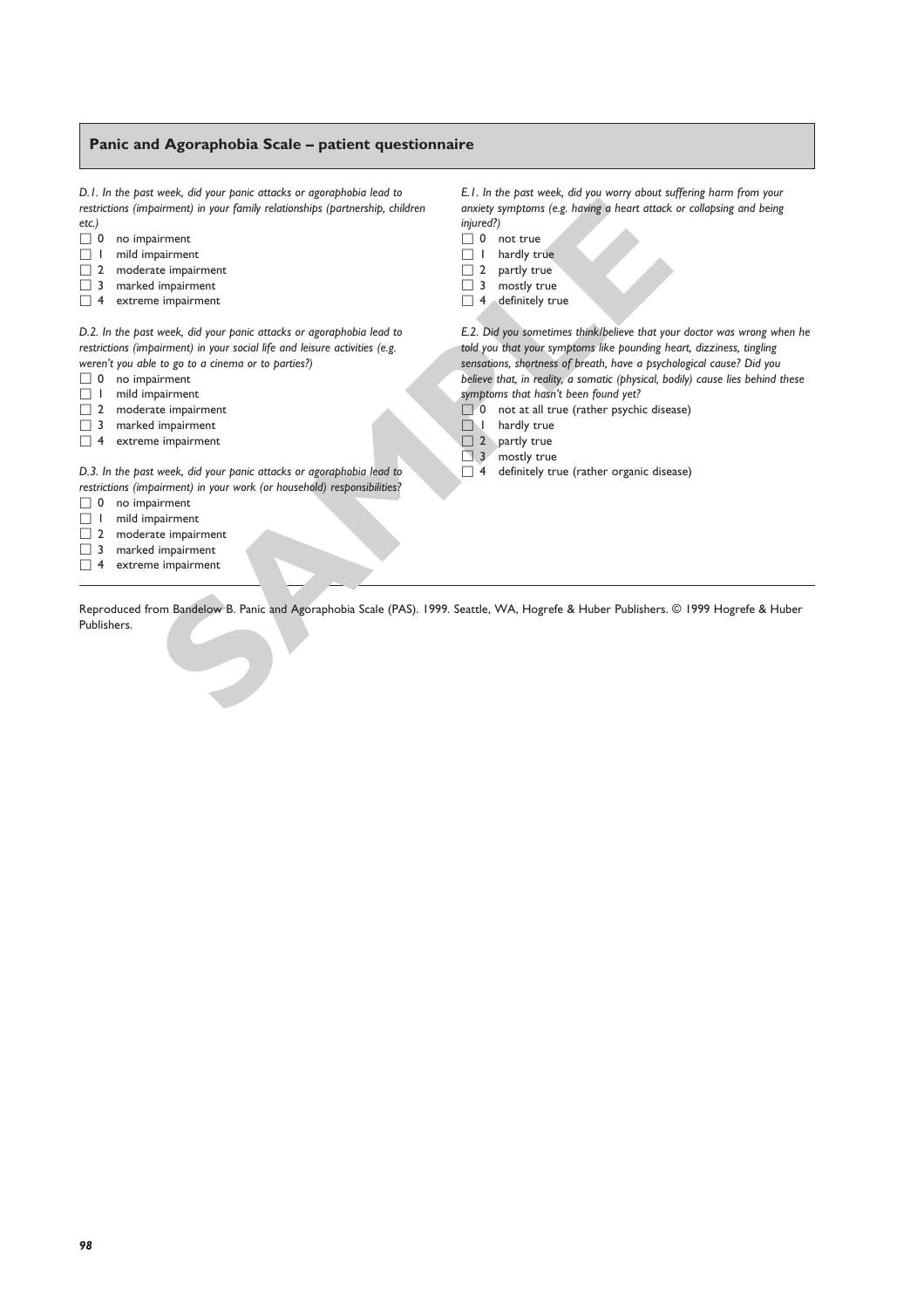## Panic and Agoraphobia Scale – patient questionnaire

*D.1. In the past week, did your panic attacks or agoraphobia lead to restrictions (impairment) in your family relationships (partnership, children etc.)*

- ☐ 0 no impairment
- ☐ 1 mild impairment
- ☐ 2 moderate impairment
- ☐ 3 marked impairment
- ☐ 4 extreme impairment

*D.2. In the past week, did your panic attacks or agoraphobia lead to restrictions (impairment) in your social life and leisure activities (e.g. weren't you able to go to a cinema or to parties?)*

- ☐ 0 no impairment
- ☐ 1 mild impairment
- ☐ 2 moderate impairment
- ☐ 3 marked impairment
- ☐ 4 extreme impairment

*D.3. In the past week, did your panic attacks or agoraphobia lead to restrictions (impairment) in your work (or household) responsibilities?*

- ☐ 0 no impairment
- ☐ 1 mild impairment
- ☐ 2 moderate impairment
- ☐ 3 marked impairment
- ☐ 4 extreme impairment

*E.1. In the past week, did you worry about suffering harm from your anxiety symptoms (e.g. having a heart attack or collapsing and being injured?)*

- ☐ 0 not true
- ☐ 1 hardly true
- ☐ 2 partly true
- ☐ 3 mostly true
- ☐ 4 definitely true

*E.2. Did you sometimes think/believe that your doctor was wrong when he told you that your symptoms like pounding heart, dizziness, tingling sensations, shortness of breath, have a psychological cause? Did you believe that, in reality, a somatic (physical, bodily) cause lies behind these symptoms that hasn't been found yet?*

- ☐ 0 not at all true (rather psychic disease)
- ☐ 1 hardly true
- ☐ 2 partly true
- ☐ 3 mostly true
- ☐ 4 definitely true (rather organic disease)

Reproduced from Bandelow B. Panic and Agoraphobia Scale (PAS). 1999. Seattle, WA, Hogrefe & Huber Publishers. © 1999 Hogrefe & Huber Publishers.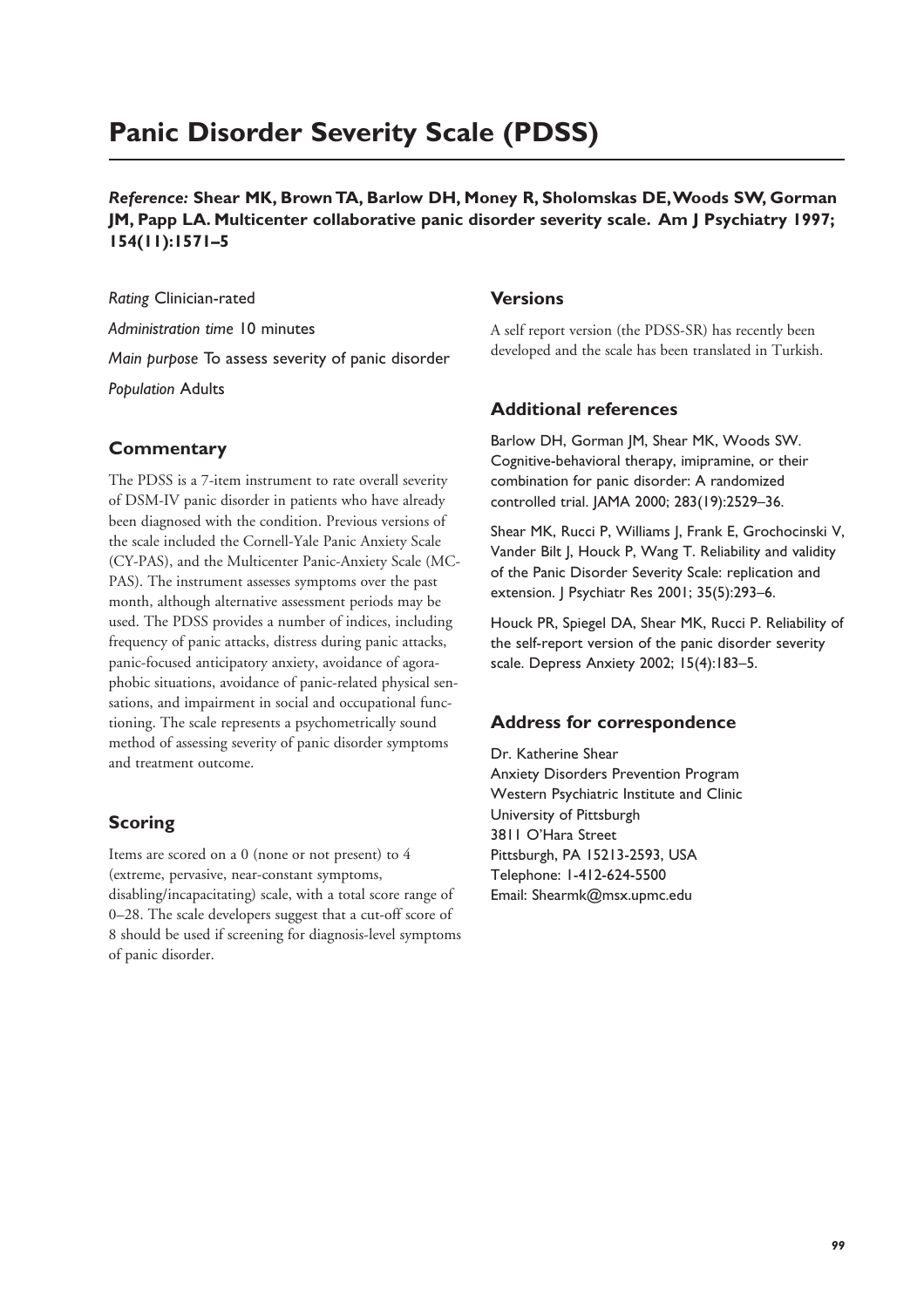# Panic Disorder Severity Scale (PDSS)

***Reference:*** **Shear MK, Brown TA, Barlow DH, Money R, Sholomskas DE, Woods SW, Gorman JM, Papp LA. Multicenter collaborative panic disorder severity scale. Am J Psychiatry 1997; 154(11):1571–5**

*Rating* Clinician-rated

*Administration time* 10 minutes

*Main purpose* To assess severity of panic disorder

*Population* Adults

## Commentary

The PDSS is a 7-item instrument to rate overall severity of DSM-IV panic disorder in patients who have already been diagnosed with the condition. Previous versions of the scale included the Cornell-Yale Panic Anxiety Scale (CY-PAS), and the Multicenter Panic-Anxiety Scale (MC-PAS). The instrument assesses symptoms over the past month, although alternative assessment periods may be used. The PDSS provides a number of indices, including frequency of panic attacks, distress during panic attacks, panic-focused anticipatory anxiety, avoidance of agoraphobic situations, avoidance of panic-related physical sensations, and impairment in social and occupational functioning. The scale represents a psychometrically sound method of assessing severity of panic disorder symptoms and treatment outcome.

## Scoring

Items are scored on a 0 (none or not present) to 4 (extreme, pervasive, near-constant symptoms, disabling/incapacitating) scale, with a total score range of 0–28. The scale developers suggest that a cut-off score of 8 should be used if screening for diagnosis-level symptoms of panic disorder.

## Versions

A self report version (the PDSS-SR) has recently been developed and the scale has been translated in Turkish.

## Additional references

Barlow DH, Gorman JM, Shear MK, Woods SW. Cognitive-behavioral therapy, imipramine, or their combination for panic disorder: A randomized controlled trial. JAMA 2000; 283(19):2529–36.

Shear MK, Rucci P, Williams J, Frank E, Grochocinski V, Vander Bilt J, Houck P, Wang T. Reliability and validity of the Panic Disorder Severity Scale: replication and extension. J Psychiatr Res 2001; 35(5):293–6.

Houck PR, Spiegel DA, Shear MK, Rucci P. Reliability of the self-report version of the panic disorder severity scale. Depress Anxiety 2002; 15(4):183–5.

## Address for correspondence

Dr. Katherine Shear
Anxiety Disorders Prevention Program
Western Psychiatric Institute and Clinic
University of Pittsburgh
3811 O'Hara Street
Pittsburgh, PA 15213-2593, USA
Telephone: 1-412-624-5500
Email: Shearmk@msx.upmc.edu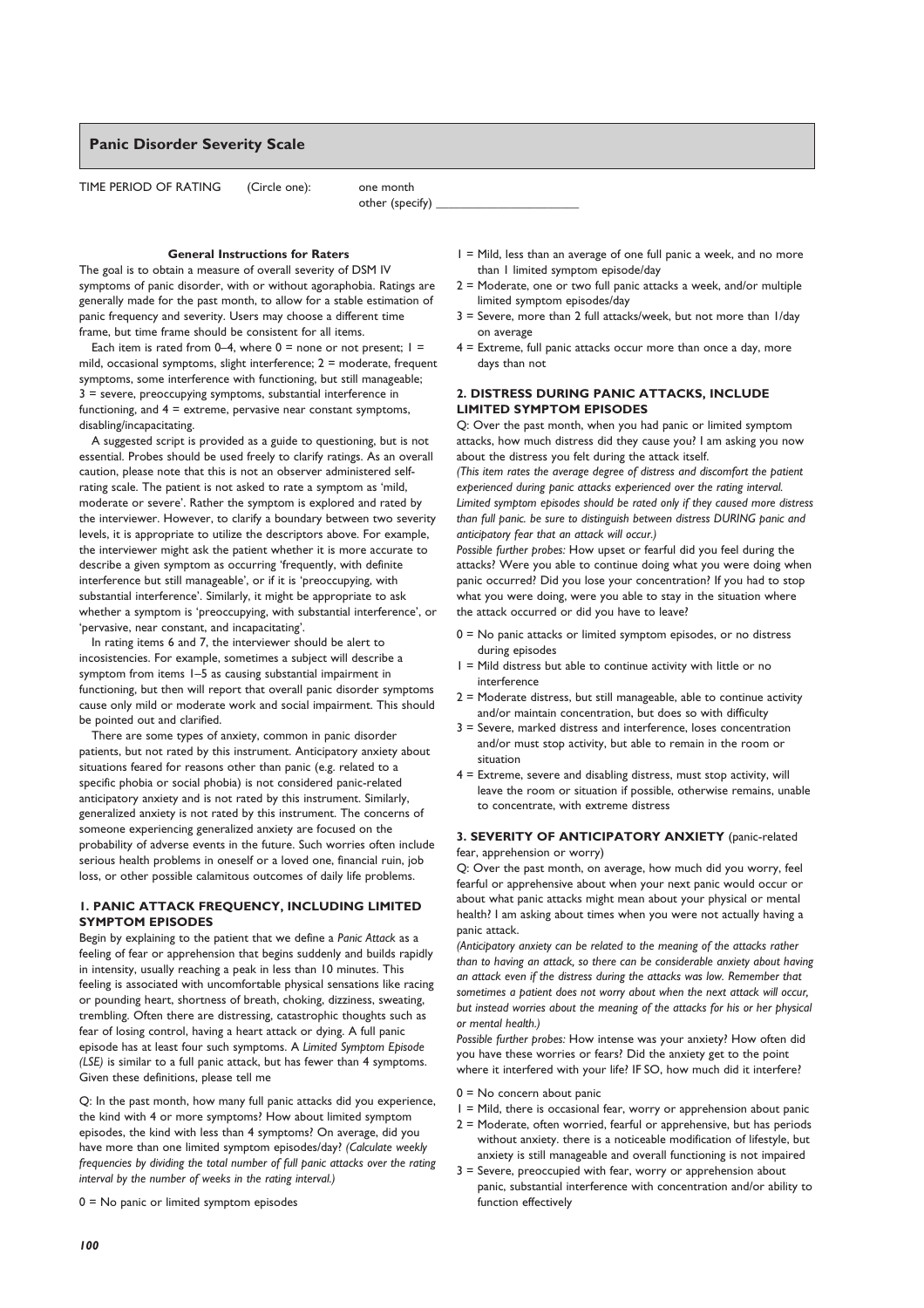## Panic Disorder Severity Scale

TIME PERIOD OF RATING (Circle one): one month
other (specify) \_\_\_\_\_\_\_\_\_\_\_\_\_\_\_\_\_\_\_\_\_\_

**General Instructions for Raters**

The goal is to obtain a measure of overall severity of DSM IV symptoms of panic disorder, with or without agoraphobia. Ratings are generally made for the past month, to allow for a stable estimation of panic frequency and severity. Users may choose a different time frame, but time frame should be consistent for all items.

Each item is rated from 0–4, where 0 = none or not present; 1 = mild, occasional symptoms, slight interference; 2 = moderate, frequent symptoms, some interference with functioning, but still manageable; 3 = severe, preoccupying symptoms, substantial interference in functioning, and 4 = extreme, pervasive near constant symptoms, disabling/incapacitating.

A suggested script is provided as a guide to questioning, but is not essential. Probes should be used freely to clarify ratings. As an overall caution, please note that this is not an observer administered self-rating scale. The patient is not asked to rate a symptom as 'mild, moderate or severe'. Rather the symptom is explored and rated by the interviewer. However, to clarify a boundary between two severity levels, it is appropriate to utilize the descriptors above. For example, the interviewer might ask the patient whether it is more accurate to describe a given symptom as occurring 'frequently, with definite interference but still manageable', or if it is 'preoccupying, with substantial interference'. Similarly, it might be appropriate to ask whether a symptom is 'preoccupying, with substantial interference', or 'pervasive, near constant, and incapacitating'.

In rating items 6 and 7, the interviewer should be alert to incosistencies. For example, sometimes a subject will describe a symptom from items 1–5 as causing substantial impairment in functioning, but then will report that overall panic disorder symptoms cause only mild or moderate work and social impairment. This should be pointed out and clarified.

There are some types of anxiety, common in panic disorder patients, but not rated by this instrument. Anticipatory anxiety about situations feared for reasons other than panic (e.g. related to a specific phobia or social phobia) is not considered panic-related anticipatory anxiety and is not rated by this instrument. Similarly, generalized anxiety is not rated by this instrument. The concerns of someone experiencing generalized anxiety are focused on the probability of adverse events in the future. Such worries often include serious health problems in oneself or a loved one, financial ruin, job loss, or other possible calamitous outcomes of daily life problems.

### 1. PANIC ATTACK FREQUENCY, INCLUDING LIMITED SYMPTOM EPISODES

Begin by explaining to the patient that we define a *Panic Attack* as a feeling of fear or apprehension that begins suddenly and builds rapidly in intensity, usually reaching a peak in less than 10 minutes. This feeling is associated with uncomfortable physical sensations like racing or pounding heart, shortness of breath, choking, dizziness, sweating, trembling. Often there are distressing, catastrophic thoughts such as fear of losing control, having a heart attack or dying. A full panic episode has at least four such symptoms. A *Limited Symptom Episode (LSE)* is similar to a full panic attack, but has fewer than 4 symptoms. Given these definitions, please tell me

Q: In the past month, how many full panic attacks did you experience, the kind with 4 or more symptoms? How about limited symptom episodes, the kind with less than 4 symptoms? On average, did you have more than one limited symptom episodes/day? *(Calculate weekly frequencies by dividing the total number of full panic attacks over the rating interval by the number of weeks in the rating interval.)*

0 = No panic or limited symptom episodes
1 = Mild, less than an average of one full panic a week, and no more than 1 limited symptom episode/day
2 = Moderate, one or two full panic attacks a week, and/or multiple limited symptom episodes/day
3 = Severe, more than 2 full attacks/week, but not more than 1/day on average
4 = Extreme, full panic attacks occur more than once a day, more days than not

### 2. DISTRESS DURING PANIC ATTACKS, INCLUDE LIMITED SYMPTOM EPISODES

Q: Over the past month, when you had panic or limited symptom attacks, how much distress did they cause you? I am asking you now about the distress you felt during the attack itself.
*(This item rates the average degree of distress and discomfort the patient experienced during panic attacks experienced over the rating interval. Limited symptom episodes should be rated only if they caused more distress than full panic. be sure to distinguish between distress DURING panic and anticipatory fear that an attack will occur.)*
*Possible further probes:* How upset or fearful did you feel during the attacks? Were you able to continue doing what you were doing when panic occurred? Did you lose your concentration? If you had to stop what you were doing, were you able to stay in the situation where the attack occurred or did you have to leave?

0 = No panic attacks or limited symptom episodes, or no distress during episodes
1 = Mild distress but able to continue activity with little or no interference
2 = Moderate distress, but still manageable, able to continue activity and/or maintain concentration, but does so with difficulty
3 = Severe, marked distress and interference, loses concentration and/or must stop activity, but able to remain in the room or situation
4 = Extreme, severe and disabling distress, must stop activity, will leave the room or situation if possible, otherwise remains, unable to concentrate, with extreme distress

### 3. SEVERITY OF ANTICIPATORY ANXIETY (panic-related fear, apprehension or worry)

Q: Over the past month, on average, how much did you worry, feel fearful or apprehensive about when your next panic would occur or about what panic attacks might mean about your physical or mental health? I am asking about times when you were not actually having a panic attack.
*(Anticipatory anxiety can be related to the meaning of the attacks rather than to having an attack, so there can be considerable anxiety about having an attack even if the distress during the attacks was low. Remember that sometimes a patient does not worry about when the next attack will occur, but instead worries about the meaning of the attacks for his or her physical or mental health.)*
*Possible further probes:* How intense was your anxiety? How often did you have these worries or fears? Did the anxiety get to the point where it interfered with your life? IF SO, how much did it interfere?

0 = No concern about panic
1 = Mild, there is occasional fear, worry or apprehension about panic
2 = Moderate, often worried, fearful or apprehensive, but has periods without anxiety. there is a noticeable modification of lifestyle, but anxiety is still manageable and overall functioning is not impaired
3 = Severe, preoccupied with fear, worry or apprehension about panic, substantial interference with concentration and/or ability to function effectively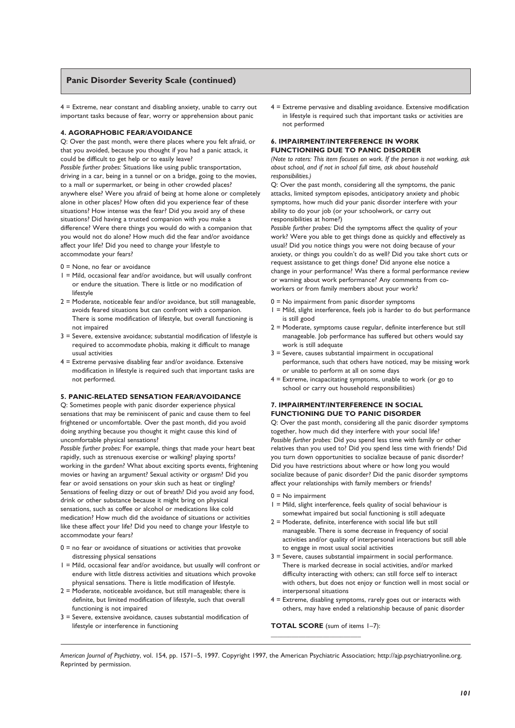## Panic Disorder Severity Scale (continued)

4 = Extreme, near constant and disabling anxiety, unable to carry out important tasks because of fear, worry or apprehension about panic

### 4. AGORAPHOBIC FEAR/AVOIDANCE

Q: Over the past month, were there places where you felt afraid, or that you avoided, because you thought if you had a panic attack, it could be difficult to get help or to easily leave?

*Possible further probes:* Situations like using public transportation, driving in a car, being in a tunnel or on a bridge, going to the movies, to a mall or supermarket, or being in other crowded places? anywhere else? Were you afraid of being at home alone or completely alone in other places? How often did you experience fear of these situations? How intense was the fear? Did you avoid any of these situations? Did having a trusted companion with you make a difference? Were there things you would do with a companion that you would not do alone? How much did the fear and/or avoidance affect your life? Did you need to change your lifestyle to accommodate your fears?

0 = None, no fear or avoidance
1 = Mild, occasional fear and/or avoidance, but will usually confront or endure the situation. There is little or no modification of lifestyle
2 = Moderate, noticeable fear and/or avoidance, but still manageable, avoids feared situations but can confront with a companion. There is some modification of lifestyle, but overall functioning is not impaired
3 = Severe, extensive avoidance; substantial modification of lifestyle is required to accommodate phobia, making it difficult to manage usual activities
4 = Extreme pervasive disabling fear and/or avoidance. Extensive modification in lifestyle is required such that important tasks are not performed.

### 5. PANIC-RELATED SENSATION FEAR/AVOIDANCE

Q: Sometimes people with panic disorder experience physical sensations that may be reminiscent of panic and cause them to feel frightened or uncomfortable. Over the past month, did you avoid doing anything because you thought it might cause this kind of uncomfortable physical sensations?

*Possible further probes:* For example, things that made your heart beat rapidly, such as strenuous exercise or walking? playing sports? working in the garden? What about exciting sports events, frightening movies or having an argument? Sexual activity or orgasm? Did you fear or avoid sensations on your skin such as heat or tingling? Sensations of feeling dizzy or out of breath? Did you avoid any food, drink or other substance because it might bring on physical sensations, such as coffee or alcohol or medications like cold medication? How much did the avoidance of situations or activities like these affect your life? Did you need to change your lifestyle to accommodate your fears?

0 = no fear or avoidance of situations or activities that provoke distressing physical sensations
1 = Mild, occasional fear and/or avoidance, but usually will confront or endure with little distress activities and situations which provoke physical sensations. There is little modification of lifestyle.
2 = Moderate, noticeable avoidance, but still manageable; there is definite, but limited modification of lifestyle, such that overall functioning is not impaired
3 = Severe, extensive avoidance, causes substantial modification of lifestyle or interference in functioning
4 = Extreme pervasive and disabling avoidance. Extensive modification in lifestyle is required such that important tasks or activities are not performed

### 6. IMPAIRMENT/INTERFERENCE IN WORK FUNCTIONING DUE TO PANIC DISORDER

*(Note to raters: This item focuses on work. If the person is not working, ask about school, and if not in school full time, ask about household responsibilities.)*

Q: Over the past month, considering all the symptoms, the panic attacks, limited symptom episodes, anticipatory anxiety and phobic symptoms, how much did your panic disorder interfere with your ability to do your job (or your schoolwork, or carry out responsibilities at home?)

*Possible further probes:* Did the symptoms affect the quality of your work? Were you able to get things done as quickly and effectively as usual? Did you notice things you were not doing because of your anxiety, or things you couldn't do as well? Did you take short cuts or request assistance to get things done? Did anyone else notice a change in your performance? Was there a formal performance review or warning about work performance? Any comments from co-workers or from family members about your work?

0 = No impairment from panic disorder symptoms
1 = Mild, slight interference, feels job is harder to do but performance is still good
2 = Moderate, symptoms cause regular, definite interference but still manageable. Job performance has suffered but others would say work is still adequate
3 = Severe, causes substantial impairment in occupational performance, such that others have noticed, may be missing work or unable to perform at all on some days
4 = Extreme, incapacitating symptoms, unable to work (or go to school or carry out household responsibilities)

### 7. IMPAIRMENT/INTERFERENCE IN SOCIAL FUNCTIONING DUE TO PANIC DISORDER

Q: Over the past month, considering all the panic disorder symptoms together, how much did they interfere with your social life?

*Possible further probes:* Did you spend less time with family or other relatives than you used to? Did you spend less time with friends? Did you turn down opportunities to socialize because of panic disorder? Did you have restrictions about where or how long you would socialize because of panic disorder? Did the panic disorder symptoms affect your relationships with family members or friends?

0 = No impairment
1 = Mild, slight interference, feels quality of social behaviour is somewhat impaired but social functioning is still adequate
2 = Moderate, definite, interference with social life but still manageable. There is some decrease in frequency of social activities and/or quality of interpersonal interactions but still able to engage in most usual social activities
3 = Severe, causes substantial impairment in social performance. There is marked decrease in social activities, and/or marked difficulty interacting with others; can still force self to interact with others, but does not enjoy or function well in most social or interpersonal situations
4 = Extreme, disabling symptoms, rarely goes out or interacts with others, may have ended a relationship because of panic disorder

**TOTAL SCORE** (sum of items 1–7): \_\_\_\_\_\_\_\_\_\_\_\_\_\_\_\_\_\_\_\_

*American Journal of Psychiatry*, vol. 154, pp. 1571–5, 1997. Copyright 1997, the American Psychiatric Association; http://ajp.psychiatryonline.org. Reprinted by permission.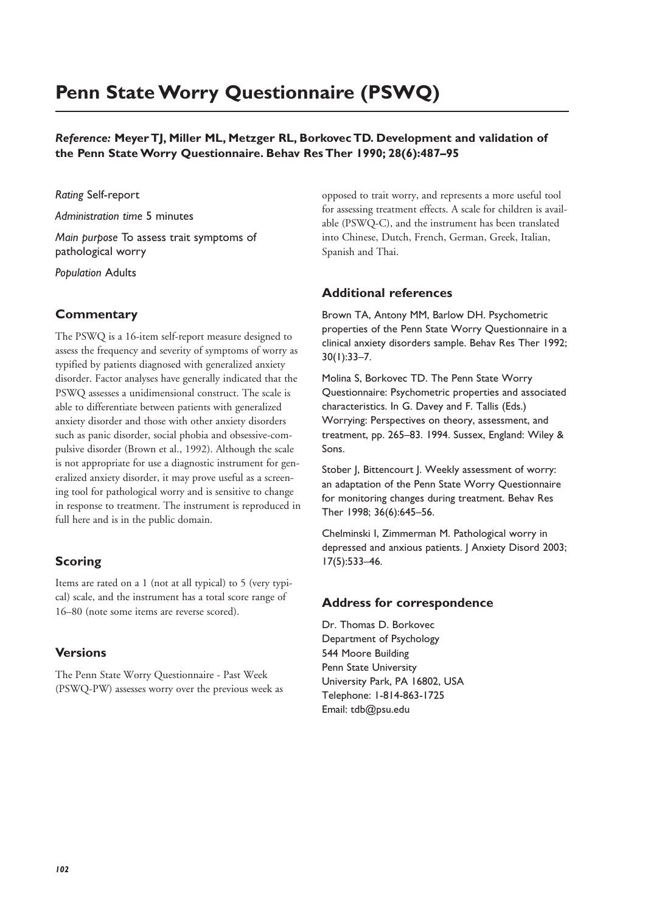# Penn State Worry Questionnaire (PSWQ)

***Reference:*** **Meyer TJ, Miller ML, Metzger RL, Borkovec TD. Development and validation of the Penn State Worry Questionnaire. Behav Res Ther 1990; 28(6):487–95**

*Rating* Self-report

*Administration time* 5 minutes

*Main purpose* To assess trait symptoms of pathological worry

*Population* Adults

## Commentary

The PSWQ is a 16-item self-report measure designed to assess the frequency and severity of symptoms of worry as typified by patients diagnosed with generalized anxiety disorder. Factor analyses have generally indicated that the PSWQ assesses a unidimensional construct. The scale is able to differentiate between patients with generalized anxiety disorder and those with other anxiety disorders such as panic disorder, social phobia and obsessive-compulsive disorder (Brown et al., 1992). Although the scale is not appropriate for use a diagnostic instrument for generalized anxiety disorder, it may prove useful as a screening tool for pathological worry and is sensitive to change in response to treatment. The instrument is reproduced in full here and is in the public domain.

## Scoring

Items are rated on a 1 (not at all typical) to 5 (very typical) scale, and the instrument has a total score range of 16–80 (note some items are reverse scored).

## Versions

The Penn State Worry Questionnaire - Past Week (PSWQ-PW) assesses worry over the previous week as opposed to trait worry, and represents a more useful tool for assessing treatment effects. A scale for children is available (PSWQ-C), and the instrument has been translated into Chinese, Dutch, French, German, Greek, Italian, Spanish and Thai.

## Additional references

Brown TA, Antony MM, Barlow DH. Psychometric properties of the Penn State Worry Questionnaire in a clinical anxiety disorders sample. Behav Res Ther 1992; 30(1):33–7.

Molina S, Borkovec TD. The Penn State Worry Questionnaire: Psychometric properties and associated characteristics. In G. Davey and F. Tallis (Eds.) Worrying: Perspectives on theory, assessment, and treatment, pp. 265–83. 1994. Sussex, England: Wiley & Sons.

Stober J, Bittencourt J. Weekly assessment of worry: an adaptation of the Penn State Worry Questionnaire for monitoring changes during treatment. Behav Res Ther 1998; 36(6):645–56.

Chelminski I, Zimmerman M. Pathological worry in depressed and anxious patients. J Anxiety Disord 2003; 17(5):533–46.

## Address for correspondence

Dr. Thomas D. Borkovec
Department of Psychology
544 Moore Building
Penn State University
University Park, PA 16802, USA
Telephone: 1-814-863-1725
Email: tdb@psu.edu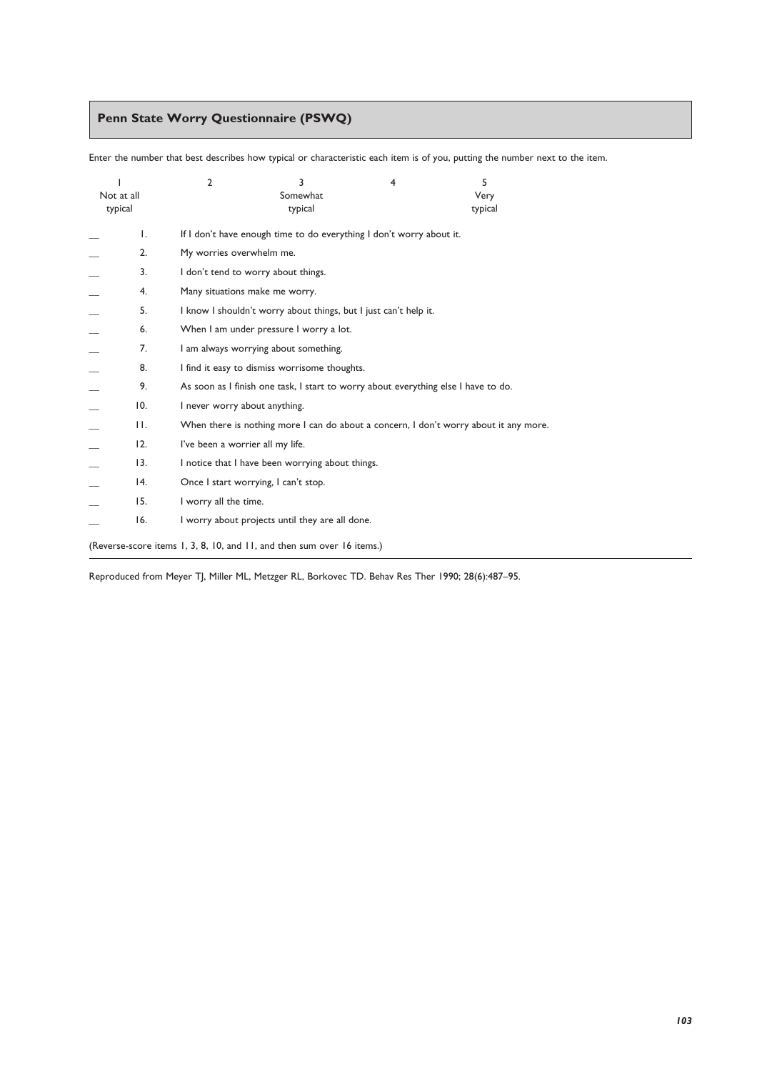## Penn State Worry Questionnaire (PSWQ)

Enter the number that best describes how typical or characteristic each item is of you, putting the number next to the item.

| 1 | 2 | 3 | 4 | 5 |
|---|---|---|---|---|
| Not at all typical | | Somewhat typical | | Very typical |

__ 1. If I don't have enough time to do everything I don't worry about it.

__ 2. My worries overwhelm me.

__ 3. I don't tend to worry about things.

__ 4. Many situations make me worry.

__ 5. I know I shouldn't worry about things, but I just can't help it.

__ 6. When I am under pressure I worry a lot.

__ 7. I am always worrying about something.

__ 8. I find it easy to dismiss worrisome thoughts.

__ 9. As soon as I finish one task, I start to worry about everything else I have to do.

__ 10. I never worry about anything.

__ 11. When there is nothing more I can do about a concern, I don't worry about it any more.

__ 12. I've been a worrier all my life.

__ 13. I notice that I have been worrying about things.

__ 14. Once I start worrying, I can't stop.

__ 15. I worry all the time.

__ 16. I worry about projects until they are all done.

(Reverse-score items 1, 3, 8, 10, and 11, and then sum over 16 items.)

Reproduced from Meyer TJ, Miller ML, Metzger RL, Borkovec TD. Behav Res Ther 1990; 28(6):487–95.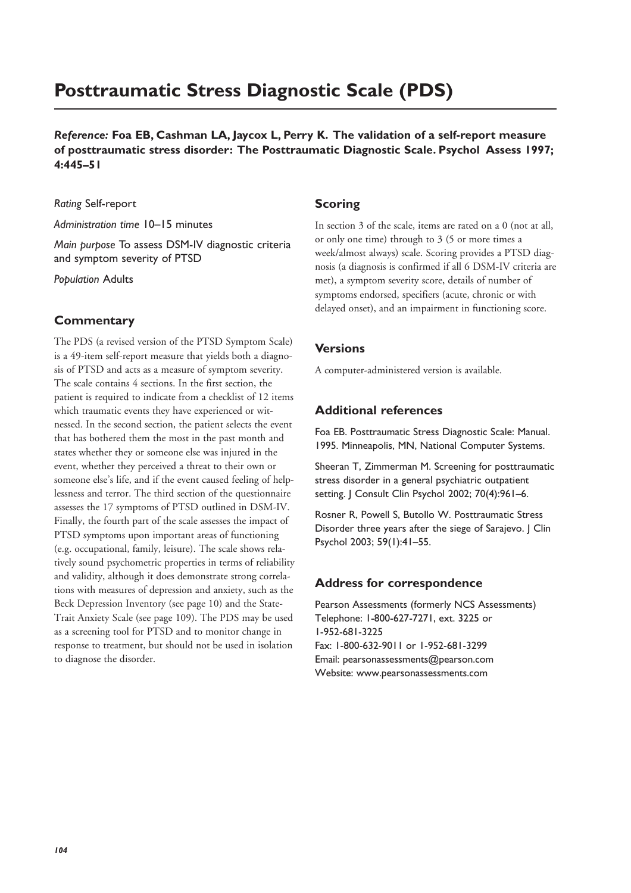# Posttraumatic Stress Diagnostic Scale (PDS)

***Reference:*** **Foa EB, Cashman LA, Jaycox L, Perry K. The validation of a self-report measure of posttraumatic stress disorder: The Posttraumatic Diagnostic Scale. Psychol Assess 1997; 4:445–51**

*Rating* Self-report

*Administration time* 10–15 minutes

*Main purpose* To assess DSM-IV diagnostic criteria and symptom severity of PTSD

*Population* Adults

## Commentary

The PDS (a revised version of the PTSD Symptom Scale) is a 49-item self-report measure that yields both a diagnosis of PTSD and acts as a measure of symptom severity. The scale contains 4 sections. In the first section, the patient is required to indicate from a checklist of 12 items which traumatic events they have experienced or witnessed. In the second section, the patient selects the event that has bothered them the most in the past month and states whether they or someone else was injured in the event, whether they perceived a threat to their own or someone else's life, and if the event caused feeling of helplessness and terror. The third section of the questionnaire assesses the 17 symptoms of PTSD outlined in DSM-IV. Finally, the fourth part of the scale assesses the impact of PTSD symptoms upon important areas of functioning (e.g. occupational, family, leisure). The scale shows relatively sound psychometric properties in terms of reliability and validity, although it does demonstrate strong correlations with measures of depression and anxiety, such as the Beck Depression Inventory (see page 10) and the State-Trait Anxiety Scale (see page 109). The PDS may be used as a screening tool for PTSD and to monitor change in response to treatment, but should not be used in isolation to diagnose the disorder.

## Scoring

In section 3 of the scale, items are rated on a 0 (not at all, or only one time) through to 3 (5 or more times a week/almost always) scale. Scoring provides a PTSD diagnosis (a diagnosis is confirmed if all 6 DSM-IV criteria are met), a symptom severity score, details of number of symptoms endorsed, specifiers (acute, chronic or with delayed onset), and an impairment in functioning score.

## Versions

A computer-administered version is available.

## Additional references

Foa EB. Posttraumatic Stress Diagnostic Scale: Manual. 1995. Minneapolis, MN, National Computer Systems.

Sheeran T, Zimmerman M. Screening for posttraumatic stress disorder in a general psychiatric outpatient setting. J Consult Clin Psychol 2002; 70(4):961–6.

Rosner R, Powell S, Butollo W. Posttraumatic Stress Disorder three years after the siege of Sarajevo. J Clin Psychol 2003; 59(1):41–55.

## Address for correspondence

Pearson Assessments (formerly NCS Assessments)
Telephone: 1-800-627-7271, ext. 3225 or 1-952-681-3225
Fax: 1-800-632-9011 or 1-952-681-3299
Email: pearsonassessments@pearson.com
Website: www.pearsonassessments.com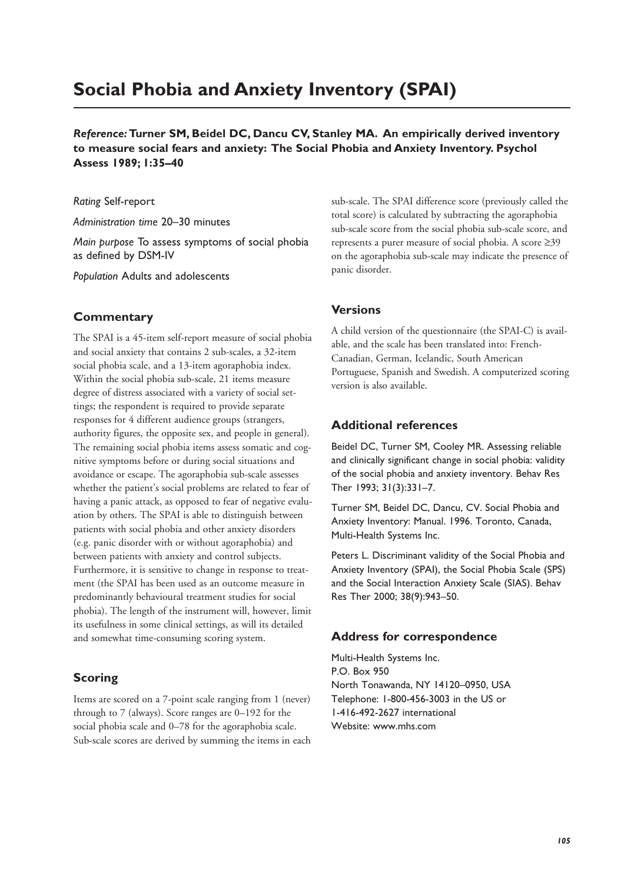# Social Phobia and Anxiety Inventory (SPAI)

***Reference:* Turner SM, Beidel DC, Dancu CV, Stanley MA. An empirically derived inventory to measure social fears and anxiety: The Social Phobia and Anxiety Inventory. Psychol Assess 1989; 1:35–40**

*Rating* Self-report

*Administration time* 20–30 minutes

*Main purpose* To assess symptoms of social phobia as defined by DSM-IV

*Population* Adults and adolescents

## Commentary

The SPAI is a 45-item self-report measure of social phobia and social anxiety that contains 2 sub-scales, a 32-item social phobia scale, and a 13-item agoraphobia index. Within the social phobia sub-scale, 21 items measure degree of distress associated with a variety of social settings; the respondent is required to provide separate responses for 4 different audience groups (strangers, authority figures, the opposite sex, and people in general). The remaining social phobia items assess somatic and cognitive symptoms before or during social situations and avoidance or escape. The agoraphobia sub-scale assesses whether the patient's social problems are related to fear of having a panic attack, as opposed to fear of negative evaluation by others. The SPAI is able to distinguish between patients with social phobia and other anxiety disorders (e.g. panic disorder with or without agoraphobia) and between patients with anxiety and control subjects. Furthermore, it is sensitive to change in response to treatment (the SPAI has been used as an outcome measure in predominantly behavioural treatment studies for social phobia). The length of the instrument will, however, limit its usefulness in some clinical settings, as will its detailed and somewhat time-consuming scoring system.

## Scoring

Items are scored on a 7-point scale ranging from 1 (never) through to 7 (always). Score ranges are 0–192 for the social phobia scale and 0–78 for the agoraphobia scale. Sub-scale scores are derived by summing the items in each sub-scale. The SPAI difference score (previously called the total score) is calculated by subtracting the agoraphobia sub-scale score from the social phobia sub-scale score, and represents a purer measure of social phobia. A score ≥39 on the agoraphobia sub-scale may indicate the presence of panic disorder.

## Versions

A child version of the questionnaire (the SPAI-C) is available, and the scale has been translated into: French-Canadian, German, Icelandic, South American Portuguese, Spanish and Swedish. A computerized scoring version is also available.

## Additional references

Beidel DC, Turner SM, Cooley MR. Assessing reliable and clinically significant change in social phobia: validity of the social phobia and anxiety inventory. Behav Res Ther 1993; 31(3):331–7.

Turner SM, Beidel DC, Dancu, CV. Social Phobia and Anxiety Inventory: Manual. 1996. Toronto, Canada, Multi-Health Systems Inc.

Peters L. Discriminant validity of the Social Phobia and Anxiety Inventory (SPAI), the Social Phobia Scale (SPS) and the Social Interaction Anxiety Scale (SIAS). Behav Res Ther 2000; 38(9):943–50.

## Address for correspondence

Multi-Health Systems Inc.
P.O. Box 950
North Tonawanda, NY 14120–0950, USA
Telephone: 1-800-456-3003 in the US or
1-416-492-2627 international
Website: www.mhs.com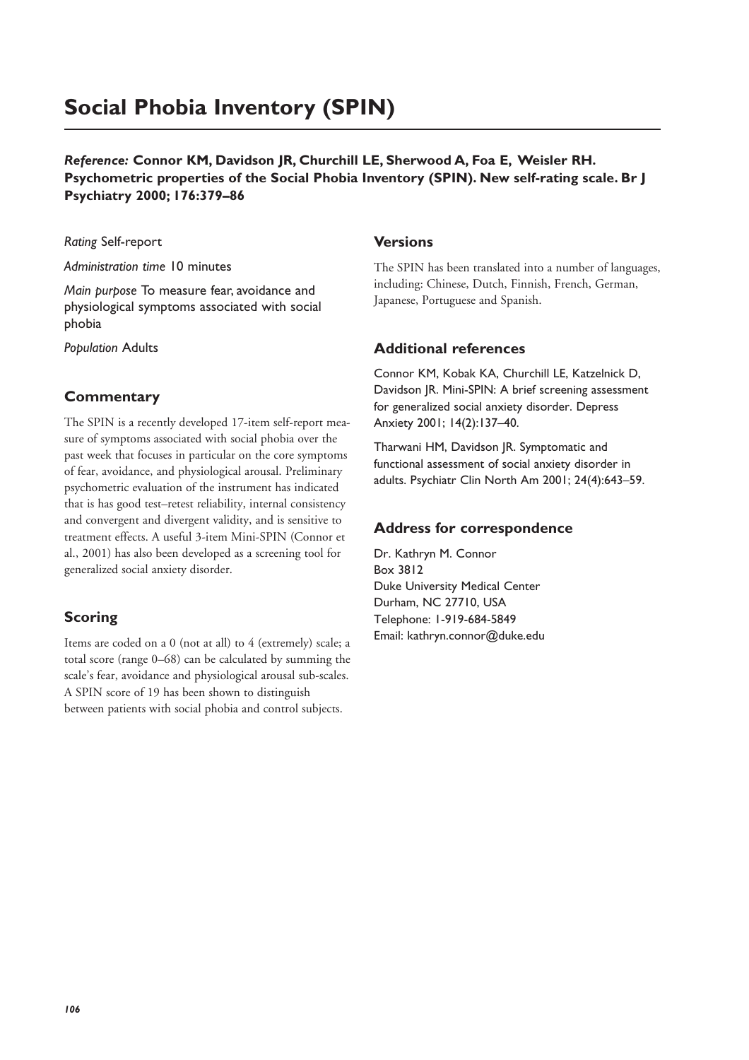# Social Phobia Inventory (SPIN)

***Reference:*** **Connor KM, Davidson JR, Churchill LE, Sherwood A, Foa E, Weisler RH. Psychometric properties of the Social Phobia Inventory (SPIN). New self-rating scale. Br J Psychiatry 2000; 176:379–86**

*Rating* Self-report

*Administration time* 10 minutes

*Main purpose* To measure fear, avoidance and physiological symptoms associated with social phobia

*Population* Adults

## Commentary

The SPIN is a recently developed 17-item self-report measure of symptoms associated with social phobia over the past week that focuses in particular on the core symptoms of fear, avoidance, and physiological arousal. Preliminary psychometric evaluation of the instrument has indicated that is has good test–retest reliability, internal consistency and convergent and divergent validity, and is sensitive to treatment effects. A useful 3-item Mini-SPIN (Connor et al., 2001) has also been developed as a screening tool for generalized social anxiety disorder.

## Scoring

Items are coded on a 0 (not at all) to 4 (extremely) scale; a total score (range 0–68) can be calculated by summing the scale's fear, avoidance and physiological arousal sub-scales. A SPIN score of 19 has been shown to distinguish between patients with social phobia and control subjects.

## Versions

The SPIN has been translated into a number of languages, including: Chinese, Dutch, Finnish, French, German, Japanese, Portuguese and Spanish.

## Additional references

Connor KM, Kobak KA, Churchill LE, Katzelnick D, Davidson JR. Mini-SPIN: A brief screening assessment for generalized social anxiety disorder. Depress Anxiety 2001; 14(2):137–40.

Tharwani HM, Davidson JR. Symptomatic and functional assessment of social anxiety disorder in adults. Psychiatr Clin North Am 2001; 24(4):643–59.

## Address for correspondence

Dr. Kathryn M. Connor
Box 3812
Duke University Medical Center
Durham, NC 27710, USA
Telephone: 1-919-684-5849
Email: kathryn.connor@duke.edu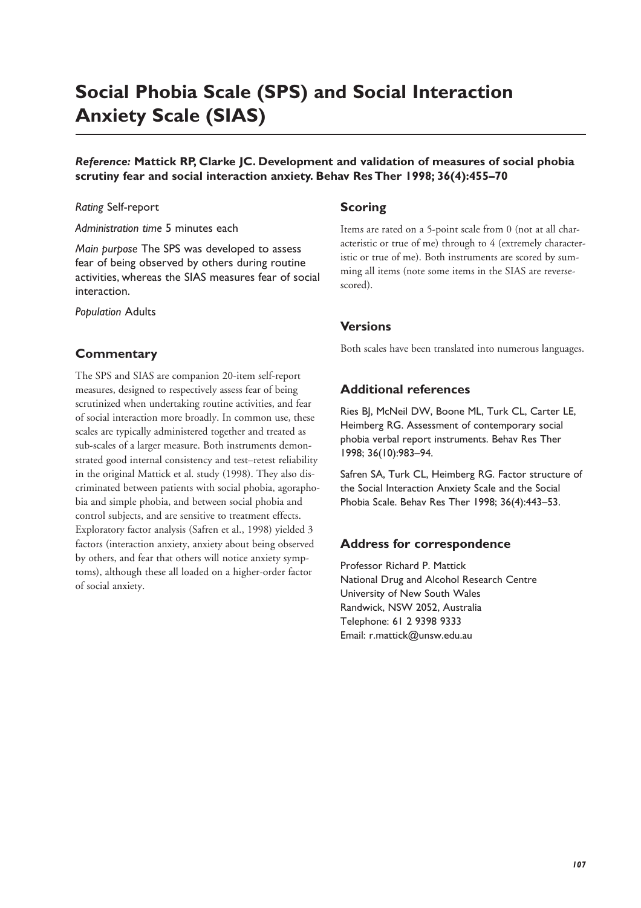# Social Phobia Scale (SPS) and Social Interaction Anxiety Scale (SIAS)

***Reference:* Mattick RP, Clarke JC. Development and validation of measures of social phobia scrutiny fear and social interaction anxiety. Behav Res Ther 1998; 36(4):455–70**

*Rating* Self-report

*Administration time* 5 minutes each

*Main purpose* The SPS was developed to assess fear of being observed by others during routine activities, whereas the SIAS measures fear of social interaction.

*Population* Adults

## Commentary

The SPS and SIAS are companion 20-item self-report measures, designed to respectively assess fear of being scrutinized when undertaking routine activities, and fear of social interaction more broadly. In common use, these scales are typically administered together and treated as sub-scales of a larger measure. Both instruments demonstrated good internal consistency and test–retest reliability in the original Mattick et al. study (1998). They also discriminated between patients with social phobia, agoraphobia and simple phobia, and between social phobia and control subjects, and are sensitive to treatment effects. Exploratory factor analysis (Safren et al., 1998) yielded 3 factors (interaction anxiety, anxiety about being observed by others, and fear that others will notice anxiety symptoms), although these all loaded on a higher-order factor of social anxiety.

## Scoring

Items are rated on a 5-point scale from 0 (not at all characteristic or true of me) through to 4 (extremely characteristic or true of me). Both instruments are scored by summing all items (note some items in the SIAS are reverse-scored).

## Versions

Both scales have been translated into numerous languages.

## Additional references

Ries BJ, McNeil DW, Boone ML, Turk CL, Carter LE, Heimberg RG. Assessment of contemporary social phobia verbal report instruments. Behav Res Ther 1998; 36(10):983–94.

Safren SA, Turk CL, Heimberg RG. Factor structure of the Social Interaction Anxiety Scale and the Social Phobia Scale. Behav Res Ther 1998; 36(4):443–53.

## Address for correspondence

Professor Richard P. Mattick
National Drug and Alcohol Research Centre
University of New South Wales
Randwick, NSW 2052, Australia
Telephone: 61 2 9398 9333
Email: r.mattick@unsw.edu.au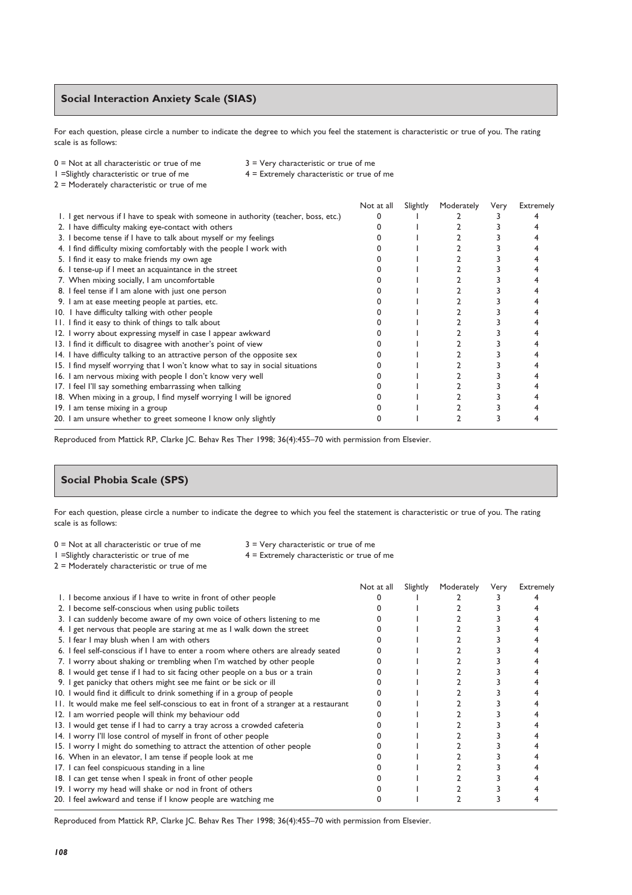## Social Interaction Anxiety Scale (SIAS)

For each question, please circle a number to indicate the degree to which you feel the statement is characteristic or true of you. The rating scale is as follows:

0 = Not at all characteristic or true of me
1 = Slightly characteristic or true of me
2 = Moderately characteristic or true of me
3 = Very characteristic or true of me
4 = Extremely characteristic or true of me

| | Not at all | Slightly | Moderately | Very | Extremely |
|---|---|---|---|---|---|
| 1. I get nervous if I have to speak with someone in authority (teacher, boss, etc.) | 0 | 1 | 2 | 3 | 4 |
| 2. I have difficulty making eye-contact with others | 0 | 1 | 2 | 3 | 4 |
| 3. I become tense if I have to talk about myself or my feelings | 0 | 1 | 2 | 3 | 4 |
| 4. I find difficulty mixing comfortably with the people I work with | 0 | 1 | 2 | 3 | 4 |
| 5. I find it easy to make friends my own age | 0 | 1 | 2 | 3 | 4 |
| 6. I tense-up if I meet an acquaintance in the street | 0 | 1 | 2 | 3 | 4 |
| 7. When mixing socially, I am uncomfortable | 0 | 1 | 2 | 3 | 4 |
| 8. I feel tense if I am alone with just one person | 0 | 1 | 2 | 3 | 4 |
| 9. I am at ease meeting people at parties, etc. | 0 | 1 | 2 | 3 | 4 |
| 10. I have difficulty talking with other people | 0 | 1 | 2 | 3 | 4 |
| 11. I find it easy to think of things to talk about | 0 | 1 | 2 | 3 | 4 |
| 12. I worry about expressing myself in case I appear awkward | 0 | 1 | 2 | 3 | 4 |
| 13. I find it difficult to disagree with another's point of view | 0 | 1 | 2 | 3 | 4 |
| 14. I have difficulty talking to an attractive person of the opposite sex | 0 | 1 | 2 | 3 | 4 |
| 15. I find myself worrying that I won't know what to say in social situations | 0 | 1 | 2 | 3 | 4 |
| 16. I am nervous mixing with people I don't know very well | 0 | 1 | 2 | 3 | 4 |
| 17. I feel I'll say something embarrassing when talking | 0 | 1 | 2 | 3 | 4 |
| 18. When mixing in a group, I find myself worrying I will be ignored | 0 | 1 | 2 | 3 | 4 |
| 19. I am tense mixing in a group | 0 | 1 | 2 | 3 | 4 |
| 20. I am unsure whether to greet someone I know only slightly | 0 | 1 | 2 | 3 | 4 |

Reproduced from Mattick RP, Clarke JC. Behav Res Ther 1998; 36(4):455–70 with permission from Elsevier.

## Social Phobia Scale (SPS)

For each question, please circle a number to indicate the degree to which you feel the statement is characteristic or true of you. The rating scale is as follows:

0 = Not at all characteristic or true of me
1 = Slightly characteristic or true of me
2 = Moderately characteristic or true of me
3 = Very characteristic or true of me
4 = Extremely characteristic or true of me

| | Not at all | Slightly | Moderately | Very | Extremely |
|---|---|---|---|---|---|
| 1. I become anxious if I have to write in front of other people | 0 | 1 | 2 | 3 | 4 |
| 2. I become self-conscious when using public toilets | 0 | 1 | 2 | 3 | 4 |
| 3. I can suddenly become aware of my own voice of others listening to me | 0 | 1 | 2 | 3 | 4 |
| 4. I get nervous that people are staring at me as I walk down the street | 0 | 1 | 2 | 3 | 4 |
| 5. I fear I may blush when I am with others | 0 | 1 | 2 | 3 | 4 |
| 6. I feel self-conscious if I have to enter a room where others are already seated | 0 | 1 | 2 | 3 | 4 |
| 7. I worry about shaking or trembling when I'm watched by other people | 0 | 1 | 2 | 3 | 4 |
| 8. I would get tense if I had to sit facing other people on a bus or a train | 0 | 1 | 2 | 3 | 4 |
| 9. I get panicky that others might see me faint or be sick or ill | 0 | 1 | 2 | 3 | 4 |
| 10. I would find it difficult to drink something if in a group of people | 0 | 1 | 2 | 3 | 4 |
| 11. It would make me feel self-conscious to eat in front of a stranger at a restaurant | 0 | 1 | 2 | 3 | 4 |
| 12. I am worried people will think my behaviour odd | 0 | 1 | 2 | 3 | 4 |
| 13. I would get tense if I had to carry a tray across a crowded cafeteria | 0 | 1 | 2 | 3 | 4 |
| 14. I worry I'll lose control of myself in front of other people | 0 | 1 | 2 | 3 | 4 |
| 15. I worry I might do something to attract the attention of other people | 0 | 1 | 2 | 3 | 4 |
| 16. When in an elevator, I am tense if people look at me | 0 | 1 | 2 | 3 | 4 |
| 17. I can feel conspicuous standing in a line | 0 | 1 | 2 | 3 | 4 |
| 18. I can get tense when I speak in front of other people | 0 | 1 | 2 | 3 | 4 |
| 19. I worry my head will shake or nod in front of others | 0 | 1 | 2 | 3 | 4 |
| 20. I feel awkward and tense if I know people are watching me | 0 | 1 | 2 | 3 | 4 |

Reproduced from Mattick RP, Clarke JC. Behav Res Ther 1998; 36(4):455–70 with permission from Elsevier.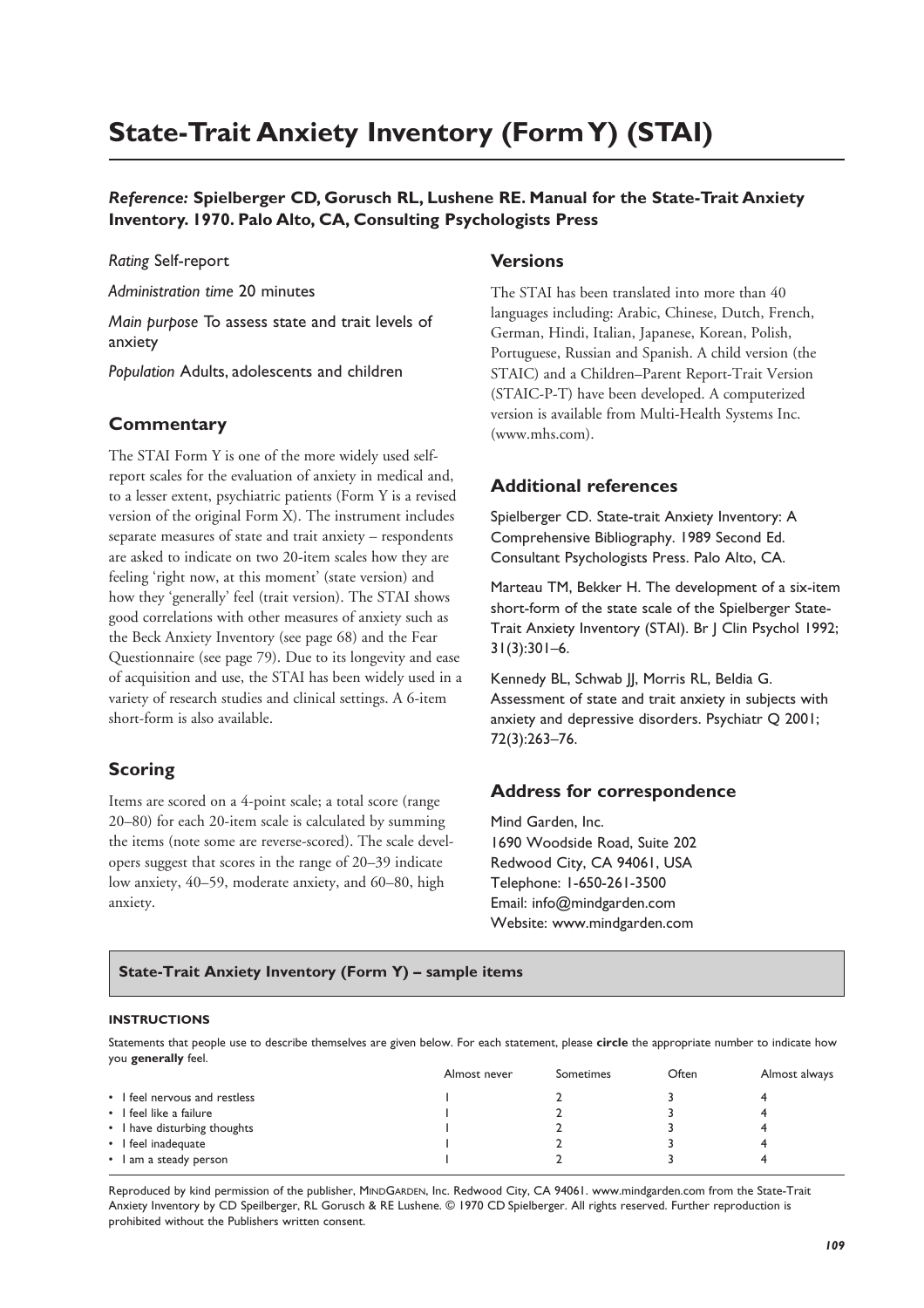# State-Trait Anxiety Inventory (Form Y) (STAI)

***Reference:*** **Spielberger CD, Gorusch RL, Lushene RE. Manual for the State-Trait Anxiety Inventory. 1970. Palo Alto, CA, Consulting Psychologists Press**

*Rating* Self-report

*Administration time* 20 minutes

*Main purpose* To assess state and trait levels of anxiety

*Population* Adults, adolescents and children

## Commentary

The STAI Form Y is one of the more widely used self-report scales for the evaluation of anxiety in medical and, to a lesser extent, psychiatric patients (Form Y is a revised version of the original Form X). The instrument includes separate measures of state and trait anxiety – respondents are asked to indicate on two 20-item scales how they are feeling 'right now, at this moment' (state version) and how they 'generally' feel (trait version). The STAI shows good correlations with other measures of anxiety such as the Beck Anxiety Inventory (see page 68) and the Fear Questionnaire (see page 79). Due to its longevity and ease of acquisition and use, the STAI has been widely used in a variety of research studies and clinical settings. A 6-item short-form is also available.

## Scoring

Items are scored on a 4-point scale; a total score (range 20–80) for each 20-item scale is calculated by summing the items (note some are reverse-scored). The scale developers suggest that scores in the range of 20–39 indicate low anxiety, 40–59, moderate anxiety, and 60–80, high anxiety.

## Versions

The STAI has been translated into more than 40 languages including: Arabic, Chinese, Dutch, French, German, Hindi, Italian, Japanese, Korean, Polish, Portuguese, Russian and Spanish. A child version (the STAIC) and a Children–Parent Report-Trait Version (STAIC-P-T) have been developed. A computerized version is available from Multi-Health Systems Inc. (www.mhs.com).

## Additional references

Spielberger CD. State-trait Anxiety Inventory: A Comprehensive Bibliography. 1989 Second Ed. Consultant Psychologists Press. Palo Alto, CA.

Marteau TM, Bekker H. The development of a six-item short-form of the state scale of the Spielberger State-Trait Anxiety Inventory (STAI). Br J Clin Psychol 1992; 31(3):301–6.

Kennedy BL, Schwab JJ, Morris RL, Beldia G. Assessment of state and trait anxiety in subjects with anxiety and depressive disorders. Psychiatr Q 2001; 72(3):263–76.

## Address for correspondence

Mind Garden, Inc.
1690 Woodside Road, Suite 202
Redwood City, CA 94061, USA
Telephone: 1-650-261-3500
Email: info@mindgarden.com
Website: www.mindgarden.com

### State-Trait Anxiety Inventory (Form Y) – sample items

**INSTRUCTIONS**

Statements that people use to describe themselves are given below. For each statement, please **circle** the appropriate number to indicate how you **generally** feel.

| | Almost never | Sometimes | Often | Almost always |
|---|---|---|---|---|
| • I feel nervous and restless | 1 | 2 | 3 | 4 |
| • I feel like a failure | 1 | 2 | 3 | 4 |
| • I have disturbing thoughts | 1 | 2 | 3 | 4 |
| • I feel inadequate | 1 | 2 | 3 | 4 |
| • I am a steady person | 1 | 2 | 3 | 4 |

Reproduced by kind permission of the publisher, MINDGARDEN, Inc. Redwood City, CA 94061. www.mindgarden.com from the State-Trait Anxiety Inventory by CD Speilberger, RL Gorusch & RE Lushene. © 1970 CD Spielberger. All rights reserved. Further reproduction is prohibited without the Publishers written consent.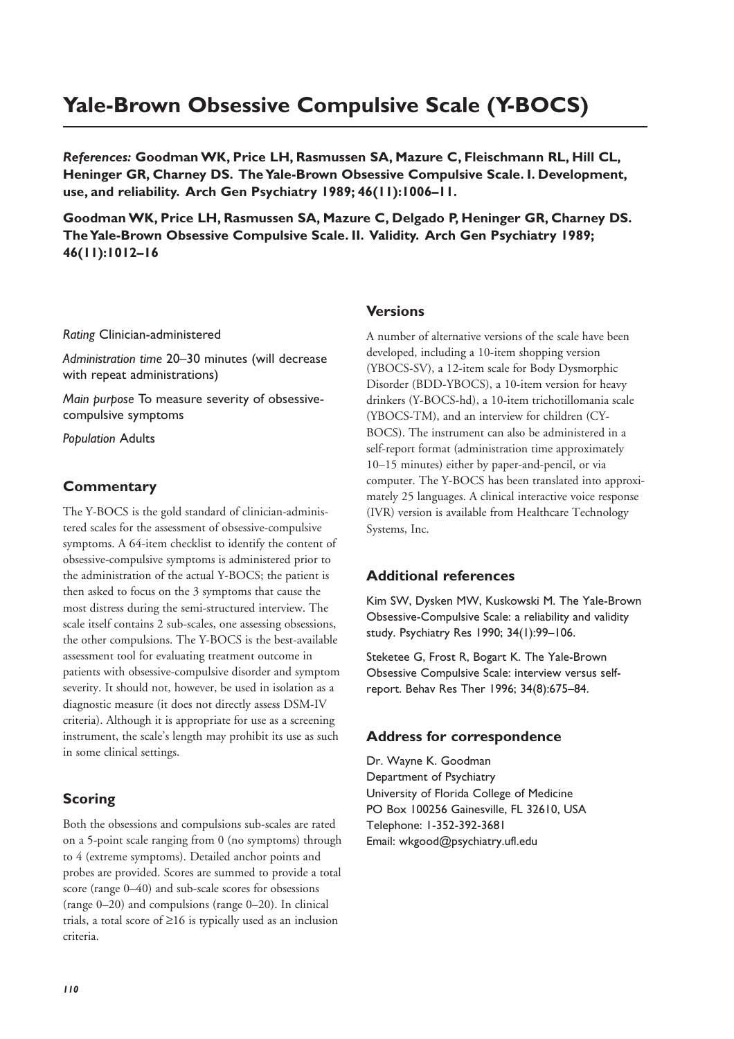# Yale-Brown Obsessive Compulsive Scale (Y-BOCS)

***References:*** **Goodman WK, Price LH, Rasmussen SA, Mazure C, Fleischmann RL, Hill CL, Heninger GR, Charney DS. The Yale-Brown Obsessive Compulsive Scale. I. Development, use, and reliability. Arch Gen Psychiatry 1989; 46(11):1006–11.**

**Goodman WK, Price LH, Rasmussen SA, Mazure C, Delgado P, Heninger GR, Charney DS. The Yale-Brown Obsessive Compulsive Scale. II. Validity. Arch Gen Psychiatry 1989; 46(11):1012–16**

*Rating* Clinician-administered

*Administration time* 20–30 minutes (will decrease with repeat administrations)

*Main purpose* To measure severity of obsessive-compulsive symptoms

*Population* Adults

## Commentary

The Y-BOCS is the gold standard of clinician-administered scales for the assessment of obsessive-compulsive symptoms. A 64-item checklist to identify the content of obsessive-compulsive symptoms is administered prior to the administration of the actual Y-BOCS; the patient is then asked to focus on the 3 symptoms that cause the most distress during the semi-structured interview. The scale itself contains 2 sub-scales, one assessing obsessions, the other compulsions. The Y-BOCS is the best-available assessment tool for evaluating treatment outcome in patients with obsessive-compulsive disorder and symptom severity. It should not, however, be used in isolation as a diagnostic measure (it does not directly assess DSM-IV criteria). Although it is appropriate for use as a screening instrument, the scale's length may prohibit its use as such in some clinical settings.

## Scoring

Both the obsessions and compulsions sub-scales are rated on a 5-point scale ranging from 0 (no symptoms) through to 4 (extreme symptoms). Detailed anchor points and probes are provided. Scores are summed to provide a total score (range 0–40) and sub-scale scores for obsessions (range 0–20) and compulsions (range 0–20). In clinical trials, a total score of ≥16 is typically used as an inclusion criteria.

## Versions

A number of alternative versions of the scale have been developed, including a 10-item shopping version (YBOCS-SV), a 12-item scale for Body Dysmorphic Disorder (BDD-YBOCS), a 10-item version for heavy drinkers (Y-BOCS-hd), a 10-item trichotillomania scale (YBOCS-TM), and an interview for children (CY-BOCS). The instrument can also be administered in a self-report format (administration time approximately 10–15 minutes) either by paper-and-pencil, or via computer. The Y-BOCS has been translated into approximately 25 languages. A clinical interactive voice response (IVR) version is available from Healthcare Technology Systems, Inc.

## Additional references

Kim SW, Dysken MW, Kuskowski M. The Yale-Brown Obsessive-Compulsive Scale: a reliability and validity study. Psychiatry Res 1990; 34(1):99–106.

Steketee G, Frost R, Bogart K. The Yale-Brown Obsessive Compulsive Scale: interview versus self-report. Behav Res Ther 1996; 34(8):675–84.

## Address for correspondence

Dr. Wayne K. Goodman
Department of Psychiatry
University of Florida College of Medicine
PO Box 100256 Gainesville, FL 32610, USA
Telephone: 1-352-392-3681
Email: wkgood@psychiatry.ufl.edu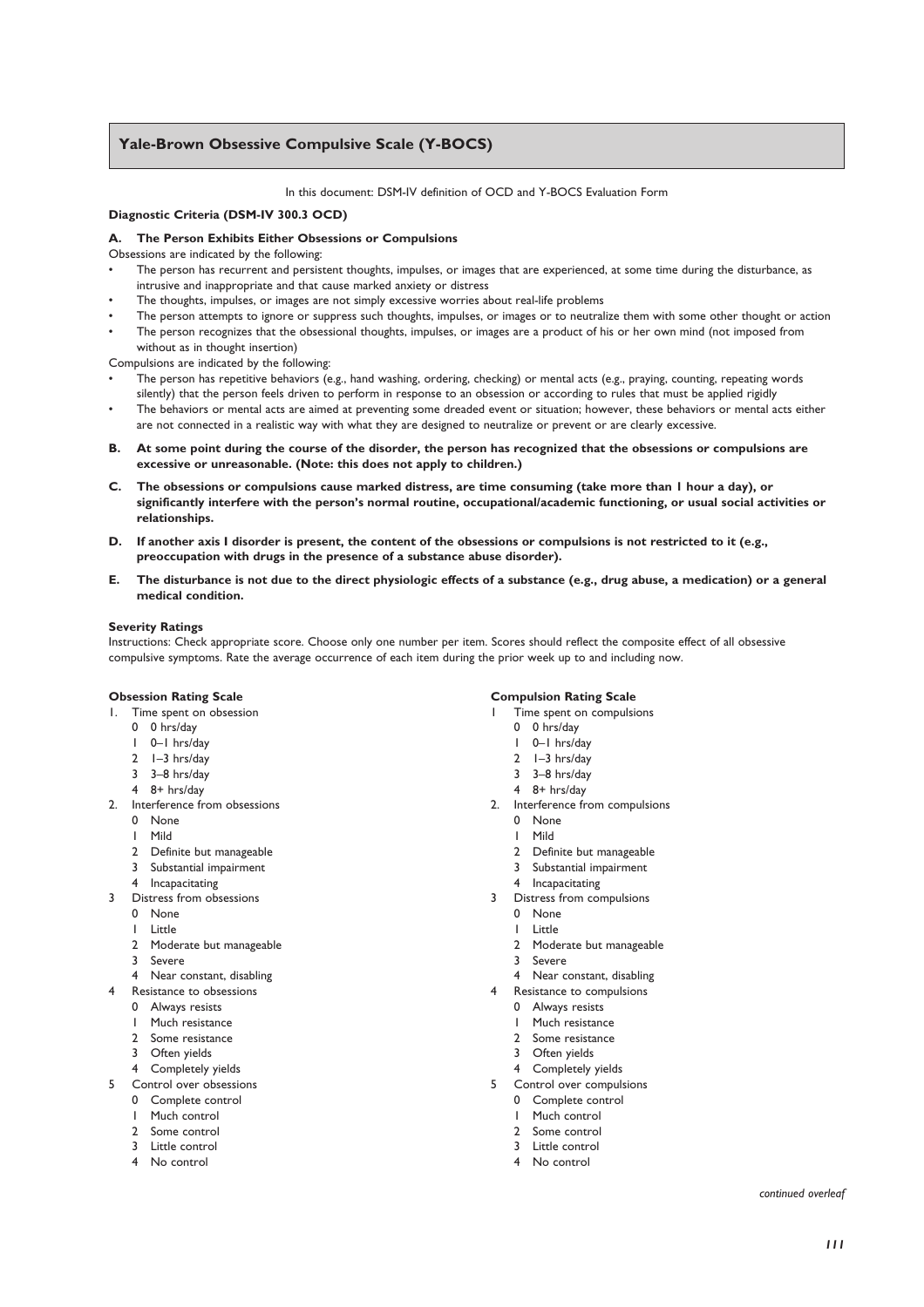## Yale-Brown Obsessive Compulsive Scale (Y-BOCS)

In this document: DSM-IV definition of OCD and Y-BOCS Evaluation Form

**Diagnostic Criteria (DSM-IV 300.3 OCD)**

**A. The Person Exhibits Either Obsessions or Compulsions**

Obsessions are indicated by the following:

- The person has recurrent and persistent thoughts, impulses, or images that are experienced, at some time during the disturbance, as intrusive and inappropriate and that cause marked anxiety or distress
- The thoughts, impulses, or images are not simply excessive worries about real-life problems
- The person attempts to ignore or suppress such thoughts, impulses, or images or to neutralize them with some other thought or action
- The person recognizes that the obsessional thoughts, impulses, or images are a product of his or her own mind (not imposed from without as in thought insertion)

Compulsions are indicated by the following:

- The person has repetitive behaviors (e.g., hand washing, ordering, checking) or mental acts (e.g., praying, counting, repeating words silently) that the person feels driven to perform in response to an obsession or according to rules that must be applied rigidly
- The behaviors or mental acts are aimed at preventing some dreaded event or situation; however, these behaviors or mental acts either are not connected in a realistic way with what they are designed to neutralize or prevent or are clearly excessive.

**B. At some point during the course of the disorder, the person has recognized that the obsessions or compulsions are excessive or unreasonable. (Note: this does not apply to children.)**

**C. The obsessions or compulsions cause marked distress, are time consuming (take more than 1 hour a day), or significantly interfere with the person's normal routine, occupational/academic functioning, or usual social activities or relationships.**

**D. If another axis I disorder is present, the content of the obsessions or compulsions is not restricted to it (e.g., preoccupation with drugs in the presence of a substance abuse disorder).**

**E. The disturbance is not due to the direct physiologic effects of a substance (e.g., drug abuse, a medication) or a general medical condition.**

**Severity Ratings**

Instructions: Check appropriate score. Choose only one number per item. Scores should reflect the composite effect of all obsessive compulsive symptoms. Rate the average occurrence of each item during the prior week up to and including now.

**Obsession Rating Scale**

1. Time spent on obsession
   - 0 0 hrs/day
   - 1 0–1 hrs/day
   - 2 1–3 hrs/day
   - 3 3–8 hrs/day
   - 4 8+ hrs/day
2. Interference from obsessions
   - 0 None
   - 1 Mild
   - 2 Definite but manageable
   - 3 Substantial impairment
   - 4 Incapacitating
3. Distress from obsessions
   - 0 None
   - 1 Little
   - 2 Moderate but manageable
   - 3 Severe
   - 4 Near constant, disabling
4. Resistance to obsessions
   - 0 Always resists
   - 1 Much resistance
   - 2 Some resistance
   - 3 Often yields
   - 4 Completely yields
5. Control over obsessions
   - 0 Complete control
   - 1 Much control
   - 2 Some control
   - 3 Little control
   - 4 No control

**Compulsion Rating Scale**

1. Time spent on compulsions
   - 0 0 hrs/day
   - 1 0–1 hrs/day
   - 2 1–3 hrs/day
   - 3 3–8 hrs/day
   - 4 8+ hrs/day
2. Interference from compulsions
   - 0 None
   - 1 Mild
   - 2 Definite but manageable
   - 3 Substantial impairment
   - 4 Incapacitating
3. Distress from compulsions
   - 0 None
   - 1 Little
   - 2 Moderate but manageable
   - 3 Severe
   - 4 Near constant, disabling
4. Resistance to compulsions
   - 0 Always resists
   - 1 Much resistance
   - 2 Some resistance
   - 3 Often yields
   - 4 Completely yields
5. Control over compulsions
   - 0 Complete control
   - 1 Much control
   - 2 Some control
   - 3 Little control
   - 4 No control

*continued overleaf*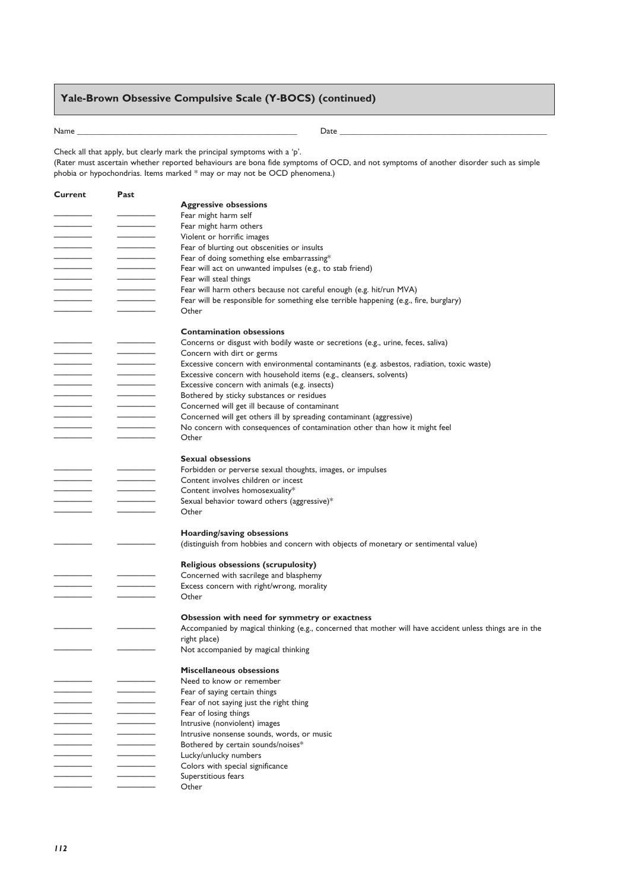## Yale-Brown Obsessive Compulsive Scale (Y-BOCS) (continued)

Name ______________________________ Date ______________________________

Check all that apply, but clearly mark the principal symptoms with a 'p'.
(Rater must ascertain whether reported behaviours are bona fide symptoms of OCD, and not symptoms of another disorder such as simple phobia or hypochondrias. Items marked * may or may not be OCD phenomena.)

| Current | Past | |
|---|---|---|
| | | **Aggressive obsessions** |
| ______ | ______ | Fear might harm self |
| ______ | ______ | Fear might harm others |
| ______ | ______ | Violent or horrific images |
| ______ | ______ | Fear of blurting out obscenities or insults |
| ______ | ______ | Fear of doing something else embarrassing* |
| ______ | ______ | Fear will act on unwanted impulses (e.g., to stab friend) |
| ______ | ______ | Fear will steal things |
| ______ | ______ | Fear will harm others because not careful enough (e.g. hit/run MVA) |
| ______ | ______ | Fear will be responsible for something else terrible happening (e.g., fire, burglary) |
| ______ | ______ | Other |
| | | **Contamination obsessions** |
| ______ | ______ | Concerns or disgust with bodily waste or secretions (e.g., urine, feces, saliva) |
| ______ | ______ | Concern with dirt or germs |
| ______ | ______ | Excessive concern with environmental contaminants (e.g. asbestos, radiation, toxic waste) |
| ______ | ______ | Excessive concern with household items (e.g., cleansers, solvents) |
| ______ | ______ | Excessive concern with animals (e.g. insects) |
| ______ | ______ | Bothered by sticky substances or residues |
| ______ | ______ | Concerned will get ill because of contaminant |
| ______ | ______ | Concerned will get others ill by spreading contaminant (aggressive) |
| ______ | ______ | No concern with consequences of contamination other than how it might feel |
| ______ | ______ | Other |
| | | **Sexual obsessions** |
| ______ | ______ | Forbidden or perverse sexual thoughts, images, or impulses |
| ______ | ______ | Content involves children or incest |
| ______ | ______ | Content involves homosexuality* |
| ______ | ______ | Sexual behavior toward others (aggressive)* |
| ______ | ______ | Other |
| | | **Hoarding/saving obsessions** |
| ______ | ______ | (distinguish from hobbies and concern with objects of monetary or sentimental value) |
| | | **Religious obsessions (scrupulosity)** |
| ______ | ______ | Concerned with sacrilege and blasphemy |
| ______ | ______ | Excess concern with right/wrong, morality |
| ______ | ______ | Other |
| | | **Obsession with need for symmetry or exactness** |
| ______ | ______ | Accompanied by magical thinking (e.g., concerned that mother will have accident unless things are in the right place) |
| ______ | ______ | Not accompanied by magical thinking |
| | | **Miscellaneous obsessions** |
| ______ | ______ | Need to know or remember |
| ______ | ______ | Fear of saying certain things |
| ______ | ______ | Fear of not saying just the right thing |
| ______ | ______ | Fear of losing things |
| ______ | ______ | Intrusive (nonviolent) images |
| ______ | ______ | Intrusive nonsense sounds, words, or music |
| ______ | ______ | Bothered by certain sounds/noises* |
| ______ | ______ | Lucky/unlucky numbers |
| ______ | ______ | Colors with special significance |
| ______ | ______ | Superstitious fears |
| ______ | ______ | Other |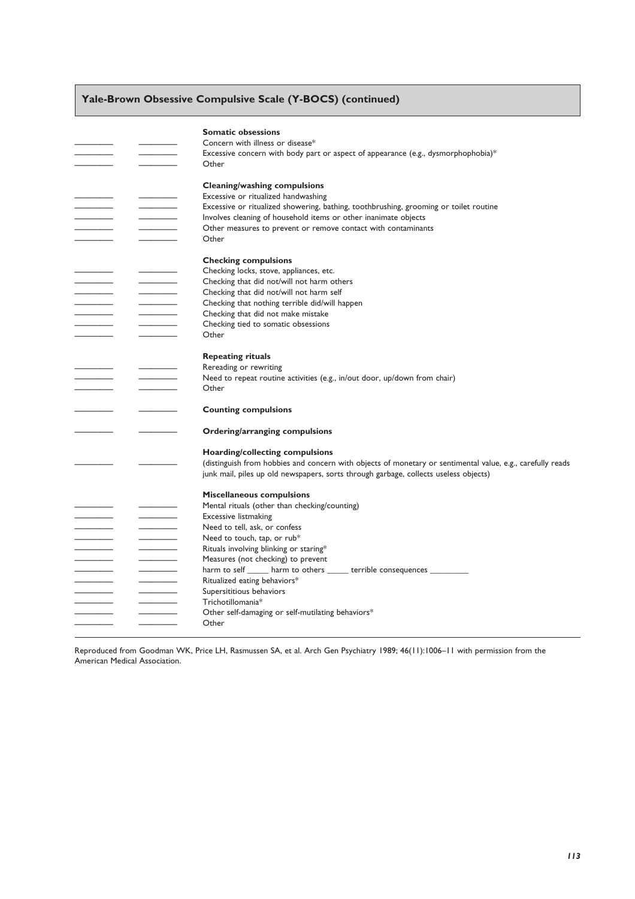## Yale-Brown Obsessive Compulsive Scale (Y-BOCS) (continued)

| Current | Past | Item |
|---|---|---|
| | | **Somatic obsessions** |
| ________ | ________ | Concern with illness or disease* |
| ________ | ________ | Excessive concern with body part or aspect of appearance (e.g., dysmorphophobia)* |
| ________ | ________ | Other |
| | | **Cleaning/washing compulsions** |
| ________ | ________ | Excessive or ritualized handwashing |
| ________ | ________ | Excessive or ritualized showering, bathing, toothbrushing, grooming or toilet routine |
| ________ | ________ | Involves cleaning of household items or other inanimate objects |
| ________ | ________ | Other measures to prevent or remove contact with contaminants |
| ________ | ________ | Other |
| | | **Checking compulsions** |
| ________ | ________ | Checking locks, stove, appliances, etc. |
| ________ | ________ | Checking that did not/will not harm others |
| ________ | ________ | Checking that did not/will not harm self |
| ________ | ________ | Checking that nothing terrible did/will happen |
| ________ | ________ | Checking that did not make mistake |
| ________ | ________ | Checking tied to somatic obsessions |
| ________ | ________ | Other |
| | | **Repeating rituals** |
| ________ | ________ | Rereading or rewriting |
| ________ | ________ | Need to repeat routine activities (e.g., in/out door, up/down from chair) |
| ________ | ________ | Other |
| ________ | ________ | **Counting compulsions** |
| ________ | ________ | **Ordering/arranging compulsions** |
| | | **Hoarding/collecting compulsions** |
| ________ | ________ | (distinguish from hobbies and concern with objects of monetary or sentimental value, e.g., carefully reads junk mail, piles up old newspapers, sorts through garbage, collects useless objects) |
| | | **Miscellaneous compulsions** |
| ________ | ________ | Mental rituals (other than checking/counting) |
| ________ | ________ | Excessive listmaking |
| ________ | ________ | Need to tell, ask, or confess |
| ________ | ________ | Need to touch, tap, or rub* |
| ________ | ________ | Rituals involving blinking or staring* |
| ________ | ________ | Measures (not checking) to prevent |
| ________ | ________ | harm to self _____ harm to others _____ terrible consequences _________ |
| ________ | ________ | Ritualized eating behaviors* |
| ________ | ________ | Supersititious behaviors |
| ________ | ________ | Trichotillomania* |
| ________ | ________ | Other self-damaging or self-mutilating behaviors* |
| ________ | ________ | Other |

Reproduced from Goodman WK, Price LH, Rasmussen SA, et al. Arch Gen Psychiatry 1989; 46(11):1006–11 with permission from the American Medical Association.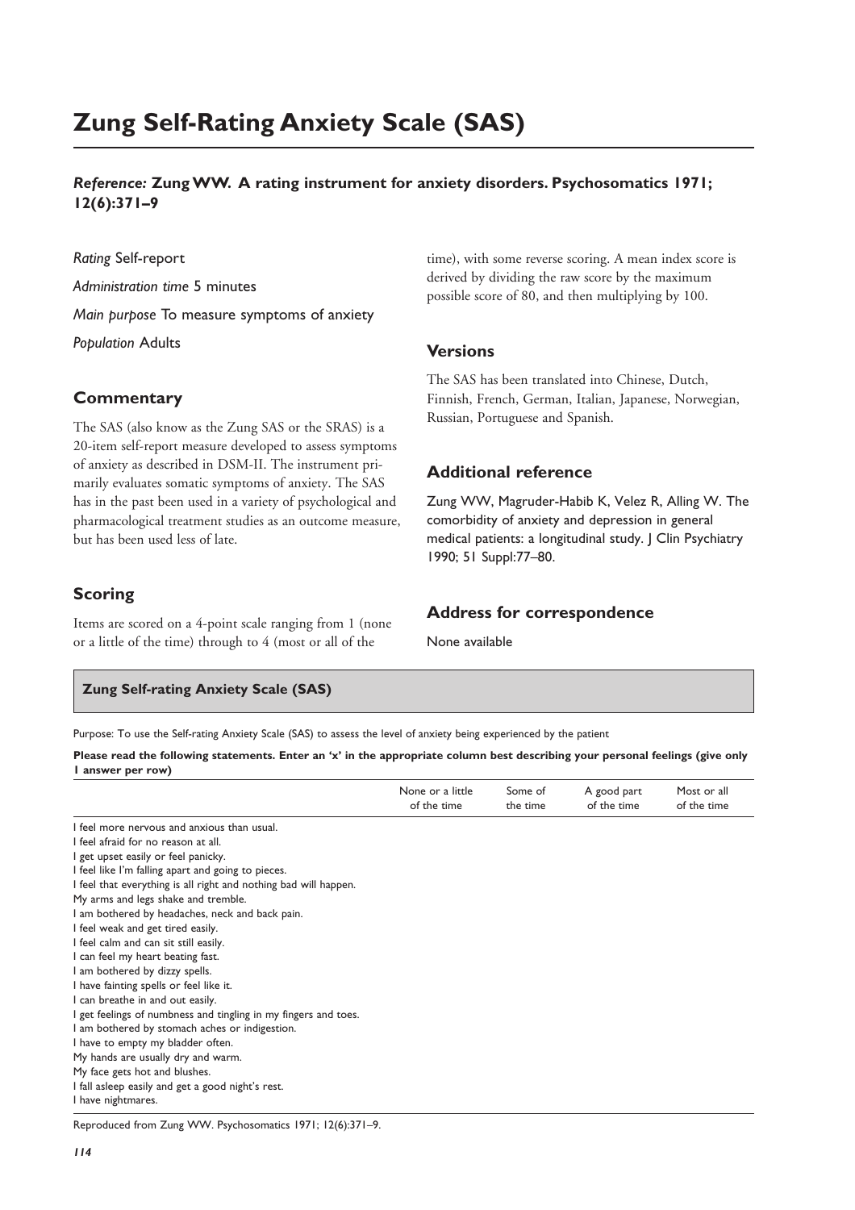# Zung Self-Rating Anxiety Scale (SAS)

***Reference:*** **Zung WW. A rating instrument for anxiety disorders. Psychosomatics 1971; 12(6):371–9**

*Rating* Self-report

*Administration time* 5 minutes

*Main purpose* To measure symptoms of anxiety

*Population* Adults

## Commentary

The SAS (also know as the Zung SAS or the SRAS) is a 20-item self-report measure developed to assess symptoms of anxiety as described in DSM-II. The instrument primarily evaluates somatic symptoms of anxiety. The SAS has in the past been used in a variety of psychological and pharmacological treatment studies as an outcome measure, but has been used less of late.

## Scoring

Items are scored on a 4-point scale ranging from 1 (none or a little of the time) through to 4 (most or all of the time), with some reverse scoring. A mean index score is derived by dividing the raw score by the maximum possible score of 80, and then multiplying by 100.

## Versions

The SAS has been translated into Chinese, Dutch, Finnish, French, German, Italian, Japanese, Norwegian, Russian, Portuguese and Spanish.

## Additional reference

Zung WW, Magruder-Habib K, Velez R, Alling W. The comorbidity of anxiety and depression in general medical patients: a longitudinal study. J Clin Psychiatry 1990; 51 Suppl:77–80.

## Address for correspondence

None available

### Zung Self-rating Anxiety Scale (SAS)

Purpose: To use the Self-rating Anxiety Scale (SAS) to assess the level of anxiety being experienced by the patient

**Please read the following statements. Enter an 'x' in the appropriate column best describing your personal feelings (give only 1 answer per row)**

| | None or a little of the time | Some of the time | A good part of the time | Most or all of the time |
|---|---|---|---|---|
| I feel more nervous and anxious than usual. | | | | |
| I feel afraid for no reason at all. | | | | |
| I get upset easily or feel panicky. | | | | |
| I feel like I'm falling apart and going to pieces. | | | | |
| I feel that everything is all right and nothing bad will happen. | | | | |
| My arms and legs shake and tremble. | | | | |
| I am bothered by headaches, neck and back pain. | | | | |
| I feel weak and get tired easily. | | | | |
| I feel calm and can sit still easily. | | | | |
| I can feel my heart beating fast. | | | | |
| I am bothered by dizzy spells. | | | | |
| I have fainting spells or feel like it. | | | | |
| I can breathe in and out easily. | | | | |
| I get feelings of numbness and tingling in my fingers and toes. | | | | |
| I am bothered by stomach aches or indigestion. | | | | |
| I have to empty my bladder often. | | | | |
| My hands are usually dry and warm. | | | | |
| My face gets hot and blushes. | | | | |
| I fall asleep easily and get a good night's rest. | | | | |
| I have nightmares. | | | | |

Reproduced from Zung WW. Psychosomatics 1971; 12(6):371–9.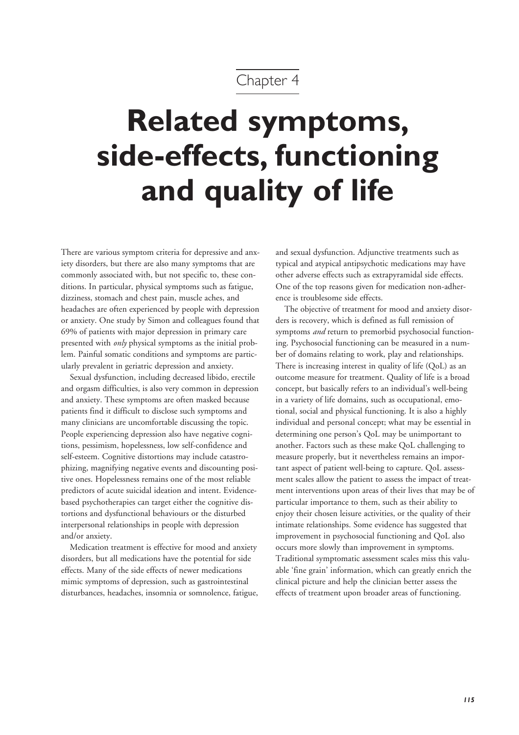Chapter 4

# Related symptoms, side-effects, functioning and quality of life

There are various symptom criteria for depressive and anxiety disorders, but there are also many symptoms that are commonly associated with, but not specific to, these conditions. In particular, physical symptoms such as fatigue, dizziness, stomach and chest pain, muscle aches, and headaches are often experienced by people with depression or anxiety. One study by Simon and colleagues found that 69% of patients with major depression in primary care presented with *only* physical symptoms as the initial problem. Painful somatic conditions and symptoms are particularly prevalent in geriatric depression and anxiety.

Sexual dysfunction, including decreased libido, erectile and orgasm difficulties, is also very common in depression and anxiety. These symptoms are often masked because patients find it difficult to disclose such symptoms and many clinicians are uncomfortable discussing the topic. People experiencing depression also have negative cognitions, pessimism, hopelessness, low self-confidence and self-esteem. Cognitive distortions may include catastrophizing, magnifying negative events and discounting positive ones. Hopelessness remains one of the most reliable predictors of acute suicidal ideation and intent. Evidence-based psychotherapies can target either the cognitive distortions and dysfunctional behaviours or the disturbed interpersonal relationships in people with depression and/or anxiety.

Medication treatment is effective for mood and anxiety disorders, but all medications have the potential for side effects. Many of the side effects of newer medications mimic symptoms of depression, such as gastrointestinal disturbances, headaches, insomnia or somnolence, fatigue, and sexual dysfunction. Adjunctive treatments such as typical and atypical antipsychotic medications may have other adverse effects such as extrapyramidal side effects. One of the top reasons given for medication non-adherence is troublesome side effects.

The objective of treatment for mood and anxiety disorders is recovery, which is defined as full remission of symptoms *and* return to premorbid psychosocial functioning. Psychosocial functioning can be measured in a number of domains relating to work, play and relationships. There is increasing interest in quality of life (QoL) as an outcome measure for treatment. Quality of life is a broad concept, but basically refers to an individual's well-being in a variety of life domains, such as occupational, emotional, social and physical functioning. It is also a highly individual and personal concept; what may be essential in determining one person's QoL may be unimportant to another. Factors such as these make QoL challenging to measure properly, but it nevertheless remains an important aspect of patient well-being to capture. QoL assessment scales allow the patient to assess the impact of treatment interventions upon areas of their lives that may be of particular importance to them, such as their ability to enjoy their chosen leisure activities, or the quality of their intimate relationships. Some evidence has suggested that improvement in psychosocial functioning and QoL also occurs more slowly than improvement in symptoms. Traditional symptomatic assessment scales miss this valuable 'fine grain' information, which can greatly enrich the clinical picture and help the clinician better assess the effects of treatment upon broader areas of functioning.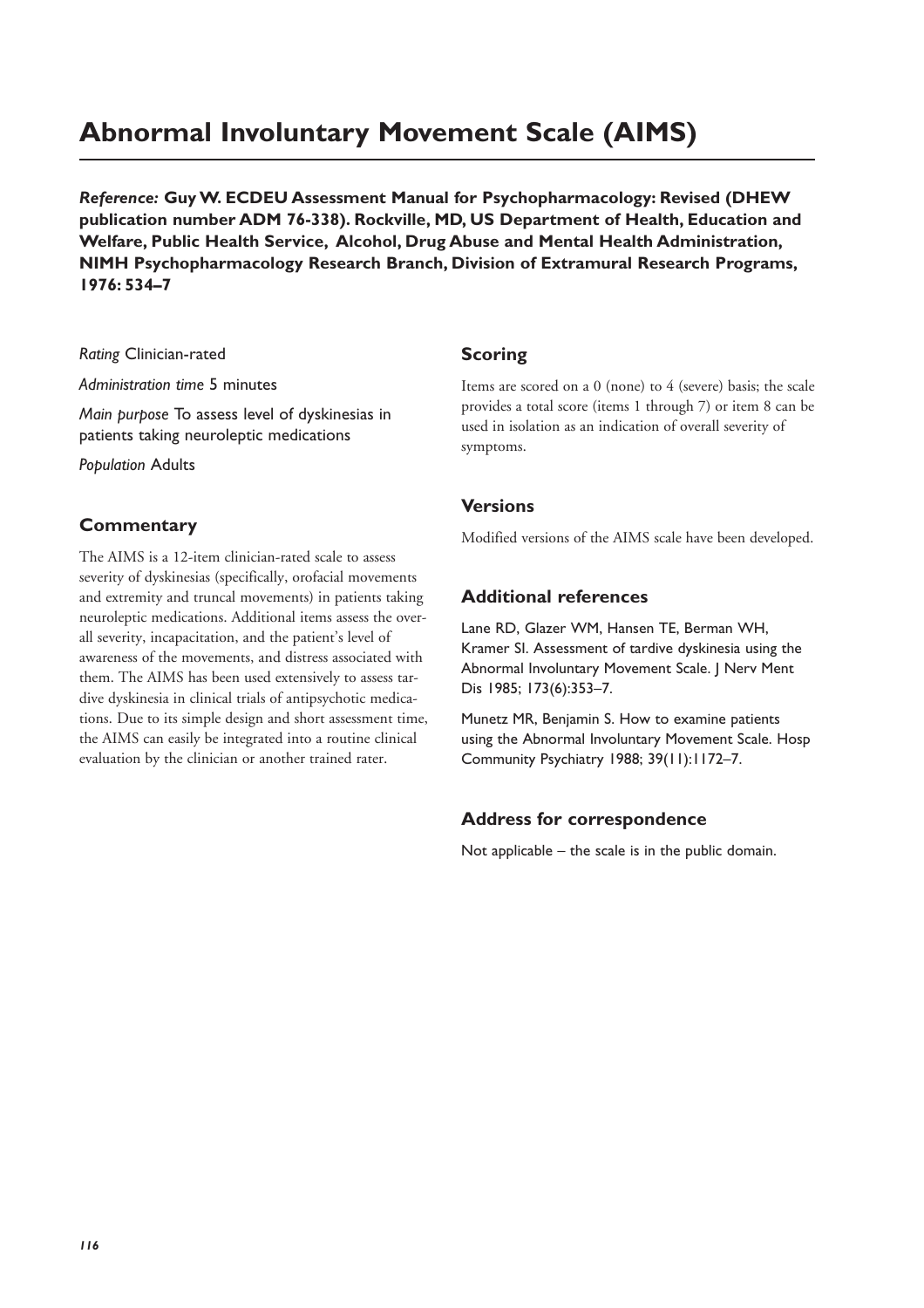# Abnormal Involuntary Movement Scale (AIMS)

***Reference:*** **Guy W. ECDEU Assessment Manual for Psychopharmacology: Revised (DHEW publication number ADM 76-338). Rockville, MD, US Department of Health, Education and Welfare, Public Health Service, Alcohol, Drug Abuse and Mental Health Administration, NIMH Psychopharmacology Research Branch, Division of Extramural Research Programs, 1976: 534–7**

*Rating* Clinician-rated

*Administration time* 5 minutes

*Main purpose* To assess level of dyskinesias in patients taking neuroleptic medications

*Population* Adults

## Commentary

The AIMS is a 12-item clinician-rated scale to assess severity of dyskinesias (specifically, orofacial movements and extremity and truncal movements) in patients taking neuroleptic medications. Additional items assess the overall severity, incapacitation, and the patient's level of awareness of the movements, and distress associated with them. The AIMS has been used extensively to assess tardive dyskinesia in clinical trials of antipsychotic medications. Due to its simple design and short assessment time, the AIMS can easily be integrated into a routine clinical evaluation by the clinician or another trained rater.

## Scoring

Items are scored on a 0 (none) to 4 (severe) basis; the scale provides a total score (items 1 through 7) or item 8 can be used in isolation as an indication of overall severity of symptoms.

## Versions

Modified versions of the AIMS scale have been developed.

## Additional references

Lane RD, Glazer WM, Hansen TE, Berman WH, Kramer SI. Assessment of tardive dyskinesia using the Abnormal Involuntary Movement Scale. J Nerv Ment Dis 1985; 173(6):353–7.

Munetz MR, Benjamin S. How to examine patients using the Abnormal Involuntary Movement Scale. Hosp Community Psychiatry 1988; 39(11):1172–7.

## Address for correspondence

Not applicable – the scale is in the public domain.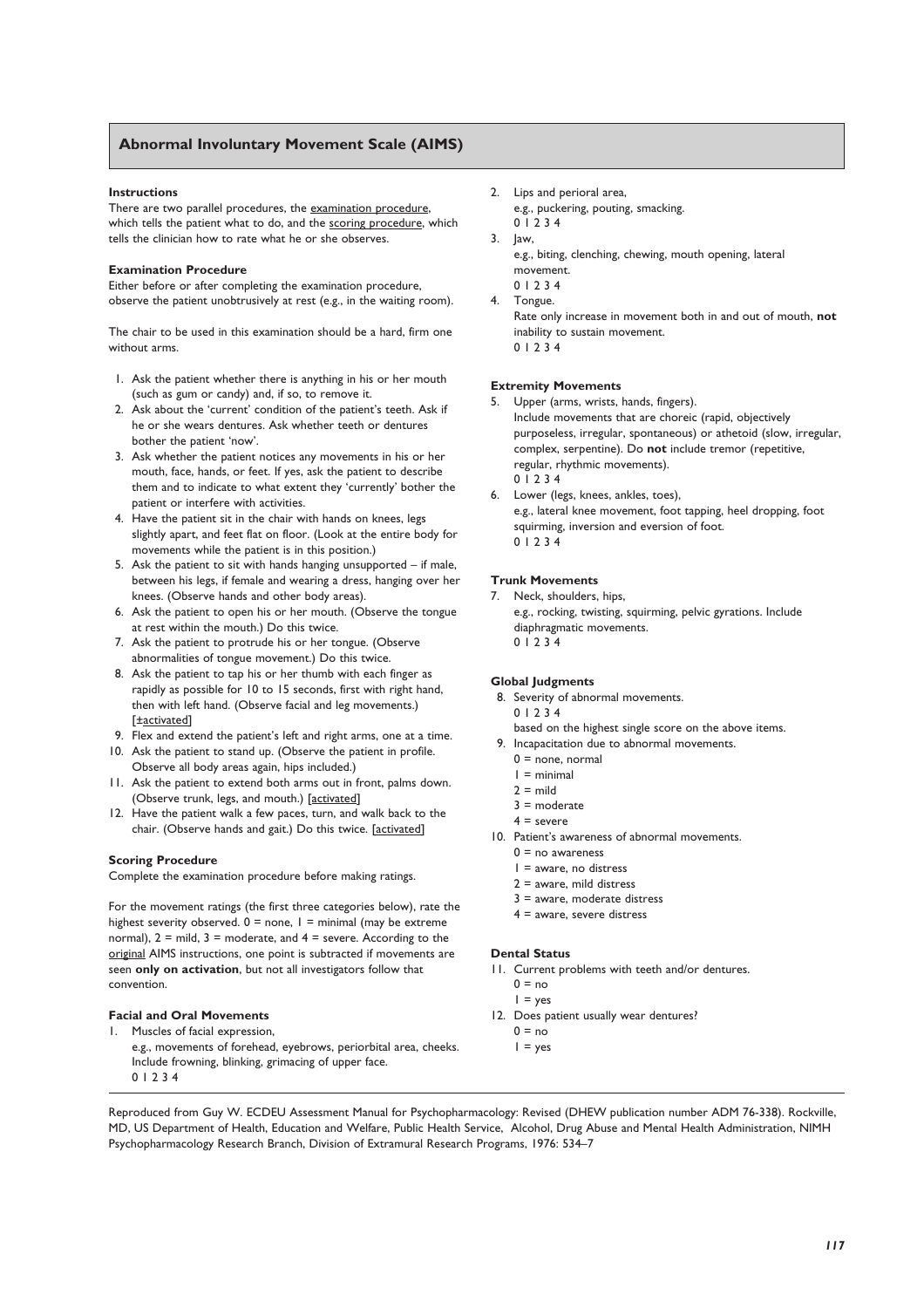## Abnormal Involuntary Movement Scale (AIMS)

**Instructions**

There are two parallel procedures, the examination procedure, which tells the patient what to do, and the scoring procedure, which tells the clinician how to rate what he or she observes.

**Examination Procedure**

Either before or after completing the examination procedure, observe the patient unobtrusively at rest (e.g., in the waiting room).

The chair to be used in this examination should be a hard, firm one without arms.

1. Ask the patient whether there is anything in his or her mouth (such as gum or candy) and, if so, to remove it.
2. Ask about the 'current' condition of the patient's teeth. Ask if he or she wears dentures. Ask whether teeth or dentures bother the patient 'now'.
3. Ask whether the patient notices any movements in his or her mouth, face, hands, or feet. If yes, ask the patient to describe them and to indicate to what extent they 'currently' bother the patient or interfere with activities.
4. Have the patient sit in the chair with hands on knees, legs slightly apart, and feet flat on floor. (Look at the entire body for movements while the patient is in this position.)
5. Ask the patient to sit with hands hanging unsupported – if male, between his legs, if female and wearing a dress, hanging over her knees. (Observe hands and other body areas).
6. Ask the patient to open his or her mouth. (Observe the tongue at rest within the mouth.) Do this twice.
7. Ask the patient to protrude his or her tongue. (Observe abnormalities of tongue movement.) Do this twice.
8. Ask the patient to tap his or her thumb with each finger as rapidly as possible for 10 to 15 seconds, first with right hand, then with left hand. (Observe facial and leg movements.) [±activated]
9. Flex and extend the patient's left and right arms, one at a time.
10. Ask the patient to stand up. (Observe the patient in profile. Observe all body areas again, hips included.)
11. Ask the patient to extend both arms out in front, palms down. (Observe trunk, legs, and mouth.) [activated]
12. Have the patient walk a few paces, turn, and walk back to the chair. (Observe hands and gait.) Do this twice. [activated]

**Scoring Procedure**

Complete the examination procedure before making ratings.

For the movement ratings (the first three categories below), rate the highest severity observed. 0 = none, 1 = minimal (may be extreme normal), 2 = mild, 3 = moderate, and 4 = severe. According to the original AIMS instructions, one point is subtracted if movements are seen **only on activation**, but not all investigators follow that convention.

**Facial and Oral Movements**

1. Muscles of facial expression,
   e.g., movements of forehead, eyebrows, periorbital area, cheeks. Include frowning, blinking, grimacing of upper face.
   0 1 2 3 4
2. Lips and perioral area,
   e.g., puckering, pouting, smacking.
   0 1 2 3 4
3. Jaw,
   e.g., biting, clenching, chewing, mouth opening, lateral movement.
   0 1 2 3 4
4. Tongue.
   Rate only increase in movement both in and out of mouth, **not** inability to sustain movement.
   0 1 2 3 4

**Extremity Movements**

5. Upper (arms, wrists, hands, fingers).
   Include movements that are choreic (rapid, objectively purposeless, irregular, spontaneous) or athetoid (slow, irregular, complex, serpentine). Do **not** include tremor (repetitive, regular, rhythmic movements).
   0 1 2 3 4
6. Lower (legs, knees, ankles, toes),
   e.g., lateral knee movement, foot tapping, heel dropping, foot squirming, inversion and eversion of foot.
   0 1 2 3 4

**Trunk Movements**

7. Neck, shoulders, hips,
   e.g., rocking, twisting, squirming, pelvic gyrations. Include diaphragmatic movements.
   0 1 2 3 4

**Global Judgments**

8. Severity of abnormal movements.
   0 1 2 3 4
   based on the highest single score on the above items.
9. Incapacitation due to abnormal movements.
   0 = none, normal
   1 = minimal
   2 = mild
   3 = moderate
   4 = severe
10. Patient's awareness of abnormal movements.
    0 = no awareness
    1 = aware, no distress
    2 = aware, mild distress
    3 = aware, moderate distress
    4 = aware, severe distress

**Dental Status**

11. Current problems with teeth and/or dentures.
    0 = no
    1 = yes
12. Does patient usually wear dentures?
    0 = no
    1 = yes

Reproduced from Guy W. ECDEU Assessment Manual for Psychopharmacology: Revised (DHEW publication number ADM 76-338). Rockville, MD, US Department of Health, Education and Welfare, Public Health Service, Alcohol, Drug Abuse and Mental Health Administration, NIMH Psychopharmacology Research Branch, Division of Extramural Research Programs, 1976: 534–7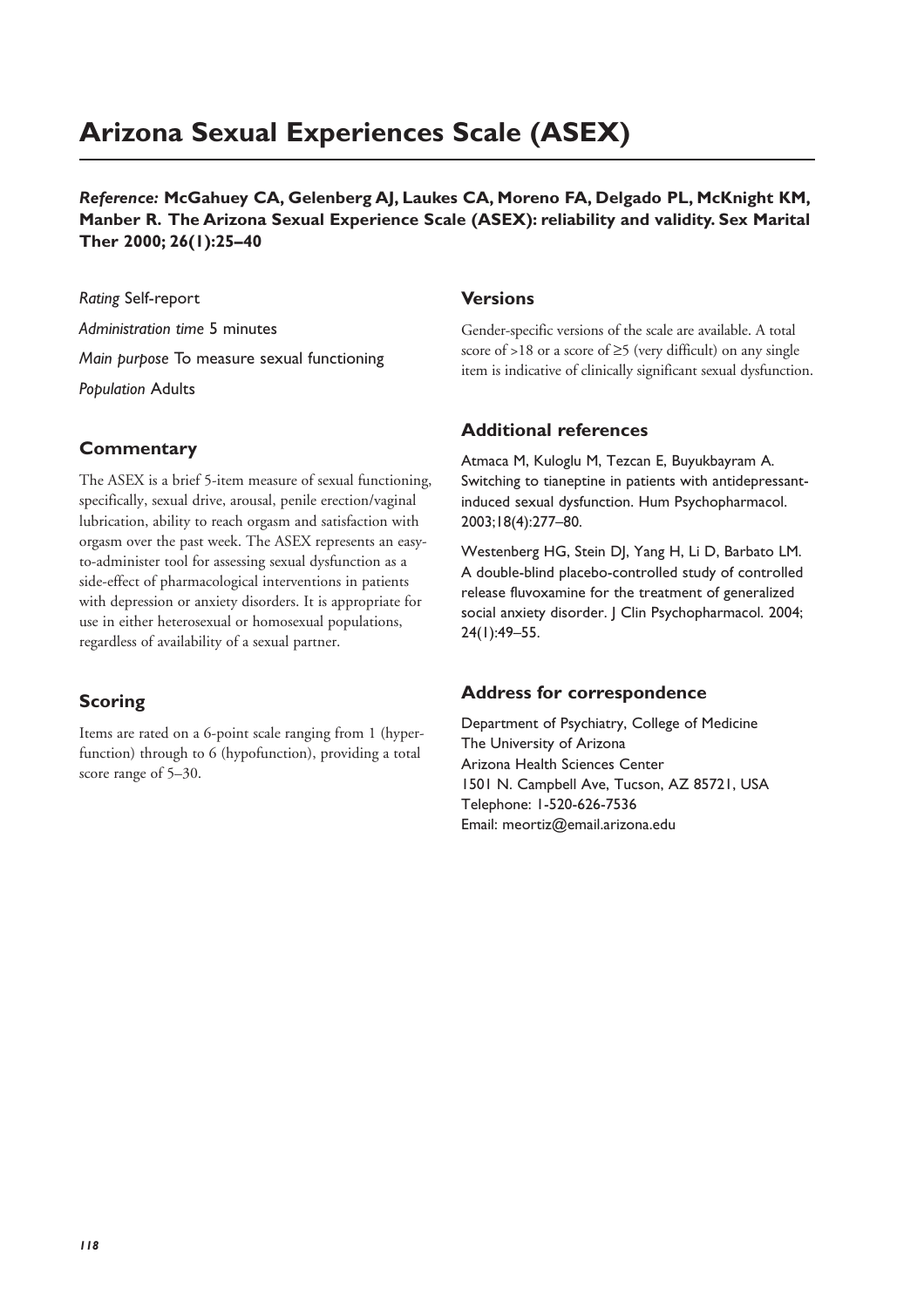# Arizona Sexual Experiences Scale (ASEX)

***Reference:*** **McGahuey CA, Gelenberg AJ, Laukes CA, Moreno FA, Delgado PL, McKnight KM, Manber R. The Arizona Sexual Experience Scale (ASEX): reliability and validity. Sex Marital Ther 2000; 26(1):25–40**

*Rating* Self-report

*Administration time* 5 minutes

*Main purpose* To measure sexual functioning

*Population* Adults

## Commentary

The ASEX is a brief 5-item measure of sexual functioning, specifically, sexual drive, arousal, penile erection/vaginal lubrication, ability to reach orgasm and satisfaction with orgasm over the past week. The ASEX represents an easy-to-administer tool for assessing sexual dysfunction as a side-effect of pharmacological interventions in patients with depression or anxiety disorders. It is appropriate for use in either heterosexual or homosexual populations, regardless of availability of a sexual partner.

## Scoring

Items are rated on a 6-point scale ranging from 1 (hyperfunction) through to 6 (hypofunction), providing a total score range of 5–30.

## Versions

Gender-specific versions of the scale are available. A total score of >18 or a score of ≥5 (very difficult) on any single item is indicative of clinically significant sexual dysfunction.

## Additional references

Atmaca M, Kuloglu M, Tezcan E, Buyukbayram A. Switching to tianeptine in patients with antidepressant-induced sexual dysfunction. Hum Psychopharmacol. 2003;18(4):277–80.

Westenberg HG, Stein DJ, Yang H, Li D, Barbato LM. A double-blind placebo-controlled study of controlled release fluvoxamine for the treatment of generalized social anxiety disorder. J Clin Psychopharmacol. 2004; 24(1):49–55.

## Address for correspondence

Department of Psychiatry, College of Medicine
The University of Arizona
Arizona Health Sciences Center
1501 N. Campbell Ave, Tucson, AZ 85721, USA
Telephone: 1-520-626-7536
Email: meortiz@email.arizona.edu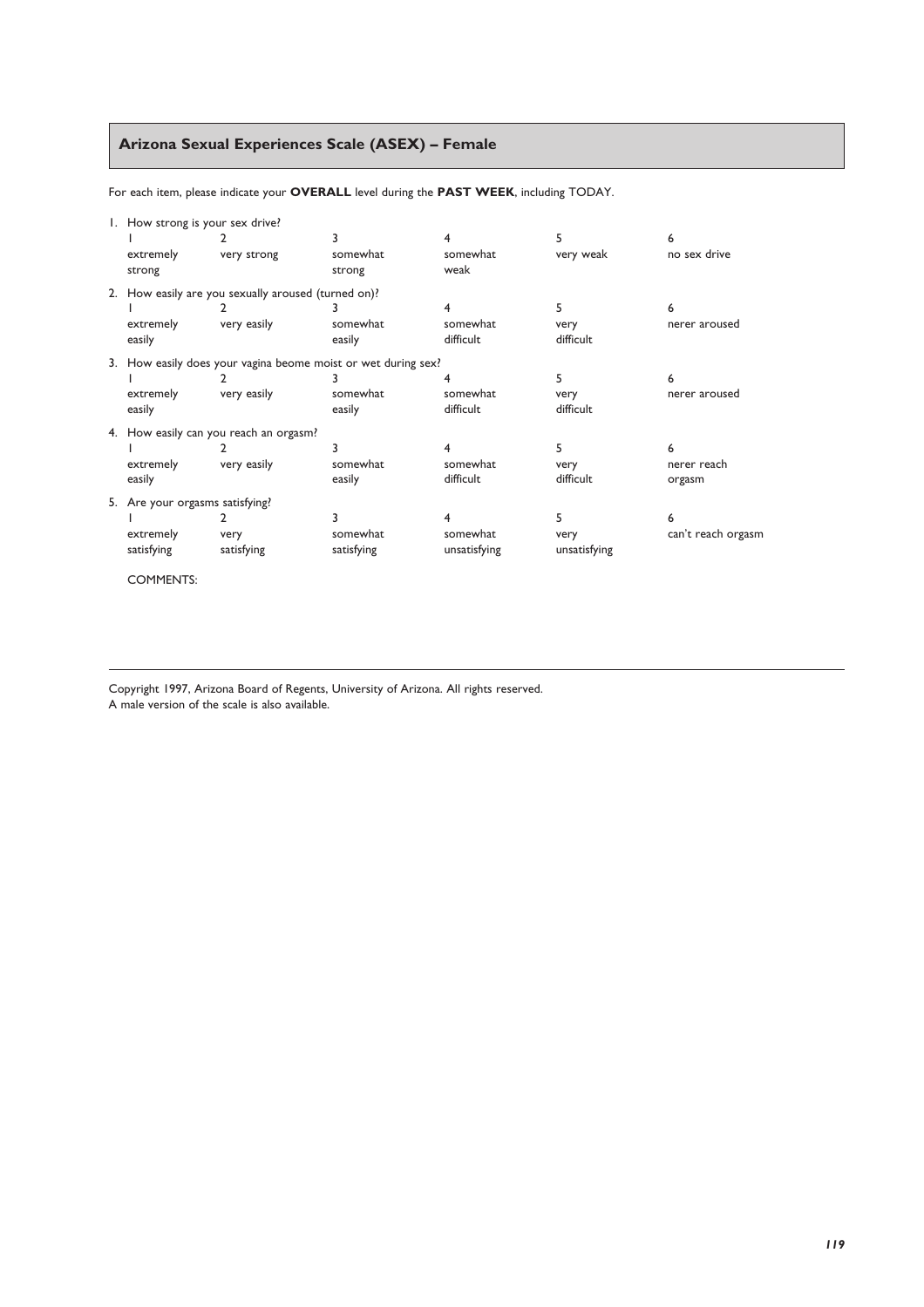## Arizona Sexual Experiences Scale (ASEX) – Female

For each item, please indicate your **OVERALL** level during the **PAST WEEK**, including TODAY.

1. How strong is your sex drive?

| 1 | 2 | 3 | 4 | 5 | 6 |
|---|---|---|---|---|---|
| extremely strong | very strong | somewhat strong | somewhat weak | very weak | no sex drive |

2. How easily are you sexually aroused (turned on)?

| 1 | 2 | 3 | 4 | 5 | 6 |
|---|---|---|---|---|---|
| extremely easily | very easily | somewhat easily | somewhat difficult | very difficult | nerer aroused |

3. How easily does your vagina beome moist or wet during sex?

| 1 | 2 | 3 | 4 | 5 | 6 |
|---|---|---|---|---|---|
| extremely easily | very easily | somewhat easily | somewhat difficult | very difficult | nerer aroused |

4. How easily can you reach an orgasm?

| 1 | 2 | 3 | 4 | 5 | 6 |
|---|---|---|---|---|---|
| extremely easily | very easily | somewhat easily | somewhat difficult | very difficult | nerer reach orgasm |

5. Are your orgasms satisfying?

| 1 | 2 | 3 | 4 | 5 | 6 |
|---|---|---|---|---|---|
| extremely satisfying | very satisfying | somewhat satisfying | somewhat unsatisfying | very unsatisfying | can't reach orgasm |

COMMENTS:

---

Copyright 1997, Arizona Board of Regents, University of Arizona. All rights reserved.
A male version of the scale is also available.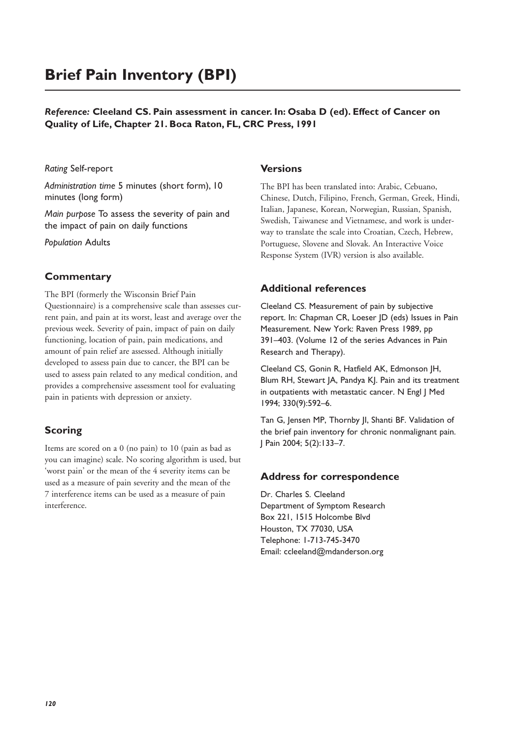# Brief Pain Inventory (BPI)

***Reference:*** **Cleeland CS. Pain assessment in cancer. In: Osaba D (ed). Effect of Cancer on Quality of Life, Chapter 21. Boca Raton, FL, CRC Press, 1991**

*Rating* Self-report

*Administration time* 5 minutes (short form), 10 minutes (long form)

*Main purpose* To assess the severity of pain and the impact of pain on daily functions

*Population* Adults

## Commentary

The BPI (formerly the Wisconsin Brief Pain Questionnaire) is a comprehensive scale than assesses current pain, and pain at its worst, least and average over the previous week. Severity of pain, impact of pain on daily functioning, location of pain, pain medications, and amount of pain relief are assessed. Although initially developed to assess pain due to cancer, the BPI can be used to assess pain related to any medical condition, and provides a comprehensive assessment tool for evaluating pain in patients with depression or anxiety.

## Scoring

Items are scored on a 0 (no pain) to 10 (pain as bad as you can imagine) scale. No scoring algorithm is used, but 'worst pain' or the mean of the 4 severity items can be used as a measure of pain severity and the mean of the 7 interference items can be used as a measure of pain interference.

## Versions

The BPI has been translated into: Arabic, Cebuano, Chinese, Dutch, Filipino, French, German, Greek, Hindi, Italian, Japanese, Korean, Norwegian, Russian, Spanish, Swedish, Taiwanese and Vietnamese, and work is underway to translate the scale into Croatian, Czech, Hebrew, Portuguese, Slovene and Slovak. An Interactive Voice Response System (IVR) version is also available.

## Additional references

Cleeland CS. Measurement of pain by subjective report. In: Chapman CR, Loeser JD (eds) Issues in Pain Measurement. New York: Raven Press 1989, pp 391–403. (Volume 12 of the series Advances in Pain Research and Therapy).

Cleeland CS, Gonin R, Hatfield AK, Edmonson JH, Blum RH, Stewart JA, Pandya KJ. Pain and its treatment in outpatients with metastatic cancer. N Engl J Med 1994; 330(9):592–6.

Tan G, Jensen MP, Thornby JI, Shanti BF. Validation of the brief pain inventory for chronic nonmalignant pain. J Pain 2004; 5(2):133–7.

## Address for correspondence

Dr. Charles S. Cleeland
Department of Symptom Research
Box 221, 1515 Holcombe Blvd
Houston, TX 77030, USA
Telephone: 1-713-745-3470
Email: ccleeland@mdanderson.org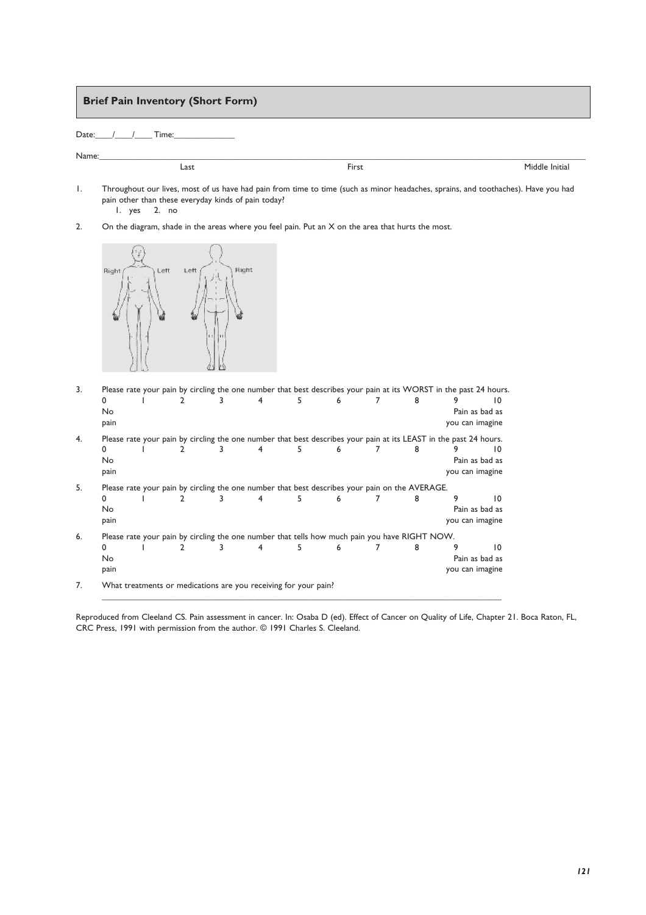## Brief Pain Inventory (Short Form)

Date:____/____/____ Time:______________

Name:________________________________________________________________________________

Last | First | Middle Initial

1. Throughout our lives, most of us have had pain from time to time (such as minor headaches, sprains, and toothaches). Have you had pain other than these everyday kinds of pain today?
   1. yes 2. no

2. On the diagram, shade in the areas where you feel pain. Put an X on the area that hurts the most.

   Right Left Left Right

3. Please rate your pain by circling the one number that best describes your pain at its WORST in the past 24 hours.

   | 0 | 1 | 2 | 3 | 4 | 5 | 6 | 7 | 8 | 9 | 10 |
   |---|---|---|---|---|---|---|---|---|---|---|
   | No pain | | | | | | | | | | Pain as bad as you can imagine |

4. Please rate your pain by circling the one number that best describes your pain at its LEAST in the past 24 hours.

   | 0 | 1 | 2 | 3 | 4 | 5 | 6 | 7 | 8 | 9 | 10 |
   |---|---|---|---|---|---|---|---|---|---|---|
   | No pain | | | | | | | | | | Pain as bad as you can imagine |

5. Please rate your pain by circling the one number that best describes your pain on the AVERAGE.

   | 0 | 1 | 2 | 3 | 4 | 5 | 6 | 7 | 8 | 9 | 10 |
   |---|---|---|---|---|---|---|---|---|---|---|
   | No pain | | | | | | | | | | Pain as bad as you can imagine |

6. Please rate your pain by circling the one number that tells how much pain you have RIGHT NOW.

   | 0 | 1 | 2 | 3 | 4 | 5 | 6 | 7 | 8 | 9 | 10 |
   |---|---|---|---|---|---|---|---|---|---|---|
   | No pain | | | | | | | | | | Pain as bad as you can imagine |

7. What treatments or medications are you receiving for your pain?

   ________________________________________________________________________________

Reproduced from Cleeland CS. Pain assessment in cancer. In: Osaba D (ed). Effect of Cancer on Quality of Life, Chapter 21. Boca Raton, FL, CRC Press, 1991 with permission from the author. © 1991 Charles S. Cleeland.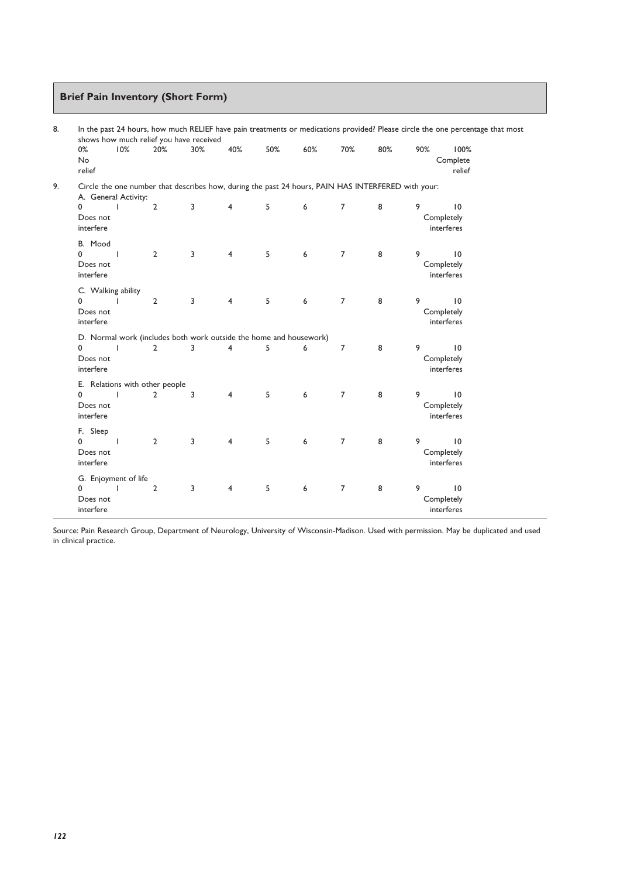## Brief Pain Inventory (Short Form)

8. In the past 24 hours, how much RELIEF have pain treatments or medications provided? Please circle the one percentage that most shows how much relief you have received

| 0% | 10% | 20% | 30% | 40% | 50% | 60% | 70% | 80% | 90% | 100% |
|---|---|---|---|---|---|---|---|---|---|---|
| No relief | | | | | | | | | | Complete relief |

9. Circle the one number that describes how, during the past 24 hours, PAIN HAS INTERFERED with your:

A. General Activity:

| 0 | 1 | 2 | 3 | 4 | 5 | 6 | 7 | 8 | 9 | 10 |
|---|---|---|---|---|---|---|---|---|---|---|
| Does not interfere | | | | | | | | | | Completely interferes |

B. Mood

| 0 | 1 | 2 | 3 | 4 | 5 | 6 | 7 | 8 | 9 | 10 |
|---|---|---|---|---|---|---|---|---|---|---|
| Does not interfere | | | | | | | | | | Completely interferes |

C. Walking ability

| 0 | 1 | 2 | 3 | 4 | 5 | 6 | 7 | 8 | 9 | 10 |
|---|---|---|---|---|---|---|---|---|---|---|
| Does not interfere | | | | | | | | | | Completely interferes |

D. Normal work (includes both work outside the home and housework)

| 0 | 1 | 2 | 3 | 4 | 5 | 6 | 7 | 8 | 9 | 10 |
|---|---|---|---|---|---|---|---|---|---|---|
| Does not interfere | | | | | | | | | | Completely interferes |

E. Relations with other people

| 0 | 1 | 2 | 3 | 4 | 5 | 6 | 7 | 8 | 9 | 10 |
|---|---|---|---|---|---|---|---|---|---|---|
| Does not interfere | | | | | | | | | | Completely interferes |

F. Sleep

| 0 | 1 | 2 | 3 | 4 | 5 | 6 | 7 | 8 | 9 | 10 |
|---|---|---|---|---|---|---|---|---|---|---|
| Does not interfere | | | | | | | | | | Completely interferes |

G. Enjoyment of life

| 0 | 1 | 2 | 3 | 4 | 5 | 6 | 7 | 8 | 9 | 10 |
|---|---|---|---|---|---|---|---|---|---|---|
| Does not interfere | | | | | | | | | | Completely interferes |

Source: Pain Research Group, Department of Neurology, University of Wisconsin-Madison. Used with permission. May be duplicated and used in clinical practice.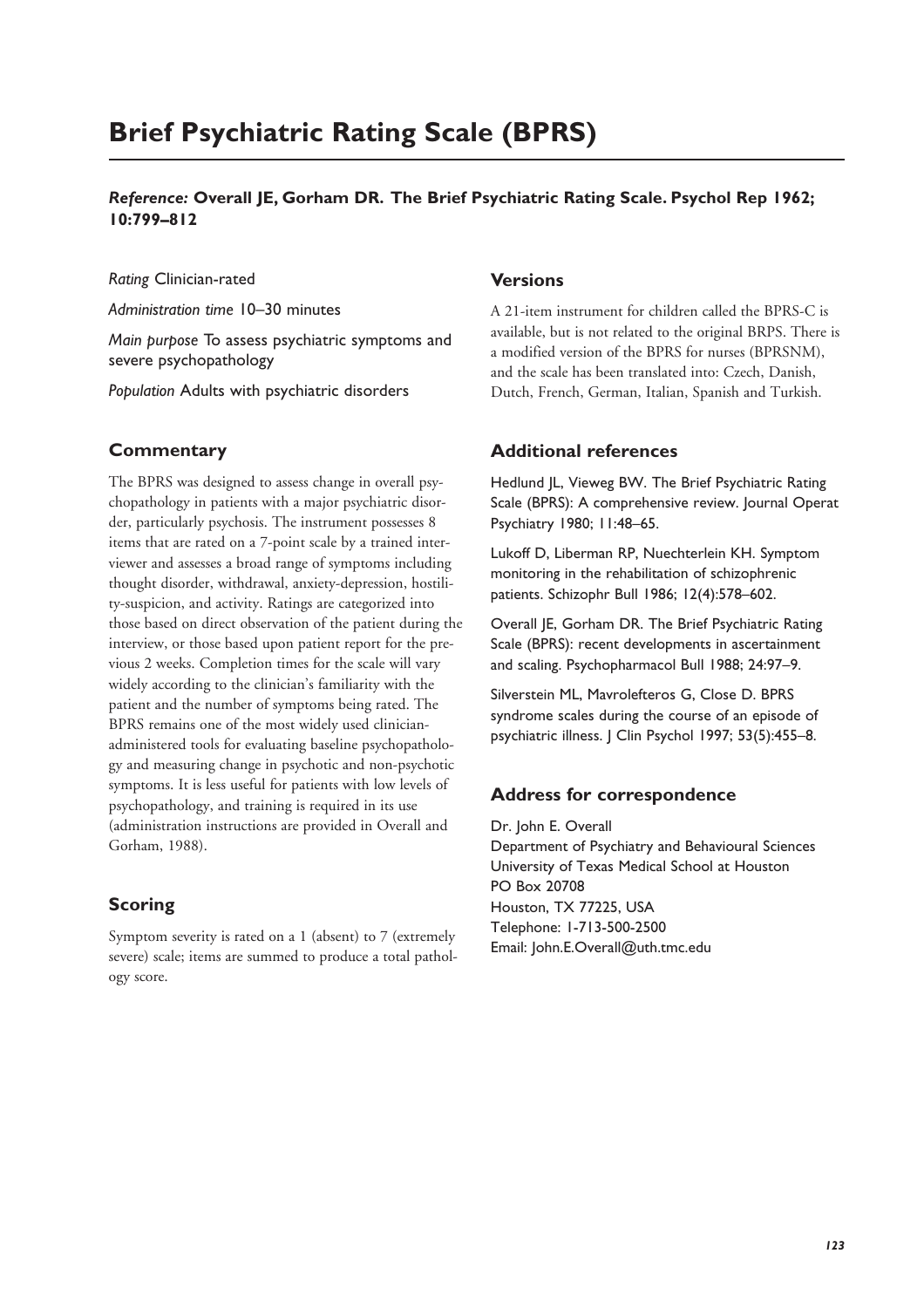# Brief Psychiatric Rating Scale (BPRS)

***Reference:* Overall JE, Gorham DR. The Brief Psychiatric Rating Scale. Psychol Rep 1962; 10:799–812**

*Rating* Clinician-rated

*Administration time* 10–30 minutes

*Main purpose* To assess psychiatric symptoms and severe psychopathology

*Population* Adults with psychiatric disorders

## Commentary

The BPRS was designed to assess change in overall psychopathology in patients with a major psychiatric disorder, particularly psychosis. The instrument possesses 8 items that are rated on a 7-point scale by a trained interviewer and assesses a broad range of symptoms including thought disorder, withdrawal, anxiety-depression, hostility-suspicion, and activity. Ratings are categorized into those based on direct observation of the patient during the interview, or those based upon patient report for the previous 2 weeks. Completion times for the scale will vary widely according to the clinician's familiarity with the patient and the number of symptoms being rated. The BPRS remains one of the most widely used clinician-administered tools for evaluating baseline psychopathology and measuring change in psychotic and non-psychotic symptoms. It is less useful for patients with low levels of psychopathology, and training is required in its use (administration instructions are provided in Overall and Gorham, 1988).

## Scoring

Symptom severity is rated on a 1 (absent) to 7 (extremely severe) scale; items are summed to produce a total pathology score.

## Versions

A 21-item instrument for children called the BPRS-C is available, but is not related to the original BRPS. There is a modified version of the BPRS for nurses (BPRSNM), and the scale has been translated into: Czech, Danish, Dutch, French, German, Italian, Spanish and Turkish.

## Additional references

Hedlund JL, Vieweg BW. The Brief Psychiatric Rating Scale (BPRS): A comprehensive review. Journal Operat Psychiatry 1980; 11:48–65.

Lukoff D, Liberman RP, Nuechterlein KH. Symptom monitoring in the rehabilitation of schizophrenic patients. Schizophr Bull 1986; 12(4):578–602.

Overall JE, Gorham DR. The Brief Psychiatric Rating Scale (BPRS): recent developments in ascertainment and scaling. Psychopharmacol Bull 1988; 24:97–9.

Silverstein ML, Mavrolefteros G, Close D. BPRS syndrome scales during the course of an episode of psychiatric illness. J Clin Psychol 1997; 53(5):455–8.

## Address for correspondence

Dr. John E. Overall
Department of Psychiatry and Behavioural Sciences
University of Texas Medical School at Houston
PO Box 20708
Houston, TX 77225, USA
Telephone: 1-713-500-2500
Email: John.E.Overall@uth.tmc.edu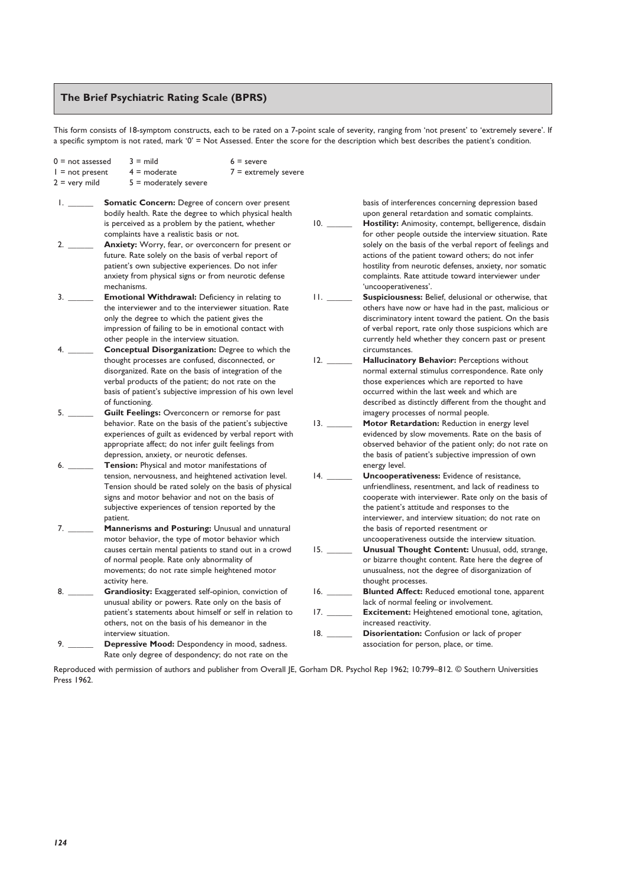## The Brief Psychiatric Rating Scale (BPRS)

This form consists of 18-symptom constructs, each to be rated on a 7-point scale of severity, ranging from 'not present' to 'extremely severe'. If a specific symptom is not rated, mark '0' = Not Assessed. Enter the score for the description which best describes the patient's condition.

0 = not assessed
1 = not present
2 = very mild
3 = mild
4 = moderate
5 = moderately severe
6 = severe
7 = extremely severe

1. ______ **Somatic Concern:** Degree of concern over present bodily health. Rate the degree to which physical health is perceived as a problem by the patient, whether complaints have a realistic basis or not.
2. ______ **Anxiety:** Worry, fear, or overconcern for present or future. Rate solely on the basis of verbal report of patient's own subjective experiences. Do not infer anxiety from physical signs or from neurotic defense mechanisms.
3. ______ **Emotional Withdrawal:** Deficiency in relating to the interviewer and to the interviewer situation. Rate only the degree to which the patient gives the impression of failing to be in emotional contact with other people in the interview situation.
4. ______ **Conceptual Disorganization:** Degree to which the thought processes are confused, disconnected, or disorganized. Rate on the basis of integration of the verbal products of the patient; do not rate on the basis of patient's subjective impression of his own level of functioning.
5. ______ **Guilt Feelings:** Overconcern or remorse for past behavior. Rate on the basis of the patient's subjective experiences of guilt as evidenced by verbal report with appropriate affect; do not infer guilt feelings from depression, anxiety, or neurotic defenses.
6. ______ **Tension:** Physical and motor manifestations of tension, nervousness, and heightened activation level. Tension should be rated solely on the basis of physical signs and motor behavior and not on the basis of subjective experiences of tension reported by the patient.
7. ______ **Mannerisms and Posturing:** Unusual and unnatural motor behavior, the type of motor behavior which causes certain mental patients to stand out in a crowd of normal people. Rate only abnormality of movements; do not rate simple heightened motor activity here.
8. ______ **Grandiosity:** Exaggerated self-opinion, conviction of unusual ability or powers. Rate only on the basis of patient's statements about himself or self in relation to others, not on the basis of his demeanor in the interview situation.
9. ______ **Depressive Mood:** Despondency in mood, sadness. Rate only degree of despondency; do not rate on the basis of interferences concerning depression based upon general retardation and somatic complaints.
10. ______ **Hostility:** Animosity, contempt, belligerence, disdain for other people outside the interview situation. Rate solely on the basis of the verbal report of feelings and actions of the patient toward others; do not infer hostility from neurotic defenses, anxiety, nor somatic complaints. Rate attitude toward interviewer under 'uncooperativeness'.
11. ______ **Suspiciousness:** Belief, delusional or otherwise, that others have now or have had in the past, malicious or discriminatory intent toward the patient. On the basis of verbal report, rate only those suspicions which are currently held whether they concern past or present circumstances.
12. ______ **Hallucinatory Behavior:** Perceptions without normal external stimulus correspondence. Rate only those experiences which are reported to have occurred within the last week and which are described as distinctly different from the thought and imagery processes of normal people.
13. ______ **Motor Retardation:** Reduction in energy level evidenced by slow movements. Rate on the basis of observed behavior of the patient only; do not rate on the basis of patient's subjective impression of own energy level.
14. ______ **Uncooperativeness:** Evidence of resistance, unfriendliness, resentment, and lack of readiness to cooperate with interviewer. Rate only on the basis of the patient's attitude and responses to the interviewer, and interview situation; do not rate on the basis of reported resentment or uncooperativeness outside the interview situation.
15. ______ **Unusual Thought Content:** Unusual, odd, strange, or bizarre thought content. Rate here the degree of unusualness, not the degree of disorganization of thought processes.
16. ______ **Blunted Affect:** Reduced emotional tone, apparent lack of normal feeling or involvement.
17. ______ **Excitement:** Heightened emotional tone, agitation, increased reactivity.
18. ______ **Disorientation:** Confusion or lack of proper association for person, place, or time.

Reproduced with permission of authors and publisher from Overall JE, Gorham DR. Psychol Rep 1962; 10:799–812. © Southern Universities Press 1962.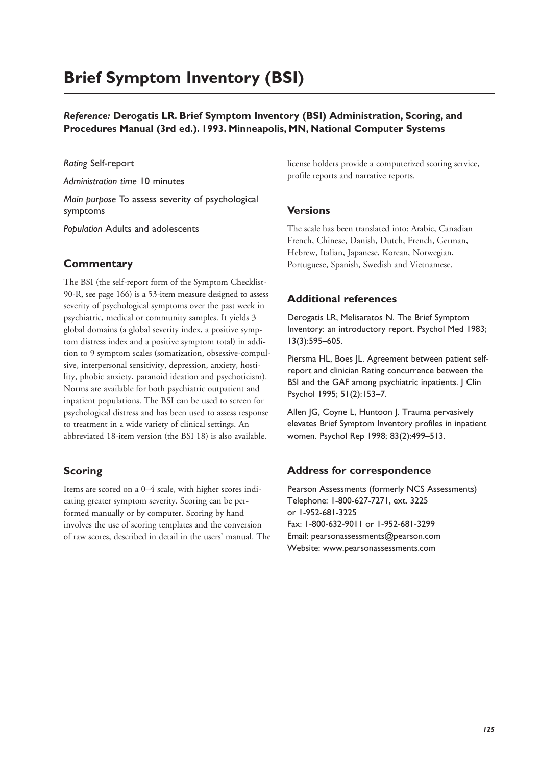# Brief Symptom Inventory (BSI)

***Reference:*** **Derogatis LR. Brief Symptom Inventory (BSI) Administration, Scoring, and Procedures Manual (3rd ed.). 1993. Minneapolis, MN, National Computer Systems**

*Rating* Self-report

*Administration time* 10 minutes

*Main purpose* To assess severity of psychological symptoms

*Population* Adults and adolescents

## Commentary

The BSI (the self-report form of the Symptom Checklist-90-R, see page 166) is a 53-item measure designed to assess severity of psychological symptoms over the past week in psychiatric, medical or community samples. It yields 3 global domains (a global severity index, a positive symptom distress index and a positive symptom total) in addition to 9 symptom scales (somatization, obsessive-compulsive, interpersonal sensitivity, depression, anxiety, hostility, phobic anxiety, paranoid ideation and psychoticism). Norms are available for both psychiatric outpatient and inpatient populations. The BSI can be used to screen for psychological distress and has been used to assess response to treatment in a wide variety of clinical settings. An abbreviated 18-item version (the BSI 18) is also available.

## Scoring

Items are scored on a 0–4 scale, with higher scores indicating greater symptom severity. Scoring can be performed manually or by computer. Scoring by hand involves the use of scoring templates and the conversion of raw scores, described in detail in the users' manual. The license holders provide a computerized scoring service, profile reports and narrative reports.

## Versions

The scale has been translated into: Arabic, Canadian French, Chinese, Danish, Dutch, French, German, Hebrew, Italian, Japanese, Korean, Norwegian, Portuguese, Spanish, Swedish and Vietnamese.

## Additional references

Derogatis LR, Melisaratos N. The Brief Symptom Inventory: an introductory report. Psychol Med 1983; 13(3):595–605.

Piersma HL, Boes JL. Agreement between patient self-report and clinician Rating concurrence between the BSI and the GAF among psychiatric inpatients. J Clin Psychol 1995; 51(2):153–7.

Allen JG, Coyne L, Huntoon J. Trauma pervasively elevates Brief Symptom Inventory profiles in inpatient women. Psychol Rep 1998; 83(2):499–513.

## Address for correspondence

Pearson Assessments (formerly NCS Assessments)
Telephone: 1-800-627-7271, ext. 3225
or 1-952-681-3225
Fax: 1-800-632-9011 or 1-952-681-3299
Email: pearsonassessments@pearson.com
Website: www.pearsonassessments.com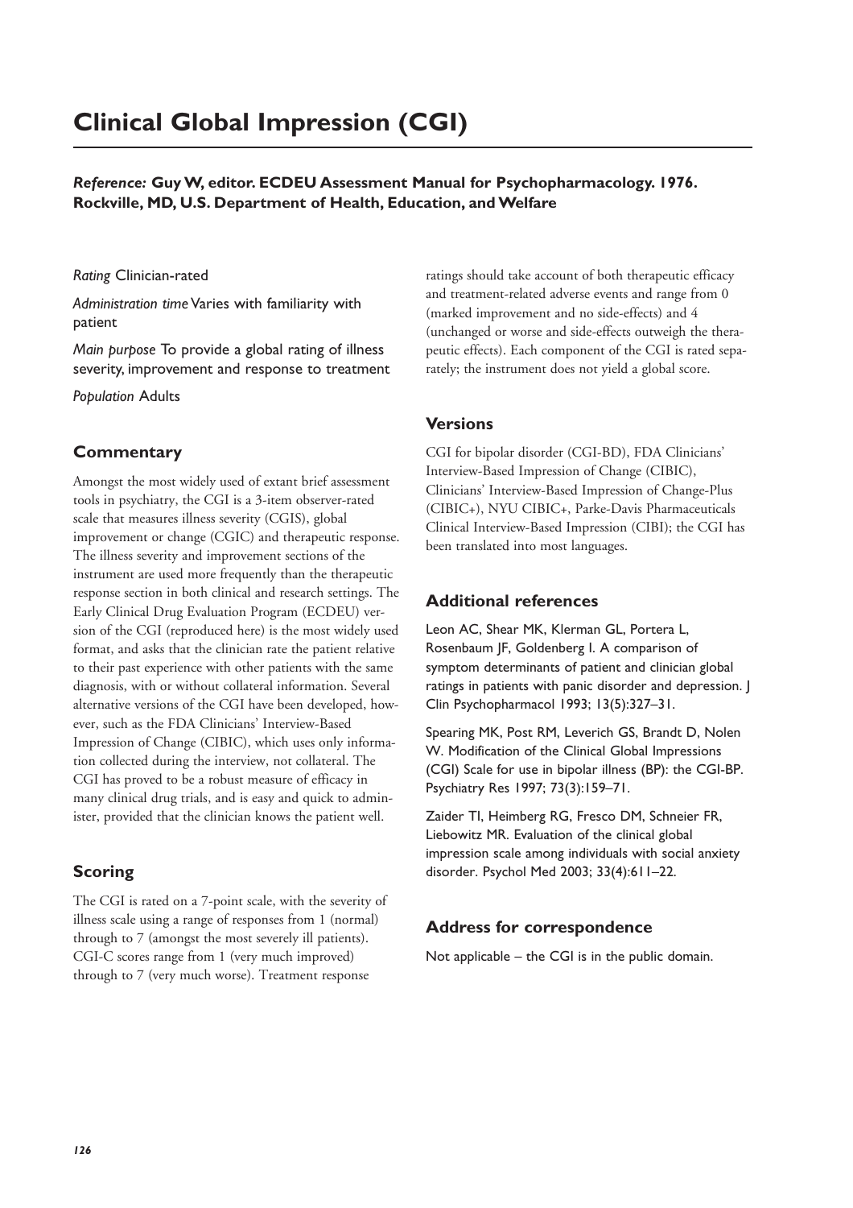# Clinical Global Impression (CGI)

***Reference:* Guy W, editor. ECDEU Assessment Manual for Psychopharmacology. 1976. Rockville, MD, U.S. Department of Health, Education, and Welfare**

*Rating* Clinician-rated

*Administration time* Varies with familiarity with patient

*Main purpose* To provide a global rating of illness severity, improvement and response to treatment

*Population* Adults

## Commentary

Amongst the most widely used of extant brief assessment tools in psychiatry, the CGI is a 3-item observer-rated scale that measures illness severity (CGIS), global improvement or change (CGIC) and therapeutic response. The illness severity and improvement sections of the instrument are used more frequently than the therapeutic response section in both clinical and research settings. The Early Clinical Drug Evaluation Program (ECDEU) version of the CGI (reproduced here) is the most widely used format, and asks that the clinician rate the patient relative to their past experience with other patients with the same diagnosis, with or without collateral information. Several alternative versions of the CGI have been developed, however, such as the FDA Clinicians' Interview-Based Impression of Change (CIBIC), which uses only information collected during the interview, not collateral. The CGI has proved to be a robust measure of efficacy in many clinical drug trials, and is easy and quick to administer, provided that the clinician knows the patient well.

## Scoring

The CGI is rated on a 7-point scale, with the severity of illness scale using a range of responses from 1 (normal) through to 7 (amongst the most severely ill patients). CGI-C scores range from 1 (very much improved) through to 7 (very much worse). Treatment response ratings should take account of both therapeutic efficacy and treatment-related adverse events and range from 0 (marked improvement and no side-effects) and 4 (unchanged or worse and side-effects outweigh the therapeutic effects). Each component of the CGI is rated separately; the instrument does not yield a global score.

## Versions

CGI for bipolar disorder (CGI-BD), FDA Clinicians' Interview-Based Impression of Change (CIBIC), Clinicians' Interview-Based Impression of Change-Plus (CIBIC+), NYU CIBIC+, Parke-Davis Pharmaceuticals Clinical Interview-Based Impression (CIBI); the CGI has been translated into most languages.

## Additional references

Leon AC, Shear MK, Klerman GL, Portera L, Rosenbaum JF, Goldenberg I. A comparison of symptom determinants of patient and clinician global ratings in patients with panic disorder and depression. J Clin Psychopharmacol 1993; 13(5):327–31.

Spearing MK, Post RM, Leverich GS, Brandt D, Nolen W. Modification of the Clinical Global Impressions (CGI) Scale for use in bipolar illness (BP): the CGI-BP. Psychiatry Res 1997; 73(3):159–71.

Zaider TI, Heimberg RG, Fresco DM, Schneier FR, Liebowitz MR. Evaluation of the clinical global impression scale among individuals with social anxiety disorder. Psychol Med 2003; 33(4):611–22.

## Address for correspondence

Not applicable – the CGI is in the public domain.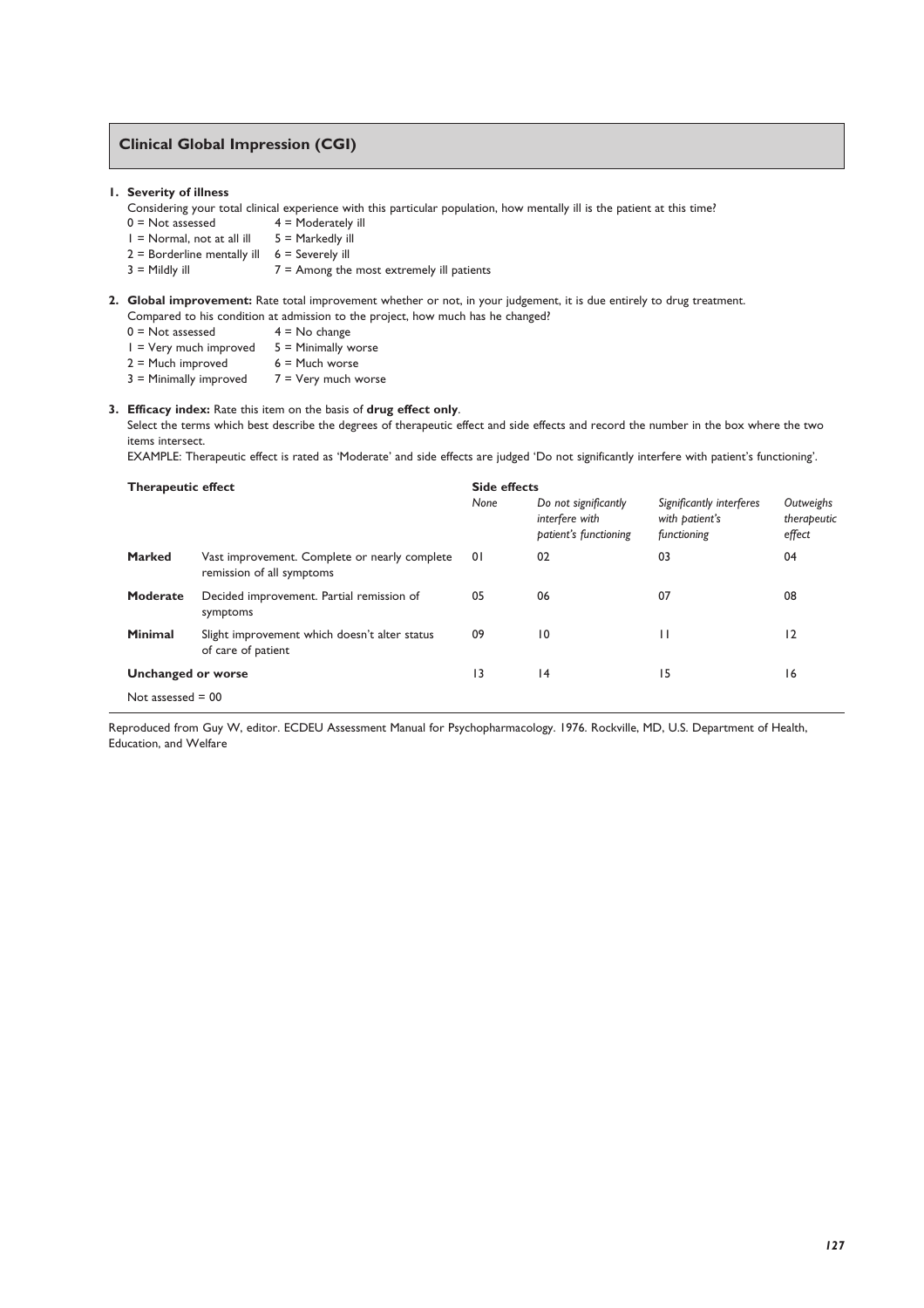## Clinical Global Impression (CGI)

**1. Severity of illness**

Considering your total clinical experience with this particular population, how mentally ill is the patient at this time?

0 = Not assessed
1 = Normal, not at all ill
2 = Borderline mentally ill
3 = Mildly ill
4 = Moderately ill
5 = Markedly ill
6 = Severely ill
7 = Among the most extremely ill patients

**2. Global improvement:** Rate total improvement whether or not, in your judgement, it is due entirely to drug treatment.

Compared to his condition at admission to the project, how much has he changed?

0 = Not assessed
1 = Very much improved
2 = Much improved
3 = Minimally improved
4 = No change
5 = Minimally worse
6 = Much worse
7 = Very much worse

**3. Efficacy index:** Rate this item on the basis of **drug effect only**.

Select the terms which best describe the degrees of therapeutic effect and side effects and record the number in the box where the two items intersect.

EXAMPLE: Therapeutic effect is rated as 'Moderate' and side effects are judged 'Do not significantly interfere with patient's functioning'.

| **Therapeutic effect** | | **Side effects** | | | |
|---|---|---|---|---|---|
| | | *None* | *Do not significantly interfere with patient's functioning* | *Significantly interferes with patient's functioning* | *Outweighs therapeutic effect* |
| **Marked** | Vast improvement. Complete or nearly complete remission of all symptoms | 01 | 02 | 03 | 04 |
| **Moderate** | Decided improvement. Partial remission of symptoms | 05 | 06 | 07 | 08 |
| **Minimal** | Slight improvement which doesn't alter status of care of patient | 09 | 10 | 11 | 12 |
| **Unchanged or worse** | | 13 | 14 | 15 | 16 |

Not assessed = 00

Reproduced from Guy W, editor. ECDEU Assessment Manual for Psychopharmacology. 1976. Rockville, MD, U.S. Department of Health, Education, and Welfare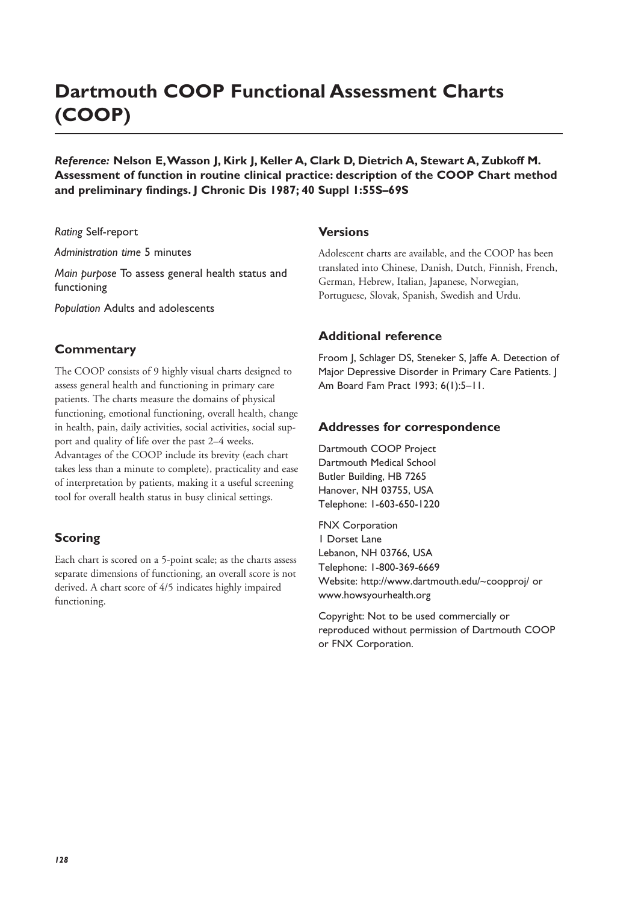# Dartmouth COOP Functional Assessment Charts (COOP)

***Reference:*** **Nelson E, Wasson J, Kirk J, Keller A, Clark D, Dietrich A, Stewart A, Zubkoff M. Assessment of function in routine clinical practice: description of the COOP Chart method and preliminary findings. J Chronic Dis 1987; 40 Suppl 1:55S–69S**

*Rating* Self-report

*Administration time* 5 minutes

*Main purpose* To assess general health status and functioning

*Population* Adults and adolescents

## Commentary

The COOP consists of 9 highly visual charts designed to assess general health and functioning in primary care patients. The charts measure the domains of physical functioning, emotional functioning, overall health, change in health, pain, daily activities, social activities, social support and quality of life over the past 2–4 weeks. Advantages of the COOP include its brevity (each chart takes less than a minute to complete), practicality and ease of interpretation by patients, making it a useful screening tool for overall health status in busy clinical settings.

## Scoring

Each chart is scored on a 5-point scale; as the charts assess separate dimensions of functioning, an overall score is not derived. A chart score of 4/5 indicates highly impaired functioning.

## Versions

Adolescent charts are available, and the COOP has been translated into Chinese, Danish, Dutch, Finnish, French, German, Hebrew, Italian, Japanese, Norwegian, Portuguese, Slovak, Spanish, Swedish and Urdu.

## Additional reference

Froom J, Schlager DS, Steneker S, Jaffe A. Detection of Major Depressive Disorder in Primary Care Patients. J Am Board Fam Pract 1993; 6(1):5–11.

## Addresses for correspondence

Dartmouth COOP Project
Dartmouth Medical School
Butler Building, HB 7265
Hanover, NH 03755, USA
Telephone: 1-603-650-1220

FNX Corporation
1 Dorset Lane
Lebanon, NH 03766, USA
Telephone: 1-800-369-6669
Website: http://www.dartmouth.edu/~coopproj/ or www.howsyourhealth.org

Copyright: Not to be used commercially or reproduced without permission of Dartmouth COOP or FNX Corporation.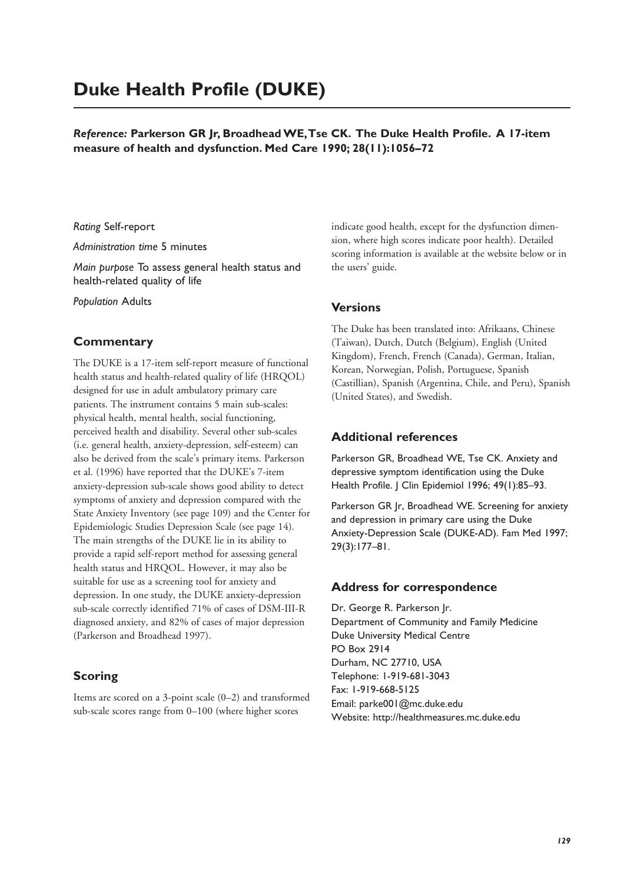# Duke Health Profile (DUKE)

***Reference:*** **Parkerson GR Jr, Broadhead WE, Tse CK. The Duke Health Profile. A 17-item measure of health and dysfunction. Med Care 1990; 28(11):1056–72**

*Rating* Self-report

*Administration time* 5 minutes

*Main purpose* To assess general health status and health-related quality of life

*Population* Adults

## Commentary

The DUKE is a 17-item self-report measure of functional health status and health-related quality of life (HRQOL) designed for use in adult ambulatory primary care patients. The instrument contains 5 main sub-scales: physical health, mental health, social functioning, perceived health and disability. Several other sub-scales (i.e. general health, anxiety-depression, self-esteem) can also be derived from the scale's primary items. Parkerson et al. (1996) have reported that the DUKE's 7-item anxiety-depression sub-scale shows good ability to detect symptoms of anxiety and depression compared with the State Anxiety Inventory (see page 109) and the Center for Epidemiologic Studies Depression Scale (see page 14). The main strengths of the DUKE lie in its ability to provide a rapid self-report method for assessing general health status and HRQOL. However, it may also be suitable for use as a screening tool for anxiety and depression. In one study, the DUKE anxiety-depression sub-scale correctly identified 71% of cases of DSM-III-R diagnosed anxiety, and 82% of cases of major depression (Parkerson and Broadhead 1997).

## Scoring

Items are scored on a 3-point scale (0–2) and transformed sub-scale scores range from 0–100 (where higher scores indicate good health, except for the dysfunction dimension, where high scores indicate poor health). Detailed scoring information is available at the website below or in the users' guide.

## Versions

The Duke has been translated into: Afrikaans, Chinese (Taiwan), Dutch, Dutch (Belgium), English (United Kingdom), French, French (Canada), German, Italian, Korean, Norwegian, Polish, Portuguese, Spanish (Castillian), Spanish (Argentina, Chile, and Peru), Spanish (United States), and Swedish.

## Additional references

Parkerson GR, Broadhead WE, Tse CK. Anxiety and depressive symptom identification using the Duke Health Profile. J Clin Epidemiol 1996; 49(1):85–93.

Parkerson GR Jr, Broadhead WE. Screening for anxiety and depression in primary care using the Duke Anxiety-Depression Scale (DUKE-AD). Fam Med 1997; 29(3):177–81.

## Address for correspondence

Dr. George R. Parkerson Jr.
Department of Community and Family Medicine
Duke University Medical Centre
PO Box 2914
Durham, NC 27710, USA
Telephone: 1-919-681-3043
Fax: 1-919-668-5125
Email: parke001@mc.duke.edu
Website: http://healthmeasures.mc.duke.edu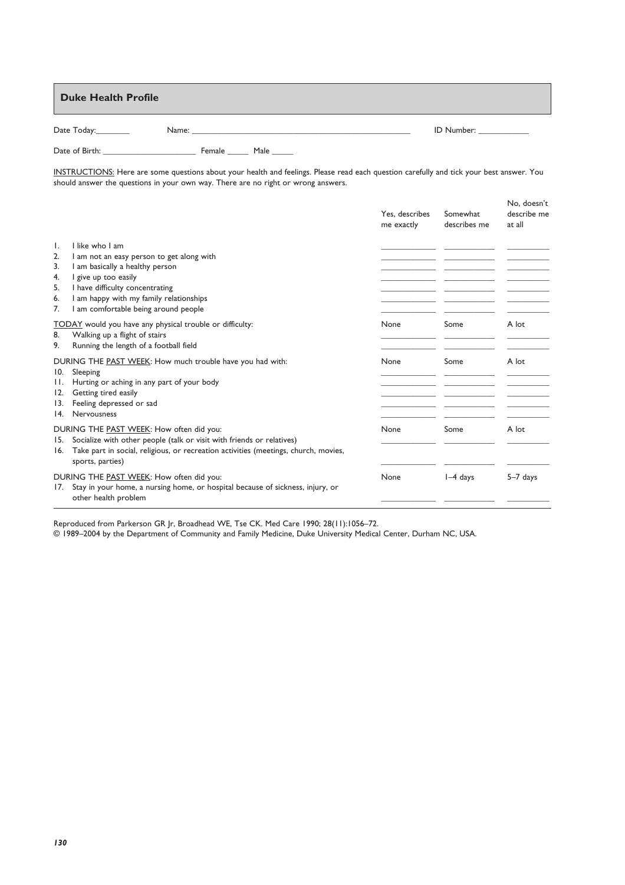## Duke Health Profile

Date Today:________ Name: ____________________________________________ ID Number: ___________

Date of Birth: ____________________ Female _____ Male _____

<u>INSTRUCTIONS:</u> Here are some questions about your health and feelings. Please read each question carefully and tick your best answer. You should answer the questions in your own way. There are no right or wrong answers.

| | Yes, describes me exactly | Somewhat describes me | No, doesn't describe me at all |
|---|---|---|---|
| 1. I like who I am | ______ | ______ | ______ |
| 2. I am not an easy person to get along with | ______ | ______ | ______ |
| 3. I am basically a healthy person | ______ | ______ | ______ |
| 4. I give up too easily | ______ | ______ | ______ |
| 5. I have difficulty concentrating | ______ | ______ | ______ |
| 6. I am happy with my family relationships | ______ | ______ | ______ |
| 7. I am comfortable being around people | ______ | ______ | ______ |
| <u>TODAY</u> would you have any physical trouble or difficulty: | None | Some | A lot |
| 8. Walking up a flight of stairs | ______ | ______ | ______ |
| 9. Running the length of a football field | ______ | ______ | ______ |
| DURING THE <u>PAST WEEK</u>: How much trouble have you had with: | None | Some | A lot |
| 10. Sleeping | ______ | ______ | ______ |
| 11. Hurting or aching in any part of your body | ______ | ______ | ______ |
| 12. Getting tired easily | ______ | ______ | ______ |
| 13. Feeling depressed or sad | ______ | ______ | ______ |
| 14. Nervousness | ______ | ______ | ______ |
| DURING THE <u>PAST WEEK</u>: How often did you: | None | Some | A lot |
| 15. Socialize with other people (talk or visit with friends or relatives) | ______ | ______ | ______ |
| 16. Take part in social, religious, or recreation activities (meetings, church, movies, sports, parties) | ______ | ______ | ______ |
| DURING THE <u>PAST WEEK</u>: How often did you: | None | 1–4 days | 5–7 days |
| 17. Stay in your home, a nursing home, or hospital because of sickness, injury, or other health problem | ______ | ______ | ______ |

Reproduced from Parkerson GR Jr, Broadhead WE, Tse CK. Med Care 1990; 28(11):1056–72.
© 1989–2004 by the Department of Community and Family Medicine, Duke University Medical Center, Durham NC, USA.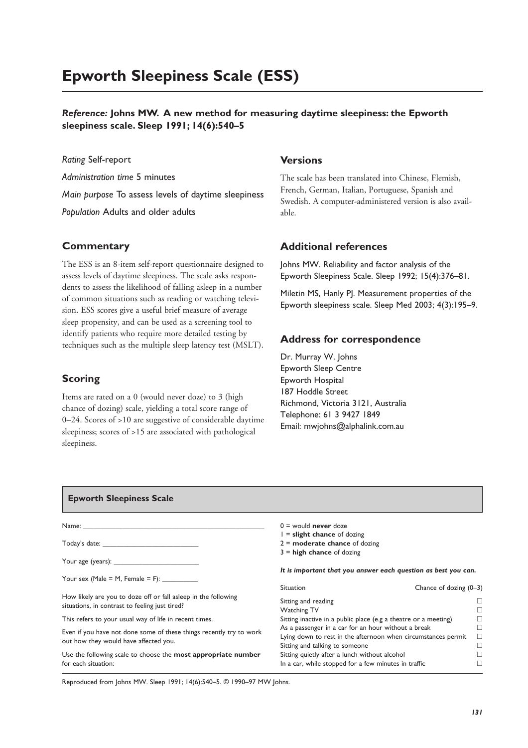# Epworth Sleepiness Scale (ESS)

***Reference:*** **Johns MW. A new method for measuring daytime sleepiness: the Epworth sleepiness scale. Sleep 1991; 14(6):540–5**

*Rating* Self-report

*Administration time* 5 minutes

*Main purpose* To assess levels of daytime sleepiness

*Population* Adults and older adults

## Commentary

The ESS is an 8-item self-report questionnaire designed to assess levels of daytime sleepiness. The scale asks respondents to assess the likelihood of falling asleep in a number of common situations such as reading or watching television. ESS scores give a useful brief measure of average sleep propensity, and can be used as a screening tool to identify patients who require more detailed testing by techniques such as the multiple sleep latency test (MSLT).

## Scoring

Items are rated on a 0 (would never doze) to 3 (high chance of dozing) scale, yielding a total score range of 0–24. Scores of >10 are suggestive of considerable daytime sleepiness; scores of >15 are associated with pathological sleepiness.

## Versions

The scale has been translated into Chinese, Flemish, French, German, Italian, Portuguese, Spanish and Swedish. A computer-administered version is also available.

## Additional references

Johns MW. Reliability and factor analysis of the Epworth Sleepiness Scale. Sleep 1992; 15(4):376–81.

Miletin MS, Hanly PJ. Measurement properties of the Epworth sleepiness scale. Sleep Med 2003; 4(3):195–9.

## Address for correspondence

Dr. Murray W. Johns
Epworth Sleep Centre
Epworth Hospital
187 Hoddle Street
Richmond, Victoria 3121, Australia
Telephone: 61 3 9427 1849
Email: mwjohns@alphalink.com.au

---

### Epworth Sleepiness Scale

Name: ______________________________________________

Today's date: ________________________

Your age (years): ______________________

Your sex (Male = M, Female = F): _________

How likely are you to doze off or fall asleep in the following situations, in contrast to feeling just tired?

This refers to your usual way of life in recent times.

Even if you have not done some of these things recently try to work out how they would have affected you.

Use the following scale to choose the **most appropriate number** for each situation:

0 = would **never** doze
1 = **slight chance** of dozing
2 = **moderate chance** of dozing
3 = **high chance** of dozing

***It is important that you answer each question as best you can.***

| Situation | Chance of dozing (0–3) |
| --- | --- |
| Sitting and reading | ☐ |
| Watching TV | ☐ |
| Sitting inactive in a public place (e.g a theatre or a meeting) | ☐ |
| As a passenger in a car for an hour without a break | ☐ |
| Lying down to rest in the afternoon when circumstances permit | ☐ |
| Sitting and talking to someone | ☐ |
| Sitting quietly after a lunch without alcohol | ☐ |
| In a car, while stopped for a few minutes in traffic | ☐ |

Reproduced from Johns MW. Sleep 1991; 14(6):540–5. © 1990–97 MW Johns.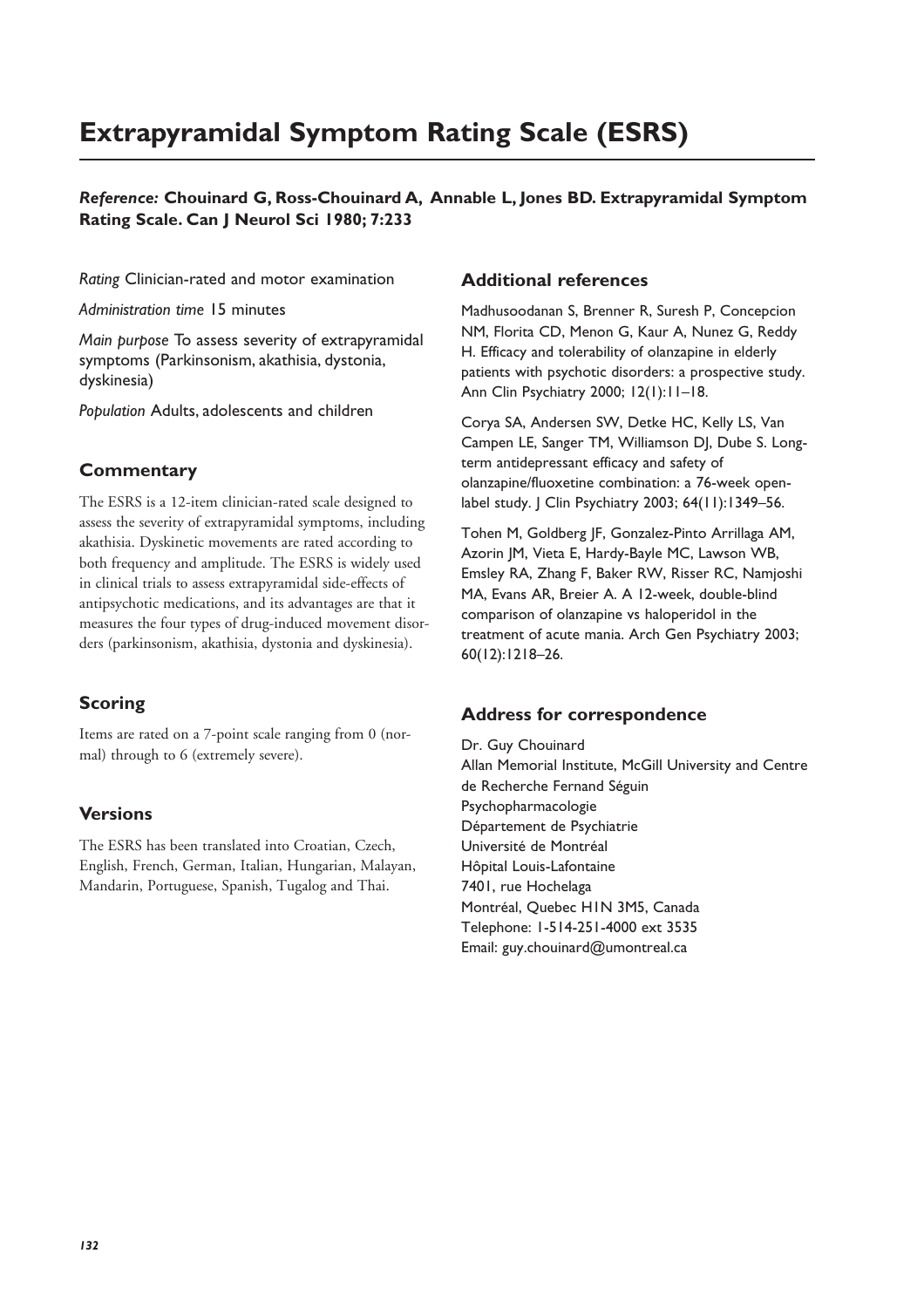# Extrapyramidal Symptom Rating Scale (ESRS)

***Reference:*** **Chouinard G, Ross-Chouinard A, Annable L, Jones BD. Extrapyramidal Symptom Rating Scale. Can J Neurol Sci 1980; 7:233**

*Rating* Clinician-rated and motor examination

*Administration time* 15 minutes

*Main purpose* To assess severity of extrapyramidal symptoms (Parkinsonism, akathisia, dystonia, dyskinesia)

*Population* Adults, adolescents and children

## Commentary

The ESRS is a 12-item clinician-rated scale designed to assess the severity of extrapyramidal symptoms, including akathisia. Dyskinetic movements are rated according to both frequency and amplitude. The ESRS is widely used in clinical trials to assess extrapyramidal side-effects of antipsychotic medications, and its advantages are that it measures the four types of drug-induced movement disorders (parkinsonism, akathisia, dystonia and dyskinesia).

## Scoring

Items are rated on a 7-point scale ranging from 0 (normal) through to 6 (extremely severe).

## Versions

The ESRS has been translated into Croatian, Czech, English, French, German, Italian, Hungarian, Malayan, Mandarin, Portuguese, Spanish, Tugalog and Thai.

## Additional references

Madhusoodanan S, Brenner R, Suresh P, Concepcion NM, Florita CD, Menon G, Kaur A, Nunez G, Reddy H. Efficacy and tolerability of olanzapine in elderly patients with psychotic disorders: a prospective study. Ann Clin Psychiatry 2000; 12(1):11–18.

Corya SA, Andersen SW, Detke HC, Kelly LS, Van Campen LE, Sanger TM, Williamson DJ, Dube S. Long-term antidepressant efficacy and safety of olanzapine/fluoxetine combination: a 76-week open-label study. J Clin Psychiatry 2003; 64(11):1349–56.

Tohen M, Goldberg JF, Gonzalez-Pinto Arrillaga AM, Azorin JM, Vieta E, Hardy-Bayle MC, Lawson WB, Emsley RA, Zhang F, Baker RW, Risser RC, Namjoshi MA, Evans AR, Breier A. A 12-week, double-blind comparison of olanzapine vs haloperidol in the treatment of acute mania. Arch Gen Psychiatry 2003; 60(12):1218–26.

## Address for correspondence

Dr. Guy Chouinard
Allan Memorial Institute, McGill University and Centre de Recherche Fernand Séguin
Psychopharmacologie
Département de Psychiatrie
Université de Montréal
Hôpital Louis-Lafontaine
7401, rue Hochelaga
Montréal, Quebec H1N 3M5, Canada
Telephone: 1-514-251-4000 ext 3535
Email: guy.chouinard@umontreal.ca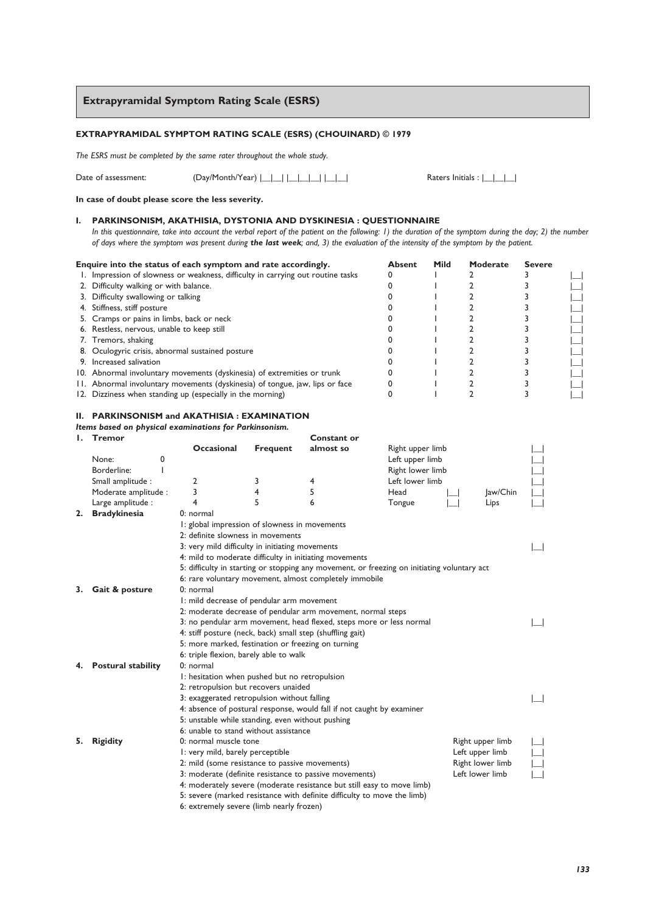## Extrapyramidal Symptom Rating Scale (ESRS)

**EXTRAPYRAMIDAL SYMPTOM RATING SCALE (ESRS) (CHOUINARD) © 1979**

*The ESRS must be completed by the same rater throughout the whole study.*

Date of assessment: (Day/Month/Year) |__|__| |__|__|__| |__|__| Raters Initials : |__|__|__|

**In case of doubt please score the less severity.**

### I. PARKINSONISM, AKATHISIA, DYSTONIA AND DYSKINESIA : QUESTIONNAIRE

*In this questionnaire, take into account the verbal report of the patient on the following: 1) the duration of the symptom during the day; 2) the number of days where the symptom was present during **the last week**; and, 3) the evaluation of the intensity of the symptom by the patient.*

| **Enquire into the status of each symptom and rate accordingly.** | **Absent** | **Mild** | **Moderate** | **Severe** | |
|---|---|---|---|---|---|
| 1. Impression of slowness or weakness, difficulty in carrying out routine tasks | 0 | 1 | 2 | 3 | \|__\| |
| 2. Difficulty walking or with balance. | 0 | 1 | 2 | 3 | \|__\| |
| 3. Difficulty swallowing or talking | 0 | 1 | 2 | 3 | \|__\| |
| 4. Stiffness, stiff posture | 0 | 1 | 2 | 3 | \|__\| |
| 5. Cramps or pains in limbs, back or neck | 0 | 1 | 2 | 3 | \|__\| |
| 6. Restless, nervous, unable to keep still | 0 | 1 | 2 | 3 | \|__\| |
| 7. Tremors, shaking | 0 | 1 | 2 | 3 | \|__\| |
| 8. Oculogyric crisis, abnormal sustained posture | 0 | 1 | 2 | 3 | \|__\| |
| 9. Increased salivation | 0 | 1 | 2 | 3 | \|__\| |
| 10. Abnormal involuntary movements (dyskinesia) of extremities or trunk | 0 | 1 | 2 | 3 | \|__\| |
| 11. Abnormal involuntary movements (dyskinesia) of tongue, jaw, lips or face | 0 | 1 | 2 | 3 | \|__\| |
| 12. Dizziness when standing up (especially in the morning) | 0 | 1 | 2 | 3 | \|__\| |

### II. PARKINSONISM and AKATHISIA : EXAMINATION

***Items based on physical examinations for Parkinsonism.***

**1. Tremor**

| | **Occasional** | **Frequent** | **Constant or almost so** | | |
|---|---|---|---|---|---|
| None: 0 | | | | Right upper limb | \|__\| |
| Borderline: 1 | | | | Left upper limb | \|__\| |
| | | | | Right lower limb | \|__\| |
| Small amplitude : | 2 | 3 | 4 | Left lower limb | \|__\| |
| Moderate amplitude : | 3 | 4 | 5 | Head \|__\| Jaw/Chin | \|__\| |
| Large amplitude : | 4 | 5 | 6 | Tongue \|__\| Lips | \|__\| |

**2. Bradykinesia** |__|

0: normal
1: global impression of slowness in movements
2: definite slowness in movements
3: very mild difficulty in initiating movements
4: mild to moderate difficulty in initiating movements
5: difficulty in starting or stopping any movement, or freezing on initiating voluntary act
6: rare voluntary movement, almost completely immobile

**3. Gait & posture** |__|

0: normal
1: mild decrease of pendular arm movement
2: moderate decrease of pendular arm movement, normal steps
3: no pendular arm movement, head flexed, steps more or less normal
4: stiff posture (neck, back) small step (shuffling gait)
5: more marked, festination or freezing on turning
6: triple flexion, barely able to walk

**4. Postural stability** |__|

0: normal
1: hesitation when pushed but no retropulsion
2: retropulsion but recovers unaided
3: exaggerated retropulsion without falling
4: absence of postural response, would fall if not caught by examiner
5: unstable while standing, even without pushing
6: unable to stand without assistance

**5. Rigidity**

0: normal muscle tone
1: very mild, barely perceptible
2: mild (some resistance to passive movements)
3: moderate (definite resistance to passive movements)
4: moderately severe (moderate resistance but still easy to move limb)
5: severe (marked resistance with definite difficulty to move the limb)
6: extremely severe (limb nearly frozen)

| | |
|---|---|
| Right upper limb | \|__\| |
| Left upper limb | \|__\| |
| Right lower limb | \|__\| |
| Left lower limb | \|__\| |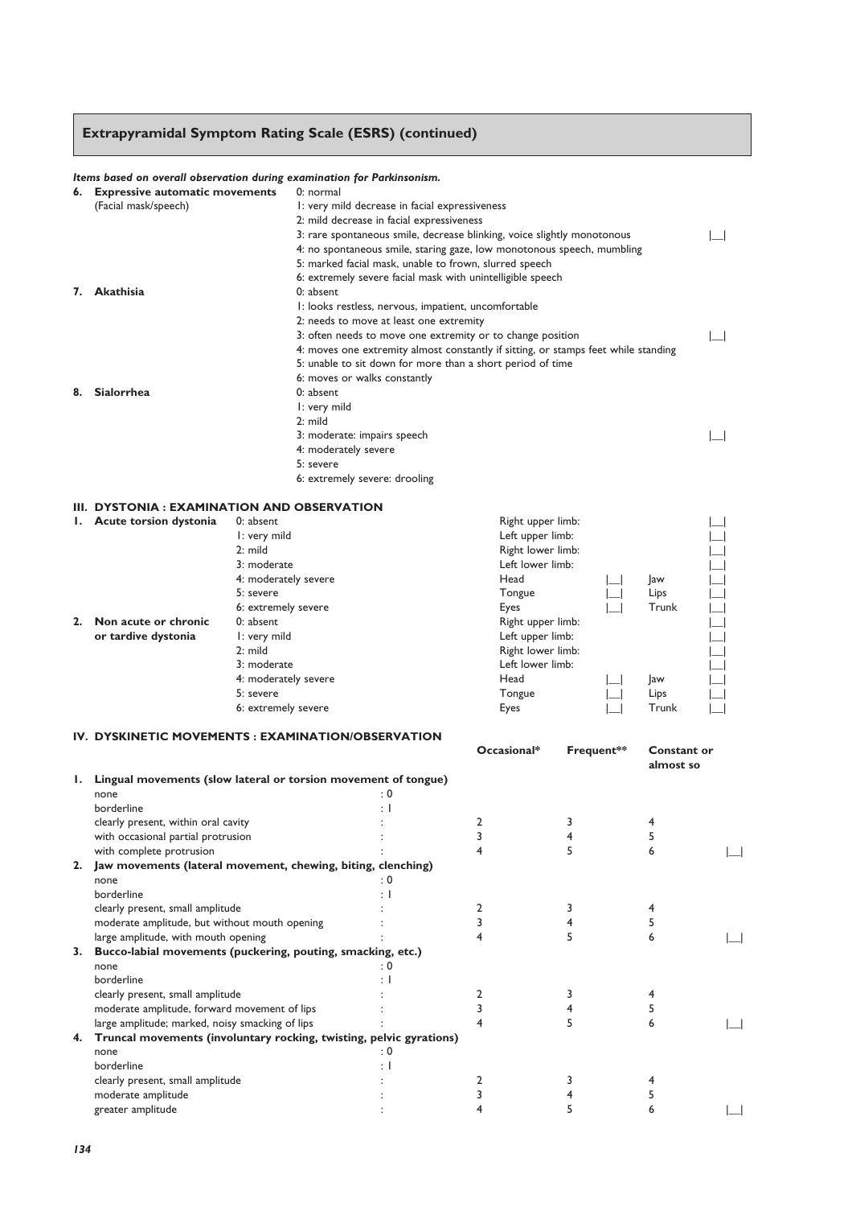## Extrapyramidal Symptom Rating Scale (ESRS) (continued)

***Items based on overall observation during examination for Parkinsonism.***

**6. Expressive automatic movements** (Facial mask/speech)
0: normal
1: very mild decrease in facial expressiveness
2: mild decrease in facial expressiveness
3: rare spontaneous smile, decrease blinking, voice slightly monotonous |__|
4: no spontaneous smile, staring gaze, low monotonous speech, mumbling
5: marked facial mask, unable to frown, slurred speech
6: extremely severe facial mask with unintelligible speech

**7. Akathisia**
0: absent
1: looks restless, nervous, impatient, uncomfortable
2: needs to move at least one extremity
3: often needs to move one extremity or to change position |__|
4: moves one extremity almost constantly if sitting, or stamps feet while standing
5: unable to sit down for more than a short period of time
6: moves or walks constantly

**8. Sialorrhea**
0: absent
1: very mild
2: mild
3: moderate: impairs speech |__|
4: moderately severe
5: severe
6: extremely severe: drooling

### III. DYSTONIA : EXAMINATION AND OBSERVATION

**1. Acute torsion dystonia**
0: absent
1: very mild
2: mild
3: moderate
4: moderately severe
5: severe
6: extremely severe

| | | | |
|---|---|---|---|
| Right upper limb: | | | |__| |
| Left upper limb: | | | |__| |
| Right lower limb: | | | |__| |
| Left lower limb: | | | |__| |
| Head | |__| | Jaw | |__| |
| Tongue | |__| | Lips | |__| |
| Eyes | |__| | Trunk | |__| |

**2. Non acute or chronic or tardive dystonia**
0: absent
1: very mild
2: mild
3: moderate
4: moderately severe
5: severe
6: extremely severe

| | | | |
|---|---|---|---|
| Right upper limb: | | | |__| |
| Left upper limb: | | | |__| |
| Right lower limb: | | | |__| |
| Left lower limb: | | | |__| |
| Head | |__| | Jaw | |__| |
| Tongue | |__| | Lips | |__| |
| Eyes | |__| | Trunk | |__| |

### IV. DYSKINETIC MOVEMENTS : EXAMINATION/OBSERVATION

| | | Occasional* | Frequent** | Constant or almost so | |
|---|---|---|---|---|---|
| **1. Lingual movements (slow lateral or torsion movement of tongue)** | | | | | |
| none | : 0 | | | | |
| borderline | : 1 | | | | |
| clearly present, within oral cavity | : | 2 | 3 | 4 | |
| with occasional partial protrusion | : | 3 | 4 | 5 | |
| with complete protrusion | : | 4 | 5 | 6 | |__| |
| **2. Jaw movements (lateral movement, chewing, biting, clenching)** | | | | | |
| none | : 0 | | | | |
| borderline | : 1 | | | | |
| clearly present, small amplitude | : | 2 | 3 | 4 | |
| moderate amplitude, but without mouth opening | : | 3 | 4 | 5 | |
| large amplitude, with mouth opening | : | 4 | 5 | 6 | |__| |
| **3. Bucco-labial movements (puckering, pouting, smacking, etc.)** | | | | | |
| none | : 0 | | | | |
| borderline | : 1 | | | | |
| clearly present, small amplitude | : | 2 | 3 | 4 | |
| moderate amplitude, forward movement of lips | : | 3 | 4 | 5 | |
| large amplitude; marked, noisy smacking of lips | : | 4 | 5 | 6 | |__| |
| **4. Truncal movements (involuntary rocking, twisting, pelvic gyrations)** | | | | | |
| none | : 0 | | | | |
| borderline | : 1 | | | | |
| clearly present, small amplitude | : | 2 | 3 | 4 | |
| moderate amplitude | : | 3 | 4 | 5 | |
| greater amplitude | : | 4 | 5 | 6 | |__| |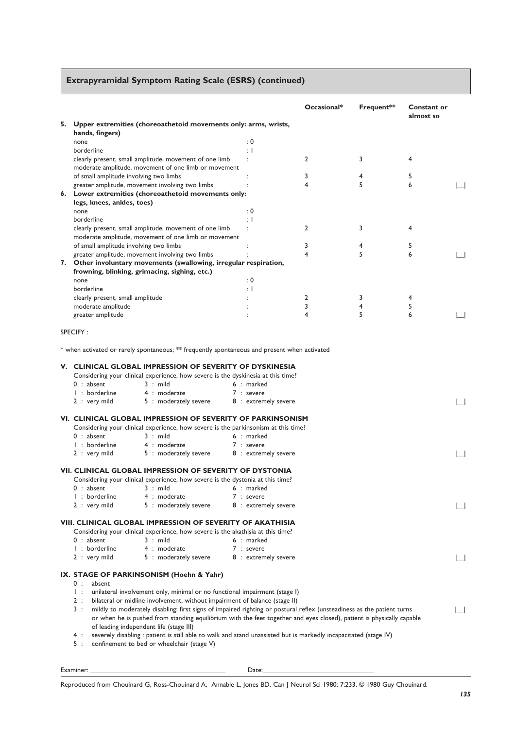## Extrapyramidal Symptom Rating Scale (ESRS) (continued)

| | | Occasional* | Frequent** | Constant or almost so | |
|---|---|---|---|---|---|
| **5. Upper extremities (choreoathetoid movements only: arms, wrists, hands, fingers)** | | | | | |
| none | : 0 | | | | |
| borderline | : 1 | | | | |
| clearly present, small amplitude, movement of one limb | : | 2 | 3 | 4 | |
| moderate amplitude, movement of one limb or movement of small amplitude involving two limbs | : | 3 | 4 | 5 | |
| greater amplitude, movement involving two limbs | : | 4 | 5 | 6 | \|__\| |
| **6. Lower extremities (choreoathetoid movements only: legs, knees, ankles, toes)** | | | | | |
| none | : 0 | | | | |
| borderline | : 1 | | | | |
| clearly present, small amplitude, movement of one limb | : | 2 | 3 | 4 | |
| moderate amplitude, movement of one limb or movement of small amplitude involving two limbs | : | 3 | 4 | 5 | |
| greater amplitude, movement involving two limbs | : | 4 | 5 | 6 | \|__\| |
| **7. Other involuntary movements (swallowing, irregular respiration, frowning, blinking, grimacing, sighing, etc.)** | | | | | |
| none | : 0 | | | | |
| borderline | : 1 | | | | |
| clearly present, small amplitude | : | 2 | 3 | 4 | |
| moderate amplitude | : | 3 | 4 | 5 | |
| greater amplitude | : | 4 | 5 | 6 | \|__\| |

SPECIFY :

* when activated or rarely spontaneous; ** frequently spontaneous and present when activated

### V. CLINICAL GLOBAL IMPRESSION OF SEVERITY OF DYSKINESIA

Considering your clinical experience, how severe is the dyskinesia at this time?

| | | | |
|---|---|---|---|
| 0 : absent | 3 : mild | 6 : marked | |
| 1 : borderline | 4 : moderate | 7 : severe | |
| 2 : very mild | 5 : moderately severe | 8 : extremely severe | \|__\| |

### VI. CLINICAL GLOBAL IMPRESSION OF SEVERITY OF PARKINSONISM

Considering your clinical experience, how severe is the parkinsonism at this time?

| | | | |
|---|---|---|---|
| 0 : absent | 3 : mild | 6 : marked | |
| 1 : borderline | 4 : moderate | 7 : severe | |
| 2 : very mild | 5 : moderately severe | 8 : extremely severe | \|__\| |

### VII. CLINICAL GLOBAL IMPRESSION OF SEVERITY OF DYSTONIA

Considering your clinical experience, how severe is the dystonia at this time?

| | | | |
|---|---|---|---|
| 0 : absent | 3 : mild | 6 : marked | |
| 1 : borderline | 4 : moderate | 7 : severe | |
| 2 : very mild | 5 : moderately severe | 8 : extremely severe | \|__\| |

### VIII. CLINICAL GLOBAL IMPRESSION OF SEVERITY OF AKATHISIA

Considering your clinical experience, how severe is the akathisia at this time?

| | | | |
|---|---|---|---|
| 0 : absent | 3 : mild | 6 : marked | |
| 1 : borderline | 4 : moderate | 7 : severe | |
| 2 : very mild | 5 : moderately severe | 8 : extremely severe | \|__\| |

### IX. STAGE OF PARKINSONISM (Hoehn & Yahr)

0 : absent
1 : unilateral involvement only, minimal or no functional impairment (stage I)
2 : bilateral or midline involvement, without impairment of balance (stage II)
3 : mildly to moderately disabling: first signs of impaired righting or postural reflex (unsteadiness as the patient turns or when he is pushed from standing equilibrium with the feet together and eyes closed), patient is physically capable of leading independent life (stage III) |__|
4 : severely disabling : patient is still able to walk and stand unassisted but is markedly incapacitated (stage IV)
5 : confinement to bed or wheelchair (stage V)

Examiner: ______________________ Date: ______________________

Reproduced from Chouinard G, Ross-Chouinard A, Annable L, Jones BD. Can J Neurol Sci 1980; 7:233. © 1980 Guy Chouinard.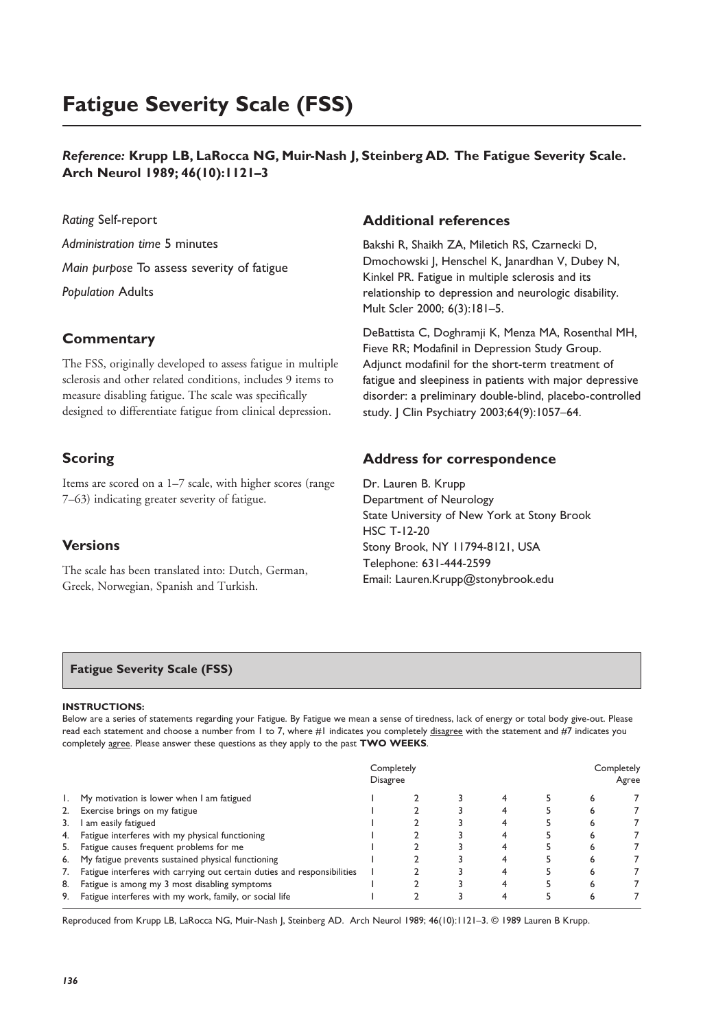# Fatigue Severity Scale (FSS)

***Reference:*** **Krupp LB, LaRocca NG, Muir-Nash J, Steinberg AD. The Fatigue Severity Scale. Arch Neurol 1989; 46(10):1121–3**

*Rating* Self-report

*Administration time* 5 minutes

*Main purpose* To assess severity of fatigue

*Population* Adults

## Commentary

The FSS, originally developed to assess fatigue in multiple sclerosis and other related conditions, includes 9 items to measure disabling fatigue. The scale was specifically designed to differentiate fatigue from clinical depression.

## Scoring

Items are scored on a 1–7 scale, with higher scores (range 7–63) indicating greater severity of fatigue.

## Versions

The scale has been translated into: Dutch, German, Greek, Norwegian, Spanish and Turkish.

## Additional references

Bakshi R, Shaikh ZA, Miletich RS, Czarnecki D, Dmochowski J, Henschel K, Janardhan V, Dubey N, Kinkel PR. Fatigue in multiple sclerosis and its relationship to depression and neurologic disability. Mult Scler 2000; 6(3):181–5.

DeBattista C, Doghramji K, Menza MA, Rosenthal MH, Fieve RR; Modafinil in Depression Study Group. Adjunct modafinil for the short-term treatment of fatigue and sleepiness in patients with major depressive disorder: a preliminary double-blind, placebo-controlled study. J Clin Psychiatry 2003;64(9):1057–64.

## Address for correspondence

Dr. Lauren B. Krupp
Department of Neurology
State University of New York at Stony Brook
HSC T-12-20
Stony Brook, NY 11794-8121, USA
Telephone: 631-444-2599
Email: Lauren.Krupp@stonybrook.edu

---

**Fatigue Severity Scale (FSS)**

**INSTRUCTIONS:**
Below are a series of statements regarding your Fatigue. By Fatigue we mean a sense of tiredness, lack of energy or total body give-out. Please read each statement and choose a number from 1 to 7, where #1 indicates you completely disagree with the statement and #7 indicates you completely agree. Please answer these questions as they apply to the past **TWO WEEKS**.

| | Completely Disagree | | | | | | Completely Agree |
|---|---|---|---|---|---|---|---|
| 1. My motivation is lower when I am fatigued | 1 | 2 | 3 | 4 | 5 | 6 | 7 |
| 2. Exercise brings on my fatigue | 1 | 2 | 3 | 4 | 5 | 6 | 7 |
| 3. I am easily fatigued | 1 | 2 | 3 | 4 | 5 | 6 | 7 |
| 4. Fatigue interferes with my physical functioning | 1 | 2 | 3 | 4 | 5 | 6 | 7 |
| 5. Fatigue causes frequent problems for me | 1 | 2 | 3 | 4 | 5 | 6 | 7 |
| 6. My fatigue prevents sustained physical functioning | 1 | 2 | 3 | 4 | 5 | 6 | 7 |
| 7. Fatigue interferes with carrying out certain duties and responsibilities | 1 | 2 | 3 | 4 | 5 | 6 | 7 |
| 8. Fatigue is among my 3 most disabling symptoms | 1 | 2 | 3 | 4 | 5 | 6 | 7 |
| 9. Fatigue interferes with my work, family, or social life | 1 | 2 | 3 | 4 | 5 | 6 | 7 |

Reproduced from Krupp LB, LaRocca NG, Muir-Nash J, Steinberg AD. Arch Neurol 1989; 46(10):1121–3. © 1989 Lauren B Krupp.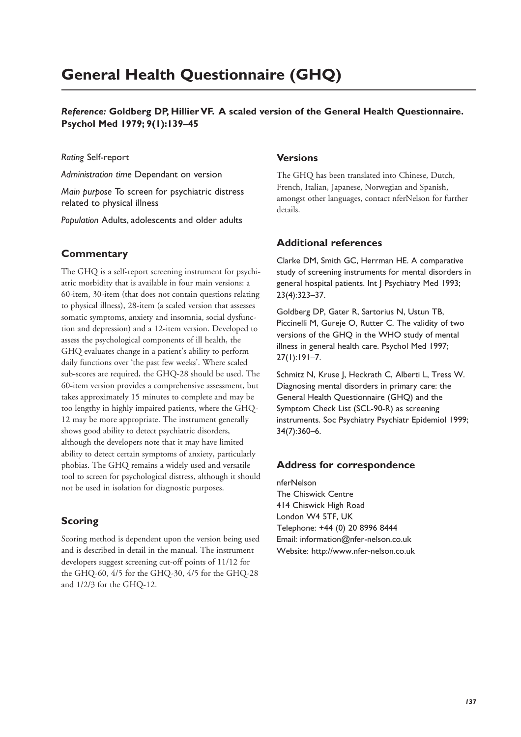# General Health Questionnaire (GHQ)

***Reference:* Goldberg DP, Hillier VF. A scaled version of the General Health Questionnaire. Psychol Med 1979; 9(1):139–45**

*Rating* Self-report

*Administration time* Dependant on version

*Main purpose* To screen for psychiatric distress related to physical illness

*Population* Adults, adolescents and older adults

## Commentary

The GHQ is a self-report screening instrument for psychiatric morbidity that is available in four main versions: a 60-item, 30-item (that does not contain questions relating to physical illness), 28-item (a scaled version that assesses somatic symptoms, anxiety and insomnia, social dysfunction and depression) and a 12-item version. Developed to assess the psychological components of ill health, the GHQ evaluates change in a patient's ability to perform daily functions over 'the past few weeks'. Where scaled sub-scores are required, the GHQ-28 should be used. The 60-item version provides a comprehensive assessment, but takes approximately 15 minutes to complete and may be too lengthy in highly impaired patients, where the GHQ-12 may be more appropriate. The instrument generally shows good ability to detect psychiatric disorders, although the developers note that it may have limited ability to detect certain symptoms of anxiety, particularly phobias. The GHQ remains a widely used and versatile tool to screen for psychological distress, although it should not be used in isolation for diagnostic purposes.

## Scoring

Scoring method is dependent upon the version being used and is described in detail in the manual. The instrument developers suggest screening cut-off points of 11/12 for the GHQ-60, 4/5 for the GHQ-30, 4/5 for the GHQ-28 and 1/2/3 for the GHQ-12.

## Versions

The GHQ has been translated into Chinese, Dutch, French, Italian, Japanese, Norwegian and Spanish, amongst other languages, contact nferNelson for further details.

## Additional references

Clarke DM, Smith GC, Herrman HE. A comparative study of screening instruments for mental disorders in general hospital patients. Int J Psychiatry Med 1993; 23(4):323–37.

Goldberg DP, Gater R, Sartorius N, Ustun TB, Piccinelli M, Gureje O, Rutter C. The validity of two versions of the GHQ in the WHO study of mental illness in general health care. Psychol Med 1997; 27(1):191–7.

Schmitz N, Kruse J, Heckrath C, Alberti L, Tress W. Diagnosing mental disorders in primary care: the General Health Questionnaire (GHQ) and the Symptom Check List (SCL-90-R) as screening instruments. Soc Psychiatry Psychiatr Epidemiol 1999; 34(7):360–6.

## Address for correspondence

nferNelson
The Chiswick Centre
414 Chiswick High Road
London W4 5TF, UK
Telephone: +44 (0) 20 8996 8444
Email: information@nfer-nelson.co.uk
Website: http://www.nfer-nelson.co.uk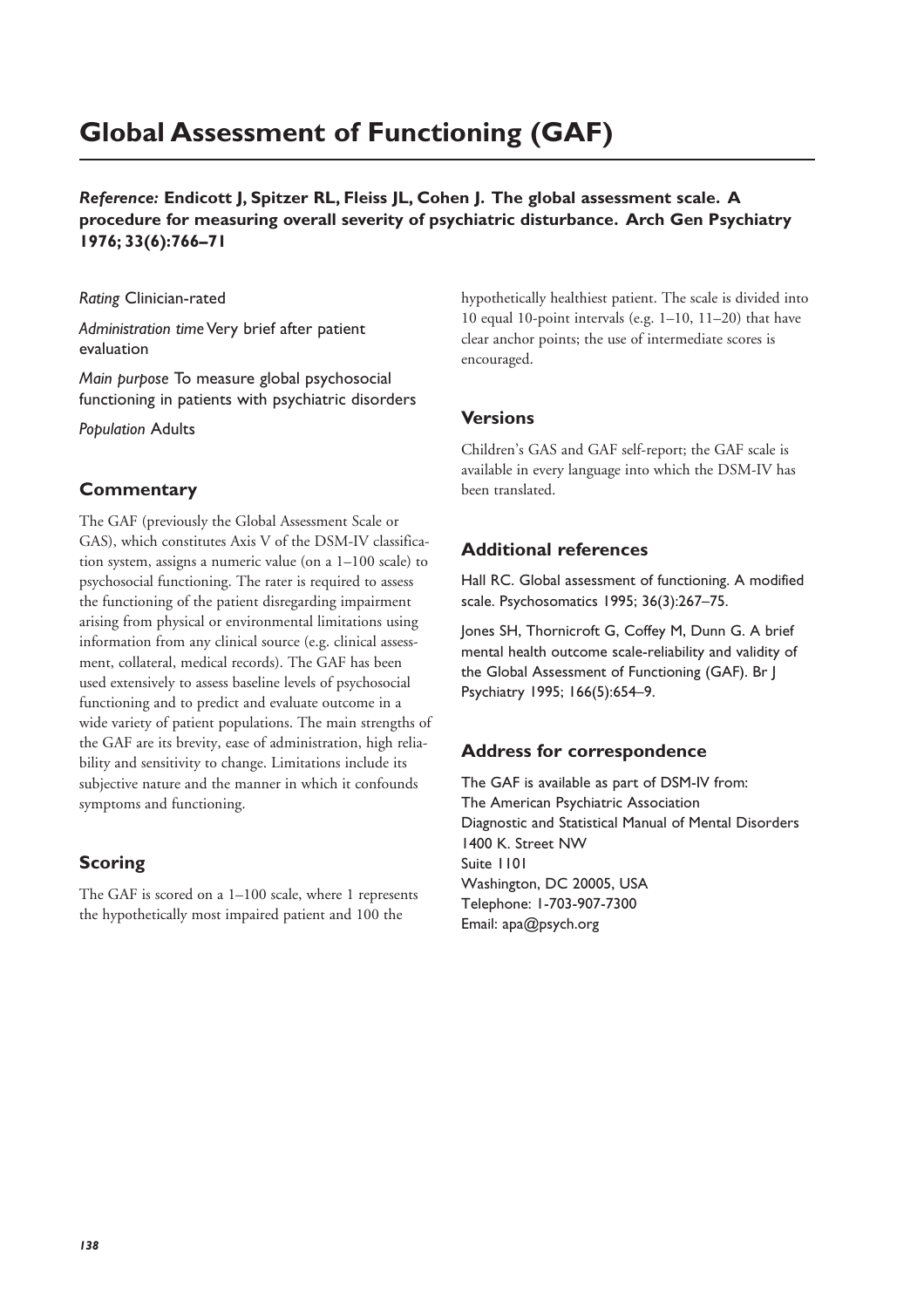# Global Assessment of Functioning (GAF)

***Reference:*** **Endicott J, Spitzer RL, Fleiss JL, Cohen J. The global assessment scale. A procedure for measuring overall severity of psychiatric disturbance. Arch Gen Psychiatry 1976; 33(6):766–71**

*Rating* Clinician-rated

*Administration time* Very brief after patient evaluation

*Main purpose* To measure global psychosocial functioning in patients with psychiatric disorders

*Population* Adults

## Commentary

The GAF (previously the Global Assessment Scale or GAS), which constitutes Axis V of the DSM-IV classification system, assigns a numeric value (on a 1–100 scale) to psychosocial functioning. The rater is required to assess the functioning of the patient disregarding impairment arising from physical or environmental limitations using information from any clinical source (e.g. clinical assessment, collateral, medical records). The GAF has been used extensively to assess baseline levels of psychosocial functioning and to predict and evaluate outcome in a wide variety of patient populations. The main strengths of the GAF are its brevity, ease of administration, high reliability and sensitivity to change. Limitations include its subjective nature and the manner in which it confounds symptoms and functioning.

## Scoring

The GAF is scored on a 1–100 scale, where 1 represents the hypothetically most impaired patient and 100 the hypothetically healthiest patient. The scale is divided into 10 equal 10-point intervals (e.g. 1–10, 11–20) that have clear anchor points; the use of intermediate scores is encouraged.

## Versions

Children's GAS and GAF self-report; the GAF scale is available in every language into which the DSM-IV has been translated.

## Additional references

Hall RC. Global assessment of functioning. A modified scale. Psychosomatics 1995; 36(3):267–75.

Jones SH, Thornicroft G, Coffey M, Dunn G. A brief mental health outcome scale-reliability and validity of the Global Assessment of Functioning (GAF). Br J Psychiatry 1995; 166(5):654–9.

## Address for correspondence

The GAF is available as part of DSM-IV from:
The American Psychiatric Association
Diagnostic and Statistical Manual of Mental Disorders
1400 K. Street NW
Suite 1101
Washington, DC 20005, USA
Telephone: 1-703-907-7300
Email: apa@psych.org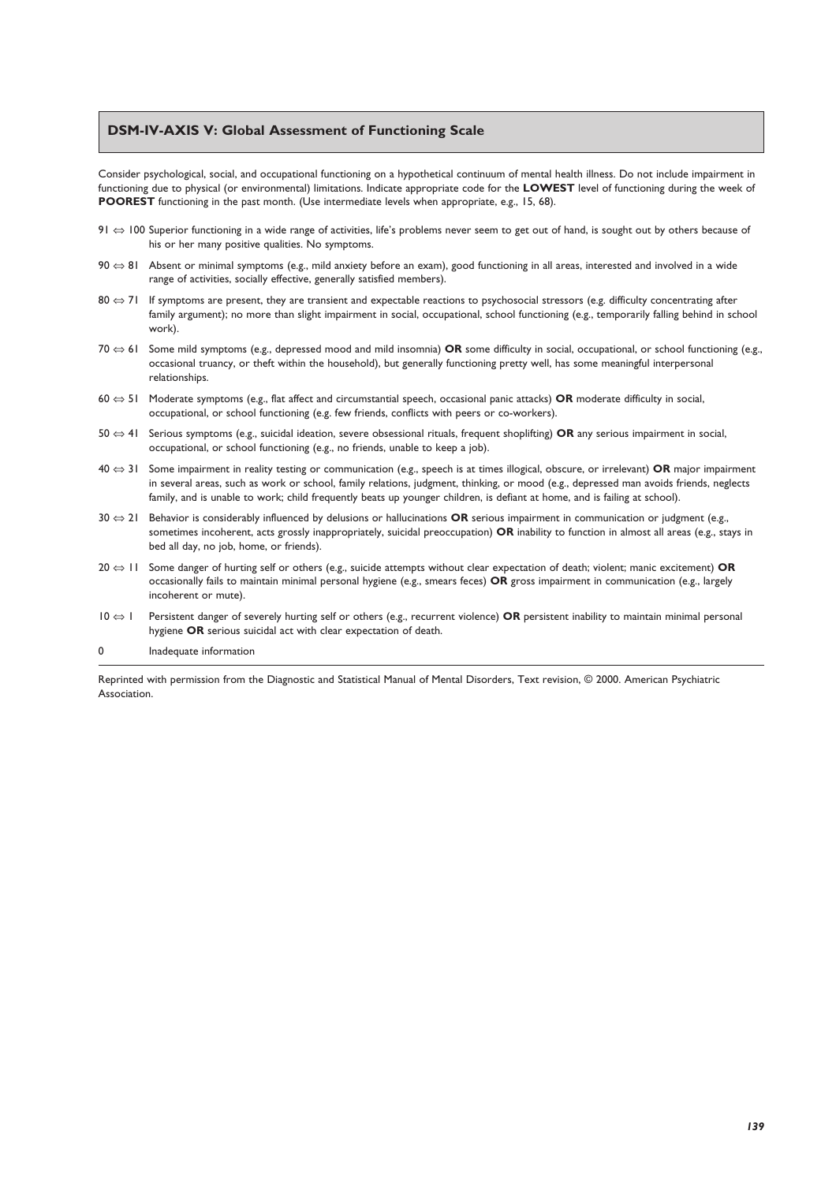## DSM-IV-AXIS V: Global Assessment of Functioning Scale

Consider psychological, social, and occupational functioning on a hypothetical continuum of mental health illness. Do not include impairment in functioning due to physical (or environmental) limitations. Indicate appropriate code for the **LOWEST** level of functioning during the week of **POOREST** functioning in the past month. (Use intermediate levels when appropriate, e.g., 15, 68).

- 91 ⇔ 100 Superior functioning in a wide range of activities, life's problems never seem to get out of hand, is sought out by others because of his or her many positive qualities. No symptoms.
- 90 ⇔ 81 Absent or minimal symptoms (e.g., mild anxiety before an exam), good functioning in all areas, interested and involved in a wide range of activities, socially effective, generally satisfied members).
- 80 ⇔ 71 If symptoms are present, they are transient and expectable reactions to psychosocial stressors (e.g. difficulty concentrating after family argument); no more than slight impairment in social, occupational, school functioning (e.g., temporarily falling behind in school work).
- 70 ⇔ 61 Some mild symptoms (e.g., depressed mood and mild insomnia) **OR** some difficulty in social, occupational, or school functioning (e.g., occasional truancy, or theft within the household), but generally functioning pretty well, has some meaningful interpersonal relationships.
- 60 ⇔ 51 Moderate symptoms (e.g., flat affect and circumstantial speech, occasional panic attacks) **OR** moderate difficulty in social, occupational, or school functioning (e.g. few friends, conflicts with peers or co-workers).
- 50 ⇔ 41 Serious symptoms (e.g., suicidal ideation, severe obsessional rituals, frequent shoplifting) **OR** any serious impairment in social, occupational, or school functioning (e.g., no friends, unable to keep a job).
- 40 ⇔ 31 Some impairment in reality testing or communication (e.g., speech is at times illogical, obscure, or irrelevant) **OR** major impairment in several areas, such as work or school, family relations, judgment, thinking, or mood (e.g., depressed man avoids friends, neglects family, and is unable to work; child frequently beats up younger children, is defiant at home, and is failing at school).
- 30 ⇔ 21 Behavior is considerably influenced by delusions or hallucinations **OR** serious impairment in communication or judgment (e.g., sometimes incoherent, acts grossly inappropriately, suicidal preoccupation) **OR** inability to function in almost all areas (e.g., stays in bed all day, no job, home, or friends).
- 20 ⇔ 11 Some danger of hurting self or others (e.g., suicide attempts without clear expectation of death; violent; manic excitement) **OR** occasionally fails to maintain minimal personal hygiene (e.g., smears feces) **OR** gross impairment in communication (e.g., largely incoherent or mute).
- 10 ⇔ 1 Persistent danger of severely hurting self or others (e.g., recurrent violence) **OR** persistent inability to maintain minimal personal hygiene **OR** serious suicidal act with clear expectation of death.
- 0 Inadequate information

Reprinted with permission from the Diagnostic and Statistical Manual of Mental Disorders, Text revision, © 2000. American Psychiatric Association.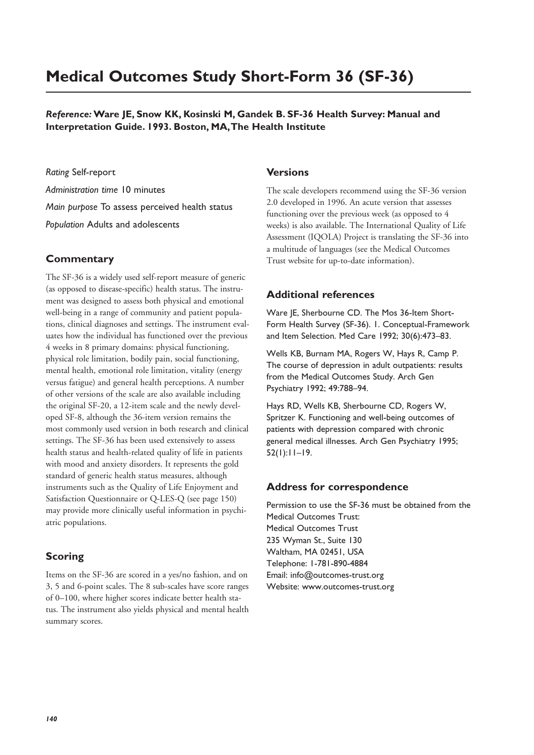# Medical Outcomes Study Short-Form 36 (SF-36)

***Reference:* Ware JE, Snow KK, Kosinski M, Gandek B. SF-36 Health Survey: Manual and Interpretation Guide. 1993. Boston, MA, The Health Institute**

*Rating* Self-report

*Administration time* 10 minutes

*Main purpose* To assess perceived health status

*Population* Adults and adolescents

## Commentary

The SF-36 is a widely used self-report measure of generic (as opposed to disease-specific) health status. The instrument was designed to assess both physical and emotional well-being in a range of community and patient populations, clinical diagnoses and settings. The instrument evaluates how the individual has functioned over the previous 4 weeks in 8 primary domains: physical functioning, physical role limitation, bodily pain, social functioning, mental health, emotional role limitation, vitality (energy versus fatigue) and general health perceptions. A number of other versions of the scale are also available including the original SF-20, a 12-item scale and the newly developed SF-8, although the 36-item version remains the most commonly used version in both research and clinical settings. The SF-36 has been used extensively to assess health status and health-related quality of life in patients with mood and anxiety disorders. It represents the gold standard of generic health status measures, although instruments such as the Quality of Life Enjoyment and Satisfaction Questionnaire or Q-LES-Q (see page 150) may provide more clinically useful information in psychiatric populations.

## Scoring

Items on the SF-36 are scored in a yes/no fashion, and on 3, 5 and 6-point scales. The 8 sub-scales have score ranges of 0–100, where higher scores indicate better health status. The instrument also yields physical and mental health summary scores.

## Versions

The scale developers recommend using the SF-36 version 2.0 developed in 1996. An acute version that assesses functioning over the previous week (as opposed to 4 weeks) is also available. The International Quality of Life Assessment (IQOLA) Project is translating the SF-36 into a multitude of languages (see the Medical Outcomes Trust website for up-to-date information).

## Additional references

Ware JE, Sherbourne CD. The Mos 36-Item Short-Form Health Survey (SF-36). 1. Conceptual-Framework and Item Selection. Med Care 1992; 30(6):473–83.

Wells KB, Burnam MA, Rogers W, Hays R, Camp P. The course of depression in adult outpatients: results from the Medical Outcomes Study. Arch Gen Psychiatry 1992; 49:788–94.

Hays RD, Wells KB, Sherbourne CD, Rogers W, Spritzer K. Functioning and well-being outcomes of patients with depression compared with chronic general medical illnesses. Arch Gen Psychiatry 1995; 52(1):11–19.

## Address for correspondence

Permission to use the SF-36 must be obtained from the Medical Outcomes Trust:
Medical Outcomes Trust
235 Wyman St., Suite 130
Waltham, MA 02451, USA
Telephone: 1-781-890-4884
Email: info@outcomes-trust.org
Website: www.outcomes-trust.org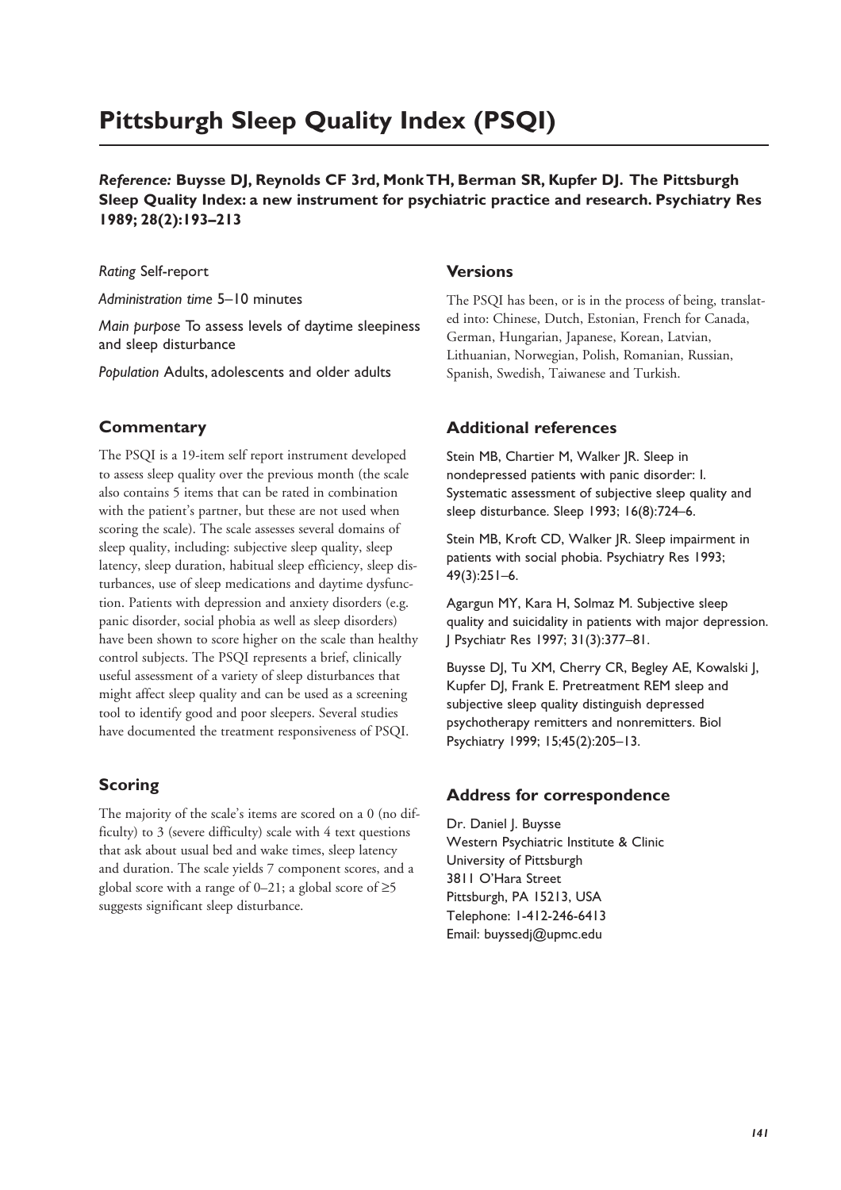# Pittsburgh Sleep Quality Index (PSQI)

***Reference:* Buysse DJ, Reynolds CF 3rd, Monk TH, Berman SR, Kupfer DJ. The Pittsburgh Sleep Quality Index: a new instrument for psychiatric practice and research. Psychiatry Res 1989; 28(2):193–213**

*Rating* Self-report

*Administration time* 5–10 minutes

*Main purpose* To assess levels of daytime sleepiness and sleep disturbance

*Population* Adults, adolescents and older adults

## Commentary

The PSQI is a 19-item self report instrument developed to assess sleep quality over the previous month (the scale also contains 5 items that can be rated in combination with the patient's partner, but these are not used when scoring the scale). The scale assesses several domains of sleep quality, including: subjective sleep quality, sleep latency, sleep duration, habitual sleep efficiency, sleep disturbances, use of sleep medications and daytime dysfunction. Patients with depression and anxiety disorders (e.g. panic disorder, social phobia as well as sleep disorders) have been shown to score higher on the scale than healthy control subjects. The PSQI represents a brief, clinically useful assessment of a variety of sleep disturbances that might affect sleep quality and can be used as a screening tool to identify good and poor sleepers. Several studies have documented the treatment responsiveness of PSQI.

## Scoring

The majority of the scale's items are scored on a 0 (no difficulty) to 3 (severe difficulty) scale with 4 text questions that ask about usual bed and wake times, sleep latency and duration. The scale yields 7 component scores, and a global score with a range of 0–21; a global score of ≥5 suggests significant sleep disturbance.

## Versions

The PSQI has been, or is in the process of being, translated into: Chinese, Dutch, Estonian, French for Canada, German, Hungarian, Japanese, Korean, Latvian, Lithuanian, Norwegian, Polish, Romanian, Russian, Spanish, Swedish, Taiwanese and Turkish.

## Additional references

Stein MB, Chartier M, Walker JR. Sleep in nondepressed patients with panic disorder: I. Systematic assessment of subjective sleep quality and sleep disturbance. Sleep 1993; 16(8):724–6.

Stein MB, Kroft CD, Walker JR. Sleep impairment in patients with social phobia. Psychiatry Res 1993; 49(3):251–6.

Agargun MY, Kara H, Solmaz M. Subjective sleep quality and suicidality in patients with major depression. J Psychiatr Res 1997; 31(3):377–81.

Buysse DJ, Tu XM, Cherry CR, Begley AE, Kowalski J, Kupfer DJ, Frank E. Pretreatment REM sleep and subjective sleep quality distinguish depressed psychotherapy remitters and nonremitters. Biol Psychiatry 1999; 15;45(2):205–13.

## Address for correspondence

Dr. Daniel J. Buysse
Western Psychiatric Institute & Clinic
University of Pittsburgh
3811 O'Hara Street
Pittsburgh, PA 15213, USA
Telephone: 1-412-246-6413
Email: buyssedj@upmc.edu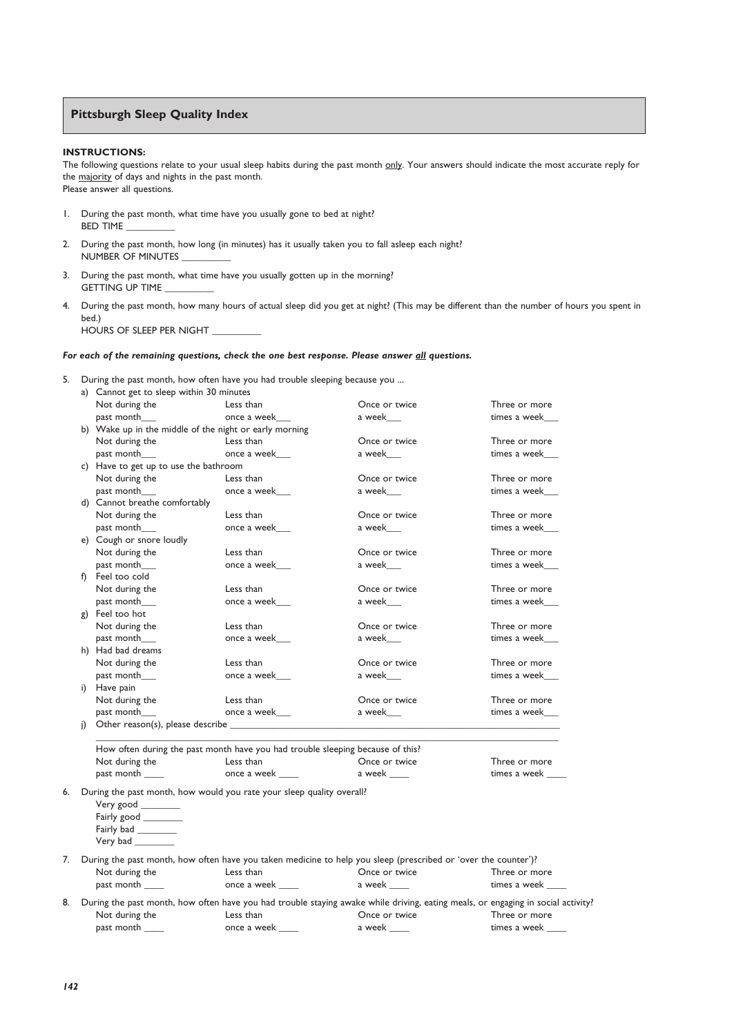## Pittsburgh Sleep Quality Index

**INSTRUCTIONS:**

The following questions relate to your usual sleep habits during the past month only. Your answers should indicate the most accurate reply for the majority of days and nights in the past month.
Please answer all questions.

1. During the past month, what time have you usually gone to bed at night?
   BED TIME __________
2. During the past month, how long (in minutes) has it usually taken you to fall asleep each night?
   NUMBER OF MINUTES __________
3. During the past month, what time have you usually gotten up in the morning?
   GETTING UP TIME __________
4. During the past month, how many hours of actual sleep did you get at night? (This may be different than the number of hours you spent in bed.)
   HOURS OF SLEEP PER NIGHT __________

***For each of the remaining questions, check the one best response. Please answer all questions.***

5. During the past month, how often have you had trouble sleeping because you ...

| | Not during the past month | Less than once a week | Once or twice a week | Three or more times a week |
|---|---|---|---|---|
| a) Cannot get to sleep within 30 minutes | ___ | ___ | ___ | ___ |
| b) Wake up in the middle of the night or early morning | ___ | ___ | ___ | ___ |
| c) Have to get up to use the bathroom | ___ | ___ | ___ | ___ |
| d) Cannot breathe comfortably | ___ | ___ | ___ | ___ |
| e) Cough or snore loudly | ___ | ___ | ___ | ___ |
| f) Feel too cold | ___ | ___ | ___ | ___ |
| g) Feel too hot | ___ | ___ | ___ | ___ |
| h) Had bad dreams | ___ | ___ | ___ | ___ |
| i) Have pain | ___ | ___ | ___ | ___ |

j) Other reason(s), please describe ______________________________________________

______________________________________________

How often during the past month have you had trouble sleeping because of this?

| Not during the past month ____ | Less than once a week ____ | Once or twice a week ____ | Three or more times a week ____ |
|---|---|---|---|

6. During the past month, how would you rate your sleep quality overall?
   Very good ________
   Fairly good ________
   Fairly bad ________
   Very bad ________

7. During the past month, how often have you taken medicine to help you sleep (prescribed or 'over the counter')?

| Not during the past month ____ | Less than once a week ____ | Once or twice a week ____ | Three or more times a week ____ |
|---|---|---|---|

8. During the past month, how often have you had trouble staying awake while driving, eating meals, or engaging in social activity?

| Not during the past month ____ | Less than once a week ____ | Once or twice a week ____ | Three or more times a week ____ |
|---|---|---|---|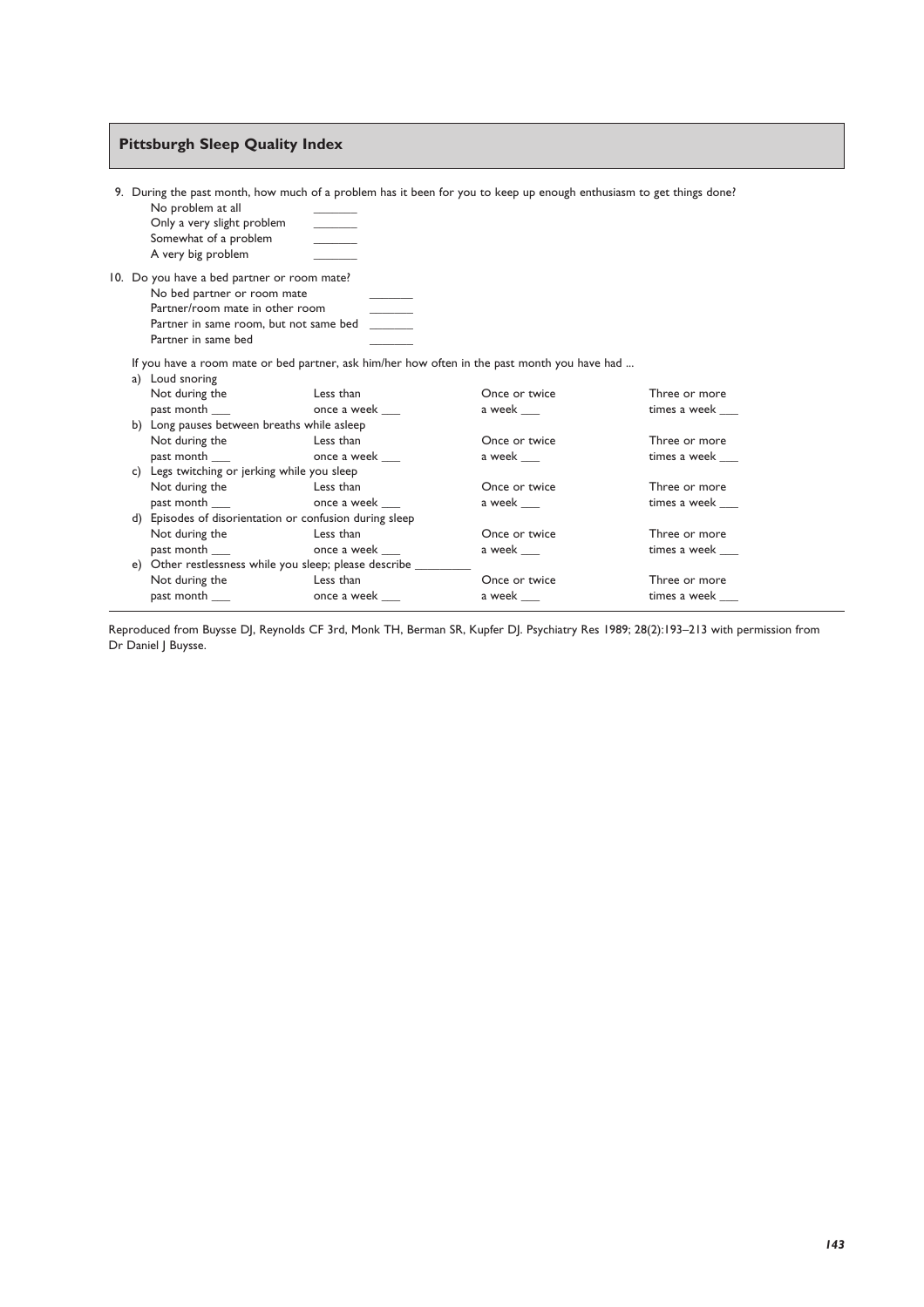## Pittsburgh Sleep Quality Index

9. During the past month, how much of a problem has it been for you to keep up enough enthusiasm to get things done?
   - No problem at all \_\_\_\_\_\_\_
   - Only a very slight problem \_\_\_\_\_\_\_
   - Somewhat of a problem \_\_\_\_\_\_\_
   - A very big problem \_\_\_\_\_\_\_

10. Do you have a bed partner or room mate?
    - No bed partner or room mate \_\_\_\_\_\_\_
    - Partner/room mate in other room \_\_\_\_\_\_\_
    - Partner in same room, but not same bed \_\_\_\_\_\_\_
    - Partner in same bed \_\_\_\_\_\_\_

    If you have a room mate or bed partner, ask him/her how often in the past month you have had ...

    a) Loud snoring

    | Not during the past month \_\_\_ | Less than once a week \_\_\_ | Once or twice a week \_\_\_ | Three or more times a week \_\_\_ |
    |---|---|---|---|

    b) Long pauses between breaths while asleep

    | Not during the past month \_\_\_ | Less than once a week \_\_\_ | Once or twice a week \_\_\_ | Three or more times a week \_\_\_ |
    |---|---|---|---|

    c) Legs twitching or jerking while you sleep

    | Not during the past month \_\_\_ | Less than once a week \_\_\_ | Once or twice a week \_\_\_ | Three or more times a week \_\_\_ |
    |---|---|---|---|

    d) Episodes of disorientation or confusion during sleep

    | Not during the past month \_\_\_ | Less than once a week \_\_\_ | Once or twice a week \_\_\_ | Three or more times a week \_\_\_ |
    |---|---|---|---|

    e) Other restlessness while you sleep; please describe \_\_\_\_\_\_\_\_\_

    | Not during the past month \_\_\_ | Less than once a week \_\_\_ | Once or twice a week \_\_\_ | Three or more times a week \_\_\_ |
    |---|---|---|---|

Reproduced from Buysse DJ, Reynolds CF 3rd, Monk TH, Berman SR, Kupfer DJ. Psychiatry Res 1989; 28(2):193–213 with permission from Dr Daniel J Buysse.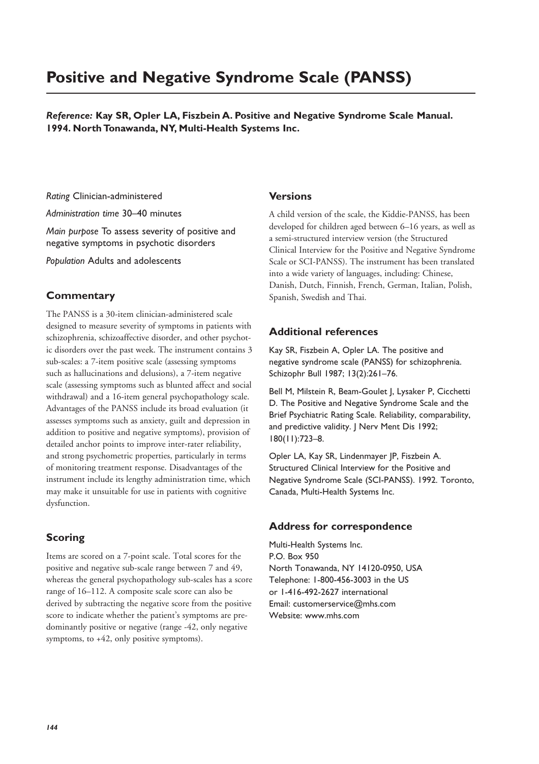# Positive and Negative Syndrome Scale (PANSS)

***Reference:* Kay SR, Opler LA, Fiszbein A. Positive and Negative Syndrome Scale Manual. 1994. North Tonawanda, NY, Multi-Health Systems Inc.**

*Rating* Clinician-administered

*Administration time* 30–40 minutes

*Main purpose* To assess severity of positive and negative symptoms in psychotic disorders

*Population* Adults and adolescents

## Commentary

The PANSS is a 30-item clinician-administered scale designed to measure severity of symptoms in patients with schizophrenia, schizoaffective disorder, and other psychotic disorders over the past week. The instrument contains 3 sub-scales: a 7-item positive scale (assessing symptoms such as hallucinations and delusions), a 7-item negative scale (assessing symptoms such as blunted affect and social withdrawal) and a 16-item general psychopathology scale. Advantages of the PANSS include its broad evaluation (it assesses symptoms such as anxiety, guilt and depression in addition to positive and negative symptoms), provision of detailed anchor points to improve inter-rater reliability, and strong psychometric properties, particularly in terms of monitoring treatment response. Disadvantages of the instrument include its lengthy administration time, which may make it unsuitable for use in patients with cognitive dysfunction.

## Scoring

Items are scored on a 7-point scale. Total scores for the positive and negative sub-scale range between 7 and 49, whereas the general psychopathology sub-scales has a score range of 16–112. A composite scale score can also be derived by subtracting the negative score from the positive score to indicate whether the patient's symptoms are predominantly positive or negative (range -42, only negative symptoms, to +42, only positive symptoms).

## Versions

A child version of the scale, the Kiddie-PANSS, has been developed for children aged between 6–16 years, as well as a semi-structured interview version (the Structured Clinical Interview for the Positive and Negative Syndrome Scale or SCI-PANSS). The instrument has been translated into a wide variety of languages, including: Chinese, Danish, Dutch, Finnish, French, German, Italian, Polish, Spanish, Swedish and Thai.

## Additional references

Kay SR, Fiszbein A, Opler LA. The positive and negative syndrome scale (PANSS) for schizophrenia. Schizophr Bull 1987; 13(2):261–76.

Bell M, Milstein R, Beam-Goulet J, Lysaker P, Cicchetti D. The Positive and Negative Syndrome Scale and the Brief Psychiatric Rating Scale. Reliability, comparability, and predictive validity. J Nerv Ment Dis 1992; 180(11):723–8.

Opler LA, Kay SR, Lindenmayer JP, Fiszbein A. Structured Clinical Interview for the Positive and Negative Syndrome Scale (SCI-PANSS). 1992. Toronto, Canada, Multi-Health Systems Inc.

## Address for correspondence

Multi-Health Systems Inc.
P.O. Box 950
North Tonawanda, NY 14120-0950, USA
Telephone: 1-800-456-3003 in the US
or 1-416-492-2627 international
Email: customerservice@mhs.com
Website: www.mhs.com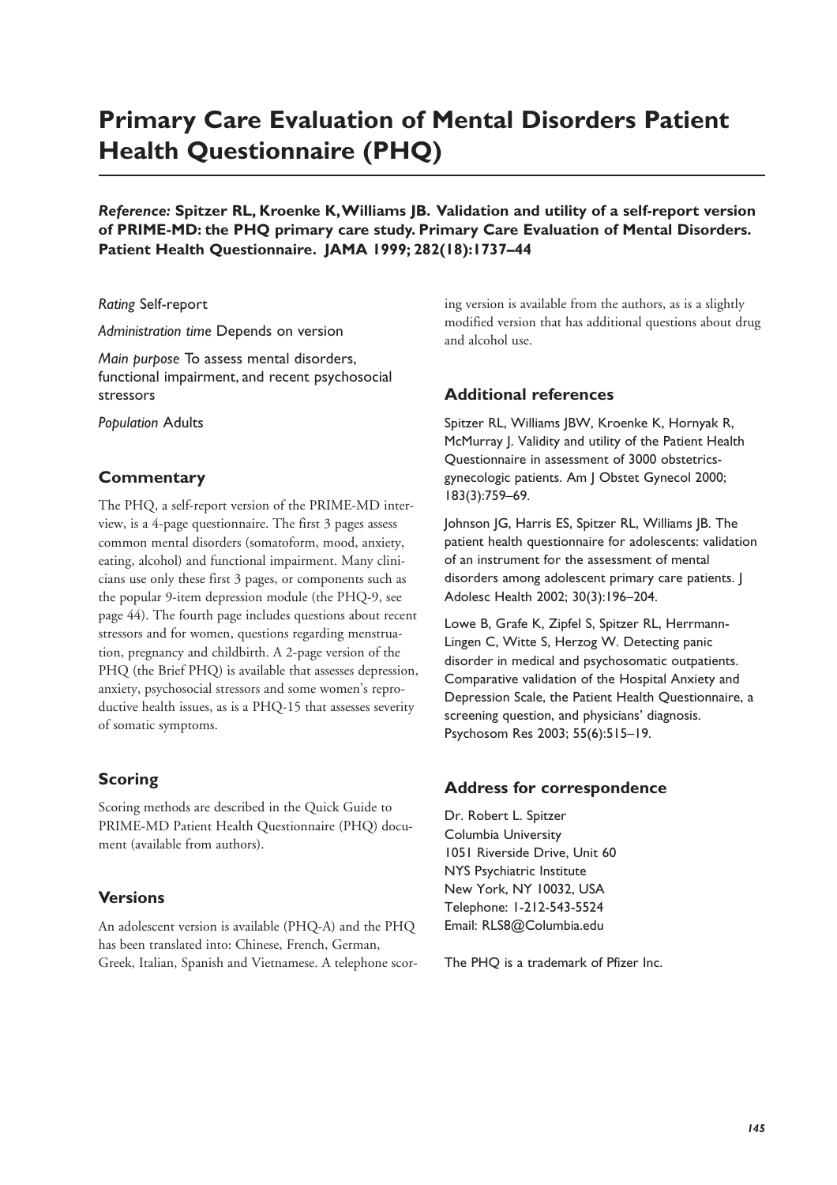# Primary Care Evaluation of Mental Disorders Patient Health Questionnaire (PHQ)

***Reference:* Spitzer RL, Kroenke K, Williams JB. Validation and utility of a self-report version of PRIME-MD: the PHQ primary care study. Primary Care Evaluation of Mental Disorders. Patient Health Questionnaire. JAMA 1999; 282(18):1737–44**

*Rating* Self-report

*Administration time* Depends on version

*Main purpose* To assess mental disorders, functional impairment, and recent psychosocial stressors

*Population* Adults

## Commentary

The PHQ, a self-report version of the PRIME-MD interview, is a 4-page questionnaire. The first 3 pages assess common mental disorders (somatoform, mood, anxiety, eating, alcohol) and functional impairment. Many clinicians use only these first 3 pages, or components such as the popular 9-item depression module (the PHQ-9, see page 44). The fourth page includes questions about recent stressors and for women, questions regarding menstruation, pregnancy and childbirth. A 2-page version of the PHQ (the Brief PHQ) is available that assesses depression, anxiety, psychosocial stressors and some women's reproductive health issues, as is a PHQ-15 that assesses severity of somatic symptoms.

## Scoring

Scoring methods are described in the Quick Guide to PRIME-MD Patient Health Questionnaire (PHQ) document (available from authors).

## Versions

An adolescent version is available (PHQ-A) and the PHQ has been translated into: Chinese, French, German, Greek, Italian, Spanish and Vietnamese. A telephone scoring version is available from the authors, as is a slightly modified version that has additional questions about drug and alcohol use.

## Additional references

Spitzer RL, Williams JBW, Kroenke K, Hornyak R, McMurray J. Validity and utility of the Patient Health Questionnaire in assessment of 3000 obstetrics-gynecologic patients. Am J Obstet Gynecol 2000; 183(3):759–69.

Johnson JG, Harris ES, Spitzer RL, Williams JB. The patient health questionnaire for adolescents: validation of an instrument for the assessment of mental disorders among adolescent primary care patients. J Adolesc Health 2002; 30(3):196–204.

Lowe B, Grafe K, Zipfel S, Spitzer RL, Herrmann-Lingen C, Witte S, Herzog W. Detecting panic disorder in medical and psychosomatic outpatients. Comparative validation of the Hospital Anxiety and Depression Scale, the Patient Health Questionnaire, a screening question, and physicians' diagnosis. Psychosom Res 2003; 55(6):515–19.

## Address for correspondence

Dr. Robert L. Spitzer
Columbia University
1051 Riverside Drive, Unit 60
NYS Psychiatric Institute
New York, NY 10032, USA
Telephone: 1-212-543-5524
Email: RLS8@Columbia.edu

The PHQ is a trademark of Pfizer Inc.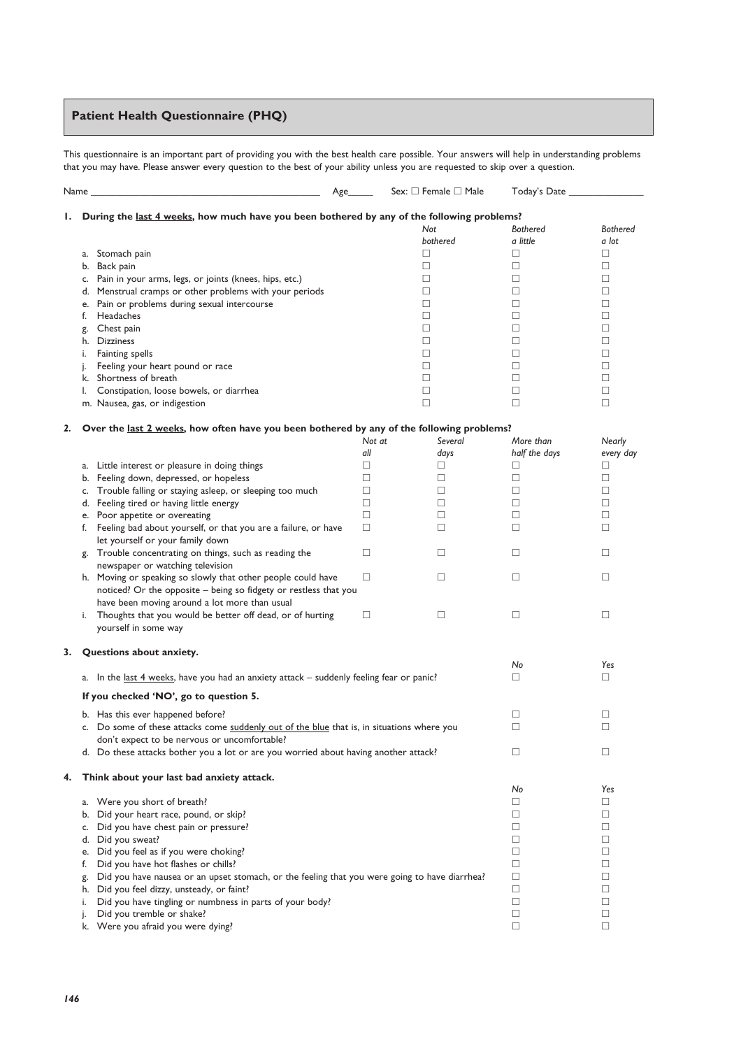## Patient Health Questionnaire (PHQ)

This questionnaire is an important part of providing you with the best health care possible. Your answers will help in understanding problems that you may have. Please answer every question to the best of your ability unless you are requested to skip over a question.

Name ______________________________ Age_____ Sex: ☐ Female ☐ Male Today's Date ______________

**1. During the last 4 weeks, how much have you been bothered by any of the following problems?**

| | *Not bothered* | *Bothered a little* | *Bothered a lot* |
|---|---|---|---|
| a. Stomach pain | ☐ | ☐ | ☐ |
| b. Back pain | ☐ | ☐ | ☐ |
| c. Pain in your arms, legs, or joints (knees, hips, etc.) | ☐ | ☐ | ☐ |
| d. Menstrual cramps or other problems with your periods | ☐ | ☐ | ☐ |
| e. Pain or problems during sexual intercourse | ☐ | ☐ | ☐ |
| f. Headaches | ☐ | ☐ | ☐ |
| g. Chest pain | ☐ | ☐ | ☐ |
| h. Dizziness | ☐ | ☐ | ☐ |
| i. Fainting spells | ☐ | ☐ | ☐ |
| j. Feeling your heart pound or race | ☐ | ☐ | ☐ |
| k. Shortness of breath | ☐ | ☐ | ☐ |
| l. Constipation, loose bowels, or diarrhea | ☐ | ☐ | ☐ |
| m. Nausea, gas, or indigestion | ☐ | ☐ | ☐ |

**2. Over the last 2 weeks, how often have you been bothered by any of the following problems?**

| | *Not at all* | *Several days* | *More than half the days* | *Nearly every day* |
|---|---|---|---|---|
| a. Little interest or pleasure in doing things | ☐ | ☐ | ☐ | ☐ |
| b. Feeling down, depressed, or hopeless | ☐ | ☐ | ☐ | ☐ |
| c. Trouble falling or staying asleep, or sleeping too much | ☐ | ☐ | ☐ | ☐ |
| d. Feeling tired or having little energy | ☐ | ☐ | ☐ | ☐ |
| e. Poor appetite or overeating | ☐ | ☐ | ☐ | ☐ |
| f. Feeling bad about yourself, or that you are a failure, or have let yourself or your family down | ☐ | ☐ | ☐ | ☐ |
| g. Trouble concentrating on things, such as reading the newspaper or watching television | ☐ | ☐ | ☐ | ☐ |
| h. Moving or speaking so slowly that other people could have noticed? Or the opposite – being so fidgety or restless that you have been moving around a lot more than usual | ☐ | ☐ | ☐ | ☐ |
| i. Thoughts that you would be better off dead, or of hurting yourself in some way | ☐ | ☐ | ☐ | ☐ |

**3. Questions about anxiety.**

| | *No* | *Yes* |
|---|---|---|
| a. In the last 4 weeks, have you had an anxiety attack – suddenly feeling fear or panic? | ☐ | ☐ |

**If you checked 'NO', go to question 5.**

| | *No* | *Yes* |
|---|---|---|
| b. Has this ever happened before? | ☐ | ☐ |
| c. Do some of these attacks come suddenly out of the blue that is, in situations where you don't expect to be nervous or uncomfortable? | ☐ | ☐ |
| d. Do these attacks bother you a lot or are you worried about having another attack? | ☐ | ☐ |

**4. Think about your last bad anxiety attack.**

| | *No* | *Yes* |
|---|---|---|
| a. Were you short of breath? | ☐ | ☐ |
| b. Did your heart race, pound, or skip? | ☐ | ☐ |
| c. Did you have chest pain or pressure? | ☐ | ☐ |
| d. Did you sweat? | ☐ | ☐ |
| e. Did you feel as if you were choking? | ☐ | ☐ |
| f. Did you have hot flashes or chills? | ☐ | ☐ |
| g. Did you have nausea or an upset stomach, or the feeling that you were going to have diarrhea? | ☐ | ☐ |
| h. Did you feel dizzy, unsteady, or faint? | ☐ | ☐ |
| i. Did you have tingling or numbness in parts of your body? | ☐ | ☐ |
| j. Did you tremble or shake? | ☐ | ☐ |
| k. Were you afraid you were dying? | ☐ | ☐ |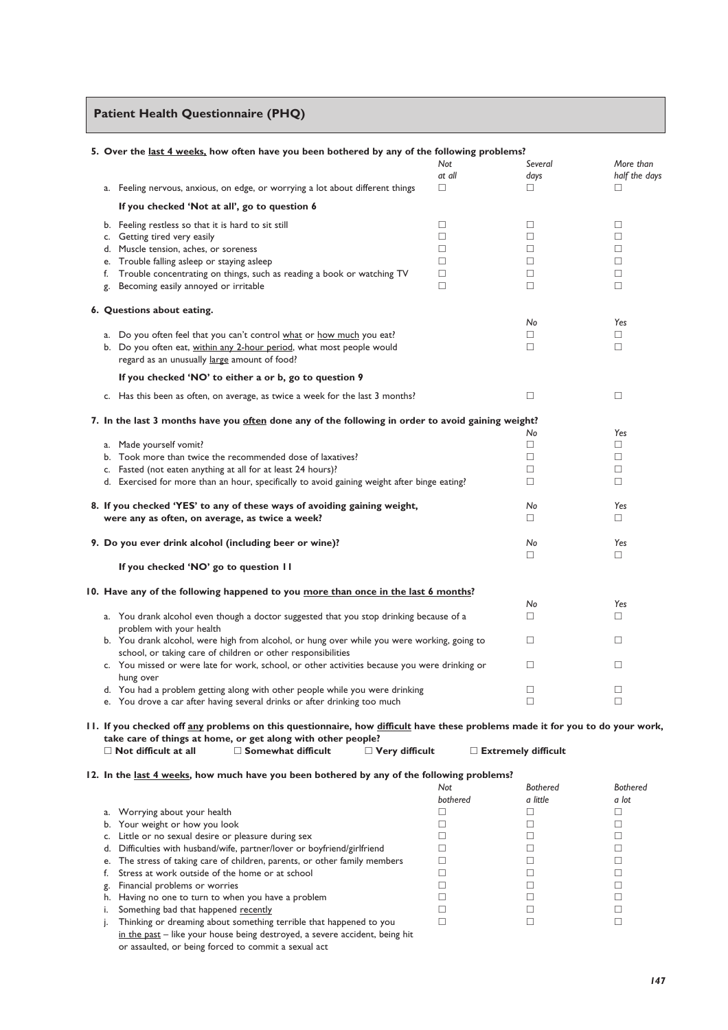## Patient Health Questionnaire (PHQ)

**5. Over the <u>last 4 weeks,</u> how often have you been bothered by any of the following problems?**

| | *Not at all* | *Several days* | *More than half the days* |
|---|---|---|---|
| a. Feeling nervous, anxious, on edge, or worrying a lot about different things | ☐ | ☐ | ☐ |
| **If you checked 'Not at all', go to question 6** | | | |
| b. Feeling restless so that it is hard to sit still | ☐ | ☐ | ☐ |
| c. Getting tired very easily | ☐ | ☐ | ☐ |
| d. Muscle tension, aches, or soreness | ☐ | ☐ | ☐ |
| e. Trouble falling asleep or staying asleep | ☐ | ☐ | ☐ |
| f. Trouble concentrating on things, such as reading a book or watching TV | ☐ | ☐ | ☐ |
| g. Becoming easily annoyed or irritable | ☐ | ☐ | ☐ |

**6. Questions about eating.**

| | *No* | *Yes* |
|---|---|---|
| a. Do you often feel that you can't control <u>what</u> or <u>how much</u> you eat? | ☐ | ☐ |
| b. Do you often eat, <u>within any 2-hour period</u>, what most people would regard as an unusually <u>large</u> amount of food? | ☐ | ☐ |
| **If you checked 'NO' to either a or b, go to question 9** | | |
| c. Has this been as often, on average, as twice a week for the last 3 months? | ☐ | ☐ |

**7. In the last 3 months have you <u>often</u> done any of the following in order to avoid gaining weight?**

| | *No* | *Yes* |
|---|---|---|
| a. Made yourself vomit? | ☐ | ☐ |
| b. Took more than twice the recommended dose of laxatives? | ☐ | ☐ |
| c. Fasted (not eaten anything at all for at least 24 hours)? | ☐ | ☐ |
| d. Exercised for more than an hour, specifically to avoid gaining weight after binge eating? | ☐ | ☐ |

| | *No* | *Yes* |
|---|---|---|
| **8. If you checked 'YES' to any of these ways of avoiding gaining weight, were any as often, on average, as twice a week?** | ☐ | ☐ |
| **9. Do you ever drink alcohol (including beer or wine)?** | ☐ | ☐ |

**If you checked 'NO' go to question 11**

**10. Have any of the following happened to you <u>more than once in the last 6 months</u>?**

| | *No* | *Yes* |
|---|---|---|
| a. You drank alcohol even though a doctor suggested that you stop drinking because of a problem with your health | ☐ | ☐ |
| b. You drank alcohol, were high from alcohol, or hung over while you were working, going to school, or taking care of children or other responsibilities | ☐ | ☐ |
| c. You missed or were late for work, school, or other activities because you were drinking or hung over | ☐ | ☐ |
| d. You had a problem getting along with other people while you were drinking | ☐ | ☐ |
| e. You drove a car after having several drinks or after drinking too much | ☐ | ☐ |

**11. If you checked off <u>any</u> problems on this questionnaire, how <u>difficult</u> have these problems made it for you to do your work, take care of things at home, or get along with other people?**

☐ **Not difficult at all** ☐ **Somewhat difficult** ☐ **Very difficult** ☐ **Extremely difficult**

**12. In the <u>last 4 weeks</u>, how much have you been bothered by any of the following problems?**

| | *Not bothered* | *Bothered a little* | *Bothered a lot* |
|---|---|---|---|
| a. Worrying about your health | ☐ | ☐ | ☐ |
| b. Your weight or how you look | ☐ | ☐ | ☐ |
| c. Little or no sexual desire or pleasure during sex | ☐ | ☐ | ☐ |
| d. Difficulties with husband/wife, partner/lover or boyfriend/girlfriend | ☐ | ☐ | ☐ |
| e. The stress of taking care of children, parents, or other family members | ☐ | ☐ | ☐ |
| f. Stress at work outside of the home or at school | ☐ | ☐ | ☐ |
| g. Financial problems or worries | ☐ | ☐ | ☐ |
| h. Having no one to turn to when you have a problem | ☐ | ☐ | ☐ |
| i. Something bad that happened <u>recently</u> | ☐ | ☐ | ☐ |
| j. Thinking or dreaming about something terrible that happened to you <u>in the past</u> – like your house being destroyed, a severe accident, being hit or assaulted, or being forced to commit a sexual act | ☐ | ☐ | ☐ |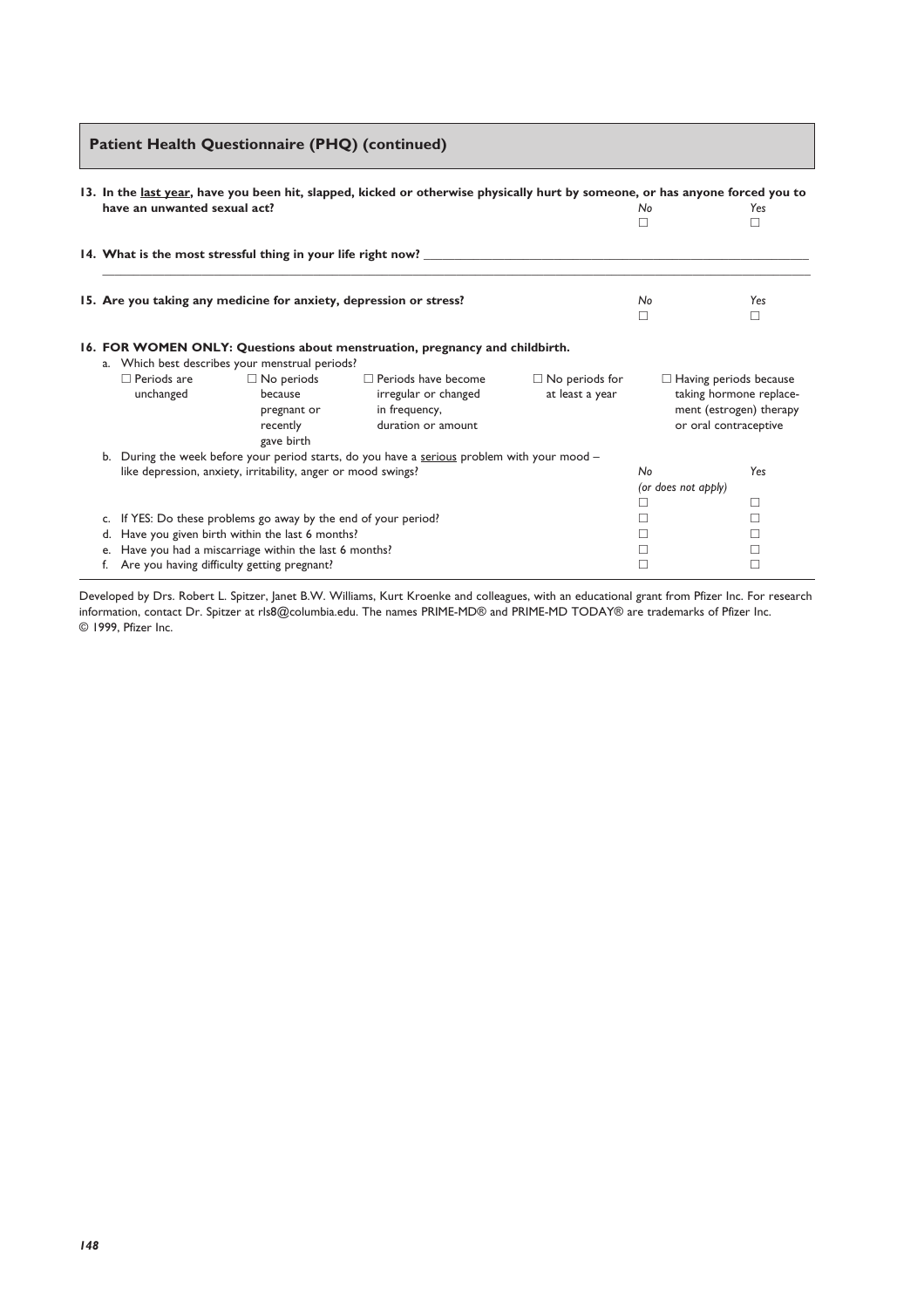## Patient Health Questionnaire (PHQ) (continued)

**13. In the <u>last year</u>, have you been hit, slapped, kicked or otherwise physically hurt by someone, or has anyone forced you to have an unwanted sexual act?**

| | *No* | *Yes* |
|---|---|---|
| | ☐ | ☐ |

**14. What is the most stressful thing in your life right now?** ______________________________

______________________________________________________________________

**15. Are you taking any medicine for anxiety, depression or stress?**

| | *No* | *Yes* |
|---|---|---|
| | ☐ | ☐ |

**16. FOR WOMEN ONLY: Questions about menstruation, pregnancy and childbirth.**

a. Which best describes your menstrual periods?

- ☐ Periods are unchanged
- ☐ No periods because pregnant or recently gave birth
- ☐ Periods have become irregular or changed in frequency, duration or amount
- ☐ No periods for at least a year
- ☐ Having periods because taking hormone replacement (estrogen) therapy or oral contraceptive

| | *No (or does not apply)* | *Yes* |
|---|---|---|
| b. During the week before your period starts, do you have a <u>serious</u> problem with your mood – like depression, anxiety, irritability, anger or mood swings? | ☐ | ☐ |
| c. If YES: Do these problems go away by the end of your period? | ☐ | ☐ |
| d. Have you given birth within the last 6 months? | ☐ | ☐ |
| e. Have you had a miscarriage within the last 6 months? | ☐ | ☐ |
| f. Are you having difficulty getting pregnant? | ☐ | ☐ |

Developed by Drs. Robert L. Spitzer, Janet B.W. Williams, Kurt Kroenke and colleagues, with an educational grant from Pfizer Inc. For research information, contact Dr. Spitzer at rls8@columbia.edu. The names PRIME-MD® and PRIME-MD TODAY® are trademarks of Pfizer Inc.
© 1999, Pfizer Inc.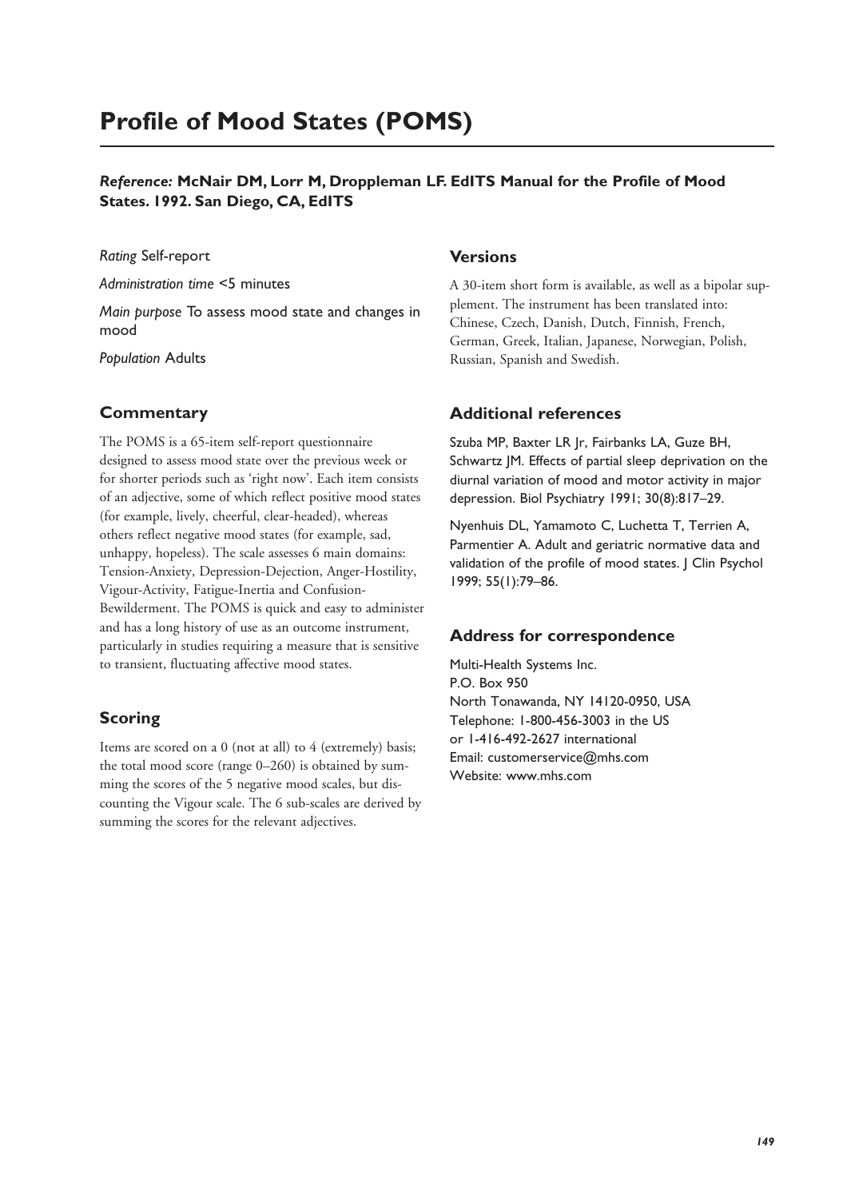# Profile of Mood States (POMS)

***Reference:*** **McNair DM, Lorr M, Droppleman LF. EdITS Manual for the Profile of Mood States. 1992. San Diego, CA, EdITS**

*Rating* Self-report

*Administration time* <5 minutes

*Main purpose* To assess mood state and changes in mood

*Population* Adults

## Commentary

The POMS is a 65-item self-report questionnaire designed to assess mood state over the previous week or for shorter periods such as 'right now'. Each item consists of an adjective, some of which reflect positive mood states (for example, lively, cheerful, clear-headed), whereas others reflect negative mood states (for example, sad, unhappy, hopeless). The scale assesses 6 main domains: Tension-Anxiety, Depression-Dejection, Anger-Hostility, Vigour-Activity, Fatigue-Inertia and Confusion-Bewilderment. The POMS is quick and easy to administer and has a long history of use as an outcome instrument, particularly in studies requiring a measure that is sensitive to transient, fluctuating affective mood states.

## Scoring

Items are scored on a 0 (not at all) to 4 (extremely) basis; the total mood score (range 0–260) is obtained by summing the scores of the 5 negative mood scales, but discounting the Vigour scale. The 6 sub-scales are derived by summing the scores for the relevant adjectives.

## Versions

A 30-item short form is available, as well as a bipolar supplement. The instrument has been translated into: Chinese, Czech, Danish, Dutch, Finnish, French, German, Greek, Italian, Japanese, Norwegian, Polish, Russian, Spanish and Swedish.

## Additional references

Szuba MP, Baxter LR Jr, Fairbanks LA, Guze BH, Schwartz JM. Effects of partial sleep deprivation on the diurnal variation of mood and motor activity in major depression. Biol Psychiatry 1991; 30(8):817–29.

Nyenhuis DL, Yamamoto C, Luchetta T, Terrien A, Parmentier A. Adult and geriatric normative data and validation of the profile of mood states. J Clin Psychol 1999; 55(1):79–86.

## Address for correspondence

Multi-Health Systems Inc.
P.O. Box 950
North Tonawanda, NY 14120-0950, USA
Telephone: 1-800-456-3003 in the US
or 1-416-492-2627 international
Email: customerservice@mhs.com
Website: www.mhs.com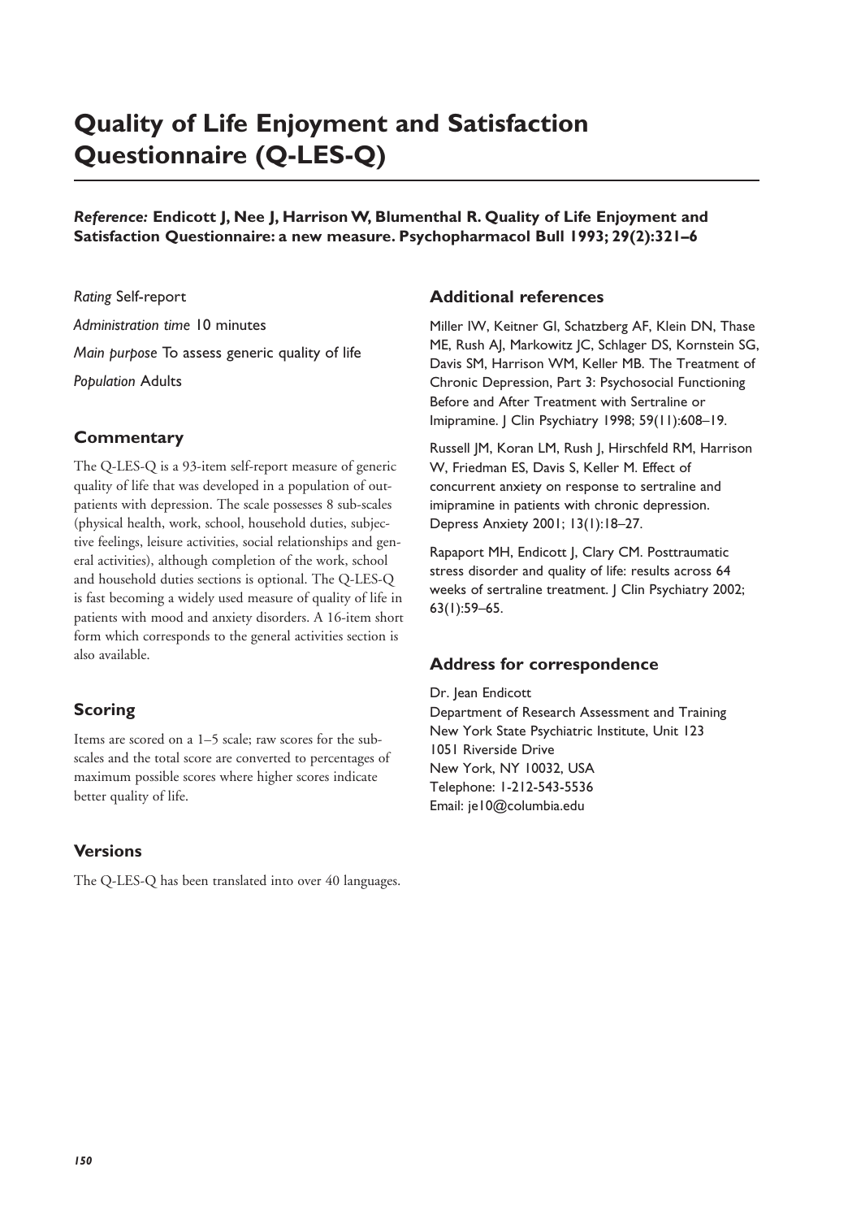# Quality of Life Enjoyment and Satisfaction Questionnaire (Q-LES-Q)

***Reference:* Endicott J, Nee J, Harrison W, Blumenthal R. Quality of Life Enjoyment and Satisfaction Questionnaire: a new measure. Psychopharmacol Bull 1993; 29(2):321–6**

*Rating* Self-report

*Administration time* 10 minutes

*Main purpose* To assess generic quality of life

*Population* Adults

## Commentary

The Q-LES-Q is a 93-item self-report measure of generic quality of life that was developed in a population of outpatients with depression. The scale possesses 8 sub-scales (physical health, work, school, household duties, subjective feelings, leisure activities, social relationships and general activities), although completion of the work, school and household duties sections is optional. The Q-LES-Q is fast becoming a widely used measure of quality of life in patients with mood and anxiety disorders. A 16-item short form which corresponds to the general activities section is also available.

## Scoring

Items are scored on a 1–5 scale; raw scores for the subscales and the total score are converted to percentages of maximum possible scores where higher scores indicate better quality of life.

## Versions

The Q-LES-Q has been translated into over 40 languages.

## Additional references

Miller IW, Keitner GI, Schatzberg AF, Klein DN, Thase ME, Rush AJ, Markowitz JC, Schlager DS, Kornstein SG, Davis SM, Harrison WM, Keller MB. The Treatment of Chronic Depression, Part 3: Psychosocial Functioning Before and After Treatment with Sertraline or Imipramine. J Clin Psychiatry 1998; 59(11):608–19.

Russell JM, Koran LM, Rush J, Hirschfeld RM, Harrison W, Friedman ES, Davis S, Keller M. Effect of concurrent anxiety on response to sertraline and imipramine in patients with chronic depression. Depress Anxiety 2001; 13(1):18–27.

Rapaport MH, Endicott J, Clary CM. Posttraumatic stress disorder and quality of life: results across 64 weeks of sertraline treatment. J Clin Psychiatry 2002; 63(1):59–65.

## Address for correspondence

Dr. Jean Endicott
Department of Research Assessment and Training
New York State Psychiatric Institute, Unit 123
1051 Riverside Drive
New York, NY 10032, USA
Telephone: 1-212-543-5536
Email: je10@columbia.edu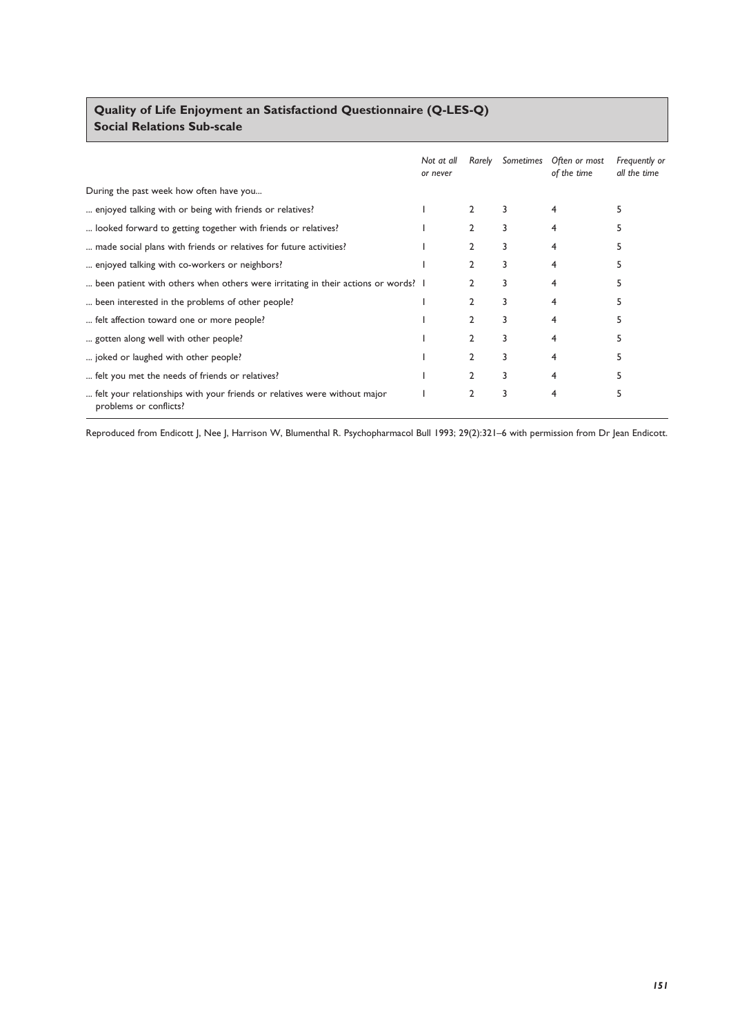## Quality of Life Enjoyment an Satisfactiond Questionnaire (Q-LES-Q)
## Social Relations Sub-scale

| | *Not at all or never* | *Rarely* | *Sometimes* | *Often or most of the time* | *Frequently or all the time* |
|---|---|---|---|---|---|
| During the past week how often have you... | | | | | |
| ... enjoyed talking with or being with friends or relatives? | 1 | 2 | 3 | 4 | 5 |
| ... looked forward to getting together with friends or relatives? | 1 | 2 | 3 | 4 | 5 |
| ... made social plans with friends or relatives for future activities? | 1 | 2 | 3 | 4 | 5 |
| ... enjoyed talking with co-workers or neighbors? | 1 | 2 | 3 | 4 | 5 |
| ... been patient with others when others were irritating in their actions or words? | 1 | 2 | 3 | 4 | 5 |
| ... been interested in the problems of other people? | 1 | 2 | 3 | 4 | 5 |
| ... felt affection toward one or more people? | 1 | 2 | 3 | 4 | 5 |
| ... gotten along well with other people? | 1 | 2 | 3 | 4 | 5 |
| ... joked or laughed with other people? | 1 | 2 | 3 | 4 | 5 |
| ... felt you met the needs of friends or relatives? | 1 | 2 | 3 | 4 | 5 |
| ... felt your relationships with your friends or relatives were without major problems or conflicts? | 1 | 2 | 3 | 4 | 5 |

Reproduced from Endicott J, Nee J, Harrison W, Blumenthal R. Psychopharmacol Bull 1993; 29(2):321–6 with permission from Dr Jean Endicott.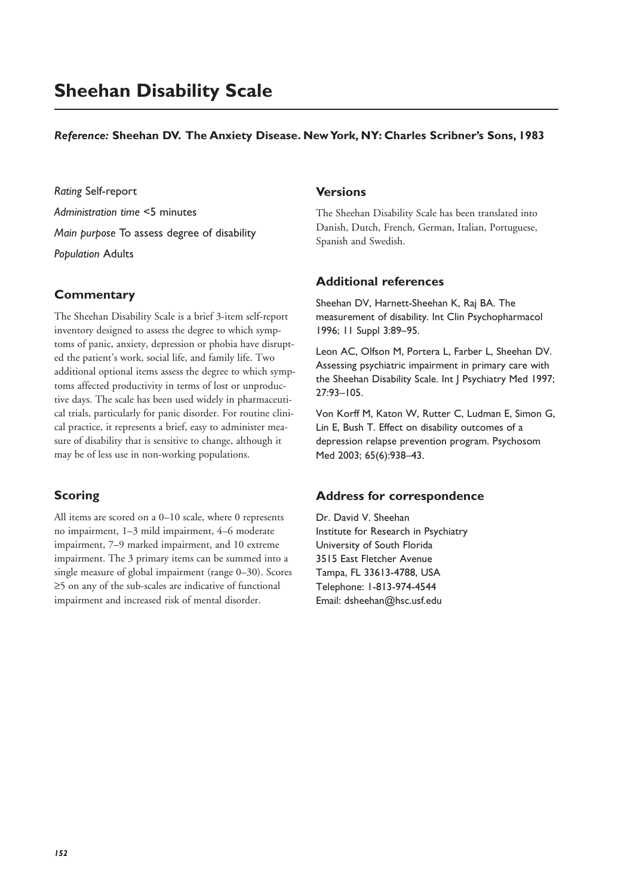# Sheehan Disability Scale

***Reference:*** **Sheehan DV. The Anxiety Disease. New York, NY: Charles Scribner's Sons, 1983**

*Rating* Self-report

*Administration time* <5 minutes

*Main purpose* To assess degree of disability

*Population* Adults

## Commentary

The Sheehan Disability Scale is a brief 3-item self-report inventory designed to assess the degree to which symptoms of panic, anxiety, depression or phobia have disrupted the patient's work, social life, and family life. Two additional optional items assess the degree to which symptoms affected productivity in terms of lost or unproductive days. The scale has been used widely in pharmaceutical trials, particularly for panic disorder. For routine clinical practice, it represents a brief, easy to administer measure of disability that is sensitive to change, although it may be of less use in non-working populations.

## Scoring

All items are scored on a 0–10 scale, where 0 represents no impairment, 1–3 mild impairment, 4–6 moderate impairment, 7–9 marked impairment, and 10 extreme impairment. The 3 primary items can be summed into a single measure of global impairment (range 0–30). Scores ≥5 on any of the sub-scales are indicative of functional impairment and increased risk of mental disorder.

## Versions

The Sheehan Disability Scale has been translated into Danish, Dutch, French, German, Italian, Portuguese, Spanish and Swedish.

## Additional references

Sheehan DV, Harnett-Sheehan K, Raj BA. The measurement of disability. Int Clin Psychopharmacol 1996; 11 Suppl 3:89–95.

Leon AC, Olfson M, Portera L, Farber L, Sheehan DV. Assessing psychiatric impairment in primary care with the Sheehan Disability Scale. Int J Psychiatry Med 1997; 27:93–105.

Von Korff M, Katon W, Rutter C, Ludman E, Simon G, Lin E, Bush T. Effect on disability outcomes of a depression relapse prevention program. Psychosom Med 2003; 65(6):938–43.

## Address for correspondence

Dr. David V. Sheehan
Institute for Research in Psychiatry
University of South Florida
3515 East Fletcher Avenue
Tampa, FL 33613-4788, USA
Telephone: 1-813-974-4544
Email: dsheehan@hsc.usf.edu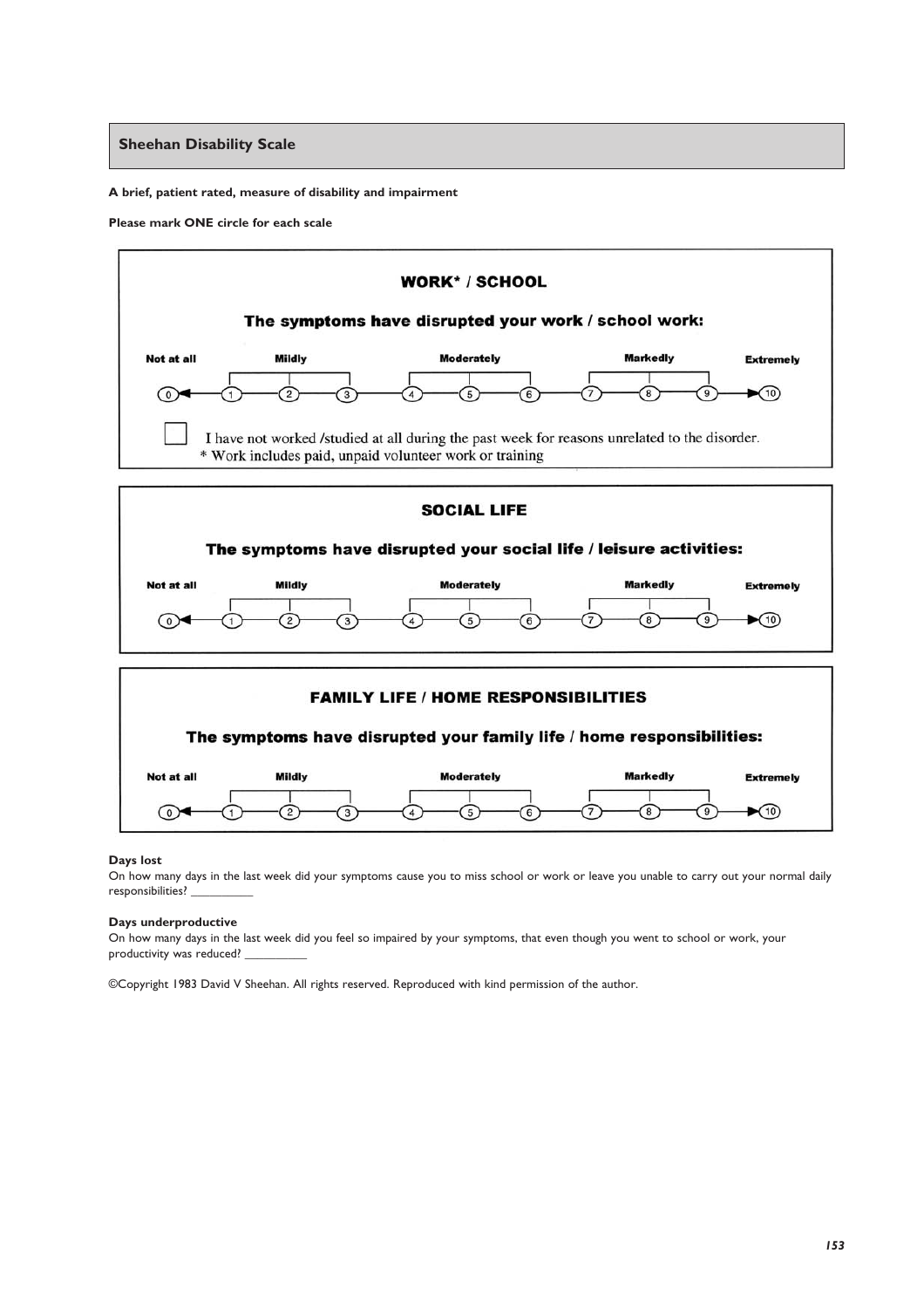## Sheehan Disability Scale

**A brief, patient rated, measure of disability and impairment**

**Please mark ONE circle for each scale**

### WORK* / SCHOOL

**The symptoms have disrupted your work / school work:**

| Not at all | Mildly | | | Moderately | | | Markedly | | | Extremely |
|---|---|---|---|---|---|---|---|---|---|---|
| 0 | 1 | 2 | 3 | 4 | 5 | 6 | 7 | 8 | 9 | 10 |

☐ I have not worked /studied at all during the past week for reasons unrelated to the disorder.

\* Work includes paid, unpaid volunteer work or training

### SOCIAL LIFE

**The symptoms have disrupted your social life / leisure activities:**

| Not at all | Mildly | | | Moderately | | | Markedly | | | Extremely |
|---|---|---|---|---|---|---|---|---|---|---|
| 0 | 1 | 2 | 3 | 4 | 5 | 6 | 7 | 8 | 9 | 10 |

### FAMILY LIFE / HOME RESPONSIBILITIES

**The symptoms have disrupted your family life / home responsibilities:**

| Not at all | Mildly | | | Moderately | | | Markedly | | | Extremely |
|---|---|---|---|---|---|---|---|---|---|---|
| 0 | 1 | 2 | 3 | 4 | 5 | 6 | 7 | 8 | 9 | 10 |

**Days lost**

On how many days in the last week did your symptoms cause you to miss school or work or leave you unable to carry out your normal daily responsibilities? __________

**Days underproductive**

On how many days in the last week did you feel so impaired by your symptoms, that even though you went to school or work, your productivity was reduced? __________

©Copyright 1983 David V Sheehan. All rights reserved. Reproduced with kind permission of the author.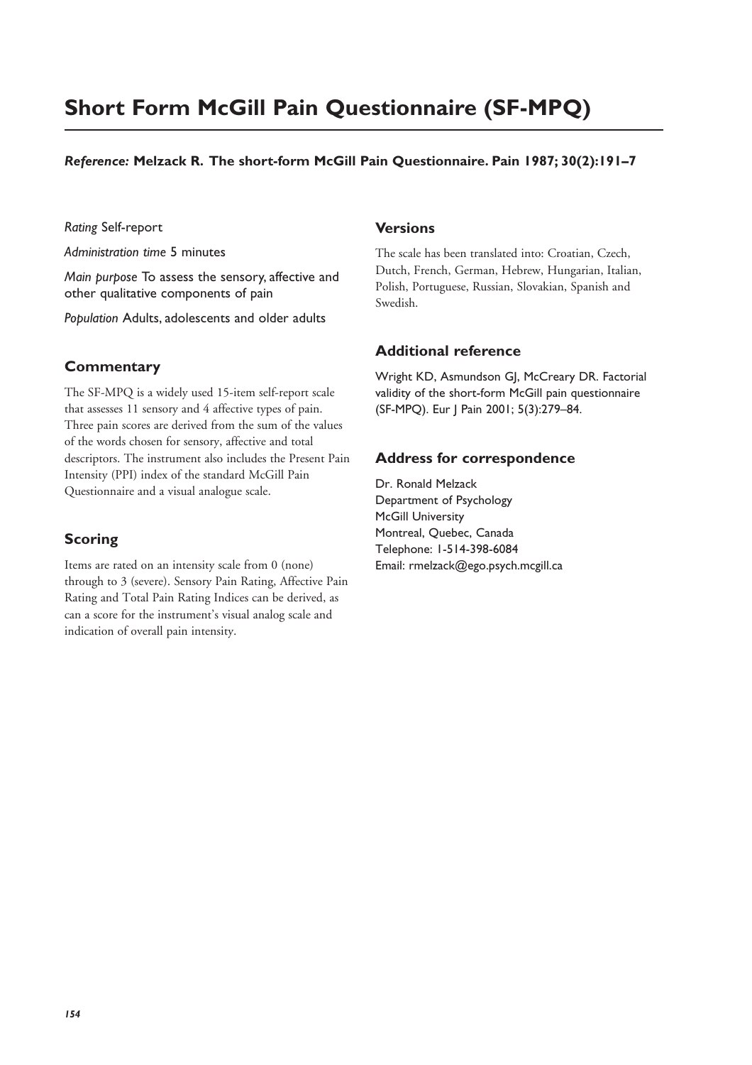# Short Form McGill Pain Questionnaire (SF-MPQ)

***Reference:* Melzack R. The short-form McGill Pain Questionnaire. Pain 1987; 30(2):191–7**

*Rating* Self-report

*Administration time* 5 minutes

*Main purpose* To assess the sensory, affective and other qualitative components of pain

*Population* Adults, adolescents and older adults

## Commentary

The SF-MPQ is a widely used 15-item self-report scale that assesses 11 sensory and 4 affective types of pain. Three pain scores are derived from the sum of the values of the words chosen for sensory, affective and total descriptors. The instrument also includes the Present Pain Intensity (PPI) index of the standard McGill Pain Questionnaire and a visual analogue scale.

## Scoring

Items are rated on an intensity scale from 0 (none) through to 3 (severe). Sensory Pain Rating, Affective Pain Rating and Total Pain Rating Indices can be derived, as can a score for the instrument's visual analog scale and indication of overall pain intensity.

## Versions

The scale has been translated into: Croatian, Czech, Dutch, French, German, Hebrew, Hungarian, Italian, Polish, Portuguese, Russian, Slovakian, Spanish and Swedish.

## Additional reference

Wright KD, Asmundson GJ, McCreary DR. Factorial validity of the short-form McGill pain questionnaire (SF-MPQ). Eur J Pain 2001; 5(3):279–84.

## Address for correspondence

Dr. Ronald Melzack
Department of Psychology
McGill University
Montreal, Quebec, Canada
Telephone: 1-514-398-6084
Email: rmelzack@ego.psych.mcgill.ca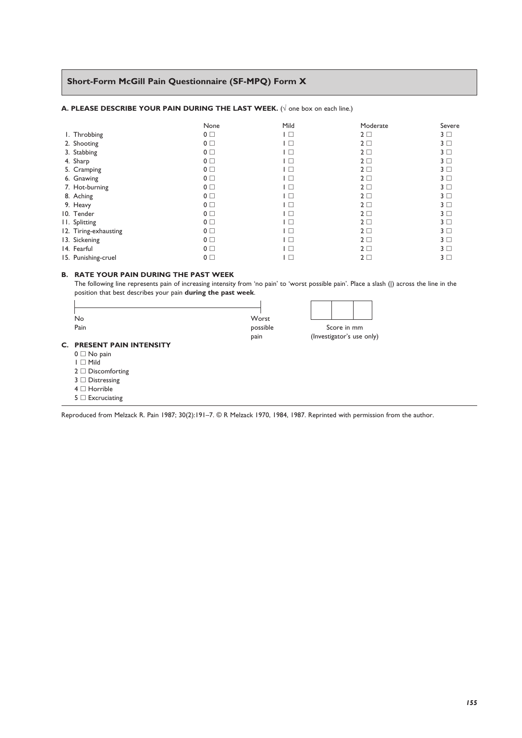## Short-Form McGill Pain Questionnaire (SF-MPQ) Form X

**A. PLEASE DESCRIBE YOUR PAIN DURING THE LAST WEEK.** (√ one box on each line.)

| | None | Mild | Moderate | Severe |
|---|---|---|---|---|
| 1. Throbbing | 0 ☐ | 1 ☐ | 2 ☐ | 3 ☐ |
| 2. Shooting | 0 ☐ | 1 ☐ | 2 ☐ | 3 ☐ |
| 3. Stabbing | 0 ☐ | 1 ☐ | 2 ☐ | 3 ☐ |
| 4. Sharp | 0 ☐ | 1 ☐ | 2 ☐ | 3 ☐ |
| 5. Cramping | 0 ☐ | 1 ☐ | 2 ☐ | 3 ☐ |
| 6. Gnawing | 0 ☐ | 1 ☐ | 2 ☐ | 3 ☐ |
| 7. Hot-burning | 0 ☐ | 1 ☐ | 2 ☐ | 3 ☐ |
| 8. Aching | 0 ☐ | 1 ☐ | 2 ☐ | 3 ☐ |
| 9. Heavy | 0 ☐ | 1 ☐ | 2 ☐ | 3 ☐ |
| 10. Tender | 0 ☐ | 1 ☐ | 2 ☐ | 3 ☐ |
| 11. Splitting | 0 ☐ | 1 ☐ | 2 ☐ | 3 ☐ |
| 12. Tiring-exhausting | 0 ☐ | 1 ☐ | 2 ☐ | 3 ☐ |
| 13. Sickening | 0 ☐ | 1 ☐ | 2 ☐ | 3 ☐ |
| 14. Fearful | 0 ☐ | 1 ☐ | 2 ☐ | 3 ☐ |
| 15. Punishing-cruel | 0 ☐ | 1 ☐ | 2 ☐ | 3 ☐ |

**B. RATE YOUR PAIN DURING THE PAST WEEK**

The following line represents pain of increasing intensity from 'no pain' to 'worst possible pain'. Place a slash (|) across the line in the position that best describes your pain **during the past week**.

No Pain |————————————————————| Worst possible pain

☐☐☐ Score in mm (Investigator's use only)

**C. PRESENT PAIN INTENSITY**

0 ☐ No pain
1 ☐ Mild
2 ☐ Discomforting
3 ☐ Distressing
4 ☐ Horrible
5 ☐ Excruciating

Reproduced from Melzack R. Pain 1987; 30(2):191–7. © R Melzack 1970, 1984, 1987. Reprinted with permission from the author.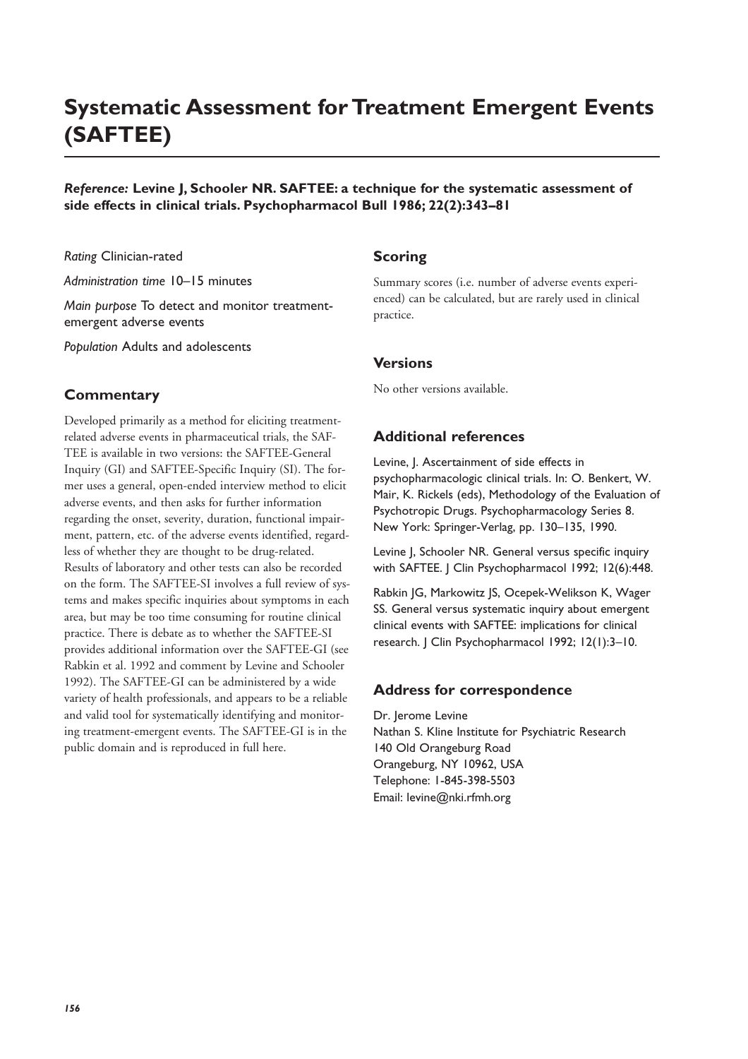# Systematic Assessment for Treatment Emergent Events (SAFTEE)

***Reference:*** **Levine J, Schooler NR. SAFTEE: a technique for the systematic assessment of side effects in clinical trials. Psychopharmacol Bull 1986; 22(2):343–81**

*Rating* Clinician-rated

*Administration time* 10–15 minutes

*Main purpose* To detect and monitor treatment-emergent adverse events

*Population* Adults and adolescents

## Commentary

Developed primarily as a method for eliciting treatment-related adverse events in pharmaceutical trials, the SAFTEE is available in two versions: the SAFTEE-General Inquiry (GI) and SAFTEE-Specific Inquiry (SI). The former uses a general, open-ended interview method to elicit adverse events, and then asks for further information regarding the onset, severity, duration, functional impairment, pattern, etc. of the adverse events identified, regardless of whether they are thought to be drug-related. Results of laboratory and other tests can also be recorded on the form. The SAFTEE-SI involves a full review of systems and makes specific inquiries about symptoms in each area, but may be too time consuming for routine clinical practice. There is debate as to whether the SAFTEE-SI provides additional information over the SAFTEE-GI (see Rabkin et al. 1992 and comment by Levine and Schooler 1992). The SAFTEE-GI can be administered by a wide variety of health professionals, and appears to be a reliable and valid tool for systematically identifying and monitoring treatment-emergent events. The SAFTEE-GI is in the public domain and is reproduced in full here.

## Scoring

Summary scores (i.e. number of adverse events experienced) can be calculated, but are rarely used in clinical practice.

## Versions

No other versions available.

## Additional references

Levine, J. Ascertainment of side effects in psychopharmacologic clinical trials. In: O. Benkert, W. Mair, K. Rickels (eds), Methodology of the Evaluation of Psychotropic Drugs. Psychopharmacology Series 8. New York: Springer-Verlag, pp. 130–135, 1990.

Levine J, Schooler NR. General versus specific inquiry with SAFTEE. J Clin Psychopharmacol 1992; 12(6):448.

Rabkin JG, Markowitz JS, Ocepek-Welikson K, Wager SS. General versus systematic inquiry about emergent clinical events with SAFTEE: implications for clinical research. J Clin Psychopharmacol 1992; 12(1):3–10.

## Address for correspondence

Dr. Jerome Levine
Nathan S. Kline Institute for Psychiatric Research
140 Old Orangeburg Road
Orangeburg, NY 10962, USA
Telephone: 1-845-398-5503
Email: levine@nki.rfmh.org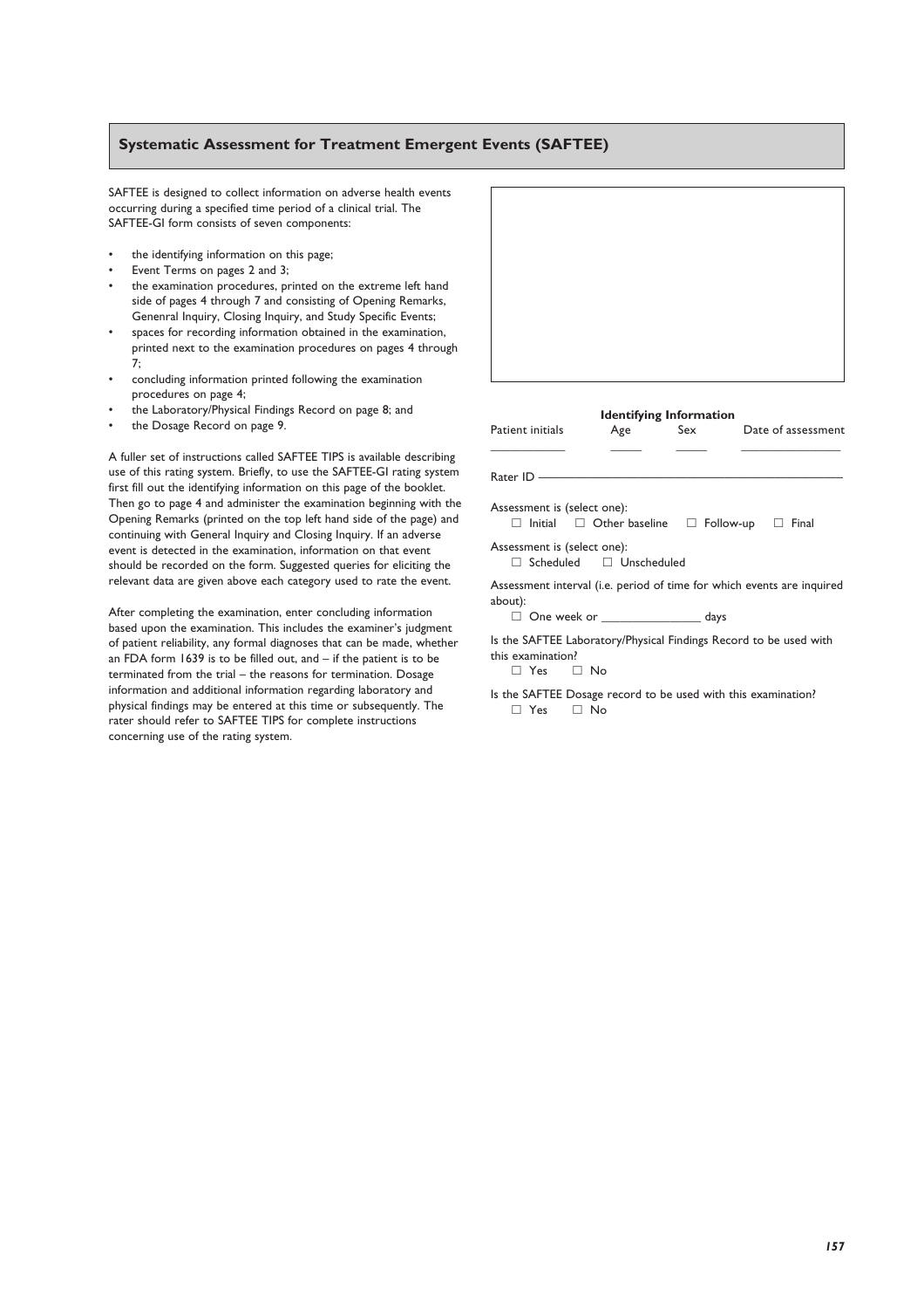## Systematic Assessment for Treatment Emergent Events (SAFTEE)

SAFTEE is designed to collect information on adverse health events occurring during a specified time period of a clinical trial. The SAFTEE-GI form consists of seven components:

- the identifying information on this page;
- Event Terms on pages 2 and 3;
- the examination procedures, printed on the extreme left hand side of pages 4 through 7 and consisting of Opening Remarks, Genenral Inquiry, Closing Inquiry, and Study Specific Events;
- spaces for recording information obtained in the examination, printed next to the examination procedures on pages 4 through 7;
- concluding information printed following the examination procedures on page 4;
- the Laboratory/Physical Findings Record on page 8; and
- the Dosage Record on page 9.

A fuller set of instructions called SAFTEE TIPS is available describing use of this rating system. Briefly, to use the SAFTEE-GI rating system first fill out the identifying information on this page of the booklet. Then go to page 4 and administer the examination beginning with the Opening Remarks (printed on the top left hand side of the page) and continuing with General Inquiry and Closing Inquiry. If an adverse event is detected in the examination, information on that event should be recorded on the form. Suggested queries for eliciting the relevant data are given above each category used to rate the event.

After completing the examination, enter concluding information based upon the examination. This includes the examiner's judgment of patient reliability, any formal diagnoses that can be made, whether an FDA form 1639 is to be filled out, and – if the patient is to be terminated from the trial – the reasons for termination. Dosage information and additional information regarding laboratory and physical findings may be entered at this time or subsequently. The rater should refer to SAFTEE TIPS for complete instructions concerning use of the rating system.

**Identifying Information**

| Patient initials | Age | Sex | Date of assessment |
|---|---|---|---|
| ___________ | _____ | _____ | _______________ |

Rater ID ______________________________________________

Assessment is (select one):
☐ Initial ☐ Other baseline ☐ Follow-up ☐ Final

Assessment is (select one):
☐ Scheduled ☐ Unscheduled

Assessment interval (i.e. period of time for which events are inquired about):
☐ One week or _______________ days

Is the SAFTEE Laboratory/Physical Findings Record to be used with this examination?
☐ Yes ☐ No

Is the SAFTEE Dosage record to be used with this examination?
☐ Yes ☐ No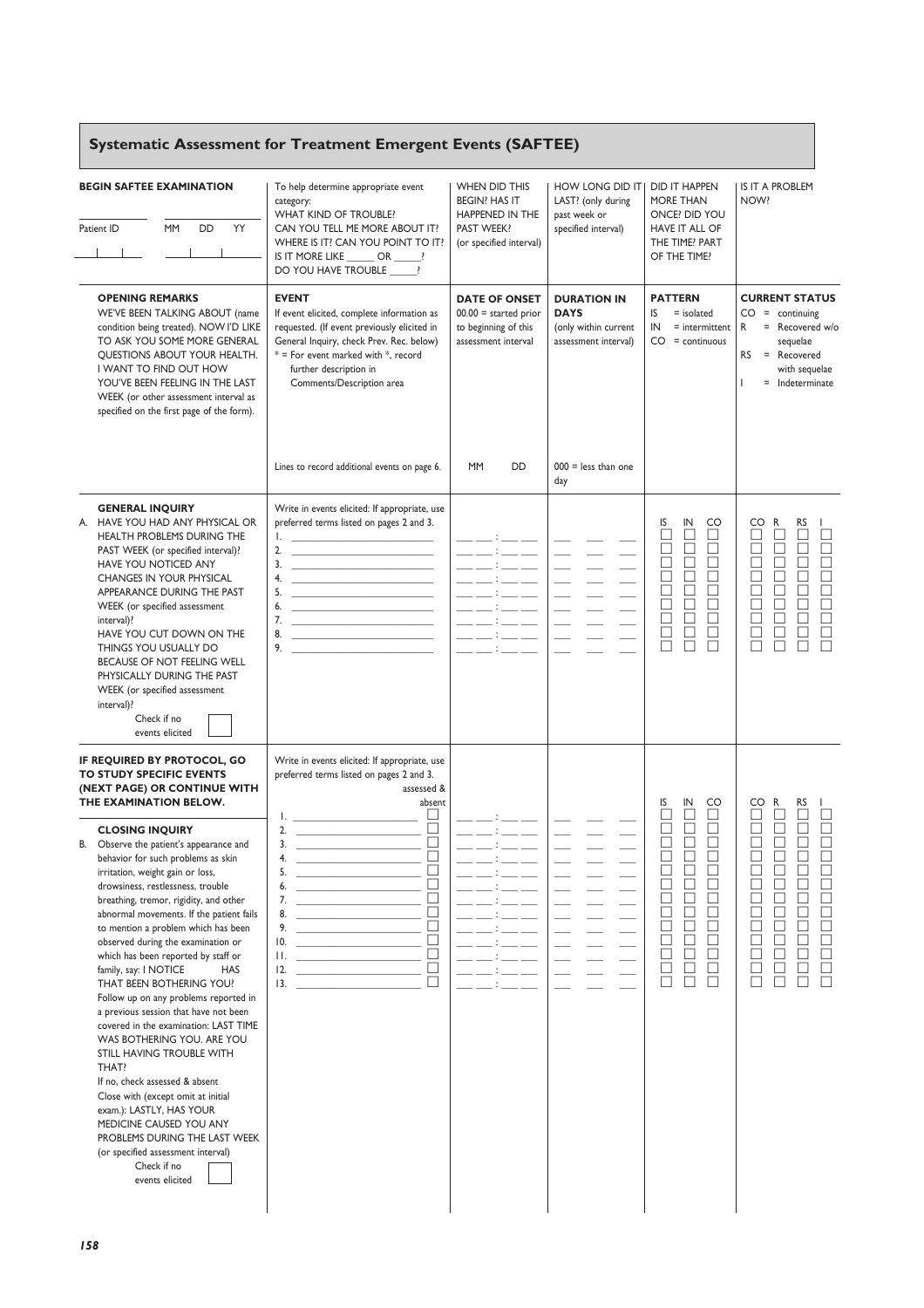# Systematic Assessment for Treatment Emergent Events (SAFTEE)

| BEGIN SAFTEE EXAMINATION | To help determine appropriate event category: WHAT KIND OF TROUBLE? CAN YOU TELL ME MORE ABOUT IT? WHERE IS IT? CAN YOU POINT TO IT? IS IT MORE LIKE _____ OR _____? DO YOU HAVE TROUBLE _____? | WHEN DID THIS BEGIN? HAS IT HAPPENED IN THE PAST WEEK? (or specified interval) | HOW LONG DID IT LAST? (only during past week or specified interval) | DID IT HAPPEN MORE THAN ONCE? DID YOU HAVE IT ALL OF THE TIME? PART OF THE TIME? | IS IT A PROBLEM NOW? |
|---|---|---|---|---|---|
| Patient ID ___ MM ___ DD ___ YY ___ | | | | | |
| **OPENING REMARKS** WE'VE BEEN TALKING ABOUT (name condition being treated). NOW I'D LIKE TO ASK YOU SOME MORE GENERAL QUESTIONS ABOUT YOUR HEALTH. I WANT TO FIND OUT HOW YOU'VE BEEN FEELING IN THE LAST WEEK (or other assessment interval as specified on the first page of the form). | **EVENT** If event elicited, complete information as requested. (If event previously elicited in General Inquiry, check Prev. Rec. below) * = For event marked with *, record further description in Comments/Description area. Lines to record additional events on page 6. | **DATE OF ONSET** 00.00 = started prior to beginning of this assessment interval. MM DD | **DURATION IN DAYS** (only within current assessment interval). 000 = less than one day | **PATTERN** IS = isolated; IN = intermittent; CO = continuous | **CURRENT STATUS** CO = continuing; R = Recovered w/o sequelae; RS = Recovered with sequelae; I = Indeterminate |

**GENERAL INQUIRY**

A. HAVE YOU HAD ANY PHYSICAL OR HEALTH PROBLEMS DURING THE PAST WEEK (or specified interval)? HAVE YOU NOTICED ANY CHANGES IN YOUR PHYSICAL APPEARANCE DURING THE PAST WEEK (or specified assessment interval)? HAVE YOU CUT DOWN ON THE THINGS YOU USUALLY DO BECAUSE OF NOT FEELING WELL PHYSICALLY DURING THE PAST WEEK (or specified assessment interval)?

Check if no events elicited ☐

Write in events elicited: If appropriate, use preferred terms listed on pages 2 and 3.

| Event | Date of onset | Duration in days | IS | IN | CO | CO | R | RS | I |
|---|---|---|---|---|---|---|---|---|---|
| 1. | __ __ : __ __ | __ __ __ | ☐ | ☐ | ☐ | ☐ | ☐ | ☐ | ☐ |
| 2. | __ __ : __ __ | __ __ __ | ☐ | ☐ | ☐ | ☐ | ☐ | ☐ | ☐ |
| 3. | __ __ : __ __ | __ __ __ | ☐ | ☐ | ☐ | ☐ | ☐ | ☐ | ☐ |
| 4. | __ __ : __ __ | __ __ __ | ☐ | ☐ | ☐ | ☐ | ☐ | ☐ | ☐ |
| 5. | __ __ : __ __ | __ __ __ | ☐ | ☐ | ☐ | ☐ | ☐ | ☐ | ☐ |
| 6. | __ __ : __ __ | __ __ __ | ☐ | ☐ | ☐ | ☐ | ☐ | ☐ | ☐ |
| 7. | __ __ : __ __ | __ __ __ | ☐ | ☐ | ☐ | ☐ | ☐ | ☐ | ☐ |
| 8. | __ __ : __ __ | __ __ __ | ☐ | ☐ | ☐ | ☐ | ☐ | ☐ | ☐ |
| 9. | __ __ : __ __ | __ __ __ | ☐ | ☐ | ☐ | ☐ | ☐ | ☐ | ☐ |

**IF REQUIRED BY PROTOCOL, GO TO STUDY SPECIFIC EVENTS (NEXT PAGE) OR CONTINUE WITH THE EXAMINATION BELOW.**

**CLOSING INQUIRY**

B. Observe the patient's appearance and behavior for such problems as skin irritation, weight gain or loss, drowsiness, restlessness, trouble breathing, tremor, rigidity, and other abnormal movements. If the patient fails to mention a problem which has been observed during the examination or which has been reported by staff or family, say: I NOTICE ______ HAS THAT BEEN BOTHERING YOU? Follow up on any problems reported in a previous session that have not been covered in the examination: LAST TIME ______ WAS BOTHERING YOU. ARE YOU STILL HAVING TROUBLE WITH THAT? If no, check assessed & absent. Close with (except omit at initial exam.): LASTLY, HAS YOUR MEDICINE CAUSED YOU ANY PROBLEMS DURING THE LAST WEEK (or specified assessment interval)

Check if no events elicited ☐

Write in events elicited: If appropriate, use preferred terms listed on pages 2 and 3.

| Event | assessed & absent | Date of onset | Duration in days | IS | IN | CO | CO | R | RS | I |
|---|---|---|---|---|---|---|---|---|---|---|
| 1. | ☐ | __ __ : __ __ | __ __ __ | ☐ | ☐ | ☐ | ☐ | ☐ | ☐ | ☐ |
| 2. | ☐ | __ __ : __ __ | __ __ __ | ☐ | ☐ | ☐ | ☐ | ☐ | ☐ | ☐ |
| 3. | ☐ | __ __ : __ __ | __ __ __ | ☐ | ☐ | ☐ | ☐ | ☐ | ☐ | ☐ |
| 4. | ☐ | __ __ : __ __ | __ __ __ | ☐ | ☐ | ☐ | ☐ | ☐ | ☐ | ☐ |
| 5. | ☐ | __ __ : __ __ | __ __ __ | ☐ | ☐ | ☐ | ☐ | ☐ | ☐ | ☐ |
| 6. | ☐ | __ __ : __ __ | __ __ __ | ☐ | ☐ | ☐ | ☐ | ☐ | ☐ | ☐ |
| 7. | ☐ | __ __ : __ __ | __ __ __ | ☐ | ☐ | ☐ | ☐ | ☐ | ☐ | ☐ |
| 8. | ☐ | __ __ : __ __ | __ __ __ | ☐ | ☐ | ☐ | ☐ | ☐ | ☐ | ☐ |
| 9. | ☐ | __ __ : __ __ | __ __ __ | ☐ | ☐ | ☐ | ☐ | ☐ | ☐ | ☐ |
| 10. | ☐ | __ __ : __ __ | __ __ __ | ☐ | ☐ | ☐ | ☐ | ☐ | ☐ | ☐ |
| 11. | ☐ | __ __ : __ __ | __ __ __ | ☐ | ☐ | ☐ | ☐ | ☐ | ☐ | ☐ |
| 12. | ☐ | __ __ : __ __ | __ __ __ | ☐ | ☐ | ☐ | ☐ | ☐ | ☐ | ☐ |
| 13. | ☐ | __ __ : __ __ | __ __ __ | ☐ | ☐ | ☐ | ☐ | ☐ | ☐ | ☐ |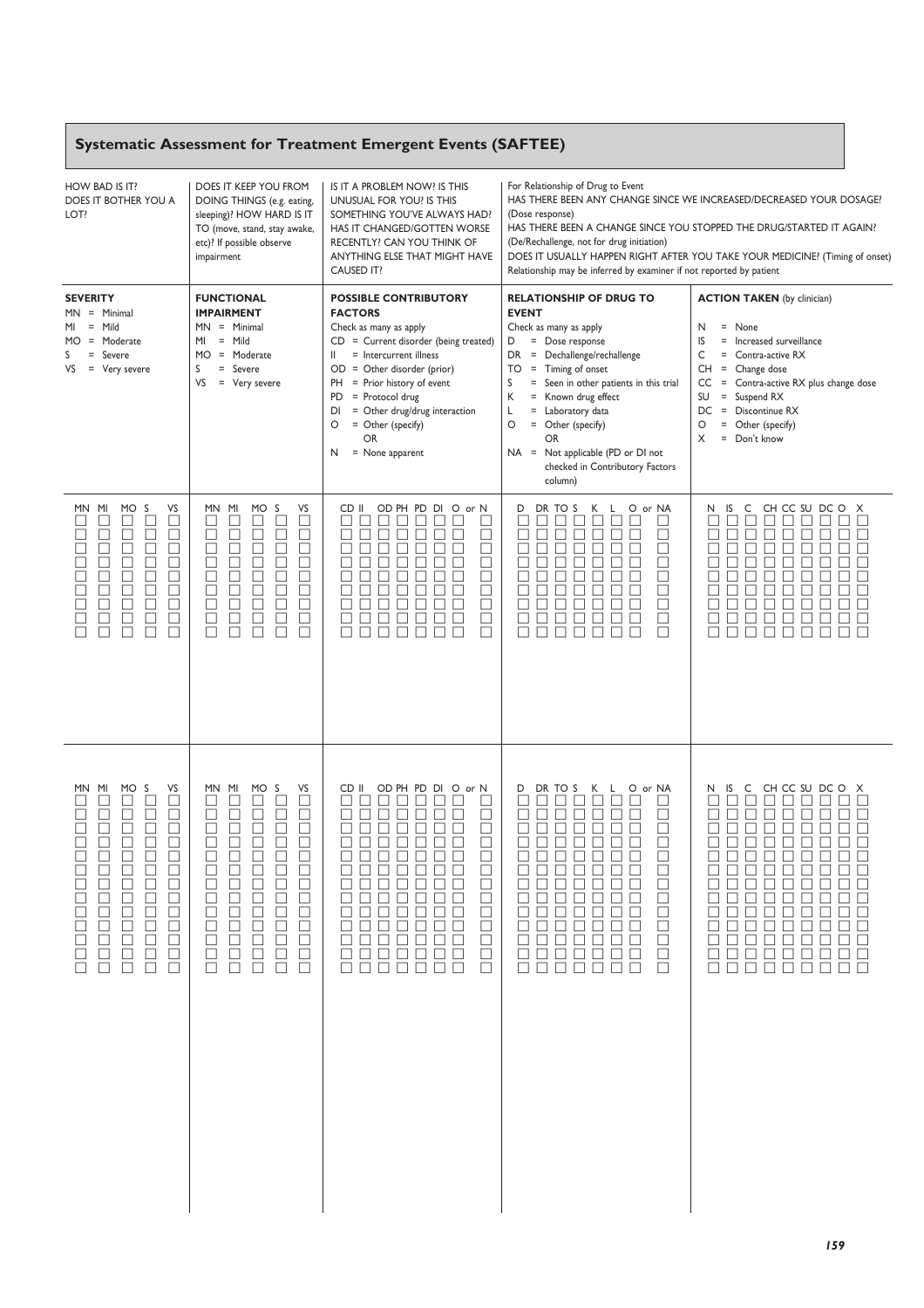## Systematic Assessment for Treatment Emergent Events (SAFTEE)

| HOW BAD IS IT? DOES IT BOTHER YOU A LOT? | DOES IT KEEP YOU FROM DOING THINGS (e.g. eating, sleeping)? HOW HARD IS IT TO (move, stand, stay awake, etc)? If possible observe impairment | IS IT A PROBLEM NOW? IS THIS UNUSUAL FOR YOU? IS THIS SOMETHING YOU'VE ALWAYS HAD? HAS IT CHANGED/GOTTEN WORSE RECENTLY? CAN YOU THINK OF ANYTHING ELSE THAT MIGHT HAVE CAUSED IT? | For Relationship of Drug to Event HAS THERE BEEN ANY CHANGE SINCE WE INCREASED/DECREASED YOUR DOSAGE? (Dose response) HAS THERE BEEN A CHANGE SINCE YOU STOPPED THE DRUG/STARTED IT AGAIN? (De/Rechallenge, not for drug initiation) DOES IT USUALLY HAPPEN RIGHT AFTER YOU TAKE YOUR MEDICINE? (Timing of onset) Relationship may be inferred by examiner if not reported by patient | |
|---|---|---|---|---|
| **SEVERITY**<br>MN = Minimal<br>MI = Mild<br>MO = Moderate<br>S = Severe<br>VS = Very severe | **FUNCTIONAL IMPAIRMENT**<br>MN = Minimal<br>MI = Mild<br>MO = Moderate<br>S = Severe<br>VS = Very severe | **POSSIBLE CONTRIBUTORY FACTORS**<br>Check as many as apply<br>CD = Current disorder (being treated)<br>II = Intercurrent illness<br>OD = Other disorder (prior)<br>PH = Prior history of event<br>PD = Protocol drug<br>DI = Other drug/drug interaction<br>O = Other (specify)<br>OR<br>N = None apparent | **RELATIONSHIP OF DRUG TO EVENT**<br>Check as many as apply<br>D = Dose response<br>DR = Dechallenge/rechallenge<br>TO = Timing of onset<br>S = Seen in other patients in this trial<br>K = Known drug effect<br>L = Laboratory data<br>O = Other (specify)<br>OR<br>NA = Not applicable (PD or DI not checked in Contributory Factors column) | **ACTION TAKEN** (by clinician)<br>N = None<br>IS = Increased surveillance<br>C = Contra-active RX<br>CH = Change dose<br>CC = Contra-active RX plus change dose<br>SU = Suspend RX<br>DC = Discontinue RX<br>O = Other (specify)<br>X = Don't know |
| MN MI MO S VS<br>☐ ☐ ☐ ☐ ☐ (×8 rows) | MN MI MO S VS<br>☐ ☐ ☐ ☐ ☐ (×8 rows) | CD II OD PH PD DI O or N<br>☐ ☐ ☐ ☐ ☐ ☐ ☐ ☐ (×8 rows) | D DR TO S K L O or NA<br>☐ ☐ ☐ ☐ ☐ ☐ ☐ ☐ (×8 rows) | N IS C CH CC SU DC O X<br>☐ ☐ ☐ ☐ ☐ ☐ ☐ ☐ ☐ (×8 rows) |
| MN MI MO S VS<br>☐ ☐ ☐ ☐ ☐ (×12 rows) | MN MI MO S VS<br>☐ ☐ ☐ ☐ ☐ (×12 rows) | CD II OD PH PD DI O or N<br>☐ ☐ ☐ ☐ ☐ ☐ ☐ ☐ (×12 rows) | D DR TO S K L O or NA<br>☐ ☐ ☐ ☐ ☐ ☐ ☐ ☐ (×12 rows) | N IS C CH CC SU DC O X<br>☐ ☐ ☐ ☐ ☐ ☐ ☐ ☐ ☐ (×12 rows) |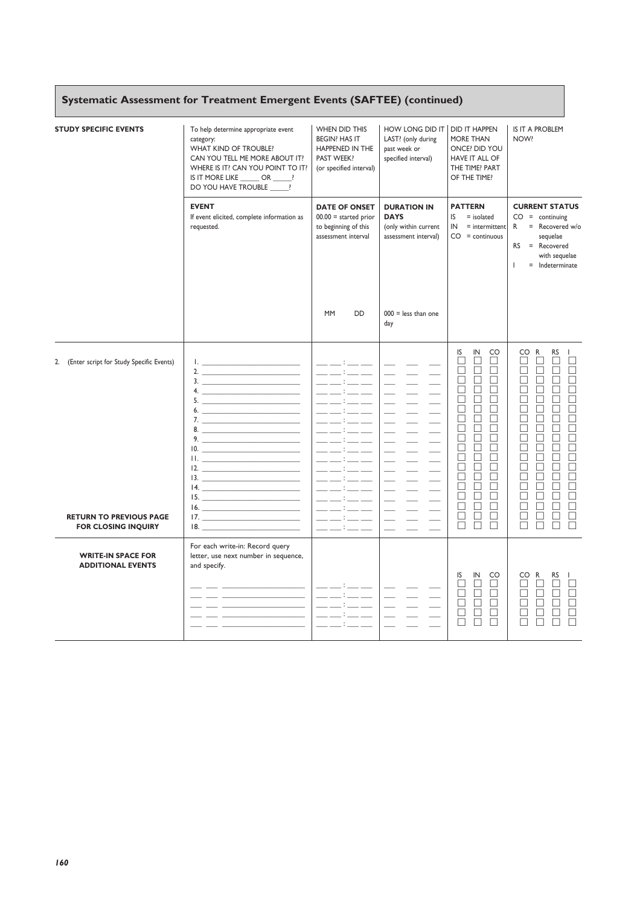## Systematic Assessment for Treatment Emergent Events (SAFTEE) (continued)

| **STUDY SPECIFIC EVENTS** | To help determine appropriate event category: WHAT KIND OF TROUBLE? CAN YOU TELL ME MORE ABOUT IT? WHERE IS IT? CAN YOU POINT TO IT? IS IT MORE LIKE _____ OR _____? DO YOU HAVE TROUBLE _____? | WHEN DID THIS BEGIN? HAS IT HAPPENED IN THE PAST WEEK? (or specified interval) | HOW LONG DID IT LAST? (only during past week or specified interval) | DID IT HAPPEN MORE THAN ONCE? DID YOU HAVE IT ALL OF THE TIME? PART OF THE TIME? | IS IT A PROBLEM NOW? |
|---|---|---|---|---|---|
| | **EVENT** If event elicited, complete information as requested. | **DATE OF ONSET** 00.00 = started prior to beginning of this assessment interval<br>MM DD | **DURATION IN DAYS** (only within current assessment interval)<br>000 = less than one day | **PATTERN** IS = isolated IN = intermittent CO = continuous | **CURRENT STATUS** CO = continuing R = Recovered w/o sequelae RS = Recovered with sequelae I = Indeterminate |
| 2. (Enter script for Study Specific Events) | 1. ______ | __ __ : __ __ | __ __ __ | IS ☐ IN ☐ CO ☐ | CO ☐ R ☐ RS ☐ I ☐ |
| | 2. ______ | __ __ : __ __ | __ __ __ | ☐ ☐ ☐ | ☐ ☐ ☐ ☐ |
| | 3. ______ | __ __ : __ __ | __ __ __ | ☐ ☐ ☐ | ☐ ☐ ☐ ☐ |
| | 4. ______ | __ __ : __ __ | __ __ __ | ☐ ☐ ☐ | ☐ ☐ ☐ ☐ |
| | 5. ______ | __ __ : __ __ | __ __ __ | ☐ ☐ ☐ | ☐ ☐ ☐ ☐ |
| | 6. ______ | __ __ : __ __ | __ __ __ | ☐ ☐ ☐ | ☐ ☐ ☐ ☐ |
| | 7. ______ | __ __ : __ __ | __ __ __ | ☐ ☐ ☐ | ☐ ☐ ☐ ☐ |
| | 8. ______ | __ __ : __ __ | __ __ __ | ☐ ☐ ☐ | ☐ ☐ ☐ ☐ |
| | 9. ______ | __ __ : __ __ | __ __ __ | ☐ ☐ ☐ | ☐ ☐ ☐ ☐ |
| | 10. ______ | __ __ : __ __ | __ __ __ | ☐ ☐ ☐ | ☐ ☐ ☐ ☐ |
| | 11. ______ | __ __ : __ __ | __ __ __ | ☐ ☐ ☐ | ☐ ☐ ☐ ☐ |
| | 12. ______ | __ __ : __ __ | __ __ __ | ☐ ☐ ☐ | ☐ ☐ ☐ ☐ |
| | 13. ______ | __ __ : __ __ | __ __ __ | ☐ ☐ ☐ | ☐ ☐ ☐ ☐ |
| | 14. ______ | __ __ : __ __ | __ __ __ | ☐ ☐ ☐ | ☐ ☐ ☐ ☐ |
| | 15. ______ | __ __ : __ __ | __ __ __ | ☐ ☐ ☐ | ☐ ☐ ☐ ☐ |
| | 16. ______ | __ __ : __ __ | __ __ __ | ☐ ☐ ☐ | ☐ ☐ ☐ ☐ |
| **RETURN TO PREVIOUS PAGE FOR CLOSING INQUIRY** | 17. ______ | __ __ : __ __ | __ __ __ | ☐ ☐ ☐ | ☐ ☐ ☐ ☐ |
| | 18. ______ | __ __ : __ __ | __ __ __ | ☐ ☐ ☐ | ☐ ☐ ☐ ☐ |
| **WRITE-IN SPACE FOR ADDITIONAL EVENTS** | For each write-in: Record query letter, use next number in sequence, and specify. | | | IS IN CO | CO R RS I |
| | __ __ ______ | __ __ : __ __ | __ __ __ | ☐ ☐ ☐ | ☐ ☐ ☐ ☐ |
| | __ __ ______ | __ __ : __ __ | __ __ __ | ☐ ☐ ☐ | ☐ ☐ ☐ ☐ |
| | __ __ ______ | __ __ : __ __ | __ __ __ | ☐ ☐ ☐ | ☐ ☐ ☐ ☐ |
| | __ __ ______ | __ __ : __ __ | __ __ __ | ☐ ☐ ☐ | ☐ ☐ ☐ ☐ |
| | | | | ☐ ☐ ☐ | ☐ ☐ ☐ ☐ |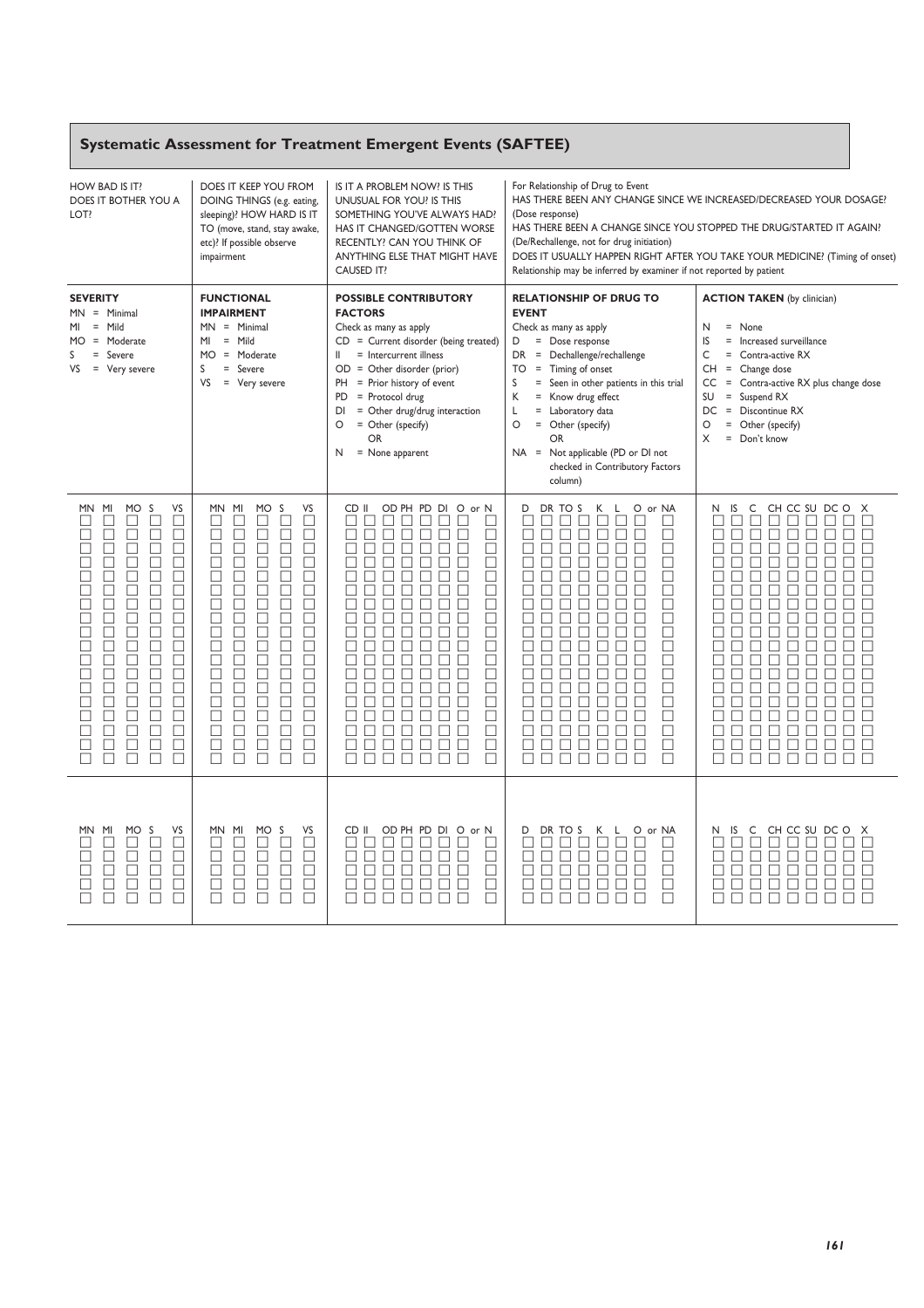## Systematic Assessment for Treatment Emergent Events (SAFTEE)

| HOW BAD IS IT? DOES IT BOTHER YOU A LOT? | DOES IT KEEP YOU FROM DOING THINGS (e.g. eating, sleeping)? HOW HARD IS IT TO (move, stand, stay awake, etc)? If possible observe impairment | IS IT A PROBLEM NOW? IS THIS UNUSUAL FOR YOU? IS THIS SOMETHING YOU'VE ALWAYS HAD? HAS IT CHANGED/GOTTEN WORSE RECENTLY? CAN YOU THINK OF ANYTHING ELSE THAT MIGHT HAVE CAUSED IT? | For Relationship of Drug to Event HAS THERE BEEN ANY CHANGE SINCE WE INCREASED/DECREASED YOUR DOSAGE? (Dose response) HAS THERE BEEN A CHANGE SINCE YOU STOPPED THE DRUG/STARTED IT AGAIN? (De/Rechallenge, not for drug initiation) DOES IT USUALLY HAPPEN RIGHT AFTER YOU TAKE YOUR MEDICINE? (Timing of onset) Relationship may be inferred by examiner if not reported by patient | |
|---|---|---|---|---|
| **SEVERITY**<br>MN = Minimal<br>MI = Mild<br>MO = Moderate<br>S = Severe<br>VS = Very severe | **FUNCTIONAL IMPAIRMENT**<br>MN = Minimal<br>MI = Mild<br>MO = Moderate<br>S = Severe<br>VS = Very severe | **POSSIBLE CONTRIBUTORY FACTORS**<br>Check as many as apply<br>CD = Current disorder (being treated)<br>II = Intercurrent illness<br>OD = Other disorder (prior)<br>PH = Prior history of event<br>PD = Protocol drug<br>DI = Other drug/drug interaction<br>O = Other (specify)<br>OR<br>N = None apparent | **RELATIONSHIP OF DRUG TO EVENT**<br>Check as many as apply<br>D = Dose response<br>DR = Dechallenge/rechallenge<br>TO = Timing of onset<br>S = Seen in other patients in this trial<br>K = Know drug effect<br>L = Laboratory data<br>O = Other (specify)<br>OR<br>NA = Not applicable (PD or DI not checked in Contributory Factors column) | **ACTION TAKEN** (by clinician)<br>N = None<br>IS = Increased surveillance<br>C = Contra-active RX<br>CH = Change dose<br>CC = Contra-active RX plus change dose<br>SU = Suspend RX<br>DC = Discontinue RX<br>O = Other (specify)<br>X = Don't know |
| MN MI MO S VS<br>☐ ☐ ☐ ☐ ☐ (×15) | MN MI MO S VS<br>☐ ☐ ☐ ☐ ☐ (×15) | CD II OD PH PD DI O or N<br>☐ ☐ ☐ ☐ ☐ ☐ ☐ ☐ (×15) | D DR TO S K L O or NA<br>☐ ☐ ☐ ☐ ☐ ☐ ☐ ☐ (×15) | N IS C CH CC SU DC O X<br>☐ ☐ ☐ ☐ ☐ ☐ ☐ ☐ ☐ (×15) |
| MN MI MO S VS<br>☐ ☐ ☐ ☐ ☐ (×5) | MN MI MO S VS<br>☐ ☐ ☐ ☐ ☐ (×5) | CD II OD PH PD DI O or N<br>☐ ☐ ☐ ☐ ☐ ☐ ☐ ☐ (×5) | D DR TO S K L O or NA<br>☐ ☐ ☐ ☐ ☐ ☐ ☐ ☐ (×5) | N IS C CH CC SU DC O X<br>☐ ☐ ☐ ☐ ☐ ☐ ☐ ☐ ☐ (×5) |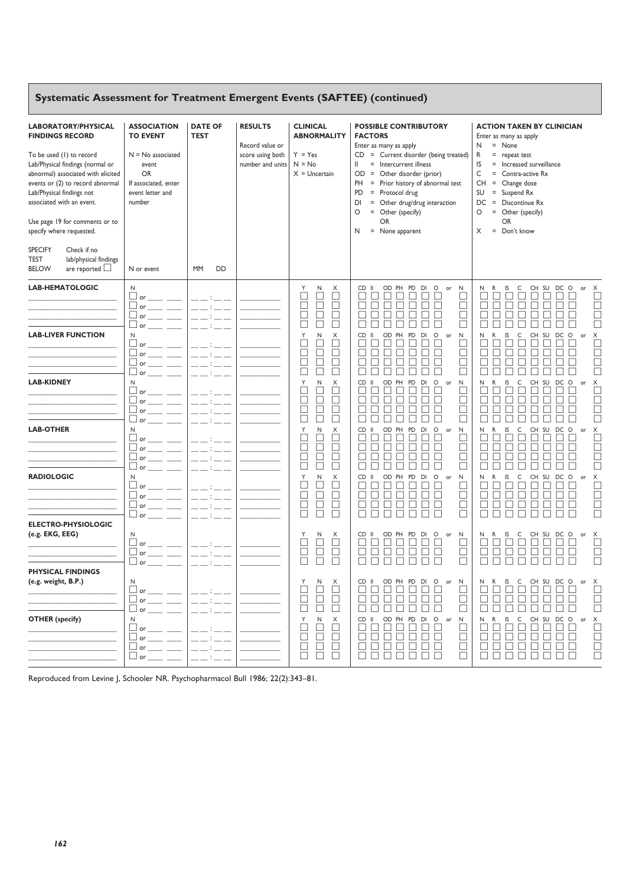## Systematic Assessment for Treatment Emergent Events (SAFTEE) (continued)

| LABORATORY/PHYSICAL FINDINGS RECORD | ASSOCIATION TO EVENT | DATE OF TEST | RESULTS | CLINICAL ABNORMALITY | POSSIBLE CONTRIBUTORY FACTORS | ACTION TAKEN BY CLINICIAN |
|---|---|---|---|---|---|---|
| To be used (1) to record Lab/Physical findings (normal or abnormal) associated with elicited events or (2) to record abnormal Lab/Physical findings not associated with an event. Use page 19 for comments or to specify where requested. | N = No associated event OR If associated, enter event letter and number | | Record value or score using both number and units | Y = Yes N = No X = Uncertain | Enter as many as apply CD = Current disorder (being treated) II = Intercurrent illness OD = Other disorder (prior) PH = Prior history of abnormal test PD = Protocol drug DI = Other drug/drug interaction O = Other (specify) OR N = None apparent | Enter as many as apply N = None R = repeat test IS = Increased surveillance C = Contra-active Rx CH = Change dose SU = Suspend Rx DC = Discontinue Rx O = Other (specify) OR X = Don't know |
| SPECIFY TEST BELOW — Check if no lab/physical findings are reported ☐ | N or event | MM DD | | | | |
| **LAB-HEMATOLOGIC** | N | | | Y N X | CD II OD PH PD DI O or N | N R IS C CH SU DC O or X |
| ________ | ☐ or ____ ____ | __ __ : __ __ | ________ | ☐ ☐ ☐ | ☐ ☐ ☐ ☐ ☐ ☐ ☐ ☐ | ☐ ☐ ☐ ☐ ☐ ☐ ☐ ☐ ☐ |
| ________ | ☐ or ____ ____ | __ __ : __ __ | ________ | ☐ ☐ ☐ | ☐ ☐ ☐ ☐ ☐ ☐ ☐ ☐ | ☐ ☐ ☐ ☐ ☐ ☐ ☐ ☐ ☐ |
| ________ | ☐ or ____ ____ | __ __ : __ __ | ________ | ☐ ☐ ☐ | ☐ ☐ ☐ ☐ ☐ ☐ ☐ ☐ | ☐ ☐ ☐ ☐ ☐ ☐ ☐ ☐ ☐ |
| ________ | ☐ or ____ ____ | __ __ : __ __ | ________ | ☐ ☐ ☐ | ☐ ☐ ☐ ☐ ☐ ☐ ☐ ☐ | ☐ ☐ ☐ ☐ ☐ ☐ ☐ ☐ ☐ |
| **LAB-LIVER FUNCTION** | N | | | Y N X | CD II OD PH PD DI O or N | N R IS C CH SU DC O or X |
| ________ | ☐ or ____ ____ | __ __ : __ __ | ________ | ☐ ☐ ☐ | ☐ ☐ ☐ ☐ ☐ ☐ ☐ ☐ | ☐ ☐ ☐ ☐ ☐ ☐ ☐ ☐ ☐ |
| ________ | ☐ or ____ ____ | __ __ : __ __ | ________ | ☐ ☐ ☐ | ☐ ☐ ☐ ☐ ☐ ☐ ☐ ☐ | ☐ ☐ ☐ ☐ ☐ ☐ ☐ ☐ ☐ |
| ________ | ☐ or ____ ____ | __ __ : __ __ | ________ | ☐ ☐ ☐ | ☐ ☐ ☐ ☐ ☐ ☐ ☐ ☐ | ☐ ☐ ☐ ☐ ☐ ☐ ☐ ☐ ☐ |
| ________ | ☐ or ____ ____ | __ __ : __ __ | ________ | ☐ ☐ ☐ | ☐ ☐ ☐ ☐ ☐ ☐ ☐ ☐ | ☐ ☐ ☐ ☐ ☐ ☐ ☐ ☐ ☐ |
| **LAB-KIDNEY** | N | | | Y N X | CD II OD PH PD DI O or N | N R IS C CH SU DC O or X |
| ________ | ☐ or ____ ____ | __ __ : __ __ | ________ | ☐ ☐ ☐ | ☐ ☐ ☐ ☐ ☐ ☐ ☐ ☐ | ☐ ☐ ☐ ☐ ☐ ☐ ☐ ☐ ☐ |
| ________ | ☐ or ____ ____ | __ __ : __ __ | ________ | ☐ ☐ ☐ | ☐ ☐ ☐ ☐ ☐ ☐ ☐ ☐ | ☐ ☐ ☐ ☐ ☐ ☐ ☐ ☐ ☐ |
| ________ | ☐ or ____ ____ | __ __ : __ __ | ________ | ☐ ☐ ☐ | ☐ ☐ ☐ ☐ ☐ ☐ ☐ ☐ | ☐ ☐ ☐ ☐ ☐ ☐ ☐ ☐ ☐ |
| ________ | ☐ or ____ ____ | __ __ : __ __ | ________ | ☐ ☐ ☐ | ☐ ☐ ☐ ☐ ☐ ☐ ☐ ☐ | ☐ ☐ ☐ ☐ ☐ ☐ ☐ ☐ ☐ |
| **LAB-OTHER** | N | | | Y N X | CD II OD PH PD DI O or N | N R IS C CH SU DC O or X |
| ________ | ☐ or ____ ____ | __ __ : __ __ | ________ | ☐ ☐ ☐ | ☐ ☐ ☐ ☐ ☐ ☐ ☐ ☐ | ☐ ☐ ☐ ☐ ☐ ☐ ☐ ☐ ☐ |
| ________ | ☐ or ____ ____ | __ __ : __ __ | ________ | ☐ ☐ ☐ | ☐ ☐ ☐ ☐ ☐ ☐ ☐ ☐ | ☐ ☐ ☐ ☐ ☐ ☐ ☐ ☐ ☐ |
| ________ | ☐ or ____ ____ | __ __ : __ __ | ________ | ☐ ☐ ☐ | ☐ ☐ ☐ ☐ ☐ ☐ ☐ ☐ | ☐ ☐ ☐ ☐ ☐ ☐ ☐ ☐ ☐ |
| ________ | ☐ or ____ ____ | __ __ : __ __ | ________ | ☐ ☐ ☐ | ☐ ☐ ☐ ☐ ☐ ☐ ☐ ☐ | ☐ ☐ ☐ ☐ ☐ ☐ ☐ ☐ ☐ |
| **RADIOLOGIC** | N | | | Y N X | CD II OD PH PD DI O or N | N R IS C CH SU DC O or X |
| ________ | ☐ or ____ ____ | __ __ : __ __ | ________ | ☐ ☐ ☐ | ☐ ☐ ☐ ☐ ☐ ☐ ☐ ☐ | ☐ ☐ ☐ ☐ ☐ ☐ ☐ ☐ ☐ |
| ________ | ☐ or ____ ____ | __ __ : __ __ | ________ | ☐ ☐ ☐ | ☐ ☐ ☐ ☐ ☐ ☐ ☐ ☐ | ☐ ☐ ☐ ☐ ☐ ☐ ☐ ☐ ☐ |
| ________ | ☐ or ____ ____ | __ __ : __ __ | ________ | ☐ ☐ ☐ | ☐ ☐ ☐ ☐ ☐ ☐ ☐ ☐ | ☐ ☐ ☐ ☐ ☐ ☐ ☐ ☐ ☐ |
| ________ | ☐ or ____ ____ | __ __ : __ __ | ________ | ☐ ☐ ☐ | ☐ ☐ ☐ ☐ ☐ ☐ ☐ ☐ | ☐ ☐ ☐ ☐ ☐ ☐ ☐ ☐ ☐ |
| **ELECTRO-PHYSIOLOGIC (e.g. EKG, EEG)** | N | | | Y N X | CD II OD PH PD DI O or N | N R IS C CH SU DC O or X |
| ________ | ☐ or ____ ____ | __ __ : __ __ | ________ | ☐ ☐ ☐ | ☐ ☐ ☐ ☐ ☐ ☐ ☐ ☐ | ☐ ☐ ☐ ☐ ☐ ☐ ☐ ☐ ☐ |
| ________ | ☐ or ____ ____ | __ __ : __ __ | ________ | ☐ ☐ ☐ | ☐ ☐ ☐ ☐ ☐ ☐ ☐ ☐ | ☐ ☐ ☐ ☐ ☐ ☐ ☐ ☐ ☐ |
| ________ | ☐ or ____ ____ | __ __ : __ __ | ________ | ☐ ☐ ☐ | ☐ ☐ ☐ ☐ ☐ ☐ ☐ ☐ | ☐ ☐ ☐ ☐ ☐ ☐ ☐ ☐ ☐ |
| **PHYSICAL FINDINGS (e.g. weight, B.P.)** | N | | | Y N X | CD II OD PH PD DI O or N | N R IS C CH SU DC O or X |
| ________ | ☐ or ____ ____ | __ __ : __ __ | ________ | ☐ ☐ ☐ | ☐ ☐ ☐ ☐ ☐ ☐ ☐ ☐ | ☐ ☐ ☐ ☐ ☐ ☐ ☐ ☐ ☐ |
| ________ | ☐ or ____ ____ | __ __ : __ __ | ________ | ☐ ☐ ☐ | ☐ ☐ ☐ ☐ ☐ ☐ ☐ ☐ | ☐ ☐ ☐ ☐ ☐ ☐ ☐ ☐ ☐ |
| ________ | ☐ or ____ ____ | __ __ : __ __ | ________ | ☐ ☐ ☐ | ☐ ☐ ☐ ☐ ☐ ☐ ☐ ☐ | ☐ ☐ ☐ ☐ ☐ ☐ ☐ ☐ ☐ |
| **OTHER (specify)** | N | | | Y N X | CD II OD PH PD DI O or N | N R IS C CH SU DC O or X |
| ________ | ☐ or ____ ____ | __ __ : __ __ | ________ | ☐ ☐ ☐ | ☐ ☐ ☐ ☐ ☐ ☐ ☐ ☐ | ☐ ☐ ☐ ☐ ☐ ☐ ☐ ☐ ☐ |
| ________ | ☐ or ____ ____ | __ __ : __ __ | ________ | ☐ ☐ ☐ | ☐ ☐ ☐ ☐ ☐ ☐ ☐ ☐ | ☐ ☐ ☐ ☐ ☐ ☐ ☐ ☐ ☐ |
| ________ | ☐ or ____ ____ | __ __ : __ __ | ________ | ☐ ☐ ☐ | ☐ ☐ ☐ ☐ ☐ ☐ ☐ ☐ | ☐ ☐ ☐ ☐ ☐ ☐ ☐ ☐ ☐ |
| ________ | ☐ or ____ ____ | __ __ : __ __ | ________ | ☐ ☐ ☐ | ☐ ☐ ☐ ☐ ☐ ☐ ☐ ☐ | ☐ ☐ ☐ ☐ ☐ ☐ ☐ ☐ ☐ |

Reproduced from Levine J, Schooler NR. Psychopharmacol Bull 1986; 22(2):343–81.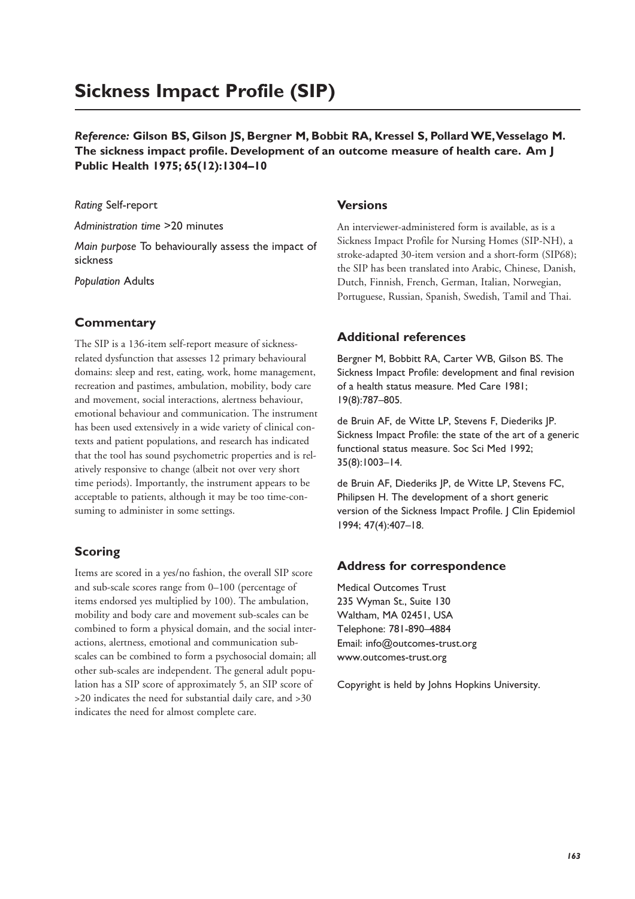# Sickness Impact Profile (SIP)

***Reference:* Gilson BS, Gilson JS, Bergner M, Bobbit RA, Kressel S, Pollard WE, Vesselago M. The sickness impact profile. Development of an outcome measure of health care. Am J Public Health 1975; 65(12):1304–10**

*Rating* Self-report

*Administration time* >20 minutes

*Main purpose* To behaviourally assess the impact of sickness

*Population* Adults

## Commentary

The SIP is a 136-item self-report measure of sickness-related dysfunction that assesses 12 primary behavioural domains: sleep and rest, eating, work, home management, recreation and pastimes, ambulation, mobility, body care and movement, social interactions, alertness behaviour, emotional behaviour and communication. The instrument has been used extensively in a wide variety of clinical contexts and patient populations, and research has indicated that the tool has sound psychometric properties and is relatively responsive to change (albeit not over very short time periods). Importantly, the instrument appears to be acceptable to patients, although it may be too time-consuming to administer in some settings.

## Scoring

Items are scored in a yes/no fashion, the overall SIP score and sub-scale scores range from 0–100 (percentage of items endorsed yes multiplied by 100). The ambulation, mobility and body care and movement sub-scales can be combined to form a physical domain, and the social interactions, alertness, emotional and communication sub-scales can be combined to form a psychosocial domain; all other sub-scales are independent. The general adult population has a SIP score of approximately 5, an SIP score of >20 indicates the need for substantial daily care, and >30 indicates the need for almost complete care.

## Versions

An interviewer-administered form is available, as is a Sickness Impact Profile for Nursing Homes (SIP-NH), a stroke-adapted 30-item version and a short-form (SIP68); the SIP has been translated into Arabic, Chinese, Danish, Dutch, Finnish, French, German, Italian, Norwegian, Portuguese, Russian, Spanish, Swedish, Tamil and Thai.

## Additional references

Bergner M, Bobbitt RA, Carter WB, Gilson BS. The Sickness Impact Profile: development and final revision of a health status measure. Med Care 1981; 19(8):787–805.

de Bruin AF, de Witte LP, Stevens F, Diederiks JP. Sickness Impact Profile: the state of the art of a generic functional status measure. Soc Sci Med 1992; 35(8):1003–14.

de Bruin AF, Diederiks JP, de Witte LP, Stevens FC, Philipsen H. The development of a short generic version of the Sickness Impact Profile. J Clin Epidemiol 1994; 47(4):407–18.

## Address for correspondence

Medical Outcomes Trust
235 Wyman St., Suite 130
Waltham, MA 02451, USA
Telephone: 781-890–4884
Email: info@outcomes-trust.org
www.outcomes-trust.org

Copyright is held by Johns Hopkins University.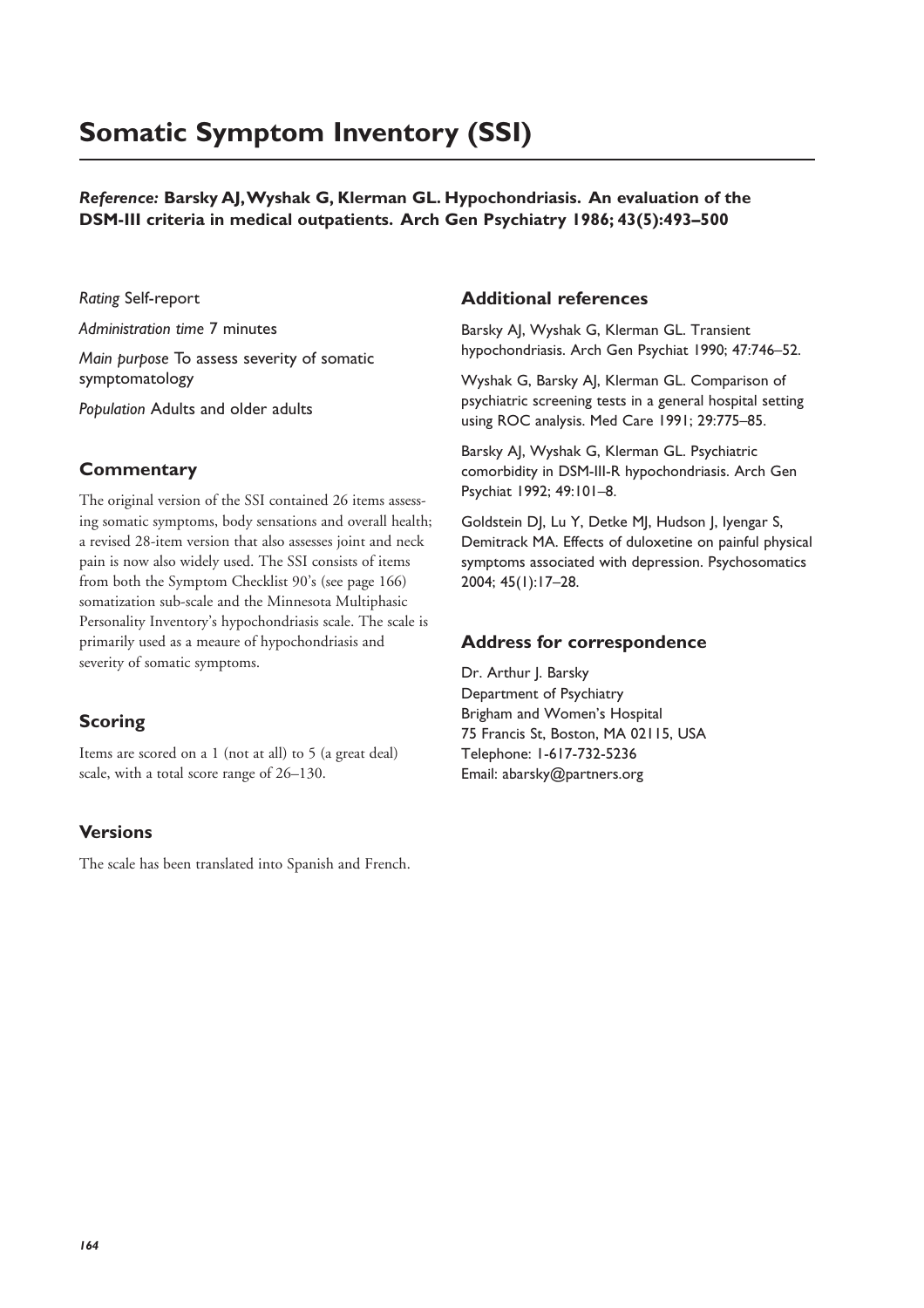# Somatic Symptom Inventory (SSI)

***Reference:*** **Barsky AJ, Wyshak G, Klerman GL. Hypochondriasis. An evaluation of the DSM-III criteria in medical outpatients. Arch Gen Psychiatry 1986; 43(5):493–500**

*Rating* Self-report

*Administration time* 7 minutes

*Main purpose* To assess severity of somatic symptomatology

*Population* Adults and older adults

## Commentary

The original version of the SSI contained 26 items assessing somatic symptoms, body sensations and overall health; a revised 28-item version that also assesses joint and neck pain is now also widely used. The SSI consists of items from both the Symptom Checklist 90's (see page 166) somatization sub-scale and the Minnesota Multiphasic Personality Inventory's hypochondriasis scale. The scale is primarily used as a meaure of hypochondriasis and severity of somatic symptoms.

## Scoring

Items are scored on a 1 (not at all) to 5 (a great deal) scale, with a total score range of 26–130.

## Versions

The scale has been translated into Spanish and French.

## Additional references

Barsky AJ, Wyshak G, Klerman GL. Transient hypochondriasis. Arch Gen Psychiat 1990; 47:746–52.

Wyshak G, Barsky AJ, Klerman GL. Comparison of psychiatric screening tests in a general hospital setting using ROC analysis. Med Care 1991; 29:775–85.

Barsky AJ, Wyshak G, Klerman GL. Psychiatric comorbidity in DSM-III-R hypochondriasis. Arch Gen Psychiat 1992; 49:101–8.

Goldstein DJ, Lu Y, Detke MJ, Hudson J, Iyengar S, Demitrack MA. Effects of duloxetine on painful physical symptoms associated with depression. Psychosomatics 2004; 45(1):17–28.

## Address for correspondence

Dr. Arthur J. Barsky
Department of Psychiatry
Brigham and Women's Hospital
75 Francis St, Boston, MA 02115, USA
Telephone: 1-617-732-5236
Email: abarsky@partners.org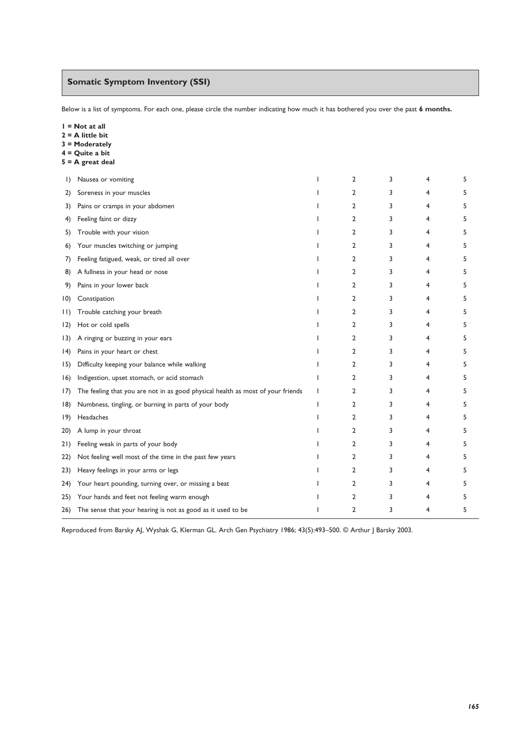## Somatic Symptom Inventory (SSI)

Below is a list of symptoms. For each one, please circle the number indicating how much it has bothered you over the past **6 months.**

**1 = Not at all**
**2 = A little bit**
**3 = Moderately**
**4 = Quite a bit**
**5 = A great deal**

| | | | | | | |
|---|---|---|---|---|---|---|
| 1) | Nausea or vomiting | 1 | 2 | 3 | 4 | 5 |
| 2) | Soreness in your muscles | 1 | 2 | 3 | 4 | 5 |
| 3) | Pains or cramps in your abdomen | 1 | 2 | 3 | 4 | 5 |
| 4) | Feeling faint or dizzy | 1 | 2 | 3 | 4 | 5 |
| 5) | Trouble with your vision | 1 | 2 | 3 | 4 | 5 |
| 6) | Your muscles twitching or jumping | 1 | 2 | 3 | 4 | 5 |
| 7) | Feeling fatigued, weak, or tired all over | 1 | 2 | 3 | 4 | 5 |
| 8) | A fullness in your head or nose | 1 | 2 | 3 | 4 | 5 |
| 9) | Pains in your lower back | 1 | 2 | 3 | 4 | 5 |
| 10) | Constipation | 1 | 2 | 3 | 4 | 5 |
| 11) | Trouble catching your breath | 1 | 2 | 3 | 4 | 5 |
| 12) | Hot or cold spells | 1 | 2 | 3 | 4 | 5 |
| 13) | A ringing or buzzing in your ears | 1 | 2 | 3 | 4 | 5 |
| 14) | Pains in your heart or chest | 1 | 2 | 3 | 4 | 5 |
| 15) | Difficulty keeping your balance while walking | 1 | 2 | 3 | 4 | 5 |
| 16) | Indigestion, upset stomach, or acid stomach | 1 | 2 | 3 | 4 | 5 |
| 17) | The feeling that you are not in as good physical health as most of your friends | 1 | 2 | 3 | 4 | 5 |
| 18) | Numbness, tingling, or burning in parts of your body | 1 | 2 | 3 | 4 | 5 |
| 19) | Headaches | 1 | 2 | 3 | 4 | 5 |
| 20) | A lump in your throat | 1 | 2 | 3 | 4 | 5 |
| 21) | Feeling weak in parts of your body | 1 | 2 | 3 | 4 | 5 |
| 22) | Not feeling well most of the time in the past few years | 1 | 2 | 3 | 4 | 5 |
| 23) | Heavy feelings in your arms or legs | 1 | 2 | 3 | 4 | 5 |
| 24) | Your heart pounding, turning over, or missing a beat | 1 | 2 | 3 | 4 | 5 |
| 25) | Your hands and feet not feeling warm enough | 1 | 2 | 3 | 4 | 5 |
| 26) | The sense that your hearing is not as good as it used to be | 1 | 2 | 3 | 4 | 5 |

Reproduced from Barsky AJ, Wyshak G, Klerman GL. Arch Gen Psychiatry 1986; 43(5):493–500. © Arthur J Barsky 2003.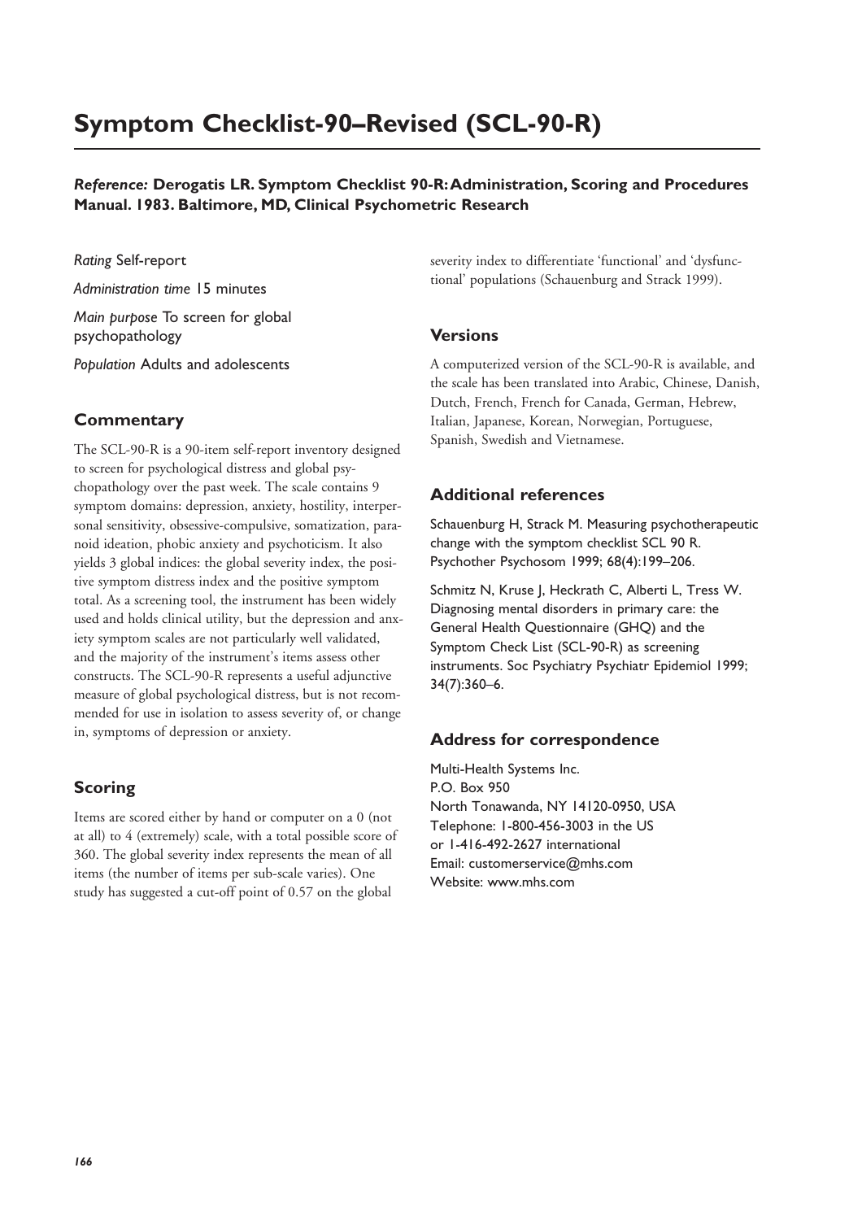# Symptom Checklist-90–Revised (SCL-90-R)

***Reference:* Derogatis LR. Symptom Checklist 90-R: Administration, Scoring and Procedures Manual. 1983. Baltimore, MD, Clinical Psychometric Research**

*Rating* Self-report

*Administration time* 15 minutes

*Main purpose* To screen for global psychopathology

*Population* Adults and adolescents

## Commentary

The SCL-90-R is a 90-item self-report inventory designed to screen for psychological distress and global psychopathology over the past week. The scale contains 9 symptom domains: depression, anxiety, hostility, interpersonal sensitivity, obsessive-compulsive, somatization, paranoid ideation, phobic anxiety and psychoticism. It also yields 3 global indices: the global severity index, the positive symptom distress index and the positive symptom total. As a screening tool, the instrument has been widely used and holds clinical utility, but the depression and anxiety symptom scales are not particularly well validated, and the majority of the instrument's items assess other constructs. The SCL-90-R represents a useful adjunctive measure of global psychological distress, but is not recommended for use in isolation to assess severity of, or change in, symptoms of depression or anxiety.

## Scoring

Items are scored either by hand or computer on a 0 (not at all) to 4 (extremely) scale, with a total possible score of 360. The global severity index represents the mean of all items (the number of items per sub-scale varies). One study has suggested a cut-off point of 0.57 on the global severity index to differentiate 'functional' and 'dysfunctional' populations (Schauenburg and Strack 1999).

## Versions

A computerized version of the SCL-90-R is available, and the scale has been translated into Arabic, Chinese, Danish, Dutch, French, French for Canada, German, Hebrew, Italian, Japanese, Korean, Norwegian, Portuguese, Spanish, Swedish and Vietnamese.

## Additional references

Schauenburg H, Strack M. Measuring psychotherapeutic change with the symptom checklist SCL 90 R. Psychother Psychosom 1999; 68(4):199–206.

Schmitz N, Kruse J, Heckrath C, Alberti L, Tress W. Diagnosing mental disorders in primary care: the General Health Questionnaire (GHQ) and the Symptom Check List (SCL-90-R) as screening instruments. Soc Psychiatry Psychiatr Epidemiol 1999; 34(7):360–6.

## Address for correspondence

Multi-Health Systems Inc.
P.O. Box 950
North Tonawanda, NY 14120-0950, USA
Telephone: 1-800-456-3003 in the US
or 1-416-492-2627 international
Email: customerservice@mhs.com
Website: www.mhs.com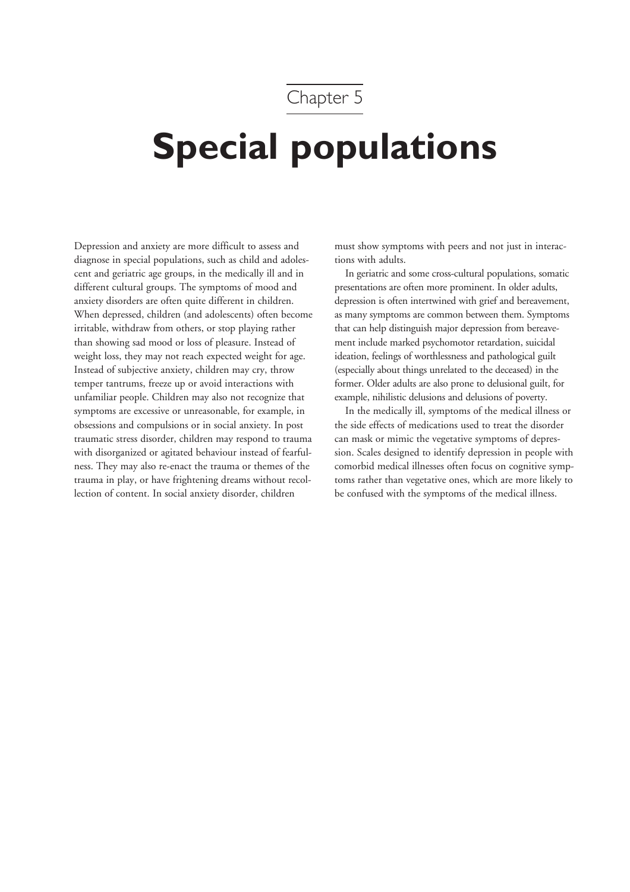Chapter 5

# Special populations

Depression and anxiety are more difficult to assess and diagnose in special populations, such as child and adolescent and geriatric age groups, in the medically ill and in different cultural groups. The symptoms of mood and anxiety disorders are often quite different in children. When depressed, children (and adolescents) often become irritable, withdraw from others, or stop playing rather than showing sad mood or loss of pleasure. Instead of weight loss, they may not reach expected weight for age. Instead of subjective anxiety, children may cry, throw temper tantrums, freeze up or avoid interactions with unfamiliar people. Children may also not recognize that symptoms are excessive or unreasonable, for example, in obsessions and compulsions or in social anxiety. In post traumatic stress disorder, children may respond to trauma with disorganized or agitated behaviour instead of fearfulness. They may also re-enact the trauma or themes of the trauma in play, or have frightening dreams without recollection of content. In social anxiety disorder, children must show symptoms with peers and not just in interactions with adults.

In geriatric and some cross-cultural populations, somatic presentations are often more prominent. In older adults, depression is often intertwined with grief and bereavement, as many symptoms are common between them. Symptoms that can help distinguish major depression from bereavement include marked psychomotor retardation, suicidal ideation, feelings of worthlessness and pathological guilt (especially about things unrelated to the deceased) in the former. Older adults are also prone to delusional guilt, for example, nihilistic delusions and delusions of poverty.

In the medically ill, symptoms of the medical illness or the side effects of medications used to treat the disorder can mask or mimic the vegetative symptoms of depression. Scales designed to identify depression in people with comorbid medical illnesses often focus on cognitive symptoms rather than vegetative ones, which are more likely to be confused with the symptoms of the medical illness.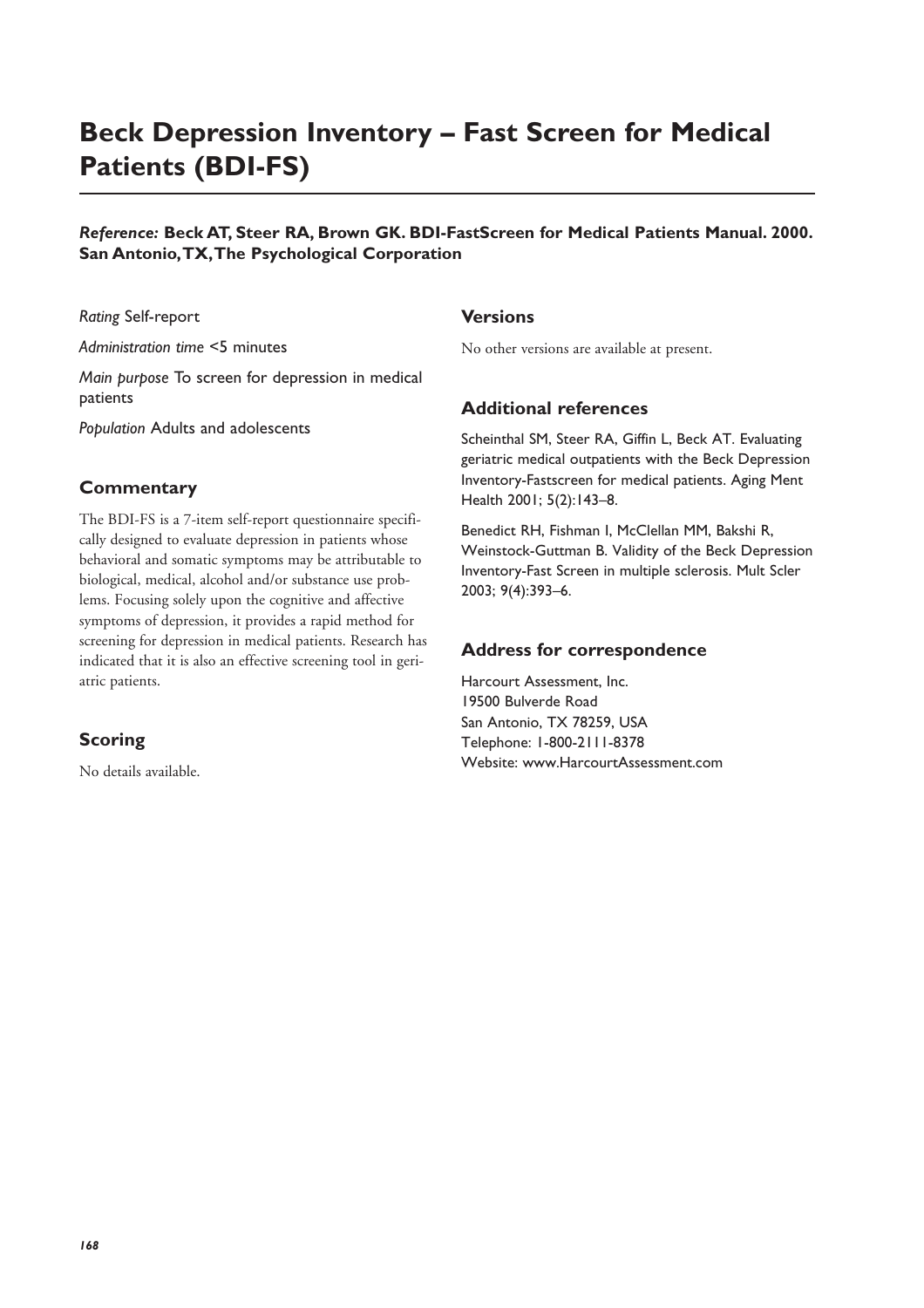# Beck Depression Inventory – Fast Screen for Medical Patients (BDI-FS)

***Reference:*** **Beck AT, Steer RA, Brown GK. BDI-FastScreen for Medical Patients Manual. 2000. San Antonio, TX, The Psychological Corporation**

*Rating* Self-report

*Administration time* <5 minutes

*Main purpose* To screen for depression in medical patients

*Population* Adults and adolescents

## Commentary

The BDI-FS is a 7-item self-report questionnaire specifically designed to evaluate depression in patients whose behavioral and somatic symptoms may be attributable to biological, medical, alcohol and/or substance use problems. Focusing solely upon the cognitive and affective symptoms of depression, it provides a rapid method for screening for depression in medical patients. Research has indicated that it is also an effective screening tool in geriatric patients.

## Scoring

No details available.

## Versions

No other versions are available at present.

## Additional references

Scheinthal SM, Steer RA, Giffin L, Beck AT. Evaluating geriatric medical outpatients with the Beck Depression Inventory-Fastscreen for medical patients. Aging Ment Health 2001; 5(2):143–8.

Benedict RH, Fishman I, McClellan MM, Bakshi R, Weinstock-Guttman B. Validity of the Beck Depression Inventory-Fast Screen in multiple sclerosis. Mult Scler 2003; 9(4):393–6.

## Address for correspondence

Harcourt Assessment, Inc.
19500 Bulverde Road
San Antonio, TX 78259, USA
Telephone: 1-800-2111-8378
Website: www.HarcourtAssessment.com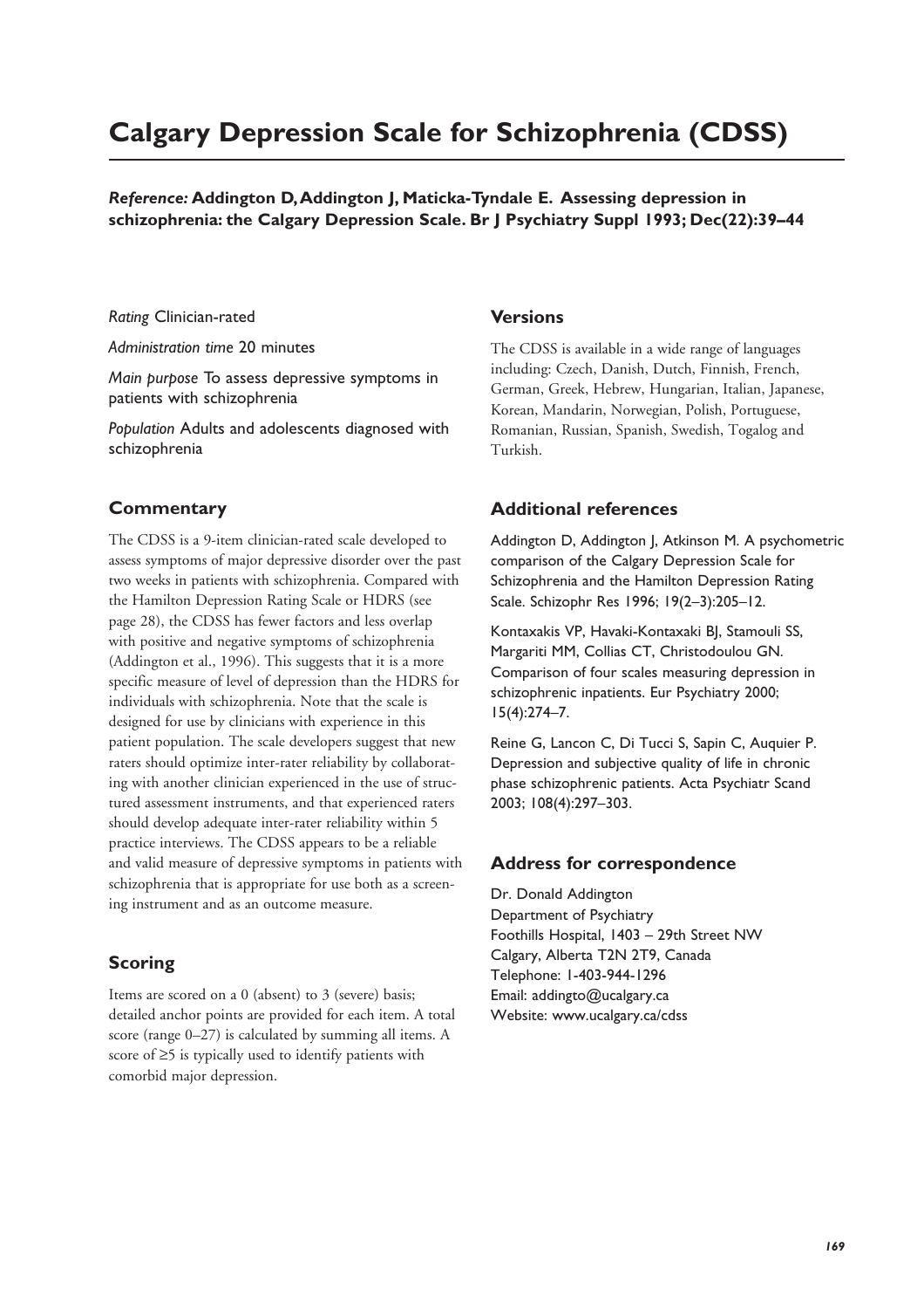# Calgary Depression Scale for Schizophrenia (CDSS)

***Reference:*** **Addington D, Addington J, Maticka-Tyndale E. Assessing depression in schizophrenia: the Calgary Depression Scale. Br J Psychiatry Suppl 1993; Dec(22):39–44**

*Rating* Clinician-rated

*Administration time* 20 minutes

*Main purpose* To assess depressive symptoms in patients with schizophrenia

*Population* Adults and adolescents diagnosed with schizophrenia

## Commentary

The CDSS is a 9-item clinician-rated scale developed to assess symptoms of major depressive disorder over the past two weeks in patients with schizophrenia. Compared with the Hamilton Depression Rating Scale or HDRS (see page 28), the CDSS has fewer factors and less overlap with positive and negative symptoms of schizophrenia (Addington et al., 1996). This suggests that it is a more specific measure of level of depression than the HDRS for individuals with schizophrenia. Note that the scale is designed for use by clinicians with experience in this patient population. The scale developers suggest that new raters should optimize inter-rater reliability by collaborating with another clinician experienced in the use of structured assessment instruments, and that experienced raters should develop adequate inter-rater reliability within 5 practice interviews. The CDSS appears to be a reliable and valid measure of depressive symptoms in patients with schizophrenia that is appropriate for use both as a screening instrument and as an outcome measure.

## Scoring

Items are scored on a 0 (absent) to 3 (severe) basis; detailed anchor points are provided for each item. A total score (range 0–27) is calculated by summing all items. A score of ≥5 is typically used to identify patients with comorbid major depression.

## Versions

The CDSS is available in a wide range of languages including: Czech, Danish, Dutch, Finnish, French, German, Greek, Hebrew, Hungarian, Italian, Japanese, Korean, Mandarin, Norwegian, Polish, Portuguese, Romanian, Russian, Spanish, Swedish, Togalog and Turkish.

## Additional references

Addington D, Addington J, Atkinson M. A psychometric comparison of the Calgary Depression Scale for Schizophrenia and the Hamilton Depression Rating Scale. Schizophr Res 1996; 19(2–3):205–12.

Kontaxakis VP, Havaki-Kontaxaki BJ, Stamouli SS, Margariti MM, Collias CT, Christodoulou GN. Comparison of four scales measuring depression in schizophrenic inpatients. Eur Psychiatry 2000; 15(4):274–7.

Reine G, Lancon C, Di Tucci S, Sapin C, Auquier P. Depression and subjective quality of life in chronic phase schizophrenic patients. Acta Psychiatr Scand 2003; 108(4):297–303.

## Address for correspondence

Dr. Donald Addington
Department of Psychiatry
Foothills Hospital, 1403 – 29th Street NW
Calgary, Alberta T2N 2T9, Canada
Telephone: 1-403-944-1296
Email: addingto@ucalgary.ca
Website: www.ucalgary.ca/cdss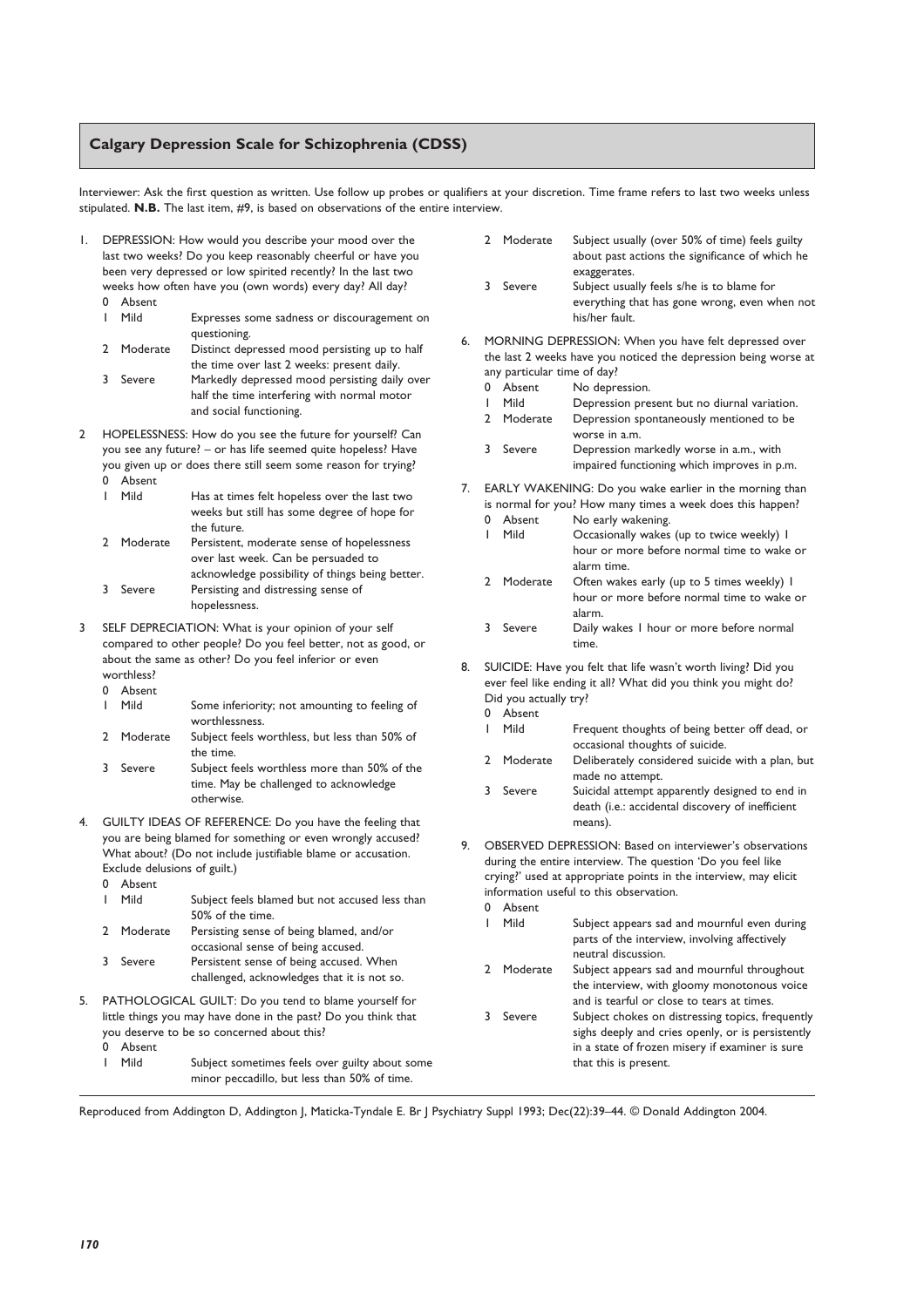## Calgary Depression Scale for Schizophrenia (CDSS)

Interviewer: Ask the first question as written. Use follow up probes or qualifiers at your discretion. Time frame refers to last two weeks unless stipulated. **N.B.** The last item, #9, is based on observations of the entire interview.

1. DEPRESSION: How would you describe your mood over the last two weeks? Do you keep reasonably cheerful or have you been very depressed or low spirited recently? In the last two weeks how often have you (own words) every day? All day?
   - 0 Absent
   - 1 Mild — Expresses some sadness or discouragement on questioning.
   - 2 Moderate — Distinct depressed mood persisting up to half the time over last 2 weeks: present daily.
   - 3 Severe — Markedly depressed mood persisting daily over half the time interfering with normal motor and social functioning.

2. HOPELESSNESS: How do you see the future for yourself? Can you see any future? – or has life seemed quite hopeless? Have you given up or does there still seem some reason for trying?
   - 0 Absent
   - 1 Mild — Has at times felt hopeless over the last two weeks but still has some degree of hope for the future.
   - 2 Moderate — Persistent, moderate sense of hopelessness over last week. Can be persuaded to acknowledge possibility of things being better.
   - 3 Severe — Persisting and distressing sense of hopelessness.

3. SELF DEPRECIATION: What is your opinion of your self compared to other people? Do you feel better, not as good, or about the same as other? Do you feel inferior or even worthless?
   - 0 Absent
   - 1 Mild — Some inferiority; not amounting to feeling of worthlessness.
   - 2 Moderate — Subject feels worthless, but less than 50% of the time.
   - 3 Severe — Subject feels worthless more than 50% of the time. May be challenged to acknowledge otherwise.

4. GUILTY IDEAS OF REFERENCE: Do you have the feeling that you are being blamed for something or even wrongly accused? What about? (Do not include justifiable blame or accusation. Exclude delusions of guilt.)
   - 0 Absent
   - 1 Mild — Subject feels blamed but not accused less than 50% of the time.
   - 2 Moderate — Persisting sense of being blamed, and/or occasional sense of being accused.
   - 3 Severe — Persistent sense of being accused. When challenged, acknowledges that it is not so.

5. PATHOLOGICAL GUILT: Do you tend to blame yourself for little things you may have done in the past? Do you think that you deserve to be so concerned about this?
   - 0 Absent
   - 1 Mild — Subject sometimes feels over guilty about some minor peccadillo, but less than 50% of time.
   - 2 Moderate — Subject usually (over 50% of time) feels guilty about past actions the significance of which he exaggerates.
   - 3 Severe — Subject usually feels s/he is to blame for everything that has gone wrong, even when not his/her fault.

6. MORNING DEPRESSION: When you have felt depressed over the last 2 weeks have you noticed the depression being worse at any particular time of day?
   - 0 Absent — No depression.
   - 1 Mild — Depression present but no diurnal variation.
   - 2 Moderate — Depression spontaneously mentioned to be worse in a.m.
   - 3 Severe — Depression markedly worse in a.m., with impaired functioning which improves in p.m.

7. EARLY WAKENING: Do you wake earlier in the morning than is normal for you? How many times a week does this happen?
   - 0 Absent — No early wakening.
   - 1 Mild — Occasionally wakes (up to twice weekly) 1 hour or more before normal time to wake or alarm time.
   - 2 Moderate — Often wakes early (up to 5 times weekly) 1 hour or more before normal time to wake or alarm.
   - 3 Severe — Daily wakes 1 hour or more before normal time.

8. SUICIDE: Have you felt that life wasn't worth living? Did you ever feel like ending it all? What did you think you might do? Did you actually try?
   - 0 Absent
   - 1 Mild — Frequent thoughts of being better off dead, or occasional thoughts of suicide.
   - 2 Moderate — Deliberately considered suicide with a plan, but made no attempt.
   - 3 Severe — Suicidal attempt apparently designed to end in death (i.e.: accidental discovery of inefficient means).

9. OBSERVED DEPRESSION: Based on interviewer's observations during the entire interview. The question 'Do you feel like crying?' used at appropriate points in the interview, may elicit information useful to this observation.
   - 0 Absent
   - 1 Mild — Subject appears sad and mournful even during parts of the interview, involving affectively neutral discussion.
   - 2 Moderate — Subject appears sad and mournful throughout the interview, with gloomy monotonous voice and is tearful or close to tears at times.
   - 3 Severe — Subject chokes on distressing topics, frequently sighs deeply and cries openly, or is persistently in a state of frozen misery if examiner is sure that this is present.

Reproduced from Addington D, Addington J, Maticka-Tyndale E. Br J Psychiatry Suppl 1993; Dec(22):39–44. © Donald Addington 2004.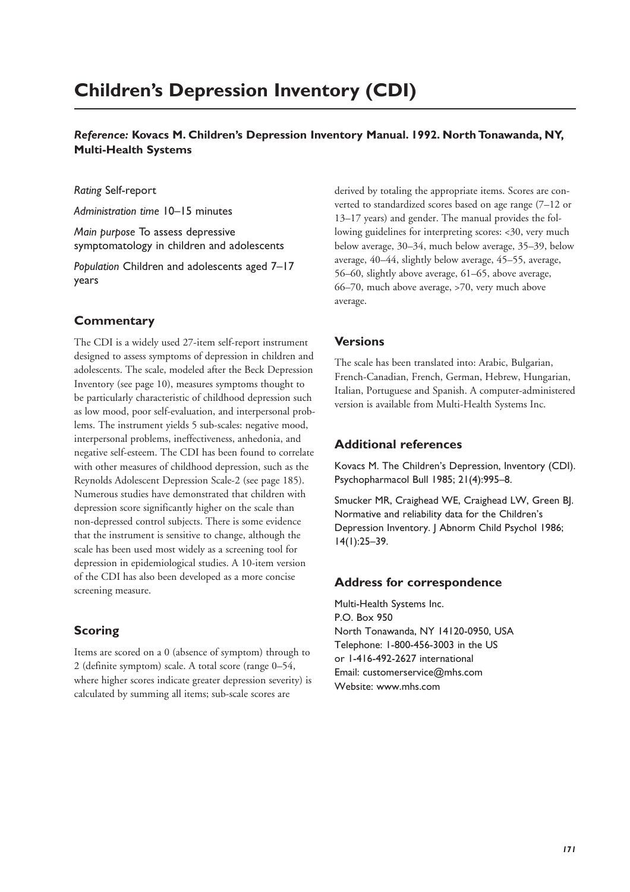# Children's Depression Inventory (CDI)

***Reference:*** **Kovacs M. Children's Depression Inventory Manual. 1992. North Tonawanda, NY, Multi-Health Systems**

*Rating* Self-report

*Administration time* 10–15 minutes

*Main purpose* To assess depressive symptomatology in children and adolescents

*Population* Children and adolescents aged 7–17 years

## Commentary

The CDI is a widely used 27-item self-report instrument designed to assess symptoms of depression in children and adolescents. The scale, modeled after the Beck Depression Inventory (see page 10), measures symptoms thought to be particularly characteristic of childhood depression such as low mood, poor self-evaluation, and interpersonal problems. The instrument yields 5 sub-scales: negative mood, interpersonal problems, ineffectiveness, anhedonia, and negative self-esteem. The CDI has been found to correlate with other measures of childhood depression, such as the Reynolds Adolescent Depression Scale-2 (see page 185). Numerous studies have demonstrated that children with depression score significantly higher on the scale than non-depressed control subjects. There is some evidence that the instrument is sensitive to change, although the scale has been used most widely as a screening tool for depression in epidemiological studies. A 10-item version of the CDI has also been developed as a more concise screening measure.

## Scoring

Items are scored on a 0 (absence of symptom) through to 2 (definite symptom) scale. A total score (range 0–54, where higher scores indicate greater depression severity) is calculated by summing all items; sub-scale scores are derived by totaling the appropriate items. Scores are converted to standardized scores based on age range (7–12 or 13–17 years) and gender. The manual provides the following guidelines for interpreting scores: <30, very much below average, 30–34, much below average, 35–39, below average, 40–44, slightly below average, 45–55, average, 56–60, slightly above average, 61–65, above average, 66–70, much above average, >70, very much above average.

## Versions

The scale has been translated into: Arabic, Bulgarian, French-Canadian, French, German, Hebrew, Hungarian, Italian, Portuguese and Spanish. A computer-administered version is available from Multi-Health Systems Inc.

## Additional references

Kovacs M. The Children's Depression, Inventory (CDI). Psychopharmacol Bull 1985; 21(4):995–8.

Smucker MR, Craighead WE, Craighead LW, Green BJ. Normative and reliability data for the Children's Depression Inventory. J Abnorm Child Psychol 1986; 14(1):25–39.

## Address for correspondence

Multi-Health Systems Inc.
P.O. Box 950
North Tonawanda, NY 14120-0950, USA
Telephone: 1-800-456-3003 in the US
or 1-416-492-2627 international
Email: customerservice@mhs.com
Website: www.mhs.com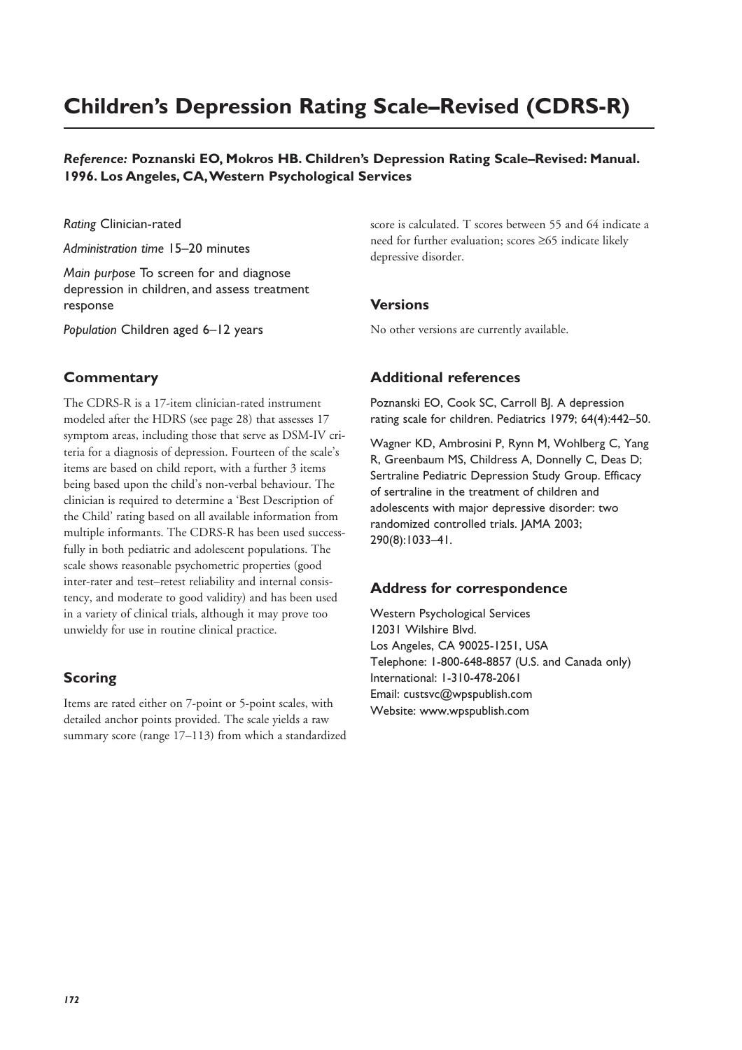# Children's Depression Rating Scale–Revised (CDRS-R)

***Reference:*** **Poznanski EO, Mokros HB. Children's Depression Rating Scale–Revised: Manual. 1996. Los Angeles, CA, Western Psychological Services**

*Rating* Clinician-rated

*Administration time* 15–20 minutes

*Main purpose* To screen for and diagnose depression in children, and assess treatment response

*Population* Children aged 6–12 years

## Commentary

The CDRS-R is a 17-item clinician-rated instrument modeled after the HDRS (see page 28) that assesses 17 symptom areas, including those that serve as DSM-IV criteria for a diagnosis of depression. Fourteen of the scale's items are based on child report, with a further 3 items being based upon the child's non-verbal behaviour. The clinician is required to determine a 'Best Description of the Child' rating based on all available information from multiple informants. The CDRS-R has been used successfully in both pediatric and adolescent populations. The scale shows reasonable psychometric properties (good inter-rater and test–retest reliability and internal consistency, and moderate to good validity) and has been used in a variety of clinical trials, although it may prove too unwieldy for use in routine clinical practice.

## Scoring

Items are rated either on 7-point or 5-point scales, with detailed anchor points provided. The scale yields a raw summary score (range 17–113) from which a standardized score is calculated. T scores between 55 and 64 indicate a need for further evaluation; scores ≥65 indicate likely depressive disorder.

## Versions

No other versions are currently available.

## Additional references

Poznanski EO, Cook SC, Carroll BJ. A depression rating scale for children. Pediatrics 1979; 64(4):442–50.

Wagner KD, Ambrosini P, Rynn M, Wohlberg C, Yang R, Greenbaum MS, Childress A, Donnelly C, Deas D; Sertraline Pediatric Depression Study Group. Efficacy of sertraline in the treatment of children and adolescents with major depressive disorder: two randomized controlled trials. JAMA 2003; 290(8):1033–41.

## Address for correspondence

Western Psychological Services
12031 Wilshire Blvd.
Los Angeles, CA 90025-1251, USA
Telephone: 1-800-648-8857 (U.S. and Canada only)
International: 1-310-478-2061
Email: custsvc@wpspublish.com
Website: www.wpspublish.com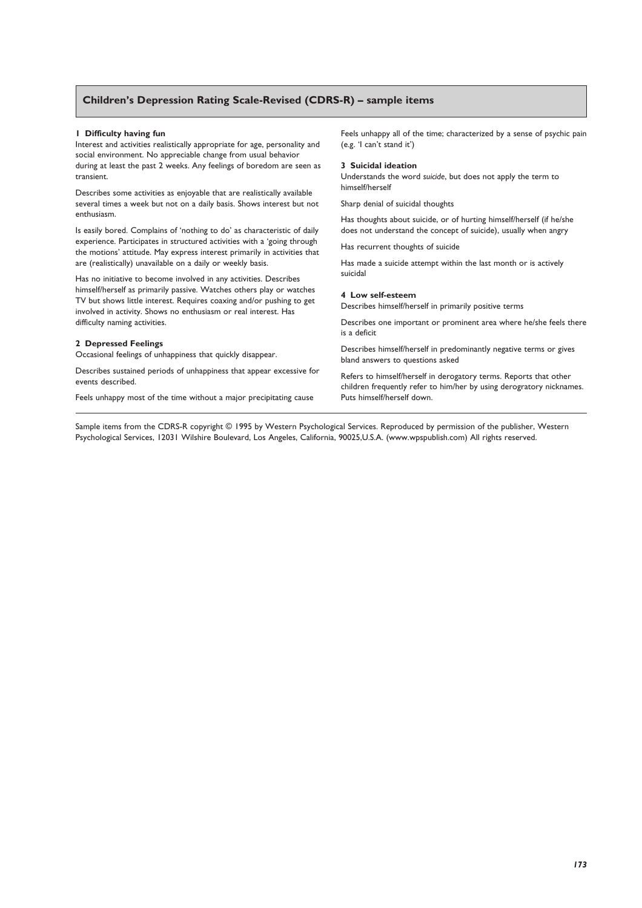## Children's Depression Rating Scale-Revised (CDRS-R) – sample items

**1 Difficulty having fun**

Interest and activities realistically appropriate for age, personality and social environment. No appreciable change from usual behavior during at least the past 2 weeks. Any feelings of boredom are seen as transient.

Describes some activities as enjoyable that are realistically available several times a week but not on a daily basis. Shows interest but not enthusiasm.

Is easily bored. Complains of 'nothing to do' as characteristic of daily experience. Participates in structured activities with a 'going through the motions' attitude. May express interest primarily in activities that are (realistically) unavailable on a daily or weekly basis.

Has no initiative to become involved in any activities. Describes himself/herself as primarily passive. Watches others play or watches TV but shows little interest. Requires coaxing and/or pushing to get involved in activity. Shows no enthusiasm or real interest. Has difficulty naming activities.

**2 Depressed Feelings**

Occasional feelings of unhappiness that quickly disappear.

Describes sustained periods of unhappiness that appear excessive for events described.

Feels unhappy most of the time without a major precipitating cause

Feels unhappy all of the time; characterized by a sense of psychic pain (e.g. 'I can't stand it')

**3 Suicidal ideation**

Understands the word *suicide*, but does not apply the term to himself/herself

Sharp denial of suicidal thoughts

Has thoughts about suicide, or of hurting himself/herself (if he/she does not understand the concept of suicide), usually when angry

Has recurrent thoughts of suicide

Has made a suicide attempt within the last month or is actively suicidal

**4 Low self-esteem**

Describes himself/herself in primarily positive terms

Describes one important or prominent area where he/she feels there is a deficit

Describes himself/herself in predominantly negative terms or gives bland answers to questions asked

Refers to himself/herself in derogatory terms. Reports that other children frequently refer to him/her by using derogatory nicknames. Puts himself/herself down.

Sample items from the CDRS-R copyright © 1995 by Western Psychological Services. Reproduced by permission of the publisher, Western Psychological Services, 12031 Wilshire Boulevard, Los Angeles, California, 90025,U.S.A. (www.wpspublish.com) All rights reserved.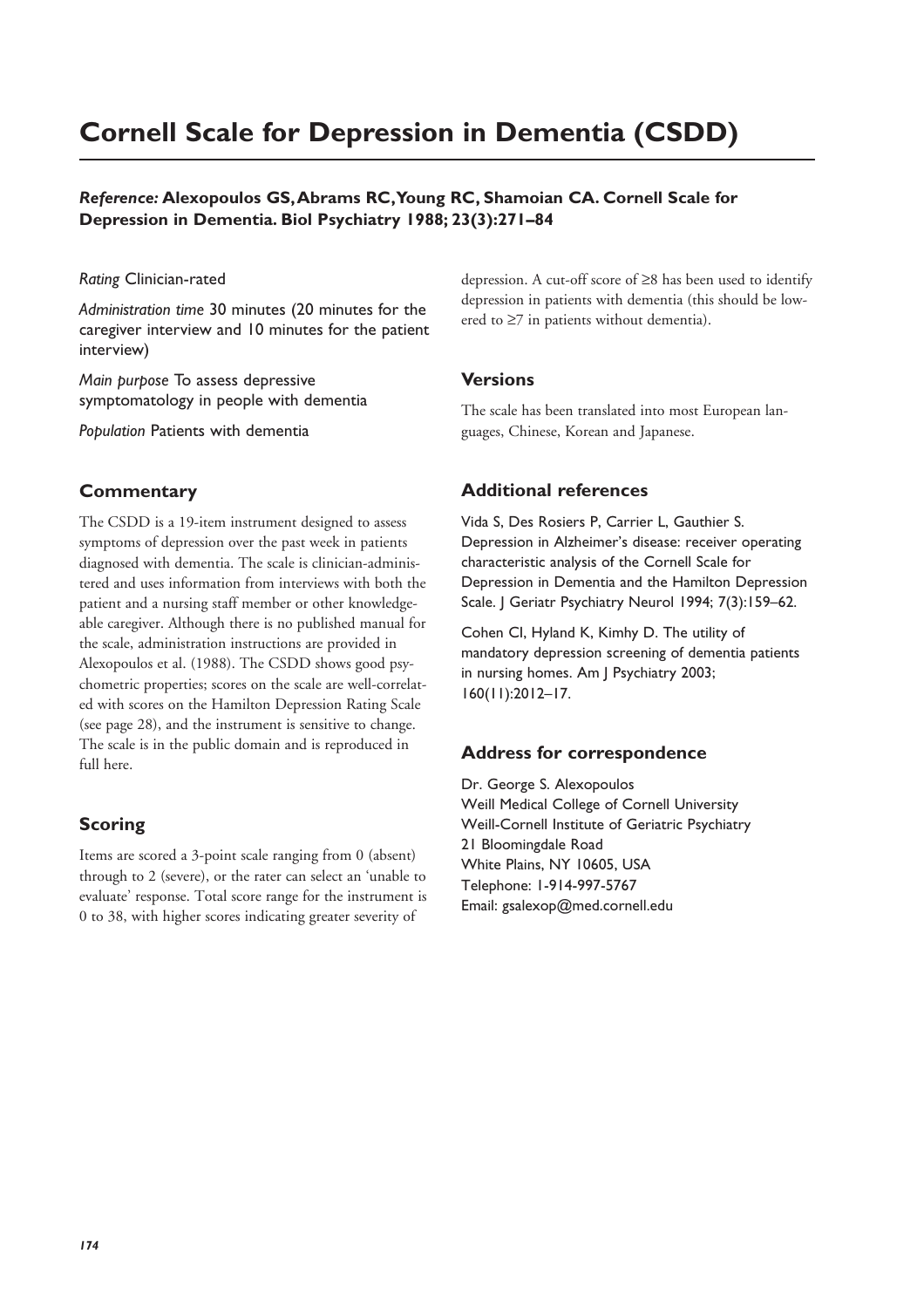# Cornell Scale for Depression in Dementia (CSDD)

***Reference:* Alexopoulos GS, Abrams RC, Young RC, Shamoian CA. Cornell Scale for Depression in Dementia. Biol Psychiatry 1988; 23(3):271–84**

*Rating* Clinician-rated

*Administration time* 30 minutes (20 minutes for the caregiver interview and 10 minutes for the patient interview)

*Main purpose* To assess depressive symptomatology in people with dementia

*Population* Patients with dementia

## Commentary

The CSDD is a 19-item instrument designed to assess symptoms of depression over the past week in patients diagnosed with dementia. The scale is clinician-administered and uses information from interviews with both the patient and a nursing staff member or other knowledgeable caregiver. Although there is no published manual for the scale, administration instructions are provided in Alexopoulos et al. (1988). The CSDD shows good psychometric properties; scores on the scale are well-correlated with scores on the Hamilton Depression Rating Scale (see page 28), and the instrument is sensitive to change. The scale is in the public domain and is reproduced in full here.

## Scoring

Items are scored a 3-point scale ranging from 0 (absent) through to 2 (severe), or the rater can select an 'unable to evaluate' response. Total score range for the instrument is 0 to 38, with higher scores indicating greater severity of depression. A cut-off score of ≥8 has been used to identify depression in patients with dementia (this should be lowered to ≥7 in patients without dementia).

## Versions

The scale has been translated into most European languages, Chinese, Korean and Japanese.

## Additional references

Vida S, Des Rosiers P, Carrier L, Gauthier S. Depression in Alzheimer's disease: receiver operating characteristic analysis of the Cornell Scale for Depression in Dementia and the Hamilton Depression Scale. J Geriatr Psychiatry Neurol 1994; 7(3):159–62.

Cohen CI, Hyland K, Kimhy D. The utility of mandatory depression screening of dementia patients in nursing homes. Am J Psychiatry 2003; 160(11):2012–17.

## Address for correspondence

Dr. George S. Alexopoulos
Weill Medical College of Cornell University
Weill-Cornell Institute of Geriatric Psychiatry
21 Bloomingdale Road
White Plains, NY 10605, USA
Telephone: 1-914-997-5767
Email: gsalexop@med.cornell.edu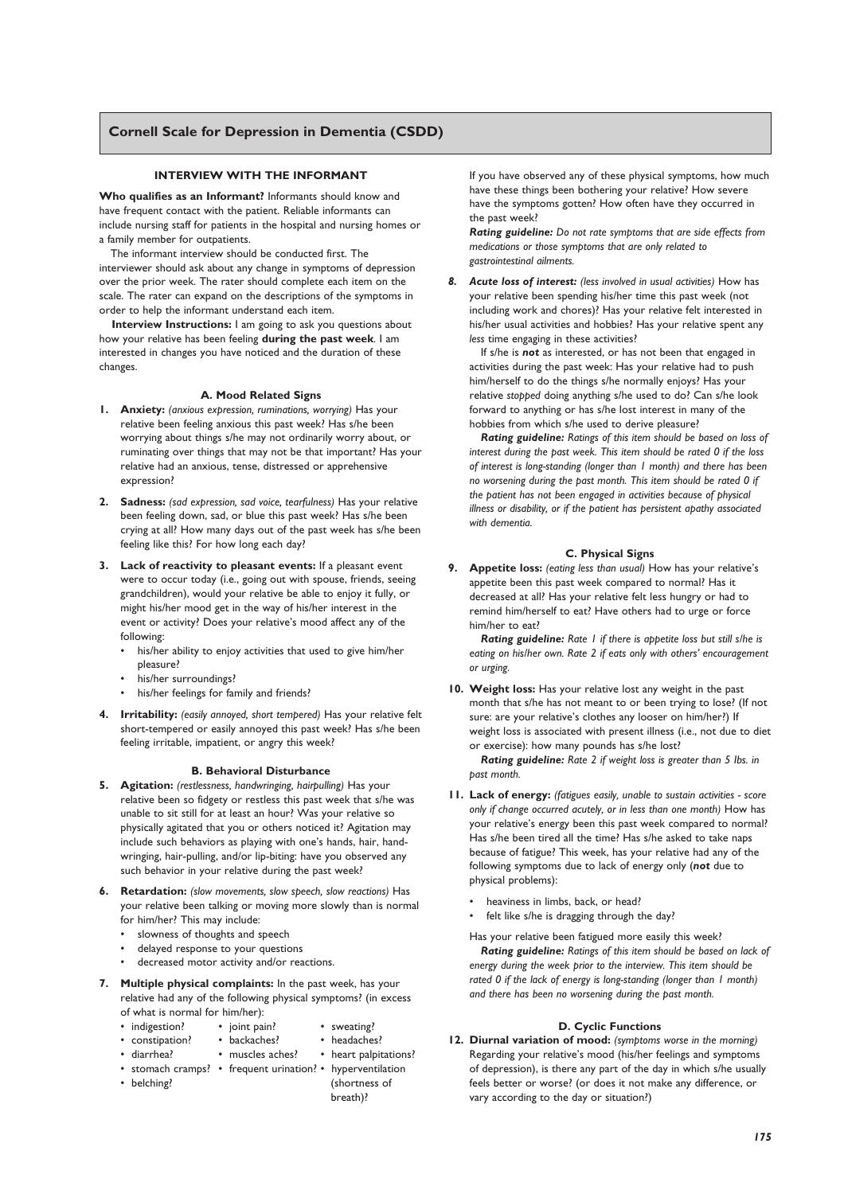# Cornell Scale for Depression in Dementia (CSDD)

## INTERVIEW WITH THE INFORMANT

**Who qualifies as an Informant?** Informants should know and have frequent contact with the patient. Reliable informants can include nursing staff for patients in the hospital and nursing homes or a family member for outpatients.

The informant interview should be conducted first. The interviewer should ask about any change in symptoms of depression over the prior week. The rater should complete each item on the scale. The rater can expand on the descriptions of the symptoms in order to help the informant understand each item.

**Interview Instructions:** I am going to ask you questions about how your relative has been feeling **during the past week**. I am interested in changes you have noticed and the duration of these changes.

### A. Mood Related Signs

**1. Anxiety:** *(anxious expression, ruminations, worrying)* Has your relative been feeling anxious this past week? Has s/he been worrying about things s/he may not ordinarily worry about, or ruminating over things that may not be that important? Has your relative had an anxious, tense, distressed or apprehensive expression?

**2. Sadness:** *(sad expression, sad voice, tearfulness)* Has your relative been feeling down, sad, or blue this past week? Has s/he been crying at all? How many days out of the past week has s/he been feeling like this? For how long each day?

**3. Lack of reactivity to pleasant events:** If a pleasant event were to occur today (i.e., going out with spouse, friends, seeing grandchildren), would your relative be able to enjoy it fully, or might his/her mood get in the way of his/her interest in the event or activity? Does your relative's mood affect any of the following:

- his/her ability to enjoy activities that used to give him/her pleasure?
- his/her surroundings?
- his/her feelings for family and friends?

**4. Irritability:** *(easily annoyed, short tempered)* Has your relative felt short-tempered or easily annoyed this past week? Has s/he been feeling irritable, impatient, or angry this week?

### B. Behavioral Disturbance

**5. Agitation:** *(restlessness, handwringing, hairpulling)* Has your relative been so fidgety or restless this past week that s/he was unable to sit still for at least an hour? Was your relative so physically agitated that you or others noticed it? Agitation may include such behaviors as playing with one's hands, hair, hand-wringing, hair-pulling, and/or lip-biting: have you observed any such behavior in your relative during the past week?

**6. Retardation:** *(slow movements, slow speech, slow reactions)* Has your relative been talking or moving more slowly than is normal for him/her? This may include:

- slowness of thoughts and speech
- delayed response to your questions
- decreased motor activity and/or reactions.

**7. Multiple physical complaints:** In the past week, has your relative had any of the following physical symptoms? (in excess of what is normal for him/her):

- indigestion?
- constipation?
- diarrhea?
- stomach cramps?
- belching?
- joint pain?
- backaches?
- muscles aches?
- frequent urination?
- sweating?
- headaches?
- heart palpitations?
- hyperventilation (shortness of breath)?

If you have observed any of these physical symptoms, how much have these things been bothering your relative? How severe have the symptoms gotten? How often have they occurred in the past week?

***Rating guideline:*** *Do not rate symptoms that are side effects from medications or those symptoms that are only related to gastrointestinal ailments.*

***8. Acute loss of interest:*** *(less involved in usual activities)* How has your relative been spending his/her time this past week (not including work and chores)? Has your relative felt interested in his/her usual activities and hobbies? Has your relative spent any *less* time engaging in these activities?

If s/he is ***not*** as interested, or has not been that engaged in activities during the past week: Has your relative had to push him/herself to do the things s/he normally enjoys? Has your relative *stopped* doing anything s/he used to do? Can s/he look forward to anything or has s/he lost interest in many of the hobbies from which s/he used to derive pleasure?

***Rating guideline:*** *Ratings of this item should be based on loss of interest during the past week. This item should be rated 0 if the loss of interest is long-standing (longer than 1 month) and there has been no worsening during the past month. This item should be rated 0 if the patient has not been engaged in activities because of physical illness or disability, or if the patient has persistent apathy associated with dementia.*

### C. Physical Signs

**9. Appetite loss:** *(eating less than usual)* How has your relative's appetite been this past week compared to normal? Has it decreased at all? Has your relative felt less hungry or had to remind him/herself to eat? Have others had to urge or force him/her to eat?

***Rating guideline:*** *Rate 1 if there is appetite loss but still s/he is eating on his/her own. Rate 2 if eats only with others' encouragement or urging.*

**10. Weight loss:** Has your relative lost any weight in the past month that s/he has not meant to or been trying to lose? (If not sure: are your relative's clothes any looser on him/her?) If weight loss is associated with present illness (i.e., not due to diet or exercise): how many pounds has s/he lost?

***Rating guideline:*** *Rate 2 if weight loss is greater than 5 lbs. in past month.*

**11. Lack of energy:** *(fatigues easily, unable to sustain activities - score only if change occurred acutely, or in less than one month)* How has your relative's energy been this past week compared to normal? Has s/he been tired all the time? Has s/he asked to take naps because of fatigue? This week, has your relative had any of the following symptoms due to lack of energy only (***not*** due to physical problems):

- heaviness in limbs, back, or head?
- felt like s/he is dragging through the day?

Has your relative been fatigued more easily this week?

***Rating guideline:*** *Ratings of this item should be based on lack of energy during the week prior to the interview. This item should be rated 0 if the lack of energy is long-standing (longer than 1 month) and there has been no worsening during the past month.*

### D. Cyclic Functions

**12. Diurnal variation of mood:** *(symptoms worse in the morning)* Regarding your relative's mood (his/her feelings and symptoms of depression), is there any part of the day in which s/he usually feels better or worse? (or does it not make any difference, or vary according to the day or situation?)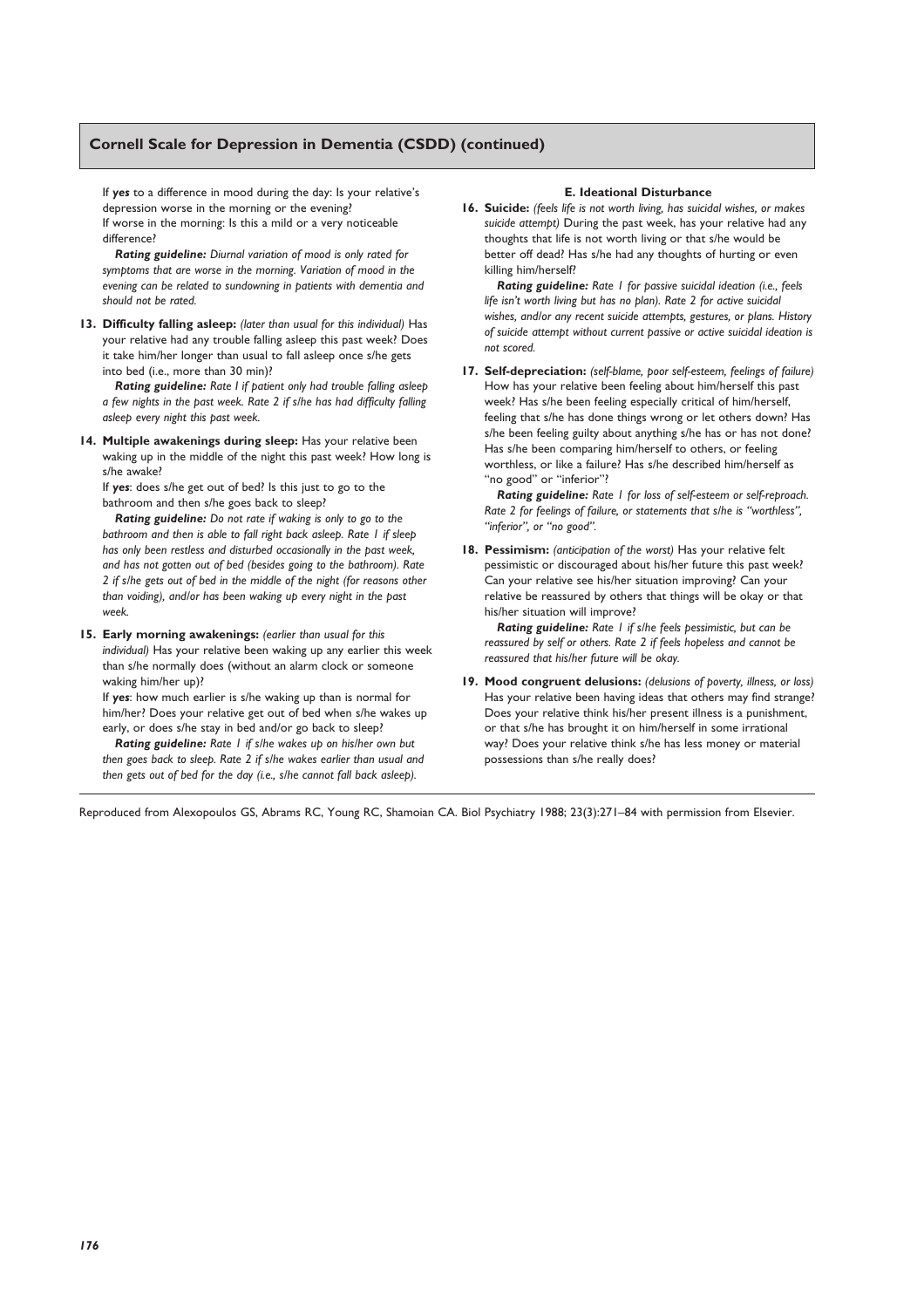## Cornell Scale for Depression in Dementia (CSDD) (continued)

If ***yes*** to a difference in mood during the day: Is your relative's depression worse in the morning or the evening?
If worse in the morning: Is this a mild or a very noticeable difference?

***Rating guideline:*** *Diurnal variation of mood is only rated for symptoms that are worse in the morning. Variation of mood in the evening can be related to sundowning in patients with dementia and should not be rated.*

**13. Difficulty falling asleep:** *(later than usual for this individual)* Has your relative had any trouble falling asleep this past week? Does it take him/her longer than usual to fall asleep once s/he gets into bed (i.e., more than 30 min)?

***Rating guideline:*** *Rate 1 if patient only had trouble falling asleep a few nights in the past week. Rate 2 if s/he has had difficulty falling asleep every night this past week.*

**14. Multiple awakenings during sleep:** Has your relative been waking up in the middle of the night this past week? How long is s/he awake?
If ***yes***: does s/he get out of bed? Is this just to go to the bathroom and then s/he goes back to sleep?

***Rating guideline:*** *Do not rate if waking is only to go to the bathroom and then is able to fall right back asleep. Rate 1 if sleep has only been restless and disturbed occasionally in the past week, and has not gotten out of bed (besides going to the bathroom). Rate 2 if s/he gets out of bed in the middle of the night (for reasons other than voiding), and/or has been waking up every night in the past week.*

**15. Early morning awakenings:** *(earlier than usual for this individual)* Has your relative been waking up any earlier this week than s/he normally does (without an alarm clock or someone waking him/her up)?
If ***yes***: how much earlier is s/he waking up than is normal for him/her? Does your relative get out of bed when s/he wakes up early, or does s/he stay in bed and/or go back to sleep?

***Rating guideline:*** *Rate 1 if s/he wakes up on his/her own but then goes back to sleep. Rate 2 if s/he wakes earlier than usual and then gets out of bed for the day (i.e., s/he cannot fall back asleep).*

### E. Ideational Disturbance

**16. Suicide:** *(feels life is not worth living, has suicidal wishes, or makes suicide attempt)* During the past week, has your relative had any thoughts that life is not worth living or that s/he would be better off dead? Has s/he had any thoughts of hurting or even killing him/herself?

***Rating guideline:*** *Rate 1 for passive suicidal ideation (i.e., feels life isn't worth living but has no plan). Rate 2 for active suicidal wishes, and/or any recent suicide attempts, gestures, or plans. History of suicide attempt without current passive or active suicidal ideation is not scored.*

**17. Self-depreciation:** *(self-blame, poor self-esteem, feelings of failure)* How has your relative been feeling about him/herself this past week? Has s/he been feeling especially critical of him/herself, feeling that s/he has done things wrong or let others down? Has s/he been feeling guilty about anything s/he has or has not done? Has s/he been comparing him/herself to others, or feeling worthless, or like a failure? Has s/he described him/herself as "no good" or "inferior"?

***Rating guideline:*** *Rate 1 for loss of self-esteem or self-reproach. Rate 2 for feelings of failure, or statements that s/he is "worthless", "inferior", or "no good".*

**18. Pessimism:** *(anticipation of the worst)* Has your relative felt pessimistic or discouraged about his/her future this past week? Can your relative see his/her situation improving? Can your relative be reassured by others that things will be okay or that his/her situation will improve?

***Rating guideline:*** *Rate 1 if s/he feels pessimistic, but can be reassured by self or others. Rate 2 if feels hopeless and cannot be reassured that his/her future will be okay.*

**19. Mood congruent delusions:** *(delusions of poverty, illness, or loss)* Has your relative been having ideas that others may find strange? Does your relative think his/her present illness is a punishment, or that s/he has brought it on him/herself in some irrational way? Does your relative think s/he has less money or material possessions than s/he really does?

---

Reproduced from Alexopoulos GS, Abrams RC, Young RC, Shamoian CA. Biol Psychiatry 1988; 23(3):271–84 with permission from Elsevier.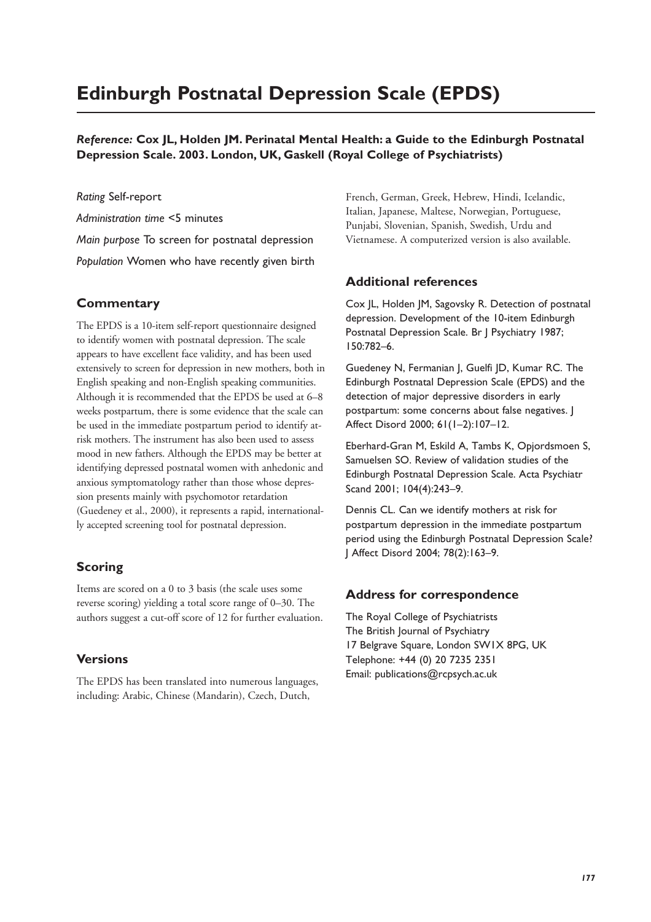# Edinburgh Postnatal Depression Scale (EPDS)

***Reference:* Cox JL, Holden JM. Perinatal Mental Health: a Guide to the Edinburgh Postnatal Depression Scale. 2003. London, UK, Gaskell (Royal College of Psychiatrists)**

*Rating* Self-report

*Administration time* <5 minutes

*Main purpose* To screen for postnatal depression

*Population* Women who have recently given birth

## Commentary

The EPDS is a 10-item self-report questionnaire designed to identify women with postnatal depression. The scale appears to have excellent face validity, and has been used extensively to screen for depression in new mothers, both in English speaking and non-English speaking communities. Although it is recommended that the EPDS be used at 6–8 weeks postpartum, there is some evidence that the scale can be used in the immediate postpartum period to identify at-risk mothers. The instrument has also been used to assess mood in new fathers. Although the EPDS may be better at identifying depressed postnatal women with anhedonic and anxious symptomatology rather than those whose depression presents mainly with psychomotor retardation (Guedeney et al., 2000), it represents a rapid, internationally accepted screening tool for postnatal depression.

## Scoring

Items are scored on a 0 to 3 basis (the scale uses some reverse scoring) yielding a total score range of 0–30. The authors suggest a cut-off score of 12 for further evaluation.

## Versions

The EPDS has been translated into numerous languages, including: Arabic, Chinese (Mandarin), Czech, Dutch, French, German, Greek, Hebrew, Hindi, Icelandic, Italian, Japanese, Maltese, Norwegian, Portuguese, Punjabi, Slovenian, Spanish, Swedish, Urdu and Vietnamese. A computerized version is also available.

## Additional references

Cox JL, Holden JM, Sagovsky R. Detection of postnatal depression. Development of the 10-item Edinburgh Postnatal Depression Scale. Br J Psychiatry 1987; 150:782–6.

Guedeney N, Fermanian J, Guelfi JD, Kumar RC. The Edinburgh Postnatal Depression Scale (EPDS) and the detection of major depressive disorders in early postpartum: some concerns about false negatives. J Affect Disord 2000; 61(1–2):107–12.

Eberhard-Gran M, Eskild A, Tambs K, Opjordsmoen S, Samuelsen SO. Review of validation studies of the Edinburgh Postnatal Depression Scale. Acta Psychiatr Scand 2001; 104(4):243–9.

Dennis CL. Can we identify mothers at risk for postpartum depression in the immediate postpartum period using the Edinburgh Postnatal Depression Scale? J Affect Disord 2004; 78(2):163–9.

## Address for correspondence

The Royal College of Psychiatrists
The British Journal of Psychiatry
17 Belgrave Square, London SW1X 8PG, UK
Telephone: +44 (0) 20 7235 2351
Email: publications@rcpsych.ac.uk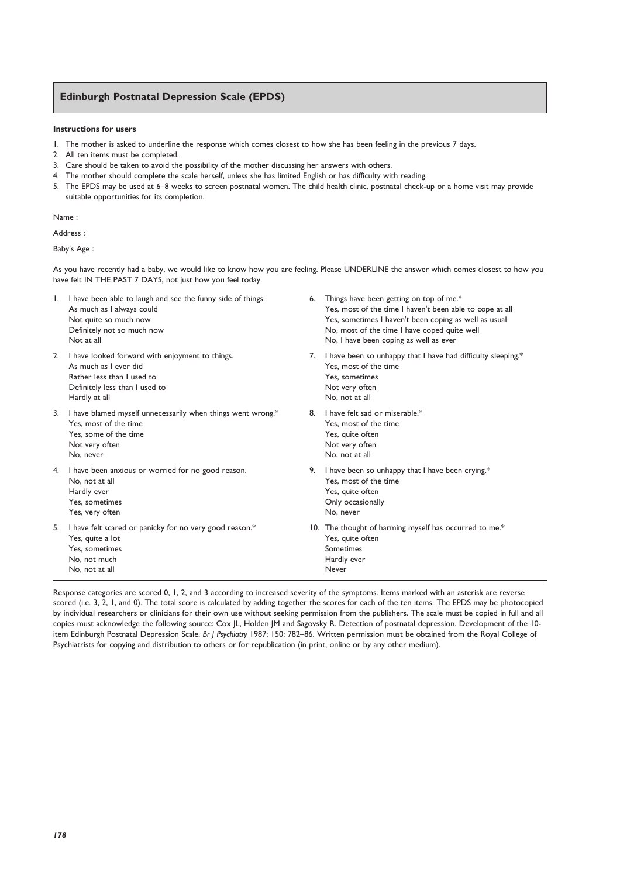## Edinburgh Postnatal Depression Scale (EPDS)

**Instructions for users**

1. The mother is asked to underline the response which comes closest to how she has been feeling in the previous 7 days.
2. All ten items must be completed.
3. Care should be taken to avoid the possibility of the mother discussing her answers with others.
4. The mother should complete the scale herself, unless she has limited English or has difficulty with reading.
5. The EPDS may be used at 6–8 weeks to screen postnatal women. The child health clinic, postnatal check-up or a home visit may provide suitable opportunities for its completion.

Name :

Address :

Baby's Age :

As you have recently had a baby, we would like to know how you are feeling. Please UNDERLINE the answer which comes closest to how you have felt IN THE PAST 7 DAYS, not just how you feel today.

1. I have been able to laugh and see the funny side of things.
   As much as I always could
   Not quite so much now
   Definitely not so much now
   Not at all

2. I have looked forward with enjoyment to things.
   As much as I ever did
   Rather less than I used to
   Definitely less than I used to
   Hardly at all

3. I have blamed myself unnecessarily when things went wrong.*
   Yes, most of the time
   Yes, some of the time
   Not very often
   No, never

4. I have been anxious or worried for no good reason.
   No, not at all
   Hardly ever
   Yes, sometimes
   Yes, very often

5. I have felt scared or panicky for no very good reason.*
   Yes, quite a lot
   Yes, sometimes
   No, not much
   No, not at all

6. Things have been getting on top of me.*
   Yes, most of the time I haven't been able to cope at all
   Yes, sometimes I haven't been coping as well as usual
   No, most of the time I have coped quite well
   No, I have been coping as well as ever

7. I have been so unhappy that I have had difficulty sleeping.*
   Yes, most of the time
   Yes, sometimes
   Not very often
   No, not at all

8. I have felt sad or miserable.*
   Yes, most of the time
   Yes, quite often
   Not very often
   No, not at all

9. I have been so unhappy that I have been crying.*
   Yes, most of the time
   Yes, quite often
   Only occasionally
   No, never

10. The thought of harming myself has occurred to me.*
    Yes, quite often
    Sometimes
    Hardly ever
    Never

Response categories are scored 0, 1, 2, and 3 according to increased severity of the symptoms. Items marked with an asterisk are reverse scored (i.e. 3, 2, 1, and 0). The total score is calculated by adding together the scores for each of the ten items. The EPDS may be photocopied by individual researchers or clinicians for their own use without seeking permission from the publishers. The scale must be copied in full and all copies must acknowledge the following source: Cox JL, Holden JM and Sagovsky R. Detection of postnatal depression. Development of the 10-item Edinburgh Postnatal Depression Scale. *Br J Psychiatry* 1987; 150: 782–86. Written permission must be obtained from the Royal College of Psychiatrists for copying and distribution to others or for republication (in print, online or by any other medium).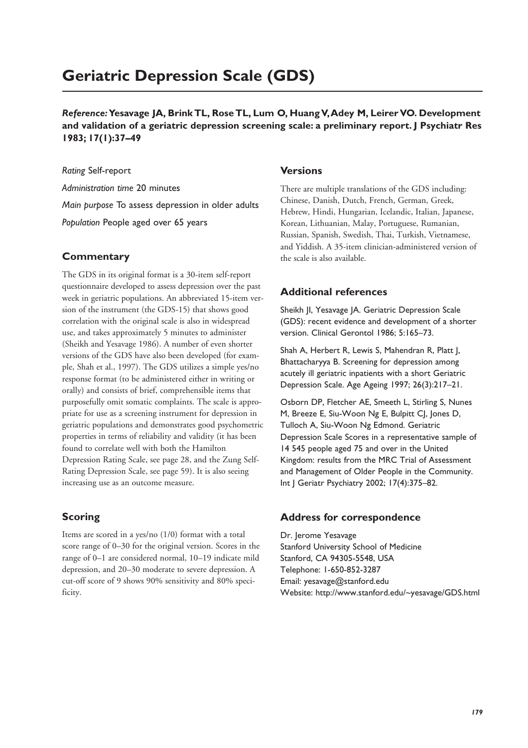# Geriatric Depression Scale (GDS)

***Reference:* Yesavage JA, Brink TL, Rose TL, Lum O, Huang V, Adey M, Leirer VO. Development and validation of a geriatric depression screening scale: a preliminary report. J Psychiatr Res 1983; 17(1):37–49**

*Rating* Self-report

*Administration time* 20 minutes

*Main purpose* To assess depression in older adults

*Population* People aged over 65 years

## Commentary

The GDS in its original format is a 30-item self-report questionnaire developed to assess depression over the past week in geriatric populations. An abbreviated 15-item version of the instrument (the GDS-15) that shows good correlation with the original scale is also in widespread use, and takes approximately 5 minutes to administer (Sheikh and Yesavage 1986). A number of even shorter versions of the GDS have also been developed (for example, Shah et al., 1997). The GDS utilizes a simple yes/no response format (to be administered either in writing or orally) and consists of brief, comprehensible items that purposefully omit somatic complaints. The scale is appropriate for use as a screening instrument for depression in geriatric populations and demonstrates good psychometric properties in terms of reliability and validity (it has been found to correlate well with both the Hamilton Depression Rating Scale, see page 28, and the Zung Self-Rating Depression Scale, see page 59). It is also seeing increasing use as an outcome measure.

## Scoring

Items are scored in a yes/no (1/0) format with a total score range of 0–30 for the original version. Scores in the range of 0–1 are considered normal, 10–19 indicate mild depression, and 20–30 moderate to severe depression. A cut-off score of 9 shows 90% sensitivity and 80% specificity.

## Versions

There are multiple translations of the GDS including: Chinese, Danish, Dutch, French, German, Greek, Hebrew, Hindi, Hungarian, Icelandic, Italian, Japanese, Korean, Lithuanian, Malay, Portuguese, Rumanian, Russian, Spanish, Swedish, Thai, Turkish, Vietnamese, and Yiddish. A 35-item clinician-administered version of the scale is also available.

## Additional references

Sheikh JI, Yesavage JA. Geriatric Depression Scale (GDS): recent evidence and development of a shorter version. Clinical Gerontol 1986; 5:165–73.

Shah A, Herbert R, Lewis S, Mahendran R, Platt J, Bhattacharyya B. Screening for depression among acutely ill geriatric inpatients with a short Geriatric Depression Scale. Age Ageing 1997; 26(3):217–21.

Osborn DP, Fletcher AE, Smeeth L, Stirling S, Nunes M, Breeze E, Siu-Woon Ng E, Bulpitt CJ, Jones D, Tulloch A, Siu-Woon Ng Edmond. Geriatric Depression Scale Scores in a representative sample of 14 545 people aged 75 and over in the United Kingdom: results from the MRC Trial of Assessment and Management of Older People in the Community. Int J Geriatr Psychiatry 2002; 17(4):375–82.

## Address for correspondence

Dr. Jerome Yesavage
Stanford University School of Medicine
Stanford, CA 94305-5548, USA
Telephone: 1-650-852-3287
Email: yesavage@stanford.edu
Website: http://www.stanford.edu/~yesavage/GDS.html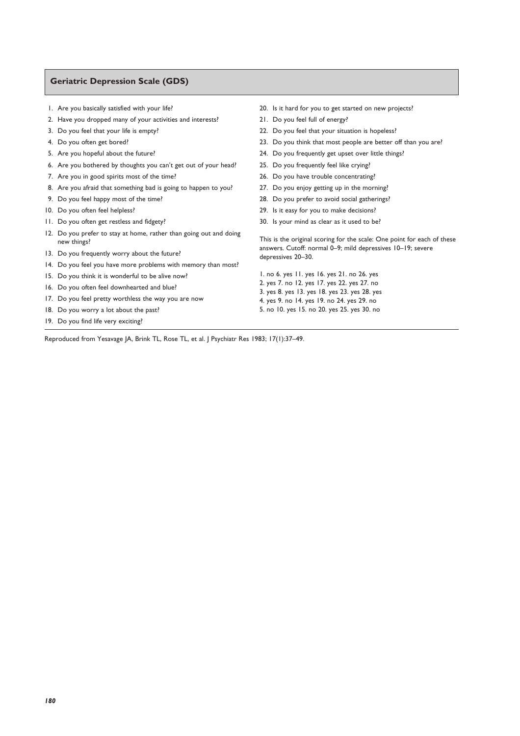## Geriatric Depression Scale (GDS)

1. Are you basically satisfied with your life?
2. Have you dropped many of your activities and interests?
3. Do you feel that your life is empty?
4. Do you often get bored?
5. Are you hopeful about the future?
6. Are you bothered by thoughts you can't get out of your head?
7. Are you in good spirits most of the time?
8. Are you afraid that something bad is going to happen to you?
9. Do you feel happy most of the time?
10. Do you often feel helpless?
11. Do you often get restless and fidgety?
12. Do you prefer to stay at home, rather than going out and doing new things?
13. Do you frequently worry about the future?
14. Do you feel you have more problems with memory than most?
15. Do you think it is wonderful to be alive now?
16. Do you often feel downhearted and blue?
17. Do you feel pretty worthless the way you are now
18. Do you worry a lot about the past?
19. Do you find life very exciting?
20. Is it hard for you to get started on new projects?
21. Do you feel full of energy?
22. Do you feel that your situation is hopeless?
23. Do you think that most people are better off than you are?
24. Do you frequently get upset over little things?
25. Do you frequently feel like crying?
26. Do you have trouble concentrating?
27. Do you enjoy getting up in the morning?
28. Do you prefer to avoid social gatherings?
29. Is it easy for you to make decisions?
30. Is your mind as clear as it used to be?

This is the original scoring for the scale: One point for each of these answers. Cutoff: normal 0–9; mild depressives 10–19; severe depressives 20–30.

1. no 6. yes 11. yes 16. yes 21. no 26. yes
2. yes 7. no 12. yes 17. yes 22. yes 27. no
3. yes 8. yes 13. yes 18. yes 23. yes 28. yes
4. yes 9. no 14. yes 19. no 24. yes 29. no
5. no 10. yes 15. no 20. yes 25. yes 30. no

Reproduced from Yesavage JA, Brink TL, Rose TL, et al. J Psychiatr Res 1983; 17(1):37–49.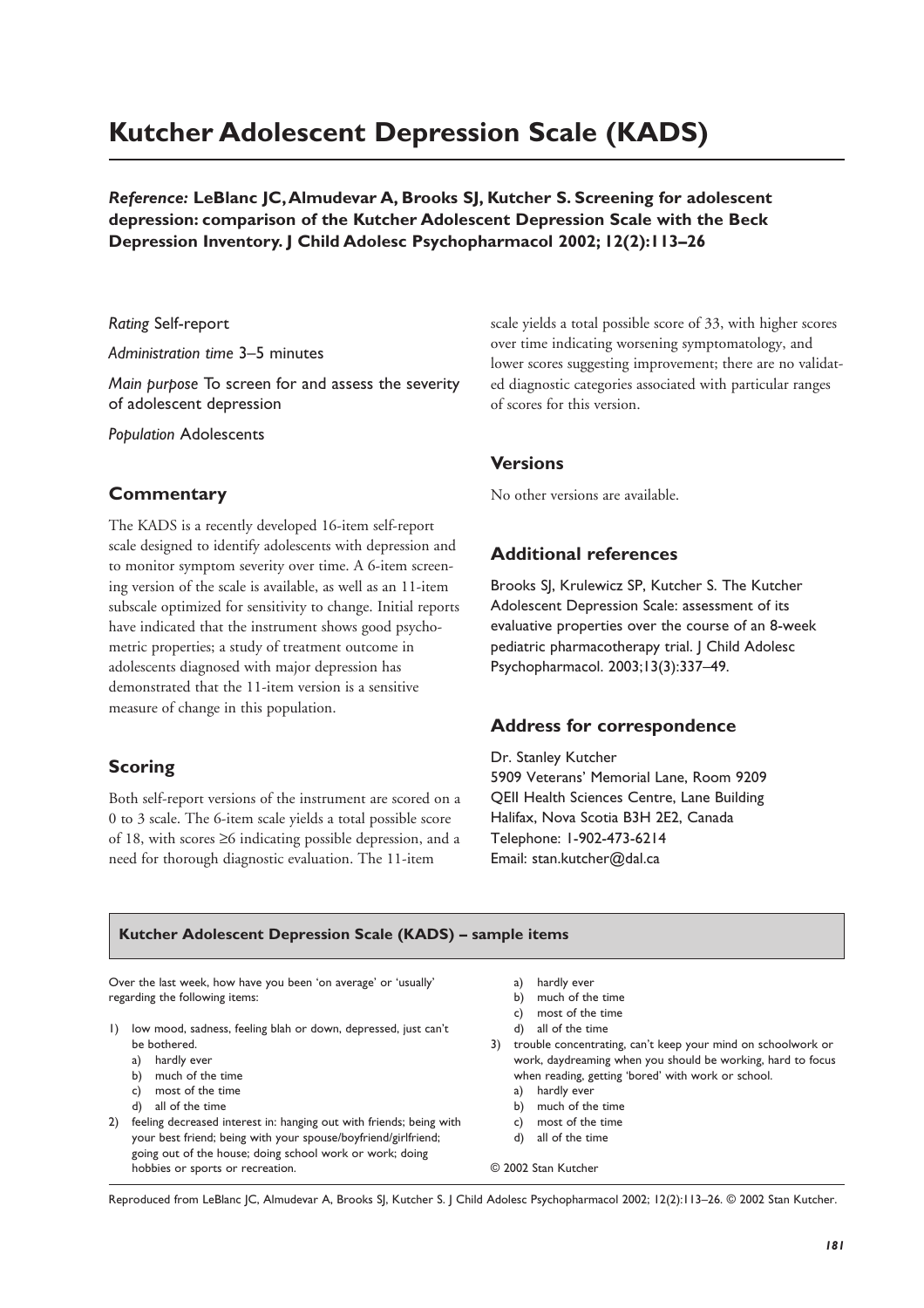# Kutcher Adolescent Depression Scale (KADS)

***Reference:*** **LeBlanc JC, Almudevar A, Brooks SJ, Kutcher S. Screening for adolescent depression: comparison of the Kutcher Adolescent Depression Scale with the Beck Depression Inventory. J Child Adolesc Psychopharmacol 2002; 12(2):113–26**

*Rating* Self-report

*Administration time* 3–5 minutes

*Main purpose* To screen for and assess the severity of adolescent depression

*Population* Adolescents

## Commentary

The KADS is a recently developed 16-item self-report scale designed to identify adolescents with depression and to monitor symptom severity over time. A 6-item screening version of the scale is available, as well as an 11-item subscale optimized for sensitivity to change. Initial reports have indicated that the instrument shows good psychometric properties; a study of treatment outcome in adolescents diagnosed with major depression has demonstrated that the 11-item version is a sensitive measure of change in this population.

## Scoring

Both self-report versions of the instrument are scored on a 0 to 3 scale. The 6-item scale yields a total possible score of 18, with scores ≥6 indicating possible depression, and a need for thorough diagnostic evaluation. The 11-item scale yields a total possible score of 33, with higher scores over time indicating worsening symptomatology, and lower scores suggesting improvement; there are no validated diagnostic categories associated with particular ranges of scores for this version.

## Versions

No other versions are available.

## Additional references

Brooks SJ, Krulewicz SP, Kutcher S. The Kutcher Adolescent Depression Scale: assessment of its evaluative properties over the course of an 8-week pediatric pharmacotherapy trial. J Child Adolesc Psychopharmacol. 2003;13(3):337–49.

## Address for correspondence

Dr. Stanley Kutcher
5909 Veterans' Memorial Lane, Room 9209
QEII Health Sciences Centre, Lane Building
Halifax, Nova Scotia B3H 2E2, Canada
Telephone: 1-902-473-6214
Email: stan.kutcher@dal.ca

---

**Kutcher Adolescent Depression Scale (KADS) – sample items**

Over the last week, how have you been 'on average' or 'usually' regarding the following items:

1) low mood, sadness, feeling blah or down, depressed, just can't be bothered.
   a) hardly ever
   b) much of the time
   c) most of the time
   d) all of the time
2) feeling decreased interest in: hanging out with friends; being with your best friend; being with your spouse/boyfriend/girlfriend; going out of the house; doing school work or work; doing hobbies or sports or recreation.
   a) hardly ever
   b) much of the time
   c) most of the time
   d) all of the time
3) trouble concentrating, can't keep your mind on schoolwork or work, daydreaming when you should be working, hard to focus when reading, getting 'bored' with work or school.
   a) hardly ever
   b) much of the time
   c) most of the time
   d) all of the time

© 2002 Stan Kutcher

Reproduced from LeBlanc JC, Almudevar A, Brooks SJ, Kutcher S. J Child Adolesc Psychopharmacol 2002; 12(2):113–26. © 2002 Stan Kutcher.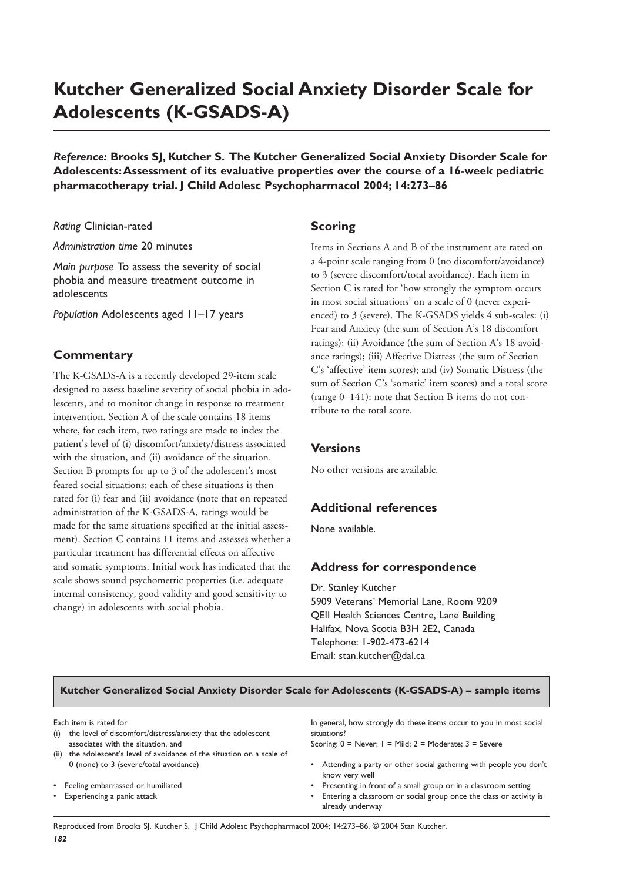# Kutcher Generalized Social Anxiety Disorder Scale for Adolescents (K-GSADS-A)

***Reference:* Brooks SJ, Kutcher S. The Kutcher Generalized Social Anxiety Disorder Scale for Adolescents: Assessment of its evaluative properties over the course of a 16-week pediatric pharmacotherapy trial. J Child Adolesc Psychopharmacol 2004; 14:273–86**

*Rating* Clinician-rated

*Administration time* 20 minutes

*Main purpose* To assess the severity of social phobia and measure treatment outcome in adolescents

*Population* Adolescents aged 11–17 years

## Commentary

The K-GSADS-A is a recently developed 29-item scale designed to assess baseline severity of social phobia in adolescents, and to monitor change in response to treatment intervention. Section A of the scale contains 18 items where, for each item, two ratings are made to index the patient's level of (i) discomfort/anxiety/distress associated with the situation, and (ii) avoidance of the situation. Section B prompts for up to 3 of the adolescent's most feared social situations; each of these situations is then rated for (i) fear and (ii) avoidance (note that on repeated administration of the K-GSADS-A, ratings would be made for the same situations specified at the initial assessment). Section C contains 11 items and assesses whether a particular treatment has differential effects on affective and somatic symptoms. Initial work has indicated that the scale shows sound psychometric properties (i.e. adequate internal consistency, good validity and good sensitivity to change) in adolescents with social phobia.

## Scoring

Items in Sections A and B of the instrument are rated on a 4-point scale ranging from 0 (no discomfort/avoidance) to 3 (severe discomfort/total avoidance). Each item in Section C is rated for 'how strongly the symptom occurs in most social situations' on a scale of 0 (never experienced) to 3 (severe). The K-GSADS yields 4 sub-scales: (i) Fear and Anxiety (the sum of Section A's 18 discomfort ratings); (ii) Avoidance (the sum of Section A's 18 avoidance ratings); (iii) Affective Distress (the sum of Section C's 'affective' item scores); and (iv) Somatic Distress (the sum of Section C's 'somatic' item scores) and a total score (range 0–141): note that Section B items do not contribute to the total score.

## Versions

No other versions are available.

## Additional references

None available.

## Address for correspondence

Dr. Stanley Kutcher
5909 Veterans' Memorial Lane, Room 9209
QEII Health Sciences Centre, Lane Building
Halifax, Nova Scotia B3H 2E2, Canada
Telephone: 1-902-473-6214
Email: stan.kutcher@dal.ca

### Kutcher Generalized Social Anxiety Disorder Scale for Adolescents (K-GSADS-A) – sample items

Each item is rated for
(i) the level of discomfort/distress/anxiety that the adolescent associates with the situation, and
(ii) the adolescent's level of avoidance of the situation on a scale of 0 (none) to 3 (severe/total avoidance)

- Attending a party or other social gathering with people you don't know very well
- Presenting in front of a small group or in a classroom setting
- Entering a classroom or social group once the class or activity is already underway

In general, how strongly do these items occur to you in most social situations?
Scoring: 0 = Never; 1 = Mild; 2 = Moderate; 3 = Severe

- Feeling embarrassed or humiliated
- Experiencing a panic attack

Reproduced from Brooks SJ, Kutcher S. J Child Adolesc Psychopharmacol 2004; 14:273–86. © 2004 Stan Kutcher.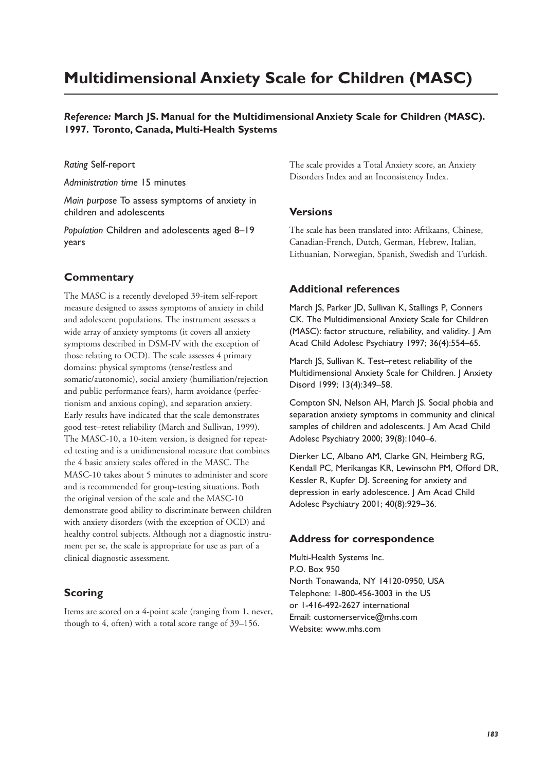# Multidimensional Anxiety Scale for Children (MASC)

***Reference:*** **March JS. Manual for the Multidimensional Anxiety Scale for Children (MASC). 1997. Toronto, Canada, Multi-Health Systems**

*Rating* Self-report

*Administration time* 15 minutes

*Main purpose* To assess symptoms of anxiety in children and adolescents

*Population* Children and adolescents aged 8–19 years

## Commentary

The MASC is a recently developed 39-item self-report measure designed to assess symptoms of anxiety in child and adolescent populations. The instrument assesses a wide array of anxiety symptoms (it covers all anxiety symptoms described in DSM-IV with the exception of those relating to OCD). The scale assesses 4 primary domains: physical symptoms (tense/restless and somatic/autonomic), social anxiety (humiliation/rejection and public performance fears), harm avoidance (perfectionism and anxious coping), and separation anxiety. Early results have indicated that the scale demonstrates good test–retest reliability (March and Sullivan, 1999). The MASC-10, a 10-item version, is designed for repeated testing and is a unidimensional measure that combines the 4 basic anxiety scales offered in the MASC. The MASC-10 takes about 5 minutes to administer and score and is recommended for group-testing situations. Both the original version of the scale and the MASC-10 demonstrate good ability to discriminate between children with anxiety disorders (with the exception of OCD) and healthy control subjects. Although not a diagnostic instrument per se, the scale is appropriate for use as part of a clinical diagnostic assessment.

## Scoring

Items are scored on a 4-point scale (ranging from 1, never, though to 4, often) with a total score range of 39–156.

The scale provides a Total Anxiety score, an Anxiety Disorders Index and an Inconsistency Index.

## Versions

The scale has been translated into: Afrikaans, Chinese, Canadian-French, Dutch, German, Hebrew, Italian, Lithuanian, Norwegian, Spanish, Swedish and Turkish.

## Additional references

March JS, Parker JD, Sullivan K, Stallings P, Conners CK. The Multidimensional Anxiety Scale for Children (MASC): factor structure, reliability, and validity. J Am Acad Child Adolesc Psychiatry 1997; 36(4):554–65.

March JS, Sullivan K. Test–retest reliability of the Multidimensional Anxiety Scale for Children. J Anxiety Disord 1999; 13(4):349–58.

Compton SN, Nelson AH, March JS. Social phobia and separation anxiety symptoms in community and clinical samples of children and adolescents. J Am Acad Child Adolesc Psychiatry 2000; 39(8):1040–6.

Dierker LC, Albano AM, Clarke GN, Heimberg RG, Kendall PC, Merikangas KR, Lewinsohn PM, Offord DR, Kessler R, Kupfer DJ. Screening for anxiety and depression in early adolescence. J Am Acad Child Adolesc Psychiatry 2001; 40(8):929–36.

## Address for correspondence

Multi-Health Systems Inc.
P.O. Box 950
North Tonawanda, NY 14120-0950, USA
Telephone: 1-800-456-3003 in the US
or 1-416-492-2627 international
Email: customerservice@mhs.com
Website: www.mhs.com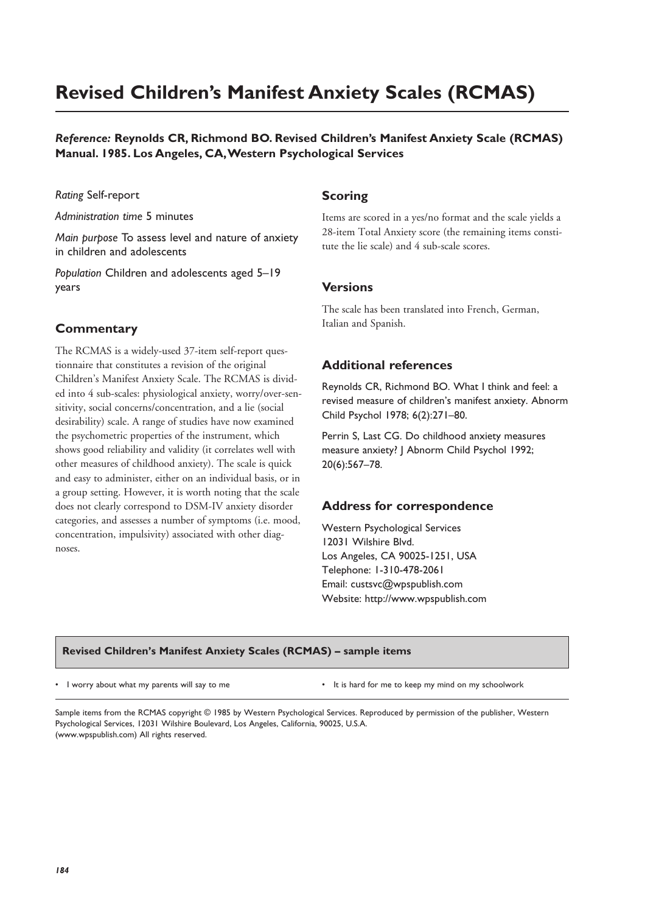# Revised Children's Manifest Anxiety Scales (RCMAS)

***Reference:* Reynolds CR, Richmond BO. Revised Children's Manifest Anxiety Scale (RCMAS) Manual. 1985. Los Angeles, CA, Western Psychological Services**

*Rating* Self-report

*Administration time* 5 minutes

*Main purpose* To assess level and nature of anxiety in children and adolescents

*Population* Children and adolescents aged 5–19 years

## Commentary

The RCMAS is a widely-used 37-item self-report questionnaire that constitutes a revision of the original Children's Manifest Anxiety Scale. The RCMAS is divided into 4 sub-scales: physiological anxiety, worry/over-sensitivity, social concerns/concentration, and a lie (social desirability) scale. A range of studies have now examined the psychometric properties of the instrument, which shows good reliability and validity (it correlates well with other measures of childhood anxiety). The scale is quick and easy to administer, either on an individual basis, or in a group setting. However, it is worth noting that the scale does not clearly correspond to DSM-IV anxiety disorder categories, and assesses a number of symptoms (i.e. mood, concentration, impulsivity) associated with other diagnoses.

## Scoring

Items are scored in a yes/no format and the scale yields a 28-item Total Anxiety score (the remaining items constitute the lie scale) and 4 sub-scale scores.

## Versions

The scale has been translated into French, German, Italian and Spanish.

## Additional references

Reynolds CR, Richmond BO. What I think and feel: a revised measure of children's manifest anxiety. Abnorm Child Psychol 1978; 6(2):271–80.

Perrin S, Last CG. Do childhood anxiety measures measure anxiety? J Abnorm Child Psychol 1992; 20(6):567–78.

## Address for correspondence

Western Psychological Services
12031 Wilshire Blvd.
Los Angeles, CA 90025-1251, USA
Telephone: 1-310-478-2061
Email: custsvc@wpspublish.com
Website: http://www.wpspublish.com

**Revised Children's Manifest Anxiety Scales (RCMAS) – sample items**

- I worry about what my parents will say to me
- It is hard for me to keep my mind on my schoolwork

Sample items from the RCMAS copyright © 1985 by Western Psychological Services. Reproduced by permission of the publisher, Western Psychological Services, 12031 Wilshire Boulevard, Los Angeles, California, 90025, U.S.A. (www.wpspublish.com) All rights reserved.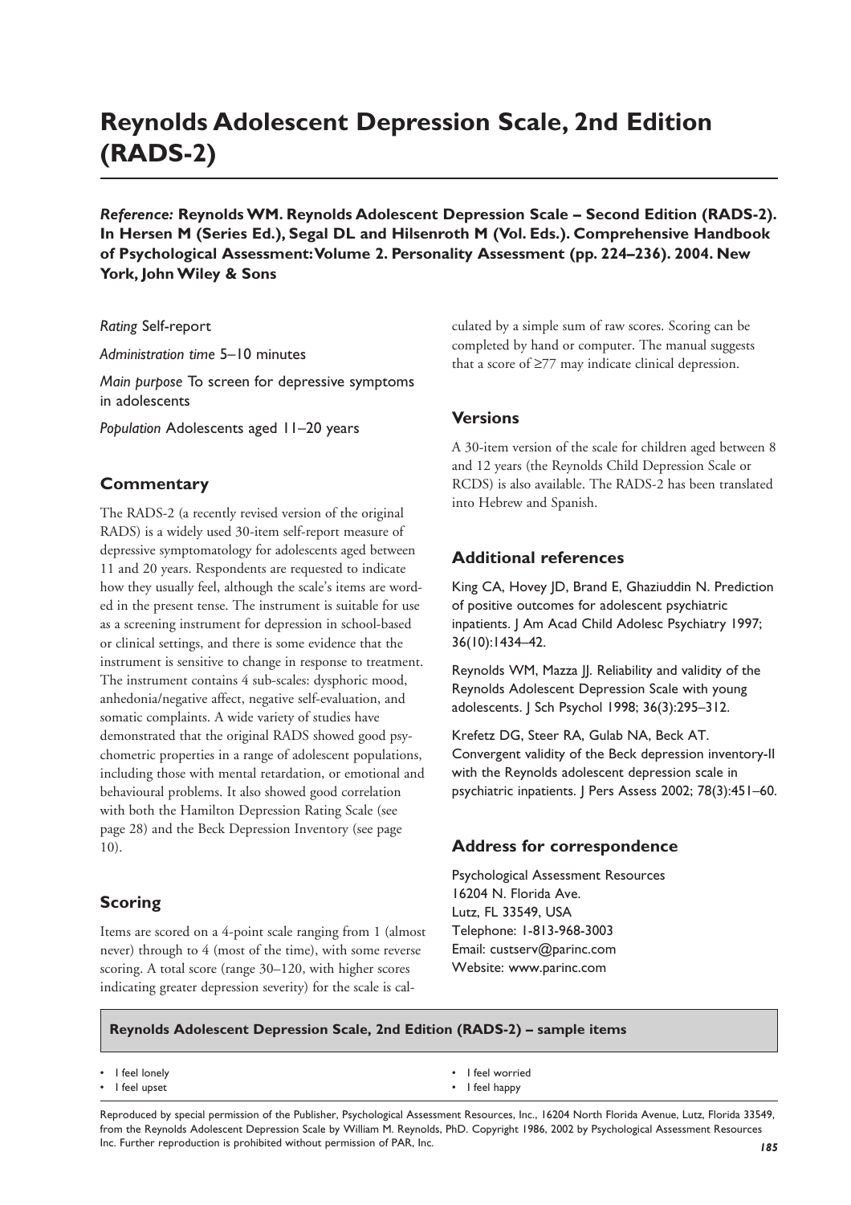# Reynolds Adolescent Depression Scale, 2nd Edition (RADS-2)

***Reference:*** **Reynolds WM. Reynolds Adolescent Depression Scale – Second Edition (RADS-2). In Hersen M (Series Ed.), Segal DL and Hilsenroth M (Vol. Eds.). Comprehensive Handbook of Psychological Assessment: Volume 2. Personality Assessment (pp. 224–236). 2004. New York, John Wiley & Sons**

*Rating* Self-report

*Administration time* 5–10 minutes

*Main purpose* To screen for depressive symptoms in adolescents

*Population* Adolescents aged 11–20 years

## Commentary

The RADS-2 (a recently revised version of the original RADS) is a widely used 30-item self-report measure of depressive symptomatology for adolescents aged between 11 and 20 years. Respondents are requested to indicate how they usually feel, although the scale's items are worded in the present tense. The instrument is suitable for use as a screening instrument for depression in school-based or clinical settings, and there is some evidence that the instrument is sensitive to change in response to treatment. The instrument contains 4 sub-scales: dysphoric mood, anhedonia/negative affect, negative self-evaluation, and somatic complaints. A wide variety of studies have demonstrated that the original RADS showed good psychometric properties in a range of adolescent populations, including those with mental retardation, or emotional and behavioural problems. It also showed good correlation with both the Hamilton Depression Rating Scale (see page 28) and the Beck Depression Inventory (see page 10).

## Scoring

Items are scored on a 4-point scale ranging from 1 (almost never) through to 4 (most of the time), with some reverse scoring. A total score (range 30–120, with higher scores indicating greater depression severity) for the scale is calculated by a simple sum of raw scores. Scoring can be completed by hand or computer. The manual suggests that a score of ≥77 may indicate clinical depression.

## Versions

A 30-item version of the scale for children aged between 8 and 12 years (the Reynolds Child Depression Scale or RCDS) is also available. The RADS-2 has been translated into Hebrew and Spanish.

## Additional references

King CA, Hovey JD, Brand E, Ghaziuddin N. Prediction of positive outcomes for adolescent psychiatric inpatients. J Am Acad Child Adolesc Psychiatry 1997; 36(10):1434–42.

Reynolds WM, Mazza JJ. Reliability and validity of the Reynolds Adolescent Depression Scale with young adolescents. J Sch Psychol 1998; 36(3):295–312.

Krefetz DG, Steer RA, Gulab NA, Beck AT. Convergent validity of the Beck depression inventory-II with the Reynolds adolescent depression scale in psychiatric inpatients. J Pers Assess 2002; 78(3):451–60.

## Address for correspondence

Psychological Assessment Resources
16204 N. Florida Ave.
Lutz, FL 33549, USA
Telephone: 1-813-968-3003
Email: custserv@parinc.com
Website: www.parinc.com

**Reynolds Adolescent Depression Scale, 2nd Edition (RADS-2) – sample items**

- I feel lonely
- I feel upset
- I feel worried
- I feel happy

Reproduced by special permission of the Publisher, Psychological Assessment Resources, Inc., 16204 North Florida Avenue, Lutz, Florida 33549, from the Reynolds Adolescent Depression Scale by William M. Reynolds, PhD. Copyright 1986, 2002 by Psychological Assessment Resources Inc. Further reproduction is prohibited without permission of PAR, Inc.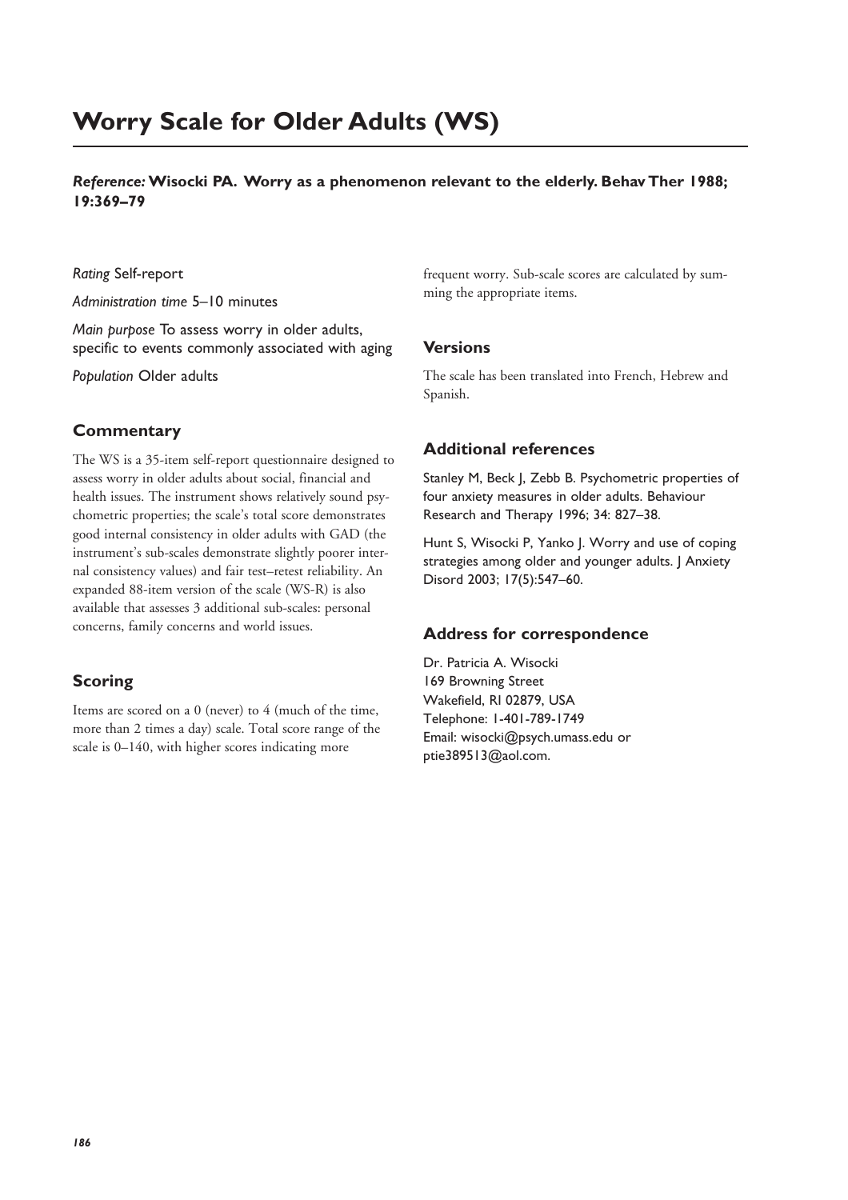# Worry Scale for Older Adults (WS)

***Reference:* Wisocki PA. Worry as a phenomenon relevant to the elderly. Behav Ther 1988; 19:369–79**

*Rating* Self-report

*Administration time* 5–10 minutes

*Main purpose* To assess worry in older adults, specific to events commonly associated with aging

*Population* Older adults

## Commentary

The WS is a 35-item self-report questionnaire designed to assess worry in older adults about social, financial and health issues. The instrument shows relatively sound psychometric properties; the scale's total score demonstrates good internal consistency in older adults with GAD (the instrument's sub-scales demonstrate slightly poorer internal consistency values) and fair test–retest reliability. An expanded 88-item version of the scale (WS-R) is also available that assesses 3 additional sub-scales: personal concerns, family concerns and world issues.

## Scoring

Items are scored on a 0 (never) to 4 (much of the time, more than 2 times a day) scale. Total score range of the scale is 0–140, with higher scores indicating more frequent worry. Sub-scale scores are calculated by summing the appropriate items.

## Versions

The scale has been translated into French, Hebrew and Spanish.

## Additional references

Stanley M, Beck J, Zebb B. Psychometric properties of four anxiety measures in older adults. Behaviour Research and Therapy 1996; 34: 827–38.

Hunt S, Wisocki P, Yanko J. Worry and use of coping strategies among older and younger adults. J Anxiety Disord 2003; 17(5):547–60.

## Address for correspondence

Dr. Patricia A. Wisocki
169 Browning Street
Wakefield, RI 02879, USA
Telephone: 1-401-789-1749
Email: wisocki@psych.umass.edu or ptie389513@aol.com.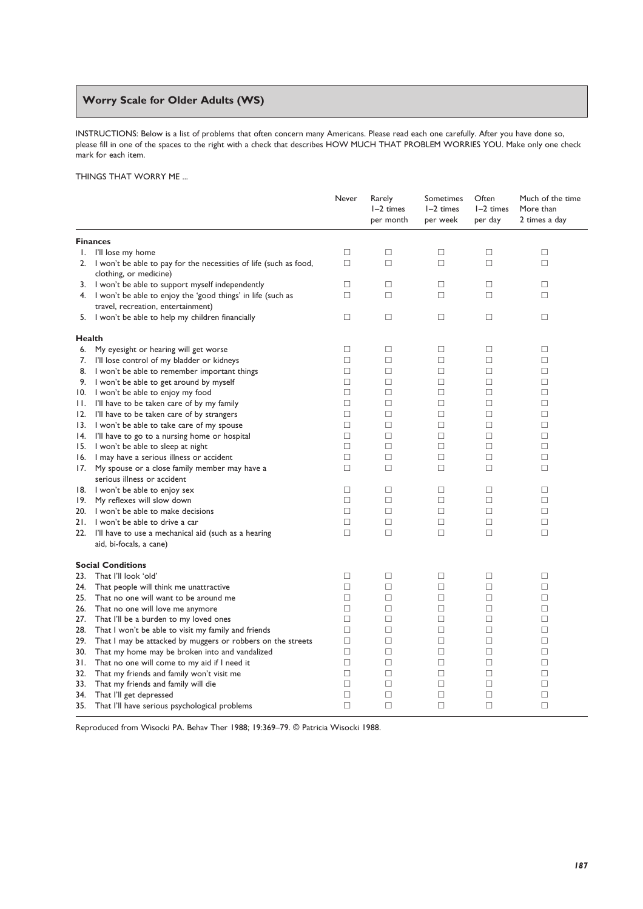## Worry Scale for Older Adults (WS)

INSTRUCTIONS: Below is a list of problems that often concern many Americans. Please read each one carefully. After you have done so, please fill in one of the spaces to the right with a check that describes HOW MUCH THAT PROBLEM WORRIES YOU. Make only one check mark for each item.

THINGS THAT WORRY ME ...

| | Never | Rarely 1–2 times per month | Sometimes 1–2 times per week | Often 1–2 times per day | Much of the time More than 2 times a day |
|---|---|---|---|---|---|
| **Finances** | | | | | |
| 1. I'll lose my home | ☐ | ☐ | ☐ | ☐ | ☐ |
| 2. I won't be able to pay for the necessities of life (such as food, clothing, or medicine) | ☐ | ☐ | ☐ | ☐ | ☐ |
| 3. I won't be able to support myself independently | ☐ | ☐ | ☐ | ☐ | ☐ |
| 4. I won't be able to enjoy the 'good things' in life (such as travel, recreation, entertainment) | ☐ | ☐ | ☐ | ☐ | ☐ |
| 5. I won't be able to help my children financially | ☐ | ☐ | ☐ | ☐ | ☐ |
| **Health** | | | | | |
| 6. My eyesight or hearing will get worse | ☐ | ☐ | ☐ | ☐ | ☐ |
| 7. I'll lose control of my bladder or kidneys | ☐ | ☐ | ☐ | ☐ | ☐ |
| 8. I won't be able to remember important things | ☐ | ☐ | ☐ | ☐ | ☐ |
| 9. I won't be able to get around by myself | ☐ | ☐ | ☐ | ☐ | ☐ |
| 10. I won't be able to enjoy my food | ☐ | ☐ | ☐ | ☐ | ☐ |
| 11. I'll have to be taken care of by my family | ☐ | ☐ | ☐ | ☐ | ☐ |
| 12. I'll have to be taken care of by strangers | ☐ | ☐ | ☐ | ☐ | ☐ |
| 13. I won't be able to take care of my spouse | ☐ | ☐ | ☐ | ☐ | ☐ |
| 14. I'll have to go to a nursing home or hospital | ☐ | ☐ | ☐ | ☐ | ☐ |
| 15. I won't be able to sleep at night | ☐ | ☐ | ☐ | ☐ | ☐ |
| 16. I may have a serious illness or accident | ☐ | ☐ | ☐ | ☐ | ☐ |
| 17. My spouse or a close family member may have a serious illness or accident | ☐ | ☐ | ☐ | ☐ | ☐ |
| 18. I won't be able to enjoy sex | ☐ | ☐ | ☐ | ☐ | ☐ |
| 19. My reflexes will slow down | ☐ | ☐ | ☐ | ☐ | ☐ |
| 20. I won't be able to make decisions | ☐ | ☐ | ☐ | ☐ | ☐ |
| 21. I won't be able to drive a car | ☐ | ☐ | ☐ | ☐ | ☐ |
| 22. I'll have to use a mechanical aid (such as a hearing aid, bi-focals, a cane) | ☐ | ☐ | ☐ | ☐ | ☐ |
| **Social Conditions** | | | | | |
| 23. That I'll look 'old' | ☐ | ☐ | ☐ | ☐ | ☐ |
| 24. That people will think me unattractive | ☐ | ☐ | ☐ | ☐ | ☐ |
| 25. That no one will want to be around me | ☐ | ☐ | ☐ | ☐ | ☐ |
| 26. That no one will love me anymore | ☐ | ☐ | ☐ | ☐ | ☐ |
| 27. That I'll be a burden to my loved ones | ☐ | ☐ | ☐ | ☐ | ☐ |
| 28. That I won't be able to visit my family and friends | ☐ | ☐ | ☐ | ☐ | ☐ |
| 29. That I may be attacked by muggers or robbers on the streets | ☐ | ☐ | ☐ | ☐ | ☐ |
| 30. That my home may be broken into and vandalized | ☐ | ☐ | ☐ | ☐ | ☐ |
| 31. That no one will come to my aid if I need it | ☐ | ☐ | ☐ | ☐ | ☐ |
| 32. That my friends and family won't visit me | ☐ | ☐ | ☐ | ☐ | ☐ |
| 33. That my friends and family will die | ☐ | ☐ | ☐ | ☐ | ☐ |
| 34. That I'll get depressed | ☐ | ☐ | ☐ | ☐ | ☐ |
| 35. That I'll have serious psychological problems | ☐ | ☐ | ☐ | ☐ | ☐ |

Reproduced from Wisocki PA. Behav Ther 1988; 19:369–79. © Patricia Wisocki 1988.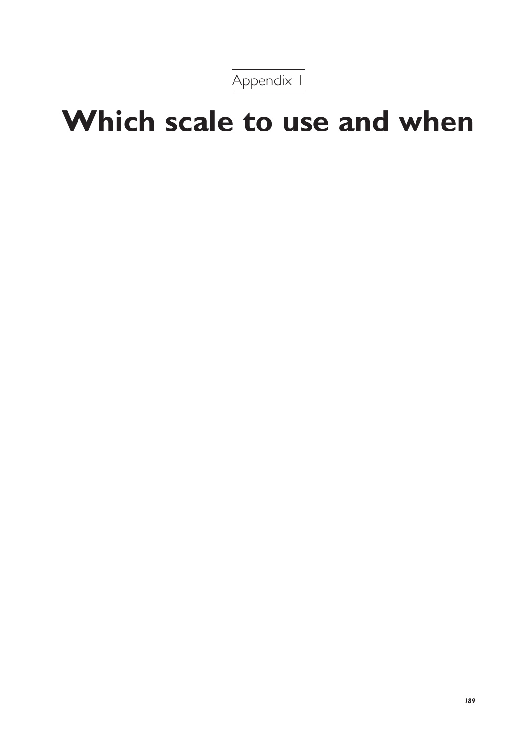Appendix 1

# Which scale to use and when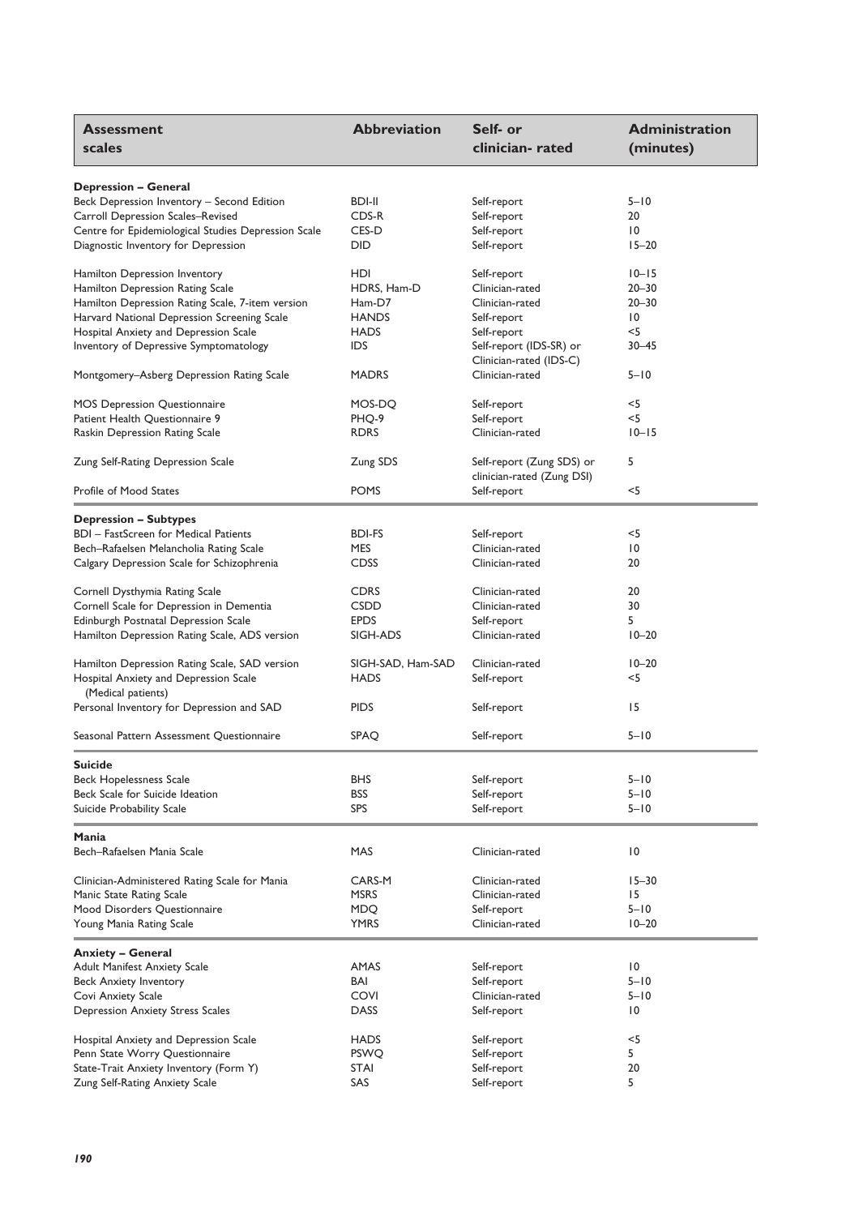| Assessment scales | Abbreviation | Self- or clinician- rated | Administration (minutes) |
|---|---|---|---|
| **Depression – General** | | | |
| Beck Depression Inventory – Second Edition | BDI-II | Self-report | 5–10 |
| Carroll Depression Scales–Revised | CDS-R | Self-report | 20 |
| Centre for Epidemiological Studies Depression Scale | CES-D | Self-report | 10 |
| Diagnostic Inventory for Depression | DID | Self-report | 15–20 |
| Hamilton Depression Inventory | HDI | Self-report | 10–15 |
| Hamilton Depression Rating Scale | HDRS, Ham-D | Clinician-rated | 20–30 |
| Hamilton Depression Rating Scale, 7-item version | Ham-D7 | Clinician-rated | 20–30 |
| Harvard National Depression Screening Scale | HANDS | Self-report | 10 |
| Hospital Anxiety and Depression Scale | HADS | Self-report | <5 |
| Inventory of Depressive Symptomatology | IDS | Self-report (IDS-SR) or Clinician-rated (IDS-C) | 30–45 |
| Montgomery–Asberg Depression Rating Scale | MADRS | Clinician-rated | 5–10 |
| MOS Depression Questionnaire | MOS-DQ | Self-report | <5 |
| Patient Health Questionnaire 9 | PHQ-9 | Self-report | <5 |
| Raskin Depression Rating Scale | RDRS | Clinician-rated | 10–15 |
| Zung Self-Rating Depression Scale | Zung SDS | Self-report (Zung SDS) or clinician-rated (Zung DSI) | 5 |
| Profile of Mood States | POMS | Self-report | <5 |
| **Depression – Subtypes** | | | |
| BDI – FastScreen for Medical Patients | BDI-FS | Self-report | <5 |
| Bech–Rafaelsen Melancholia Rating Scale | MES | Clinician-rated | 10 |
| Calgary Depression Scale for Schizophrenia | CDSS | Clinician-rated | 20 |
| Cornell Dysthymia Rating Scale | CDRS | Clinician-rated | 20 |
| Cornell Scale for Depression in Dementia | CSDD | Clinician-rated | 30 |
| Edinburgh Postnatal Depression Scale | EPDS | Self-report | 5 |
| Hamilton Depression Rating Scale, ADS version | SIGH-ADS | Clinician-rated | 10–20 |
| Hamilton Depression Rating Scale, SAD version | SIGH-SAD, Ham-SAD | Clinician-rated | 10–20 |
| Hospital Anxiety and Depression Scale (Medical patients) | HADS | Self-report | <5 |
| Personal Inventory for Depression and SAD | PIDS | Self-report | 15 |
| Seasonal Pattern Assessment Questionnaire | SPAQ | Self-report | 5–10 |
| **Suicide** | | | |
| Beck Hopelessness Scale | BHS | Self-report | 5–10 |
| Beck Scale for Suicide Ideation | BSS | Self-report | 5–10 |
| Suicide Probability Scale | SPS | Self-report | 5–10 |
| **Mania** | | | |
| Bech–Rafaelsen Mania Scale | MAS | Clinician-rated | 10 |
| Clinician-Administered Rating Scale for Mania | CARS-M | Clinician-rated | 15–30 |
| Manic State Rating Scale | MSRS | Clinician-rated | 15 |
| Mood Disorders Questionnaire | MDQ | Self-report | 5–10 |
| Young Mania Rating Scale | YMRS | Clinician-rated | 10–20 |
| **Anxiety – General** | | | |
| Adult Manifest Anxiety Scale | AMAS | Self-report | 10 |
| Beck Anxiety Inventory | BAI | Self-report | 5–10 |
| Covi Anxiety Scale | COVI | Clinician-rated | 5–10 |
| Depression Anxiety Stress Scales | DASS | Self-report | 10 |
| Hospital Anxiety and Depression Scale | HADS | Self-report | <5 |
| Penn State Worry Questionnaire | PSWQ | Self-report | 5 |
| State-Trait Anxiety Inventory (Form Y) | STAI | Self-report | 20 |
| Zung Self-Rating Anxiety Scale | SAS | Self-report | 5 |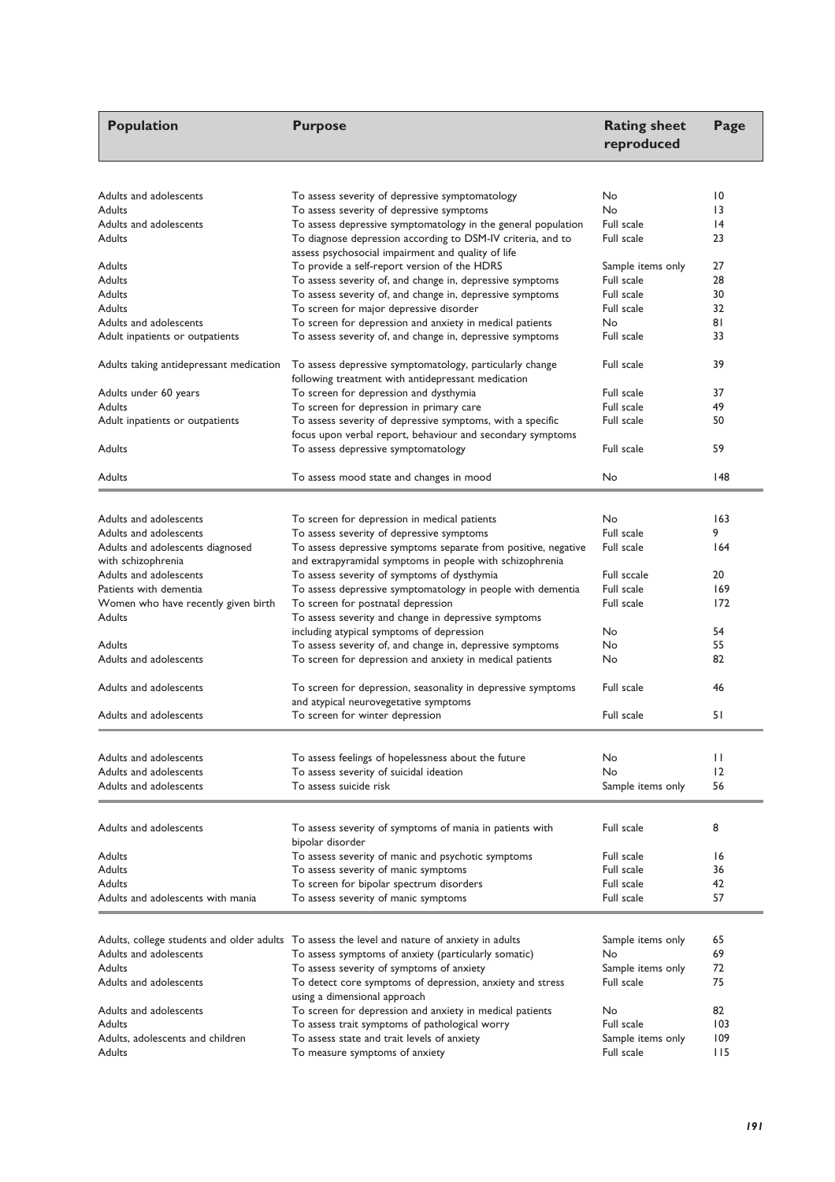| Population | Purpose | Rating sheet reproduced | Page |
|---|---|---|---|
| Adults and adolescents | To assess severity of depressive symptomatology | No | 10 |
| Adults | To assess severity of depressive symptoms | No | 13 |
| Adults and adolescents | To assess depressive symptomatology in the general population | Full scale | 14 |
| Adults | To diagnose depression according to DSM-IV criteria, and to assess psychosocial impairment and quality of life | Full scale | 23 |
| Adults | To provide a self-report version of the HDRS | Sample items only | 27 |
| Adults | To assess severity of, and change in, depressive symptoms | Full scale | 28 |
| Adults | To assess severity of, and change in, depressive symptoms | Full scale | 30 |
| Adults | To screen for major depressive disorder | Full scale | 32 |
| Adults and adolescents | To screen for depression and anxiety in medical patients | No | 81 |
| Adult inpatients or outpatients | To assess severity of, and change in, depressive symptoms | Full scale | 33 |
| Adults taking antidepressant medication | To assess depressive symptomatology, particularly change following treatment with antidepressant medication | Full scale | 39 |
| Adults under 60 years | To screen for depression and dysthymia | Full scale | 37 |
| Adults | To screen for depression in primary care | Full scale | 49 |
| Adult inpatients or outpatients | To assess severity of depressive symptoms, with a specific focus upon verbal report, behaviour and secondary symptoms | Full scale | 50 |
| Adults | To assess depressive symptomatology | Full scale | 59 |
| Adults | To assess mood state and changes in mood | No | 148 |
| Adults and adolescents | To screen for depression in medical patients | No | 163 |
| Adults and adolescents | To assess severity of depressive symptoms | Full scale | 9 |
| Adults and adolescents diagnosed with schizophrenia | To assess depressive symptoms separate from positive, negative and extrapyramidal symptoms in people with schizophrenia | Full scale | 164 |
| Adults and adolescents | To assess severity of symptoms of dysthymia | Full sccale | 20 |
| Patients with dementia | To assess depressive symptomatology in people with dementia | Full scale | 169 |
| Women who have recently given birth | To screen for postnatal depression | Full scale | 172 |
| Adults | To assess severity and change in depressive symptoms including atypical symptoms of depression | No | 54 |
| Adults | To assess severity of, and change in, depressive symptoms | No | 55 |
| Adults and adolescents | To screen for depression and anxiety in medical patients | No | 82 |
| Adults and adolescents | To screen for depression, seasonality in depressive symptoms and atypical neurovegetative symptoms | Full scale | 46 |
| Adults and adolescents | To screen for winter depression | Full scale | 51 |
| Adults and adolescents | To assess feelings of hopelessness about the future | No | 11 |
| Adults and adolescents | To assess severity of suicidal ideation | No | 12 |
| Adults and adolescents | To assess suicide risk | Sample items only | 56 |
| Adults and adolescents | To assess severity of symptoms of mania in patients with bipolar disorder | Full scale | 8 |
| Adults | To assess severity of manic and psychotic symptoms | Full scale | 16 |
| Adults | To assess severity of manic symptoms | Full scale | 36 |
| Adults | To screen for bipolar spectrum disorders | Full scale | 42 |
| Adults and adolescents with mania | To assess severity of manic symptoms | Full scale | 57 |
| Adults, college students and older adults | To assess the level and nature of anxiety in adults | Sample items only | 65 |
| Adults and adolescents | To assess symptoms of anxiety (particularly somatic) | No | 69 |
| Adults | To assess severity of symptoms of anxiety | Sample items only | 72 |
| Adults and adolescents | To detect core symptoms of depression, anxiety and stress using a dimensional approach | Full scale | 75 |
| Adults and adolescents | To screen for depression and anxiety in medical patients | No | 82 |
| Adults | To assess trait symptoms of pathological worry | Full scale | 103 |
| Adults, adolescents and children | To assess state and trait levels of anxiety | Sample items only | 109 |
| Adults | To measure symptoms of anxiety | Full scale | 115 |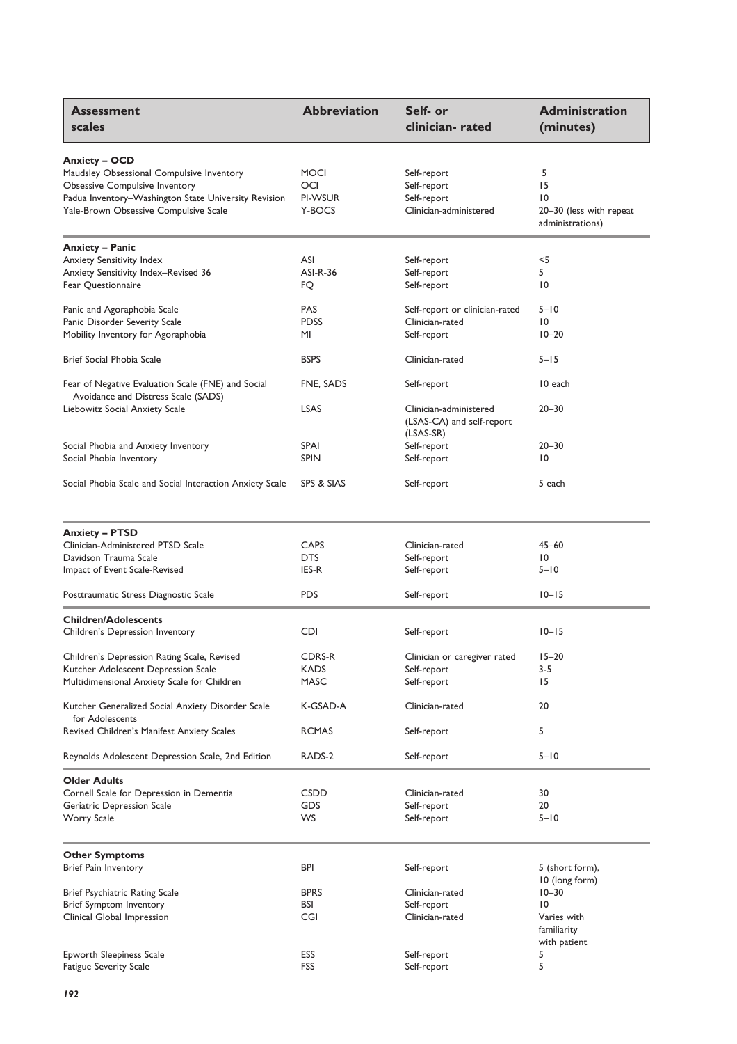| Assessment scales | Abbreviation | Self- or clinician- rated | Administration (minutes) |
|---|---|---|---|
| **Anxiety – OCD** | | | |
| Maudsley Obsessional Compulsive Inventory | MOCI | Self-report | 5 |
| Obsessive Compulsive Inventory | OCI | Self-report | 15 |
| Padua Inventory–Washington State University Revision | PI-WSUR | Self-report | 10 |
| Yale-Brown Obsessive Compulsive Scale | Y-BOCS | Clinician-administered | 20–30 (less with repeat administrations) |
| **Anxiety – Panic** | | | |
| Anxiety Sensitivity Index | ASI | Self-report | <5 |
| Anxiety Sensitivity Index–Revised 36 | ASI-R-36 | Self-report | 5 |
| Fear Questionnaire | FQ | Self-report | 10 |
| Panic and Agoraphobia Scale | PAS | Self-report or clinician-rated | 5–10 |
| Panic Disorder Severity Scale | PDSS | Clinician-rated | 10 |
| Mobility Inventory for Agoraphobia | MI | Self-report | 10–20 |
| Brief Social Phobia Scale | BSPS | Clinician-rated | 5–15 |
| Fear of Negative Evaluation Scale (FNE) and Social Avoidance and Distress Scale (SADS) | FNE, SADS | Self-report | 10 each |
| Liebowitz Social Anxiety Scale | LSAS | Clinician-administered (LSAS-CA) and self-report (LSAS-SR) | 20–30 |
| Social Phobia and Anxiety Inventory | SPAI | Self-report | 20–30 |
| Social Phobia Inventory | SPIN | Self-report | 10 |
| Social Phobia Scale and Social Interaction Anxiety Scale | SPS & SIAS | Self-report | 5 each |
| **Anxiety – PTSD** | | | |
| Clinician-Administered PTSD Scale | CAPS | Clinician-rated | 45–60 |
| Davidson Trauma Scale | DTS | Self-report | 10 |
| Impact of Event Scale-Revised | IES-R | Self-report | 5–10 |
| Posttraumatic Stress Diagnostic Scale | PDS | Self-report | 10–15 |
| **Children/Adolescents** | | | |
| Children's Depression Inventory | CDI | Self-report | 10–15 |
| Children's Depression Rating Scale, Revised | CDRS-R | Clinician or caregiver rated | 15–20 |
| Kutcher Adolescent Depression Scale | KADS | Self-report | 3-5 |
| Multidimensional Anxiety Scale for Children | MASC | Self-report | 15 |
| Kutcher Generalized Social Anxiety Disorder Scale for Adolescents | K-GSAD-A | Clinician-rated | 20 |
| Revised Children's Manifest Anxiety Scales | RCMAS | Self-report | 5 |
| Reynolds Adolescent Depression Scale, 2nd Edition | RADS-2 | Self-report | 5–10 |
| **Older Adults** | | | |
| Cornell Scale for Depression in Dementia | CSDD | Clinician-rated | 30 |
| Geriatric Depression Scale | GDS | Self-report | 20 |
| Worry Scale | WS | Self-report | 5–10 |
| **Other Symptoms** | | | |
| Brief Pain Inventory | BPI | Self-report | 5 (short form), 10 (long form) |
| Brief Psychiatric Rating Scale | BPRS | Clinician-rated | 10–30 |
| Brief Symptom Inventory | BSI | Self-report | 10 |
| Clinical Global Impression | CGI | Clinician-rated | Varies with familiarity with patient |
| Epworth Sleepiness Scale | ESS | Self-report | 5 |
| Fatigue Severity Scale | FSS | Self-report | 5 |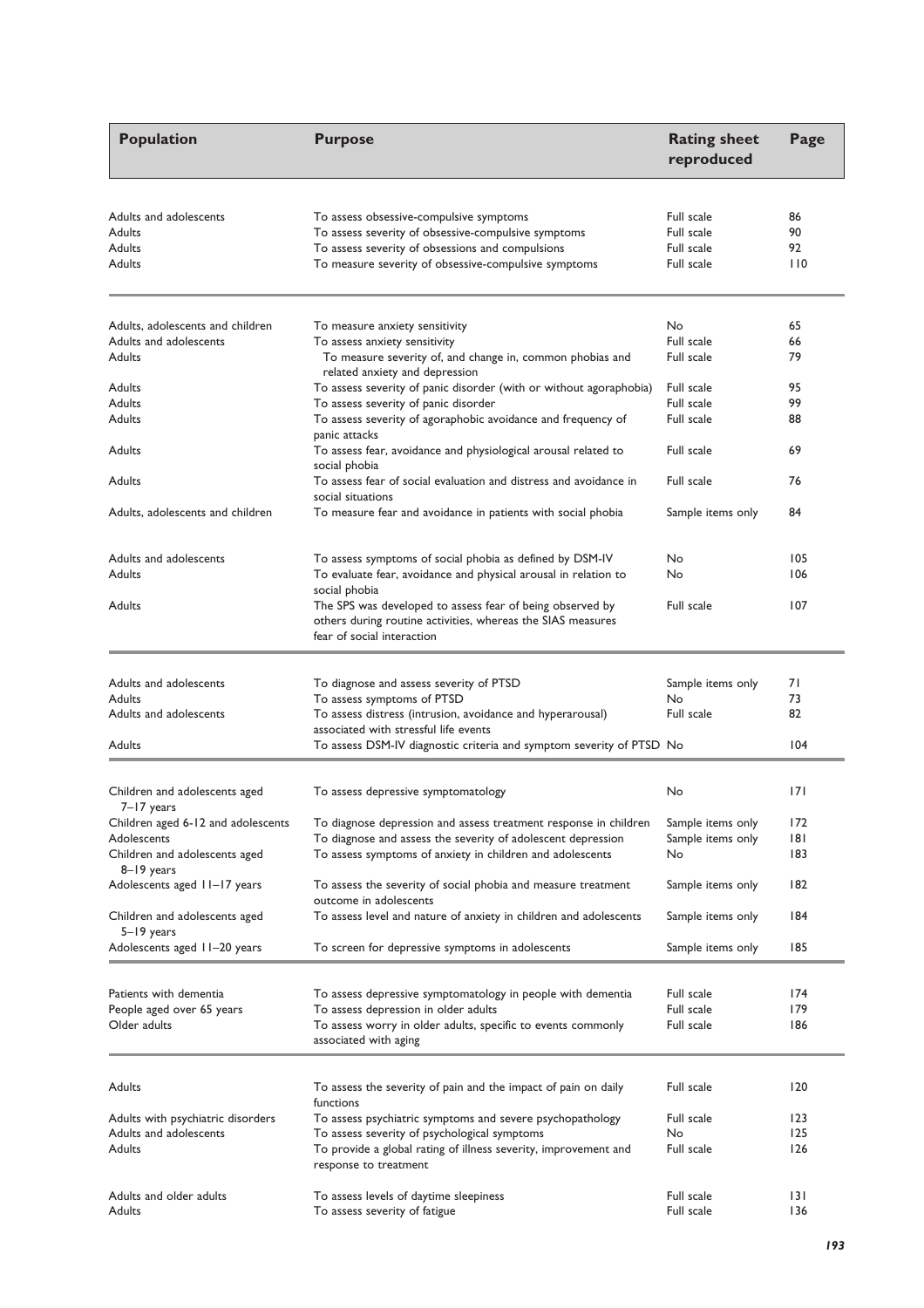| Population | Purpose | Rating sheet reproduced | Page |
|---|---|---|---|
| Adults and adolescents | To assess obsessive-compulsive symptoms | Full scale | 86 |
| Adults | To assess severity of obsessive-compulsive symptoms | Full scale | 90 |
| Adults | To assess severity of obsessions and compulsions | Full scale | 92 |
| Adults | To measure severity of obsessive-compulsive symptoms | Full scale | 110 |
| Adults, adolescents and children | To measure anxiety sensitivity | No | 65 |
| Adults and adolescents | To assess anxiety sensitivity | Full scale | 66 |
| Adults | To measure severity of, and change in, common phobias and related anxiety and depression | Full scale | 79 |
| Adults | To assess severity of panic disorder (with or without agoraphobia) | Full scale | 95 |
| Adults | To assess severity of panic disorder | Full scale | 99 |
| Adults | To assess severity of agoraphobic avoidance and frequency of panic attacks | Full scale | 88 |
| Adults | To assess fear, avoidance and physiological arousal related to social phobia | Full scale | 69 |
| Adults | To assess fear of social evaluation and distress and avoidance in social situations | Full scale | 76 |
| Adults, adolescents and children | To measure fear and avoidance in patients with social phobia | Sample items only | 84 |
| Adults and adolescents | To assess symptoms of social phobia as defined by DSM-IV | No | 105 |
| Adults | To evaluate fear, avoidance and physical arousal in relation to social phobia | No | 106 |
| Adults | The SPS was developed to assess fear of being observed by others during routine activities, whereas the SIAS measures fear of social interaction | Full scale | 107 |
| Adults and adolescents | To diagnose and assess severity of PTSD | Sample items only | 71 |
| Adults | To assess symptoms of PTSD | No | 73 |
| Adults and adolescents | To assess distress (intrusion, avoidance and hyperarousal) associated with stressful life events | Full scale | 82 |
| Adults | To assess DSM-IV diagnostic criteria and symptom severity of PTSD | No | 104 |
| Children and adolescents aged 7–17 years | To assess depressive symptomatology | No | 171 |
| Children aged 6-12 and adolescents | To diagnose depression and assess treatment response in children | Sample items only | 172 |
| Adolescents | To diagnose and assess the severity of adolescent depression | Sample items only | 181 |
| Children and adolescents aged 8–19 years | To assess symptoms of anxiety in children and adolescents | No | 183 |
| Adolescents aged 11–17 years | To assess the severity of social phobia and measure treatment outcome in adolescents | Sample items only | 182 |
| Children and adolescents aged 5–19 years | To assess level and nature of anxiety in children and adolescents | Sample items only | 184 |
| Adolescents aged 11–20 years | To screen for depressive symptoms in adolescents | Sample items only | 185 |
| Patients with dementia | To assess depressive symptomatology in people with dementia | Full scale | 174 |
| People aged over 65 years | To assess depression in older adults | Full scale | 179 |
| Older adults | To assess worry in older adults, specific to events commonly associated with aging | Full scale | 186 |
| Adults | To assess the severity of pain and the impact of pain on daily functions | Full scale | 120 |
| Adults with psychiatric disorders | To assess psychiatric symptoms and severe psychopathology | Full scale | 123 |
| Adults and adolescents | To assess severity of psychological symptoms | No | 125 |
| Adults | To provide a global rating of illness severity, improvement and response to treatment | Full scale | 126 |
| Adults and older adults | To assess levels of daytime sleepiness | Full scale | 131 |
| Adults | To assess severity of fatigue | Full scale | 136 |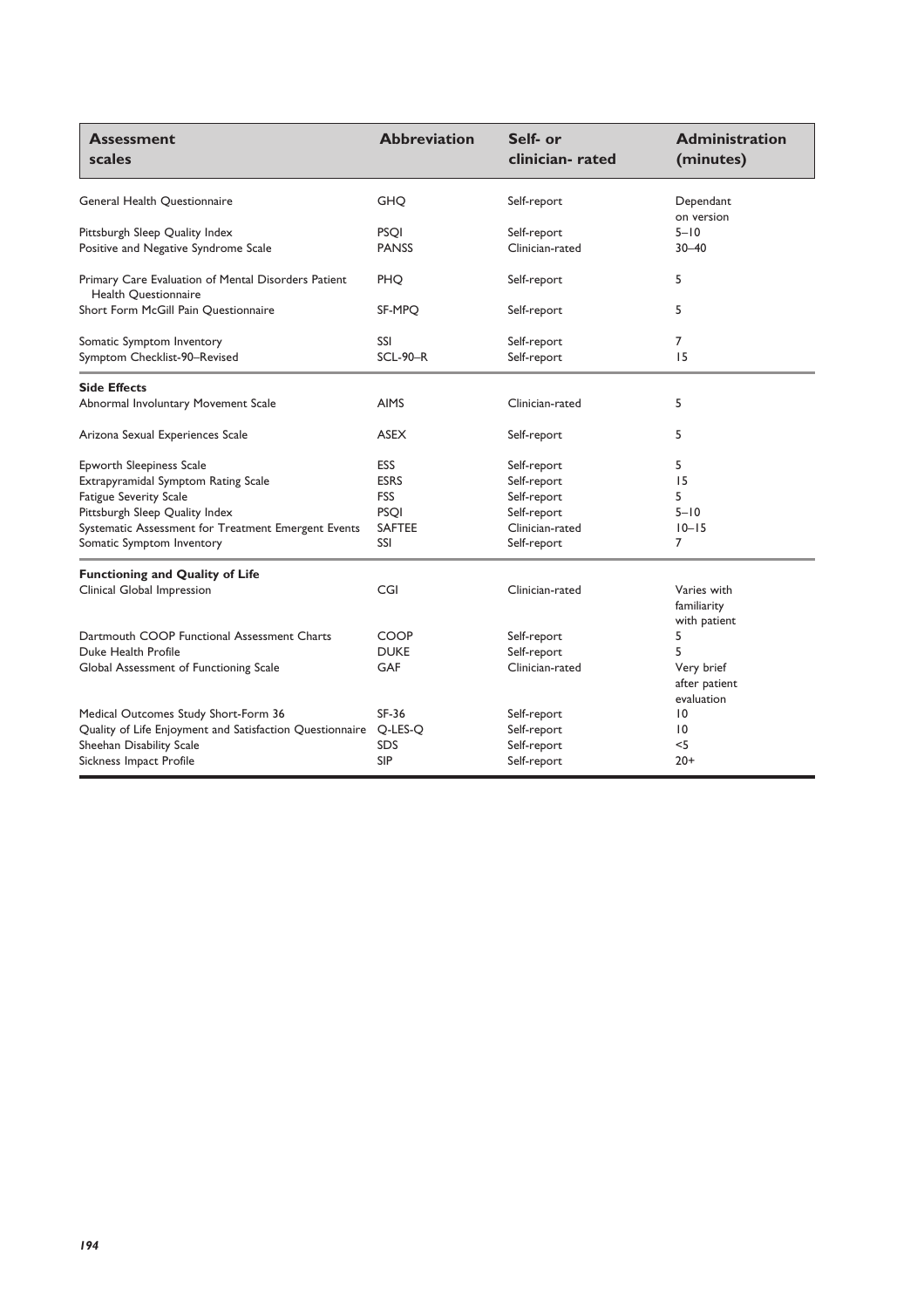| Assessment scales | Abbreviation | Self- or clinician- rated | Administration (minutes) |
|---|---|---|---|
| General Health Questionnaire | GHQ | Self-report | Dependant on version |
| Pittsburgh Sleep Quality Index | PSQI | Self-report | 5–10 |
| Positive and Negative Syndrome Scale | PANSS | Clinician-rated | 30–40 |
| Primary Care Evaluation of Mental Disorders Patient Health Questionnaire | PHQ | Self-report | 5 |
| Short Form McGill Pain Questionnaire | SF-MPQ | Self-report | 5 |
| Somatic Symptom Inventory | SSI | Self-report | 7 |
| Symptom Checklist-90–Revised | SCL-90–R | Self-report | 15 |
| **Side Effects** | | | |
| Abnormal Involuntary Movement Scale | AIMS | Clinician-rated | 5 |
| Arizona Sexual Experiences Scale | ASEX | Self-report | 5 |
| Epworth Sleepiness Scale | ESS | Self-report | 5 |
| Extrapyramidal Symptom Rating Scale | ESRS | Self-report | 15 |
| Fatigue Severity Scale | FSS | Self-report | 5 |
| Pittsburgh Sleep Quality Index | PSQI | Self-report | 5–10 |
| Systematic Assessment for Treatment Emergent Events | SAFTEE | Clinician-rated | 10–15 |
| Somatic Symptom Inventory | SSI | Self-report | 7 |
| **Functioning and Quality of Life** | | | |
| Clinical Global Impression | CGI | Clinician-rated | Varies with familiarity with patient |
| Dartmouth COOP Functional Assessment Charts | COOP | Self-report | 5 |
| Duke Health Profile | DUKE | Self-report | 5 |
| Global Assessment of Functioning Scale | GAF | Clinician-rated | Very brief after patient evaluation |
| Medical Outcomes Study Short-Form 36 | SF-36 | Self-report | 10 |
| Quality of Life Enjoyment and Satisfaction Questionnaire | Q-LES-Q | Self-report | 10 |
| Sheehan Disability Scale | SDS | Self-report | <5 |
| Sickness Impact Profile | SIP | Self-report | 20+ |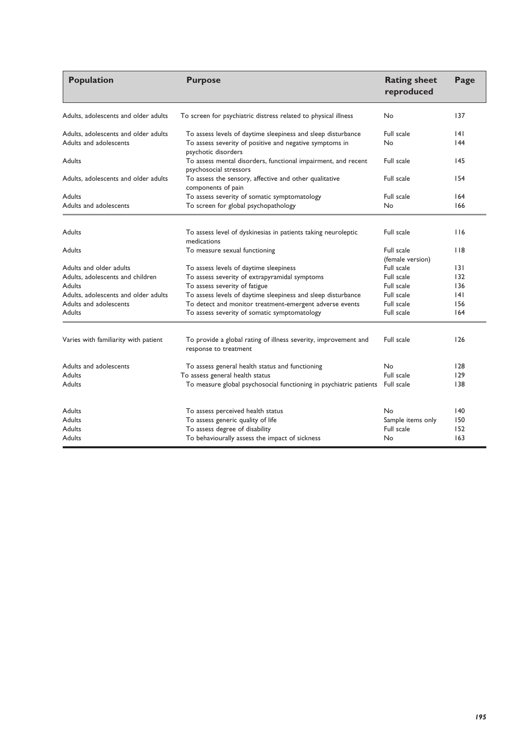| Population | Purpose | Rating sheet reproduced | Page |
|---|---|---|---|
| Adults, adolescents and older adults | To screen for psychiatric distress related to physical illness | No | 137 |
| Adults, adolescents and older adults | To assess levels of daytime sleepiness and sleep disturbance | Full scale | 141 |
| Adults and adolescents | To assess severity of positive and negative symptoms in psychotic disorders | No | 144 |
| Adults | To assess mental disorders, functional impairment, and recent psychosocial stressors | Full scale | 145 |
| Adults, adolescents and older adults | To assess the sensory, affective and other qualitative components of pain | Full scale | 154 |
| Adults | To assess severity of somatic symptomatology | Full scale | 164 |
| Adults and adolescents | To screen for global psychopathology | No | 166 |
| Adults | To assess level of dyskinesias in patients taking neuroleptic medications | Full scale | 116 |
| Adults | To measure sexual functioning | Full scale (female version) | 118 |
| Adults and older adults | To assess levels of daytime sleepiness | Full scale | 131 |
| Adults, adolescents and children | To assess severity of extrapyramidal symptoms | Full scale | 132 |
| Adults | To assess severity of fatigue | Full scale | 136 |
| Adults, adolescents and older adults | To assess levels of daytime sleepiness and sleep disturbance | Full scale | 141 |
| Adults and adolescents | To detect and monitor treatment-emergent adverse events | Full scale | 156 |
| Adults | To assess severity of somatic symptomatology | Full scale | 164 |
| Varies with familiarity with patient | To provide a global rating of illness severity, improvement and response to treatment | Full scale | 126 |
| Adults and adolescents | To assess general health status and functioning | No | 128 |
| Adults | To assess general health status | Full scale | 129 |
| Adults | To measure global psychosocial functioning in psychiatric patients | Full scale | 138 |
| Adults | To assess perceived health status | No | 140 |
| Adults | To assess generic quality of life | Sample items only | 150 |
| Adults | To assess degree of disability | Full scale | 152 |
| Adults | To behaviourally assess the impact of sickness | No | 163 |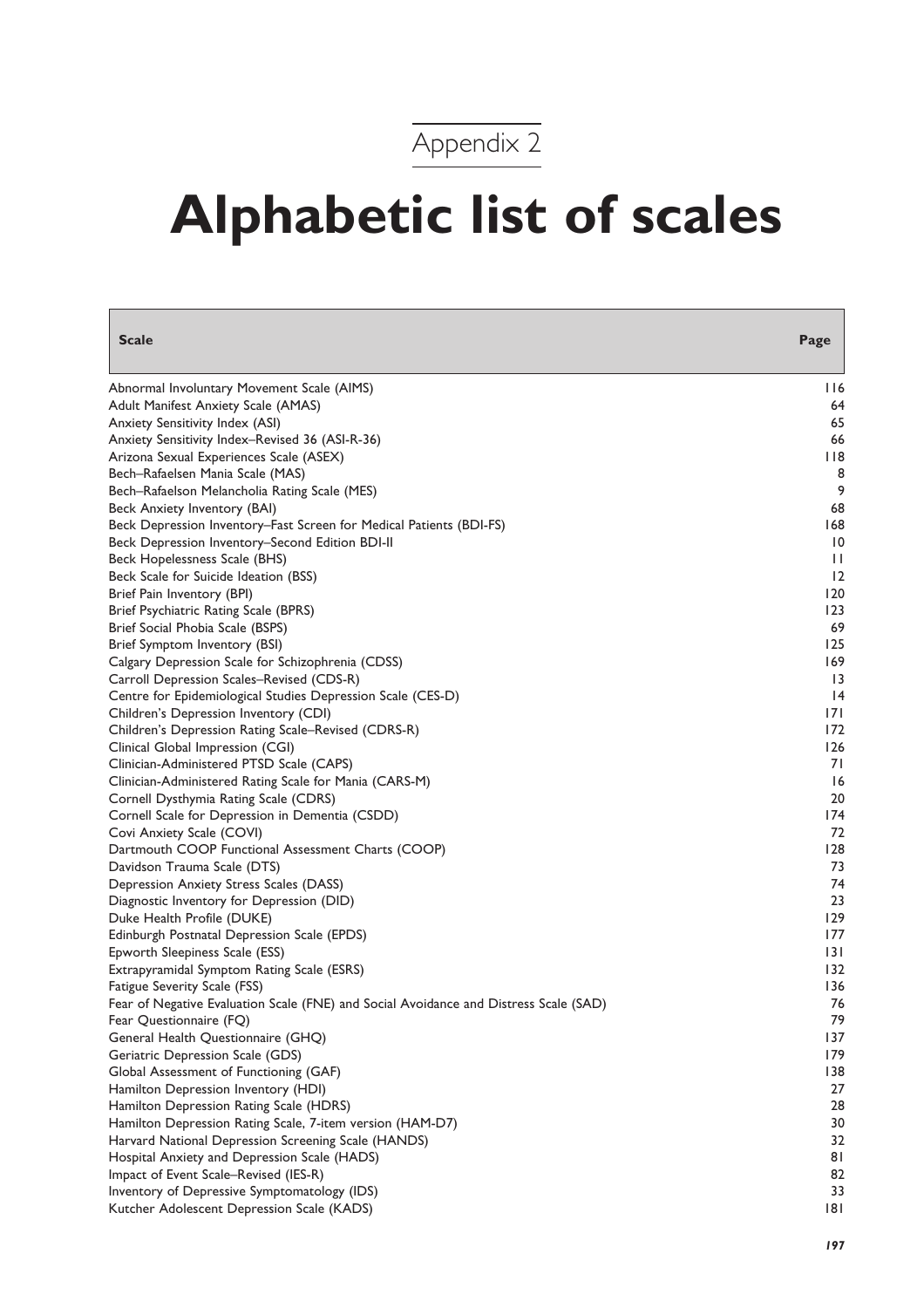Appendix 2

# Alphabetic list of scales

| Scale | Page |
|---|---|
| Abnormal Involuntary Movement Scale (AIMS) | 116 |
| Adult Manifest Anxiety Scale (AMAS) | 64 |
| Anxiety Sensitivity Index (ASI) | 65 |
| Anxiety Sensitivity Index–Revised 36 (ASI-R-36) | 66 |
| Arizona Sexual Experiences Scale (ASEX) | 118 |
| Bech–Rafaelsen Mania Scale (MAS) | 8 |
| Bech–Rafaelson Melancholia Rating Scale (MES) | 9 |
| Beck Anxiety Inventory (BAI) | 68 |
| Beck Depression Inventory–Fast Screen for Medical Patients (BDI-FS) | 168 |
| Beck Depression Inventory–Second Edition BDI-II | 10 |
| Beck Hopelessness Scale (BHS) | 11 |
| Beck Scale for Suicide Ideation (BSS) | 12 |
| Brief Pain Inventory (BPI) | 120 |
| Brief Psychiatric Rating Scale (BPRS) | 123 |
| Brief Social Phobia Scale (BSPS) | 69 |
| Brief Symptom Inventory (BSI) | 125 |
| Calgary Depression Scale for Schizophrenia (CDSS) | 169 |
| Carroll Depression Scales–Revised (CDS-R) | 13 |
| Centre for Epidemiological Studies Depression Scale (CES-D) | 14 |
| Children's Depression Inventory (CDI) | 171 |
| Children's Depression Rating Scale–Revised (CDRS-R) | 172 |
| Clinical Global Impression (CGI) | 126 |
| Clinician-Administered PTSD Scale (CAPS) | 71 |
| Clinician-Administered Rating Scale for Mania (CARS-M) | 16 |
| Cornell Dysthymia Rating Scale (CDRS) | 20 |
| Cornell Scale for Depression in Dementia (CSDD) | 174 |
| Covi Anxiety Scale (COVI) | 72 |
| Dartmouth COOP Functional Assessment Charts (COOP) | 128 |
| Davidson Trauma Scale (DTS) | 73 |
| Depression Anxiety Stress Scales (DASS) | 74 |
| Diagnostic Inventory for Depression (DID) | 23 |
| Duke Health Profile (DUKE) | 129 |
| Edinburgh Postnatal Depression Scale (EPDS) | 177 |
| Epworth Sleepiness Scale (ESS) | 131 |
| Extrapyramidal Symptom Rating Scale (ESRS) | 132 |
| Fatigue Severity Scale (FSS) | 136 |
| Fear of Negative Evaluation Scale (FNE) and Social Avoidance and Distress Scale (SAD) | 76 |
| Fear Questionnaire (FQ) | 79 |
| General Health Questionnaire (GHQ) | 137 |
| Geriatric Depression Scale (GDS) | 179 |
| Global Assessment of Functioning (GAF) | 138 |
| Hamilton Depression Inventory (HDI) | 27 |
| Hamilton Depression Rating Scale (HDRS) | 28 |
| Hamilton Depression Rating Scale, 7-item version (HAM-D7) | 30 |
| Harvard National Depression Screening Scale (HANDS) | 32 |
| Hospital Anxiety and Depression Scale (HADS) | 81 |
| Impact of Event Scale–Revised (IES-R) | 82 |
| Inventory of Depressive Symptomatology (IDS) | 33 |
| Kutcher Adolescent Depression Scale (KADS) | 181 |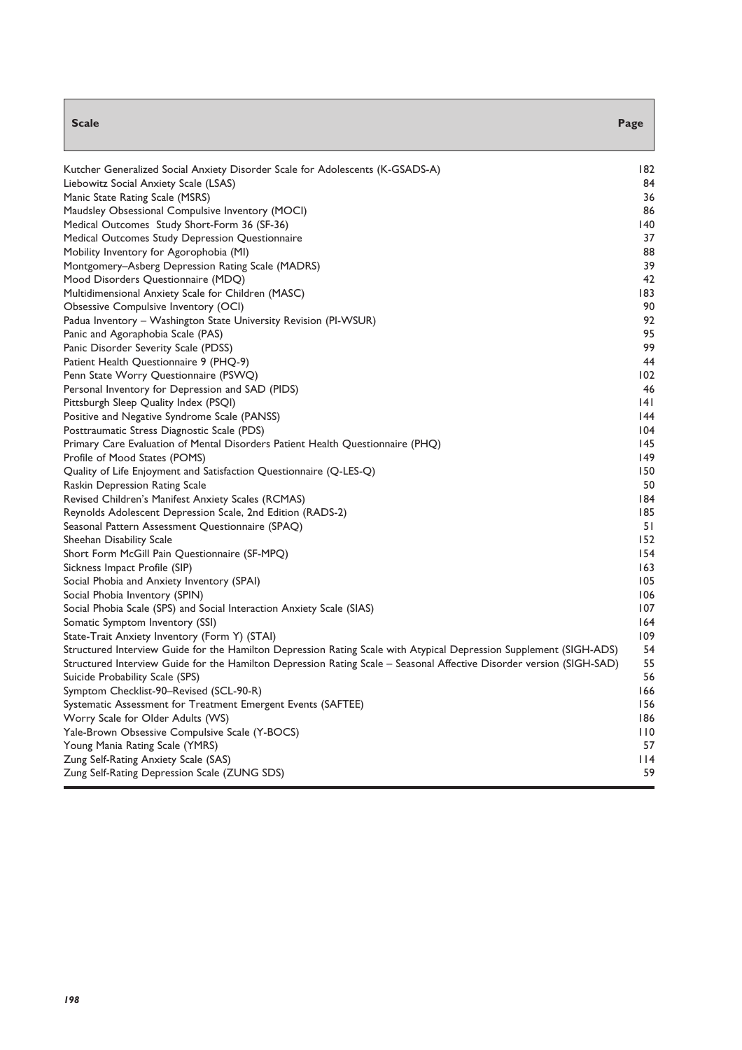| Scale | Page |
|---|---|
| Kutcher Generalized Social Anxiety Disorder Scale for Adolescents (K-GSADS-A) | 182 |
| Liebowitz Social Anxiety Scale (LSAS) | 84 |
| Manic State Rating Scale (MSRS) | 36 |
| Maudsley Obsessional Compulsive Inventory (MOCI) | 86 |
| Medical Outcomes Study Short-Form 36 (SF-36) | 140 |
| Medical Outcomes Study Depression Questionnaire | 37 |
| Mobility Inventory for Agorophobia (MI) | 88 |
| Montgomery–Asberg Depression Rating Scale (MADRS) | 39 |
| Mood Disorders Questionnaire (MDQ) | 42 |
| Multidimensional Anxiety Scale for Children (MASC) | 183 |
| Obsessive Compulsive Inventory (OCI) | 90 |
| Padua Inventory – Washington State University Revision (PI-WSUR) | 92 |
| Panic and Agoraphobia Scale (PAS) | 95 |
| Panic Disorder Severity Scale (PDSS) | 99 |
| Patient Health Questionnaire 9 (PHQ-9) | 44 |
| Penn State Worry Questionnaire (PSWQ) | 102 |
| Personal Inventory for Depression and SAD (PIDS) | 46 |
| Pittsburgh Sleep Quality Index (PSQI) | 141 |
| Positive and Negative Syndrome Scale (PANSS) | 144 |
| Posttraumatic Stress Diagnostic Scale (PDS) | 104 |
| Primary Care Evaluation of Mental Disorders Patient Health Questionnaire (PHQ) | 145 |
| Profile of Mood States (POMS) | 149 |
| Quality of Life Enjoyment and Satisfaction Questionnaire (Q-LES-Q) | 150 |
| Raskin Depression Rating Scale | 50 |
| Revised Children's Manifest Anxiety Scales (RCMAS) | 184 |
| Reynolds Adolescent Depression Scale, 2nd Edition (RADS-2) | 185 |
| Seasonal Pattern Assessment Questionnaire (SPAQ) | 51 |
| Sheehan Disability Scale | 152 |
| Short Form McGill Pain Questionnaire (SF-MPQ) | 154 |
| Sickness Impact Profile (SIP) | 163 |
| Social Phobia and Anxiety Inventory (SPAI) | 105 |
| Social Phobia Inventory (SPIN) | 106 |
| Social Phobia Scale (SPS) and Social Interaction Anxiety Scale (SIAS) | 107 |
| Somatic Symptom Inventory (SSI) | 164 |
| State-Trait Anxiety Inventory (Form Y) (STAI) | 109 |
| Structured Interview Guide for the Hamilton Depression Rating Scale with Atypical Depression Supplement (SIGH-ADS) | 54 |
| Structured Interview Guide for the Hamilton Depression Rating Scale – Seasonal Affective Disorder version (SIGH-SAD) | 55 |
| Suicide Probability Scale (SPS) | 56 |
| Symptom Checklist-90–Revised (SCL-90-R) | 166 |
| Systematic Assessment for Treatment Emergent Events (SAFTEE) | 156 |
| Worry Scale for Older Adults (WS) | 186 |
| Yale-Brown Obsessive Compulsive Scale (Y-BOCS) | 110 |
| Young Mania Rating Scale (YMRS) | 57 |
| Zung Self-Rating Anxiety Scale (SAS) | 114 |
| Zung Self-Rating Depression Scale (ZUNG SDS) | 59 |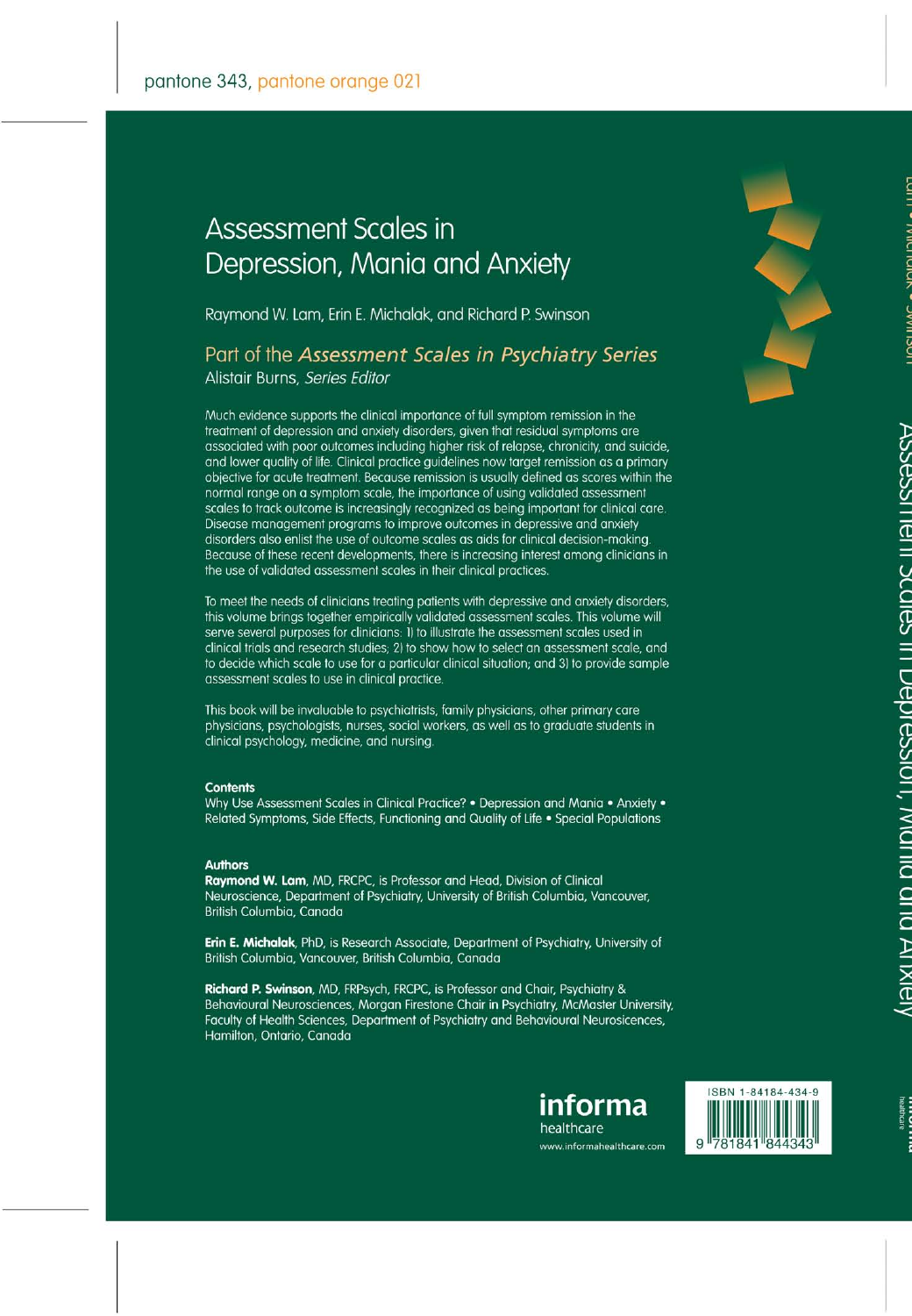pantone 343, pantone orange 021

# Assessment Scales in Depression, Mania and Anxiety

Raymond W. Lam, Erin E. Michalak, and Richard P. Swinson

## Part of the *Assessment Scales in Psychiatry Series*

Alistair Burns, *Series Editor*

Much evidence supports the clinical importance of full symptom remission in the treatment of depression and anxiety disorders, given that residual symptoms are associated with poor outcomes including higher risk of relapse, chronicity, and suicide, and lower quality of life. Clinical practice guidelines now target remission as a primary objective for acute treatment. Because remission is usually defined as scores within the normal range on a symptom scale, the importance of using validated assessment scales to track outcome is increasingly recognized as being important for clinical care. Disease management programs to improve outcomes in depressive and anxiety disorders also enlist the use of outcome scales as aids for clinical decision-making. Because of these recent developments, there is increasing interest among clinicians in the use of validated assessment scales in their clinical practices.

To meet the needs of clinicians treating patients with depressive and anxiety disorders, this volume brings together empirically validated assessment scales. This volume will serve several purposes for clinicians: 1) to illustrate the assessment scales used in clinical trials and research studies; 2) to show how to select an assessment scale, and to decide which scale to use for a particular clinical situation; and 3) to provide sample assessment scales to use in clinical practice.

This book will be invaluable to psychiatrists, family physicians, other primary care physicians, psychologists, nurses, social workers, as well as to graduate students in clinical psychology, medicine, and nursing.

**Contents**

Why Use Assessment Scales in Clinical Practice? • Depression and Mania • Anxiety • Related Symptoms, Side Effects, Functioning and Quality of Life • Special Populations

**Authors**

**Raymond W. Lam**, MD, FRCPC, is Professor and Head, Division of Clinical Neuroscience, Department of Psychiatry, University of British Columbia, Vancouver, British Columbia, Canada

**Erin E. Michalak**, PhD, is Research Associate, Department of Psychiatry, University of British Columbia, Vancouver, British Columbia, Canada

**Richard P. Swinson**, MD, FRPsych, FRCPC, is Professor and Chair, Psychiatry & Behavioural Neurosciences, Morgan Firestone Chair in Psychiatry, McMaster University, Faculty of Health Sciences, Department of Psychiatry and Behavioural Neurosicences, Hamilton, Ontario, Canada

informa healthcare
www.informahealthcare.com

ISBN 1-84184-434-9

9 781841 844343

Lam • Michalak • Swinson    Assessment Scales in Depression, Mania and Anxiety    informa healthcare